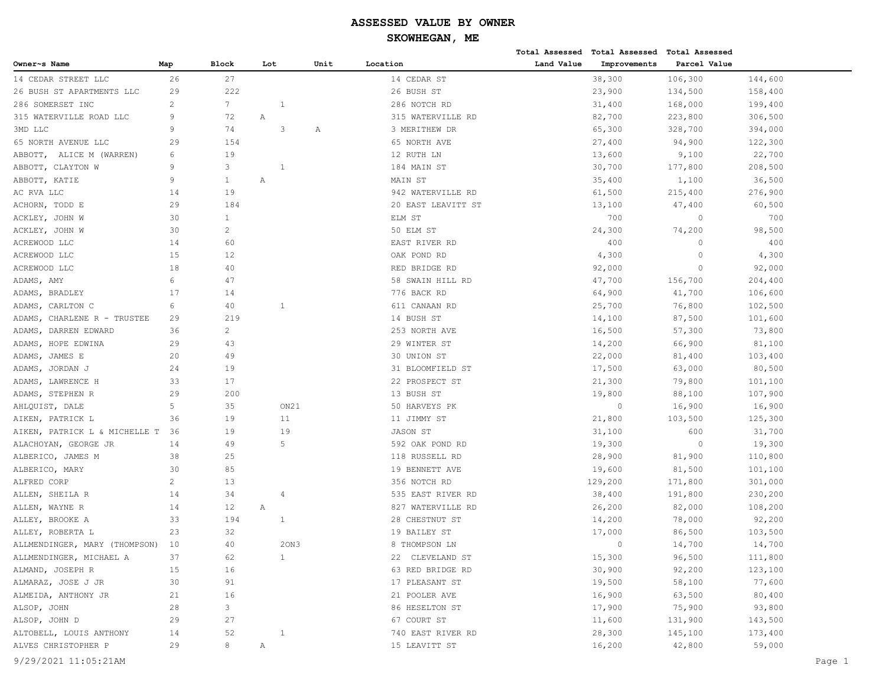# ASSESSED VALUE BY OWNER

## SKOWHEGAN, ME

| Owner~s Name | Map | Block | Lot | Unit | Location | Total Assessed Land Value | Total Assessed Improvements | Total Assessed Parcel Value |
|---|---|---|---|---|---|---|---|---|
| 14 CEDAR STREET LLC | 26 | 27 | | | 14 CEDAR ST | 38,300 | 106,300 | 144,600 |
| 26 BUSH ST APARTMENTS LLC | 29 | 222 | | | 26 BUSH ST | 23,900 | 134,500 | 158,400 |
| 286 SOMERSET INC | 2 | 7 | 1 | | 286 NOTCH RD | 31,400 | 168,000 | 199,400 |
| 315 WATERVILLE ROAD LLC | 9 | 72 | A | | 315 WATERVILLE RD | 82,700 | 223,800 | 306,500 |
| 3MD LLC | 9 | 74 | 3 | A | 3 MERITHEW DR | 65,300 | 328,700 | 394,000 |
| 65 NORTH AVENUE LLC | 29 | 154 | | | 65 NORTH AVE | 27,400 | 94,900 | 122,300 |
| ABBOTT, ALICE M (WARREN) | 6 | 19 | | | 12 RUTH LN | 13,600 | 9,100 | 22,700 |
| ABBOTT, CLAYTON W | 9 | 3 | 1 | | 184 MAIN ST | 30,700 | 177,800 | 208,500 |
| ABBOTT, KATIE | 9 | 1 | A | | MAIN ST | 35,400 | 1,100 | 36,500 |
| AC RVA LLC | 14 | 19 | | | 942 WATERVILLE RD | 61,500 | 215,400 | 276,900 |
| ACHORN, TODD E | 29 | 184 | | | 20 EAST LEAVITT ST | 13,100 | 47,400 | 60,500 |
| ACKLEY, JOHN W | 30 | 1 | | | ELM ST | 700 | 0 | 700 |
| ACKLEY, JOHN W | 30 | 2 | | | 50 ELM ST | 24,300 | 74,200 | 98,500 |
| ACREWOOD LLC | 14 | 60 | | | EAST RIVER RD | 400 | 0 | 400 |
| ACREWOOD LLC | 15 | 12 | | | OAK POND RD | 4,300 | 0 | 4,300 |
| ACREWOOD LLC | 18 | 40 | | | RED BRIDGE RD | 92,000 | 0 | 92,000 |
| ADAMS, AMY | 6 | 47 | | | 58 SWAIN HILL RD | 47,700 | 156,700 | 204,400 |
| ADAMS, BRADLEY | 17 | 14 | | | 776 BACK RD | 64,900 | 41,700 | 106,600 |
| ADAMS, CARLTON C | 6 | 40 | 1 | | 611 CANAAN RD | 25,700 | 76,800 | 102,500 |
| ADAMS, CHARLENE R - TRUSTEE | 29 | 219 | | | 14 BUSH ST | 14,100 | 87,500 | 101,600 |
| ADAMS, DARREN EDWARD | 36 | 2 | | | 253 NORTH AVE | 16,500 | 57,300 | 73,800 |
| ADAMS, HOPE EDWINA | 29 | 43 | | | 29 WINTER ST | 14,200 | 66,900 | 81,100 |
| ADAMS, JAMES E | 20 | 49 | | | 30 UNION ST | 22,000 | 81,400 | 103,400 |
| ADAMS, JORDAN J | 24 | 19 | | | 31 BLOOMFIELD ST | 17,500 | 63,000 | 80,500 |
| ADAMS, LAWRENCE H | 33 | 17 | | | 22 PROSPECT ST | 21,300 | 79,800 | 101,100 |
| ADAMS, STEPHEN R | 29 | 200 | | | 13 BUSH ST | 19,800 | 88,100 | 107,900 |
| AHLQUIST, DALE | 5 | 35 | ON21 | | 50 HARVEYS PK | 0 | 16,900 | 16,900 |
| AIKEN, PATRICK L | 36 | 19 | 11 | | 11 JIMMY ST | 21,800 | 103,500 | 125,300 |
| AIKEN, PATRICK L & MICHELLE T | 36 | 19 | 19 | | JASON ST | 31,100 | 600 | 31,700 |
| ALACHOYAN, GEORGE JR | 14 | 49 | 5 | | 592 OAK POND RD | 19,300 | 0 | 19,300 |
| ALBERICO, JAMES M | 38 | 25 | | | 118 RUSSELL RD | 28,900 | 81,900 | 110,800 |
| ALBERICO, MARY | 30 | 85 | | | 19 BENNETT AVE | 19,600 | 81,500 | 101,100 |
| ALFRED CORP | 2 | 13 | | | 356 NOTCH RD | 129,200 | 171,800 | 301,000 |
| ALLEN, SHEILA R | 14 | 34 | 4 | | 535 EAST RIVER RD | 38,400 | 191,800 | 230,200 |
| ALLEN, WAYNE R | 14 | 12 | A | | 827 WATERVILLE RD | 26,200 | 82,000 | 108,200 |
| ALLEY, BROOKE A | 33 | 194 | 1 | | 28 CHESTNUT ST | 14,200 | 78,000 | 92,200 |
| ALLEY, ROBERTA L | 23 | 32 | | | 19 BAILEY ST | 17,000 | 86,500 | 103,500 |
| ALLMENDINGER, MARY (THOMPSON) | 10 | 40 | 2ON3 | | 8 THOMPSON LN | 0 | 14,700 | 14,700 |
| ALLMENDINGER, MICHAEL A | 37 | 62 | 1 | | 22 CLEVELAND ST | 15,300 | 96,500 | 111,800 |
| ALMAND, JOSEPH R | 15 | 16 | | | 63 RED BRIDGE RD | 30,900 | 92,200 | 123,100 |
| ALMARAZ, JOSE J JR | 30 | 91 | | | 17 PLEASANT ST | 19,500 | 58,100 | 77,600 |
| ALMEIDA, ANTHONY JR | 21 | 16 | | | 21 POOLER AVE | 16,900 | 63,500 | 80,400 |
| ALSOP, JOHN | 28 | 3 | | | 86 HESELTON ST | 17,900 | 75,900 | 93,800 |
| ALSOP, JOHN D | 29 | 27 | | | 67 COURT ST | 11,600 | 131,900 | 143,500 |
| ALTOBELL, LOUIS ANTHONY | 14 | 52 | 1 | | 740 EAST RIVER RD | 28,300 | 145,100 | 173,400 |
| ALVES CHRISTOPHER P | 29 | 8 | A | | 15 LEAVITT ST | 16,200 | 42,800 | 59,000 |

9/29/2021 11:05:21AM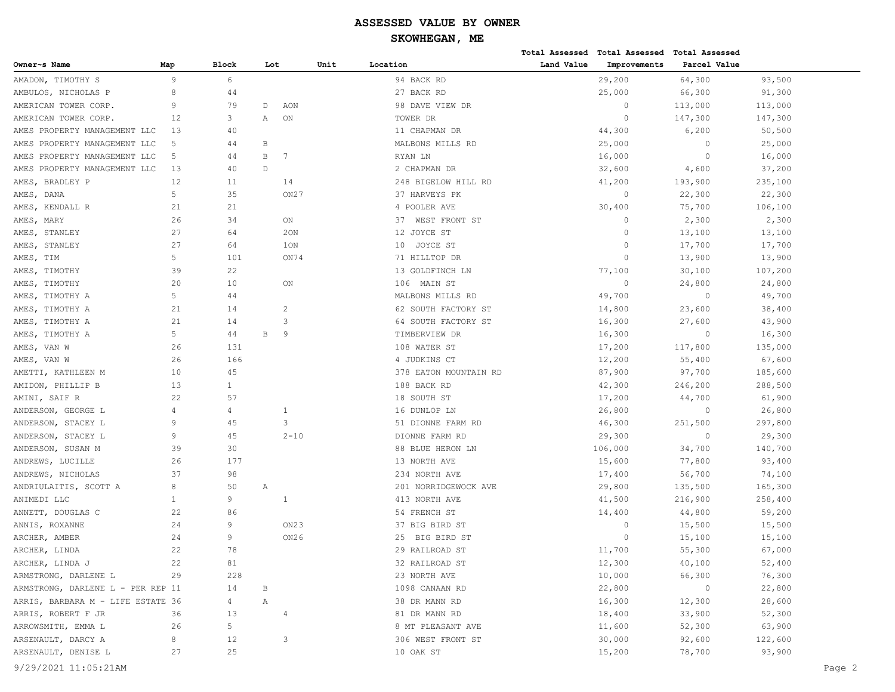# ASSESSED VALUE BY OWNER

## SKOWHEGAN, ME

| Owner~s Name | Map | Block | Lot | Unit | Location | Total Assessed Land Value | Total Assessed Improvements | Total Assessed Parcel Value |
|---|---|---|---|---|---|---|---|---|
| AMADON, TIMOTHY S | 9 | 6 | | | 94 BACK RD | 29,200 | 64,300 | 93,500 |
| AMBULOS, NICHOLAS P | 8 | 44 | | | 27 BACK RD | 25,000 | 66,300 | 91,300 |
| AMERICAN TOWER CORP. | 9 | 79 | D AON | | 98 DAVE VIEW DR | 0 | 113,000 | 113,000 |
| AMERICAN TOWER CORP. | 12 | 3 | A ON | | TOWER DR | 0 | 147,300 | 147,300 |
| AMES PROPERTY MANAGEMENT LLC | 13 | 40 | | | 11 CHAPMAN DR | 44,300 | 6,200 | 50,500 |
| AMES PROPERTY MANAGEMENT LLC | 5 | 44 | B | | MALBONS MILLS RD | 25,000 | 0 | 25,000 |
| AMES PROPERTY MANAGEMENT LLC | 5 | 44 | B 7 | | RYAN LN | 16,000 | 0 | 16,000 |
| AMES PROPERTY MANAGEMENT LLC | 13 | 40 | D | | 2 CHAPMAN DR | 32,600 | 4,600 | 37,200 |
| AMES, BRADLEY P | 12 | 11 | 14 | | 248 BIGELOW HILL RD | 41,200 | 193,900 | 235,100 |
| AMES, DANA | 5 | 35 | ON27 | | 37 HARVEYS PK | 0 | 22,300 | 22,300 |
| AMES, KENDALL R | 21 | 21 | | | 4 POOLER AVE | 30,400 | 75,700 | 106,100 |
| AMES, MARY | 26 | 34 | ON | | 37 WEST FRONT ST | 0 | 2,300 | 2,300 |
| AMES, STANLEY | 27 | 64 | 2ON | | 12 JOYCE ST | 0 | 13,100 | 13,100 |
| AMES, STANLEY | 27 | 64 | 1ON | | 10 JOYCE ST | 0 | 17,700 | 17,700 |
| AMES, TIM | 5 | 101 | ON74 | | 71 HILLTOP DR | 0 | 13,900 | 13,900 |
| AMES, TIMOTHY | 39 | 22 | | | 13 GOLDFINCH LN | 77,100 | 30,100 | 107,200 |
| AMES, TIMOTHY | 20 | 10 | ON | | 106 MAIN ST | 0 | 24,800 | 24,800 |
| AMES, TIMOTHY A | 5 | 44 | | | MALBONS MILLS RD | 49,700 | 0 | 49,700 |
| AMES, TIMOTHY A | 21 | 14 | 2 | | 62 SOUTH FACTORY ST | 14,800 | 23,600 | 38,400 |
| AMES, TIMOTHY A | 21 | 14 | 3 | | 64 SOUTH FACTORY ST | 16,300 | 27,600 | 43,900 |
| AMES, TIMOTHY A | 5 | 44 | B 9 | | TIMBERVIEW DR | 16,300 | 0 | 16,300 |
| AMES, VAN W | 26 | 131 | | | 108 WATER ST | 17,200 | 117,800 | 135,000 |
| AMES, VAN W | 26 | 166 | | | 4 JUDKINS CT | 12,200 | 55,400 | 67,600 |
| AMETTI, KATHLEEN M | 10 | 45 | | | 378 EATON MOUNTAIN RD | 87,900 | 97,700 | 185,600 |
| AMIDON, PHILLIP B | 13 | 1 | | | 188 BACK RD | 42,300 | 246,200 | 288,500 |
| AMINI, SAIF R | 22 | 57 | | | 18 SOUTH ST | 17,200 | 44,700 | 61,900 |
| ANDERSON, GEORGE L | 4 | 4 | 1 | | 16 DUNLOP LN | 26,800 | 0 | 26,800 |
| ANDERSON, STACEY L | 9 | 45 | 3 | | 51 DIONNE FARM RD | 46,300 | 251,500 | 297,800 |
| ANDERSON, STACEY L | 9 | 45 | 2-10 | | DIONNE FARM RD | 29,300 | 0 | 29,300 |
| ANDERSON, SUSAN M | 39 | 30 | | | 88 BLUE HERON LN | 106,000 | 34,700 | 140,700 |
| ANDREWS, LUCILLE | 26 | 177 | | | 13 NORTH AVE | 15,600 | 77,800 | 93,400 |
| ANDREWS, NICHOLAS | 37 | 98 | | | 234 NORTH AVE | 17,400 | 56,700 | 74,100 |
| ANDRIULAITIS, SCOTT A | 8 | 50 | A | | 201 NORRIDGEWOCK AVE | 29,800 | 135,500 | 165,300 |
| ANIMEDI LLC | 1 | 9 | 1 | | 413 NORTH AVE | 41,500 | 216,900 | 258,400 |
| ANNETT, DOUGLAS C | 22 | 86 | | | 54 FRENCH ST | 14,400 | 44,800 | 59,200 |
| ANNIS, ROXANNE | 24 | 9 | ON23 | | 37 BIG BIRD ST | 0 | 15,500 | 15,500 |
| ARCHER, AMBER | 24 | 9 | ON26 | | 25 BIG BIRD ST | 0 | 15,100 | 15,100 |
| ARCHER, LINDA | 22 | 78 | | | 29 RAILROAD ST | 11,700 | 55,300 | 67,000 |
| ARCHER, LINDA J | 22 | 81 | | | 32 RAILROAD ST | 12,300 | 40,100 | 52,400 |
| ARMSTRONG, DARLENE L | 29 | 228 | | | 23 NORTH AVE | 10,000 | 66,300 | 76,300 |
| ARMSTRONG, DARLENE L - PER REP | 11 | 14 | B | | 1098 CANAAN RD | 22,800 | 0 | 22,800 |
| ARRIS, BARBARA M - LIFE ESTATE | 36 | 4 | A | | 38 DR MANN RD | 16,300 | 12,300 | 28,600 |
| ARRIS, ROBERT F JR | 36 | 13 | 4 | | 81 DR MANN RD | 18,400 | 33,900 | 52,300 |
| ARROWSMITH, EMMA L | 26 | 5 | | | 8 MT PLEASANT AVE | 11,600 | 52,300 | 63,900 |
| ARSENAULT, DARCY A | 8 | 12 | 3 | | 306 WEST FRONT ST | 30,000 | 92,600 | 122,600 |
| ARSENAULT, DENISE L | 27 | 25 | | | 10 OAK ST | 15,200 | 78,700 | 93,900 |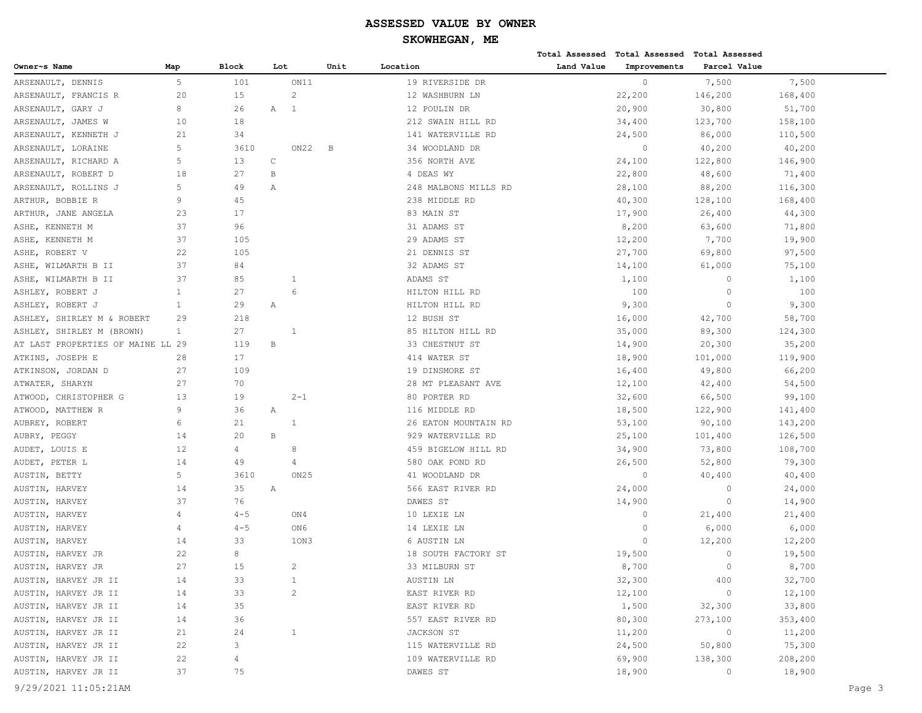# ASSESSED VALUE BY OWNER

## SKOWHEGAN, ME

| Owner~s Name | Map | Block | Lot | Unit | Location | Total Assessed Land Value | Total Assessed Improvements | Total Assessed Parcel Value |
|---|---|---|---|---|---|---|---|---|
| ARSENAULT, DENNIS | 5 | 101 | ON11 | | 19 RIVERSIDE DR | 0 | 7,500 | 7,500 |
| ARSENAULT, FRANCIS R | 20 | 15 | 2 | | 12 WASHBURN LN | 22,200 | 146,200 | 168,400 |
| ARSENAULT, GARY J | 8 | 26 | A 1 | | 12 POULIN DR | 20,900 | 30,800 | 51,700 |
| ARSENAULT, JAMES W | 10 | 18 | | | 212 SWAIN HILL RD | 34,400 | 123,700 | 158,100 |
| ARSENAULT, KENNETH J | 21 | 34 | | | 141 WATERVILLE RD | 24,500 | 86,000 | 110,500 |
| ARSENAULT, LORAINE | 5 | 3610 | ON22 | B | 34 WOODLAND DR | 0 | 40,200 | 40,200 |
| ARSENAULT, RICHARD A | 5 | 13 | C | | 356 NORTH AVE | 24,100 | 122,800 | 146,900 |
| ARSENAULT, ROBERT D | 18 | 27 | B | | 4 DEAS WY | 22,800 | 48,600 | 71,400 |
| ARSENAULT, ROLLINS J | 5 | 49 | A | | 248 MALBONS MILLS RD | 28,100 | 88,200 | 116,300 |
| ARTHUR, BOBBIE R | 9 | 45 | | | 238 MIDDLE RD | 40,300 | 128,100 | 168,400 |
| ARTHUR, JANE ANGELA | 23 | 17 | | | 83 MAIN ST | 17,900 | 26,400 | 44,300 |
| ASHE, KENNETH M | 37 | 96 | | | 31 ADAMS ST | 8,200 | 63,600 | 71,800 |
| ASHE, KENNETH M | 37 | 105 | | | 29 ADAMS ST | 12,200 | 7,700 | 19,900 |
| ASHE, ROBERT V | 22 | 105 | | | 21 DENNIS ST | 27,700 | 69,800 | 97,500 |
| ASHE, WILMARTH B II | 37 | 84 | | | 32 ADAMS ST | 14,100 | 61,000 | 75,100 |
| ASHE, WILMARTH B II | 37 | 85 | 1 | | ADAMS ST | 1,100 | 0 | 1,100 |
| ASHLEY, ROBERT J | 1 | 27 | 6 | | HILTON HILL RD | 100 | 0 | 100 |
| ASHLEY, ROBERT J | 1 | 29 | A | | HILTON HILL RD | 9,300 | 0 | 9,300 |
| ASHLEY, SHIRLEY M & ROBERT | 29 | 218 | | | 12 BUSH ST | 16,000 | 42,700 | 58,700 |
| ASHLEY, SHIRLEY M (BROWN) | 1 | 27 | 1 | | 85 HILTON HILL RD | 35,000 | 89,300 | 124,300 |
| AT LAST PROPERTIES OF MAINE LL | 29 | 119 | B | | 33 CHESTNUT ST | 14,900 | 20,300 | 35,200 |
| ATKINS, JOSEPH E | 28 | 17 | | | 414 WATER ST | 18,900 | 101,000 | 119,900 |
| ATKINSON, JORDAN D | 27 | 109 | | | 19 DINSMORE ST | 16,400 | 49,800 | 66,200 |
| ATWATER, SHARYN | 27 | 70 | | | 28 MT PLEASANT AVE | 12,100 | 42,400 | 54,500 |
| ATWOOD, CHRISTOPHER G | 13 | 19 | 2-1 | | 80 PORTER RD | 32,600 | 66,500 | 99,100 |
| ATWOOD, MATTHEW R | 9 | 36 | A | | 116 MIDDLE RD | 18,500 | 122,900 | 141,400 |
| AUBREY, ROBERT | 6 | 21 | 1 | | 26 EATON MOUNTAIN RD | 53,100 | 90,100 | 143,200 |
| AUBRY, PEGGY | 14 | 20 | B | | 929 WATERVILLE RD | 25,100 | 101,400 | 126,500 |
| AUDET, LOUIS E | 12 | 4 | 8 | | 459 BIGELOW HILL RD | 34,900 | 73,800 | 108,700 |
| AUDET, PETER L | 14 | 49 | 4 | | 580 OAK POND RD | 26,500 | 52,800 | 79,300 |
| AUSTIN, BETTY | 5 | 3610 | ON25 | | 41 WOODLAND DR | 0 | 40,400 | 40,400 |
| AUSTIN, HARVEY | 14 | 35 | A | | 566 EAST RIVER RD | 24,000 | 0 | 24,000 |
| AUSTIN, HARVEY | 37 | 76 | | | DAWES ST | 14,900 | 0 | 14,900 |
| AUSTIN, HARVEY | 4 | 4-5 | ON4 | | 10 LEXIE LN | 0 | 21,400 | 21,400 |
| AUSTIN, HARVEY | 4 | 4-5 | ON6 | | 14 LEXIE LN | 0 | 6,000 | 6,000 |
| AUSTIN, HARVEY | 14 | 33 | 1ON3 | | 6 AUSTIN LN | 0 | 12,200 | 12,200 |
| AUSTIN, HARVEY JR | 22 | 8 | | | 18 SOUTH FACTORY ST | 19,500 | 0 | 19,500 |
| AUSTIN, HARVEY JR | 27 | 15 | 2 | | 33 MILBURN ST | 8,700 | 0 | 8,700 |
| AUSTIN, HARVEY JR II | 14 | 33 | 1 | | AUSTIN LN | 32,300 | 400 | 32,700 |
| AUSTIN, HARVEY JR II | 14 | 33 | 2 | | EAST RIVER RD | 12,100 | 0 | 12,100 |
| AUSTIN, HARVEY JR II | 14 | 35 | | | EAST RIVER RD | 1,500 | 32,300 | 33,800 |
| AUSTIN, HARVEY JR II | 14 | 36 | | | 557 EAST RIVER RD | 80,300 | 273,100 | 353,400 |
| AUSTIN, HARVEY JR II | 21 | 24 | 1 | | JACKSON ST | 11,200 | 0 | 11,200 |
| AUSTIN, HARVEY JR II | 22 | 3 | | | 115 WATERVILLE RD | 24,500 | 50,800 | 75,300 |
| AUSTIN, HARVEY JR II | 22 | 4 | | | 109 WATERVILLE RD | 69,900 | 138,300 | 208,200 |
| AUSTIN, HARVEY JR II | 37 | 75 | | | DAWES ST | 18,900 | 0 | 18,900 |

9/29/2021 11:05:21AM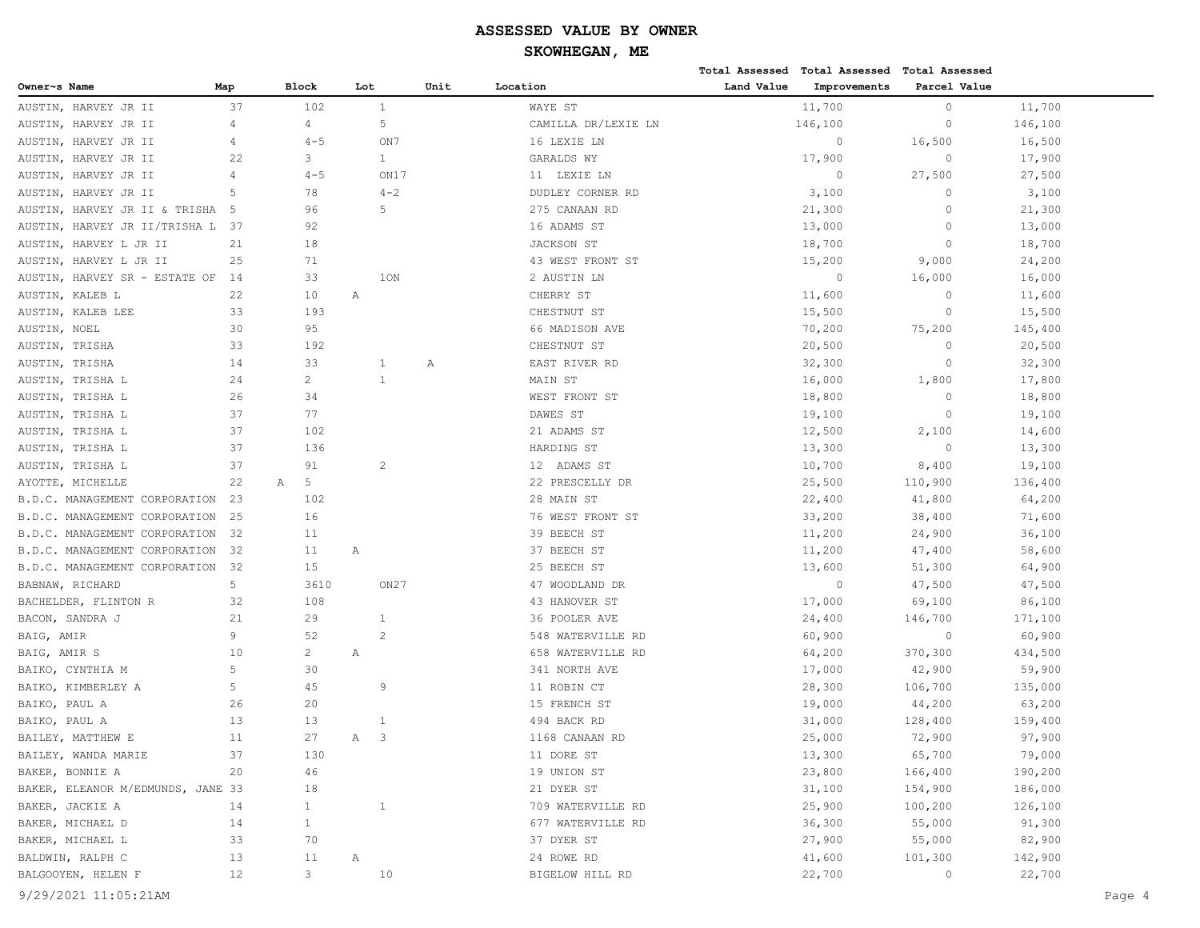# ASSESSED VALUE BY OWNER

## SKOWHEGAN, ME

| Owner~s Name | Map | Block | Lot | Unit | Location | Total Assessed Land Value | Total Assessed Improvements | Total Assessed Parcel Value |
|---|---|---|---|---|---|---|---|---|
| AUSTIN, HARVEY JR II | 37 | 102 | 1 | | WAYE ST | 11,700 | 0 | 11,700 |
| AUSTIN, HARVEY JR II | 4 | 4 | 5 | | CAMILLA DR/LEXIE LN | 146,100 | 0 | 146,100 |
| AUSTIN, HARVEY JR II | 4 | 4-5 | ON7 | | 16 LEXIE LN | 0 | 16,500 | 16,500 |
| AUSTIN, HARVEY JR II | 22 | 3 | 1 | | GARALDS WY | 17,900 | 0 | 17,900 |
| AUSTIN, HARVEY JR II | 4 | 4-5 | ON17 | | 11 LEXIE LN | 0 | 27,500 | 27,500 |
| AUSTIN, HARVEY JR II | 5 | 78 | 4-2 | | DUDLEY CORNER RD | 3,100 | 0 | 3,100 |
| AUSTIN, HARVEY JR II & TRISHA | 5 | 96 | 5 | | 275 CANAAN RD | 21,300 | 0 | 21,300 |
| AUSTIN, HARVEY JR II/TRISHA L | 37 | 92 | | | 16 ADAMS ST | 13,000 | 0 | 13,000 |
| AUSTIN, HARVEY L JR II | 21 | 18 | | | JACKSON ST | 18,700 | 0 | 18,700 |
| AUSTIN, HARVEY L JR II | 25 | 71 | | | 43 WEST FRONT ST | 15,200 | 9,000 | 24,200 |
| AUSTIN, HARVEY SR - ESTATE OF | 14 | 33 | 1ON | | 2 AUSTIN LN | 0 | 16,000 | 16,000 |
| AUSTIN, KALEB L | 22 | 10 | A | | CHERRY ST | 11,600 | 0 | 11,600 |
| AUSTIN, KALEB LEE | 33 | 193 | | | CHESTNUT ST | 15,500 | 0 | 15,500 |
| AUSTIN, NOEL | 30 | 95 | | | 66 MADISON AVE | 70,200 | 75,200 | 145,400 |
| AUSTIN, TRISHA | 33 | 192 | | | CHESTNUT ST | 20,500 | 0 | 20,500 |
| AUSTIN, TRISHA | 14 | 33 | 1 | A | EAST RIVER RD | 32,300 | 0 | 32,300 |
| AUSTIN, TRISHA L | 24 | 2 | 1 | | MAIN ST | 16,000 | 1,800 | 17,800 |
| AUSTIN, TRISHA L | 26 | 34 | | | WEST FRONT ST | 18,800 | 0 | 18,800 |
| AUSTIN, TRISHA L | 37 | 77 | | | DAWES ST | 19,100 | 0 | 19,100 |
| AUSTIN, TRISHA L | 37 | 102 | | | 21 ADAMS ST | 12,500 | 2,100 | 14,600 |
| AUSTIN, TRISHA L | 37 | 136 | | | HARDING ST | 13,300 | 0 | 13,300 |
| AUSTIN, TRISHA L | 37 | 91 | 2 | | 12 ADAMS ST | 10,700 | 8,400 | 19,100 |
| AYOTTE, MICHELLE | 22 | A 5 | | | 22 PRESCELLY DR | 25,500 | 110,900 | 136,400 |
| B.D.C. MANAGEMENT CORPORATION | 23 | 102 | | | 28 MAIN ST | 22,400 | 41,800 | 64,200 |
| B.D.C. MANAGEMENT CORPORATION | 25 | 16 | | | 76 WEST FRONT ST | 33,200 | 38,400 | 71,600 |
| B.D.C. MANAGEMENT CORPORATION | 32 | 11 | | | 39 BEECH ST | 11,200 | 24,900 | 36,100 |
| B.D.C. MANAGEMENT CORPORATION | 32 | 11 | A | | 37 BEECH ST | 11,200 | 47,400 | 58,600 |
| B.D.C. MANAGEMENT CORPORATION | 32 | 15 | | | 25 BEECH ST | 13,600 | 51,300 | 64,900 |
| BABNAW, RICHARD | 5 | 3610 | ON27 | | 47 WOODLAND DR | 0 | 47,500 | 47,500 |
| BACHELDER, FLINTON R | 32 | 108 | | | 43 HANOVER ST | 17,000 | 69,100 | 86,100 |
| BACON, SANDRA J | 21 | 29 | 1 | | 36 POOLER AVE | 24,400 | 146,700 | 171,100 |
| BAIG, AMIR | 9 | 52 | 2 | | 548 WATERVILLE RD | 60,900 | 0 | 60,900 |
| BAIG, AMIR S | 10 | 2 | A | | 658 WATERVILLE RD | 64,200 | 370,300 | 434,500 |
| BAIKO, CYNTHIA M | 5 | 30 | | | 341 NORTH AVE | 17,000 | 42,900 | 59,900 |
| BAIKO, KIMBERLEY A | 5 | 45 | 9 | | 11 ROBIN CT | 28,300 | 106,700 | 135,000 |
| BAIKO, PAUL A | 26 | 20 | | | 15 FRENCH ST | 19,000 | 44,200 | 63,200 |
| BAIKO, PAUL A | 13 | 13 | 1 | | 494 BACK RD | 31,000 | 128,400 | 159,400 |
| BAILEY, MATTHEW E | 11 | 27 | A 3 | | 1168 CANAAN RD | 25,000 | 72,900 | 97,900 |
| BAILEY, WANDA MARIE | 37 | 130 | | | 11 DORE ST | 13,300 | 65,700 | 79,000 |
| BAKER, BONNIE A | 20 | 46 | | | 19 UNION ST | 23,800 | 166,400 | 190,200 |
| BAKER, ELEANOR M/EDMUNDS, JANE | 33 | 18 | | | 21 DYER ST | 31,100 | 154,900 | 186,000 |
| BAKER, JACKIE A | 14 | 1 | 1 | | 709 WATERVILLE RD | 25,900 | 100,200 | 126,100 |
| BAKER, MICHAEL D | 14 | 1 | | | 677 WATERVILLE RD | 36,300 | 55,000 | 91,300 |
| BAKER, MICHAEL L | 33 | 70 | | | 37 DYER ST | 27,900 | 55,000 | 82,900 |
| BALDWIN, RALPH C | 13 | 11 | A | | 24 ROWE RD | 41,600 | 101,300 | 142,900 |
| BALGOOYEN, HELEN F | 12 | 3 | 10 | | BIGELOW HILL RD | 22,700 | 0 | 22,700 |

9/29/2021 11:05:21AM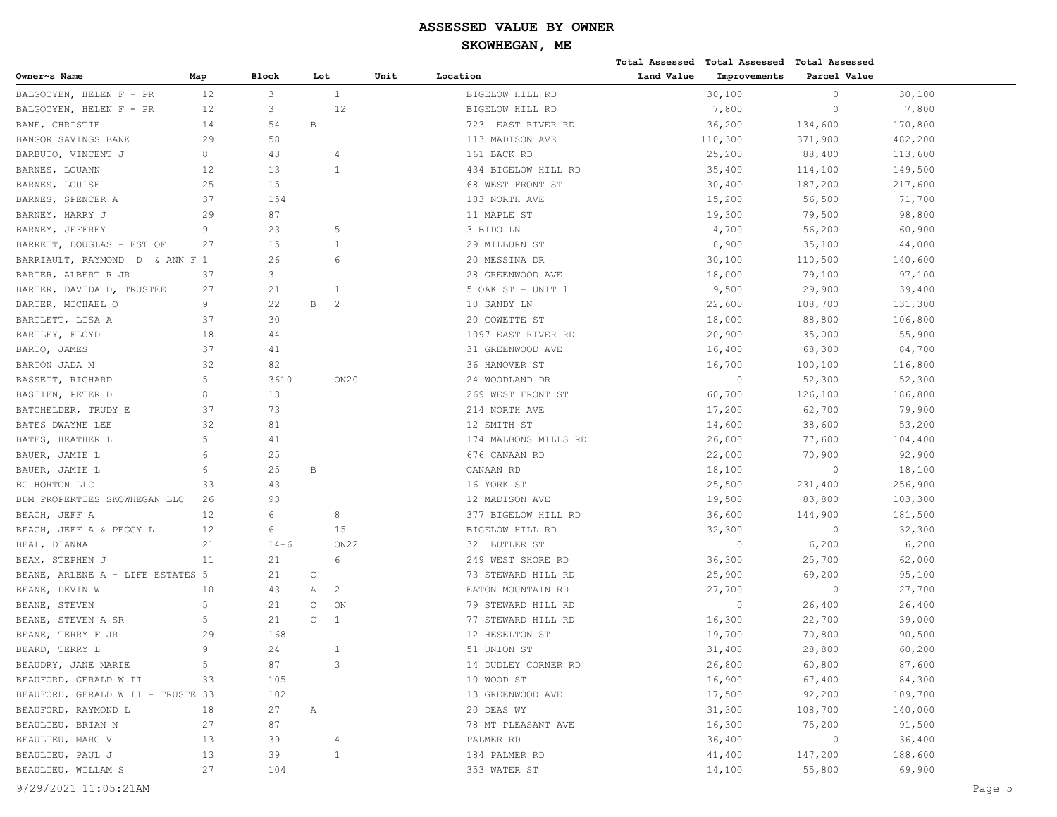# ASSESSED VALUE BY OWNER

## SKOWHEGAN, ME

| Owner~s Name | Map | Block | Lot | Unit | Location | Total Assessed Land Value | Total Assessed Improvements | Total Assessed Parcel Value |
|---|---|---|---|---|---|---|---|---|
| BALGOOYEN, HELEN F - PR | 12 | 3 | 1 | | BIGELOW HILL RD | 30,100 | 0 | 30,100 |
| BALGOOYEN, HELEN F - PR | 12 | 3 | 12 | | BIGELOW HILL RD | 7,800 | 0 | 7,800 |
| BANE, CHRISTIE | 14 | 54 | B | | 723 EAST RIVER RD | 36,200 | 134,600 | 170,800 |
| BANGOR SAVINGS BANK | 29 | 58 | | | 113 MADISON AVE | 110,300 | 371,900 | 482,200 |
| BARBUTO, VINCENT J | 8 | 43 | 4 | | 161 BACK RD | 25,200 | 88,400 | 113,600 |
| BARNES, LOUANN | 12 | 13 | 1 | | 434 BIGELOW HILL RD | 35,400 | 114,100 | 149,500 |
| BARNES, LOUISE | 25 | 15 | | | 68 WEST FRONT ST | 30,400 | 187,200 | 217,600 |
| BARNES, SPENCER A | 37 | 154 | | | 183 NORTH AVE | 15,200 | 56,500 | 71,700 |
| BARNEY, HARRY J | 29 | 87 | | | 11 MAPLE ST | 19,300 | 79,500 | 98,800 |
| BARNEY, JEFFREY | 9 | 23 | 5 | | 3 BIDO LN | 4,700 | 56,200 | 60,900 |
| BARRETT, DOUGLAS - EST OF | 27 | 15 | 1 | | 29 MILBURN ST | 8,900 | 35,100 | 44,000 |
| BARRIAULT, RAYMOND D & ANN F | 1 | 26 | 6 | | 20 MESSINA DR | 30,100 | 110,500 | 140,600 |
| BARTER, ALBERT R JR | 37 | 3 | | | 28 GREENWOOD AVE | 18,000 | 79,100 | 97,100 |
| BARTER, DAVIDA D, TRUSTEE | 27 | 21 | 1 | | 5 OAK ST - UNIT 1 | 9,500 | 29,900 | 39,400 |
| BARTER, MICHAEL O | 9 | 22 | B 2 | | 10 SANDY LN | 22,600 | 108,700 | 131,300 |
| BARTLETT, LISA A | 37 | 30 | | | 20 COWETTE ST | 18,000 | 88,800 | 106,800 |
| BARTLEY, FLOYD | 18 | 44 | | | 1097 EAST RIVER RD | 20,900 | 35,000 | 55,900 |
| BARTO, JAMES | 37 | 41 | | | 31 GREENWOOD AVE | 16,400 | 68,300 | 84,700 |
| BARTON JADA M | 32 | 82 | | | 36 HANOVER ST | 16,700 | 100,100 | 116,800 |
| BASSETT, RICHARD | 5 | 3610 | ON20 | | 24 WOODLAND DR | 0 | 52,300 | 52,300 |
| BASTIEN, PETER D | 8 | 13 | | | 269 WEST FRONT ST | 60,700 | 126,100 | 186,800 |
| BATCHELDER, TRUDY E | 37 | 73 | | | 214 NORTH AVE | 17,200 | 62,700 | 79,900 |
| BATES DWAYNE LEE | 32 | 81 | | | 12 SMITH ST | 14,600 | 38,600 | 53,200 |
| BATES, HEATHER L | 5 | 41 | | | 174 MALBONS MILLS RD | 26,800 | 77,600 | 104,400 |
| BAUER, JAMIE L | 6 | 25 | | | 676 CANAAN RD | 22,000 | 70,900 | 92,900 |
| BAUER, JAMIE L | 6 | 25 | B | | CANAAN RD | 18,100 | 0 | 18,100 |
| BC HORTON LLC | 33 | 43 | | | 16 YORK ST | 25,500 | 231,400 | 256,900 |
| BDM PROPERTIES SKOWHEGAN LLC | 26 | 93 | | | 12 MADISON AVE | 19,500 | 83,800 | 103,300 |
| BEACH, JEFF A | 12 | 6 | 8 | | 377 BIGELOW HILL RD | 36,600 | 144,900 | 181,500 |
| BEACH, JEFF A & PEGGY L | 12 | 6 | 15 | | BIGELOW HILL RD | 32,300 | 0 | 32,300 |
| BEAL, DIANNA | 21 | 14-6 | ON22 | | 32 BUTLER ST | 0 | 6,200 | 6,200 |
| BEAM, STEPHEN J | 11 | 21 | 6 | | 249 WEST SHORE RD | 36,300 | 25,700 | 62,000 |
| BEANE, ARLENE A - LIFE ESTATES | 5 | 21 | C | | 73 STEWARD HILL RD | 25,900 | 69,200 | 95,100 |
| BEANE, DEVIN W | 10 | 43 | A 2 | | EATON MOUNTAIN RD | 27,700 | 0 | 27,700 |
| BEANE, STEVEN | 5 | 21 | C ON | | 79 STEWARD HILL RD | 0 | 26,400 | 26,400 |
| BEANE, STEVEN A SR | 5 | 21 | C 1 | | 77 STEWARD HILL RD | 16,300 | 22,700 | 39,000 |
| BEANE, TERRY F JR | 29 | 168 | | | 12 HESELTON ST | 19,700 | 70,800 | 90,500 |
| BEARD, TERRY L | 9 | 24 | 1 | | 51 UNION ST | 31,400 | 28,800 | 60,200 |
| BEAUDRY, JANE MARIE | 5 | 87 | 3 | | 14 DUDLEY CORNER RD | 26,800 | 60,800 | 87,600 |
| BEAUFORD, GERALD W II | 33 | 105 | | | 10 WOOD ST | 16,900 | 67,400 | 84,300 |
| BEAUFORD, GERALD W II - TRUSTE | 33 | 102 | | | 13 GREENWOOD AVE | 17,500 | 92,200 | 109,700 |
| BEAUFORD, RAYMOND L | 18 | 27 | A | | 20 DEAS WY | 31,300 | 108,700 | 140,000 |
| BEAULIEU, BRIAN N | 27 | 87 | | | 78 MT PLEASANT AVE | 16,300 | 75,200 | 91,500 |
| BEAULIEU, MARC V | 13 | 39 | 4 | | PALMER RD | 36,400 | 0 | 36,400 |
| BEAULIEU, PAUL J | 13 | 39 | 1 | | 184 PALMER RD | 41,400 | 147,200 | 188,600 |
| BEAULIEU, WILLAM S | 27 | 104 | | | 353 WATER ST | 14,100 | 55,800 | 69,900 |

9/29/2021 11:05:21AM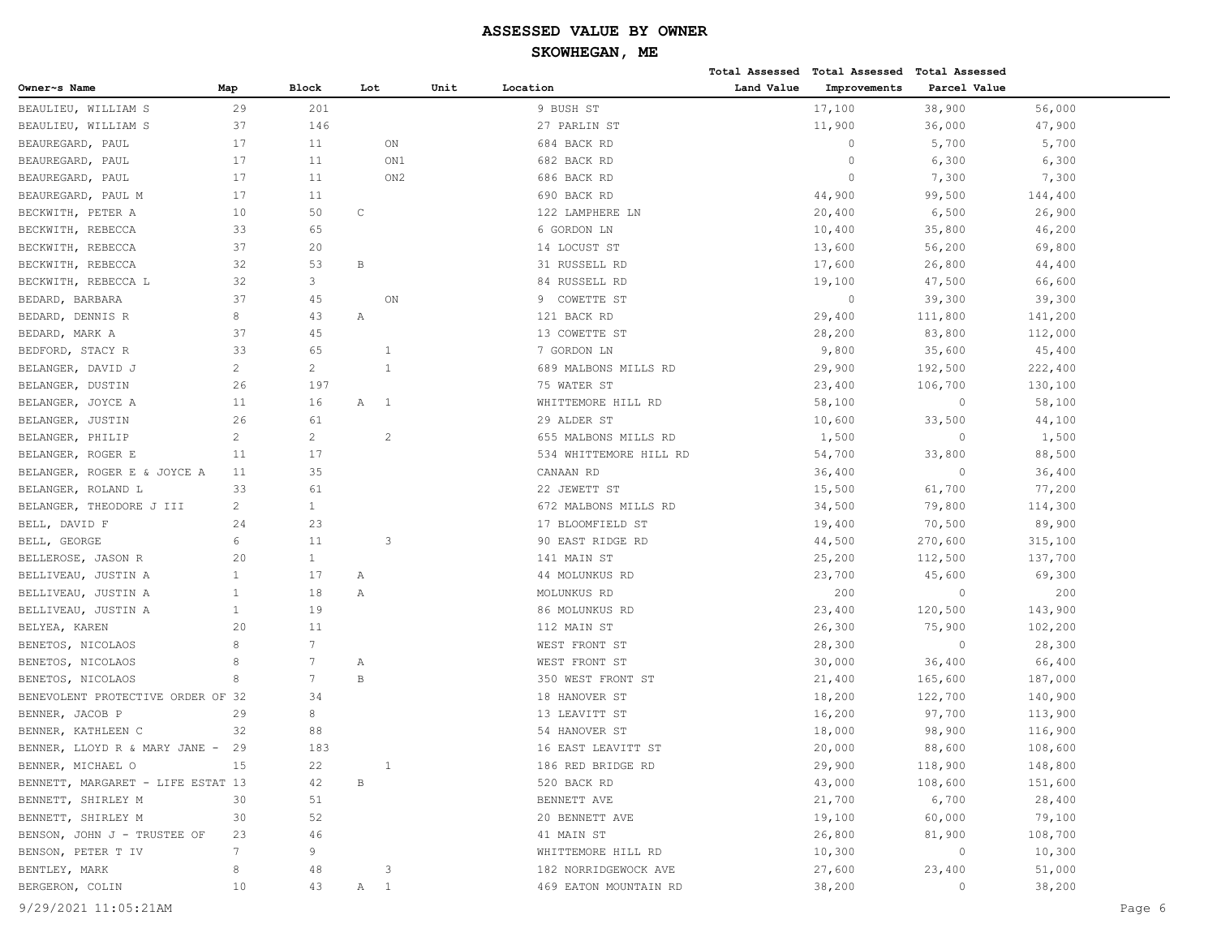# ASSESSED VALUE BY OWNER

## SKOWHEGAN, ME

| Owner~s Name | Map | Block | Lot | Unit | Location | Total Assessed Land Value | Total Assessed Improvements | Total Assessed Parcel Value |
|---|---|---|---|---|---|---|---|---|
| BEAULIEU, WILLIAM S | 29 | 201 | | | 9 BUSH ST | 17,100 | 38,900 | 56,000 |
| BEAULIEU, WILLIAM S | 37 | 146 | | | 27 PARLIN ST | 11,900 | 36,000 | 47,900 |
| BEAUREGARD, PAUL | 17 | 11 | | ON | 684 BACK RD | 0 | 5,700 | 5,700 |
| BEAUREGARD, PAUL | 17 | 11 | | ON1 | 682 BACK RD | 0 | 6,300 | 6,300 |
| BEAUREGARD, PAUL | 17 | 11 | | ON2 | 686 BACK RD | 0 | 7,300 | 7,300 |
| BEAUREGARD, PAUL M | 17 | 11 | | | 690 BACK RD | 44,900 | 99,500 | 144,400 |
| BECKWITH, PETER A | 10 | 50 | C | | 122 LAMPHERE LN | 20,400 | 6,500 | 26,900 |
| BECKWITH, REBECCA | 33 | 65 | | | 6 GORDON LN | 10,400 | 35,800 | 46,200 |
| BECKWITH, REBECCA | 37 | 20 | | | 14 LOCUST ST | 13,600 | 56,200 | 69,800 |
| BECKWITH, REBECCA | 32 | 53 | B | | 31 RUSSELL RD | 17,600 | 26,800 | 44,400 |
| BECKWITH, REBECCA L | 32 | 3 | | | 84 RUSSELL RD | 19,100 | 47,500 | 66,600 |
| BEDARD, BARBARA | 37 | 45 | | ON | 9 COWETTE ST | 0 | 39,300 | 39,300 |
| BEDARD, DENNIS R | 8 | 43 | A | | 121 BACK RD | 29,400 | 111,800 | 141,200 |
| BEDARD, MARK A | 37 | 45 | | | 13 COWETTE ST | 28,200 | 83,800 | 112,000 |
| BEDFORD, STACY R | 33 | 65 | | 1 | 7 GORDON LN | 9,800 | 35,600 | 45,400 |
| BELANGER, DAVID J | 2 | 2 | | 1 | 689 MALBONS MILLS RD | 29,900 | 192,500 | 222,400 |
| BELANGER, DUSTIN | 26 | 197 | | | 75 WATER ST | 23,400 | 106,700 | 130,100 |
| BELANGER, JOYCE A | 11 | 16 | A | 1 | WHITTEMORE HILL RD | 58,100 | 0 | 58,100 |
| BELANGER, JUSTIN | 26 | 61 | | | 29 ALDER ST | 10,600 | 33,500 | 44,100 |
| BELANGER, PHILIP | 2 | 2 | | 2 | 655 MALBONS MILLS RD | 1,500 | 0 | 1,500 |
| BELANGER, ROGER E | 11 | 17 | | | 534 WHITTEMORE HILL RD | 54,700 | 33,800 | 88,500 |
| BELANGER, ROGER E & JOYCE A | 11 | 35 | | | CANAAN RD | 36,400 | 0 | 36,400 |
| BELANGER, ROLAND L | 33 | 61 | | | 22 JEWETT ST | 15,500 | 61,700 | 77,200 |
| BELANGER, THEODORE J III | 2 | 1 | | | 672 MALBONS MILLS RD | 34,500 | 79,800 | 114,300 |
| BELL, DAVID F | 24 | 23 | | | 17 BLOOMFIELD ST | 19,400 | 70,500 | 89,900 |
| BELL, GEORGE | 6 | 11 | | 3 | 90 EAST RIDGE RD | 44,500 | 270,600 | 315,100 |
| BELLEROSE, JASON R | 20 | 1 | | | 141 MAIN ST | 25,200 | 112,500 | 137,700 |
| BELLIVEAU, JUSTIN A | 1 | 17 | A | | 44 MOLUNKUS RD | 23,700 | 45,600 | 69,300 |
| BELLIVEAU, JUSTIN A | 1 | 18 | A | | MOLUNKUS RD | 200 | 0 | 200 |
| BELLIVEAU, JUSTIN A | 1 | 19 | | | 86 MOLUNKUS RD | 23,400 | 120,500 | 143,900 |
| BELYEA, KAREN | 20 | 11 | | | 112 MAIN ST | 26,300 | 75,900 | 102,200 |
| BENETOS, NICOLAOS | 8 | 7 | | | WEST FRONT ST | 28,300 | 0 | 28,300 |
| BENETOS, NICOLAOS | 8 | 7 | A | | WEST FRONT ST | 30,000 | 36,400 | 66,400 |
| BENETOS, NICOLAOS | 8 | 7 | B | | 350 WEST FRONT ST | 21,400 | 165,600 | 187,000 |
| BENEVOLENT PROTECTIVE ORDER OF | 32 | 34 | | | 18 HANOVER ST | 18,200 | 122,700 | 140,900 |
| BENNER, JACOB P | 29 | 8 | | | 13 LEAVITT ST | 16,200 | 97,700 | 113,900 |
| BENNER, KATHLEEN C | 32 | 88 | | | 54 HANOVER ST | 18,000 | 98,900 | 116,900 |
| BENNER, LLOYD R & MARY JANE - | 29 | 183 | | | 16 EAST LEAVITT ST | 20,000 | 88,600 | 108,600 |
| BENNER, MICHAEL O | 15 | 22 | | 1 | 186 RED BRIDGE RD | 29,900 | 118,900 | 148,800 |
| BENNETT, MARGARET - LIFE ESTAT | 13 | 42 | B | | 520 BACK RD | 43,000 | 108,600 | 151,600 |
| BENNETT, SHIRLEY M | 30 | 51 | | | BENNETT AVE | 21,700 | 6,700 | 28,400 |
| BENNETT, SHIRLEY M | 30 | 52 | | | 20 BENNETT AVE | 19,100 | 60,000 | 79,100 |
| BENSON, JOHN J - TRUSTEE OF | 23 | 46 | | | 41 MAIN ST | 26,800 | 81,900 | 108,700 |
| BENSON, PETER T IV | 7 | 9 | | | WHITTEMORE HILL RD | 10,300 | 0 | 10,300 |
| BENTLEY, MARK | 8 | 48 | | 3 | 182 NORRIDGEWOCK AVE | 27,600 | 23,400 | 51,000 |
| BERGERON, COLIN | 10 | 43 | A | 1 | 469 EATON MOUNTAIN RD | 38,200 | 0 | 38,200 |

9/29/2021 11:05:21AM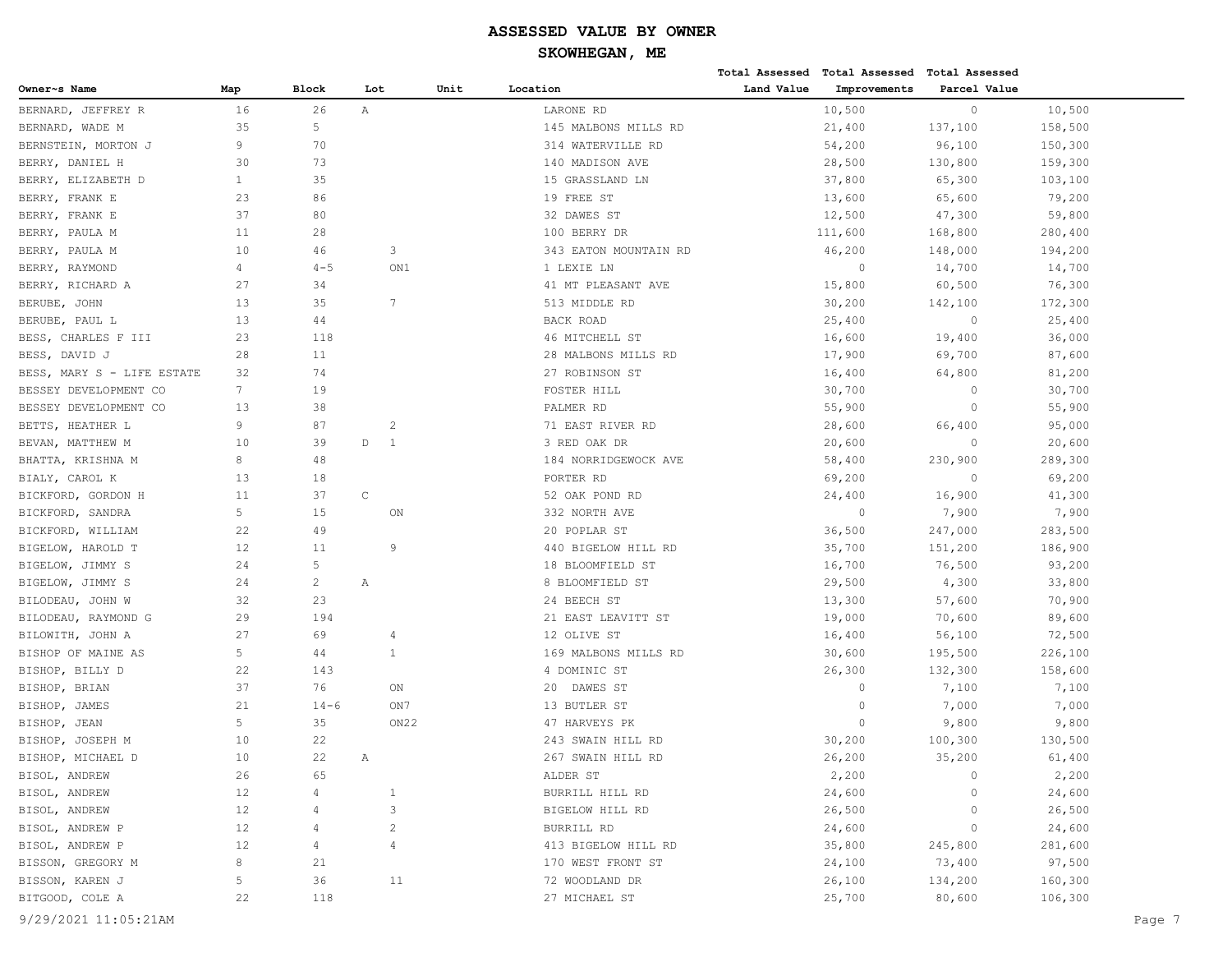# ASSESSED VALUE BY OWNER

## SKOWHEGAN, ME

| Owner~s Name | Map | Block | Lot | Unit | Location | Total Assessed Land Value | Total Assessed Improvements | Total Assessed Parcel Value |
|---|---|---|---|---|---|---|---|---|
| BERNARD, JEFFREY R | 16 | 26 | A | | LARONE RD | 10,500 | 0 | 10,500 |
| BERNARD, WADE M | 35 | 5 | | | 145 MALBONS MILLS RD | 21,400 | 137,100 | 158,500 |
| BERNSTEIN, MORTON J | 9 | 70 | | | 314 WATERVILLE RD | 54,200 | 96,100 | 150,300 |
| BERRY, DANIEL H | 30 | 73 | | | 140 MADISON AVE | 28,500 | 130,800 | 159,300 |
| BERRY, ELIZABETH D | 1 | 35 | | | 15 GRASSLAND LN | 37,800 | 65,300 | 103,100 |
| BERRY, FRANK E | 23 | 86 | | | 19 FREE ST | 13,600 | 65,600 | 79,200 |
| BERRY, FRANK E | 37 | 80 | | | 32 DAWES ST | 12,500 | 47,300 | 59,800 |
| BERRY, PAULA M | 11 | 28 | | | 100 BERRY DR | 111,600 | 168,800 | 280,400 |
| BERRY, PAULA M | 10 | 46 | 3 | | 343 EATON MOUNTAIN RD | 46,200 | 148,000 | 194,200 |
| BERRY, RAYMOND | 4 | 4-5 | ON1 | | 1 LEXIE LN | 0 | 14,700 | 14,700 |
| BERRY, RICHARD A | 27 | 34 | | | 41 MT PLEASANT AVE | 15,800 | 60,500 | 76,300 |
| BERUBE, JOHN | 13 | 35 | 7 | | 513 MIDDLE RD | 30,200 | 142,100 | 172,300 |
| BERUBE, PAUL L | 13 | 44 | | | BACK ROAD | 25,400 | 0 | 25,400 |
| BESS, CHARLES F III | 23 | 118 | | | 46 MITCHELL ST | 16,600 | 19,400 | 36,000 |
| BESS, DAVID J | 28 | 11 | | | 28 MALBONS MILLS RD | 17,900 | 69,700 | 87,600 |
| BESS, MARY S - LIFE ESTATE | 32 | 74 | | | 27 ROBINSON ST | 16,400 | 64,800 | 81,200 |
| BESSEY DEVELOPMENT CO | 7 | 19 | | | FOSTER HILL | 30,700 | 0 | 30,700 |
| BESSEY DEVELOPMENT CO | 13 | 38 | | | PALMER RD | 55,900 | 0 | 55,900 |
| BETTS, HEATHER L | 9 | 87 | 2 | | 71 EAST RIVER RD | 28,600 | 66,400 | 95,000 |
| BEVAN, MATTHEW M | 10 | 39 | D 1 | | 3 RED OAK DR | 20,600 | 0 | 20,600 |
| BHATTA, KRISHNA M | 8 | 48 | | | 184 NORRIDGEWOCK AVE | 58,400 | 230,900 | 289,300 |
| BIALY, CAROL K | 13 | 18 | | | PORTER RD | 69,200 | 0 | 69,200 |
| BICKFORD, GORDON H | 11 | 37 | C | | 52 OAK POND RD | 24,400 | 16,900 | 41,300 |
| BICKFORD, SANDRA | 5 | 15 | ON | | 332 NORTH AVE | 0 | 7,900 | 7,900 |
| BICKFORD, WILLIAM | 22 | 49 | | | 20 POPLAR ST | 36,500 | 247,000 | 283,500 |
| BIGELOW, HAROLD T | 12 | 11 | 9 | | 440 BIGELOW HILL RD | 35,700 | 151,200 | 186,900 |
| BIGELOW, JIMMY S | 24 | 5 | | | 18 BLOOMFIELD ST | 16,700 | 76,500 | 93,200 |
| BIGELOW, JIMMY S | 24 | 2 | A | | 8 BLOOMFIELD ST | 29,500 | 4,300 | 33,800 |
| BILODEAU, JOHN W | 32 | 23 | | | 24 BEECH ST | 13,300 | 57,600 | 70,900 |
| BILODEAU, RAYMOND G | 29 | 194 | | | 21 EAST LEAVITT ST | 19,000 | 70,600 | 89,600 |
| BILOWITH, JOHN A | 27 | 69 | 4 | | 12 OLIVE ST | 16,400 | 56,100 | 72,500 |
| BISHOP OF MAINE AS | 5 | 44 | 1 | | 169 MALBONS MILLS RD | 30,600 | 195,500 | 226,100 |
| BISHOP, BILLY D | 22 | 143 | | | 4 DOMINIC ST | 26,300 | 132,300 | 158,600 |
| BISHOP, BRIAN | 37 | 76 | ON | | 20 DAWES ST | 0 | 7,100 | 7,100 |
| BISHOP, JAMES | 21 | 14-6 | ON7 | | 13 BUTLER ST | 0 | 7,000 | 7,000 |
| BISHOP, JEAN | 5 | 35 | ON22 | | 47 HARVEYS PK | 0 | 9,800 | 9,800 |
| BISHOP, JOSEPH M | 10 | 22 | | | 243 SWAIN HILL RD | 30,200 | 100,300 | 130,500 |
| BISHOP, MICHAEL D | 10 | 22 | A | | 267 SWAIN HILL RD | 26,200 | 35,200 | 61,400 |
| BISOL, ANDREW | 26 | 65 | | | ALDER ST | 2,200 | 0 | 2,200 |
| BISOL, ANDREW | 12 | 4 | 1 | | BURRILL HILL RD | 24,600 | 0 | 24,600 |
| BISOL, ANDREW | 12 | 4 | 3 | | BIGELOW HILL RD | 26,500 | 0 | 26,500 |
| BISOL, ANDREW P | 12 | 4 | 2 | | BURRILL RD | 24,600 | 0 | 24,600 |
| BISOL, ANDREW P | 12 | 4 | 4 | | 413 BIGELOW HILL RD | 35,800 | 245,800 | 281,600 |
| BISSON, GREGORY M | 8 | 21 | | | 170 WEST FRONT ST | 24,100 | 73,400 | 97,500 |
| BISSON, KAREN J | 5 | 36 | 11 | | 72 WOODLAND DR | 26,100 | 134,200 | 160,300 |
| BITGOOD, COLE A | 22 | 118 | | | 27 MICHAEL ST | 25,700 | 80,600 | 106,300 |

9/29/2021 11:05:21AM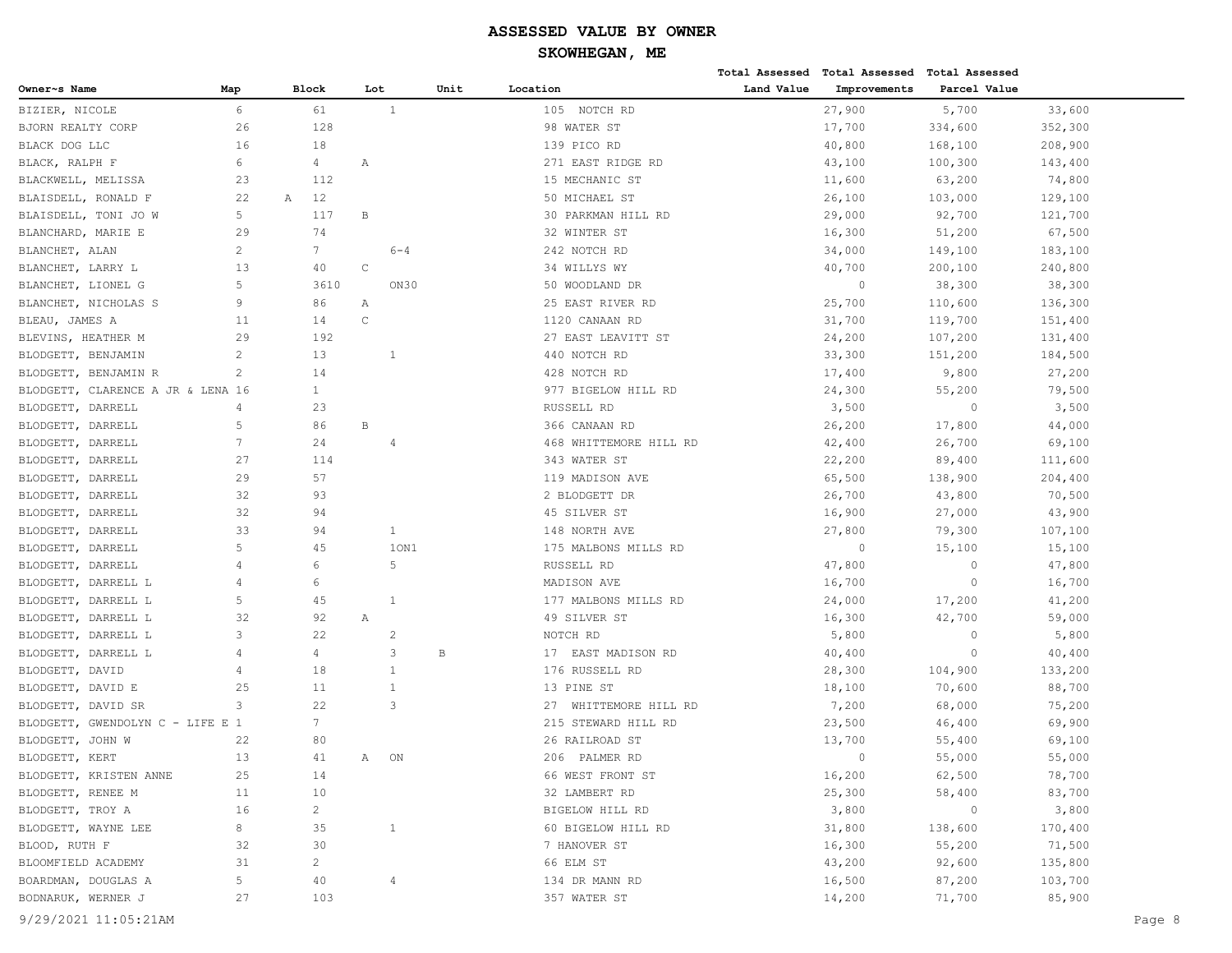# ASSESSED VALUE BY OWNER

## SKOWHEGAN, ME

| Owner~s Name | Map | Block | Lot | Unit | Location | Total Assessed Land Value | Total Assessed Improvements | Total Assessed Parcel Value |
|---|---|---|---|---|---|---|---|---|
| BIZIER, NICOLE | 6 | 61 | 1 | | 105 NOTCH RD | 27,900 | 5,700 | 33,600 |
| BJORN REALTY CORP | 26 | 128 | | | 98 WATER ST | 17,700 | 334,600 | 352,300 |
| BLACK DOG LLC | 16 | 18 | | | 139 PICO RD | 40,800 | 168,100 | 208,900 |
| BLACK, RALPH F | 6 | 4 | A | | 271 EAST RIDGE RD | 43,100 | 100,300 | 143,400 |
| BLACKWELL, MELISSA | 23 | 112 | | | 15 MECHANIC ST | 11,600 | 63,200 | 74,800 |
| BLAISDELL, RONALD F | 22 | A 12 | | | 50 MICHAEL ST | 26,100 | 103,000 | 129,100 |
| BLAISDELL, TONI JO W | 5 | 117 | B | | 30 PARKMAN HILL RD | 29,000 | 92,700 | 121,700 |
| BLANCHARD, MARIE E | 29 | 74 | | | 32 WINTER ST | 16,300 | 51,200 | 67,500 |
| BLANCHET, ALAN | 2 | 7 | 6-4 | | 242 NOTCH RD | 34,000 | 149,100 | 183,100 |
| BLANCHET, LARRY L | 13 | 40 | C | | 34 WILLYS WY | 40,700 | 200,100 | 240,800 |
| BLANCHET, LIONEL G | 5 | 3610 | ON30 | | 50 WOODLAND DR | 0 | 38,300 | 38,300 |
| BLANCHET, NICHOLAS S | 9 | 86 | A | | 25 EAST RIVER RD | 25,700 | 110,600 | 136,300 |
| BLEAU, JAMES A | 11 | 14 | C | | 1120 CANAAN RD | 31,700 | 119,700 | 151,400 |
| BLEVINS, HEATHER M | 29 | 192 | | | 27 EAST LEAVITT ST | 24,200 | 107,200 | 131,400 |
| BLODGETT, BENJAMIN | 2 | 13 | 1 | | 440 NOTCH RD | 33,300 | 151,200 | 184,500 |
| BLODGETT, BENJAMIN R | 2 | 14 | | | 428 NOTCH RD | 17,400 | 9,800 | 27,200 |
| BLODGETT, CLARENCE A JR & LENA | 16 | 1 | | | 977 BIGELOW HILL RD | 24,300 | 55,200 | 79,500 |
| BLODGETT, DARRELL | 4 | 23 | | | RUSSELL RD | 3,500 | 0 | 3,500 |
| BLODGETT, DARRELL | 5 | 86 | B | | 366 CANAAN RD | 26,200 | 17,800 | 44,000 |
| BLODGETT, DARRELL | 7 | 24 | 4 | | 468 WHITTEMORE HILL RD | 42,400 | 26,700 | 69,100 |
| BLODGETT, DARRELL | 27 | 114 | | | 343 WATER ST | 22,200 | 89,400 | 111,600 |
| BLODGETT, DARRELL | 29 | 57 | | | 119 MADISON AVE | 65,500 | 138,900 | 204,400 |
| BLODGETT, DARRELL | 32 | 93 | | | 2 BLODGETT DR | 26,700 | 43,800 | 70,500 |
| BLODGETT, DARRELL | 32 | 94 | | | 45 SILVER ST | 16,900 | 27,000 | 43,900 |
| BLODGETT, DARRELL | 33 | 94 | 1 | | 148 NORTH AVE | 27,800 | 79,300 | 107,100 |
| BLODGETT, DARRELL | 5 | 45 | 1ON1 | | 175 MALBONS MILLS RD | 0 | 15,100 | 15,100 |
| BLODGETT, DARRELL | 4 | 6 | 5 | | RUSSELL RD | 47,800 | 0 | 47,800 |
| BLODGETT, DARRELL L | 4 | 6 | | | MADISON AVE | 16,700 | 0 | 16,700 |
| BLODGETT, DARRELL L | 5 | 45 | 1 | | 177 MALBONS MILLS RD | 24,000 | 17,200 | 41,200 |
| BLODGETT, DARRELL L | 32 | 92 | A | | 49 SILVER ST | 16,300 | 42,700 | 59,000 |
| BLODGETT, DARRELL L | 3 | 22 | 2 | | NOTCH RD | 5,800 | 0 | 5,800 |
| BLODGETT, DARRELL L | 4 | 4 | 3 | B | 17 EAST MADISON RD | 40,400 | 0 | 40,400 |
| BLODGETT, DAVID | 4 | 18 | 1 | | 176 RUSSELL RD | 28,300 | 104,900 | 133,200 |
| BLODGETT, DAVID E | 25 | 11 | 1 | | 13 PINE ST | 18,100 | 70,600 | 88,700 |
| BLODGETT, DAVID SR | 3 | 22 | 3 | | 27 WHITTEMORE HILL RD | 7,200 | 68,000 | 75,200 |
| BLODGETT, GWENDOLYN C - LIFE E | 1 | 7 | | | 215 STEWARD HILL RD | 23,500 | 46,400 | 69,900 |
| BLODGETT, JOHN W | 22 | 80 | | | 26 RAILROAD ST | 13,700 | 55,400 | 69,100 |
| BLODGETT, KERT | 13 | 41 | A ON | | 206 PALMER RD | 0 | 55,000 | 55,000 |
| BLODGETT, KRISTEN ANNE | 25 | 14 | | | 66 WEST FRONT ST | 16,200 | 62,500 | 78,700 |
| BLODGETT, RENEE M | 11 | 10 | | | 32 LAMBERT RD | 25,300 | 58,400 | 83,700 |
| BLODGETT, TROY A | 16 | 2 | | | BIGELOW HILL RD | 3,800 | 0 | 3,800 |
| BLODGETT, WAYNE LEE | 8 | 35 | 1 | | 60 BIGELOW HILL RD | 31,800 | 138,600 | 170,400 |
| BLOOD, RUTH F | 32 | 30 | | | 7 HANOVER ST | 16,300 | 55,200 | 71,500 |
| BLOOMFIELD ACADEMY | 31 | 2 | | | 66 ELM ST | 43,200 | 92,600 | 135,800 |
| BOARDMAN, DOUGLAS A | 5 | 40 | 4 | | 134 DR MANN RD | 16,500 | 87,200 | 103,700 |
| BODNARUK, WERNER J | 27 | 103 | | | 357 WATER ST | 14,200 | 71,700 | 85,900 |

9/29/2021 11:05:21AM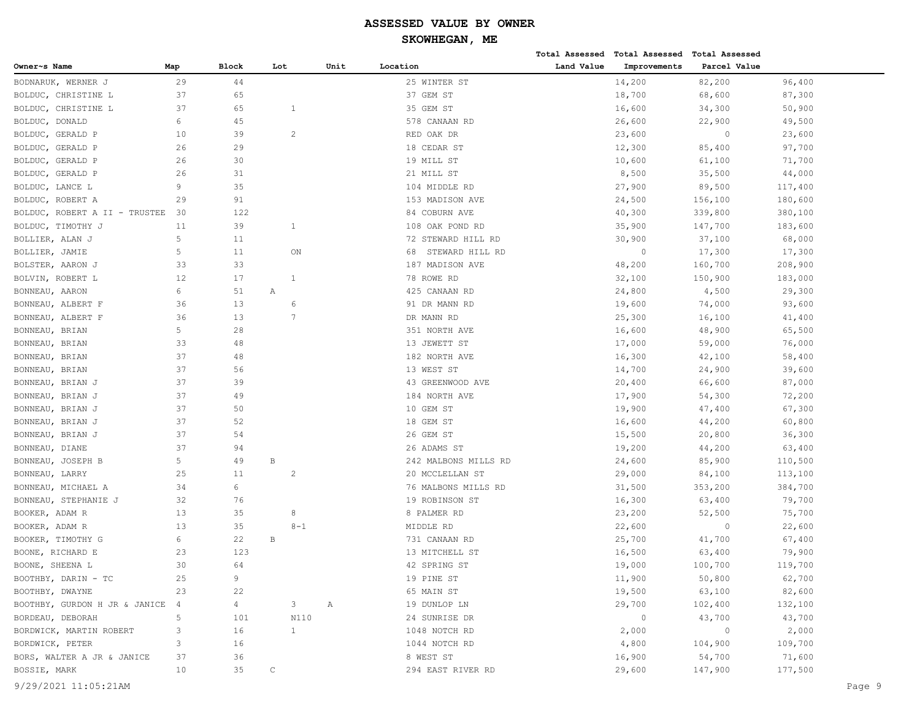# ASSESSED VALUE BY OWNER

## SKOWHEGAN, ME

| Owner~s Name | Map | Block | Lot | Unit | Location | Total Assessed Land Value | Total Assessed Improvements | Total Assessed Parcel Value |
|---|---|---|---|---|---|---|---|---|
| BODNARUK, WERNER J | 29 | 44 | | | 25 WINTER ST | 14,200 | 82,200 | 96,400 |
| BOLDUC, CHRISTINE L | 37 | 65 | | | 37 GEM ST | 18,700 | 68,600 | 87,300 |
| BOLDUC, CHRISTINE L | 37 | 65 | 1 | | 35 GEM ST | 16,600 | 34,300 | 50,900 |
| BOLDUC, DONALD | 6 | 45 | | | 578 CANAAN RD | 26,600 | 22,900 | 49,500 |
| BOLDUC, GERALD P | 10 | 39 | 2 | | RED OAK DR | 23,600 | 0 | 23,600 |
| BOLDUC, GERALD P | 26 | 29 | | | 18 CEDAR ST | 12,300 | 85,400 | 97,700 |
| BOLDUC, GERALD P | 26 | 30 | | | 19 MILL ST | 10,600 | 61,100 | 71,700 |
| BOLDUC, GERALD P | 26 | 31 | | | 21 MILL ST | 8,500 | 35,500 | 44,000 |
| BOLDUC, LANCE L | 9 | 35 | | | 104 MIDDLE RD | 27,900 | 89,500 | 117,400 |
| BOLDUC, ROBERT A | 29 | 91 | | | 153 MADISON AVE | 24,500 | 156,100 | 180,600 |
| BOLDUC, ROBERT A II - TRUSTEE | 30 | 122 | | | 84 COBURN AVE | 40,300 | 339,800 | 380,100 |
| BOLDUC, TIMOTHY J | 11 | 39 | 1 | | 108 OAK POND RD | 35,900 | 147,700 | 183,600 |
| BOLLIER, ALAN J | 5 | 11 | | | 72 STEWARD HILL RD | 30,900 | 37,100 | 68,000 |
| BOLLIER, JAMIE | 5 | 11 | ON | | 68 STEWARD HILL RD | 0 | 17,300 | 17,300 |
| BOLSTER, AARON J | 33 | 33 | | | 187 MADISON AVE | 48,200 | 160,700 | 208,900 |
| BOLVIN, ROBERT L | 12 | 17 | 1 | | 78 ROWE RD | 32,100 | 150,900 | 183,000 |
| BONNEAU, AARON | 6 | 51 | A | | 425 CANAAN RD | 24,800 | 4,500 | 29,300 |
| BONNEAU, ALBERT F | 36 | 13 | 6 | | 91 DR MANN RD | 19,600 | 74,000 | 93,600 |
| BONNEAU, ALBERT F | 36 | 13 | 7 | | DR MANN RD | 25,300 | 16,100 | 41,400 |
| BONNEAU, BRIAN | 5 | 28 | | | 351 NORTH AVE | 16,600 | 48,900 | 65,500 |
| BONNEAU, BRIAN | 33 | 48 | | | 13 JEWETT ST | 17,000 | 59,000 | 76,000 |
| BONNEAU, BRIAN | 37 | 48 | | | 182 NORTH AVE | 16,300 | 42,100 | 58,400 |
| BONNEAU, BRIAN | 37 | 56 | | | 13 WEST ST | 14,700 | 24,900 | 39,600 |
| BONNEAU, BRIAN J | 37 | 39 | | | 43 GREENWOOD AVE | 20,400 | 66,600 | 87,000 |
| BONNEAU, BRIAN J | 37 | 49 | | | 184 NORTH AVE | 17,900 | 54,300 | 72,200 |
| BONNEAU, BRIAN J | 37 | 50 | | | 10 GEM ST | 19,900 | 47,400 | 67,300 |
| BONNEAU, BRIAN J | 37 | 52 | | | 18 GEM ST | 16,600 | 44,200 | 60,800 |
| BONNEAU, BRIAN J | 37 | 54 | | | 26 GEM ST | 15,500 | 20,800 | 36,300 |
| BONNEAU, DIANE | 37 | 94 | | | 26 ADAMS ST | 19,200 | 44,200 | 63,400 |
| BONNEAU, JOSEPH B | 5 | 49 | B | | 242 MALBONS MILLS RD | 24,600 | 85,900 | 110,500 |
| BONNEAU, LARRY | 25 | 11 | 2 | | 20 MCCLELLAN ST | 29,000 | 84,100 | 113,100 |
| BONNEAU, MICHAEL A | 34 | 6 | | | 76 MALBONS MILLS RD | 31,500 | 353,200 | 384,700 |
| BONNEAU, STEPHANIE J | 32 | 76 | | | 19 ROBINSON ST | 16,300 | 63,400 | 79,700 |
| BOOKER, ADAM R | 13 | 35 | 8 | | 8 PALMER RD | 23,200 | 52,500 | 75,700 |
| BOOKER, ADAM R | 13 | 35 | 8-1 | | MIDDLE RD | 22,600 | 0 | 22,600 |
| BOOKER, TIMOTHY G | 6 | 22 | B | | 731 CANAAN RD | 25,700 | 41,700 | 67,400 |
| BOONE, RICHARD E | 23 | 123 | | | 13 MITCHELL ST | 16,500 | 63,400 | 79,900 |
| BOONE, SHEENA L | 30 | 64 | | | 42 SPRING ST | 19,000 | 100,700 | 119,700 |
| BOOTHBY, DARIN - TC | 25 | 9 | | | 19 PINE ST | 11,900 | 50,800 | 62,700 |
| BOOTHBY, DWAYNE | 23 | 22 | | | 65 MAIN ST | 19,500 | 63,100 | 82,600 |
| BOOTHBY, GURDON H JR & JANICE | 4 | 4 | 3 | A | 19 DUNLOP LN | 29,700 | 102,400 | 132,100 |
| BORDEAU, DEBORAH | 5 | 101 | N110 | | 24 SUNRISE DR | 0 | 43,700 | 43,700 |
| BORDWICK, MARTIN ROBERT | 3 | 16 | 1 | | 1048 NOTCH RD | 2,000 | 0 | 2,000 |
| BORDWICK, PETER | 3 | 16 | | | 1044 NOTCH RD | 4,800 | 104,900 | 109,700 |
| BORS, WALTER A JR & JANICE | 37 | 36 | | | 8 WEST ST | 16,900 | 54,700 | 71,600 |
| BOSSIE, MARK | 10 | 35 | C | | 294 EAST RIVER RD | 29,600 | 147,900 | 177,500 |

9/29/2021 11:05:21AM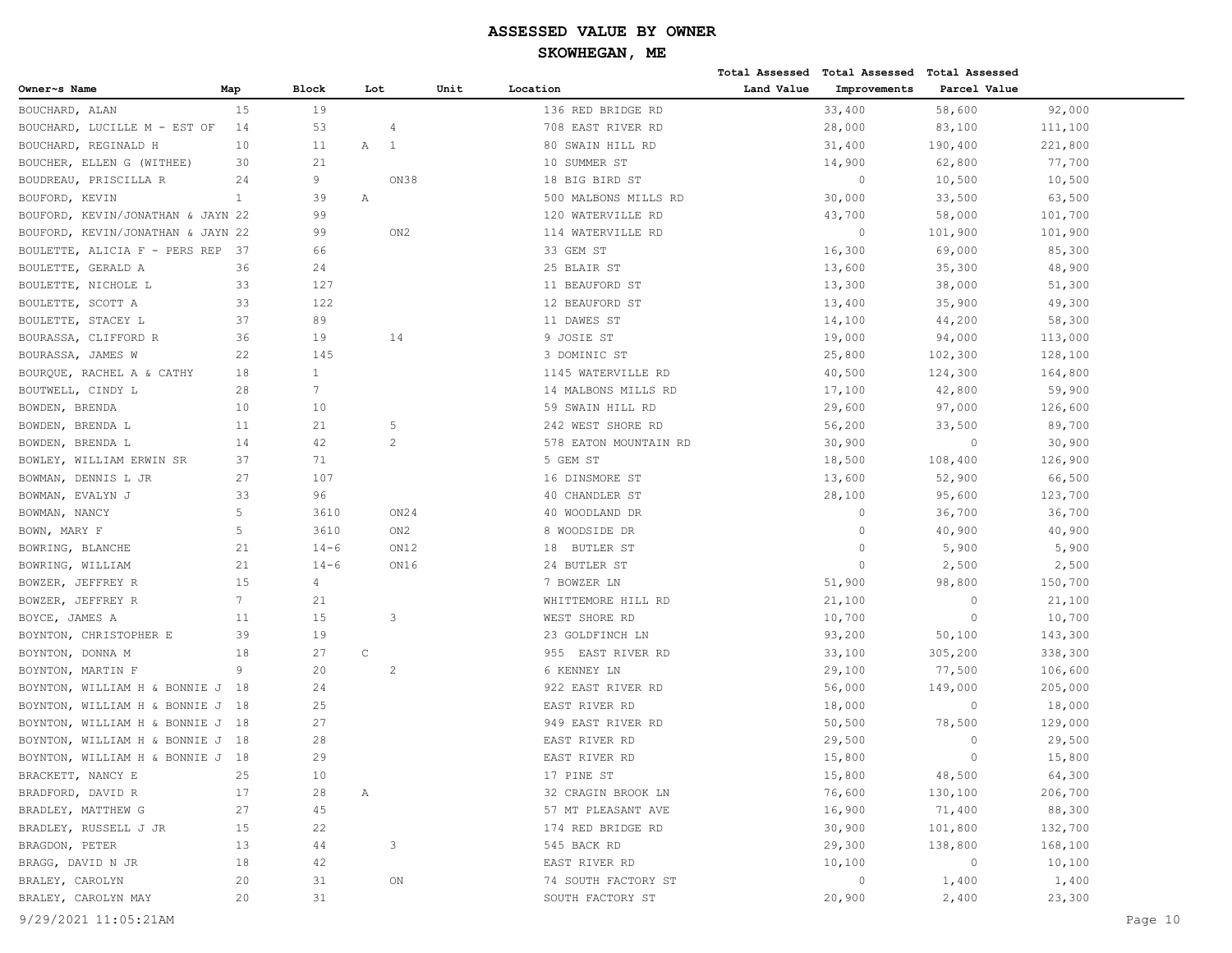# ASSESSED VALUE BY OWNER

## SKOWHEGAN, ME

| Owner~s Name | Map | Block | Lot | Unit | Location | Total Assessed Land Value | Total Assessed Improvements | Total Assessed Parcel Value |
|---|---|---|---|---|---|---|---|---|
| BOUCHARD, ALAN | 15 | 19 | | | 136 RED BRIDGE RD | 33,400 | 58,600 | 92,000 |
| BOUCHARD, LUCILLE M - EST OF | 14 | 53 | 4 | | 708 EAST RIVER RD | 28,000 | 83,100 | 111,100 |
| BOUCHARD, REGINALD H | 10 | 11 | A 1 | | 80 SWAIN HILL RD | 31,400 | 190,400 | 221,800 |
| BOUCHER, ELLEN G (WITHEE) | 30 | 21 | | | 10 SUMMER ST | 14,900 | 62,800 | 77,700 |
| BOUDREAU, PRISCILLA R | 24 | 9 | ON38 | | 18 BIG BIRD ST | 0 | 10,500 | 10,500 |
| BOUFORD, KEVIN | 1 | 39 | A | | 500 MALBONS MILLS RD | 30,000 | 33,500 | 63,500 |
| BOUFORD, KEVIN/JONATHAN & JAYN | 22 | 99 | | | 120 WATERVILLE RD | 43,700 | 58,000 | 101,700 |
| BOUFORD, KEVIN/JONATHAN & JAYN | 22 | 99 | ON2 | | 114 WATERVILLE RD | 0 | 101,900 | 101,900 |
| BOULETTE, ALICIA F - PERS REP | 37 | 66 | | | 33 GEM ST | 16,300 | 69,000 | 85,300 |
| BOULETTE, GERALD A | 36 | 24 | | | 25 BLAIR ST | 13,600 | 35,300 | 48,900 |
| BOULETTE, NICHOLE L | 33 | 127 | | | 11 BEAUFORD ST | 13,300 | 38,000 | 51,300 |
| BOULETTE, SCOTT A | 33 | 122 | | | 12 BEAUFORD ST | 13,400 | 35,900 | 49,300 |
| BOULETTE, STACEY L | 37 | 89 | | | 11 DAWES ST | 14,100 | 44,200 | 58,300 |
| BOURASSA, CLIFFORD R | 36 | 19 | 14 | | 9 JOSIE ST | 19,000 | 94,000 | 113,000 |
| BOURASSA, JAMES W | 22 | 145 | | | 3 DOMINIC ST | 25,800 | 102,300 | 128,100 |
| BOURQUE, RACHEL A & CATHY | 18 | 1 | | | 1145 WATERVILLE RD | 40,500 | 124,300 | 164,800 |
| BOUTWELL, CINDY L | 28 | 7 | | | 14 MALBONS MILLS RD | 17,100 | 42,800 | 59,900 |
| BOWDEN, BRENDA | 10 | 10 | | | 59 SWAIN HILL RD | 29,600 | 97,000 | 126,600 |
| BOWDEN, BRENDA L | 11 | 21 | 5 | | 242 WEST SHORE RD | 56,200 | 33,500 | 89,700 |
| BOWDEN, BRENDA L | 14 | 42 | 2 | | 578 EATON MOUNTAIN RD | 30,900 | 0 | 30,900 |
| BOWLEY, WILLIAM ERWIN SR | 37 | 71 | | | 5 GEM ST | 18,500 | 108,400 | 126,900 |
| BOWMAN, DENNIS L JR | 27 | 107 | | | 16 DINSMORE ST | 13,600 | 52,900 | 66,500 |
| BOWMAN, EVALYN J | 33 | 96 | | | 40 CHANDLER ST | 28,100 | 95,600 | 123,700 |
| BOWMAN, NANCY | 5 | 3610 | ON24 | | 40 WOODLAND DR | 0 | 36,700 | 36,700 |
| BOWN, MARY F | 5 | 3610 | ON2 | | 8 WOODSIDE DR | 0 | 40,900 | 40,900 |
| BOWRING, BLANCHE | 21 | 14-6 | ON12 | | 18 BUTLER ST | 0 | 5,900 | 5,900 |
| BOWRING, WILLIAM | 21 | 14-6 | ON16 | | 24 BUTLER ST | 0 | 2,500 | 2,500 |
| BOWZER, JEFFREY R | 15 | 4 | | | 7 BOWZER LN | 51,900 | 98,800 | 150,700 |
| BOWZER, JEFFREY R | 7 | 21 | | | WHITTEMORE HILL RD | 21,100 | 0 | 21,100 |
| BOYCE, JAMES A | 11 | 15 | 3 | | WEST SHORE RD | 10,700 | 0 | 10,700 |
| BOYNTON, CHRISTOPHER E | 39 | 19 | | | 23 GOLDFINCH LN | 93,200 | 50,100 | 143,300 |
| BOYNTON, DONNA M | 18 | 27 | C | | 955 EAST RIVER RD | 33,100 | 305,200 | 338,300 |
| BOYNTON, MARTIN F | 9 | 20 | 2 | | 6 KENNEY LN | 29,100 | 77,500 | 106,600 |
| BOYNTON, WILLIAM H & BONNIE J | 18 | 24 | | | 922 EAST RIVER RD | 56,000 | 149,000 | 205,000 |
| BOYNTON, WILLIAM H & BONNIE J | 18 | 25 | | | EAST RIVER RD | 18,000 | 0 | 18,000 |
| BOYNTON, WILLIAM H & BONNIE J | 18 | 27 | | | 949 EAST RIVER RD | 50,500 | 78,500 | 129,000 |
| BOYNTON, WILLIAM H & BONNIE J | 18 | 28 | | | EAST RIVER RD | 29,500 | 0 | 29,500 |
| BOYNTON, WILLIAM H & BONNIE J | 18 | 29 | | | EAST RIVER RD | 15,800 | 0 | 15,800 |
| BRACKETT, NANCY E | 25 | 10 | | | 17 PINE ST | 15,800 | 48,500 | 64,300 |
| BRADFORD, DAVID R | 17 | 28 | A | | 32 CRAGIN BROOK LN | 76,600 | 130,100 | 206,700 |
| BRADLEY, MATTHEW G | 27 | 45 | | | 57 MT PLEASANT AVE | 16,900 | 71,400 | 88,300 |
| BRADLEY, RUSSELL J JR | 15 | 22 | | | 174 RED BRIDGE RD | 30,900 | 101,800 | 132,700 |
| BRAGDON, PETER | 13 | 44 | 3 | | 545 BACK RD | 29,300 | 138,800 | 168,100 |
| BRAGG, DAVID N JR | 18 | 42 | | | EAST RIVER RD | 10,100 | 0 | 10,100 |
| BRALEY, CAROLYN | 20 | 31 | ON | | 74 SOUTH FACTORY ST | 0 | 1,400 | 1,400 |
| BRALEY, CAROLYN MAY | 20 | 31 | | | SOUTH FACTORY ST | 20,900 | 2,400 | 23,300 |

9/29/2021 11:05:21AM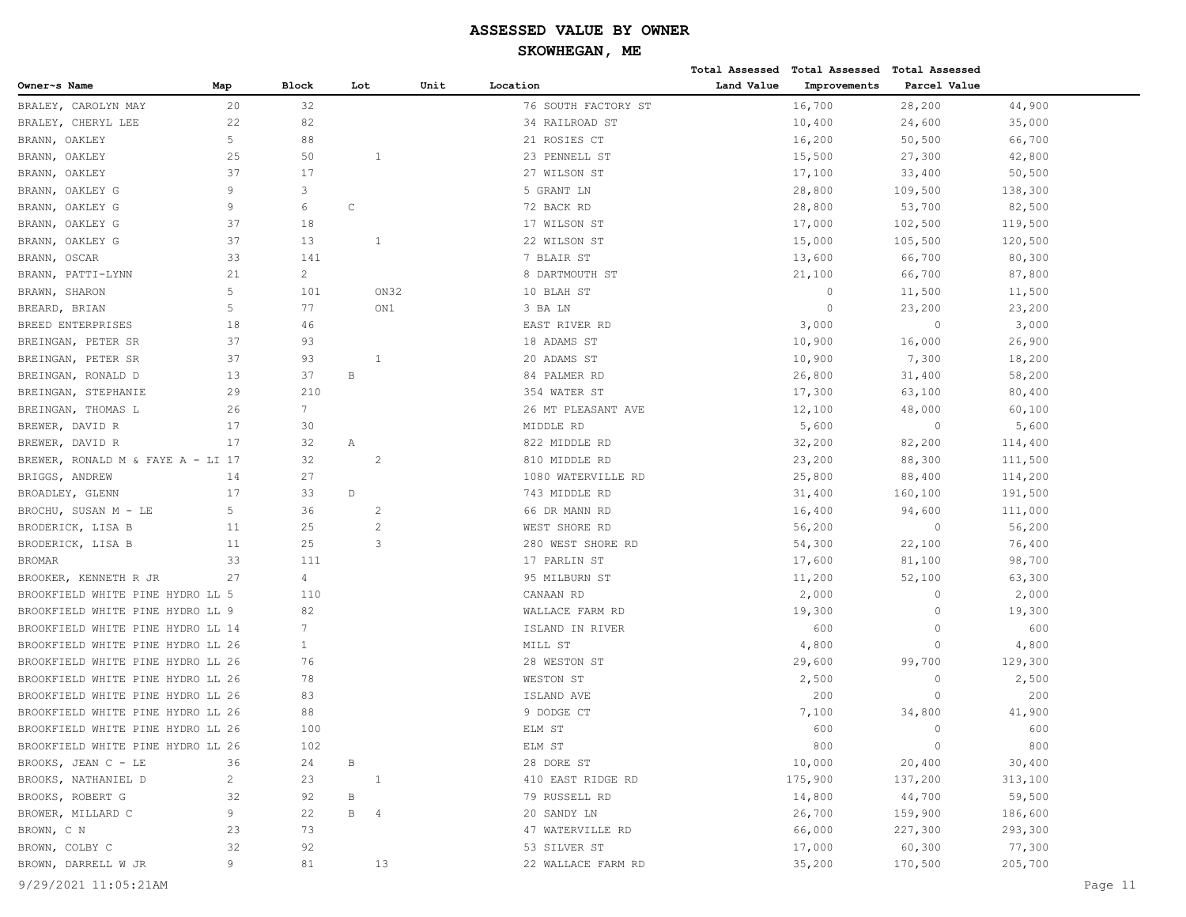# ASSESSED VALUE BY OWNER

## SKOWHEGAN, ME

| Owner~s Name | Map | Block | Lot | Unit | Location | Total Assessed Land Value | Total Assessed Improvements | Total Assessed Parcel Value |
|---|---|---|---|---|---|---|---|---|
| BRALEY, CAROLYN MAY | 20 | 32 | | | 76 SOUTH FACTORY ST | 16,700 | 28,200 | 44,900 |
| BRALEY, CHERYL LEE | 22 | 82 | | | 34 RAILROAD ST | 10,400 | 24,600 | 35,000 |
| BRANN, OAKLEY | 5 | 88 | | | 21 ROSIES CT | 16,200 | 50,500 | 66,700 |
| BRANN, OAKLEY | 25 | 50 | | 1 | 23 PENNELL ST | 15,500 | 27,300 | 42,800 |
| BRANN, OAKLEY | 37 | 17 | | | 27 WILSON ST | 17,100 | 33,400 | 50,500 |
| BRANN, OAKLEY G | 9 | 3 | | | 5 GRANT LN | 28,800 | 109,500 | 138,300 |
| BRANN, OAKLEY G | 9 | 6 | C | | 72 BACK RD | 28,800 | 53,700 | 82,500 |
| BRANN, OAKLEY G | 37 | 18 | | | 17 WILSON ST | 17,000 | 102,500 | 119,500 |
| BRANN, OAKLEY G | 37 | 13 | | 1 | 22 WILSON ST | 15,000 | 105,500 | 120,500 |
| BRANN, OSCAR | 33 | 141 | | | 7 BLAIR ST | 13,600 | 66,700 | 80,300 |
| BRANN, PATTI-LYNN | 21 | 2 | | | 8 DARTMOUTH ST | 21,100 | 66,700 | 87,800 |
| BRAWN, SHARON | 5 | 101 | | ON32 | 10 BLAH ST | 0 | 11,500 | 11,500 |
| BREARD, BRIAN | 5 | 77 | | ON1 | 3 BA LN | 0 | 23,200 | 23,200 |
| BREED ENTERPRISES | 18 | 46 | | | EAST RIVER RD | 3,000 | 0 | 3,000 |
| BREINGAN, PETER SR | 37 | 93 | | | 18 ADAMS ST | 10,900 | 16,000 | 26,900 |
| BREINGAN, PETER SR | 37 | 93 | | 1 | 20 ADAMS ST | 10,900 | 7,300 | 18,200 |
| BREINGAN, RONALD D | 13 | 37 | B | | 84 PALMER RD | 26,800 | 31,400 | 58,200 |
| BREINGAN, STEPHANIE | 29 | 210 | | | 354 WATER ST | 17,300 | 63,100 | 80,400 |
| BREINGAN, THOMAS L | 26 | 7 | | | 26 MT PLEASANT AVE | 12,100 | 48,000 | 60,100 |
| BREWER, DAVID R | 17 | 30 | | | MIDDLE RD | 5,600 | 0 | 5,600 |
| BREWER, DAVID R | 17 | 32 | A | | 822 MIDDLE RD | 32,200 | 82,200 | 114,400 |
| BREWER, RONALD M & FAYE A - LI | 17 | 32 | | 2 | 810 MIDDLE RD | 23,200 | 88,300 | 111,500 |
| BRIGGS, ANDREW | 14 | 27 | | | 1080 WATERVILLE RD | 25,800 | 88,400 | 114,200 |
| BROADLEY, GLENN | 17 | 33 | D | | 743 MIDDLE RD | 31,400 | 160,100 | 191,500 |
| BROCHU, SUSAN M - LE | 5 | 36 | | 2 | 66 DR MANN RD | 16,400 | 94,600 | 111,000 |
| BRODERICK, LISA B | 11 | 25 | | 2 | WEST SHORE RD | 56,200 | 0 | 56,200 |
| BRODERICK, LISA B | 11 | 25 | | 3 | 280 WEST SHORE RD | 54,300 | 22,100 | 76,400 |
| BROMAR | 33 | 111 | | | 17 PARLIN ST | 17,600 | 81,100 | 98,700 |
| BROOKER, KENNETH R JR | 27 | 4 | | | 95 MILBURN ST | 11,200 | 52,100 | 63,300 |
| BROOKFIELD WHITE PINE HYDRO LL | 5 | 110 | | | CANAAN RD | 2,000 | 0 | 2,000 |
| BROOKFIELD WHITE PINE HYDRO LL | 9 | 82 | | | WALLACE FARM RD | 19,300 | 0 | 19,300 |
| BROOKFIELD WHITE PINE HYDRO LL | 14 | 7 | | | ISLAND IN RIVER | 600 | 0 | 600 |
| BROOKFIELD WHITE PINE HYDRO LL | 26 | 1 | | | MILL ST | 4,800 | 0 | 4,800 |
| BROOKFIELD WHITE PINE HYDRO LL | 26 | 76 | | | 28 WESTON ST | 29,600 | 99,700 | 129,300 |
| BROOKFIELD WHITE PINE HYDRO LL | 26 | 78 | | | WESTON ST | 2,500 | 0 | 2,500 |
| BROOKFIELD WHITE PINE HYDRO LL | 26 | 83 | | | ISLAND AVE | 200 | 0 | 200 |
| BROOKFIELD WHITE PINE HYDRO LL | 26 | 88 | | | 9 DODGE CT | 7,100 | 34,800 | 41,900 |
| BROOKFIELD WHITE PINE HYDRO LL | 26 | 100 | | | ELM ST | 600 | 0 | 600 |
| BROOKFIELD WHITE PINE HYDRO LL | 26 | 102 | | | ELM ST | 800 | 0 | 800 |
| BROOKS, JEAN C - LE | 36 | 24 | B | | 28 DORE ST | 10,000 | 20,400 | 30,400 |
| BROOKS, NATHANIEL D | 2 | 23 | | 1 | 410 EAST RIDGE RD | 175,900 | 137,200 | 313,100 |
| BROOKS, ROBERT G | 32 | 92 | B | | 79 RUSSELL RD | 14,800 | 44,700 | 59,500 |
| BROWER, MILLARD C | 9 | 22 | B | 4 | 20 SANDY LN | 26,700 | 159,900 | 186,600 |
| BROWN, C N | 23 | 73 | | | 47 WATERVILLE RD | 66,000 | 227,300 | 293,300 |
| BROWN, COLBY C | 32 | 92 | | | 53 SILVER ST | 17,000 | 60,300 | 77,300 |
| BROWN, DARRELL W JR | 9 | 81 | | 13 | 22 WALLACE FARM RD | 35,200 | 170,500 | 205,700 |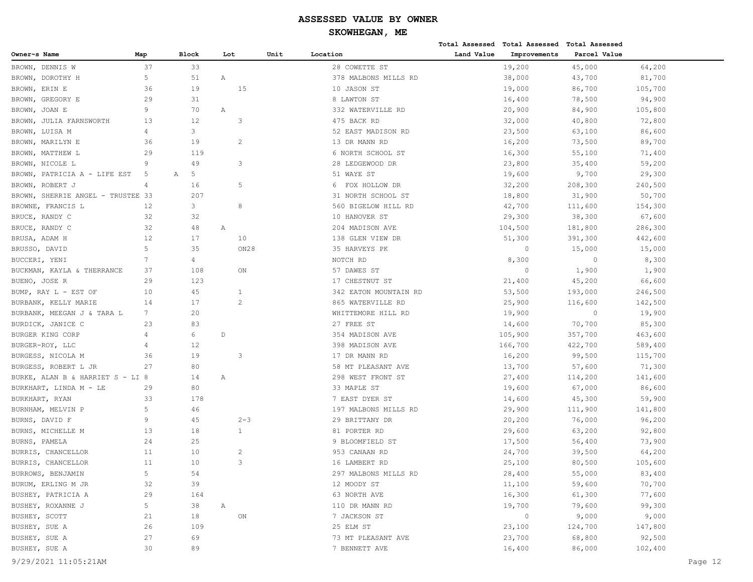# ASSESSED VALUE BY OWNER

## SKOWHEGAN, ME

| Owner~s Name | Map | Block | Lot | Unit | Location | Total Assessed Land Value | Total Assessed Improvements | Total Assessed Parcel Value |
|---|---|---|---|---|---|---|---|---|
| BROWN, DENNIS W | 37 | 33 | | | 28 COWETTE ST | 19,200 | 45,000 | 64,200 |
| BROWN, DOROTHY H | 5 | 51 | A | | 378 MALBONS MILLS RD | 38,000 | 43,700 | 81,700 |
| BROWN, ERIN E | 36 | 19 | 15 | | 10 JASON ST | 19,000 | 86,700 | 105,700 |
| BROWN, GREGORY E | 29 | 31 | | | 8 LAWTON ST | 16,400 | 78,500 | 94,900 |
| BROWN, JOAN E | 9 | 70 | A | | 332 WATERVILLE RD | 20,900 | 84,900 | 105,800 |
| BROWN, JULIA FARNSWORTH | 13 | 12 | 3 | | 475 BACK RD | 32,000 | 40,800 | 72,800 |
| BROWN, LUISA M | 4 | 3 | | | 52 EAST MADISON RD | 23,500 | 63,100 | 86,600 |
| BROWN, MARILYN E | 36 | 19 | 2 | | 13 DR MANN RD | 16,200 | 73,500 | 89,700 |
| BROWN, MATTHEW L | 29 | 119 | | | 6 NORTH SCHOOL ST | 16,300 | 55,100 | 71,400 |
| BROWN, NICOLE L | 9 | 49 | 3 | | 28 LEDGEWOOD DR | 23,800 | 35,400 | 59,200 |
| BROWN, PATRICIA A - LIFE EST | 5 | A 5 | | | 51 WAYE ST | 19,600 | 9,700 | 29,300 |
| BROWN, ROBERT J | 4 | 16 | 5 | | 6 FOX HOLLOW DR | 32,200 | 208,300 | 240,500 |
| BROWN, SHERRIE ANGEL - TRUSTEE | 33 | 207 | | | 31 NORTH SCHOOL ST | 18,800 | 31,900 | 50,700 |
| BROWNE, FRANCIS L | 12 | 3 | 8 | | 560 BIGELOW HILL RD | 42,700 | 111,600 | 154,300 |
| BRUCE, RANDY C | 32 | 32 | | | 10 HANOVER ST | 29,300 | 38,300 | 67,600 |
| BRUCE, RANDY C | 32 | 48 | A | | 204 MADISON AVE | 104,500 | 181,800 | 286,300 |
| BRUSA, ADAM H | 12 | 17 | 10 | | 138 GLEN VIEW DR | 51,300 | 391,300 | 442,600 |
| BRUSSO, DAVID | 5 | 35 | ON28 | | 35 HARVEYS PK | 0 | 15,000 | 15,000 |
| BUCCERI, YENI | 7 | 4 | | | NOTCH RD | 8,300 | 0 | 8,300 |
| BUCKMAN, KAYLA & THERRANCE | 37 | 108 | ON | | 57 DAWES ST | 0 | 1,900 | 1,900 |
| BUENO, JOSE R | 29 | 123 | | | 17 CHESTNUT ST | 21,400 | 45,200 | 66,600 |
| BUMP, RAY L - EST OF | 10 | 45 | 1 | | 342 EATON MOUNTAIN RD | 53,500 | 193,000 | 246,500 |
| BURBANK, KELLY MARIE | 14 | 17 | 2 | | 865 WATERVILLE RD | 25,900 | 116,600 | 142,500 |
| BURBANK, MEEGAN J & TARA L | 7 | 20 | | | WHITTEMORE HILL RD | 19,900 | 0 | 19,900 |
| BURDICK, JANICE C | 23 | 83 | | | 27 FREE ST | 14,600 | 70,700 | 85,300 |
| BURGER KING CORP | 4 | 6 | D | | 354 MADISON AVE | 105,900 | 357,700 | 463,600 |
| BURGER-ROY, LLC | 4 | 12 | | | 398 MADISON AVE | 166,700 | 422,700 | 589,400 |
| BURGESS, NICOLA M | 36 | 19 | 3 | | 17 DR MANN RD | 16,200 | 99,500 | 115,700 |
| BURGESS, ROBERT L JR | 27 | 80 | | | 58 MT PLEASANT AVE | 13,700 | 57,600 | 71,300 |
| BURKE, ALAN B & HARRIET S - LI | 8 | 14 | A | | 298 WEST FRONT ST | 27,400 | 114,200 | 141,600 |
| BURKHART, LINDA M - LE | 29 | 80 | | | 33 MAPLE ST | 19,600 | 67,000 | 86,600 |
| BURKHART, RYAN | 33 | 178 | | | 7 EAST DYER ST | 14,600 | 45,300 | 59,900 |
| BURNHAM, MELVIN P | 5 | 46 | | | 197 MALBONS MILLS RD | 29,900 | 111,900 | 141,800 |
| BURNS, DAVID F | 9 | 45 | 2-3 | | 29 BRITTANY DR | 20,200 | 76,000 | 96,200 |
| BURNS, MICHELLE M | 13 | 18 | 1 | | 81 PORTER RD | 29,600 | 63,200 | 92,800 |
| BURNS, PAMELA | 24 | 25 | | | 9 BLOOMFIELD ST | 17,500 | 56,400 | 73,900 |
| BURRIS, CHANCELLOR | 11 | 10 | 2 | | 953 CANAAN RD | 24,700 | 39,500 | 64,200 |
| BURRIS, CHANCELLOR | 11 | 10 | 3 | | 16 LAMBERT RD | 25,100 | 80,500 | 105,600 |
| BURROWS, BENJAMIN | 5 | 54 | | | 297 MALBONS MILLS RD | 28,400 | 55,000 | 83,400 |
| BURUM, ERLING M JR | 32 | 39 | | | 12 MOODY ST | 11,100 | 59,600 | 70,700 |
| BUSHEY, PATRICIA A | 29 | 164 | | | 63 NORTH AVE | 16,300 | 61,300 | 77,600 |
| BUSHEY, ROXANNE J | 5 | 38 | A | | 110 DR MANN RD | 19,700 | 79,600 | 99,300 |
| BUSHEY, SCOTT | 21 | 18 | ON | | 7 JACKSON ST | 0 | 9,000 | 9,000 |
| BUSHEY, SUE A | 26 | 109 | | | 25 ELM ST | 23,100 | 124,700 | 147,800 |
| BUSHEY, SUE A | 27 | 69 | | | 73 MT PLEASANT AVE | 23,700 | 68,800 | 92,500 |
| BUSHEY, SUE A | 30 | 89 | | | 7 BENNETT AVE | 16,400 | 86,000 | 102,400 |

9/29/2021 11:05:21AM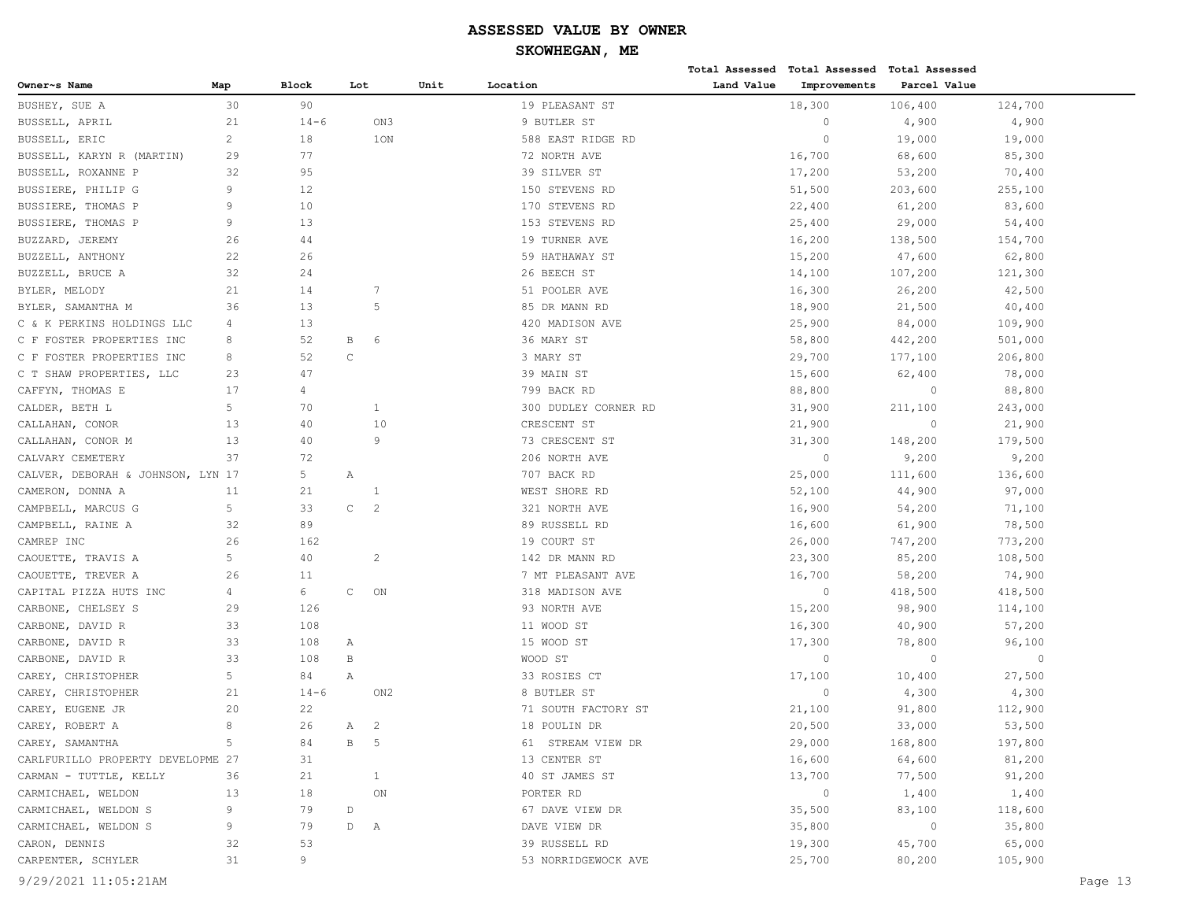# ASSESSED VALUE BY OWNER

## SKOWHEGAN, ME

| Owner~s Name | Map | Block | Lot | Unit | Location | Total Assessed Land Value | Total Assessed Improvements | Total Assessed Parcel Value |
|---|---|---|---|---|---|---|---|---|
| BUSHEY, SUE A | 30 | 90 | | | 19 PLEASANT ST | 18,300 | 106,400 | 124,700 |
| BUSSELL, APRIL | 21 | 14-6 | ON3 | | 9 BUTLER ST | 0 | 4,900 | 4,900 |
| BUSSELL, ERIC | 2 | 18 | 1ON | | 588 EAST RIDGE RD | 0 | 19,000 | 19,000 |
| BUSSELL, KARYN R (MARTIN) | 29 | 77 | | | 72 NORTH AVE | 16,700 | 68,600 | 85,300 |
| BUSSELL, ROXANNE P | 32 | 95 | | | 39 SILVER ST | 17,200 | 53,200 | 70,400 |
| BUSSIERE, PHILIP G | 9 | 12 | | | 150 STEVENS RD | 51,500 | 203,600 | 255,100 |
| BUSSIERE, THOMAS P | 9 | 10 | | | 170 STEVENS RD | 22,400 | 61,200 | 83,600 |
| BUSSIERE, THOMAS P | 9 | 13 | | | 153 STEVENS RD | 25,400 | 29,000 | 54,400 |
| BUZZARD, JEREMY | 26 | 44 | | | 19 TURNER AVE | 16,200 | 138,500 | 154,700 |
| BUZZELL, ANTHONY | 22 | 26 | | | 59 HATHAWAY ST | 15,200 | 47,600 | 62,800 |
| BUZZELL, BRUCE A | 32 | 24 | | | 26 BEECH ST | 14,100 | 107,200 | 121,300 |
| BYLER, MELODY | 21 | 14 | 7 | | 51 POOLER AVE | 16,300 | 26,200 | 42,500 |
| BYLER, SAMANTHA M | 36 | 13 | 5 | | 85 DR MANN RD | 18,900 | 21,500 | 40,400 |
| C & K PERKINS HOLDINGS LLC | 4 | 13 | | | 420 MADISON AVE | 25,900 | 84,000 | 109,900 |
| C F FOSTER PROPERTIES INC | 8 | 52 | B 6 | | 36 MARY ST | 58,800 | 442,200 | 501,000 |
| C F FOSTER PROPERTIES INC | 8 | 52 | C | | 3 MARY ST | 29,700 | 177,100 | 206,800 |
| C T SHAW PROPERTIES, LLC | 23 | 47 | | | 39 MAIN ST | 15,600 | 62,400 | 78,000 |
| CAFFYN, THOMAS E | 17 | 4 | | | 799 BACK RD | 88,800 | 0 | 88,800 |
| CALDER, BETH L | 5 | 70 | 1 | | 300 DUDLEY CORNER RD | 31,900 | 211,100 | 243,000 |
| CALLAHAN, CONOR | 13 | 40 | 10 | | CRESCENT ST | 21,900 | 0 | 21,900 |
| CALLAHAN, CONOR M | 13 | 40 | 9 | | 73 CRESCENT ST | 31,300 | 148,200 | 179,500 |
| CALVARY CEMETERY | 37 | 72 | | | 206 NORTH AVE | 0 | 9,200 | 9,200 |
| CALVER, DEBORAH & JOHNSON, LYN | 17 | 5 | A | | 707 BACK RD | 25,000 | 111,600 | 136,600 |
| CAMERON, DONNA A | 11 | 21 | 1 | | WEST SHORE RD | 52,100 | 44,900 | 97,000 |
| CAMPBELL, MARCUS G | 5 | 33 | C 2 | | 321 NORTH AVE | 16,900 | 54,200 | 71,100 |
| CAMPBELL, RAINE A | 32 | 89 | | | 89 RUSSELL RD | 16,600 | 61,900 | 78,500 |
| CAMREP INC | 26 | 162 | | | 19 COURT ST | 26,000 | 747,200 | 773,200 |
| CAOUETTE, TRAVIS A | 5 | 40 | 2 | | 142 DR MANN RD | 23,300 | 85,200 | 108,500 |
| CAOUETTE, TREVER A | 26 | 11 | | | 7 MT PLEASANT AVE | 16,700 | 58,200 | 74,900 |
| CAPITAL PIZZA HUTS INC | 4 | 6 | C ON | | 318 MADISON AVE | 0 | 418,500 | 418,500 |
| CARBONE, CHELSEY S | 29 | 126 | | | 93 NORTH AVE | 15,200 | 98,900 | 114,100 |
| CARBONE, DAVID R | 33 | 108 | | | 11 WOOD ST | 16,300 | 40,900 | 57,200 |
| CARBONE, DAVID R | 33 | 108 | A | | 15 WOOD ST | 17,300 | 78,800 | 96,100 |
| CARBONE, DAVID R | 33 | 108 | B | | WOOD ST | 0 | 0 | 0 |
| CAREY, CHRISTOPHER | 5 | 84 | A | | 33 ROSIES CT | 17,100 | 10,400 | 27,500 |
| CAREY, CHRISTOPHER | 21 | 14-6 | ON2 | | 8 BUTLER ST | 0 | 4,300 | 4,300 |
| CAREY, EUGENE JR | 20 | 22 | | | 71 SOUTH FACTORY ST | 21,100 | 91,800 | 112,900 |
| CAREY, ROBERT A | 8 | 26 | A 2 | | 18 POULIN DR | 20,500 | 33,000 | 53,500 |
| CAREY, SAMANTHA | 5 | 84 | B 5 | | 61 STREAM VIEW DR | 29,000 | 168,800 | 197,800 |
| CARLFURILLO PROPERTY DEVELOPME | 27 | 31 | | | 13 CENTER ST | 16,600 | 64,600 | 81,200 |
| CARMAN - TUTTLE, KELLY | 36 | 21 | 1 | | 40 ST JAMES ST | 13,700 | 77,500 | 91,200 |
| CARMICHAEL, WELDON | 13 | 18 | ON | | PORTER RD | 0 | 1,400 | 1,400 |
| CARMICHAEL, WELDON S | 9 | 79 | D | | 67 DAVE VIEW DR | 35,500 | 83,100 | 118,600 |
| CARMICHAEL, WELDON S | 9 | 79 | D A | | DAVE VIEW DR | 35,800 | 0 | 35,800 |
| CARON, DENNIS | 32 | 53 | | | 39 RUSSELL RD | 19,300 | 45,700 | 65,000 |
| CARPENTER, SCHYLER | 31 | 9 | | | 53 NORRIDGEWOCK AVE | 25,700 | 80,200 | 105,900 |

9/29/2021 11:05:21AM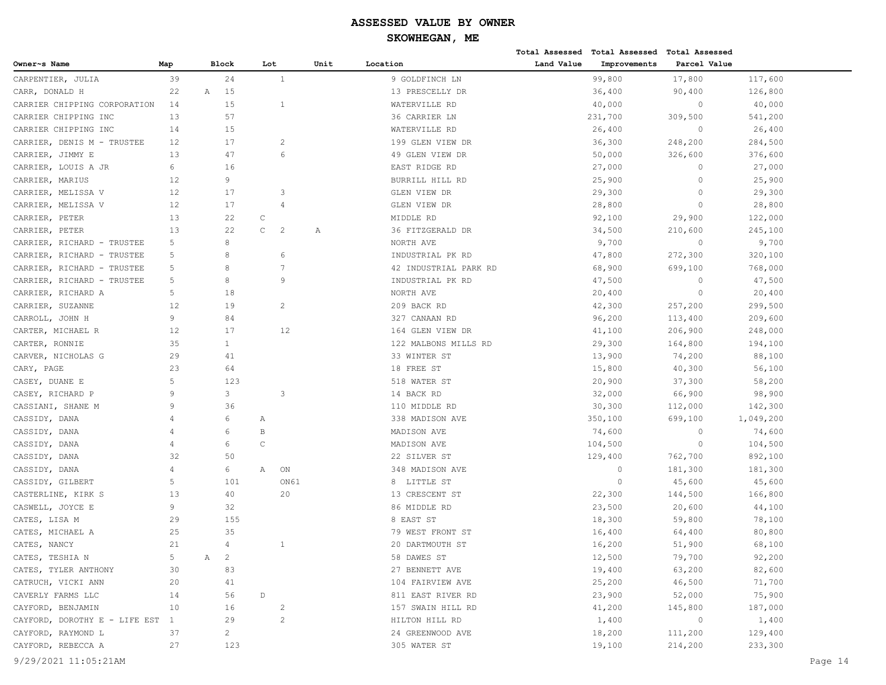# ASSESSED VALUE BY OWNER

## SKOWHEGAN, ME

| Owner~s Name | Map | Block | Lot | Unit | Location | Total Assessed Land Value | Total Assessed Improvements | Total Assessed Parcel Value |
|---|---|---|---|---|---|---|---|---|
| CARPENTIER, JULIA | 39 | 24 | 1 | | 9 GOLDFINCH LN | 99,800 | 17,800 | 117,600 |
| CARR, DONALD H | 22 | A 15 | | | 13 PRESCELLY DR | 36,400 | 90,400 | 126,800 |
| CARRIER CHIPPING CORPORATION | 14 | 15 | 1 | | WATERVILLE RD | 40,000 | 0 | 40,000 |
| CARRIER CHIPPING INC | 13 | 57 | | | 36 CARRIER LN | 231,700 | 309,500 | 541,200 |
| CARRIER CHIPPING INC | 14 | 15 | | | WATERVILLE RD | 26,400 | 0 | 26,400 |
| CARRIER, DENIS M - TRUSTEE | 12 | 17 | 2 | | 199 GLEN VIEW DR | 36,300 | 248,200 | 284,500 |
| CARRIER, JIMMY E | 13 | 47 | 6 | | 49 GLEN VIEW DR | 50,000 | 326,600 | 376,600 |
| CARRIER, LOUIS A JR | 6 | 16 | | | EAST RIDGE RD | 27,000 | 0 | 27,000 |
| CARRIER, MARIUS | 12 | 9 | | | BURRILL HILL RD | 25,900 | 0 | 25,900 |
| CARRIER, MELISSA V | 12 | 17 | 3 | | GLEN VIEW DR | 29,300 | 0 | 29,300 |
| CARRIER, MELISSA V | 12 | 17 | 4 | | GLEN VIEW DR | 28,800 | 0 | 28,800 |
| CARRIER, PETER | 13 | 22 | C | | MIDDLE RD | 92,100 | 29,900 | 122,000 |
| CARRIER, PETER | 13 | 22 | C 2 | A | 36 FITZGERALD DR | 34,500 | 210,600 | 245,100 |
| CARRIER, RICHARD - TRUSTEE | 5 | 8 | | | NORTH AVE | 9,700 | 0 | 9,700 |
| CARRIER, RICHARD - TRUSTEE | 5 | 8 | 6 | | INDUSTRIAL PK RD | 47,800 | 272,300 | 320,100 |
| CARRIER, RICHARD - TRUSTEE | 5 | 8 | 7 | | 42 INDUSTRIAL PARK RD | 68,900 | 699,100 | 768,000 |
| CARRIER, RICHARD - TRUSTEE | 5 | 8 | 9 | | INDUSTRIAL PK RD | 47,500 | 0 | 47,500 |
| CARRIER, RICHARD A | 5 | 18 | | | NORTH AVE | 20,400 | 0 | 20,400 |
| CARRIER, SUZANNE | 12 | 19 | 2 | | 209 BACK RD | 42,300 | 257,200 | 299,500 |
| CARROLL, JOHN H | 9 | 84 | | | 327 CANAAN RD | 96,200 | 113,400 | 209,600 |
| CARTER, MICHAEL R | 12 | 17 | 12 | | 164 GLEN VIEW DR | 41,100 | 206,900 | 248,000 |
| CARTER, RONNIE | 35 | 1 | | | 122 MALBONS MILLS RD | 29,300 | 164,800 | 194,100 |
| CARVER, NICHOLAS G | 29 | 41 | | | 33 WINTER ST | 13,900 | 74,200 | 88,100 |
| CARY, PAGE | 23 | 64 | | | 18 FREE ST | 15,800 | 40,300 | 56,100 |
| CASEY, DUANE E | 5 | 123 | | | 518 WATER ST | 20,900 | 37,300 | 58,200 |
| CASEY, RICHARD P | 9 | 3 | 3 | | 14 BACK RD | 32,000 | 66,900 | 98,900 |
| CASSIANI, SHANE M | 9 | 36 | | | 110 MIDDLE RD | 30,300 | 112,000 | 142,300 |
| CASSIDY, DANA | 4 | 6 | A | | 338 MADISON AVE | 350,100 | 699,100 | 1,049,200 |
| CASSIDY, DANA | 4 | 6 | B | | MADISON AVE | 74,600 | 0 | 74,600 |
| CASSIDY, DANA | 4 | 6 | C | | MADISON AVE | 104,500 | 0 | 104,500 |
| CASSIDY, DANA | 32 | 50 | | | 22 SILVER ST | 129,400 | 762,700 | 892,100 |
| CASSIDY, DANA | 4 | 6 | A ON | | 348 MADISON AVE | 0 | 181,300 | 181,300 |
| CASSIDY, GILBERT | 5 | 101 | ON61 | | 8 LITTLE ST | 0 | 45,600 | 45,600 |
| CASTERLINE, KIRK S | 13 | 40 | 20 | | 13 CRESCENT ST | 22,300 | 144,500 | 166,800 |
| CASWELL, JOYCE E | 9 | 32 | | | 86 MIDDLE RD | 23,500 | 20,600 | 44,100 |
| CATES, LISA M | 29 | 155 | | | 8 EAST ST | 18,300 | 59,800 | 78,100 |
| CATES, MICHAEL A | 25 | 35 | | | 79 WEST FRONT ST | 16,400 | 64,400 | 80,800 |
| CATES, NANCY | 21 | 4 | 1 | | 20 DARTMOUTH ST | 16,200 | 51,900 | 68,100 |
| CATES, TESHIA N | 5 | A 2 | | | 58 DAWES ST | 12,500 | 79,700 | 92,200 |
| CATES, TYLER ANTHONY | 30 | 83 | | | 27 BENNETT AVE | 19,400 | 63,200 | 82,600 |
| CATRUCH, VICKI ANN | 20 | 41 | | | 104 FAIRVIEW AVE | 25,200 | 46,500 | 71,700 |
| CAVERLY FARMS LLC | 14 | 56 | D | | 811 EAST RIVER RD | 23,900 | 52,000 | 75,900 |
| CAYFORD, BENJAMIN | 10 | 16 | 2 | | 157 SWAIN HILL RD | 41,200 | 145,800 | 187,000 |
| CAYFORD, DOROTHY E - LIFE EST | 1 | 29 | 2 | | HILTON HILL RD | 1,400 | 0 | 1,400 |
| CAYFORD, RAYMOND L | 37 | 2 | | | 24 GREENWOOD AVE | 18,200 | 111,200 | 129,400 |
| CAYFORD, REBECCA A | 27 | 123 | | | 305 WATER ST | 19,100 | 214,200 | 233,300 |

9/29/2021 11:05:21AM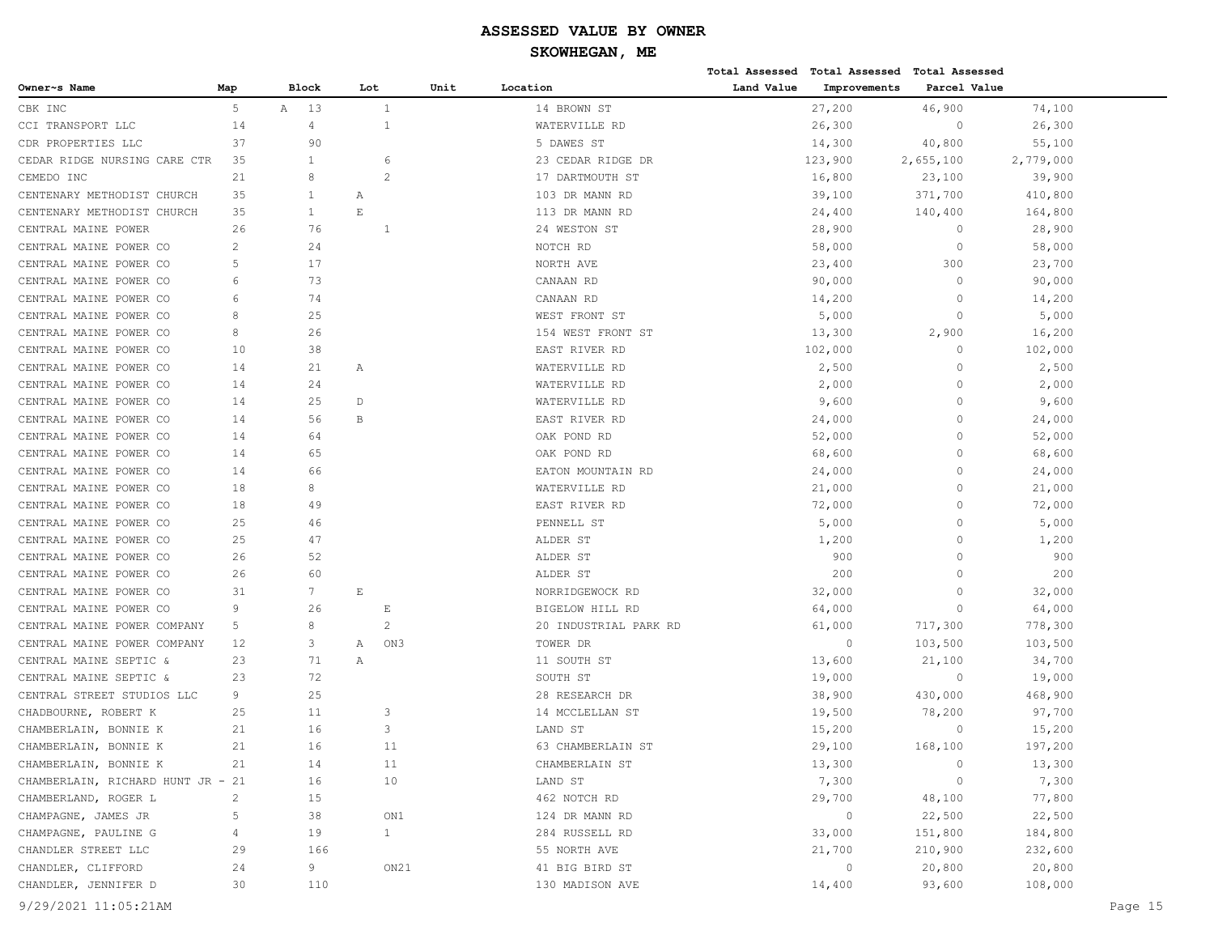# ASSESSED VALUE BY OWNER

## SKOWHEGAN, ME

| Owner~s Name | Map | Block | Lot | Unit | Location | Total Assessed Land Value | Total Assessed Improvements | Total Assessed Parcel Value |
|---|---|---|---|---|---|---|---|---|
| CBK INC | 5 | A 13 | 1 | | 14 BROWN ST | 27,200 | 46,900 | 74,100 |
| CCI TRANSPORT LLC | 14 | 4 | 1 | | WATERVILLE RD | 26,300 | 0 | 26,300 |
| CDR PROPERTIES LLC | 37 | 90 | | | 5 DAWES ST | 14,300 | 40,800 | 55,100 |
| CEDAR RIDGE NURSING CARE CTR | 35 | 1 | 6 | | 23 CEDAR RIDGE DR | 123,900 | 2,655,100 | 2,779,000 |
| CEMEDO INC | 21 | 8 | 2 | | 17 DARTMOUTH ST | 16,800 | 23,100 | 39,900 |
| CENTENARY METHODIST CHURCH | 35 | 1 | A | | 103 DR MANN RD | 39,100 | 371,700 | 410,800 |
| CENTENARY METHODIST CHURCH | 35 | 1 | E | | 113 DR MANN RD | 24,400 | 140,400 | 164,800 |
| CENTRAL MAINE POWER | 26 | 76 | 1 | | 24 WESTON ST | 28,900 | 0 | 28,900 |
| CENTRAL MAINE POWER CO | 2 | 24 | | | NOTCH RD | 58,000 | 0 | 58,000 |
| CENTRAL MAINE POWER CO | 5 | 17 | | | NORTH AVE | 23,400 | 300 | 23,700 |
| CENTRAL MAINE POWER CO | 6 | 73 | | | CANAAN RD | 90,000 | 0 | 90,000 |
| CENTRAL MAINE POWER CO | 6 | 74 | | | CANAAN RD | 14,200 | 0 | 14,200 |
| CENTRAL MAINE POWER CO | 8 | 25 | | | WEST FRONT ST | 5,000 | 0 | 5,000 |
| CENTRAL MAINE POWER CO | 8 | 26 | | | 154 WEST FRONT ST | 13,300 | 2,900 | 16,200 |
| CENTRAL MAINE POWER CO | 10 | 38 | | | EAST RIVER RD | 102,000 | 0 | 102,000 |
| CENTRAL MAINE POWER CO | 14 | 21 | A | | WATERVILLE RD | 2,500 | 0 | 2,500 |
| CENTRAL MAINE POWER CO | 14 | 24 | | | WATERVILLE RD | 2,000 | 0 | 2,000 |
| CENTRAL MAINE POWER CO | 14 | 25 | D | | WATERVILLE RD | 9,600 | 0 | 9,600 |
| CENTRAL MAINE POWER CO | 14 | 56 | B | | EAST RIVER RD | 24,000 | 0 | 24,000 |
| CENTRAL MAINE POWER CO | 14 | 64 | | | OAK POND RD | 52,000 | 0 | 52,000 |
| CENTRAL MAINE POWER CO | 14 | 65 | | | OAK POND RD | 68,600 | 0 | 68,600 |
| CENTRAL MAINE POWER CO | 14 | 66 | | | EATON MOUNTAIN RD | 24,000 | 0 | 24,000 |
| CENTRAL MAINE POWER CO | 18 | 8 | | | WATERVILLE RD | 21,000 | 0 | 21,000 |
| CENTRAL MAINE POWER CO | 18 | 49 | | | EAST RIVER RD | 72,000 | 0 | 72,000 |
| CENTRAL MAINE POWER CO | 25 | 46 | | | PENNELL ST | 5,000 | 0 | 5,000 |
| CENTRAL MAINE POWER CO | 25 | 47 | | | ALDER ST | 1,200 | 0 | 1,200 |
| CENTRAL MAINE POWER CO | 26 | 52 | | | ALDER ST | 900 | 0 | 900 |
| CENTRAL MAINE POWER CO | 26 | 60 | | | ALDER ST | 200 | 0 | 200 |
| CENTRAL MAINE POWER CO | 31 | 7 | E | | NORRIDGEWOCK RD | 32,000 | 0 | 32,000 |
| CENTRAL MAINE POWER CO | 9 | 26 | E | | BIGELOW HILL RD | 64,000 | 0 | 64,000 |
| CENTRAL MAINE POWER COMPANY | 5 | 8 | 2 | | 20 INDUSTRIAL PARK RD | 61,000 | 717,300 | 778,300 |
| CENTRAL MAINE POWER COMPANY | 12 | 3 | A | ON3 | TOWER DR | 0 | 103,500 | 103,500 |
| CENTRAL MAINE SEPTIC & | 23 | 71 | A | | 11 SOUTH ST | 13,600 | 21,100 | 34,700 |
| CENTRAL MAINE SEPTIC & | 23 | 72 | | | SOUTH ST | 19,000 | 0 | 19,000 |
| CENTRAL STREET STUDIOS LLC | 9 | 25 | | | 28 RESEARCH DR | 38,900 | 430,000 | 468,900 |
| CHADBOURNE, ROBERT K | 25 | 11 | 3 | | 14 MCCLELLAN ST | 19,500 | 78,200 | 97,700 |
| CHAMBERLAIN, BONNIE K | 21 | 16 | 3 | | LAND ST | 15,200 | 0 | 15,200 |
| CHAMBERLAIN, BONNIE K | 21 | 16 | 11 | | 63 CHAMBERLAIN ST | 29,100 | 168,100 | 197,200 |
| CHAMBERLAIN, BONNIE K | 21 | 14 | 11 | | CHAMBERLAIN ST | 13,300 | 0 | 13,300 |
| CHAMBERLAIN, RICHARD HUNT JR - | 21 | 16 | 10 | | LAND ST | 7,300 | 0 | 7,300 |
| CHAMBERLAND, ROGER L | 2 | 15 | | | 462 NOTCH RD | 29,700 | 48,100 | 77,800 |
| CHAMPAGNE, JAMES JR | 5 | 38 | ON1 | | 124 DR MANN RD | 0 | 22,500 | 22,500 |
| CHAMPAGNE, PAULINE G | 4 | 19 | 1 | | 284 RUSSELL RD | 33,000 | 151,800 | 184,800 |
| CHANDLER STREET LLC | 29 | 166 | | | 55 NORTH AVE | 21,700 | 210,900 | 232,600 |
| CHANDLER, CLIFFORD | 24 | 9 | ON21 | | 41 BIG BIRD ST | 0 | 20,800 | 20,800 |
| CHANDLER, JENNIFER D | 30 | 110 | | | 130 MADISON AVE | 14,400 | 93,600 | 108,000 |

9/29/2021 11:05:21AM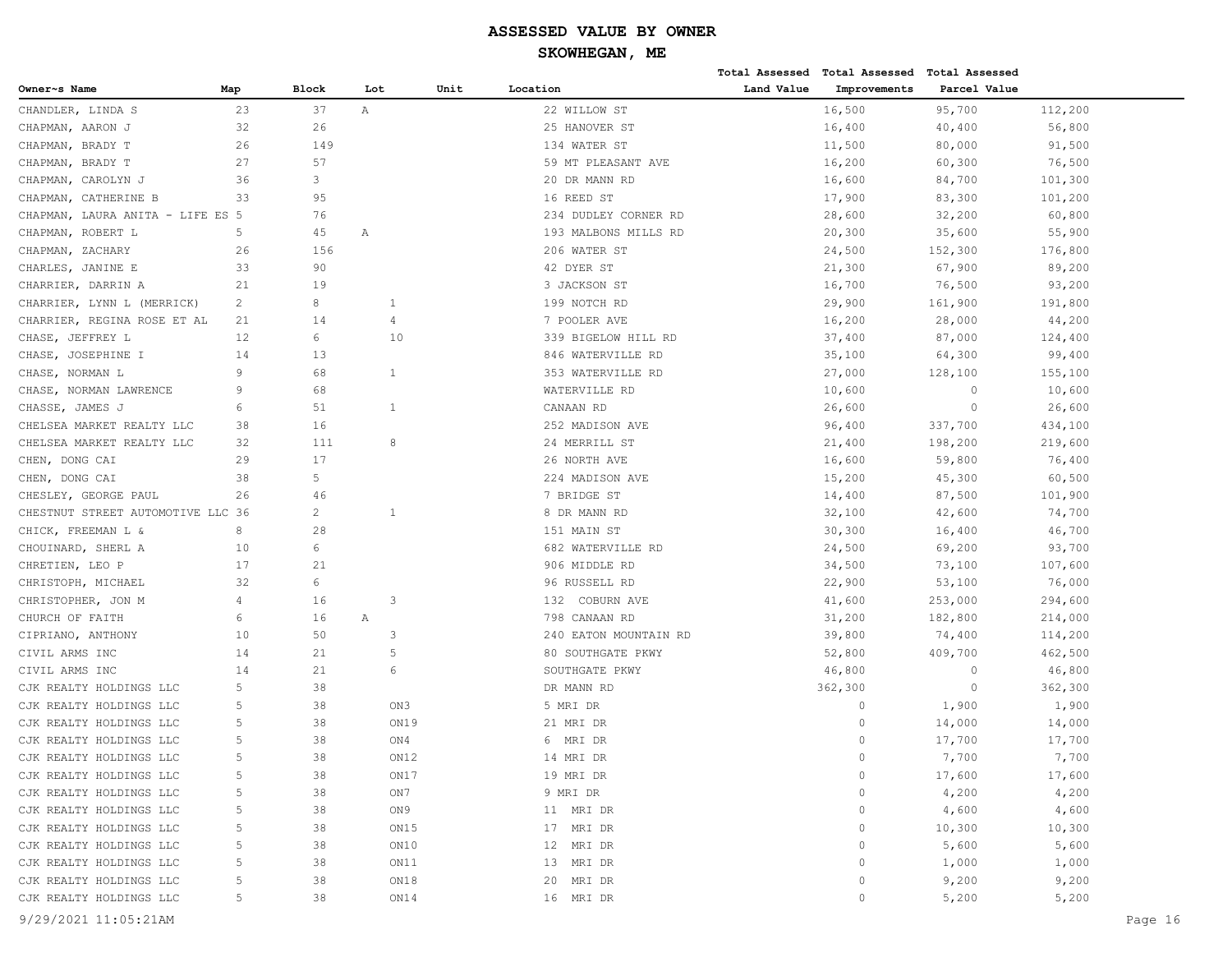# ASSESSED VALUE BY OWNER

## SKOWHEGAN, ME

| Owner~s Name | Map | Block | Lot | Unit | Location | Total Assessed Land Value | Total Assessed Improvements | Total Assessed Parcel Value |
|---|---|---|---|---|---|---|---|---|
| CHANDLER, LINDA S | 23 | 37 | A | | 22 WILLOW ST | 16,500 | 95,700 | 112,200 |
| CHAPMAN, AARON J | 32 | 26 | | | 25 HANOVER ST | 16,400 | 40,400 | 56,800 |
| CHAPMAN, BRADY T | 26 | 149 | | | 134 WATER ST | 11,500 | 80,000 | 91,500 |
| CHAPMAN, BRADY T | 27 | 57 | | | 59 MT PLEASANT AVE | 16,200 | 60,300 | 76,500 |
| CHAPMAN, CAROLYN J | 36 | 3 | | | 20 DR MANN RD | 16,600 | 84,700 | 101,300 |
| CHAPMAN, CATHERINE B | 33 | 95 | | | 16 REED ST | 17,900 | 83,300 | 101,200 |
| CHAPMAN, LAURA ANITA - LIFE ES | 5 | 76 | | | 234 DUDLEY CORNER RD | 28,600 | 32,200 | 60,800 |
| CHAPMAN, ROBERT L | 5 | 45 | A | | 193 MALBONS MILLS RD | 20,300 | 35,600 | 55,900 |
| CHAPMAN, ZACHARY | 26 | 156 | | | 206 WATER ST | 24,500 | 152,300 | 176,800 |
| CHARLES, JANINE E | 33 | 90 | | | 42 DYER ST | 21,300 | 67,900 | 89,200 |
| CHARRIER, DARRIN A | 21 | 19 | | | 3 JACKSON ST | 16,700 | 76,500 | 93,200 |
| CHARRIER, LYNN L (MERRICK) | 2 | 8 | 1 | | 199 NOTCH RD | 29,900 | 161,900 | 191,800 |
| CHARRIER, REGINA ROSE ET AL | 21 | 14 | 4 | | 7 POOLER AVE | 16,200 | 28,000 | 44,200 |
| CHASE, JEFFREY L | 12 | 6 | 10 | | 339 BIGELOW HILL RD | 37,400 | 87,000 | 124,400 |
| CHASE, JOSEPHINE I | 14 | 13 | | | 846 WATERVILLE RD | 35,100 | 64,300 | 99,400 |
| CHASE, NORMAN L | 9 | 68 | 1 | | 353 WATERVILLE RD | 27,000 | 128,100 | 155,100 |
| CHASE, NORMAN LAWRENCE | 9 | 68 | | | WATERVILLE RD | 10,600 | 0 | 10,600 |
| CHASSE, JAMES J | 6 | 51 | 1 | | CANAAN RD | 26,600 | 0 | 26,600 |
| CHELSEA MARKET REALTY LLC | 38 | 16 | | | 252 MADISON AVE | 96,400 | 337,700 | 434,100 |
| CHELSEA MARKET REALTY LLC | 32 | 111 | 8 | | 24 MERRILL ST | 21,400 | 198,200 | 219,600 |
| CHEN, DONG CAI | 29 | 17 | | | 26 NORTH AVE | 16,600 | 59,800 | 76,400 |
| CHEN, DONG CAI | 38 | 5 | | | 224 MADISON AVE | 15,200 | 45,300 | 60,500 |
| CHESLEY, GEORGE PAUL | 26 | 46 | | | 7 BRIDGE ST | 14,400 | 87,500 | 101,900 |
| CHESTNUT STREET AUTOMOTIVE LLC | 36 | 2 | 1 | | 8 DR MANN RD | 32,100 | 42,600 | 74,700 |
| CHICK, FREEMAN L & | 8 | 28 | | | 151 MAIN ST | 30,300 | 16,400 | 46,700 |
| CHOUINARD, SHERL A | 10 | 6 | | | 682 WATERVILLE RD | 24,500 | 69,200 | 93,700 |
| CHRETIEN, LEO P | 17 | 21 | | | 906 MIDDLE RD | 34,500 | 73,100 | 107,600 |
| CHRISTOPH, MICHAEL | 32 | 6 | | | 96 RUSSELL RD | 22,900 | 53,100 | 76,000 |
| CHRISTOPHER, JON M | 4 | 16 | 3 | | 132 COBURN AVE | 41,600 | 253,000 | 294,600 |
| CHURCH OF FAITH | 6 | 16 | A | | 798 CANAAN RD | 31,200 | 182,800 | 214,000 |
| CIPRIANO, ANTHONY | 10 | 50 | 3 | | 240 EATON MOUNTAIN RD | 39,800 | 74,400 | 114,200 |
| CIVIL ARMS INC | 14 | 21 | 5 | | 80 SOUTHGATE PKWY | 52,800 | 409,700 | 462,500 |
| CIVIL ARMS INC | 14 | 21 | 6 | | SOUTHGATE PKWY | 46,800 | 0 | 46,800 |
| CJK REALTY HOLDINGS LLC | 5 | 38 | | | DR MANN RD | 362,300 | 0 | 362,300 |
| CJK REALTY HOLDINGS LLC | 5 | 38 | ON3 | | 5 MRI DR | 0 | 1,900 | 1,900 |
| CJK REALTY HOLDINGS LLC | 5 | 38 | ON19 | | 21 MRI DR | 0 | 14,000 | 14,000 |
| CJK REALTY HOLDINGS LLC | 5 | 38 | ON4 | | 6 MRI DR | 0 | 17,700 | 17,700 |
| CJK REALTY HOLDINGS LLC | 5 | 38 | ON12 | | 14 MRI DR | 0 | 7,700 | 7,700 |
| CJK REALTY HOLDINGS LLC | 5 | 38 | ON17 | | 19 MRI DR | 0 | 17,600 | 17,600 |
| CJK REALTY HOLDINGS LLC | 5 | 38 | ON7 | | 9 MRI DR | 0 | 4,200 | 4,200 |
| CJK REALTY HOLDINGS LLC | 5 | 38 | ON9 | | 11 MRI DR | 0 | 4,600 | 4,600 |
| CJK REALTY HOLDINGS LLC | 5 | 38 | ON15 | | 17 MRI DR | 0 | 10,300 | 10,300 |
| CJK REALTY HOLDINGS LLC | 5 | 38 | ON10 | | 12 MRI DR | 0 | 5,600 | 5,600 |
| CJK REALTY HOLDINGS LLC | 5 | 38 | ON11 | | 13 MRI DR | 0 | 1,000 | 1,000 |
| CJK REALTY HOLDINGS LLC | 5 | 38 | ON18 | | 20 MRI DR | 0 | 9,200 | 9,200 |
| CJK REALTY HOLDINGS LLC | 5 | 38 | ON14 | | 16 MRI DR | 0 | 5,200 | 5,200 |

9/29/2021 11:05:21AM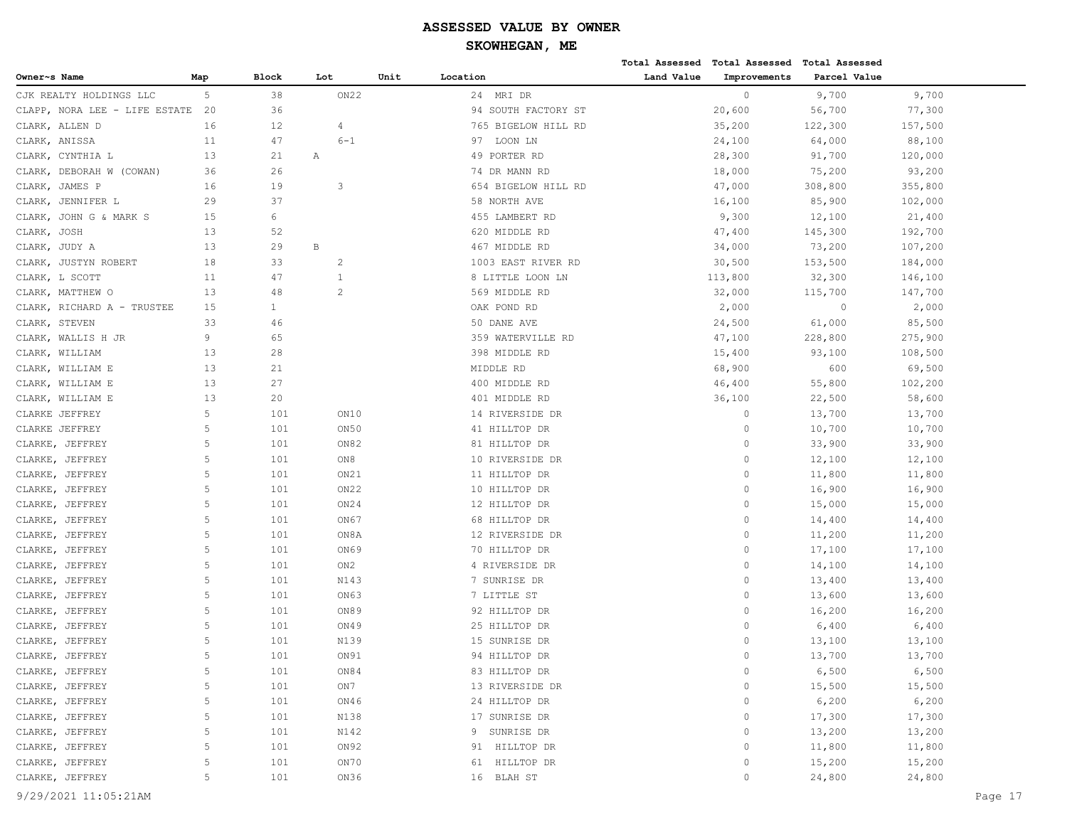# ASSESSED VALUE BY OWNER

## SKOWHEGAN, ME

| Owner~s Name | Map | Block | Lot | Unit | Location | Total Assessed Land Value | Total Assessed Improvements | Total Assessed Parcel Value |
|---|---|---|---|---|---|---|---|---|
| CJK REALTY HOLDINGS LLC | 5 | 38 | ON22 | | 24 MRI DR | 0 | 9,700 | 9,700 |
| CLAPP, NORA LEE - LIFE ESTATE | 20 | 36 | | | 94 SOUTH FACTORY ST | 20,600 | 56,700 | 77,300 |
| CLARK, ALLEN D | 16 | 12 | 4 | | 765 BIGELOW HILL RD | 35,200 | 122,300 | 157,500 |
| CLARK, ANISSA | 11 | 47 | 6-1 | | 97 LOON LN | 24,100 | 64,000 | 88,100 |
| CLARK, CYNTHIA L | 13 | 21 | A | | 49 PORTER RD | 28,300 | 91,700 | 120,000 |
| CLARK, DEBORAH W (COWAN) | 36 | 26 | | | 74 DR MANN RD | 18,000 | 75,200 | 93,200 |
| CLARK, JAMES P | 16 | 19 | 3 | | 654 BIGELOW HILL RD | 47,000 | 308,800 | 355,800 |
| CLARK, JENNIFER L | 29 | 37 | | | 58 NORTH AVE | 16,100 | 85,900 | 102,000 |
| CLARK, JOHN G & MARK S | 15 | 6 | | | 455 LAMBERT RD | 9,300 | 12,100 | 21,400 |
| CLARK, JOSH | 13 | 52 | | | 620 MIDDLE RD | 47,400 | 145,300 | 192,700 |
| CLARK, JUDY A | 13 | 29 | B | | 467 MIDDLE RD | 34,000 | 73,200 | 107,200 |
| CLARK, JUSTYN ROBERT | 18 | 33 | 2 | | 1003 EAST RIVER RD | 30,500 | 153,500 | 184,000 |
| CLARK, L SCOTT | 11 | 47 | 1 | | 8 LITTLE LOON LN | 113,800 | 32,300 | 146,100 |
| CLARK, MATTHEW O | 13 | 48 | 2 | | 569 MIDDLE RD | 32,000 | 115,700 | 147,700 |
| CLARK, RICHARD A - TRUSTEE | 15 | 1 | | | OAK POND RD | 2,000 | 0 | 2,000 |
| CLARK, STEVEN | 33 | 46 | | | 50 DANE AVE | 24,500 | 61,000 | 85,500 |
| CLARK, WALLIS H JR | 9 | 65 | | | 359 WATERVILLE RD | 47,100 | 228,800 | 275,900 |
| CLARK, WILLIAM | 13 | 28 | | | 398 MIDDLE RD | 15,400 | 93,100 | 108,500 |
| CLARK, WILLIAM E | 13 | 21 | | | MIDDLE RD | 68,900 | 600 | 69,500 |
| CLARK, WILLIAM E | 13 | 27 | | | 400 MIDDLE RD | 46,400 | 55,800 | 102,200 |
| CLARK, WILLIAM E | 13 | 20 | | | 401 MIDDLE RD | 36,100 | 22,500 | 58,600 |
| CLARKE JEFFREY | 5 | 101 | ON10 | | 14 RIVERSIDE DR | 0 | 13,700 | 13,700 |
| CLARKE JEFFREY | 5 | 101 | ON50 | | 41 HILLTOP DR | 0 | 10,700 | 10,700 |
| CLARKE, JEFFREY | 5 | 101 | ON82 | | 81 HILLTOP DR | 0 | 33,900 | 33,900 |
| CLARKE, JEFFREY | 5 | 101 | ON8 | | 10 RIVERSIDE DR | 0 | 12,100 | 12,100 |
| CLARKE, JEFFREY | 5 | 101 | ON21 | | 11 HILLTOP DR | 0 | 11,800 | 11,800 |
| CLARKE, JEFFREY | 5 | 101 | ON22 | | 10 HILLTOP DR | 0 | 16,900 | 16,900 |
| CLARKE, JEFFREY | 5 | 101 | ON24 | | 12 HILLTOP DR | 0 | 15,000 | 15,000 |
| CLARKE, JEFFREY | 5 | 101 | ON67 | | 68 HILLTOP DR | 0 | 14,400 | 14,400 |
| CLARKE, JEFFREY | 5 | 101 | ON8A | | 12 RIVERSIDE DR | 0 | 11,200 | 11,200 |
| CLARKE, JEFFREY | 5 | 101 | ON69 | | 70 HILLTOP DR | 0 | 17,100 | 17,100 |
| CLARKE, JEFFREY | 5 | 101 | ON2 | | 4 RIVERSIDE DR | 0 | 14,100 | 14,100 |
| CLARKE, JEFFREY | 5 | 101 | N143 | | 7 SUNRISE DR | 0 | 13,400 | 13,400 |
| CLARKE, JEFFREY | 5 | 101 | ON63 | | 7 LITTLE ST | 0 | 13,600 | 13,600 |
| CLARKE, JEFFREY | 5 | 101 | ON89 | | 92 HILLTOP DR | 0 | 16,200 | 16,200 |
| CLARKE, JEFFREY | 5 | 101 | ON49 | | 25 HILLTOP DR | 0 | 6,400 | 6,400 |
| CLARKE, JEFFREY | 5 | 101 | N139 | | 15 SUNRISE DR | 0 | 13,100 | 13,100 |
| CLARKE, JEFFREY | 5 | 101 | ON91 | | 94 HILLTOP DR | 0 | 13,700 | 13,700 |
| CLARKE, JEFFREY | 5 | 101 | ON84 | | 83 HILLTOP DR | 0 | 6,500 | 6,500 |
| CLARKE, JEFFREY | 5 | 101 | ON7 | | 13 RIVERSIDE DR | 0 | 15,500 | 15,500 |
| CLARKE, JEFFREY | 5 | 101 | ON46 | | 24 HILLTOP DR | 0 | 6,200 | 6,200 |
| CLARKE, JEFFREY | 5 | 101 | N138 | | 17 SUNRISE DR | 0 | 17,300 | 17,300 |
| CLARKE, JEFFREY | 5 | 101 | N142 | | 9 SUNRISE DR | 0 | 13,200 | 13,200 |
| CLARKE, JEFFREY | 5 | 101 | ON92 | | 91 HILLTOP DR | 0 | 11,800 | 11,800 |
| CLARKE, JEFFREY | 5 | 101 | ON70 | | 61 HILLTOP DR | 0 | 15,200 | 15,200 |
| CLARKE, JEFFREY | 5 | 101 | ON36 | | 16 BLAH ST | 0 | 24,800 | 24,800 |

9/29/2021 11:05:21AM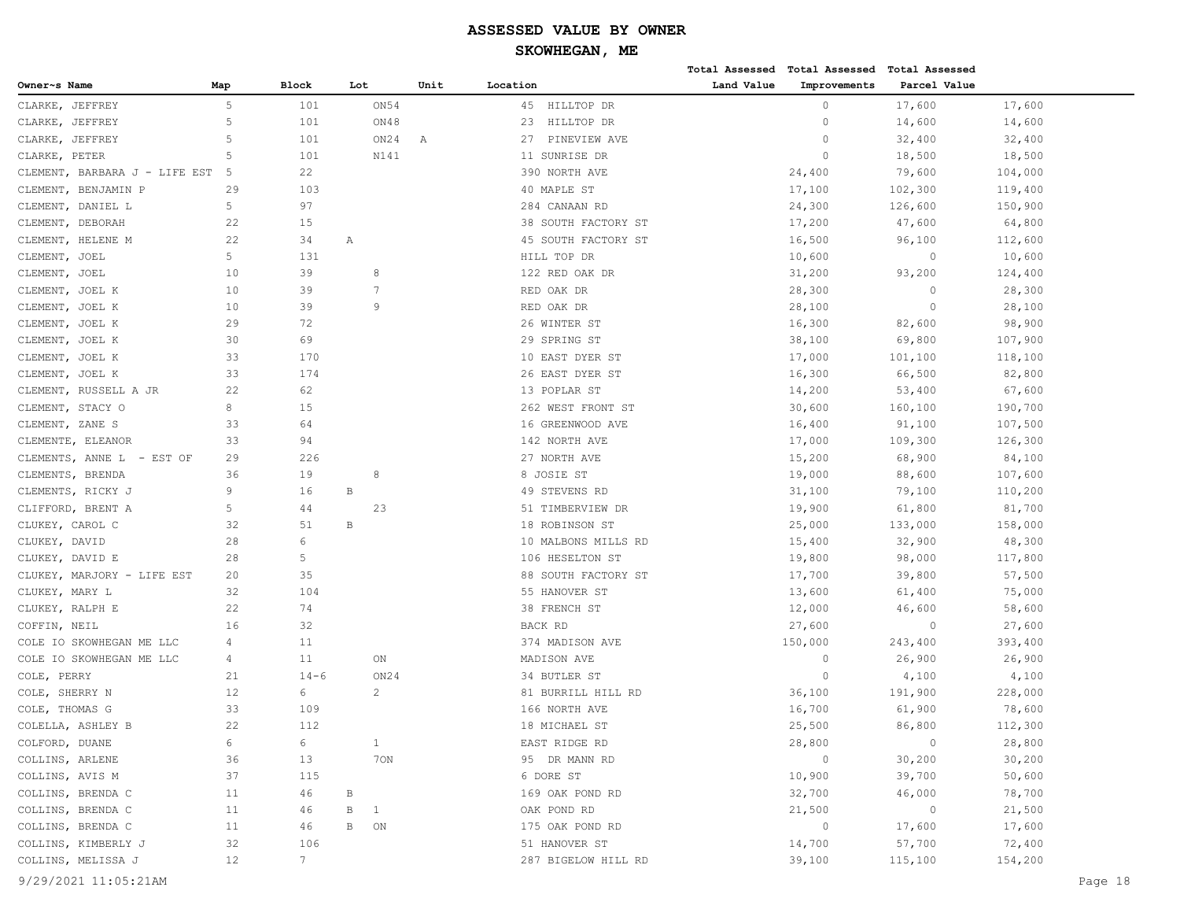# ASSESSED VALUE BY OWNER

## SKOWHEGAN, ME

| Owner~s Name | Map | Block | Lot | Unit | Location | Total Assessed Land Value | Total Assessed Improvements | Total Assessed Parcel Value |
|---|---|---|---|---|---|---|---|---|
| CLARKE, JEFFREY | 5 | 101 | ON54 | | 45 HILLTOP DR | 0 | 17,600 | 17,600 |
| CLARKE, JEFFREY | 5 | 101 | ON48 | | 23 HILLTOP DR | 0 | 14,600 | 14,600 |
| CLARKE, JEFFREY | 5 | 101 | ON24 | A | 27 PINEVIEW AVE | 0 | 32,400 | 32,400 |
| CLARKE, PETER | 5 | 101 | N141 | | 11 SUNRISE DR | 0 | 18,500 | 18,500 |
| CLEMENT, BARBARA J - LIFE EST | 5 | 22 | | | 390 NORTH AVE | 24,400 | 79,600 | 104,000 |
| CLEMENT, BENJAMIN P | 29 | 103 | | | 40 MAPLE ST | 17,100 | 102,300 | 119,400 |
| CLEMENT, DANIEL L | 5 | 97 | | | 284 CANAAN RD | 24,300 | 126,600 | 150,900 |
| CLEMENT, DEBORAH | 22 | 15 | | | 38 SOUTH FACTORY ST | 17,200 | 47,600 | 64,800 |
| CLEMENT, HELENE M | 22 | 34 | A | | 45 SOUTH FACTORY ST | 16,500 | 96,100 | 112,600 |
| CLEMENT, JOEL | 5 | 131 | | | HILL TOP DR | 10,600 | 0 | 10,600 |
| CLEMENT, JOEL | 10 | 39 | 8 | | 122 RED OAK DR | 31,200 | 93,200 | 124,400 |
| CLEMENT, JOEL K | 10 | 39 | 7 | | RED OAK DR | 28,300 | 0 | 28,300 |
| CLEMENT, JOEL K | 10 | 39 | 9 | | RED OAK DR | 28,100 | 0 | 28,100 |
| CLEMENT, JOEL K | 29 | 72 | | | 26 WINTER ST | 16,300 | 82,600 | 98,900 |
| CLEMENT, JOEL K | 30 | 69 | | | 29 SPRING ST | 38,100 | 69,800 | 107,900 |
| CLEMENT, JOEL K | 33 | 170 | | | 10 EAST DYER ST | 17,000 | 101,100 | 118,100 |
| CLEMENT, JOEL K | 33 | 174 | | | 26 EAST DYER ST | 16,300 | 66,500 | 82,800 |
| CLEMENT, RUSSELL A JR | 22 | 62 | | | 13 POPLAR ST | 14,200 | 53,400 | 67,600 |
| CLEMENT, STACY O | 8 | 15 | | | 262 WEST FRONT ST | 30,600 | 160,100 | 190,700 |
| CLEMENT, ZANE S | 33 | 64 | | | 16 GREENWOOD AVE | 16,400 | 91,100 | 107,500 |
| CLEMENTE, ELEANOR | 33 | 94 | | | 142 NORTH AVE | 17,000 | 109,300 | 126,300 |
| CLEMENTS, ANNE L - EST OF | 29 | 226 | | | 27 NORTH AVE | 15,200 | 68,900 | 84,100 |
| CLEMENTS, BRENDA | 36 | 19 | 8 | | 8 JOSIE ST | 19,000 | 88,600 | 107,600 |
| CLEMENTS, RICKY J | 9 | 16 | B | | 49 STEVENS RD | 31,100 | 79,100 | 110,200 |
| CLIFFORD, BRENT A | 5 | 44 | 23 | | 51 TIMBERVIEW DR | 19,900 | 61,800 | 81,700 |
| CLUKEY, CAROL C | 32 | 51 | B | | 18 ROBINSON ST | 25,000 | 133,000 | 158,000 |
| CLUKEY, DAVID | 28 | 6 | | | 10 MALBONS MILLS RD | 15,400 | 32,900 | 48,300 |
| CLUKEY, DAVID E | 28 | 5 | | | 106 HESELTON ST | 19,800 | 98,000 | 117,800 |
| CLUKEY, MARJORY - LIFE EST | 20 | 35 | | | 88 SOUTH FACTORY ST | 17,700 | 39,800 | 57,500 |
| CLUKEY, MARY L | 32 | 104 | | | 55 HANOVER ST | 13,600 | 61,400 | 75,000 |
| CLUKEY, RALPH E | 22 | 74 | | | 38 FRENCH ST | 12,000 | 46,600 | 58,600 |
| COFFIN, NEIL | 16 | 32 | | | BACK RD | 27,600 | 0 | 27,600 |
| COLE IO SKOWHEGAN ME LLC | 4 | 11 | | | 374 MADISON AVE | 150,000 | 243,400 | 393,400 |
| COLE IO SKOWHEGAN ME LLC | 4 | 11 | ON | | MADISON AVE | 0 | 26,900 | 26,900 |
| COLE, PERRY | 21 | 14-6 | ON24 | | 34 BUTLER ST | 0 | 4,100 | 4,100 |
| COLE, SHERRY N | 12 | 6 | 2 | | 81 BURRILL HILL RD | 36,100 | 191,900 | 228,000 |
| COLE, THOMAS G | 33 | 109 | | | 166 NORTH AVE | 16,700 | 61,900 | 78,600 |
| COLELLA, ASHLEY B | 22 | 112 | | | 18 MICHAEL ST | 25,500 | 86,800 | 112,300 |
| COLFORD, DUANE | 6 | 6 | 1 | | EAST RIDGE RD | 28,800 | 0 | 28,800 |
| COLLINS, ARLENE | 36 | 13 | 7ON | | 95 DR MANN RD | 0 | 30,200 | 30,200 |
| COLLINS, AVIS M | 37 | 115 | | | 6 DORE ST | 10,900 | 39,700 | 50,600 |
| COLLINS, BRENDA C | 11 | 46 | B | | 169 OAK POND RD | 32,700 | 46,000 | 78,700 |
| COLLINS, BRENDA C | 11 | 46 | B 1 | | OAK POND RD | 21,500 | 0 | 21,500 |
| COLLINS, BRENDA C | 11 | 46 | B ON | | 175 OAK POND RD | 0 | 17,600 | 17,600 |
| COLLINS, KIMBERLY J | 32 | 106 | | | 51 HANOVER ST | 14,700 | 57,700 | 72,400 |
| COLLINS, MELISSA J | 12 | 7 | | | 287 BIGELOW HILL RD | 39,100 | 115,100 | 154,200 |

9/29/2021 11:05:21AM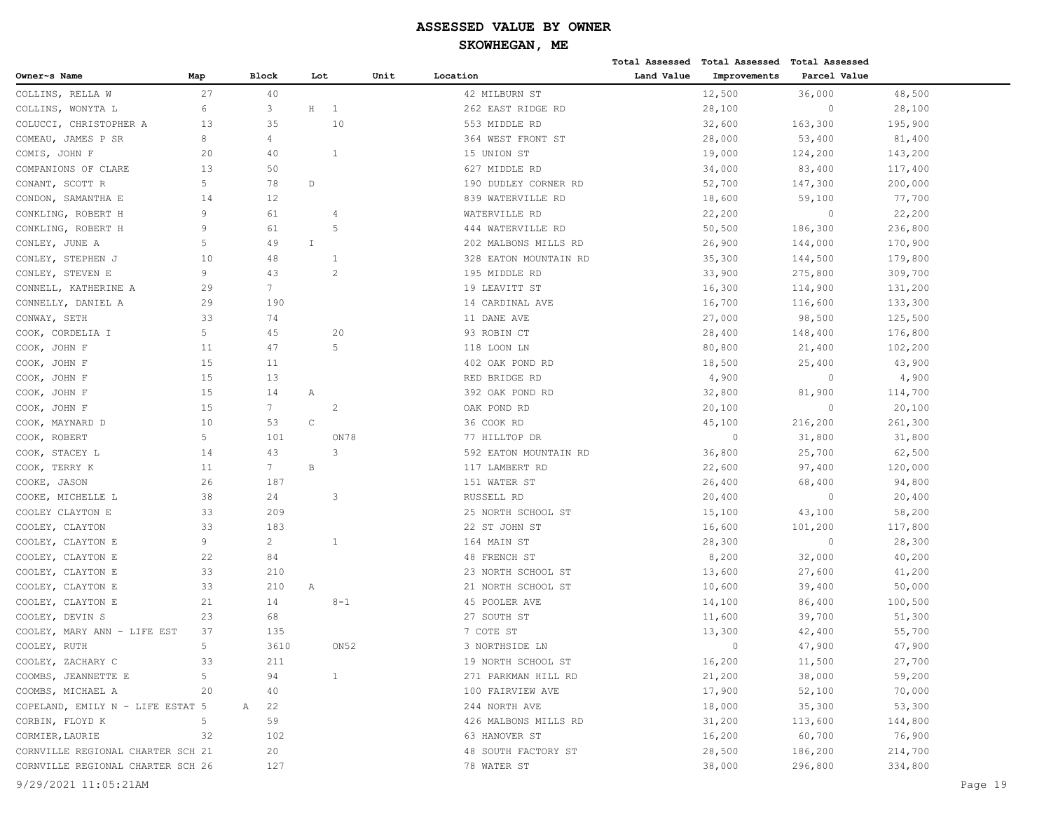# ASSESSED VALUE BY OWNER

## SKOWHEGAN, ME

| Owner~s Name | Map | Block | Lot | Unit | Location | Total Assessed Land Value | Total Assessed Improvements | Total Assessed Parcel Value |
|---|---|---|---|---|---|---|---|---|
| COLLINS, RELLA W | 27 | 40 | | | 42 MILBURN ST | 12,500 | 36,000 | 48,500 |
| COLLINS, WONYTA L | 6 | 3 | H 1 | | 262 EAST RIDGE RD | 28,100 | 0 | 28,100 |
| COLUCCI, CHRISTOPHER A | 13 | 35 | 10 | | 553 MIDDLE RD | 32,600 | 163,300 | 195,900 |
| COMEAU, JAMES P SR | 8 | 4 | | | 364 WEST FRONT ST | 28,000 | 53,400 | 81,400 |
| COMIS, JOHN F | 20 | 40 | 1 | | 15 UNION ST | 19,000 | 124,200 | 143,200 |
| COMPANIONS OF CLARE | 13 | 50 | | | 627 MIDDLE RD | 34,000 | 83,400 | 117,400 |
| CONANT, SCOTT R | 5 | 78 | D | | 190 DUDLEY CORNER RD | 52,700 | 147,300 | 200,000 |
| CONDON, SAMANTHA E | 14 | 12 | | | 839 WATERVILLE RD | 18,600 | 59,100 | 77,700 |
| CONKLING, ROBERT H | 9 | 61 | 4 | | WATERVILLE RD | 22,200 | 0 | 22,200 |
| CONKLING, ROBERT H | 9 | 61 | 5 | | 444 WATERVILLE RD | 50,500 | 186,300 | 236,800 |
| CONLEY, JUNE A | 5 | 49 | I | | 202 MALBONS MILLS RD | 26,900 | 144,000 | 170,900 |
| CONLEY, STEPHEN J | 10 | 48 | 1 | | 328 EATON MOUNTAIN RD | 35,300 | 144,500 | 179,800 |
| CONLEY, STEVEN E | 9 | 43 | 2 | | 195 MIDDLE RD | 33,900 | 275,800 | 309,700 |
| CONNELL, KATHERINE A | 29 | 7 | | | 19 LEAVITT ST | 16,300 | 114,900 | 131,200 |
| CONNELLY, DANIEL A | 29 | 190 | | | 14 CARDINAL AVE | 16,700 | 116,600 | 133,300 |
| CONWAY, SETH | 33 | 74 | | | 11 DANE AVE | 27,000 | 98,500 | 125,500 |
| COOK, CORDELIA I | 5 | 45 | 20 | | 93 ROBIN CT | 28,400 | 148,400 | 176,800 |
| COOK, JOHN F | 11 | 47 | 5 | | 118 LOON LN | 80,800 | 21,400 | 102,200 |
| COOK, JOHN F | 15 | 11 | | | 402 OAK POND RD | 18,500 | 25,400 | 43,900 |
| COOK, JOHN F | 15 | 13 | | | RED BRIDGE RD | 4,900 | 0 | 4,900 |
| COOK, JOHN F | 15 | 14 | A | | 392 OAK POND RD | 32,800 | 81,900 | 114,700 |
| COOK, JOHN F | 15 | 7 | 2 | | OAK POND RD | 20,100 | 0 | 20,100 |
| COOK, MAYNARD D | 10 | 53 | C | | 36 COOK RD | 45,100 | 216,200 | 261,300 |
| COOK, ROBERT | 5 | 101 | ON78 | | 77 HILLTOP DR | 0 | 31,800 | 31,800 |
| COOK, STACEY L | 14 | 43 | 3 | | 592 EATON MOUNTAIN RD | 36,800 | 25,700 | 62,500 |
| COOK, TERRY K | 11 | 7 | B | | 117 LAMBERT RD | 22,600 | 97,400 | 120,000 |
| COOKE, JASON | 26 | 187 | | | 151 WATER ST | 26,400 | 68,400 | 94,800 |
| COOKE, MICHELLE L | 38 | 24 | 3 | | RUSSELL RD | 20,400 | 0 | 20,400 |
| COOLEY CLAYTON E | 33 | 209 | | | 25 NORTH SCHOOL ST | 15,100 | 43,100 | 58,200 |
| COOLEY, CLAYTON | 33 | 183 | | | 22 ST JOHN ST | 16,600 | 101,200 | 117,800 |
| COOLEY, CLAYTON E | 9 | 2 | 1 | | 164 MAIN ST | 28,300 | 0 | 28,300 |
| COOLEY, CLAYTON E | 22 | 84 | | | 48 FRENCH ST | 8,200 | 32,000 | 40,200 |
| COOLEY, CLAYTON E | 33 | 210 | | | 23 NORTH SCHOOL ST | 13,600 | 27,600 | 41,200 |
| COOLEY, CLAYTON E | 33 | 210 | A | | 21 NORTH SCHOOL ST | 10,600 | 39,400 | 50,000 |
| COOLEY, CLAYTON E | 21 | 14 | 8-1 | | 45 POOLER AVE | 14,100 | 86,400 | 100,500 |
| COOLEY, DEVIN S | 23 | 68 | | | 27 SOUTH ST | 11,600 | 39,700 | 51,300 |
| COOLEY, MARY ANN - LIFE EST | 37 | 135 | | | 7 COTE ST | 13,300 | 42,400 | 55,700 |
| COOLEY, RUTH | 5 | 3610 | ON52 | | 3 NORTHSIDE LN | 0 | 47,900 | 47,900 |
| COOLEY, ZACHARY C | 33 | 211 | | | 19 NORTH SCHOOL ST | 16,200 | 11,500 | 27,700 |
| COOMBS, JEANNETTE E | 5 | 94 | 1 | | 271 PARKMAN HILL RD | 21,200 | 38,000 | 59,200 |
| COOMBS, MICHAEL A | 20 | 40 | | | 100 FAIRVIEW AVE | 17,900 | 52,100 | 70,000 |
| COPELAND, EMILY N - LIFE ESTAT | 5 | A 22 | | | 244 NORTH AVE | 18,000 | 35,300 | 53,300 |
| CORBIN, FLOYD K | 5 | 59 | | | 426 MALBONS MILLS RD | 31,200 | 113,600 | 144,800 |
| CORMIER,LAURIE | 32 | 102 | | | 63 HANOVER ST | 16,200 | 60,700 | 76,900 |
| CORNVILLE REGIONAL CHARTER SCH | 21 | 20 | | | 48 SOUTH FACTORY ST | 28,500 | 186,200 | 214,700 |
| CORNVILLE REGIONAL CHARTER SCH | 26 | 127 | | | 78 WATER ST | 38,000 | 296,800 | 334,800 |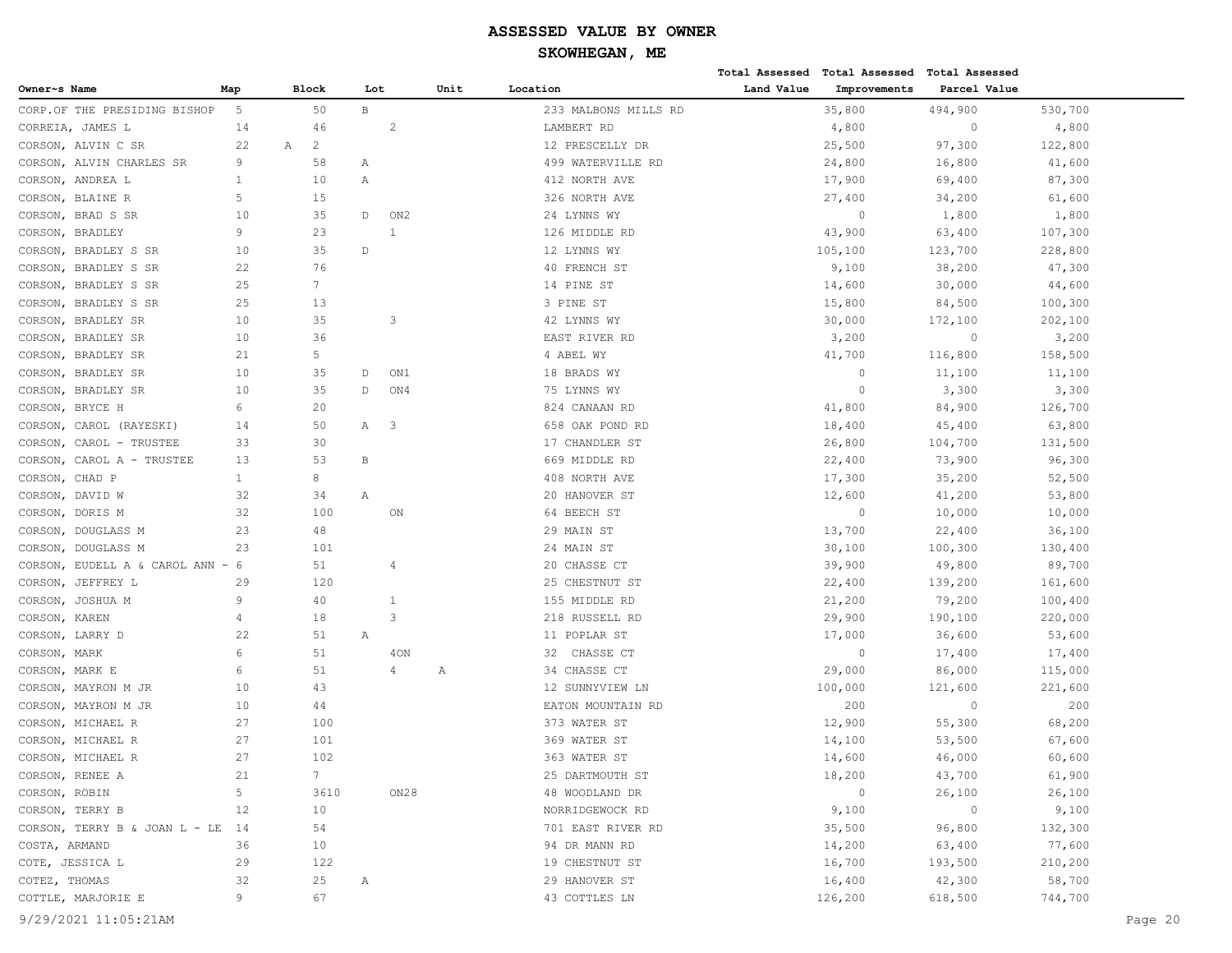# ASSESSED VALUE BY OWNER

## SKOWHEGAN, ME

| Owner~s Name | Map | Block | Lot | Unit | Location | Total Assessed Land Value | Total Assessed Improvements | Total Assessed Parcel Value |
|---|---|---|---|---|---|---|---|---|
| CORP.OF THE PRESIDING BISHOP | 5 | 50 | B | | 233 MALBONS MILLS RD | 35,800 | 494,900 | 530,700 |
| CORREIA, JAMES L | 14 | 46 | 2 | | LAMBERT RD | 4,800 | 0 | 4,800 |
| CORSON, ALVIN C SR | 22 | A 2 | | | 12 PRESCELLY DR | 25,500 | 97,300 | 122,800 |
| CORSON, ALVIN CHARLES SR | 9 | 58 | A | | 499 WATERVILLE RD | 24,800 | 16,800 | 41,600 |
| CORSON, ANDREA L | 1 | 10 | A | | 412 NORTH AVE | 17,900 | 69,400 | 87,300 |
| CORSON, BLAINE R | 5 | 15 | | | 326 NORTH AVE | 27,400 | 34,200 | 61,600 |
| CORSON, BRAD S SR | 10 | 35 | D ON2 | | 24 LYNNS WY | 0 | 1,800 | 1,800 |
| CORSON, BRADLEY | 9 | 23 | 1 | | 126 MIDDLE RD | 43,900 | 63,400 | 107,300 |
| CORSON, BRADLEY S SR | 10 | 35 | D | | 12 LYNNS WY | 105,100 | 123,700 | 228,800 |
| CORSON, BRADLEY S SR | 22 | 76 | | | 40 FRENCH ST | 9,100 | 38,200 | 47,300 |
| CORSON, BRADLEY S SR | 25 | 7 | | | 14 PINE ST | 14,600 | 30,000 | 44,600 |
| CORSON, BRADLEY S SR | 25 | 13 | | | 3 PINE ST | 15,800 | 84,500 | 100,300 |
| CORSON, BRADLEY SR | 10 | 35 | 3 | | 42 LYNNS WY | 30,000 | 172,100 | 202,100 |
| CORSON, BRADLEY SR | 10 | 36 | | | EAST RIVER RD | 3,200 | 0 | 3,200 |
| CORSON, BRADLEY SR | 21 | 5 | | | 4 ABEL WY | 41,700 | 116,800 | 158,500 |
| CORSON, BRADLEY SR | 10 | 35 | D ON1 | | 18 BRADS WY | 0 | 11,100 | 11,100 |
| CORSON, BRADLEY SR | 10 | 35 | D ON4 | | 75 LYNNS WY | 0 | 3,300 | 3,300 |
| CORSON, BRYCE H | 6 | 20 | | | 824 CANAAN RD | 41,800 | 84,900 | 126,700 |
| CORSON, CAROL (RAYESKI) | 14 | 50 | A 3 | | 658 OAK POND RD | 18,400 | 45,400 | 63,800 |
| CORSON, CAROL - TRUSTEE | 33 | 30 | | | 17 CHANDLER ST | 26,800 | 104,700 | 131,500 |
| CORSON, CAROL A - TRUSTEE | 13 | 53 | B | | 669 MIDDLE RD | 22,400 | 73,900 | 96,300 |
| CORSON, CHAD P | 1 | 8 | | | 408 NORTH AVE | 17,300 | 35,200 | 52,500 |
| CORSON, DAVID W | 32 | 34 | A | | 20 HANOVER ST | 12,600 | 41,200 | 53,800 |
| CORSON, DORIS M | 32 | 100 | ON | | 64 BEECH ST | 0 | 10,000 | 10,000 |
| CORSON, DOUGLASS M | 23 | 48 | | | 29 MAIN ST | 13,700 | 22,400 | 36,100 |
| CORSON, DOUGLASS M | 23 | 101 | | | 24 MAIN ST | 30,100 | 100,300 | 130,400 |
| CORSON, EUDELL A & CAROL ANN - | 6 | 51 | 4 | | 20 CHASSE CT | 39,900 | 49,800 | 89,700 |
| CORSON, JEFFREY L | 29 | 120 | | | 25 CHESTNUT ST | 22,400 | 139,200 | 161,600 |
| CORSON, JOSHUA M | 9 | 40 | 1 | | 155 MIDDLE RD | 21,200 | 79,200 | 100,400 |
| CORSON, KAREN | 4 | 18 | 3 | | 218 RUSSELL RD | 29,900 | 190,100 | 220,000 |
| CORSON, LARRY D | 22 | 51 | A | | 11 POPLAR ST | 17,000 | 36,600 | 53,600 |
| CORSON, MARK | 6 | 51 | 4ON | | 32 CHASSE CT | 0 | 17,400 | 17,400 |
| CORSON, MARK E | 6 | 51 | 4 | A | 34 CHASSE CT | 29,000 | 86,000 | 115,000 |
| CORSON, MAYRON M JR | 10 | 43 | | | 12 SUNNYVIEW LN | 100,000 | 121,600 | 221,600 |
| CORSON, MAYRON M JR | 10 | 44 | | | EATON MOUNTAIN RD | 200 | 0 | 200 |
| CORSON, MICHAEL R | 27 | 100 | | | 373 WATER ST | 12,900 | 55,300 | 68,200 |
| CORSON, MICHAEL R | 27 | 101 | | | 369 WATER ST | 14,100 | 53,500 | 67,600 |
| CORSON, MICHAEL R | 27 | 102 | | | 363 WATER ST | 14,600 | 46,000 | 60,600 |
| CORSON, RENEE A | 21 | 7 | | | 25 DARTMOUTH ST | 18,200 | 43,700 | 61,900 |
| CORSON, ROBIN | 5 | 3610 | ON28 | | 48 WOODLAND DR | 0 | 26,100 | 26,100 |
| CORSON, TERRY B | 12 | 10 | | | NORRIDGEWOCK RD | 9,100 | 0 | 9,100 |
| CORSON, TERRY B & JOAN L - LE | 14 | 54 | | | 701 EAST RIVER RD | 35,500 | 96,800 | 132,300 |
| COSTA, ARMAND | 36 | 10 | | | 94 DR MANN RD | 14,200 | 63,400 | 77,600 |
| COTE, JESSICA L | 29 | 122 | | | 19 CHESTNUT ST | 16,700 | 193,500 | 210,200 |
| COTEZ, THOMAS | 32 | 25 | A | | 29 HANOVER ST | 16,400 | 42,300 | 58,700 |
| COTTLE, MARJORIE E | 9 | 67 | | | 43 COTTLES LN | 126,200 | 618,500 | 744,700 |

9/29/2021 11:05:21AM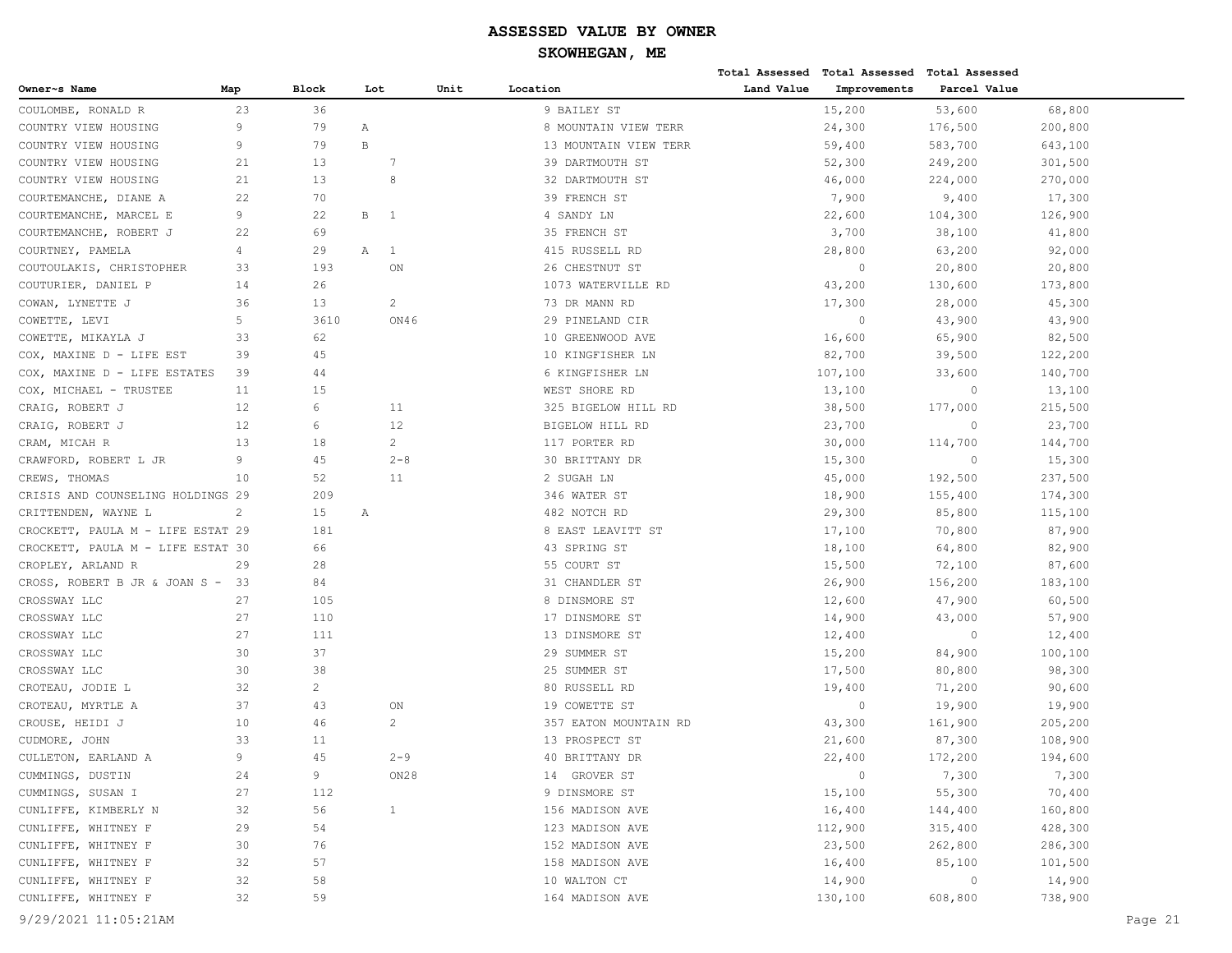# ASSESSED VALUE BY OWNER

## SKOWHEGAN, ME

| Owner~s Name | Map | Block | Lot | Unit | Location | Total Assessed Land Value | Total Assessed Improvements | Total Assessed Parcel Value |
|---|---|---|---|---|---|---|---|---|
| COULOMBE, RONALD R | 23 | 36 | | | 9 BAILEY ST | 15,200 | 53,600 | 68,800 |
| COUNTRY VIEW HOUSING | 9 | 79 | A | | 8 MOUNTAIN VIEW TERR | 24,300 | 176,500 | 200,800 |
| COUNTRY VIEW HOUSING | 9 | 79 | B | | 13 MOUNTAIN VIEW TERR | 59,400 | 583,700 | 643,100 |
| COUNTRY VIEW HOUSING | 21 | 13 | 7 | | 39 DARTMOUTH ST | 52,300 | 249,200 | 301,500 |
| COUNTRY VIEW HOUSING | 21 | 13 | 8 | | 32 DARTMOUTH ST | 46,000 | 224,000 | 270,000 |
| COURTEMANCHE, DIANE A | 22 | 70 | | | 39 FRENCH ST | 7,900 | 9,400 | 17,300 |
| COURTEMANCHE, MARCEL E | 9 | 22 | B 1 | | 4 SANDY LN | 22,600 | 104,300 | 126,900 |
| COURTEMANCHE, ROBERT J | 22 | 69 | | | 35 FRENCH ST | 3,700 | 38,100 | 41,800 |
| COURTNEY, PAMELA | 4 | 29 | A 1 | | 415 RUSSELL RD | 28,800 | 63,200 | 92,000 |
| COUTOULAKIS, CHRISTOPHER | 33 | 193 | ON | | 26 CHESTNUT ST | 0 | 20,800 | 20,800 |
| COUTURIER, DANIEL P | 14 | 26 | | | 1073 WATERVILLE RD | 43,200 | 130,600 | 173,800 |
| COWAN, LYNETTE J | 36 | 13 | 2 | | 73 DR MANN RD | 17,300 | 28,000 | 45,300 |
| COWETTE, LEVI | 5 | 3610 | ON46 | | 29 PINELAND CIR | 0 | 43,900 | 43,900 |
| COWETTE, MIKAYLA J | 33 | 62 | | | 10 GREENWOOD AVE | 16,600 | 65,900 | 82,500 |
| COX, MAXINE D - LIFE EST | 39 | 45 | | | 10 KINGFISHER LN | 82,700 | 39,500 | 122,200 |
| COX, MAXINE D - LIFE ESTATES | 39 | 44 | | | 6 KINGFISHER LN | 107,100 | 33,600 | 140,700 |
| COX, MICHAEL - TRUSTEE | 11 | 15 | | | WEST SHORE RD | 13,100 | 0 | 13,100 |
| CRAIG, ROBERT J | 12 | 6 | 11 | | 325 BIGELOW HILL RD | 38,500 | 177,000 | 215,500 |
| CRAIG, ROBERT J | 12 | 6 | 12 | | BIGELOW HILL RD | 23,700 | 0 | 23,700 |
| CRAM, MICAH R | 13 | 18 | 2 | | 117 PORTER RD | 30,000 | 114,700 | 144,700 |
| CRAWFORD, ROBERT L JR | 9 | 45 | 2-8 | | 30 BRITTANY DR | 15,300 | 0 | 15,300 |
| CREWS, THOMAS | 10 | 52 | 11 | | 2 SUGAH LN | 45,000 | 192,500 | 237,500 |
| CRISIS AND COUNSELING HOLDINGS | 29 | 209 | | | 346 WATER ST | 18,900 | 155,400 | 174,300 |
| CRITTENDEN, WAYNE L | 2 | 15 | A | | 482 NOTCH RD | 29,300 | 85,800 | 115,100 |
| CROCKETT, PAULA M - LIFE ESTAT | 29 | 181 | | | 8 EAST LEAVITT ST | 17,100 | 70,800 | 87,900 |
| CROCKETT, PAULA M - LIFE ESTAT | 30 | 66 | | | 43 SPRING ST | 18,100 | 64,800 | 82,900 |
| CROPLEY, ARLAND R | 29 | 28 | | | 55 COURT ST | 15,500 | 72,100 | 87,600 |
| CROSS, ROBERT B JR & JOAN S - | 33 | 84 | | | 31 CHANDLER ST | 26,900 | 156,200 | 183,100 |
| CROSSWAY LLC | 27 | 105 | | | 8 DINSMORE ST | 12,600 | 47,900 | 60,500 |
| CROSSWAY LLC | 27 | 110 | | | 17 DINSMORE ST | 14,900 | 43,000 | 57,900 |
| CROSSWAY LLC | 27 | 111 | | | 13 DINSMORE ST | 12,400 | 0 | 12,400 |
| CROSSWAY LLC | 30 | 37 | | | 29 SUMMER ST | 15,200 | 84,900 | 100,100 |
| CROSSWAY LLC | 30 | 38 | | | 25 SUMMER ST | 17,500 | 80,800 | 98,300 |
| CROTEAU, JODIE L | 32 | 2 | | | 80 RUSSELL RD | 19,400 | 71,200 | 90,600 |
| CROTEAU, MYRTLE A | 37 | 43 | ON | | 19 COWETTE ST | 0 | 19,900 | 19,900 |
| CROUSE, HEIDI J | 10 | 46 | 2 | | 357 EATON MOUNTAIN RD | 43,300 | 161,900 | 205,200 |
| CUDMORE, JOHN | 33 | 11 | | | 13 PROSPECT ST | 21,600 | 87,300 | 108,900 |
| CULLETON, EARLAND A | 9 | 45 | 2-9 | | 40 BRITTANY DR | 22,400 | 172,200 | 194,600 |
| CUMMINGS, DUSTIN | 24 | 9 | ON28 | | 14 GROVER ST | 0 | 7,300 | 7,300 |
| CUMMINGS, SUSAN I | 27 | 112 | | | 9 DINSMORE ST | 15,100 | 55,300 | 70,400 |
| CUNLIFFE, KIMBERLY N | 32 | 56 | 1 | | 156 MADISON AVE | 16,400 | 144,400 | 160,800 |
| CUNLIFFE, WHITNEY F | 29 | 54 | | | 123 MADISON AVE | 112,900 | 315,400 | 428,300 |
| CUNLIFFE, WHITNEY F | 30 | 76 | | | 152 MADISON AVE | 23,500 | 262,800 | 286,300 |
| CUNLIFFE, WHITNEY F | 32 | 57 | | | 158 MADISON AVE | 16,400 | 85,100 | 101,500 |
| CUNLIFFE, WHITNEY F | 32 | 58 | | | 10 WALTON CT | 14,900 | 0 | 14,900 |
| CUNLIFFE, WHITNEY F | 32 | 59 | | | 164 MADISON AVE | 130,100 | 608,800 | 738,900 |

9/29/2021 11:05:21AM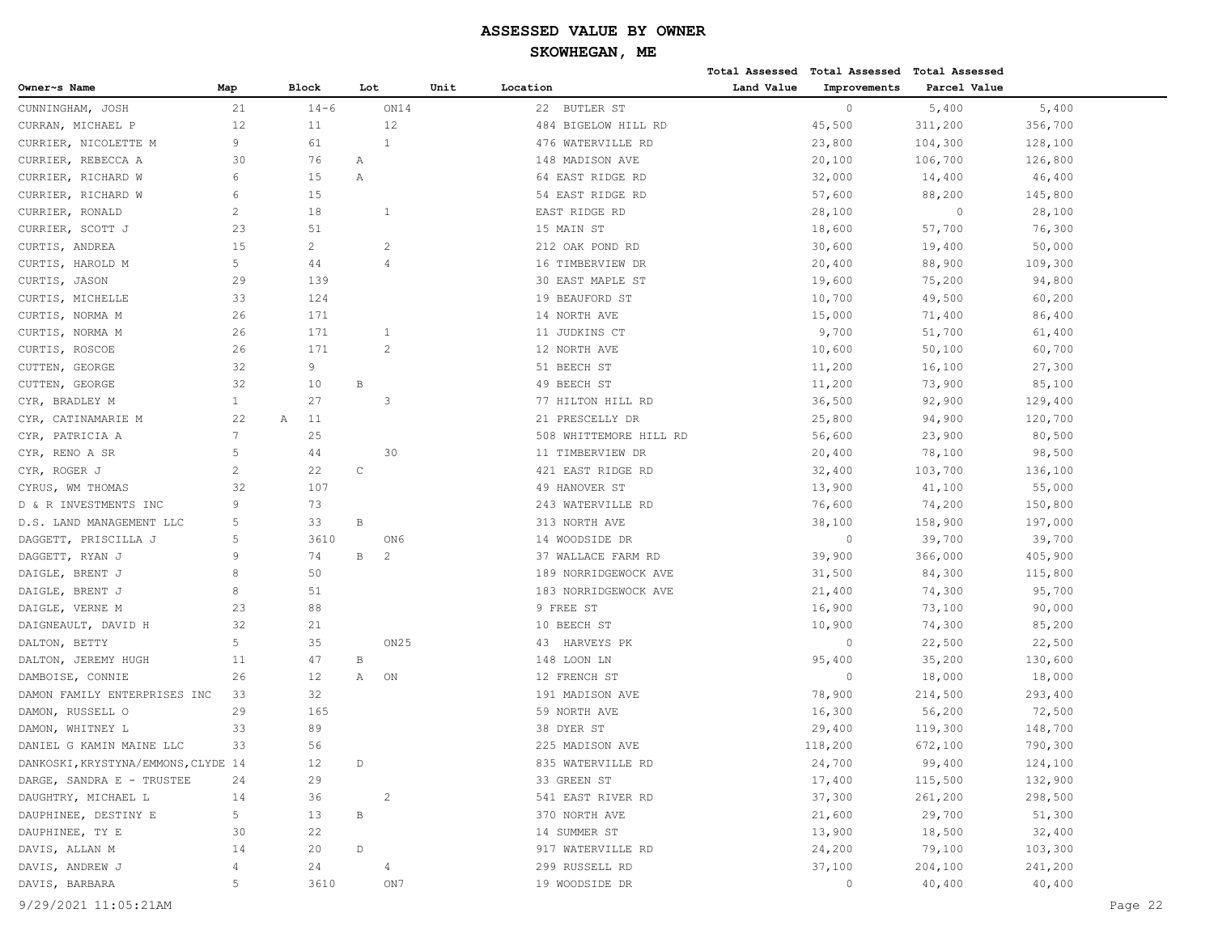# ASSESSED VALUE BY OWNER

## SKOWHEGAN, ME

| Owner~s Name | Map | Block | Lot | Unit | Location | Total Assessed Land Value | Total Assessed Improvements | Total Assessed Parcel Value |
|---|---|---|---|---|---|---|---|---|
| CUNNINGHAM, JOSH | 21 | 14-6 | ON14 | | 22 BUTLER ST | 0 | 5,400 | 5,400 |
| CURRAN, MICHAEL P | 12 | 11 | 12 | | 484 BIGELOW HILL RD | 45,500 | 311,200 | 356,700 |
| CURRIER, NICOLETTE M | 9 | 61 | 1 | | 476 WATERVILLE RD | 23,800 | 104,300 | 128,100 |
| CURRIER, REBECCA A | 30 | 76 | A | | 148 MADISON AVE | 20,100 | 106,700 | 126,800 |
| CURRIER, RICHARD W | 6 | 15 | A | | 64 EAST RIDGE RD | 32,000 | 14,400 | 46,400 |
| CURRIER, RICHARD W | 6 | 15 | | | 54 EAST RIDGE RD | 57,600 | 88,200 | 145,800 |
| CURRIER, RONALD | 2 | 18 | 1 | | EAST RIDGE RD | 28,100 | 0 | 28,100 |
| CURRIER, SCOTT J | 23 | 51 | | | 15 MAIN ST | 18,600 | 57,700 | 76,300 |
| CURTIS, ANDREA | 15 | 2 | 2 | | 212 OAK POND RD | 30,600 | 19,400 | 50,000 |
| CURTIS, HAROLD M | 5 | 44 | 4 | | 16 TIMBERVIEW DR | 20,400 | 88,900 | 109,300 |
| CURTIS, JASON | 29 | 139 | | | 30 EAST MAPLE ST | 19,600 | 75,200 | 94,800 |
| CURTIS, MICHELLE | 33 | 124 | | | 19 BEAUFORD ST | 10,700 | 49,500 | 60,200 |
| CURTIS, NORMA M | 26 | 171 | | | 14 NORTH AVE | 15,000 | 71,400 | 86,400 |
| CURTIS, NORMA M | 26 | 171 | 1 | | 11 JUDKINS CT | 9,700 | 51,700 | 61,400 |
| CURTIS, ROSCOE | 26 | 171 | 2 | | 12 NORTH AVE | 10,600 | 50,100 | 60,700 |
| CUTTEN, GEORGE | 32 | 9 | | | 51 BEECH ST | 11,200 | 16,100 | 27,300 |
| CUTTEN, GEORGE | 32 | 10 | B | | 49 BEECH ST | 11,200 | 73,900 | 85,100 |
| CYR, BRADLEY M | 1 | 27 | 3 | | 77 HILTON HILL RD | 36,500 | 92,900 | 129,400 |
| CYR, CATINAMARIE M | 22 | A 11 | | | 21 PRESCELLY DR | 25,800 | 94,900 | 120,700 |
| CYR, PATRICIA A | 7 | 25 | | | 508 WHITTEMORE HILL RD | 56,600 | 23,900 | 80,500 |
| CYR, RENO A SR | 5 | 44 | 30 | | 11 TIMBERVIEW DR | 20,400 | 78,100 | 98,500 |
| CYR, ROGER J | 2 | 22 | C | | 421 EAST RIDGE RD | 32,400 | 103,700 | 136,100 |
| CYRUS, WM THOMAS | 32 | 107 | | | 49 HANOVER ST | 13,900 | 41,100 | 55,000 |
| D & R INVESTMENTS INC | 9 | 73 | | | 243 WATERVILLE RD | 76,600 | 74,200 | 150,800 |
| D.S. LAND MANAGEMENT LLC | 5 | 33 | B | | 313 NORTH AVE | 38,100 | 158,900 | 197,000 |
| DAGGETT, PRISCILLA J | 5 | 3610 | ON6 | | 14 WOODSIDE DR | 0 | 39,700 | 39,700 |
| DAGGETT, RYAN J | 9 | 74 | B 2 | | 37 WALLACE FARM RD | 39,900 | 366,000 | 405,900 |
| DAIGLE, BRENT J | 8 | 50 | | | 189 NORRIDGEWOCK AVE | 31,500 | 84,300 | 115,800 |
| DAIGLE, BRENT J | 8 | 51 | | | 183 NORRIDGEWOCK AVE | 21,400 | 74,300 | 95,700 |
| DAIGLE, VERNE M | 23 | 88 | | | 9 FREE ST | 16,900 | 73,100 | 90,000 |
| DAIGNEAULT, DAVID H | 32 | 21 | | | 10 BEECH ST | 10,900 | 74,300 | 85,200 |
| DALTON, BETTY | 5 | 35 | ON25 | | 43 HARVEYS PK | 0 | 22,500 | 22,500 |
| DALTON, JEREMY HUGH | 11 | 47 | B | | 148 LOON LN | 95,400 | 35,200 | 130,600 |
| DAMBOISE, CONNIE | 26 | 12 | A ON | | 12 FRENCH ST | 0 | 18,000 | 18,000 |
| DAMON FAMILY ENTERPRISES INC | 33 | 32 | | | 191 MADISON AVE | 78,900 | 214,500 | 293,400 |
| DAMON, RUSSELL O | 29 | 165 | | | 59 NORTH AVE | 16,300 | 56,200 | 72,500 |
| DAMON, WHITNEY L | 33 | 89 | | | 38 DYER ST | 29,400 | 119,300 | 148,700 |
| DANIEL G KAMIN MAINE LLC | 33 | 56 | | | 225 MADISON AVE | 118,200 | 672,100 | 790,300 |
| DANKOSKI,KRYSTYNA/EMMONS,CLYDE | 14 | 12 | D | | 835 WATERVILLE RD | 24,700 | 99,400 | 124,100 |
| DARGE, SANDRA E - TRUSTEE | 24 | 29 | | | 33 GREEN ST | 17,400 | 115,500 | 132,900 |
| DAUGHTRY, MICHAEL L | 14 | 36 | 2 | | 541 EAST RIVER RD | 37,300 | 261,200 | 298,500 |
| DAUPHINEE, DESTINY E | 5 | 13 | B | | 370 NORTH AVE | 21,600 | 29,700 | 51,300 |
| DAUPHINEE, TY E | 30 | 22 | | | 14 SUMMER ST | 13,900 | 18,500 | 32,400 |
| DAVIS, ALLAN M | 14 | 20 | D | | 917 WATERVILLE RD | 24,200 | 79,100 | 103,300 |
| DAVIS, ANDREW J | 4 | 24 | 4 | | 299 RUSSELL RD | 37,100 | 204,100 | 241,200 |
| DAVIS, BARBARA | 5 | 3610 | ON7 | | 19 WOODSIDE DR | 0 | 40,400 | 40,400 |

9/29/2021 11:05:21AM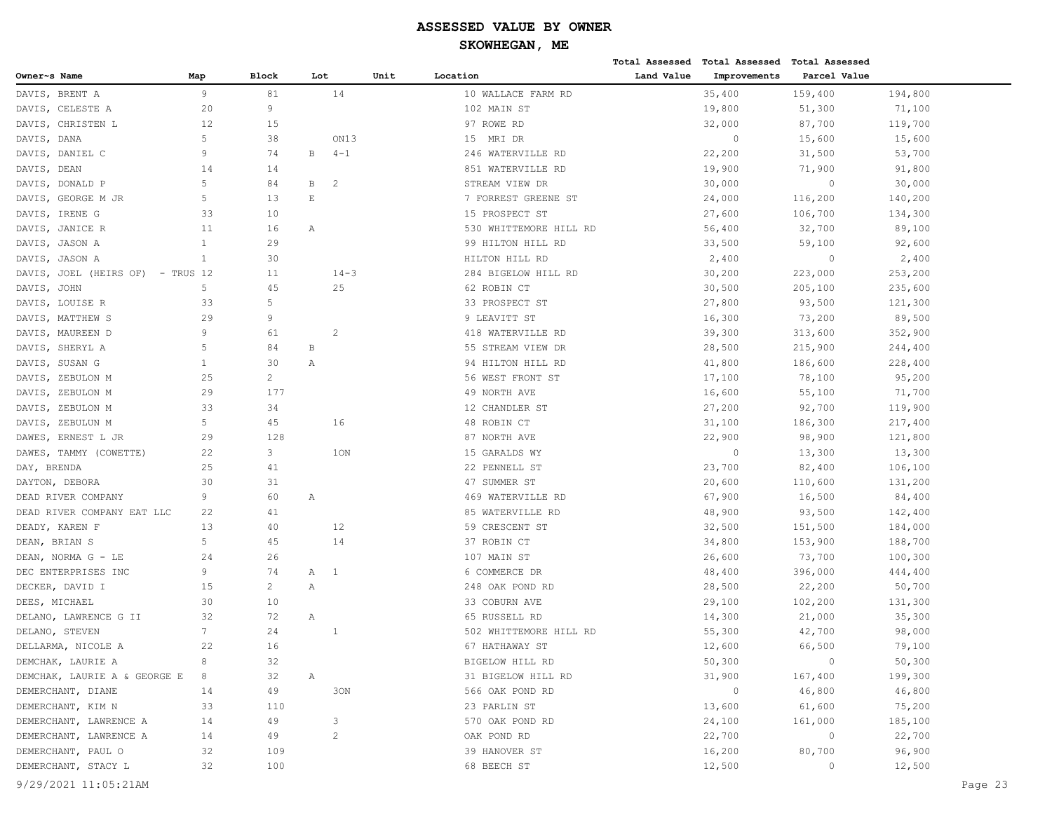# ASSESSED VALUE BY OWNER

## SKOWHEGAN, ME

| Owner~s Name | Map | Block | Lot | Unit | Location | Total Assessed Land Value | Total Assessed Improvements | Total Assessed Parcel Value |
|---|---|---|---|---|---|---|---|---|
| DAVIS, BRENT A | 9 | 81 | 14 | | 10 WALLACE FARM RD | 35,400 | 159,400 | 194,800 |
| DAVIS, CELESTE A | 20 | 9 | | | 102 MAIN ST | 19,800 | 51,300 | 71,100 |
| DAVIS, CHRISTEN L | 12 | 15 | | | 97 ROWE RD | 32,000 | 87,700 | 119,700 |
| DAVIS, DANA | 5 | 38 | ON13 | | 15 MRI DR | 0 | 15,600 | 15,600 |
| DAVIS, DANIEL C | 9 | 74 | B 4-1 | | 246 WATERVILLE RD | 22,200 | 31,500 | 53,700 |
| DAVIS, DEAN | 14 | 14 | | | 851 WATERVILLE RD | 19,900 | 71,900 | 91,800 |
| DAVIS, DONALD P | 5 | 84 | B 2 | | STREAM VIEW DR | 30,000 | 0 | 30,000 |
| DAVIS, GEORGE M JR | 5 | 13 | E | | 7 FORREST GREENE ST | 24,000 | 116,200 | 140,200 |
| DAVIS, IRENE G | 33 | 10 | | | 15 PROSPECT ST | 27,600 | 106,700 | 134,300 |
| DAVIS, JANICE R | 11 | 16 | A | | 530 WHITTEMORE HILL RD | 56,400 | 32,700 | 89,100 |
| DAVIS, JASON A | 1 | 29 | | | 99 HILTON HILL RD | 33,500 | 59,100 | 92,600 |
| DAVIS, JASON A | 1 | 30 | | | HILTON HILL RD | 2,400 | 0 | 2,400 |
| DAVIS, JOEL (HEIRS OF) - TRUS | 12 | 11 | 14-3 | | 284 BIGELOW HILL RD | 30,200 | 223,000 | 253,200 |
| DAVIS, JOHN | 5 | 45 | 25 | | 62 ROBIN CT | 30,500 | 205,100 | 235,600 |
| DAVIS, LOUISE R | 33 | 5 | | | 33 PROSPECT ST | 27,800 | 93,500 | 121,300 |
| DAVIS, MATTHEW S | 29 | 9 | | | 9 LEAVITT ST | 16,300 | 73,200 | 89,500 |
| DAVIS, MAUREEN D | 9 | 61 | 2 | | 418 WATERVILLE RD | 39,300 | 313,600 | 352,900 |
| DAVIS, SHERYL A | 5 | 84 | B | | 55 STREAM VIEW DR | 28,500 | 215,900 | 244,400 |
| DAVIS, SUSAN G | 1 | 30 | A | | 94 HILTON HILL RD | 41,800 | 186,600 | 228,400 |
| DAVIS, ZEBULON M | 25 | 2 | | | 56 WEST FRONT ST | 17,100 | 78,100 | 95,200 |
| DAVIS, ZEBULON M | 29 | 177 | | | 49 NORTH AVE | 16,600 | 55,100 | 71,700 |
| DAVIS, ZEBULON M | 33 | 34 | | | 12 CHANDLER ST | 27,200 | 92,700 | 119,900 |
| DAVIS, ZEBULUN M | 5 | 45 | 16 | | 48 ROBIN CT | 31,100 | 186,300 | 217,400 |
| DAWES, ERNEST L JR | 29 | 128 | | | 87 NORTH AVE | 22,900 | 98,900 | 121,800 |
| DAWES, TAMMY (COWETTE) | 22 | 3 | 1ON | | 15 GARALDS WY | 0 | 13,300 | 13,300 |
| DAY, BRENDA | 25 | 41 | | | 22 PENNELL ST | 23,700 | 82,400 | 106,100 |
| DAYTON, DEBORA | 30 | 31 | | | 47 SUMMER ST | 20,600 | 110,600 | 131,200 |
| DEAD RIVER COMPANY | 9 | 60 | A | | 469 WATERVILLE RD | 67,900 | 16,500 | 84,400 |
| DEAD RIVER COMPANY EAT LLC | 22 | 41 | | | 85 WATERVILLE RD | 48,900 | 93,500 | 142,400 |
| DEADY, KAREN F | 13 | 40 | 12 | | 59 CRESCENT ST | 32,500 | 151,500 | 184,000 |
| DEAN, BRIAN S | 5 | 45 | 14 | | 37 ROBIN CT | 34,800 | 153,900 | 188,700 |
| DEAN, NORMA G - LE | 24 | 26 | | | 107 MAIN ST | 26,600 | 73,700 | 100,300 |
| DEC ENTERPRISES INC | 9 | 74 | A 1 | | 6 COMMERCE DR | 48,400 | 396,000 | 444,400 |
| DECKER, DAVID I | 15 | 2 | A | | 248 OAK POND RD | 28,500 | 22,200 | 50,700 |
| DEES, MICHAEL | 30 | 10 | | | 33 COBURN AVE | 29,100 | 102,200 | 131,300 |
| DELANO, LAWRENCE G II | 32 | 72 | A | | 65 RUSSELL RD | 14,300 | 21,000 | 35,300 |
| DELANO, STEVEN | 7 | 24 | 1 | | 502 WHITTEMORE HILL RD | 55,300 | 42,700 | 98,000 |
| DELLARMA, NICOLE A | 22 | 16 | | | 67 HATHAWAY ST | 12,600 | 66,500 | 79,100 |
| DEMCHAK, LAURIE A | 8 | 32 | | | BIGELOW HILL RD | 50,300 | 0 | 50,300 |
| DEMCHAK, LAURIE A & GEORGE E | 8 | 32 | A | | 31 BIGELOW HILL RD | 31,900 | 167,400 | 199,300 |
| DEMERCHANT, DIANE | 14 | 49 | 3ON | | 566 OAK POND RD | 0 | 46,800 | 46,800 |
| DEMERCHANT, KIM N | 33 | 110 | | | 23 PARLIN ST | 13,600 | 61,600 | 75,200 |
| DEMERCHANT, LAWRENCE A | 14 | 49 | 3 | | 570 OAK POND RD | 24,100 | 161,000 | 185,100 |
| DEMERCHANT, LAWRENCE A | 14 | 49 | 2 | | OAK POND RD | 22,700 | 0 | 22,700 |
| DEMERCHANT, PAUL O | 32 | 109 | | | 39 HANOVER ST | 16,200 | 80,700 | 96,900 |
| DEMERCHANT, STACY L | 32 | 100 | | | 68 BEECH ST | 12,500 | 0 | 12,500 |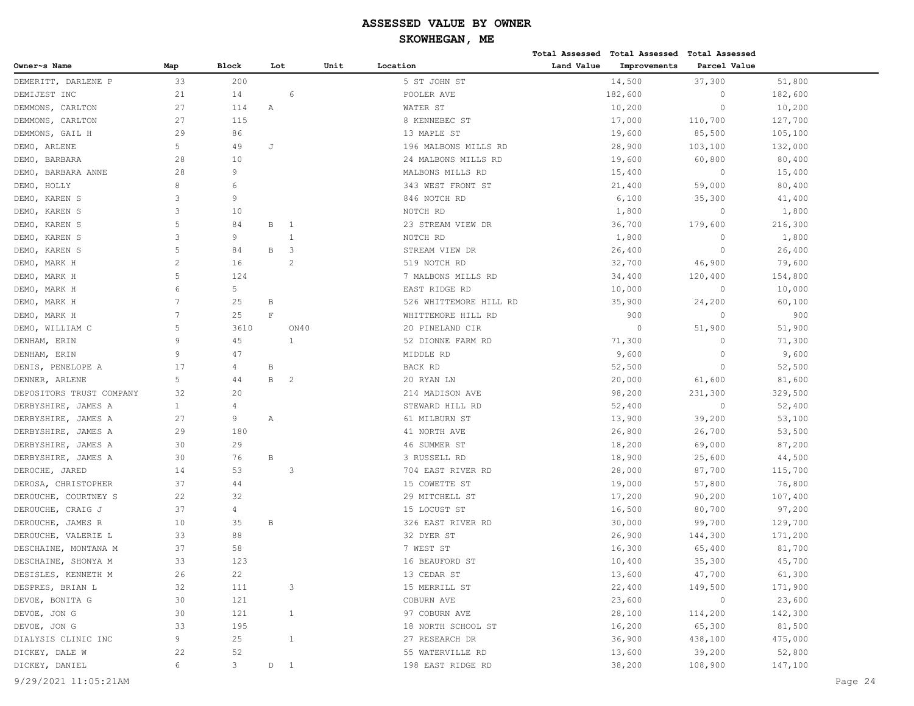# ASSESSED VALUE BY OWNER

## SKOWHEGAN, ME

| Owner~s Name | Map | Block | Lot | Unit | Location | Total Assessed Land Value | Total Assessed Improvements | Total Assessed Parcel Value |
|---|---|---|---|---|---|---|---|---|
| DEMERITT, DARLENE P | 33 | 200 | | | 5 ST JOHN ST | 14,500 | 37,300 | 51,800 |
| DEMIJEST INC | 21 | 14 | 6 | | POOLER AVE | 182,600 | 0 | 182,600 |
| DEMMONS, CARLTON | 27 | 114 | A | | WATER ST | 10,200 | 0 | 10,200 |
| DEMMONS, CARLTON | 27 | 115 | | | 8 KENNEBEC ST | 17,000 | 110,700 | 127,700 |
| DEMMONS, GAIL H | 29 | 86 | | | 13 MAPLE ST | 19,600 | 85,500 | 105,100 |
| DEMO, ARLENE | 5 | 49 | J | | 196 MALBONS MILLS RD | 28,900 | 103,100 | 132,000 |
| DEMO, BARBARA | 28 | 10 | | | 24 MALBONS MILLS RD | 19,600 | 60,800 | 80,400 |
| DEMO, BARBARA ANNE | 28 | 9 | | | MALBONS MILLS RD | 15,400 | 0 | 15,400 |
| DEMO, HOLLY | 8 | 6 | | | 343 WEST FRONT ST | 21,400 | 59,000 | 80,400 |
| DEMO, KAREN S | 3 | 9 | | | 846 NOTCH RD | 6,100 | 35,300 | 41,400 |
| DEMO, KAREN S | 3 | 10 | | | NOTCH RD | 1,800 | 0 | 1,800 |
| DEMO, KAREN S | 5 | 84 | B 1 | | 23 STREAM VIEW DR | 36,700 | 179,600 | 216,300 |
| DEMO, KAREN S | 3 | 9 | 1 | | NOTCH RD | 1,800 | 0 | 1,800 |
| DEMO, KAREN S | 5 | 84 | B 3 | | STREAM VIEW DR | 26,400 | 0 | 26,400 |
| DEMO, MARK H | 2 | 16 | 2 | | 519 NOTCH RD | 32,700 | 46,900 | 79,600 |
| DEMO, MARK H | 5 | 124 | | | 7 MALBONS MILLS RD | 34,400 | 120,400 | 154,800 |
| DEMO, MARK H | 6 | 5 | | | EAST RIDGE RD | 10,000 | 0 | 10,000 |
| DEMO, MARK H | 7 | 25 | B | | 526 WHITTEMORE HILL RD | 35,900 | 24,200 | 60,100 |
| DEMO, MARK H | 7 | 25 | F | | WHITTEMORE HILL RD | 900 | 0 | 900 |
| DEMO, WILLIAM C | 5 | 3610 | ON40 | | 20 PINELAND CIR | 0 | 51,900 | 51,900 |
| DENHAM, ERIN | 9 | 45 | 1 | | 52 DIONNE FARM RD | 71,300 | 0 | 71,300 |
| DENHAM, ERIN | 9 | 47 | | | MIDDLE RD | 9,600 | 0 | 9,600 |
| DENIS, PENELOPE A | 17 | 4 | B | | BACK RD | 52,500 | 0 | 52,500 |
| DENNER, ARLENE | 5 | 44 | B 2 | | 20 RYAN LN | 20,000 | 61,600 | 81,600 |
| DEPOSITORS TRUST COMPANY | 32 | 20 | | | 214 MADISON AVE | 98,200 | 231,300 | 329,500 |
| DERBYSHIRE, JAMES A | 1 | 4 | | | STEWARD HILL RD | 52,400 | 0 | 52,400 |
| DERBYSHIRE, JAMES A | 27 | 9 | A | | 61 MILBURN ST | 13,900 | 39,200 | 53,100 |
| DERBYSHIRE, JAMES A | 29 | 180 | | | 41 NORTH AVE | 26,800 | 26,700 | 53,500 |
| DERBYSHIRE, JAMES A | 30 | 29 | | | 46 SUMMER ST | 18,200 | 69,000 | 87,200 |
| DERBYSHIRE, JAMES A | 30 | 76 | B | | 3 RUSSELL RD | 18,900 | 25,600 | 44,500 |
| DEROCHE, JARED | 14 | 53 | 3 | | 704 EAST RIVER RD | 28,000 | 87,700 | 115,700 |
| DEROSA, CHRISTOPHER | 37 | 44 | | | 15 COWETTE ST | 19,000 | 57,800 | 76,800 |
| DEROUCHE, COURTNEY S | 22 | 32 | | | 29 MITCHELL ST | 17,200 | 90,200 | 107,400 |
| DEROUCHE, CRAIG J | 37 | 4 | | | 15 LOCUST ST | 16,500 | 80,700 | 97,200 |
| DEROUCHE, JAMES R | 10 | 35 | B | | 326 EAST RIVER RD | 30,000 | 99,700 | 129,700 |
| DEROUCHE, VALERIE L | 33 | 88 | | | 32 DYER ST | 26,900 | 144,300 | 171,200 |
| DESCHAINE, MONTANA M | 37 | 58 | | | 7 WEST ST | 16,300 | 65,400 | 81,700 |
| DESCHAINE, SHONYA M | 33 | 123 | | | 16 BEAUFORD ST | 10,400 | 35,300 | 45,700 |
| DESISLES, KENNETH M | 26 | 22 | | | 13 CEDAR ST | 13,600 | 47,700 | 61,300 |
| DESPRES, BRIAN L | 32 | 111 | 3 | | 15 MERRILL ST | 22,400 | 149,500 | 171,900 |
| DEVOE, BONITA G | 30 | 121 | | | COBURN AVE | 23,600 | 0 | 23,600 |
| DEVOE, JON G | 30 | 121 | 1 | | 97 COBURN AVE | 28,100 | 114,200 | 142,300 |
| DEVOE, JON G | 33 | 195 | | | 18 NORTH SCHOOL ST | 16,200 | 65,300 | 81,500 |
| DIALYSIS CLINIC INC | 9 | 25 | 1 | | 27 RESEARCH DR | 36,900 | 438,100 | 475,000 |
| DICKEY, DALE W | 22 | 52 | | | 55 WATERVILLE RD | 13,600 | 39,200 | 52,800 |
| DICKEY, DANIEL | 6 | 3 | D 1 | | 198 EAST RIDGE RD | 38,200 | 108,900 | 147,100 |

9/29/2021 11:05:21AM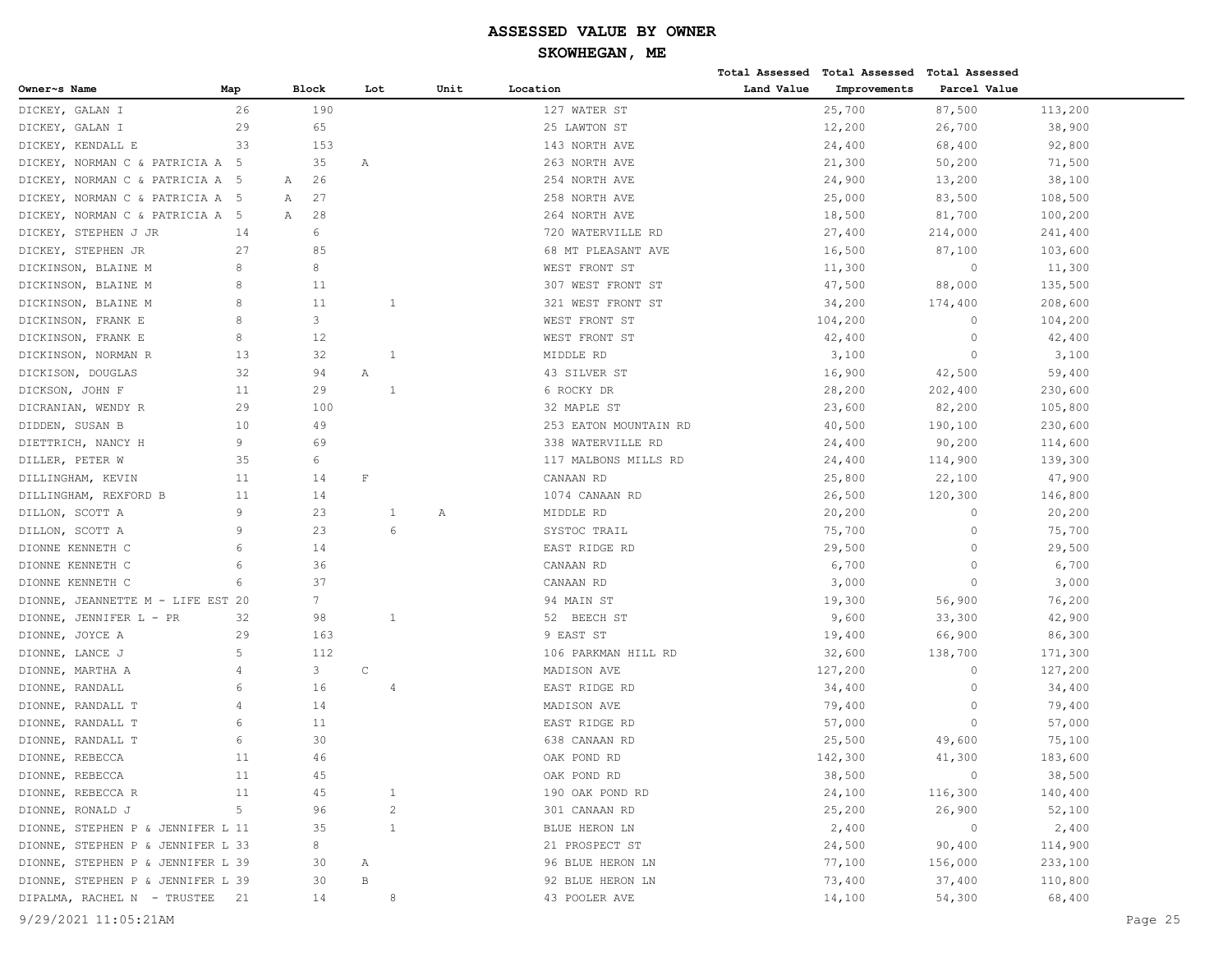# ASSESSED VALUE BY OWNER

## SKOWHEGAN, ME

| Owner~s Name | Map | Block | Lot | Unit | Location | Total Assessed Land Value | Total Assessed Improvements | Total Assessed Parcel Value |
|---|---|---|---|---|---|---|---|---|
| DICKEY, GALAN I | 26 | 190 | | | 127 WATER ST | 25,700 | 87,500 | 113,200 |
| DICKEY, GALAN I | 29 | 65 | | | 25 LAWTON ST | 12,200 | 26,700 | 38,900 |
| DICKEY, KENDALL E | 33 | 153 | | | 143 NORTH AVE | 24,400 | 68,400 | 92,800 |
| DICKEY, NORMAN C & PATRICIA A | 5 | 35 | A | | 263 NORTH AVE | 21,300 | 50,200 | 71,500 |
| DICKEY, NORMAN C & PATRICIA A | 5 | A 26 | | | 254 NORTH AVE | 24,900 | 13,200 | 38,100 |
| DICKEY, NORMAN C & PATRICIA A | 5 | A 27 | | | 258 NORTH AVE | 25,000 | 83,500 | 108,500 |
| DICKEY, NORMAN C & PATRICIA A | 5 | A 28 | | | 264 NORTH AVE | 18,500 | 81,700 | 100,200 |
| DICKEY, STEPHEN J JR | 14 | 6 | | | 720 WATERVILLE RD | 27,400 | 214,000 | 241,400 |
| DICKEY, STEPHEN JR | 27 | 85 | | | 68 MT PLEASANT AVE | 16,500 | 87,100 | 103,600 |
| DICKINSON, BLAINE M | 8 | 8 | | | WEST FRONT ST | 11,300 | 0 | 11,300 |
| DICKINSON, BLAINE M | 8 | 11 | | | 307 WEST FRONT ST | 47,500 | 88,000 | 135,500 |
| DICKINSON, BLAINE M | 8 | 11 | 1 | | 321 WEST FRONT ST | 34,200 | 174,400 | 208,600 |
| DICKINSON, FRANK E | 8 | 3 | | | WEST FRONT ST | 104,200 | 0 | 104,200 |
| DICKINSON, FRANK E | 8 | 12 | | | WEST FRONT ST | 42,400 | 0 | 42,400 |
| DICKINSON, NORMAN R | 13 | 32 | 1 | | MIDDLE RD | 3,100 | 0 | 3,100 |
| DICKISON, DOUGLAS | 32 | 94 | A | | 43 SILVER ST | 16,900 | 42,500 | 59,400 |
| DICKSON, JOHN F | 11 | 29 | 1 | | 6 ROCKY DR | 28,200 | 202,400 | 230,600 |
| DICRANIAN, WENDY R | 29 | 100 | | | 32 MAPLE ST | 23,600 | 82,200 | 105,800 |
| DIDDEN, SUSAN B | 10 | 49 | | | 253 EATON MOUNTAIN RD | 40,500 | 190,100 | 230,600 |
| DIETTRICH, NANCY H | 9 | 69 | | | 338 WATERVILLE RD | 24,400 | 90,200 | 114,600 |
| DILLER, PETER W | 35 | 6 | | | 117 MALBONS MILLS RD | 24,400 | 114,900 | 139,300 |
| DILLINGHAM, KEVIN | 11 | 14 | F | | CANAAN RD | 25,800 | 22,100 | 47,900 |
| DILLINGHAM, REXFORD B | 11 | 14 | | | 1074 CANAAN RD | 26,500 | 120,300 | 146,800 |
| DILLON, SCOTT A | 9 | 23 | 1 | A | MIDDLE RD | 20,200 | 0 | 20,200 |
| DILLON, SCOTT A | 9 | 23 | 6 | | SYSTOC TRAIL | 75,700 | 0 | 75,700 |
| DIONNE KENNETH C | 6 | 14 | | | EAST RIDGE RD | 29,500 | 0 | 29,500 |
| DIONNE KENNETH C | 6 | 36 | | | CANAAN RD | 6,700 | 0 | 6,700 |
| DIONNE KENNETH C | 6 | 37 | | | CANAAN RD | 3,000 | 0 | 3,000 |
| DIONNE, JEANNETTE M - LIFE EST | 20 | 7 | | | 94 MAIN ST | 19,300 | 56,900 | 76,200 |
| DIONNE, JENNIFER L - PR | 32 | 98 | 1 | | 52 BEECH ST | 9,600 | 33,300 | 42,900 |
| DIONNE, JOYCE A | 29 | 163 | | | 9 EAST ST | 19,400 | 66,900 | 86,300 |
| DIONNE, LANCE J | 5 | 112 | | | 106 PARKMAN HILL RD | 32,600 | 138,700 | 171,300 |
| DIONNE, MARTHA A | 4 | 3 | C | | MADISON AVE | 127,200 | 0 | 127,200 |
| DIONNE, RANDALL | 6 | 16 | 4 | | EAST RIDGE RD | 34,400 | 0 | 34,400 |
| DIONNE, RANDALL T | 4 | 14 | | | MADISON AVE | 79,400 | 0 | 79,400 |
| DIONNE, RANDALL T | 6 | 11 | | | EAST RIDGE RD | 57,000 | 0 | 57,000 |
| DIONNE, RANDALL T | 6 | 30 | | | 638 CANAAN RD | 25,500 | 49,600 | 75,100 |
| DIONNE, REBECCA | 11 | 46 | | | OAK POND RD | 142,300 | 41,300 | 183,600 |
| DIONNE, REBECCA | 11 | 45 | | | OAK POND RD | 38,500 | 0 | 38,500 |
| DIONNE, REBECCA R | 11 | 45 | 1 | | 190 OAK POND RD | 24,100 | 116,300 | 140,400 |
| DIONNE, RONALD J | 5 | 96 | 2 | | 301 CANAAN RD | 25,200 | 26,900 | 52,100 |
| DIONNE, STEPHEN P & JENNIFER L | 11 | 35 | 1 | | BLUE HERON LN | 2,400 | 0 | 2,400 |
| DIONNE, STEPHEN P & JENNIFER L | 33 | 8 | | | 21 PROSPECT ST | 24,500 | 90,400 | 114,900 |
| DIONNE, STEPHEN P & JENNIFER L | 39 | 30 | A | | 96 BLUE HERON LN | 77,100 | 156,000 | 233,100 |
| DIONNE, STEPHEN P & JENNIFER L | 39 | 30 | B | | 92 BLUE HERON LN | 73,400 | 37,400 | 110,800 |
| DIPALMA, RACHEL N - TRUSTEE | 21 | 14 | 8 | | 43 POOLER AVE | 14,100 | 54,300 | 68,400 |

9/29/2021 11:05:21AM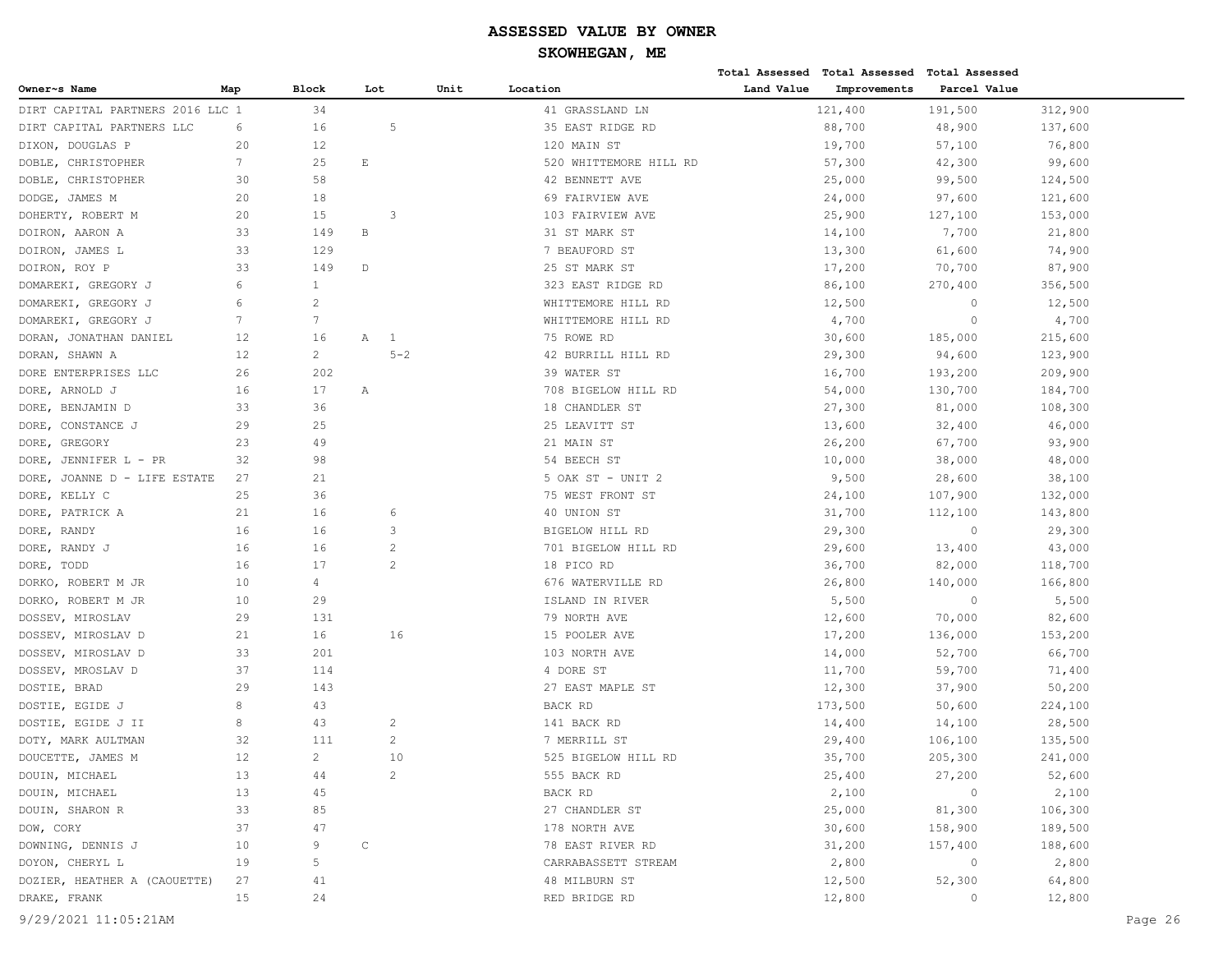# ASSESSED VALUE BY OWNER

## SKOWHEGAN, ME

| Owner~s Name | Map | Block | Lot | Unit | Location | Total Assessed Land Value | Total Assessed Improvements | Total Assessed Parcel Value |
|---|---|---|---|---|---|---|---|---|
| DIRT CAPITAL PARTNERS 2016 LLC | 1 | 34 | | | 41 GRASSLAND LN | 121,400 | 191,500 | 312,900 |
| DIRT CAPITAL PARTNERS LLC | 6 | 16 | 5 | | 35 EAST RIDGE RD | 88,700 | 48,900 | 137,600 |
| DIXON, DOUGLAS P | 20 | 12 | | | 120 MAIN ST | 19,700 | 57,100 | 76,800 |
| DOBLE, CHRISTOPHER | 7 | 25 | E | | 520 WHITTEMORE HILL RD | 57,300 | 42,300 | 99,600 |
| DOBLE, CHRISTOPHER | 30 | 58 | | | 42 BENNETT AVE | 25,000 | 99,500 | 124,500 |
| DODGE, JAMES M | 20 | 18 | | | 69 FAIRVIEW AVE | 24,000 | 97,600 | 121,600 |
| DOHERTY, ROBERT M | 20 | 15 | 3 | | 103 FAIRVIEW AVE | 25,900 | 127,100 | 153,000 |
| DOIRON, AARON A | 33 | 149 | B | | 31 ST MARK ST | 14,100 | 7,700 | 21,800 |
| DOIRON, JAMES L | 33 | 129 | | | 7 BEAUFORD ST | 13,300 | 61,600 | 74,900 |
| DOIRON, ROY P | 33 | 149 | D | | 25 ST MARK ST | 17,200 | 70,700 | 87,900 |
| DOMAREKI, GREGORY J | 6 | 1 | | | 323 EAST RIDGE RD | 86,100 | 270,400 | 356,500 |
| DOMAREKI, GREGORY J | 6 | 2 | | | WHITTEMORE HILL RD | 12,500 | 0 | 12,500 |
| DOMAREKI, GREGORY J | 7 | 7 | | | WHITTEMORE HILL RD | 4,700 | 0 | 4,700 |
| DORAN, JONATHAN DANIEL | 12 | 16 | A 1 | | 75 ROWE RD | 30,600 | 185,000 | 215,600 |
| DORAN, SHAWN A | 12 | 2 | 5-2 | | 42 BURRILL HILL RD | 29,300 | 94,600 | 123,900 |
| DORE ENTERPRISES LLC | 26 | 202 | | | 39 WATER ST | 16,700 | 193,200 | 209,900 |
| DORE, ARNOLD J | 16 | 17 | A | | 708 BIGELOW HILL RD | 54,000 | 130,700 | 184,700 |
| DORE, BENJAMIN D | 33 | 36 | | | 18 CHANDLER ST | 27,300 | 81,000 | 108,300 |
| DORE, CONSTANCE J | 29 | 25 | | | 25 LEAVITT ST | 13,600 | 32,400 | 46,000 |
| DORE, GREGORY | 23 | 49 | | | 21 MAIN ST | 26,200 | 67,700 | 93,900 |
| DORE, JENNIFER L - PR | 32 | 98 | | | 54 BEECH ST | 10,000 | 38,000 | 48,000 |
| DORE, JOANNE D - LIFE ESTATE | 27 | 21 | | | 5 OAK ST - UNIT 2 | 9,500 | 28,600 | 38,100 |
| DORE, KELLY C | 25 | 36 | | | 75 WEST FRONT ST | 24,100 | 107,900 | 132,000 |
| DORE, PATRICK A | 21 | 16 | 6 | | 40 UNION ST | 31,700 | 112,100 | 143,800 |
| DORE, RANDY | 16 | 16 | 3 | | BIGELOW HILL RD | 29,300 | 0 | 29,300 |
| DORE, RANDY J | 16 | 16 | 2 | | 701 BIGELOW HILL RD | 29,600 | 13,400 | 43,000 |
| DORE, TODD | 16 | 17 | 2 | | 18 PICO RD | 36,700 | 82,000 | 118,700 |
| DORKO, ROBERT M JR | 10 | 4 | | | 676 WATERVILLE RD | 26,800 | 140,000 | 166,800 |
| DORKO, ROBERT M JR | 10 | 29 | | | ISLAND IN RIVER | 5,500 | 0 | 5,500 |
| DOSSEV, MIROSLAV | 29 | 131 | | | 79 NORTH AVE | 12,600 | 70,000 | 82,600 |
| DOSSEV, MIROSLAV D | 21 | 16 | 16 | | 15 POOLER AVE | 17,200 | 136,000 | 153,200 |
| DOSSEV, MIROSLAV D | 33 | 201 | | | 103 NORTH AVE | 14,000 | 52,700 | 66,700 |
| DOSSEV, MROSLAV D | 37 | 114 | | | 4 DORE ST | 11,700 | 59,700 | 71,400 |
| DOSTIE, BRAD | 29 | 143 | | | 27 EAST MAPLE ST | 12,300 | 37,900 | 50,200 |
| DOSTIE, EGIDE J | 8 | 43 | | | BACK RD | 173,500 | 50,600 | 224,100 |
| DOSTIE, EGIDE J II | 8 | 43 | 2 | | 141 BACK RD | 14,400 | 14,100 | 28,500 |
| DOTY, MARK AULTMAN | 32 | 111 | 2 | | 7 MERRILL ST | 29,400 | 106,100 | 135,500 |
| DOUCETTE, JAMES M | 12 | 2 | 10 | | 525 BIGELOW HILL RD | 35,700 | 205,300 | 241,000 |
| DOUIN, MICHAEL | 13 | 44 | 2 | | 555 BACK RD | 25,400 | 27,200 | 52,600 |
| DOUIN, MICHAEL | 13 | 45 | | | BACK RD | 2,100 | 0 | 2,100 |
| DOUIN, SHARON R | 33 | 85 | | | 27 CHANDLER ST | 25,000 | 81,300 | 106,300 |
| DOW, CORY | 37 | 47 | | | 178 NORTH AVE | 30,600 | 158,900 | 189,500 |
| DOWNING, DENNIS J | 10 | 9 | C | | 78 EAST RIVER RD | 31,200 | 157,400 | 188,600 |
| DOYON, CHERYL L | 19 | 5 | | | CARRABASSETT STREAM | 2,800 | 0 | 2,800 |
| DOZIER, HEATHER A (CAOUETTE) | 27 | 41 | | | 48 MILBURN ST | 12,500 | 52,300 | 64,800 |
| DRAKE, FRANK | 15 | 24 | | | RED BRIDGE RD | 12,800 | 0 | 12,800 |

9/29/2021 11:05:21AM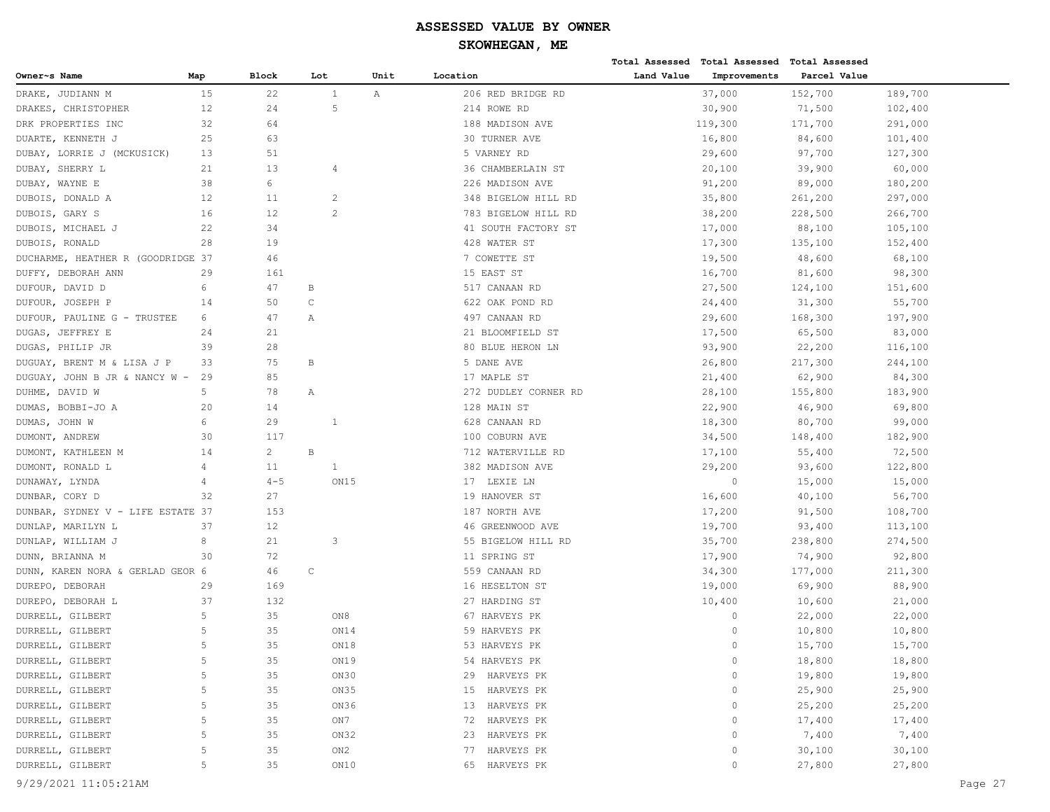# ASSESSED VALUE BY OWNER

## SKOWHEGAN, ME

| Owner~s Name | Map | Block | Lot | Unit | Location | Total Assessed Land Value | Total Assessed Improvements | Total Assessed Parcel Value |
|---|---|---|---|---|---|---|---|---|
| DRAKE, JUDIANN M | 15 | 22 | 1 | A | 206 RED BRIDGE RD | 37,000 | 152,700 | 189,700 |
| DRAKES, CHRISTOPHER | 12 | 24 | 5 | | 214 ROWE RD | 30,900 | 71,500 | 102,400 |
| DRK PROPERTIES INC | 32 | 64 | | | 188 MADISON AVE | 119,300 | 171,700 | 291,000 |
| DUARTE, KENNETH J | 25 | 63 | | | 30 TURNER AVE | 16,800 | 84,600 | 101,400 |
| DUBAY, LORRIE J (MCKUSICK) | 13 | 51 | | | 5 VARNEY RD | 29,600 | 97,700 | 127,300 |
| DUBAY, SHERRY L | 21 | 13 | 4 | | 36 CHAMBERLAIN ST | 20,100 | 39,900 | 60,000 |
| DUBAY, WAYNE E | 38 | 6 | | | 226 MADISON AVE | 91,200 | 89,000 | 180,200 |
| DUBOIS, DONALD A | 12 | 11 | 2 | | 348 BIGELOW HILL RD | 35,800 | 261,200 | 297,000 |
| DUBOIS, GARY S | 16 | 12 | 2 | | 783 BIGELOW HILL RD | 38,200 | 228,500 | 266,700 |
| DUBOIS, MICHAEL J | 22 | 34 | | | 41 SOUTH FACTORY ST | 17,000 | 88,100 | 105,100 |
| DUBOIS, RONALD | 28 | 19 | | | 428 WATER ST | 17,300 | 135,100 | 152,400 |
| DUCHARME, HEATHER R (GOODRIDGE | 37 | 46 | | | 7 COWETTE ST | 19,500 | 48,600 | 68,100 |
| DUFFY, DEBORAH ANN | 29 | 161 | | | 15 EAST ST | 16,700 | 81,600 | 98,300 |
| DUFOUR, DAVID D | 6 | 47 | B | | 517 CANAAN RD | 27,500 | 124,100 | 151,600 |
| DUFOUR, JOSEPH P | 14 | 50 | C | | 622 OAK POND RD | 24,400 | 31,300 | 55,700 |
| DUFOUR, PAULINE G - TRUSTEE | 6 | 47 | A | | 497 CANAAN RD | 29,600 | 168,300 | 197,900 |
| DUGAS, JEFFREY E | 24 | 21 | | | 21 BLOOMFIELD ST | 17,500 | 65,500 | 83,000 |
| DUGAS, PHILIP JR | 39 | 28 | | | 80 BLUE HERON LN | 93,900 | 22,200 | 116,100 |
| DUGUAY, BRENT M & LISA J P | 33 | 75 | B | | 5 DANE AVE | 26,800 | 217,300 | 244,100 |
| DUGUAY, JOHN B JR & NANCY W - | 29 | 85 | | | 17 MAPLE ST | 21,400 | 62,900 | 84,300 |
| DUHME, DAVID W | 5 | 78 | A | | 272 DUDLEY CORNER RD | 28,100 | 155,800 | 183,900 |
| DUMAS, BOBBI-JO A | 20 | 14 | | | 128 MAIN ST | 22,900 | 46,900 | 69,800 |
| DUMAS, JOHN W | 6 | 29 | 1 | | 628 CANAAN RD | 18,300 | 80,700 | 99,000 |
| DUMONT, ANDREW | 30 | 117 | | | 100 COBURN AVE | 34,500 | 148,400 | 182,900 |
| DUMONT, KATHLEEN M | 14 | 2 | B | | 712 WATERVILLE RD | 17,100 | 55,400 | 72,500 |
| DUMONT, RONALD L | 4 | 11 | 1 | | 382 MADISON AVE | 29,200 | 93,600 | 122,800 |
| DUNAWAY, LYNDA | 4 | 4-5 | ON15 | | 17 LEXIE LN | 0 | 15,000 | 15,000 |
| DUNBAR, CORY D | 32 | 27 | | | 19 HANOVER ST | 16,600 | 40,100 | 56,700 |
| DUNBAR, SYDNEY V - LIFE ESTATE | 37 | 153 | | | 187 NORTH AVE | 17,200 | 91,500 | 108,700 |
| DUNLAP, MARILYN L | 37 | 12 | | | 46 GREENWOOD AVE | 19,700 | 93,400 | 113,100 |
| DUNLAP, WILLIAM J | 8 | 21 | 3 | | 55 BIGELOW HILL RD | 35,700 | 238,800 | 274,500 |
| DUNN, BRIANNA M | 30 | 72 | | | 11 SPRING ST | 17,900 | 74,900 | 92,800 |
| DUNN, KAREN NORA & GERLAD GEOR | 6 | 46 | C | | 559 CANAAN RD | 34,300 | 177,000 | 211,300 |
| DUREPO, DEBORAH | 29 | 169 | | | 16 HESELTON ST | 19,000 | 69,900 | 88,900 |
| DUREPO, DEBORAH L | 37 | 132 | | | 27 HARDING ST | 10,400 | 10,600 | 21,000 |
| DURRELL, GILBERT | 5 | 35 | ON8 | | 67 HARVEYS PK | 0 | 22,000 | 22,000 |
| DURRELL, GILBERT | 5 | 35 | ON14 | | 59 HARVEYS PK | 0 | 10,800 | 10,800 |
| DURRELL, GILBERT | 5 | 35 | ON18 | | 53 HARVEYS PK | 0 | 15,700 | 15,700 |
| DURRELL, GILBERT | 5 | 35 | ON19 | | 54 HARVEYS PK | 0 | 18,800 | 18,800 |
| DURRELL, GILBERT | 5 | 35 | ON30 | | 29 HARVEYS PK | 0 | 19,800 | 19,800 |
| DURRELL, GILBERT | 5 | 35 | ON35 | | 15 HARVEYS PK | 0 | 25,900 | 25,900 |
| DURRELL, GILBERT | 5 | 35 | ON36 | | 13 HARVEYS PK | 0 | 25,200 | 25,200 |
| DURRELL, GILBERT | 5 | 35 | ON7 | | 72 HARVEYS PK | 0 | 17,400 | 17,400 |
| DURRELL, GILBERT | 5 | 35 | ON32 | | 23 HARVEYS PK | 0 | 7,400 | 7,400 |
| DURRELL, GILBERT | 5 | 35 | ON2 | | 77 HARVEYS PK | 0 | 30,100 | 30,100 |
| DURRELL, GILBERT | 5 | 35 | ON10 | | 65 HARVEYS PK | 0 | 27,800 | 27,800 |

9/29/2021 11:05:21AM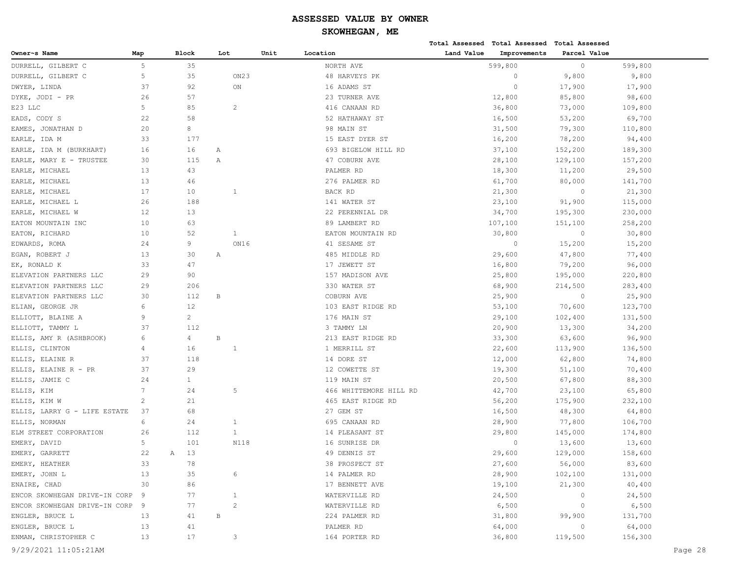# ASSESSED VALUE BY OWNER

## SKOWHEGAN, ME

| Owner~s Name | Map | Block | Lot | Unit | Location | Total Assessed Land Value | Total Assessed Improvements | Total Assessed Parcel Value |
|---|---|---|---|---|---|---|---|---|
| DURRELL, GILBERT C | 5 | 35 | | | NORTH AVE | 599,800 | 0 | 599,800 |
| DURRELL, GILBERT C | 5 | 35 | ON23 | | 48 HARVEYS PK | 0 | 9,800 | 9,800 |
| DWYER, LINDA | 37 | 92 | ON | | 16 ADAMS ST | 0 | 17,900 | 17,900 |
| DYKE, JODI - PR | 26 | 57 | | | 23 TURNER AVE | 12,800 | 85,800 | 98,600 |
| E23 LLC | 5 | 85 | 2 | | 416 CANAAN RD | 36,800 | 73,000 | 109,800 |
| EADS, CODY S | 22 | 58 | | | 52 HATHAWAY ST | 16,500 | 53,200 | 69,700 |
| EAMES, JONATHAN D | 20 | 8 | | | 98 MAIN ST | 31,500 | 79,300 | 110,800 |
| EARLE, IDA M | 33 | 177 | | | 15 EAST DYER ST | 16,200 | 78,200 | 94,400 |
| EARLE, IDA M (BURKHART) | 16 | 16 | A | | 693 BIGELOW HILL RD | 37,100 | 152,200 | 189,300 |
| EARLE, MARY E - TRUSTEE | 30 | 115 | A | | 47 COBURN AVE | 28,100 | 129,100 | 157,200 |
| EARLE, MICHAEL | 13 | 43 | | | PALMER RD | 18,300 | 11,200 | 29,500 |
| EARLE, MICHAEL | 13 | 46 | | | 276 PALMER RD | 61,700 | 80,000 | 141,700 |
| EARLE, MICHAEL | 17 | 10 | 1 | | BACK RD | 21,300 | 0 | 21,300 |
| EARLE, MICHAEL L | 26 | 188 | | | 141 WATER ST | 23,100 | 91,900 | 115,000 |
| EARLE, MICHAEL W | 12 | 13 | | | 22 PERENNIAL DR | 34,700 | 195,300 | 230,000 |
| EATON MOUNTAIN INC | 10 | 63 | | | 89 LAMBERT RD | 107,100 | 151,100 | 258,200 |
| EATON, RICHARD | 10 | 52 | 1 | | EATON MOUNTAIN RD | 30,800 | 0 | 30,800 |
| EDWARDS, ROMA | 24 | 9 | ON16 | | 41 SESAME ST | 0 | 15,200 | 15,200 |
| EGAN, ROBERT J | 13 | 30 | A | | 485 MIDDLE RD | 29,600 | 47,800 | 77,400 |
| EK, RONALD K | 33 | 47 | | | 17 JEWETT ST | 16,800 | 79,200 | 96,000 |
| ELEVATION PARTNERS LLC | 29 | 90 | | | 157 MADISON AVE | 25,800 | 195,000 | 220,800 |
| ELEVATION PARTNERS LLC | 29 | 206 | | | 330 WATER ST | 68,900 | 214,500 | 283,400 |
| ELEVATION PARTNERS LLC | 30 | 112 | B | | COBURN AVE | 25,900 | 0 | 25,900 |
| ELIAN, GEORGE JR | 6 | 12 | | | 103 EAST RIDGE RD | 53,100 | 70,600 | 123,700 |
| ELLIOTT, BLAINE A | 9 | 2 | | | 176 MAIN ST | 29,100 | 102,400 | 131,500 |
| ELLIOTT, TAMMY L | 37 | 112 | | | 3 TAMMY LN | 20,900 | 13,300 | 34,200 |
| ELLIS, AMY R (ASHBROOK) | 6 | 4 | B | | 213 EAST RIDGE RD | 33,300 | 63,600 | 96,900 |
| ELLIS, CLINTON | 4 | 16 | 1 | | 1 MERRILL ST | 22,600 | 113,900 | 136,500 |
| ELLIS, ELAINE R | 37 | 118 | | | 14 DORE ST | 12,000 | 62,800 | 74,800 |
| ELLIS, ELAINE R - PR | 37 | 29 | | | 12 COWETTE ST | 19,300 | 51,100 | 70,400 |
| ELLIS, JAMIE C | 24 | 1 | | | 119 MAIN ST | 20,500 | 67,800 | 88,300 |
| ELLIS, KIM | 7 | 24 | 5 | | 466 WHITTEMORE HILL RD | 42,700 | 23,100 | 65,800 |
| ELLIS, KIM W | 2 | 21 | | | 465 EAST RIDGE RD | 56,200 | 175,900 | 232,100 |
| ELLIS, LARRY G - LIFE ESTATE | 37 | 68 | | | 27 GEM ST | 16,500 | 48,300 | 64,800 |
| ELLIS, NORMAN | 6 | 24 | 1 | | 695 CANAAN RD | 28,900 | 77,800 | 106,700 |
| ELM STREET CORPORATION | 26 | 112 | 1 | | 14 PLEASANT ST | 29,800 | 145,000 | 174,800 |
| EMERY, DAVID | 5 | 101 | N118 | | 16 SUNRISE DR | 0 | 13,600 | 13,600 |
| EMERY, GARRETT | 22 | A 13 | | | 49 DENNIS ST | 29,600 | 129,000 | 158,600 |
| EMERY, HEATHER | 33 | 78 | | | 38 PROSPECT ST | 27,600 | 56,000 | 83,600 |
| EMERY, JOHN L | 13 | 35 | 6 | | 14 PALMER RD | 28,900 | 102,100 | 131,000 |
| ENAIRE, CHAD | 30 | 86 | | | 17 BENNETT AVE | 19,100 | 21,300 | 40,400 |
| ENCOR SKOWHEGAN DRIVE-IN CORP | 9 | 77 | 1 | | WATERVILLE RD | 24,500 | 0 | 24,500 |
| ENCOR SKOWHEGAN DRIVE-IN CORP | 9 | 77 | 2 | | WATERVILLE RD | 6,500 | 0 | 6,500 |
| ENGLER, BRUCE L | 13 | 41 | B | | 224 PALMER RD | 31,800 | 99,900 | 131,700 |
| ENGLER, BRUCE L | 13 | 41 | | | PALMER RD | 64,000 | 0 | 64,000 |
| ENMAN, CHRISTOPHER C | 13 | 17 | 3 | | 164 PORTER RD | 36,800 | 119,500 | 156,300 |

9/29/2021 11:05:21AM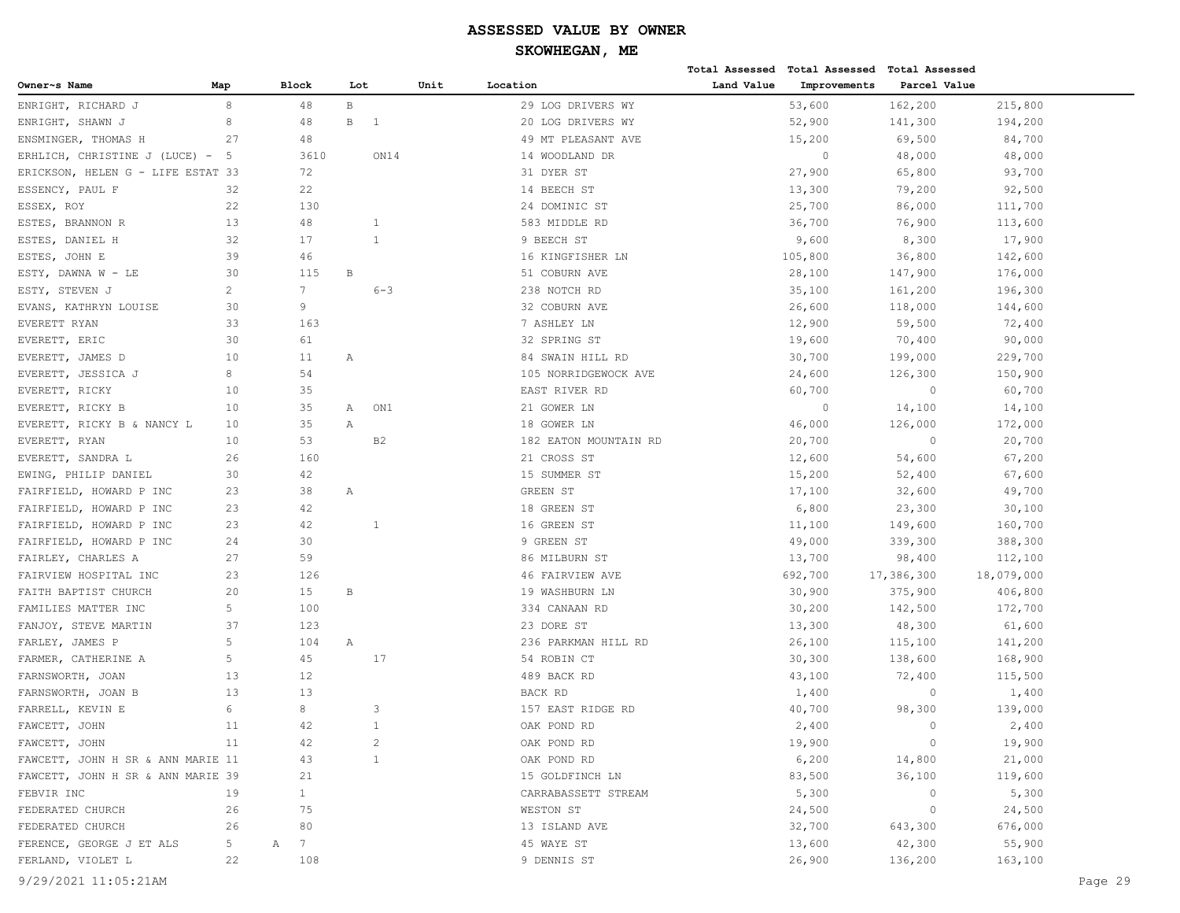# ASSESSED VALUE BY OWNER

## SKOWHEGAN, ME

| Owner~s Name | Map | Block | Lot | Unit | Location | Total Assessed Land Value | Total Assessed Improvements | Total Assessed Parcel Value |
|---|---|---|---|---|---|---|---|---|
| ENRIGHT, RICHARD J | 8 | 48 | B | | 29 LOG DRIVERS WY | 53,600 | 162,200 | 215,800 |
| ENRIGHT, SHAWN J | 8 | 48 | B 1 | | 20 LOG DRIVERS WY | 52,900 | 141,300 | 194,200 |
| ENSMINGER, THOMAS H | 27 | 48 | | | 49 MT PLEASANT AVE | 15,200 | 69,500 | 84,700 |
| ERHLICH, CHRISTINE J (LUCE) - | 5 | 3610 | ON14 | | 14 WOODLAND DR | 0 | 48,000 | 48,000 |
| ERICKSON, HELEN G - LIFE ESTAT | 33 | 72 | | | 31 DYER ST | 27,900 | 65,800 | 93,700 |
| ESSENCY, PAUL F | 32 | 22 | | | 14 BEECH ST | 13,300 | 79,200 | 92,500 |
| ESSEX, ROY | 22 | 130 | | | 24 DOMINIC ST | 25,700 | 86,000 | 111,700 |
| ESTES, BRANNON R | 13 | 48 | 1 | | 583 MIDDLE RD | 36,700 | 76,900 | 113,600 |
| ESTES, DANIEL H | 32 | 17 | 1 | | 9 BEECH ST | 9,600 | 8,300 | 17,900 |
| ESTES, JOHN E | 39 | 46 | | | 16 KINGFISHER LN | 105,800 | 36,800 | 142,600 |
| ESTY, DAWNA W - LE | 30 | 115 | B | | 51 COBURN AVE | 28,100 | 147,900 | 176,000 |
| ESTY, STEVEN J | 2 | 7 | 6-3 | | 238 NOTCH RD | 35,100 | 161,200 | 196,300 |
| EVANS, KATHRYN LOUISE | 30 | 9 | | | 32 COBURN AVE | 26,600 | 118,000 | 144,600 |
| EVERETT RYAN | 33 | 163 | | | 7 ASHLEY LN | 12,900 | 59,500 | 72,400 |
| EVERETT, ERIC | 30 | 61 | | | 32 SPRING ST | 19,600 | 70,400 | 90,000 |
| EVERETT, JAMES D | 10 | 11 | A | | 84 SWAIN HILL RD | 30,700 | 199,000 | 229,700 |
| EVERETT, JESSICA J | 8 | 54 | | | 105 NORRIDGEWOCK AVE | 24,600 | 126,300 | 150,900 |
| EVERETT, RICKY | 10 | 35 | | | EAST RIVER RD | 60,700 | 0 | 60,700 |
| EVERETT, RICKY B | 10 | 35 | A ON1 | | 21 GOWER LN | 0 | 14,100 | 14,100 |
| EVERETT, RICKY B & NANCY L | 10 | 35 | A | | 18 GOWER LN | 46,000 | 126,000 | 172,000 |
| EVERETT, RYAN | 10 | 53 | B2 | | 182 EATON MOUNTAIN RD | 20,700 | 0 | 20,700 |
| EVERETT, SANDRA L | 26 | 160 | | | 21 CROSS ST | 12,600 | 54,600 | 67,200 |
| EWING, PHILIP DANIEL | 30 | 42 | | | 15 SUMMER ST | 15,200 | 52,400 | 67,600 |
| FAIRFIELD, HOWARD P INC | 23 | 38 | A | | GREEN ST | 17,100 | 32,600 | 49,700 |
| FAIRFIELD, HOWARD P INC | 23 | 42 | | | 18 GREEN ST | 6,800 | 23,300 | 30,100 |
| FAIRFIELD, HOWARD P INC | 23 | 42 | 1 | | 16 GREEN ST | 11,100 | 149,600 | 160,700 |
| FAIRFIELD, HOWARD P INC | 24 | 30 | | | 9 GREEN ST | 49,000 | 339,300 | 388,300 |
| FAIRLEY, CHARLES A | 27 | 59 | | | 86 MILBURN ST | 13,700 | 98,400 | 112,100 |
| FAIRVIEW HOSPITAL INC | 23 | 126 | | | 46 FAIRVIEW AVE | 692,700 | 17,386,300 | 18,079,000 |
| FAITH BAPTIST CHURCH | 20 | 15 | B | | 19 WASHBURN LN | 30,900 | 375,900 | 406,800 |
| FAMILIES MATTER INC | 5 | 100 | | | 334 CANAAN RD | 30,200 | 142,500 | 172,700 |
| FANJOY, STEVE MARTIN | 37 | 123 | | | 23 DORE ST | 13,300 | 48,300 | 61,600 |
| FARLEY, JAMES P | 5 | 104 | A | | 236 PARKMAN HILL RD | 26,100 | 115,100 | 141,200 |
| FARMER, CATHERINE A | 5 | 45 | 17 | | 54 ROBIN CT | 30,300 | 138,600 | 168,900 |
| FARNSWORTH, JOAN | 13 | 12 | | | 489 BACK RD | 43,100 | 72,400 | 115,500 |
| FARNSWORTH, JOAN B | 13 | 13 | | | BACK RD | 1,400 | 0 | 1,400 |
| FARRELL, KEVIN E | 6 | 8 | 3 | | 157 EAST RIDGE RD | 40,700 | 98,300 | 139,000 |
| FAWCETT, JOHN | 11 | 42 | 1 | | OAK POND RD | 2,400 | 0 | 2,400 |
| FAWCETT, JOHN | 11 | 42 | 2 | | OAK POND RD | 19,900 | 0 | 19,900 |
| FAWCETT, JOHN H SR & ANN MARIE | 11 | 43 | 1 | | OAK POND RD | 6,200 | 14,800 | 21,000 |
| FAWCETT, JOHN H SR & ANN MARIE | 39 | 21 | | | 15 GOLDFINCH LN | 83,500 | 36,100 | 119,600 |
| FEBVIR INC | 19 | 1 | | | CARRABASSETT STREAM | 5,300 | 0 | 5,300 |
| FEDERATED CHURCH | 26 | 75 | | | WESTON ST | 24,500 | 0 | 24,500 |
| FEDERATED CHURCH | 26 | 80 | | | 13 ISLAND AVE | 32,700 | 643,300 | 676,000 |
| FERENCE, GEORGE J ET ALS | 5 | A 7 | | | 45 WAYE ST | 13,600 | 42,300 | 55,900 |
| FERLAND, VIOLET L | 22 | 108 | | | 9 DENNIS ST | 26,900 | 136,200 | 163,100 |

9/29/2021 11:05:21AM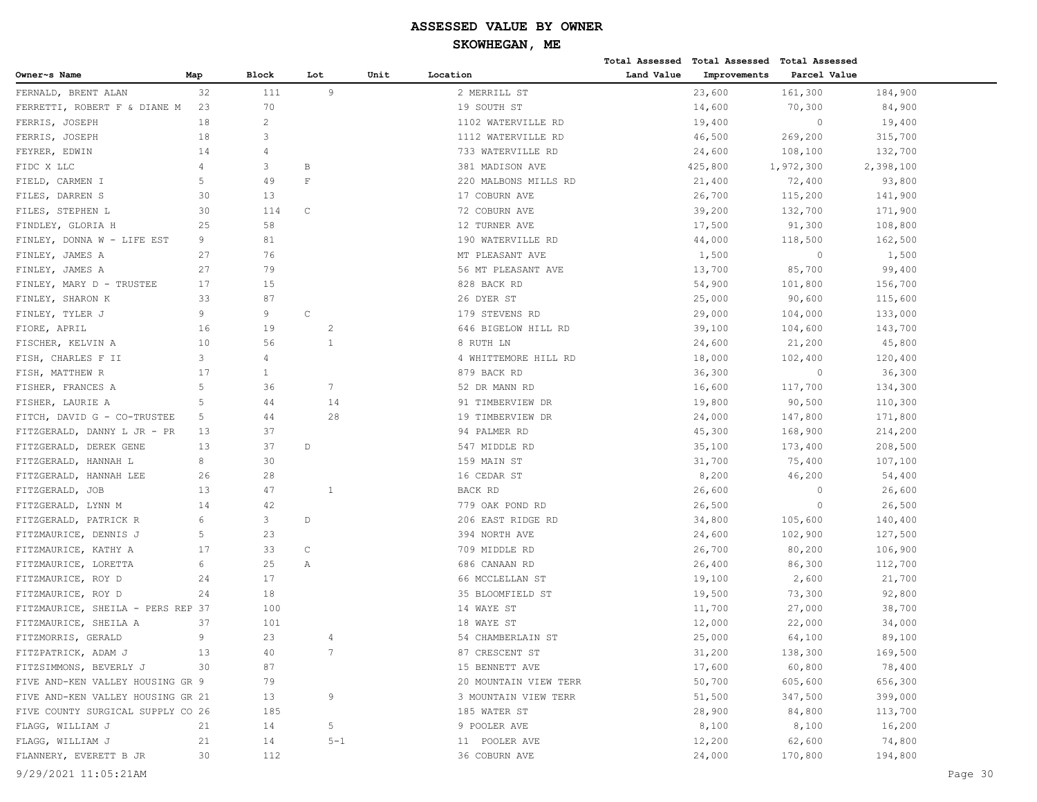# ASSESSED VALUE BY OWNER

## SKOWHEGAN, ME

| Owner~s Name | Map | Block | Lot | Unit | Location | Total Assessed Land Value | Total Assessed Improvements | Total Assessed Parcel Value |
|---|---|---|---|---|---|---|---|---|
| FERNALD, BRENT ALAN | 32 | 111 | 9 | | 2 MERRILL ST | 23,600 | 161,300 | 184,900 |
| FERRETTI, ROBERT F & DIANE M | 23 | 70 | | | 19 SOUTH ST | 14,600 | 70,300 | 84,900 |
| FERRIS, JOSEPH | 18 | 2 | | | 1102 WATERVILLE RD | 19,400 | 0 | 19,400 |
| FERRIS, JOSEPH | 18 | 3 | | | 1112 WATERVILLE RD | 46,500 | 269,200 | 315,700 |
| FEYRER, EDWIN | 14 | 4 | | | 733 WATERVILLE RD | 24,600 | 108,100 | 132,700 |
| FIDC X LLC | 4 | 3 | B | | 381 MADISON AVE | 425,800 | 1,972,300 | 2,398,100 |
| FIELD, CARMEN I | 5 | 49 | F | | 220 MALBONS MILLS RD | 21,400 | 72,400 | 93,800 |
| FILES, DARREN S | 30 | 13 | | | 17 COBURN AVE | 26,700 | 115,200 | 141,900 |
| FILES, STEPHEN L | 30 | 114 | C | | 72 COBURN AVE | 39,200 | 132,700 | 171,900 |
| FINDLEY, GLORIA H | 25 | 58 | | | 12 TURNER AVE | 17,500 | 91,300 | 108,800 |
| FINLEY, DONNA W - LIFE EST | 9 | 81 | | | 190 WATERVILLE RD | 44,000 | 118,500 | 162,500 |
| FINLEY, JAMES A | 27 | 76 | | | MT PLEASANT AVE | 1,500 | 0 | 1,500 |
| FINLEY, JAMES A | 27 | 79 | | | 56 MT PLEASANT AVE | 13,700 | 85,700 | 99,400 |
| FINLEY, MARY D - TRUSTEE | 17 | 15 | | | 828 BACK RD | 54,900 | 101,800 | 156,700 |
| FINLEY, SHARON K | 33 | 87 | | | 26 DYER ST | 25,000 | 90,600 | 115,600 |
| FINLEY, TYLER J | 9 | 9 | C | | 179 STEVENS RD | 29,000 | 104,000 | 133,000 |
| FIORE, APRIL | 16 | 19 | 2 | | 646 BIGELOW HILL RD | 39,100 | 104,600 | 143,700 |
| FISCHER, KELVIN A | 10 | 56 | 1 | | 8 RUTH LN | 24,600 | 21,200 | 45,800 |
| FISH, CHARLES F II | 3 | 4 | | | 4 WHITTEMORE HILL RD | 18,000 | 102,400 | 120,400 |
| FISH, MATTHEW R | 17 | 1 | | | 879 BACK RD | 36,300 | 0 | 36,300 |
| FISHER, FRANCES A | 5 | 36 | 7 | | 52 DR MANN RD | 16,600 | 117,700 | 134,300 |
| FISHER, LAURIE A | 5 | 44 | 14 | | 91 TIMBERVIEW DR | 19,800 | 90,500 | 110,300 |
| FITCH, DAVID G - CO-TRUSTEE | 5 | 44 | 28 | | 19 TIMBERVIEW DR | 24,000 | 147,800 | 171,800 |
| FITZGERALD, DANNY L JR - PR | 13 | 37 | | | 94 PALMER RD | 45,300 | 168,900 | 214,200 |
| FITZGERALD, DEREK GENE | 13 | 37 | D | | 547 MIDDLE RD | 35,100 | 173,400 | 208,500 |
| FITZGERALD, HANNAH L | 8 | 30 | | | 159 MAIN ST | 31,700 | 75,400 | 107,100 |
| FITZGERALD, HANNAH LEE | 26 | 28 | | | 16 CEDAR ST | 8,200 | 46,200 | 54,400 |
| FITZGERALD, JOB | 13 | 47 | 1 | | BACK RD | 26,600 | 0 | 26,600 |
| FITZGERALD, LYNN M | 14 | 42 | | | 779 OAK POND RD | 26,500 | 0 | 26,500 |
| FITZGERALD, PATRICK R | 6 | 3 | D | | 206 EAST RIDGE RD | 34,800 | 105,600 | 140,400 |
| FITZMAURICE, DENNIS J | 5 | 23 | | | 394 NORTH AVE | 24,600 | 102,900 | 127,500 |
| FITZMAURICE, KATHY A | 17 | 33 | C | | 709 MIDDLE RD | 26,700 | 80,200 | 106,900 |
| FITZMAURICE, LORETTA | 6 | 25 | A | | 686 CANAAN RD | 26,400 | 86,300 | 112,700 |
| FITZMAURICE, ROY D | 24 | 17 | | | 66 MCCLELLAN ST | 19,100 | 2,600 | 21,700 |
| FITZMAURICE, ROY D | 24 | 18 | | | 35 BLOOMFIELD ST | 19,500 | 73,300 | 92,800 |
| FITZMAURICE, SHEILA - PERS REP | 37 | 100 | | | 14 WAYE ST | 11,700 | 27,000 | 38,700 |
| FITZMAURICE, SHEILA A | 37 | 101 | | | 18 WAYE ST | 12,000 | 22,000 | 34,000 |
| FITZMORRIS, GERALD | 9 | 23 | 4 | | 54 CHAMBERLAIN ST | 25,000 | 64,100 | 89,100 |
| FITZPATRICK, ADAM J | 13 | 40 | 7 | | 87 CRESCENT ST | 31,200 | 138,300 | 169,500 |
| FITZSIMMONS, BEVERLY J | 30 | 87 | | | 15 BENNETT AVE | 17,600 | 60,800 | 78,400 |
| FIVE AND-KEN VALLEY HOUSING GR | 9 | 79 | | | 20 MOUNTAIN VIEW TERR | 50,700 | 605,600 | 656,300 |
| FIVE AND-KEN VALLEY HOUSING GR | 21 | 13 | 9 | | 3 MOUNTAIN VIEW TERR | 51,500 | 347,500 | 399,000 |
| FIVE COUNTY SURGICAL SUPPLY CO | 26 | 185 | | | 185 WATER ST | 28,900 | 84,800 | 113,700 |
| FLAGG, WILLIAM J | 21 | 14 | 5 | | 9 POOLER AVE | 8,100 | 8,100 | 16,200 |
| FLAGG, WILLIAM J | 21 | 14 | 5-1 | | 11 POOLER AVE | 12,200 | 62,600 | 74,800 |
| FLANNERY, EVERETT B JR | 30 | 112 | | | 36 COBURN AVE | 24,000 | 170,800 | 194,800 |

9/29/2021 11:05:21AM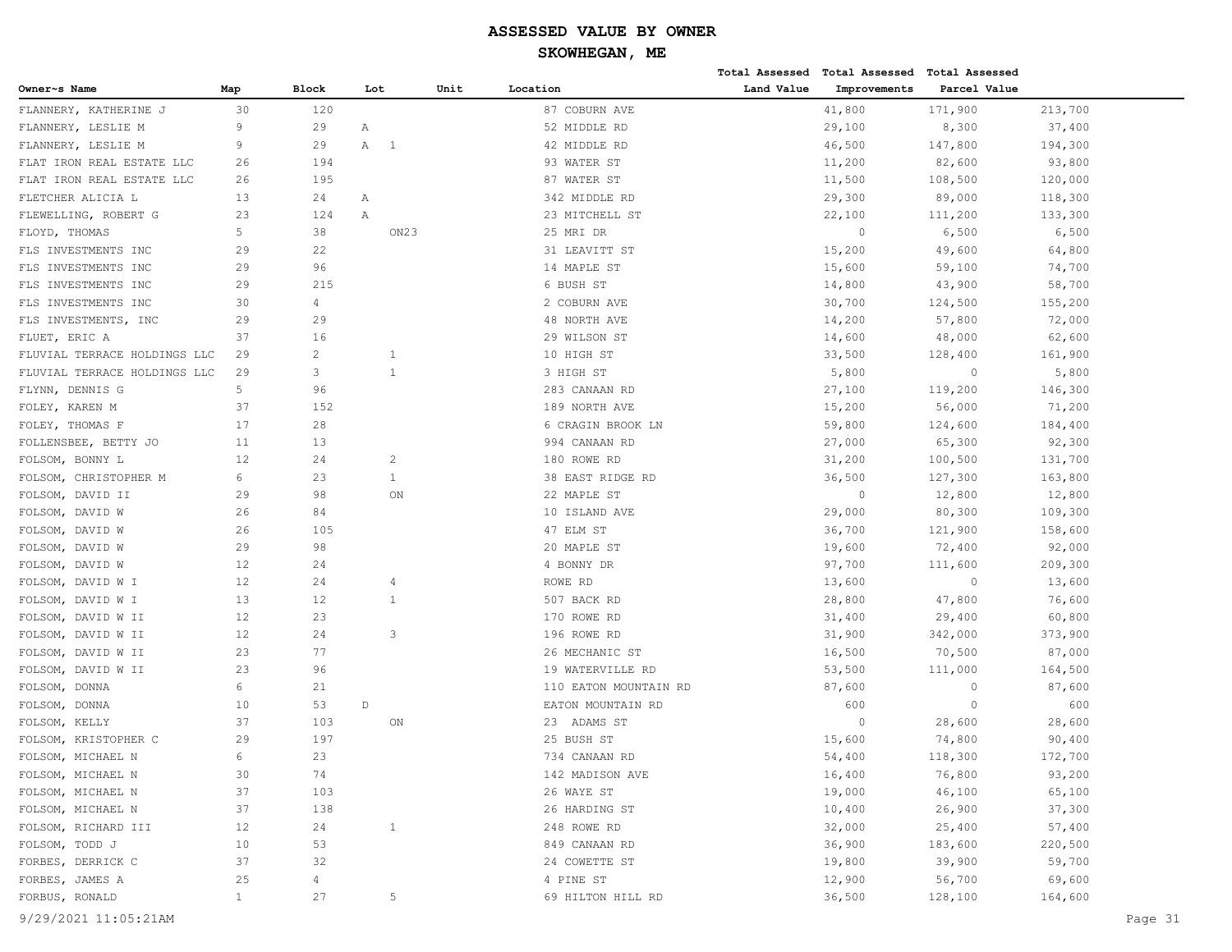# ASSESSED VALUE BY OWNER

## SKOWHEGAN, ME

| Owner~s Name | Map | Block | Lot | Unit | Location | Total Assessed Land Value | Total Assessed Improvements | Total Assessed Parcel Value |
|---|---|---|---|---|---|---|---|---|
| FLANNERY, KATHERINE J | 30 | 120 | | | 87 COBURN AVE | 41,800 | 171,900 | 213,700 |
| FLANNERY, LESLIE M | 9 | 29 | A | | 52 MIDDLE RD | 29,100 | 8,300 | 37,400 |
| FLANNERY, LESLIE M | 9 | 29 | A 1 | | 42 MIDDLE RD | 46,500 | 147,800 | 194,300 |
| FLAT IRON REAL ESTATE LLC | 26 | 194 | | | 93 WATER ST | 11,200 | 82,600 | 93,800 |
| FLAT IRON REAL ESTATE LLC | 26 | 195 | | | 87 WATER ST | 11,500 | 108,500 | 120,000 |
| FLETCHER ALICIA L | 13 | 24 | A | | 342 MIDDLE RD | 29,300 | 89,000 | 118,300 |
| FLEWELLING, ROBERT G | 23 | 124 | A | | 23 MITCHELL ST | 22,100 | 111,200 | 133,300 |
| FLOYD, THOMAS | 5 | 38 | ON23 | | 25 MRI DR | 0 | 6,500 | 6,500 |
| FLS INVESTMENTS INC | 29 | 22 | | | 31 LEAVITT ST | 15,200 | 49,600 | 64,800 |
| FLS INVESTMENTS INC | 29 | 96 | | | 14 MAPLE ST | 15,600 | 59,100 | 74,700 |
| FLS INVESTMENTS INC | 29 | 215 | | | 6 BUSH ST | 14,800 | 43,900 | 58,700 |
| FLS INVESTMENTS INC | 30 | 4 | | | 2 COBURN AVE | 30,700 | 124,500 | 155,200 |
| FLS INVESTMENTS, INC | 29 | 29 | | | 48 NORTH AVE | 14,200 | 57,800 | 72,000 |
| FLUET, ERIC A | 37 | 16 | | | 29 WILSON ST | 14,600 | 48,000 | 62,600 |
| FLUVIAL TERRACE HOLDINGS LLC | 29 | 2 | 1 | | 10 HIGH ST | 33,500 | 128,400 | 161,900 |
| FLUVIAL TERRACE HOLDINGS LLC | 29 | 3 | 1 | | 3 HIGH ST | 5,800 | 0 | 5,800 |
| FLYNN, DENNIS G | 5 | 96 | | | 283 CANAAN RD | 27,100 | 119,200 | 146,300 |
| FOLEY, KAREN M | 37 | 152 | | | 189 NORTH AVE | 15,200 | 56,000 | 71,200 |
| FOLEY, THOMAS F | 17 | 28 | | | 6 CRAGIN BROOK LN | 59,800 | 124,600 | 184,400 |
| FOLLENSBEE, BETTY JO | 11 | 13 | | | 994 CANAAN RD | 27,000 | 65,300 | 92,300 |
| FOLSOM, BONNY L | 12 | 24 | 2 | | 180 ROWE RD | 31,200 | 100,500 | 131,700 |
| FOLSOM, CHRISTOPHER M | 6 | 23 | 1 | | 38 EAST RIDGE RD | 36,500 | 127,300 | 163,800 |
| FOLSOM, DAVID II | 29 | 98 | ON | | 22 MAPLE ST | 0 | 12,800 | 12,800 |
| FOLSOM, DAVID W | 26 | 84 | | | 10 ISLAND AVE | 29,000 | 80,300 | 109,300 |
| FOLSOM, DAVID W | 26 | 105 | | | 47 ELM ST | 36,700 | 121,900 | 158,600 |
| FOLSOM, DAVID W | 29 | 98 | | | 20 MAPLE ST | 19,600 | 72,400 | 92,000 |
| FOLSOM, DAVID W | 12 | 24 | | | 4 BONNY DR | 97,700 | 111,600 | 209,300 |
| FOLSOM, DAVID W I | 12 | 24 | 4 | | ROWE RD | 13,600 | 0 | 13,600 |
| FOLSOM, DAVID W I | 13 | 12 | 1 | | 507 BACK RD | 28,800 | 47,800 | 76,600 |
| FOLSOM, DAVID W II | 12 | 23 | | | 170 ROWE RD | 31,400 | 29,400 | 60,800 |
| FOLSOM, DAVID W II | 12 | 24 | 3 | | 196 ROWE RD | 31,900 | 342,000 | 373,900 |
| FOLSOM, DAVID W II | 23 | 77 | | | 26 MECHANIC ST | 16,500 | 70,500 | 87,000 |
| FOLSOM, DAVID W II | 23 | 96 | | | 19 WATERVILLE RD | 53,500 | 111,000 | 164,500 |
| FOLSOM, DONNA | 6 | 21 | | | 110 EATON MOUNTAIN RD | 87,600 | 0 | 87,600 |
| FOLSOM, DONNA | 10 | 53 | D | | EATON MOUNTAIN RD | 600 | 0 | 600 |
| FOLSOM, KELLY | 37 | 103 | ON | | 23 ADAMS ST | 0 | 28,600 | 28,600 |
| FOLSOM, KRISTOPHER C | 29 | 197 | | | 25 BUSH ST | 15,600 | 74,800 | 90,400 |
| FOLSOM, MICHAEL N | 6 | 23 | | | 734 CANAAN RD | 54,400 | 118,300 | 172,700 |
| FOLSOM, MICHAEL N | 30 | 74 | | | 142 MADISON AVE | 16,400 | 76,800 | 93,200 |
| FOLSOM, MICHAEL N | 37 | 103 | | | 26 WAYE ST | 19,000 | 46,100 | 65,100 |
| FOLSOM, MICHAEL N | 37 | 138 | | | 26 HARDING ST | 10,400 | 26,900 | 37,300 |
| FOLSOM, RICHARD III | 12 | 24 | 1 | | 248 ROWE RD | 32,000 | 25,400 | 57,400 |
| FOLSOM, TODD J | 10 | 53 | | | 849 CANAAN RD | 36,900 | 183,600 | 220,500 |
| FORBES, DERRICK C | 37 | 32 | | | 24 COWETTE ST | 19,800 | 39,900 | 59,700 |
| FORBES, JAMES A | 25 | 4 | | | 4 PINE ST | 12,900 | 56,700 | 69,600 |
| FORBUS, RONALD | 1 | 27 | 5 | | 69 HILTON HILL RD | 36,500 | 128,100 | 164,600 |

9/29/2021 11:05:21AM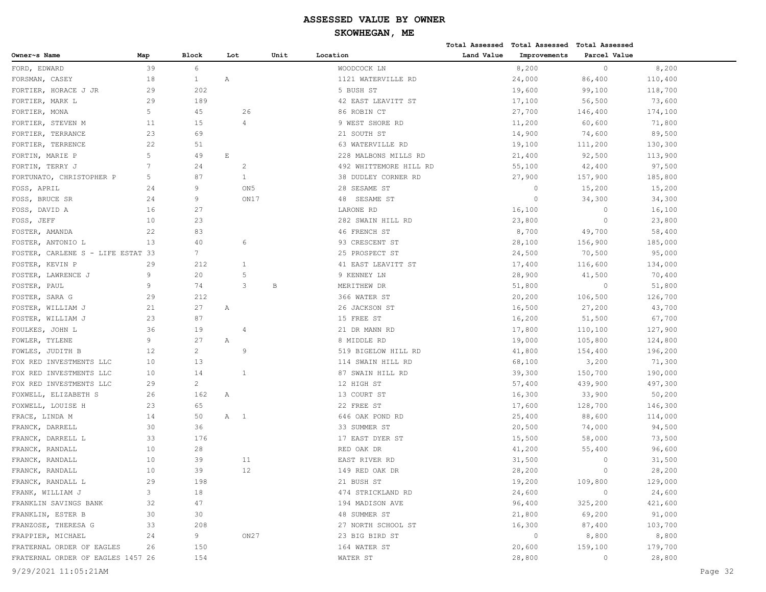# ASSESSED VALUE BY OWNER

## SKOWHEGAN, ME

| Owner~s Name | Map | Block | Lot | Unit | Location | Total Assessed Land Value | Total Assessed Improvements | Total Assessed Parcel Value |
|---|---|---|---|---|---|---|---|---|
| FORD, EDWARD | 39 | 6 | | | WOODCOCK LN | 8,200 | 0 | 8,200 |
| FORSMAN, CASEY | 18 | 1 | A | | 1121 WATERVILLE RD | 24,000 | 86,400 | 110,400 |
| FORTIER, HORACE J JR | 29 | 202 | | | 5 BUSH ST | 19,600 | 99,100 | 118,700 |
| FORTIER, MARK L | 29 | 189 | | | 42 EAST LEAVITT ST | 17,100 | 56,500 | 73,600 |
| FORTIER, MONA | 5 | 45 | 26 | | 86 ROBIN CT | 27,700 | 146,400 | 174,100 |
| FORTIER, STEVEN M | 11 | 15 | 4 | | 9 WEST SHORE RD | 11,200 | 60,600 | 71,800 |
| FORTIER, TERRANCE | 23 | 69 | | | 21 SOUTH ST | 14,900 | 74,600 | 89,500 |
| FORTIER, TERRENCE | 22 | 51 | | | 63 WATERVILLE RD | 19,100 | 111,200 | 130,300 |
| FORTIN, MARIE P | 5 | 49 | E | | 228 MALBONS MILLS RD | 21,400 | 92,500 | 113,900 |
| FORTIN, TERRY J | 7 | 24 | 2 | | 492 WHITTEMORE HILL RD | 55,100 | 42,400 | 97,500 |
| FORTUNATO, CHRISTOPHER P | 5 | 87 | 1 | | 38 DUDLEY CORNER RD | 27,900 | 157,900 | 185,800 |
| FOSS, APRIL | 24 | 9 | ON5 | | 28 SESAME ST | 0 | 15,200 | 15,200 |
| FOSS, BRUCE SR | 24 | 9 | ON17 | | 48 SESAME ST | 0 | 34,300 | 34,300 |
| FOSS, DAVID A | 16 | 27 | | | LARONE RD | 16,100 | 0 | 16,100 |
| FOSS, JEFF | 10 | 23 | | | 282 SWAIN HILL RD | 23,800 | 0 | 23,800 |
| FOSTER, AMANDA | 22 | 83 | | | 46 FRENCH ST | 8,700 | 49,700 | 58,400 |
| FOSTER, ANTONIO L | 13 | 40 | 6 | | 93 CRESCENT ST | 28,100 | 156,900 | 185,000 |
| FOSTER, CARLENE S - LIFE ESTAT | 33 | 7 | | | 25 PROSPECT ST | 24,500 | 70,500 | 95,000 |
| FOSTER, KEVIN P | 29 | 212 | 1 | | 41 EAST LEAVITT ST | 17,400 | 116,600 | 134,000 |
| FOSTER, LAWRENCE J | 9 | 20 | 5 | | 9 KENNEY LN | 28,900 | 41,500 | 70,400 |
| FOSTER, PAUL | 9 | 74 | 3 | B | MERITHEW DR | 51,800 | 0 | 51,800 |
| FOSTER, SARA G | 29 | 212 | | | 366 WATER ST | 20,200 | 106,500 | 126,700 |
| FOSTER, WILLIAM J | 21 | 27 | A | | 26 JACKSON ST | 16,500 | 27,200 | 43,700 |
| FOSTER, WILLIAM J | 23 | 87 | | | 15 FREE ST | 16,200 | 51,500 | 67,700 |
| FOULKES, JOHN L | 36 | 19 | 4 | | 21 DR MANN RD | 17,800 | 110,100 | 127,900 |
| FOWLER, TYLENE | 9 | 27 | A | | 8 MIDDLE RD | 19,000 | 105,800 | 124,800 |
| FOWLES, JUDITH B | 12 | 2 | 9 | | 519 BIGELOW HILL RD | 41,800 | 154,400 | 196,200 |
| FOX RED INVESTMENTS LLC | 10 | 13 | | | 114 SWAIN HILL RD | 68,100 | 3,200 | 71,300 |
| FOX RED INVESTMENTS LLC | 10 | 14 | 1 | | 87 SWAIN HILL RD | 39,300 | 150,700 | 190,000 |
| FOX RED INVESTMENTS LLC | 29 | 2 | | | 12 HIGH ST | 57,400 | 439,900 | 497,300 |
| FOXWELL, ELIZABETH S | 26 | 162 | A | | 13 COURT ST | 16,300 | 33,900 | 50,200 |
| FOXWELL, LOUISE H | 23 | 65 | | | 22 FREE ST | 17,600 | 128,700 | 146,300 |
| FRACE, LINDA M | 14 | 50 | A 1 | | 646 OAK POND RD | 25,400 | 88,600 | 114,000 |
| FRANCK, DARRELL | 30 | 36 | | | 33 SUMMER ST | 20,500 | 74,000 | 94,500 |
| FRANCK, DARRELL L | 33 | 176 | | | 17 EAST DYER ST | 15,500 | 58,000 | 73,500 |
| FRANCK, RANDALL | 10 | 28 | | | RED OAK DR | 41,200 | 55,400 | 96,600 |
| FRANCK, RANDALL | 10 | 39 | 11 | | EAST RIVER RD | 31,500 | 0 | 31,500 |
| FRANCK, RANDALL | 10 | 39 | 12 | | 149 RED OAK DR | 28,200 | 0 | 28,200 |
| FRANCK, RANDALL L | 29 | 198 | | | 21 BUSH ST | 19,200 | 109,800 | 129,000 |
| FRANK, WILLIAM J | 3 | 18 | | | 474 STRICKLAND RD | 24,600 | 0 | 24,600 |
| FRANKLIN SAVINGS BANK | 32 | 47 | | | 194 MADISON AVE | 96,400 | 325,200 | 421,600 |
| FRANKLIN, ESTER B | 30 | 30 | | | 48 SUMMER ST | 21,800 | 69,200 | 91,000 |
| FRANZOSE, THERESA G | 33 | 208 | | | 27 NORTH SCHOOL ST | 16,300 | 87,400 | 103,700 |
| FRAPPIER, MICHAEL | 24 | 9 | ON27 | | 23 BIG BIRD ST | 0 | 8,800 | 8,800 |
| FRATERNAL ORDER OF EAGLES | 26 | 150 | | | 164 WATER ST | 20,600 | 159,100 | 179,700 |
| FRATERNAL ORDER OF EAGLES 1457 | 26 | 154 | | | WATER ST | 28,800 | 0 | 28,800 |

9/29/2021 11:05:21AM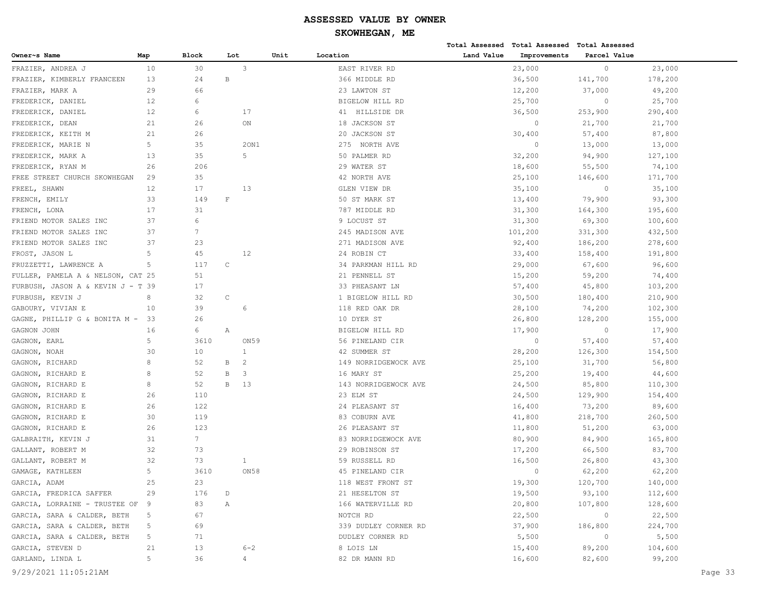# ASSESSED VALUE BY OWNER

## SKOWHEGAN, ME

| Owner~s Name | Map | Block | Lot | Unit | Location | Total Assessed Land Value | Total Assessed Improvements | Total Assessed Parcel Value |
|---|---|---|---|---|---|---|---|---|
| FRAZIER, ANDREA J | 10 | 30 | 3 | | EAST RIVER RD | 23,000 | 0 | 23,000 |
| FRAZIER, KIMBERLY FRANCEEN | 13 | 24 | B | | 366 MIDDLE RD | 36,500 | 141,700 | 178,200 |
| FRAZIER, MARK A | 29 | 66 | | | 23 LAWTON ST | 12,200 | 37,000 | 49,200 |
| FREDERICK, DANIEL | 12 | 6 | | | BIGELOW HILL RD | 25,700 | 0 | 25,700 |
| FREDERICK, DANIEL | 12 | 6 | 17 | | 41 HILLSIDE DR | 36,500 | 253,900 | 290,400 |
| FREDERICK, DEAN | 21 | 26 | ON | | 18 JACKSON ST | 0 | 21,700 | 21,700 |
| FREDERICK, KEITH M | 21 | 26 | | | 20 JACKSON ST | 30,400 | 57,400 | 87,800 |
| FREDERICK, MARIE N | 5 | 35 | 2ON1 | | 275 NORTH AVE | 0 | 13,000 | 13,000 |
| FREDERICK, MARK A | 13 | 35 | 5 | | 50 PALMER RD | 32,200 | 94,900 | 127,100 |
| FREDERICK, RYAN M | 26 | 206 | | | 29 WATER ST | 18,600 | 55,500 | 74,100 |
| FREE STREET CHURCH SKOWHEGAN | 29 | 35 | | | 42 NORTH AVE | 25,100 | 146,600 | 171,700 |
| FREEL, SHAWN | 12 | 17 | 13 | | GLEN VIEW DR | 35,100 | 0 | 35,100 |
| FRENCH, EMILY | 33 | 149 | F | | 50 ST MARK ST | 13,400 | 79,900 | 93,300 |
| FRENCH, LONA | 17 | 31 | | | 787 MIDDLE RD | 31,300 | 164,300 | 195,600 |
| FRIEND MOTOR SALES INC | 37 | 6 | | | 9 LOCUST ST | 31,300 | 69,300 | 100,600 |
| FRIEND MOTOR SALES INC | 37 | 7 | | | 245 MADISON AVE | 101,200 | 331,300 | 432,500 |
| FRIEND MOTOR SALES INC | 37 | 23 | | | 271 MADISON AVE | 92,400 | 186,200 | 278,600 |
| FROST, JASON L | 5 | 45 | 12 | | 24 ROBIN CT | 33,400 | 158,400 | 191,800 |
| FRUZZETTI, LAWRENCE A | 5 | 117 | C | | 34 PARKMAN HILL RD | 29,000 | 67,600 | 96,600 |
| FULLER, PAMELA A & NELSON, CAT | 25 | 51 | | | 21 PENNELL ST | 15,200 | 59,200 | 74,400 |
| FURBUSH, JASON A & KEVIN J - T | 39 | 17 | | | 33 PHEASANT LN | 57,400 | 45,800 | 103,200 |
| FURBUSH, KEVIN J | 8 | 32 | C | | 1 BIGELOW HILL RD | 30,500 | 180,400 | 210,900 |
| GABOURY, VIVIAN E | 10 | 39 | 6 | | 118 RED OAK DR | 28,100 | 74,200 | 102,300 |
| GAGNE, PHILLIP G & BONITA M - | 33 | 26 | | | 10 DYER ST | 26,800 | 128,200 | 155,000 |
| GAGNON JOHN | 16 | 6 | A | | BIGELOW HILL RD | 17,900 | 0 | 17,900 |
| GAGNON, EARL | 5 | 3610 | ON59 | | 56 PINELAND CIR | 0 | 57,400 | 57,400 |
| GAGNON, NOAH | 30 | 10 | 1 | | 42 SUMMER ST | 28,200 | 126,300 | 154,500 |
| GAGNON, RICHARD | 8 | 52 | B 2 | | 149 NORRIDGEWOCK AVE | 25,100 | 31,700 | 56,800 |
| GAGNON, RICHARD E | 8 | 52 | B 3 | | 16 MARY ST | 25,200 | 19,400 | 44,600 |
| GAGNON, RICHARD E | 8 | 52 | B 13 | | 143 NORRIDGEWOCK AVE | 24,500 | 85,800 | 110,300 |
| GAGNON, RICHARD E | 26 | 110 | | | 23 ELM ST | 24,500 | 129,900 | 154,400 |
| GAGNON, RICHARD E | 26 | 122 | | | 24 PLEASANT ST | 16,400 | 73,200 | 89,600 |
| GAGNON, RICHARD E | 30 | 119 | | | 83 COBURN AVE | 41,800 | 218,700 | 260,500 |
| GAGNON, RICHARD E | 26 | 123 | | | 26 PLEASANT ST | 11,800 | 51,200 | 63,000 |
| GALBRAITH, KEVIN J | 31 | 7 | | | 83 NORRIDGEWOCK AVE | 80,900 | 84,900 | 165,800 |
| GALLANT, ROBERT M | 32 | 73 | | | 29 ROBINSON ST | 17,200 | 66,500 | 83,700 |
| GALLANT, ROBERT M | 32 | 73 | 1 | | 59 RUSSELL RD | 16,500 | 26,800 | 43,300 |
| GAMAGE, KATHLEEN | 5 | 3610 | ON58 | | 45 PINELAND CIR | 0 | 62,200 | 62,200 |
| GARCIA, ADAM | 25 | 23 | | | 118 WEST FRONT ST | 19,300 | 120,700 | 140,000 |
| GARCIA, FREDRICA SAFFER | 29 | 176 | D | | 21 HESELTON ST | 19,500 | 93,100 | 112,600 |
| GARCIA, LORRAINE - TRUSTEE OF | 9 | 83 | A | | 166 WATERVILLE RD | 20,800 | 107,800 | 128,600 |
| GARCIA, SARA & CALDER, BETH | 5 | 67 | | | NOTCH RD | 22,500 | 0 | 22,500 |
| GARCIA, SARA & CALDER, BETH | 5 | 69 | | | 339 DUDLEY CORNER RD | 37,900 | 186,800 | 224,700 |
| GARCIA, SARA & CALDER, BETH | 5 | 71 | | | DUDLEY CORNER RD | 5,500 | 0 | 5,500 |
| GARCIA, STEVEN D | 21 | 13 | 6-2 | | 8 LOIS LN | 15,400 | 89,200 | 104,600 |
| GARLAND, LINDA L | 5 | 36 | 4 | | 82 DR MANN RD | 16,600 | 82,600 | 99,200 |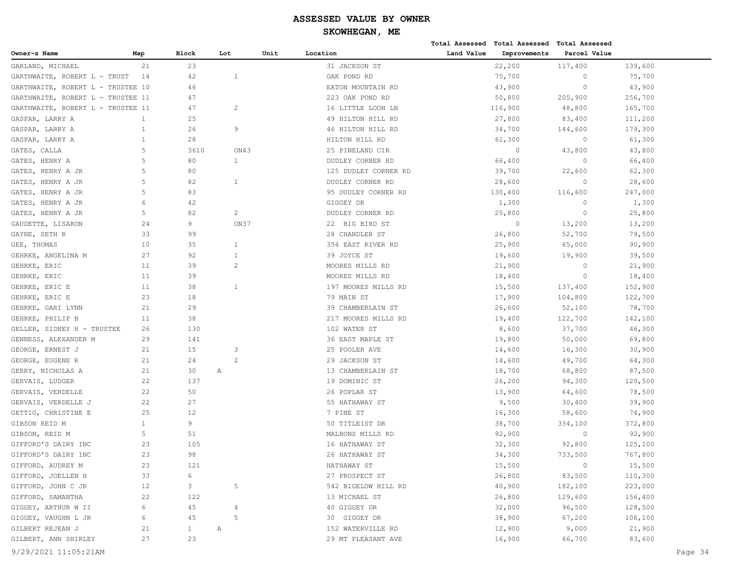# ASSESSED VALUE BY OWNER

## SKOWHEGAN, ME

| Owner~s Name | Map | Block | Lot | Unit | Location | Total Assessed Land Value | Total Assessed Improvements | Total Assessed Parcel Value |
|---|---|---|---|---|---|---|---|---|
| GARLAND, MICHAEL | 21 | 23 | | | 31 JACKSON ST | 22,200 | 117,400 | 139,600 |
| GARTHWAITE, ROBERT L - TRUST | 14 | 42 | 1 | | OAK POND RD | 75,700 | 0 | 75,700 |
| GARTHWAITE, ROBERT L - TRUSTEE | 10 | 46 | | | EATON MOUNTAIN RD | 43,900 | 0 | 43,900 |
| GARTHWAITE, ROBERT L - TRUSTEE | 11 | 47 | | | 223 OAK POND RD | 50,800 | 205,900 | 256,700 |
| GARTHWAITE, ROBERT L - TRUSTEE | 11 | 47 | 2 | | 16 LITTLE LOON LN | 116,900 | 48,800 | 165,700 |
| GASPAR, LARRY A | 1 | 25 | | | 49 HILTON HILL RD | 27,800 | 83,400 | 111,200 |
| GASPAR, LARRY A | 1 | 26 | 9 | | 46 HILTON HILL RD | 34,700 | 144,600 | 179,300 |
| GASPAR, LARRY A | 1 | 28 | | | HILTON HILL RD | 61,300 | 0 | 61,300 |
| GATES, CALLA | 5 | 3610 | ON43 | | 25 PINELAND CIR | 0 | 43,800 | 43,800 |
| GATES, HENRY A | 5 | 80 | 1 | | DUDLEY CORNER RD | 66,400 | 0 | 66,400 |
| GATES, HENRY A JR | 5 | 80 | | | 125 DUDLEY CORNER RD | 39,700 | 22,600 | 62,300 |
| GATES, HENRY A JR | 5 | 82 | 1 | | DUDLEY CORNER RD | 28,600 | 0 | 28,600 |
| GATES, HENRY A JR | 5 | 83 | | | 95 DUDLEY CORNER RD | 130,400 | 116,600 | 247,000 |
| GATES, HENRY A JR | 6 | 42 | | | GIGGEY DR | 1,300 | 0 | 1,300 |
| GATES, HENRY A JR | 5 | 82 | 2 | | DUDLEY CORNER RD | 25,800 | 0 | 25,800 |
| GAUDETTE, LISARON | 24 | 9 | ON37 | | 22 BIG BIRD ST | 0 | 13,200 | 13,200 |
| GAYNE, SETH R | 33 | 99 | | | 28 CHANDLER ST | 26,800 | 52,700 | 79,500 |
| GEE, THOMAS | 10 | 35 | 1 | | 354 EAST RIVER RD | 25,900 | 65,000 | 90,900 |
| GEHRKE, ANGELINA M | 27 | 92 | 1 | | 39 JOYCE ST | 19,600 | 19,900 | 39,500 |
| GEHRKE, ERIC | 11 | 39 | 2 | | MOORES MILLS RD | 21,900 | 0 | 21,900 |
| GEHRKE, ERIC | 11 | 39 | | | MOORES MILLS RD | 18,400 | 0 | 18,400 |
| GEHRKE, ERIC E | 11 | 38 | 1 | | 197 MOORES MILLS RD | 15,500 | 137,400 | 152,900 |
| GEHRKE, ERIC E | 23 | 18 | | | 79 MAIN ST | 17,900 | 104,800 | 122,700 |
| GEHRKE, GARI LYNN | 21 | 29 | | | 39 CHAMBERLAIN ST | 26,600 | 52,100 | 78,700 |
| GEHRKE, PHILIP B | 11 | 38 | | | 217 MOORES MILLS RD | 19,400 | 122,700 | 142,100 |
| GELLER, SIDNEY H - TRUSTEE | 26 | 130 | | | 102 WATER ST | 8,600 | 37,700 | 46,300 |
| GENNESS, ALEXANDER M | 29 | 141 | | | 36 EAST MAPLE ST | 19,800 | 50,000 | 69,800 |
| GEORGE, ERNEST J | 21 | 15 | 3 | | 25 POOLER AVE | 14,600 | 16,300 | 30,900 |
| GEORGE, EUGENE R | 21 | 24 | 2 | | 29 JACKSON ST | 14,600 | 49,700 | 64,300 |
| GERRY, NICHOLAS A | 21 | 30 | A | | 13 CHAMBERLAIN ST | 18,700 | 68,800 | 87,500 |
| GERVAIS, LUDGER | 22 | 137 | | | 19 DOMINIC ST | 26,200 | 94,300 | 120,500 |
| GERVAIS, VERDELLE | 22 | 50 | | | 26 POPLAR ST | 13,900 | 64,600 | 78,500 |
| GERVAIS, VERDELLE J | 22 | 27 | | | 55 HATHAWAY ST | 9,500 | 30,400 | 39,900 |
| GETTIG, CHRISTINE E | 25 | 12 | | | 7 PINE ST | 16,300 | 58,600 | 74,900 |
| GIBSON REID M | 1 | 9 | | | 50 TITLEIST DR | 38,700 | 334,100 | 372,800 |
| GIBSON, REID M | 5 | 51 | | | MALBONS MILLS RD | 92,900 | 0 | 92,900 |
| GIFFORD'S DAIRY INC | 23 | 105 | | | 16 HATHAWAY ST | 32,300 | 92,800 | 125,100 |
| GIFFORD'S DAIRY INC | 23 | 98 | | | 26 HATHAWAY ST | 34,300 | 733,500 | 767,800 |
| GIFFORD, AUDREY M | 23 | 121 | | | HATHAWAY ST | 15,500 | 0 | 15,500 |
| GIFFORD, JOELLEN H | 33 | 6 | | | 27 PROSPECT ST | 26,800 | 83,500 | 110,300 |
| GIFFORD, JOHN C JR | 12 | 3 | 5 | | 542 BIGELOW HILL RD | 40,900 | 182,100 | 223,000 |
| GIFFORD, SAMANTHA | 22 | 122 | | | 13 MICHAEL ST | 26,800 | 129,600 | 156,400 |
| GIGGEY, ARTHUR W II | 6 | 45 | 4 | | 40 GIGGEY DR | 32,000 | 96,500 | 128,500 |
| GIGGEY, VAUGHN L JR | 6 | 45 | 5 | | 30 GIGGEY DR | 38,900 | 67,200 | 106,100 |
| GILBERT REJEAN J | 21 | 1 | A | | 152 WATERVILLE RD | 12,900 | 9,000 | 21,900 |
| GILBERT, ANN SHIRLEY | 27 | 23 | | | 29 MT PLEASANT AVE | 16,900 | 66,700 | 83,600 |

9/29/2021 11:05:21AM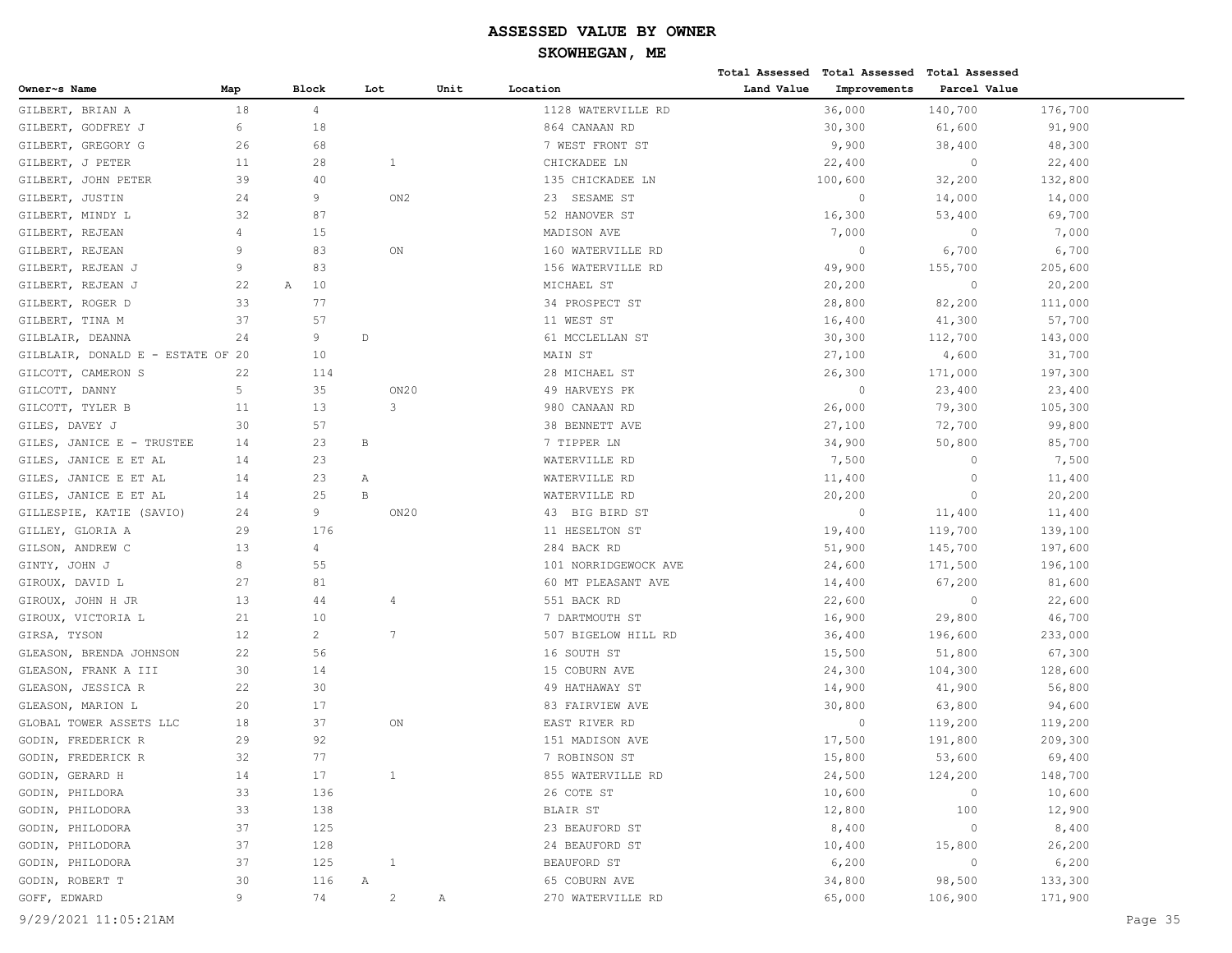# ASSESSED VALUE BY OWNER

## SKOWHEGAN, ME

| Owner~s Name | Map | Block | Lot | Unit | Location | Total Assessed Land Value | Total Assessed Improvements | Total Assessed Parcel Value |
|---|---|---|---|---|---|---|---|---|
| GILBERT, BRIAN A | 18 | 4 | | | 1128 WATERVILLE RD | 36,000 | 140,700 | 176,700 |
| GILBERT, GODFREY J | 6 | 18 | | | 864 CANAAN RD | 30,300 | 61,600 | 91,900 |
| GILBERT, GREGORY G | 26 | 68 | | | 7 WEST FRONT ST | 9,900 | 38,400 | 48,300 |
| GILBERT, J PETER | 11 | 28 | 1 | | CHICKADEE LN | 22,400 | 0 | 22,400 |
| GILBERT, JOHN PETER | 39 | 40 | | | 135 CHICKADEE LN | 100,600 | 32,200 | 132,800 |
| GILBERT, JUSTIN | 24 | 9 | ON2 | | 23 SESAME ST | 0 | 14,000 | 14,000 |
| GILBERT, MINDY L | 32 | 87 | | | 52 HANOVER ST | 16,300 | 53,400 | 69,700 |
| GILBERT, REJEAN | 4 | 15 | | | MADISON AVE | 7,000 | 0 | 7,000 |
| GILBERT, REJEAN | 9 | 83 | ON | | 160 WATERVILLE RD | 0 | 6,700 | 6,700 |
| GILBERT, REJEAN J | 9 | 83 | | | 156 WATERVILLE RD | 49,900 | 155,700 | 205,600 |
| GILBERT, REJEAN J | 22 | A 10 | | | MICHAEL ST | 20,200 | 0 | 20,200 |
| GILBERT, ROGER D | 33 | 77 | | | 34 PROSPECT ST | 28,800 | 82,200 | 111,000 |
| GILBERT, TINA M | 37 | 57 | | | 11 WEST ST | 16,400 | 41,300 | 57,700 |
| GILBLAIR, DEANNA | 24 | 9 | D | | 61 MCCLELLAN ST | 30,300 | 112,700 | 143,000 |
| GILBLAIR, DONALD E - ESTATE OF | 20 | 10 | | | MAIN ST | 27,100 | 4,600 | 31,700 |
| GILCOTT, CAMERON S | 22 | 114 | | | 28 MICHAEL ST | 26,300 | 171,000 | 197,300 |
| GILCOTT, DANNY | 5 | 35 | ON20 | | 49 HARVEYS PK | 0 | 23,400 | 23,400 |
| GILCOTT, TYLER B | 11 | 13 | 3 | | 980 CANAAN RD | 26,000 | 79,300 | 105,300 |
| GILES, DAVEY J | 30 | 57 | | | 38 BENNETT AVE | 27,100 | 72,700 | 99,800 |
| GILES, JANICE E - TRUSTEE | 14 | 23 | B | | 7 TIPPER LN | 34,900 | 50,800 | 85,700 |
| GILES, JANICE E ET AL | 14 | 23 | | | WATERVILLE RD | 7,500 | 0 | 7,500 |
| GILES, JANICE E ET AL | 14 | 23 | A | | WATERVILLE RD | 11,400 | 0 | 11,400 |
| GILES, JANICE E ET AL | 14 | 25 | B | | WATERVILLE RD | 20,200 | 0 | 20,200 |
| GILLESPIE, KATIE (SAVIO) | 24 | 9 | ON20 | | 43 BIG BIRD ST | 0 | 11,400 | 11,400 |
| GILLEY, GLORIA A | 29 | 176 | | | 11 HESELTON ST | 19,400 | 119,700 | 139,100 |
| GILSON, ANDREW C | 13 | 4 | | | 284 BACK RD | 51,900 | 145,700 | 197,600 |
| GINTY, JOHN J | 8 | 55 | | | 101 NORRIDGEWOCK AVE | 24,600 | 171,500 | 196,100 |
| GIROUX, DAVID L | 27 | 81 | | | 60 MT PLEASANT AVE | 14,400 | 67,200 | 81,600 |
| GIROUX, JOHN H JR | 13 | 44 | 4 | | 551 BACK RD | 22,600 | 0 | 22,600 |
| GIROUX, VICTORIA L | 21 | 10 | | | 7 DARTMOUTH ST | 16,900 | 29,800 | 46,700 |
| GIRSA, TYSON | 12 | 2 | 7 | | 507 BIGELOW HILL RD | 36,400 | 196,600 | 233,000 |
| GLEASON, BRENDA JOHNSON | 22 | 56 | | | 16 SOUTH ST | 15,500 | 51,800 | 67,300 |
| GLEASON, FRANK A III | 30 | 14 | | | 15 COBURN AVE | 24,300 | 104,300 | 128,600 |
| GLEASON, JESSICA R | 22 | 30 | | | 49 HATHAWAY ST | 14,900 | 41,900 | 56,800 |
| GLEASON, MARION L | 20 | 17 | | | 83 FAIRVIEW AVE | 30,800 | 63,800 | 94,600 |
| GLOBAL TOWER ASSETS LLC | 18 | 37 | ON | | EAST RIVER RD | 0 | 119,200 | 119,200 |
| GODIN, FREDERICK R | 29 | 92 | | | 151 MADISON AVE | 17,500 | 191,800 | 209,300 |
| GODIN, FREDERICK R | 32 | 77 | | | 7 ROBINSON ST | 15,800 | 53,600 | 69,400 |
| GODIN, GERARD H | 14 | 17 | 1 | | 855 WATERVILLE RD | 24,500 | 124,200 | 148,700 |
| GODIN, PHILDORA | 33 | 136 | | | 26 COTE ST | 10,600 | 0 | 10,600 |
| GODIN, PHILODORA | 33 | 138 | | | BLAIR ST | 12,800 | 100 | 12,900 |
| GODIN, PHILODORA | 37 | 125 | | | 23 BEAUFORD ST | 8,400 | 0 | 8,400 |
| GODIN, PHILODORA | 37 | 128 | | | 24 BEAUFORD ST | 10,400 | 15,800 | 26,200 |
| GODIN, PHILODORA | 37 | 125 | 1 | | BEAUFORD ST | 6,200 | 0 | 6,200 |
| GODIN, ROBERT T | 30 | 116 | A | | 65 COBURN AVE | 34,800 | 98,500 | 133,300 |
| GOFF, EDWARD | 9 | 74 | 2 | A | 270 WATERVILLE RD | 65,000 | 106,900 | 171,900 |

9/29/2021 11:05:21AM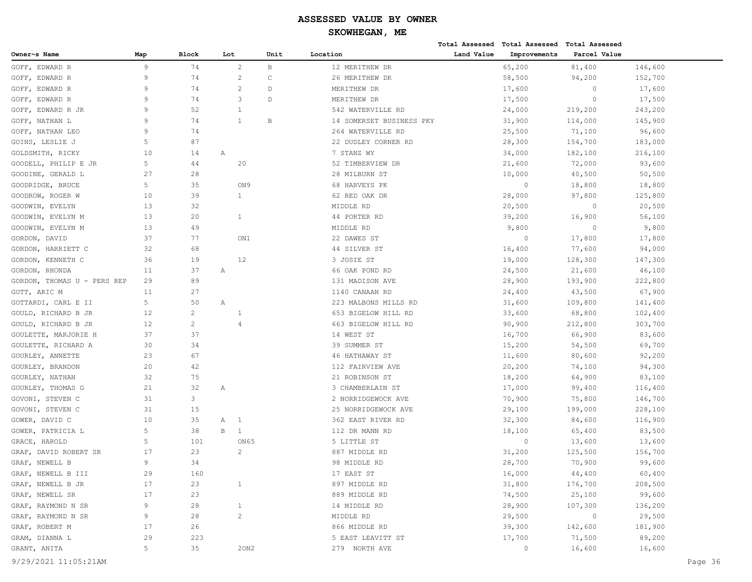# ASSESSED VALUE BY OWNER

## SKOWHEGAN, ME

| Owner~s Name | Map | Block | Lot | Unit | Location | Total Assessed Land Value | Total Assessed Improvements | Total Assessed Parcel Value |
|---|---|---|---|---|---|---|---|---|
| GOFF, EDWARD R | 9 | 74 | 2 | B | 12 MERITHEW DR | 65,200 | 81,400 | 146,600 |
| GOFF, EDWARD R | 9 | 74 | 2 | C | 26 MERITHEW DR | 58,500 | 94,200 | 152,700 |
| GOFF, EDWARD R | 9 | 74 | 2 | D | MERITHEW DR | 17,600 | 0 | 17,600 |
| GOFF, EDWARD R | 9 | 74 | 3 | D | MERITHEW DR | 17,500 | 0 | 17,500 |
| GOFF, EDWARD R JR | 9 | 52 | 1 | | 542 WATERVILLE RD | 24,000 | 219,200 | 243,200 |
| GOFF, NATHAN L | 9 | 74 | 1 | B | 14 SOMERSET BUSINESS PKY | 31,900 | 114,000 | 145,900 |
| GOFF, NATHAN LEO | 9 | 74 | | | 264 WATERVILLE RD | 25,500 | 71,100 | 96,600 |
| GOINS, LESLIE J | 5 | 87 | | | 22 DUDLEY CORNER RD | 28,300 | 154,700 | 183,000 |
| GOLDSMITH, RICKY | 10 | 14 | A | | 7 STANZ WY | 34,000 | 182,100 | 216,100 |
| GOODELL, PHILIP E JR | 5 | 44 | 20 | | 52 TIMBERVIEW DR | 21,600 | 72,000 | 93,600 |
| GOODINE, GERALD L | 27 | 28 | | | 28 MILBURN ST | 10,000 | 40,500 | 50,500 |
| GOODRIDGE, BRUCE | 5 | 35 | ON9 | | 68 HARVEYS PK | 0 | 18,800 | 18,800 |
| GOODROW, ROGER W | 10 | 39 | 1 | | 62 RED OAK DR | 28,000 | 97,800 | 125,800 |
| GOODWIN, EVELYN | 13 | 32 | | | MIDDLE RD | 20,500 | 0 | 20,500 |
| GOODWIN, EVELYN M | 13 | 20 | 1 | | 44 PORTER RD | 39,200 | 16,900 | 56,100 |
| GOODWIN, EVELYN M | 13 | 49 | | | MIDDLE RD | 9,800 | 0 | 9,800 |
| GORDON, DAVID | 37 | 77 | ON1 | | 22 DAWES ST | 0 | 17,800 | 17,800 |
| GORDON, HARRIETT C | 32 | 68 | | | 44 SILVER ST | 16,400 | 77,600 | 94,000 |
| GORDON, KENNETH C | 36 | 19 | 12 | | 3 JOSIE ST | 19,000 | 128,300 | 147,300 |
| GORDON, RHONDA | 11 | 37 | A | | 66 OAK POND RD | 24,500 | 21,600 | 46,100 |
| GORDON, THOMAS U - PERS REP | 29 | 89 | | | 131 MADISON AVE | 28,900 | 193,900 | 222,800 |
| GOTT, ARIC M | 11 | 27 | | | 1140 CANAAN RD | 24,400 | 43,500 | 67,900 |
| GOTTARDI, CARL E II | 5 | 50 | A | | 223 MALBONS MILLS RD | 31,600 | 109,800 | 141,400 |
| GOULD, RICHARD B JR | 12 | 2 | 1 | | 653 BIGELOW HILL RD | 33,600 | 68,800 | 102,400 |
| GOULD, RICHARD B JR | 12 | 2 | 4 | | 663 BIGELOW HILL RD | 90,900 | 212,800 | 303,700 |
| GOULETTE, MARJORIE H | 37 | 37 | | | 14 WEST ST | 16,700 | 66,900 | 83,600 |
| GOULETTE, RICHARD A | 30 | 34 | | | 39 SUMMER ST | 15,200 | 54,500 | 69,700 |
| GOURLEY, ANNETTE | 23 | 67 | | | 46 HATHAWAY ST | 11,600 | 80,600 | 92,200 |
| GOURLEY, BRANDON | 20 | 42 | | | 112 FAIRVIEW AVE | 20,200 | 74,100 | 94,300 |
| GOURLEY, NATHAN | 32 | 75 | | | 21 ROBINSON ST | 18,200 | 64,900 | 83,100 |
| GOURLEY, THOMAS G | 21 | 32 | A | | 3 CHAMBERLAIN ST | 17,000 | 99,400 | 116,400 |
| GOVONI, STEVEN C | 31 | 3 | | | 2 NORRIDGEWOCK AVE | 70,900 | 75,800 | 146,700 |
| GOVONI, STEVEN C | 31 | 15 | | | 25 NORRIDGEWOCK AVE | 29,100 | 199,000 | 228,100 |
| GOWER, DAVID C | 10 | 35 | A 1 | | 362 EAST RIVER RD | 32,300 | 84,600 | 116,900 |
| GOWER, PATRICIA L | 5 | 38 | B 1 | | 112 DR MANN RD | 18,100 | 65,400 | 83,500 |
| GRACE, HAROLD | 5 | 101 | ON65 | | 5 LITTLE ST | 0 | 13,600 | 13,600 |
| GRAF, DAVID ROBERT SR | 17 | 23 | 2 | | 887 MIDDLE RD | 31,200 | 125,500 | 156,700 |
| GRAF, NEWELL B | 9 | 34 | | | 98 MIDDLE RD | 28,700 | 70,900 | 99,600 |
| GRAF, NEWELL B III | 29 | 160 | | | 17 EAST ST | 16,000 | 44,400 | 60,400 |
| GRAF, NEWELL B JR | 17 | 23 | 1 | | 897 MIDDLE RD | 31,800 | 176,700 | 208,500 |
| GRAF, NEWELL SR | 17 | 23 | | | 889 MIDDLE RD | 74,500 | 25,100 | 99,600 |
| GRAF, RAYMOND N SR | 9 | 28 | 1 | | 14 MIDDLE RD | 28,900 | 107,300 | 136,200 |
| GRAF, RAYMOND N SR | 9 | 28 | 2 | | MIDDLE RD | 29,500 | 0 | 29,500 |
| GRAF, ROBERT M | 17 | 26 | | | 866 MIDDLE RD | 39,300 | 142,600 | 181,900 |
| GRAM, DIANNA L | 29 | 223 | | | 5 EAST LEAVITT ST | 17,700 | 71,500 | 89,200 |
| GRANT, ANITA | 5 | 35 | 2ON2 | | 279 NORTH AVE | 0 | 16,600 | 16,600 |

9/29/2021 11:05:21AM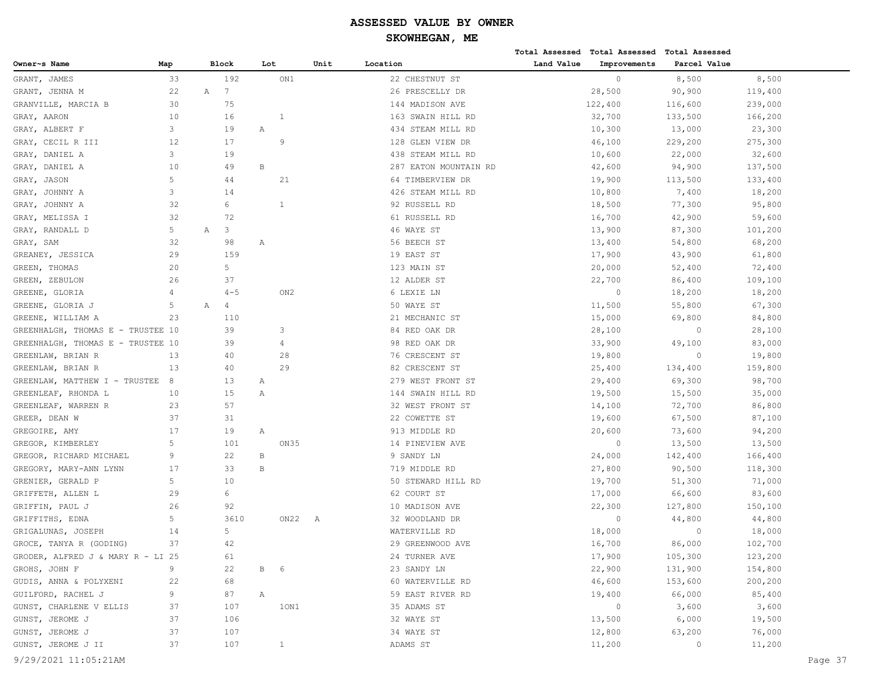# ASSESSED VALUE BY OWNER

## SKOWHEGAN, ME

| Owner~s Name | Map | Block | Lot | Unit | Location | Total Assessed Land Value | Total Assessed Improvements | Total Assessed Parcel Value |
|---|---|---|---|---|---|---|---|---|
| GRANT, JAMES | 33 | 192 | ON1 | | 22 CHESTNUT ST | 0 | 8,500 | 8,500 |
| GRANT, JENNA M | 22 | A 7 | | | 26 PRESCELLY DR | 28,500 | 90,900 | 119,400 |
| GRANVILLE, MARCIA B | 30 | 75 | | | 144 MADISON AVE | 122,400 | 116,600 | 239,000 |
| GRAY, AARON | 10 | 16 | 1 | | 163 SWAIN HILL RD | 32,700 | 133,500 | 166,200 |
| GRAY, ALBERT F | 3 | 19 | A | | 434 STEAM MILL RD | 10,300 | 13,000 | 23,300 |
| GRAY, CECIL R III | 12 | 17 | 9 | | 128 GLEN VIEW DR | 46,100 | 229,200 | 275,300 |
| GRAY, DANIEL A | 3 | 19 | | | 438 STEAM MILL RD | 10,600 | 22,000 | 32,600 |
| GRAY, DANIEL A | 10 | 49 | B | | 287 EATON MOUNTAIN RD | 42,600 | 94,900 | 137,500 |
| GRAY, JASON | 5 | 44 | 21 | | 64 TIMBERVIEW DR | 19,900 | 113,500 | 133,400 |
| GRAY, JOHNNY A | 3 | 14 | | | 426 STEAM MILL RD | 10,800 | 7,400 | 18,200 |
| GRAY, JOHNNY A | 32 | 6 | 1 | | 92 RUSSELL RD | 18,500 | 77,300 | 95,800 |
| GRAY, MELISSA I | 32 | 72 | | | 61 RUSSELL RD | 16,700 | 42,900 | 59,600 |
| GRAY, RANDALL D | 5 | A 3 | | | 46 WAYE ST | 13,900 | 87,300 | 101,200 |
| GRAY, SAM | 32 | 98 | A | | 56 BEECH ST | 13,400 | 54,800 | 68,200 |
| GREANEY, JESSICA | 29 | 159 | | | 19 EAST ST | 17,900 | 43,900 | 61,800 |
| GREEN, THOMAS | 20 | 5 | | | 123 MAIN ST | 20,000 | 52,400 | 72,400 |
| GREEN, ZEBULON | 26 | 37 | | | 12 ALDER ST | 22,700 | 86,400 | 109,100 |
| GREENE, GLORIA | 4 | 4-5 | ON2 | | 6 LEXIE LN | 0 | 18,200 | 18,200 |
| GREENE, GLORIA J | 5 | A 4 | | | 50 WAYE ST | 11,500 | 55,800 | 67,300 |
| GREENE, WILLIAM A | 23 | 110 | | | 21 MECHANIC ST | 15,000 | 69,800 | 84,800 |
| GREENHALGH, THOMAS E - TRUSTEE | 10 | 39 | 3 | | 84 RED OAK DR | 28,100 | 0 | 28,100 |
| GREENHALGH, THOMAS E - TRUSTEE | 10 | 39 | 4 | | 98 RED OAK DR | 33,900 | 49,100 | 83,000 |
| GREENLAW, BRIAN R | 13 | 40 | 28 | | 76 CRESCENT ST | 19,800 | 0 | 19,800 |
| GREENLAW, BRIAN R | 13 | 40 | 29 | | 82 CRESCENT ST | 25,400 | 134,400 | 159,800 |
| GREENLAW, MATTHEW I - TRUSTEE | 8 | 13 | A | | 279 WEST FRONT ST | 29,400 | 69,300 | 98,700 |
| GREENLEAF, RHONDA L | 10 | 15 | A | | 144 SWAIN HILL RD | 19,500 | 15,500 | 35,000 |
| GREENLEAF, WARREN R | 23 | 57 | | | 32 WEST FRONT ST | 14,100 | 72,700 | 86,800 |
| GREER, DEAN W | 37 | 31 | | | 22 COWETTE ST | 19,600 | 67,500 | 87,100 |
| GREGOIRE, AMY | 17 | 19 | A | | 913 MIDDLE RD | 20,600 | 73,600 | 94,200 |
| GREGOR, KIMBERLEY | 5 | 101 | ON35 | | 14 PINEVIEW AVE | 0 | 13,500 | 13,500 |
| GREGOR, RICHARD MICHAEL | 9 | 22 | B | | 9 SANDY LN | 24,000 | 142,400 | 166,400 |
| GREGORY, MARY-ANN LYNN | 17 | 33 | B | | 719 MIDDLE RD | 27,800 | 90,500 | 118,300 |
| GRENIER, GERALD P | 5 | 10 | | | 50 STEWARD HILL RD | 19,700 | 51,300 | 71,000 |
| GRIFFETH, ALLEN L | 29 | 6 | | | 62 COURT ST | 17,000 | 66,600 | 83,600 |
| GRIFFIN, PAUL J | 26 | 92 | | | 10 MADISON AVE | 22,300 | 127,800 | 150,100 |
| GRIFFITHS, EDNA | 5 | 3610 | ON22 | A | 32 WOODLAND DR | 0 | 44,800 | 44,800 |
| GRIGALUNAS, JOSEPH | 14 | 5 | | | WATERVILLE RD | 18,000 | 0 | 18,000 |
| GROCE, TANYA R (GODING) | 37 | 42 | | | 29 GREENWOOD AVE | 16,700 | 86,000 | 102,700 |
| GRODER, ALFRED J & MARY R - LI | 25 | 61 | | | 24 TURNER AVE | 17,900 | 105,300 | 123,200 |
| GROHS, JOHN F | 9 | 22 | B 6 | | 23 SANDY LN | 22,900 | 131,900 | 154,800 |
| GUDIS, ANNA & POLYXENI | 22 | 68 | | | 60 WATERVILLE RD | 46,600 | 153,600 | 200,200 |
| GUILFORD, RACHEL J | 9 | 87 | A | | 59 EAST RIVER RD | 19,400 | 66,000 | 85,400 |
| GUNST, CHARLENE V ELLIS | 37 | 107 | 1ON1 | | 35 ADAMS ST | 0 | 3,600 | 3,600 |
| GUNST, JEROME J | 37 | 106 | | | 32 WAYE ST | 13,500 | 6,000 | 19,500 |
| GUNST, JEROME J | 37 | 107 | | | 34 WAYE ST | 12,800 | 63,200 | 76,000 |
| GUNST, JEROME J II | 37 | 107 | 1 | | ADAMS ST | 11,200 | 0 | 11,200 |

9/29/2021 11:05:21AM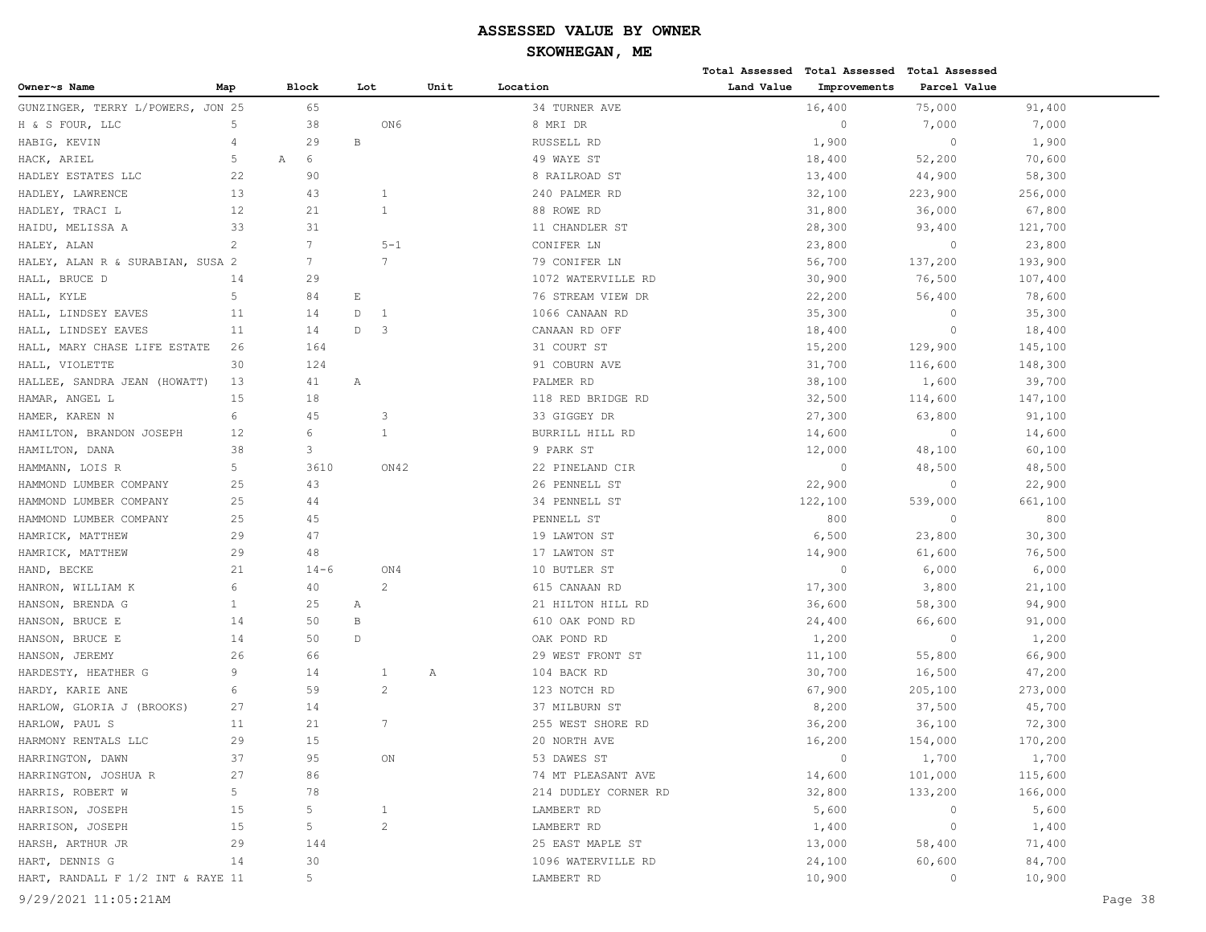# ASSESSED VALUE BY OWNER

## SKOWHEGAN, ME

| Owner~s Name | Map | Block | Lot | Unit | Location | Total Assessed Land Value | Total Assessed Improvements | Total Assessed Parcel Value |
|---|---|---|---|---|---|---|---|---|
| GUNZINGER, TERRY L/POWERS, JON | 25 | 65 | | | 34 TURNER AVE | 16,400 | 75,000 | 91,400 |
| H & S FOUR, LLC | 5 | 38 | ON6 | | 8 MRI DR | 0 | 7,000 | 7,000 |
| HABIG, KEVIN | 4 | 29 | B | | RUSSELL RD | 1,900 | 0 | 1,900 |
| HACK, ARIEL | 5 | A 6 | | | 49 WAYE ST | 18,400 | 52,200 | 70,600 |
| HADLEY ESTATES LLC | 22 | 90 | | | 8 RAILROAD ST | 13,400 | 44,900 | 58,300 |
| HADLEY, LAWRENCE | 13 | 43 | 1 | | 240 PALMER RD | 32,100 | 223,900 | 256,000 |
| HADLEY, TRACI L | 12 | 21 | 1 | | 88 ROWE RD | 31,800 | 36,000 | 67,800 |
| HAIDU, MELISSA A | 33 | 31 | | | 11 CHANDLER ST | 28,300 | 93,400 | 121,700 |
| HALEY, ALAN | 2 | 7 | 5-1 | | CONIFER LN | 23,800 | 0 | 23,800 |
| HALEY, ALAN R & SURABIAN, SUSA | 2 | 7 | 7 | | 79 CONIFER LN | 56,700 | 137,200 | 193,900 |
| HALL, BRUCE D | 14 | 29 | | | 1072 WATERVILLE RD | 30,900 | 76,500 | 107,400 |
| HALL, KYLE | 5 | 84 | E | | 76 STREAM VIEW DR | 22,200 | 56,400 | 78,600 |
| HALL, LINDSEY EAVES | 11 | 14 | D 1 | | 1066 CANAAN RD | 35,300 | 0 | 35,300 |
| HALL, LINDSEY EAVES | 11 | 14 | D 3 | | CANAAN RD OFF | 18,400 | 0 | 18,400 |
| HALL, MARY CHASE LIFE ESTATE | 26 | 164 | | | 31 COURT ST | 15,200 | 129,900 | 145,100 |
| HALL, VIOLETTE | 30 | 124 | | | 91 COBURN AVE | 31,700 | 116,600 | 148,300 |
| HALLEE, SANDRA JEAN (HOWATT) | 13 | 41 | A | | PALMER RD | 38,100 | 1,600 | 39,700 |
| HAMAR, ANGEL L | 15 | 18 | | | 118 RED BRIDGE RD | 32,500 | 114,600 | 147,100 |
| HAMER, KAREN N | 6 | 45 | 3 | | 33 GIGGEY DR | 27,300 | 63,800 | 91,100 |
| HAMILTON, BRANDON JOSEPH | 12 | 6 | 1 | | BURRILL HILL RD | 14,600 | 0 | 14,600 |
| HAMILTON, DANA | 38 | 3 | | | 9 PARK ST | 12,000 | 48,100 | 60,100 |
| HAMMANN, LOIS R | 5 | 3610 | ON42 | | 22 PINELAND CIR | 0 | 48,500 | 48,500 |
| HAMMOND LUMBER COMPANY | 25 | 43 | | | 26 PENNELL ST | 22,900 | 0 | 22,900 |
| HAMMOND LUMBER COMPANY | 25 | 44 | | | 34 PENNELL ST | 122,100 | 539,000 | 661,100 |
| HAMMOND LUMBER COMPANY | 25 | 45 | | | PENNELL ST | 800 | 0 | 800 |
| HAMRICK, MATTHEW | 29 | 47 | | | 19 LAWTON ST | 6,500 | 23,800 | 30,300 |
| HAMRICK, MATTHEW | 29 | 48 | | | 17 LAWTON ST | 14,900 | 61,600 | 76,500 |
| HAND, BECKE | 21 | 14-6 | ON4 | | 10 BUTLER ST | 0 | 6,000 | 6,000 |
| HANRON, WILLIAM K | 6 | 40 | 2 | | 615 CANAAN RD | 17,300 | 3,800 | 21,100 |
| HANSON, BRENDA G | 1 | 25 | A | | 21 HILTON HILL RD | 36,600 | 58,300 | 94,900 |
| HANSON, BRUCE E | 14 | 50 | B | | 610 OAK POND RD | 24,400 | 66,600 | 91,000 |
| HANSON, BRUCE E | 14 | 50 | D | | OAK POND RD | 1,200 | 0 | 1,200 |
| HANSON, JEREMY | 26 | 66 | | | 29 WEST FRONT ST | 11,100 | 55,800 | 66,900 |
| HARDESTY, HEATHER G | 9 | 14 | 1 | A | 104 BACK RD | 30,700 | 16,500 | 47,200 |
| HARDY, KARIE ANE | 6 | 59 | 2 | | 123 NOTCH RD | 67,900 | 205,100 | 273,000 |
| HARLOW, GLORIA J (BROOKS) | 27 | 14 | | | 37 MILBURN ST | 8,200 | 37,500 | 45,700 |
| HARLOW, PAUL S | 11 | 21 | 7 | | 255 WEST SHORE RD | 36,200 | 36,100 | 72,300 |
| HARMONY RENTALS LLC | 29 | 15 | | | 20 NORTH AVE | 16,200 | 154,000 | 170,200 |
| HARRINGTON, DAWN | 37 | 95 | ON | | 53 DAWES ST | 0 | 1,700 | 1,700 |
| HARRINGTON, JOSHUA R | 27 | 86 | | | 74 MT PLEASANT AVE | 14,600 | 101,000 | 115,600 |
| HARRIS, ROBERT W | 5 | 78 | | | 214 DUDLEY CORNER RD | 32,800 | 133,200 | 166,000 |
| HARRISON, JOSEPH | 15 | 5 | 1 | | LAMBERT RD | 5,600 | 0 | 5,600 |
| HARRISON, JOSEPH | 15 | 5 | 2 | | LAMBERT RD | 1,400 | 0 | 1,400 |
| HARSH, ARTHUR JR | 29 | 144 | | | 25 EAST MAPLE ST | 13,000 | 58,400 | 71,400 |
| HART, DENNIS G | 14 | 30 | | | 1096 WATERVILLE RD | 24,100 | 60,600 | 84,700 |
| HART, RANDALL F 1/2 INT & RAYE | 11 | 5 | | | LAMBERT RD | 10,900 | 0 | 10,900 |

9/29/2021 11:05:21AM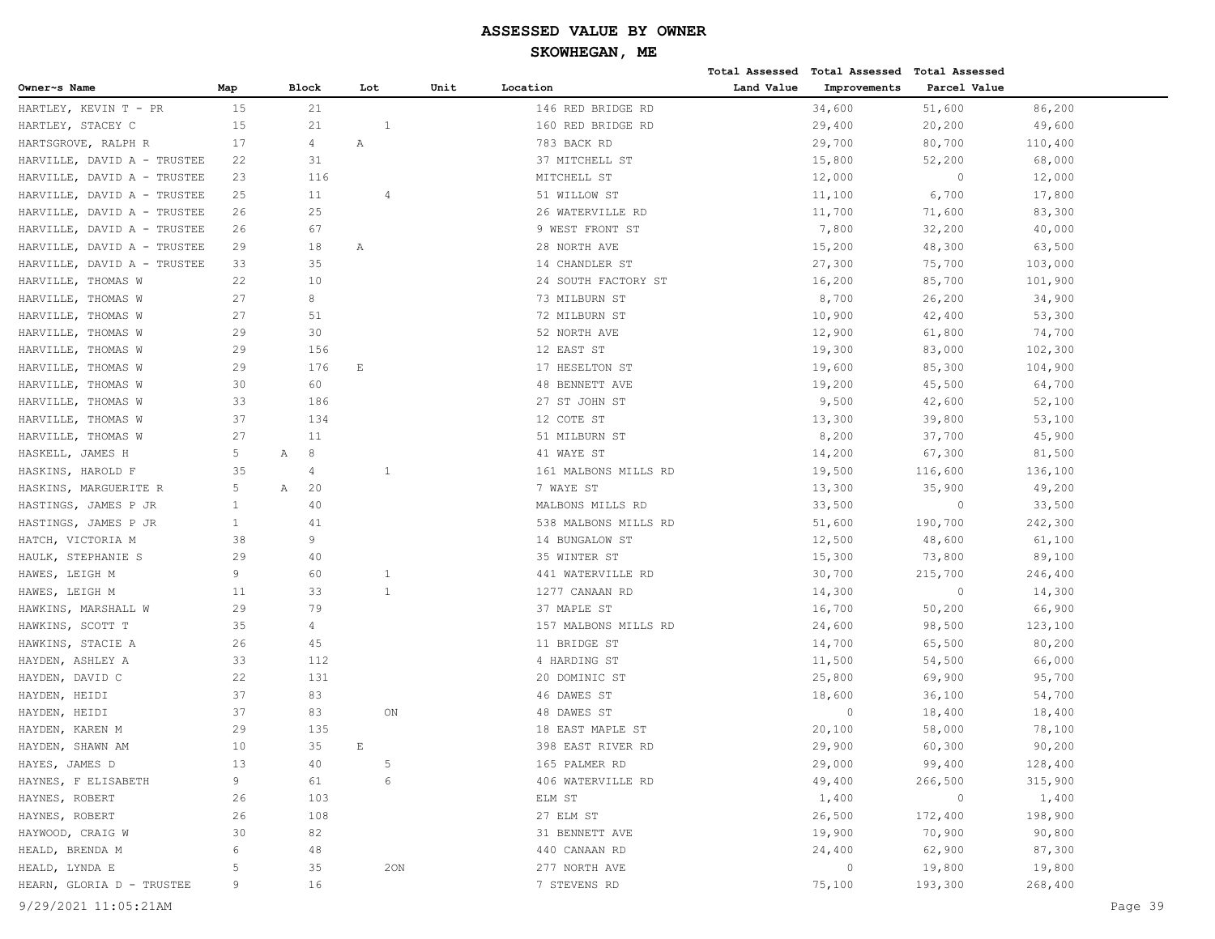# ASSESSED VALUE BY OWNER

## SKOWHEGAN, ME

| Owner~s Name | Map | Block | Lot | Unit | Location | Total Assessed Land Value | Total Assessed Improvements | Total Assessed Parcel Value |
|---|---|---|---|---|---|---|---|---|
| HARTLEY, KEVIN T - PR | 15 | 21 | | | 146 RED BRIDGE RD | 34,600 | 51,600 | 86,200 |
| HARTLEY, STACEY C | 15 | 21 | 1 | | 160 RED BRIDGE RD | 29,400 | 20,200 | 49,600 |
| HARTSGROVE, RALPH R | 17 | 4 | A | | 783 BACK RD | 29,700 | 80,700 | 110,400 |
| HARVILLE, DAVID A - TRUSTEE | 22 | 31 | | | 37 MITCHELL ST | 15,800 | 52,200 | 68,000 |
| HARVILLE, DAVID A - TRUSTEE | 23 | 116 | | | MITCHELL ST | 12,000 | 0 | 12,000 |
| HARVILLE, DAVID A - TRUSTEE | 25 | 11 | 4 | | 51 WILLOW ST | 11,100 | 6,700 | 17,800 |
| HARVILLE, DAVID A - TRUSTEE | 26 | 25 | | | 26 WATERVILLE RD | 11,700 | 71,600 | 83,300 |
| HARVILLE, DAVID A - TRUSTEE | 26 | 67 | | | 9 WEST FRONT ST | 7,800 | 32,200 | 40,000 |
| HARVILLE, DAVID A - TRUSTEE | 29 | 18 | A | | 28 NORTH AVE | 15,200 | 48,300 | 63,500 |
| HARVILLE, DAVID A - TRUSTEE | 33 | 35 | | | 14 CHANDLER ST | 27,300 | 75,700 | 103,000 |
| HARVILLE, THOMAS W | 22 | 10 | | | 24 SOUTH FACTORY ST | 16,200 | 85,700 | 101,900 |
| HARVILLE, THOMAS W | 27 | 8 | | | 73 MILBURN ST | 8,700 | 26,200 | 34,900 |
| HARVILLE, THOMAS W | 27 | 51 | | | 72 MILBURN ST | 10,900 | 42,400 | 53,300 |
| HARVILLE, THOMAS W | 29 | 30 | | | 52 NORTH AVE | 12,900 | 61,800 | 74,700 |
| HARVILLE, THOMAS W | 29 | 156 | | | 12 EAST ST | 19,300 | 83,000 | 102,300 |
| HARVILLE, THOMAS W | 29 | 176 | E | | 17 HESELTON ST | 19,600 | 85,300 | 104,900 |
| HARVILLE, THOMAS W | 30 | 60 | | | 48 BENNETT AVE | 19,200 | 45,500 | 64,700 |
| HARVILLE, THOMAS W | 33 | 186 | | | 27 ST JOHN ST | 9,500 | 42,600 | 52,100 |
| HARVILLE, THOMAS W | 37 | 134 | | | 12 COTE ST | 13,300 | 39,800 | 53,100 |
| HARVILLE, THOMAS W | 27 | 11 | | | 51 MILBURN ST | 8,200 | 37,700 | 45,900 |
| HASKELL, JAMES H | 5 | A 8 | | | 41 WAYE ST | 14,200 | 67,300 | 81,500 |
| HASKINS, HAROLD F | 35 | 4 | 1 | | 161 MALBONS MILLS RD | 19,500 | 116,600 | 136,100 |
| HASKINS, MARGUERITE R | 5 | A 20 | | | 7 WAYE ST | 13,300 | 35,900 | 49,200 |
| HASTINGS, JAMES P JR | 1 | 40 | | | MALBONS MILLS RD | 33,500 | 0 | 33,500 |
| HASTINGS, JAMES P JR | 1 | 41 | | | 538 MALBONS MILLS RD | 51,600 | 190,700 | 242,300 |
| HATCH, VICTORIA M | 38 | 9 | | | 14 BUNGALOW ST | 12,500 | 48,600 | 61,100 |
| HAULK, STEPHANIE S | 29 | 40 | | | 35 WINTER ST | 15,300 | 73,800 | 89,100 |
| HAWES, LEIGH M | 9 | 60 | 1 | | 441 WATERVILLE RD | 30,700 | 215,700 | 246,400 |
| HAWES, LEIGH M | 11 | 33 | 1 | | 1277 CANAAN RD | 14,300 | 0 | 14,300 |
| HAWKINS, MARSHALL W | 29 | 79 | | | 37 MAPLE ST | 16,700 | 50,200 | 66,900 |
| HAWKINS, SCOTT T | 35 | 4 | | | 157 MALBONS MILLS RD | 24,600 | 98,500 | 123,100 |
| HAWKINS, STACIE A | 26 | 45 | | | 11 BRIDGE ST | 14,700 | 65,500 | 80,200 |
| HAYDEN, ASHLEY A | 33 | 112 | | | 4 HARDING ST | 11,500 | 54,500 | 66,000 |
| HAYDEN, DAVID C | 22 | 131 | | | 20 DOMINIC ST | 25,800 | 69,900 | 95,700 |
| HAYDEN, HEIDI | 37 | 83 | | | 46 DAWES ST | 18,600 | 36,100 | 54,700 |
| HAYDEN, HEIDI | 37 | 83 | ON | | 48 DAWES ST | 0 | 18,400 | 18,400 |
| HAYDEN, KAREN M | 29 | 135 | | | 18 EAST MAPLE ST | 20,100 | 58,000 | 78,100 |
| HAYDEN, SHAWN AM | 10 | 35 | E | | 398 EAST RIVER RD | 29,900 | 60,300 | 90,200 |
| HAYES, JAMES D | 13 | 40 | 5 | | 165 PALMER RD | 29,000 | 99,400 | 128,400 |
| HAYNES, F ELISABETH | 9 | 61 | 6 | | 406 WATERVILLE RD | 49,400 | 266,500 | 315,900 |
| HAYNES, ROBERT | 26 | 103 | | | ELM ST | 1,400 | 0 | 1,400 |
| HAYNES, ROBERT | 26 | 108 | | | 27 ELM ST | 26,500 | 172,400 | 198,900 |
| HAYWOOD, CRAIG W | 30 | 82 | | | 31 BENNETT AVE | 19,900 | 70,900 | 90,800 |
| HEALD, BRENDA M | 6 | 48 | | | 440 CANAAN RD | 24,400 | 62,900 | 87,300 |
| HEALD, LYNDA E | 5 | 35 | 2ON | | 277 NORTH AVE | 0 | 19,800 | 19,800 |
| HEARN, GLORIA D - TRUSTEE | 9 | 16 | | | 7 STEVENS RD | 75,100 | 193,300 | 268,400 |

9/29/2021 11:05:21AM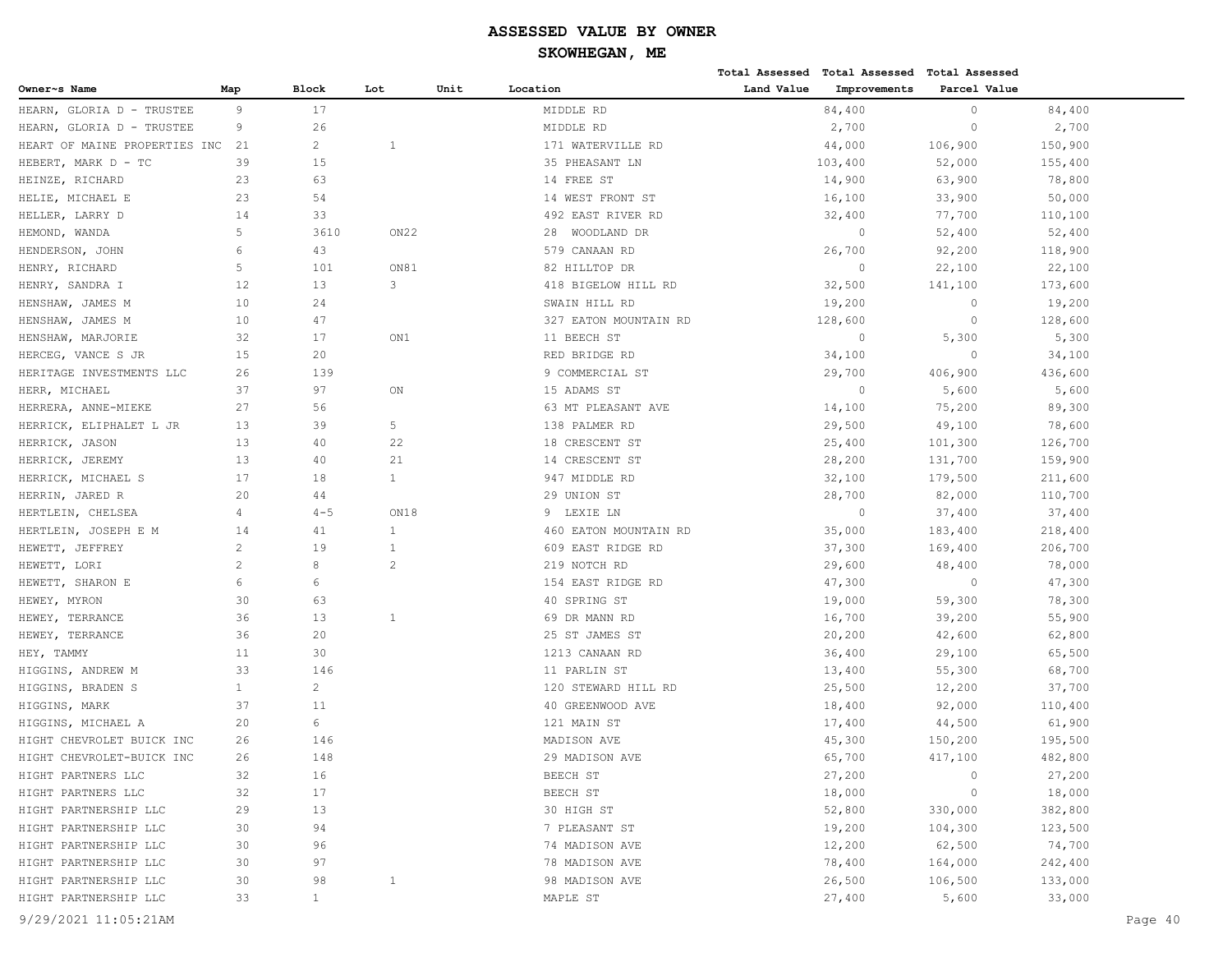# ASSESSED VALUE BY OWNER

## SKOWHEGAN, ME

| Owner~s Name | Map | Block | Lot | Unit | Location | Total Assessed Land Value | Total Assessed Improvements | Total Assessed Parcel Value |
|---|---|---|---|---|---|---|---|---|
| HEARN, GLORIA D - TRUSTEE | 9 | 17 | | | MIDDLE RD | 84,400 | 0 | 84,400 |
| HEARN, GLORIA D - TRUSTEE | 9 | 26 | | | MIDDLE RD | 2,700 | 0 | 2,700 |
| HEART OF MAINE PROPERTIES INC | 21 | 2 | 1 | | 171 WATERVILLE RD | 44,000 | 106,900 | 150,900 |
| HEBERT, MARK D - TC | 39 | 15 | | | 35 PHEASANT LN | 103,400 | 52,000 | 155,400 |
| HEINZE, RICHARD | 23 | 63 | | | 14 FREE ST | 14,900 | 63,900 | 78,800 |
| HELIE, MICHAEL E | 23 | 54 | | | 14 WEST FRONT ST | 16,100 | 33,900 | 50,000 |
| HELLER, LARRY D | 14 | 33 | | | 492 EAST RIVER RD | 32,400 | 77,700 | 110,100 |
| HEMOND, WANDA | 5 | 3610 | ON22 | | 28 WOODLAND DR | 0 | 52,400 | 52,400 |
| HENDERSON, JOHN | 6 | 43 | | | 579 CANAAN RD | 26,700 | 92,200 | 118,900 |
| HENRY, RICHARD | 5 | 101 | ON81 | | 82 HILLTOP DR | 0 | 22,100 | 22,100 |
| HENRY, SANDRA I | 12 | 13 | 3 | | 418 BIGELOW HILL RD | 32,500 | 141,100 | 173,600 |
| HENSHAW, JAMES M | 10 | 24 | | | SWAIN HILL RD | 19,200 | 0 | 19,200 |
| HENSHAW, JAMES M | 10 | 47 | | | 327 EATON MOUNTAIN RD | 128,600 | 0 | 128,600 |
| HENSHAW, MARJORIE | 32 | 17 | ON1 | | 11 BEECH ST | 0 | 5,300 | 5,300 |
| HERCEG, VANCE S JR | 15 | 20 | | | RED BRIDGE RD | 34,100 | 0 | 34,100 |
| HERITAGE INVESTMENTS LLC | 26 | 139 | | | 9 COMMERCIAL ST | 29,700 | 406,900 | 436,600 |
| HERR, MICHAEL | 37 | 97 | ON | | 15 ADAMS ST | 0 | 5,600 | 5,600 |
| HERRERA, ANNE-MIEKE | 27 | 56 | | | 63 MT PLEASANT AVE | 14,100 | 75,200 | 89,300 |
| HERRICK, ELIPHALET L JR | 13 | 39 | 5 | | 138 PALMER RD | 29,500 | 49,100 | 78,600 |
| HERRICK, JASON | 13 | 40 | 22 | | 18 CRESCENT ST | 25,400 | 101,300 | 126,700 |
| HERRICK, JEREMY | 13 | 40 | 21 | | 14 CRESCENT ST | 28,200 | 131,700 | 159,900 |
| HERRICK, MICHAEL S | 17 | 18 | 1 | | 947 MIDDLE RD | 32,100 | 179,500 | 211,600 |
| HERRIN, JARED R | 20 | 44 | | | 29 UNION ST | 28,700 | 82,000 | 110,700 |
| HERTLEIN, CHELSEA | 4 | 4-5 | ON18 | | 9 LEXIE LN | 0 | 37,400 | 37,400 |
| HERTLEIN, JOSEPH E M | 14 | 41 | 1 | | 460 EATON MOUNTAIN RD | 35,000 | 183,400 | 218,400 |
| HEWETT, JEFFREY | 2 | 19 | 1 | | 609 EAST RIDGE RD | 37,300 | 169,400 | 206,700 |
| HEWETT, LORI | 2 | 8 | 2 | | 219 NOTCH RD | 29,600 | 48,400 | 78,000 |
| HEWETT, SHARON E | 6 | 6 | | | 154 EAST RIDGE RD | 47,300 | 0 | 47,300 |
| HEWEY, MYRON | 30 | 63 | | | 40 SPRING ST | 19,000 | 59,300 | 78,300 |
| HEWEY, TERRANCE | 36 | 13 | 1 | | 69 DR MANN RD | 16,700 | 39,200 | 55,900 |
| HEWEY, TERRANCE | 36 | 20 | | | 25 ST JAMES ST | 20,200 | 42,600 | 62,800 |
| HEY, TAMMY | 11 | 30 | | | 1213 CANAAN RD | 36,400 | 29,100 | 65,500 |
| HIGGINS, ANDREW M | 33 | 146 | | | 11 PARLIN ST | 13,400 | 55,300 | 68,700 |
| HIGGINS, BRADEN S | 1 | 2 | | | 120 STEWARD HILL RD | 25,500 | 12,200 | 37,700 |
| HIGGINS, MARK | 37 | 11 | | | 40 GREENWOOD AVE | 18,400 | 92,000 | 110,400 |
| HIGGINS, MICHAEL A | 20 | 6 | | | 121 MAIN ST | 17,400 | 44,500 | 61,900 |
| HIGHT CHEVROLET BUICK INC | 26 | 146 | | | MADISON AVE | 45,300 | 150,200 | 195,500 |
| HIGHT CHEVROLET-BUICK INC | 26 | 148 | | | 29 MADISON AVE | 65,700 | 417,100 | 482,800 |
| HIGHT PARTNERS LLC | 32 | 16 | | | BEECH ST | 27,200 | 0 | 27,200 |
| HIGHT PARTNERS LLC | 32 | 17 | | | BEECH ST | 18,000 | 0 | 18,000 |
| HIGHT PARTNERSHIP LLC | 29 | 13 | | | 30 HIGH ST | 52,800 | 330,000 | 382,800 |
| HIGHT PARTNERSHIP LLC | 30 | 94 | | | 7 PLEASANT ST | 19,200 | 104,300 | 123,500 |
| HIGHT PARTNERSHIP LLC | 30 | 96 | | | 74 MADISON AVE | 12,200 | 62,500 | 74,700 |
| HIGHT PARTNERSHIP LLC | 30 | 97 | | | 78 MADISON AVE | 78,400 | 164,000 | 242,400 |
| HIGHT PARTNERSHIP LLC | 30 | 98 | 1 | | 98 MADISON AVE | 26,500 | 106,500 | 133,000 |
| HIGHT PARTNERSHIP LLC | 33 | 1 | | | MAPLE ST | 27,400 | 5,600 | 33,000 |

9/29/2021 11:05:21AM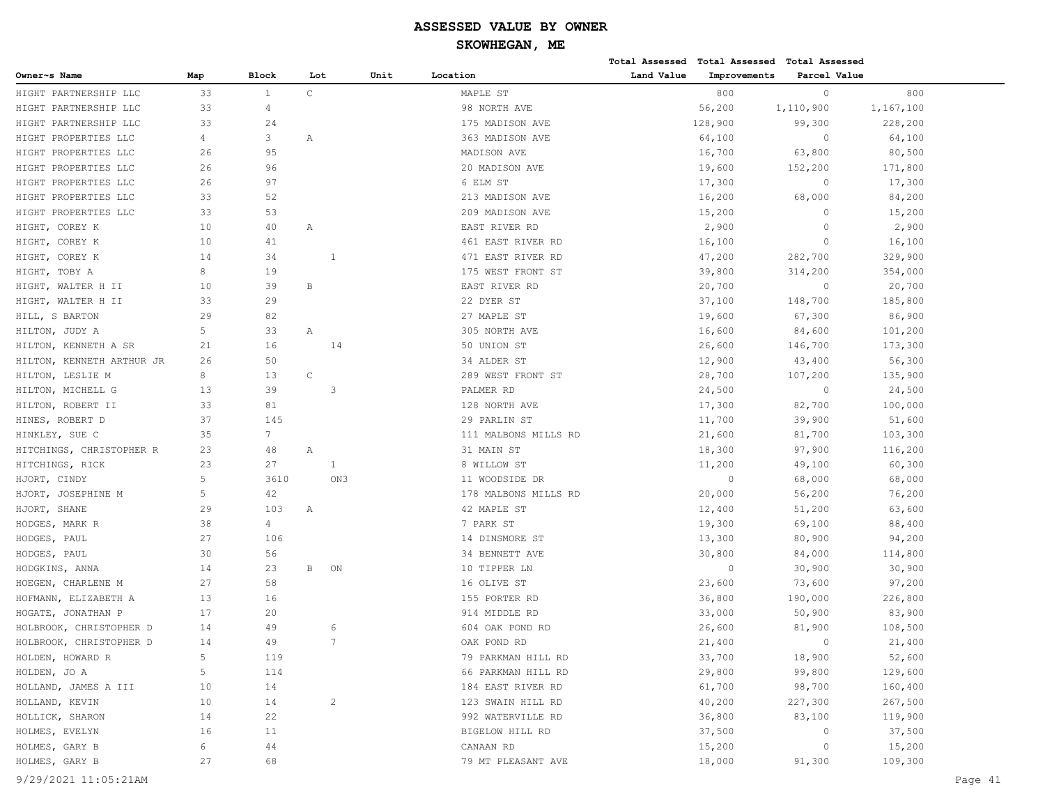# ASSESSED VALUE BY OWNER

## SKOWHEGAN, ME

| Owner~s Name | Map | Block | Lot | Unit | Location | Total Assessed Land Value | Total Assessed Improvements | Total Assessed Parcel Value |
|---|---|---|---|---|---|---|---|---|
| HIGHT PARTNERSHIP LLC | 33 | 1 | C | | MAPLE ST | 800 | 0 | 800 |
| HIGHT PARTNERSHIP LLC | 33 | 4 | | | 98 NORTH AVE | 56,200 | 1,110,900 | 1,167,100 |
| HIGHT PARTNERSHIP LLC | 33 | 24 | | | 175 MADISON AVE | 128,900 | 99,300 | 228,200 |
| HIGHT PROPERTIES LLC | 4 | 3 | A | | 363 MADISON AVE | 64,100 | 0 | 64,100 |
| HIGHT PROPERTIES LLC | 26 | 95 | | | MADISON AVE | 16,700 | 63,800 | 80,500 |
| HIGHT PROPERTIES LLC | 26 | 96 | | | 20 MADISON AVE | 19,600 | 152,200 | 171,800 |
| HIGHT PROPERTIES LLC | 26 | 97 | | | 6 ELM ST | 17,300 | 0 | 17,300 |
| HIGHT PROPERTIES LLC | 33 | 52 | | | 213 MADISON AVE | 16,200 | 68,000 | 84,200 |
| HIGHT PROPERTIES LLC | 33 | 53 | | | 209 MADISON AVE | 15,200 | 0 | 15,200 |
| HIGHT, COREY K | 10 | 40 | A | | EAST RIVER RD | 2,900 | 0 | 2,900 |
| HIGHT, COREY K | 10 | 41 | | | 461 EAST RIVER RD | 16,100 | 0 | 16,100 |
| HIGHT, COREY K | 14 | 34 | 1 | | 471 EAST RIVER RD | 47,200 | 282,700 | 329,900 |
| HIGHT, TOBY A | 8 | 19 | | | 175 WEST FRONT ST | 39,800 | 314,200 | 354,000 |
| HIGHT, WALTER H II | 10 | 39 | B | | EAST RIVER RD | 20,700 | 0 | 20,700 |
| HIGHT, WALTER H II | 33 | 29 | | | 22 DYER ST | 37,100 | 148,700 | 185,800 |
| HILL, S BARTON | 29 | 82 | | | 27 MAPLE ST | 19,600 | 67,300 | 86,900 |
| HILTON, JUDY A | 5 | 33 | A | | 305 NORTH AVE | 16,600 | 84,600 | 101,200 |
| HILTON, KENNETH A SR | 21 | 16 | 14 | | 50 UNION ST | 26,600 | 146,700 | 173,300 |
| HILTON, KENNETH ARTHUR JR | 26 | 50 | | | 34 ALDER ST | 12,900 | 43,400 | 56,300 |
| HILTON, LESLIE M | 8 | 13 | C | | 289 WEST FRONT ST | 28,700 | 107,200 | 135,900 |
| HILTON, MICHELL G | 13 | 39 | 3 | | PALMER RD | 24,500 | 0 | 24,500 |
| HILTON, ROBERT II | 33 | 81 | | | 128 NORTH AVE | 17,300 | 82,700 | 100,000 |
| HINES, ROBERT D | 37 | 145 | | | 29 PARLIN ST | 11,700 | 39,900 | 51,600 |
| HINKLEY, SUE C | 35 | 7 | | | 111 MALBONS MILLS RD | 21,600 | 81,700 | 103,300 |
| HITCHINGS, CHRISTOPHER R | 23 | 48 | A | | 31 MAIN ST | 18,300 | 97,900 | 116,200 |
| HITCHINGS, RICK | 23 | 27 | 1 | | 8 WILLOW ST | 11,200 | 49,100 | 60,300 |
| HJORT, CINDY | 5 | 3610 | ON3 | | 11 WOODSIDE DR | 0 | 68,000 | 68,000 |
| HJORT, JOSEPHINE M | 5 | 42 | | | 178 MALBONS MILLS RD | 20,000 | 56,200 | 76,200 |
| HJORT, SHANE | 29 | 103 | A | | 42 MAPLE ST | 12,400 | 51,200 | 63,600 |
| HODGES, MARK R | 38 | 4 | | | 7 PARK ST | 19,300 | 69,100 | 88,400 |
| HODGES, PAUL | 27 | 106 | | | 14 DINSMORE ST | 13,300 | 80,900 | 94,200 |
| HODGES, PAUL | 30 | 56 | | | 34 BENNETT AVE | 30,800 | 84,000 | 114,800 |
| HODGKINS, ANNA | 14 | 23 | B ON | | 10 TIPPER LN | 0 | 30,900 | 30,900 |
| HOEGEN, CHARLENE M | 27 | 58 | | | 16 OLIVE ST | 23,600 | 73,600 | 97,200 |
| HOFMANN, ELIZABETH A | 13 | 16 | | | 155 PORTER RD | 36,800 | 190,000 | 226,800 |
| HOGATE, JONATHAN P | 17 | 20 | | | 914 MIDDLE RD | 33,000 | 50,900 | 83,900 |
| HOLBROOK, CHRISTOPHER D | 14 | 49 | 6 | | 604 OAK POND RD | 26,600 | 81,900 | 108,500 |
| HOLBROOK, CHRISTOPHER D | 14 | 49 | 7 | | OAK POND RD | 21,400 | 0 | 21,400 |
| HOLDEN, HOWARD R | 5 | 119 | | | 79 PARKMAN HILL RD | 33,700 | 18,900 | 52,600 |
| HOLDEN, JO A | 5 | 114 | | | 66 PARKMAN HILL RD | 29,800 | 99,800 | 129,600 |
| HOLLAND, JAMES A III | 10 | 14 | | | 184 EAST RIVER RD | 61,700 | 98,700 | 160,400 |
| HOLLAND, KEVIN | 10 | 14 | 2 | | 123 SWAIN HILL RD | 40,200 | 227,300 | 267,500 |
| HOLLICK, SHARON | 14 | 22 | | | 992 WATERVILLE RD | 36,800 | 83,100 | 119,900 |
| HOLMES, EVELYN | 16 | 11 | | | BIGELOW HILL RD | 37,500 | 0 | 37,500 |
| HOLMES, GARY B | 6 | 44 | | | CANAAN RD | 15,200 | 0 | 15,200 |
| HOLMES, GARY B | 27 | 68 | | | 79 MT PLEASANT AVE | 18,000 | 91,300 | 109,300 |

9/29/2021 11:05:21AM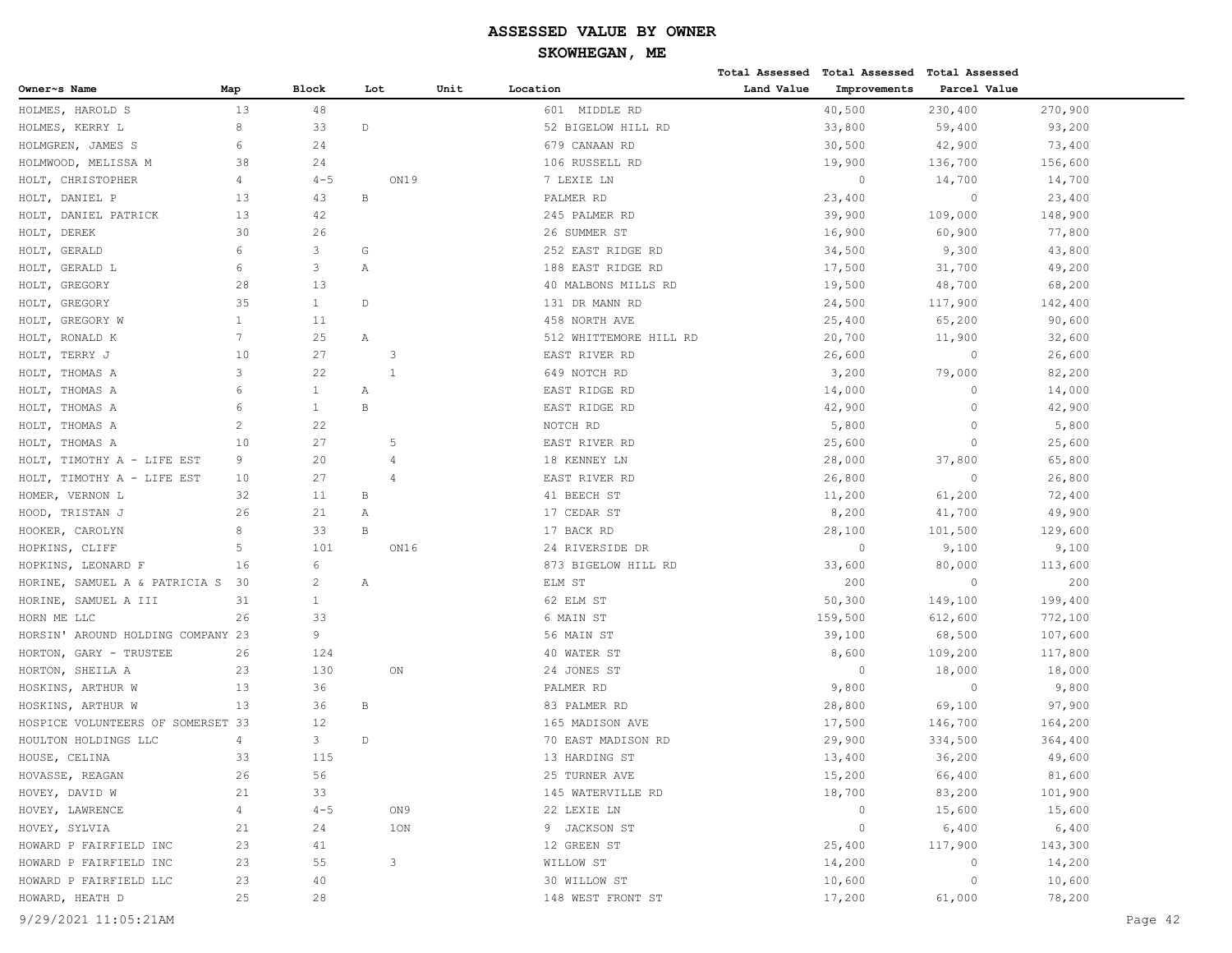# ASSESSED VALUE BY OWNER

## SKOWHEGAN, ME

| Owner~s Name | Map | Block | Lot | Unit | Location | Total Assessed Land Value | Total Assessed Improvements | Total Assessed Parcel Value |
|---|---|---|---|---|---|---|---|---|
| HOLMES, HAROLD S | 13 | 48 | | | 601 MIDDLE RD | 40,500 | 230,400 | 270,900 |
| HOLMES, KERRY L | 8 | 33 | D | | 52 BIGELOW HILL RD | 33,800 | 59,400 | 93,200 |
| HOLMGREN, JAMES S | 6 | 24 | | | 679 CANAAN RD | 30,500 | 42,900 | 73,400 |
| HOLMWOOD, MELISSA M | 38 | 24 | | | 106 RUSSELL RD | 19,900 | 136,700 | 156,600 |
| HOLT, CHRISTOPHER | 4 | 4-5 | | ON19 | 7 LEXIE LN | 0 | 14,700 | 14,700 |
| HOLT, DANIEL P | 13 | 43 | B | | PALMER RD | 23,400 | 0 | 23,400 |
| HOLT, DANIEL PATRICK | 13 | 42 | | | 245 PALMER RD | 39,900 | 109,000 | 148,900 |
| HOLT, DEREK | 30 | 26 | | | 26 SUMMER ST | 16,900 | 60,900 | 77,800 |
| HOLT, GERALD | 6 | 3 | G | | 252 EAST RIDGE RD | 34,500 | 9,300 | 43,800 |
| HOLT, GERALD L | 6 | 3 | A | | 188 EAST RIDGE RD | 17,500 | 31,700 | 49,200 |
| HOLT, GREGORY | 28 | 13 | | | 40 MALBONS MILLS RD | 19,500 | 48,700 | 68,200 |
| HOLT, GREGORY | 35 | 1 | D | | 131 DR MANN RD | 24,500 | 117,900 | 142,400 |
| HOLT, GREGORY W | 1 | 11 | | | 458 NORTH AVE | 25,400 | 65,200 | 90,600 |
| HOLT, RONALD K | 7 | 25 | A | | 512 WHITTEMORE HILL RD | 20,700 | 11,900 | 32,600 |
| HOLT, TERRY J | 10 | 27 | | 3 | EAST RIVER RD | 26,600 | 0 | 26,600 |
| HOLT, THOMAS A | 3 | 22 | | 1 | 649 NOTCH RD | 3,200 | 79,000 | 82,200 |
| HOLT, THOMAS A | 6 | 1 | A | | EAST RIDGE RD | 14,000 | 0 | 14,000 |
| HOLT, THOMAS A | 6 | 1 | B | | EAST RIDGE RD | 42,900 | 0 | 42,900 |
| HOLT, THOMAS A | 2 | 22 | | | NOTCH RD | 5,800 | 0 | 5,800 |
| HOLT, THOMAS A | 10 | 27 | | 5 | EAST RIVER RD | 25,600 | 0 | 25,600 |
| HOLT, TIMOTHY A - LIFE EST | 9 | 20 | | 4 | 18 KENNEY LN | 28,000 | 37,800 | 65,800 |
| HOLT, TIMOTHY A - LIFE EST | 10 | 27 | | 4 | EAST RIVER RD | 26,800 | 0 | 26,800 |
| HOMER, VERNON L | 32 | 11 | B | | 41 BEECH ST | 11,200 | 61,200 | 72,400 |
| HOOD, TRISTAN J | 26 | 21 | A | | 17 CEDAR ST | 8,200 | 41,700 | 49,900 |
| HOOKER, CAROLYN | 8 | 33 | B | | 17 BACK RD | 28,100 | 101,500 | 129,600 |
| HOPKINS, CLIFF | 5 | 101 | | ON16 | 24 RIVERSIDE DR | 0 | 9,100 | 9,100 |
| HOPKINS, LEONARD F | 16 | 6 | | | 873 BIGELOW HILL RD | 33,600 | 80,000 | 113,600 |
| HORINE, SAMUEL A & PATRICIA S | 30 | 2 | A | | ELM ST | 200 | 0 | 200 |
| HORINE, SAMUEL A III | 31 | 1 | | | 62 ELM ST | 50,300 | 149,100 | 199,400 |
| HORN ME LLC | 26 | 33 | | | 6 MAIN ST | 159,500 | 612,600 | 772,100 |
| HORSIN' AROUND HOLDING COMPANY | 23 | 9 | | | 56 MAIN ST | 39,100 | 68,500 | 107,600 |
| HORTON, GARY - TRUSTEE | 26 | 124 | | | 40 WATER ST | 8,600 | 109,200 | 117,800 |
| HORTON, SHEILA A | 23 | 130 | | ON | 24 JONES ST | 0 | 18,000 | 18,000 |
| HOSKINS, ARTHUR W | 13 | 36 | | | PALMER RD | 9,800 | 0 | 9,800 |
| HOSKINS, ARTHUR W | 13 | 36 | B | | 83 PALMER RD | 28,800 | 69,100 | 97,900 |
| HOSPICE VOLUNTEERS OF SOMERSET | 33 | 12 | | | 165 MADISON AVE | 17,500 | 146,700 | 164,200 |
| HOULTON HOLDINGS LLC | 4 | 3 | D | | 70 EAST MADISON RD | 29,900 | 334,500 | 364,400 |
| HOUSE, CELINA | 33 | 115 | | | 13 HARDING ST | 13,400 | 36,200 | 49,600 |
| HOVASSE, REAGAN | 26 | 56 | | | 25 TURNER AVE | 15,200 | 66,400 | 81,600 |
| HOVEY, DAVID W | 21 | 33 | | | 145 WATERVILLE RD | 18,700 | 83,200 | 101,900 |
| HOVEY, LAWRENCE | 4 | 4-5 | | ON9 | 22 LEXIE LN | 0 | 15,600 | 15,600 |
| HOVEY, SYLVIA | 21 | 24 | | 1ON | 9 JACKSON ST | 0 | 6,400 | 6,400 |
| HOWARD P FAIRFIELD INC | 23 | 41 | | | 12 GREEN ST | 25,400 | 117,900 | 143,300 |
| HOWARD P FAIRFIELD INC | 23 | 55 | | 3 | WILLOW ST | 14,200 | 0 | 14,200 |
| HOWARD P FAIRFIELD LLC | 23 | 40 | | | 30 WILLOW ST | 10,600 | 0 | 10,600 |
| HOWARD, HEATH D | 25 | 28 | | | 148 WEST FRONT ST | 17,200 | 61,000 | 78,200 |

9/29/2021 11:05:21AM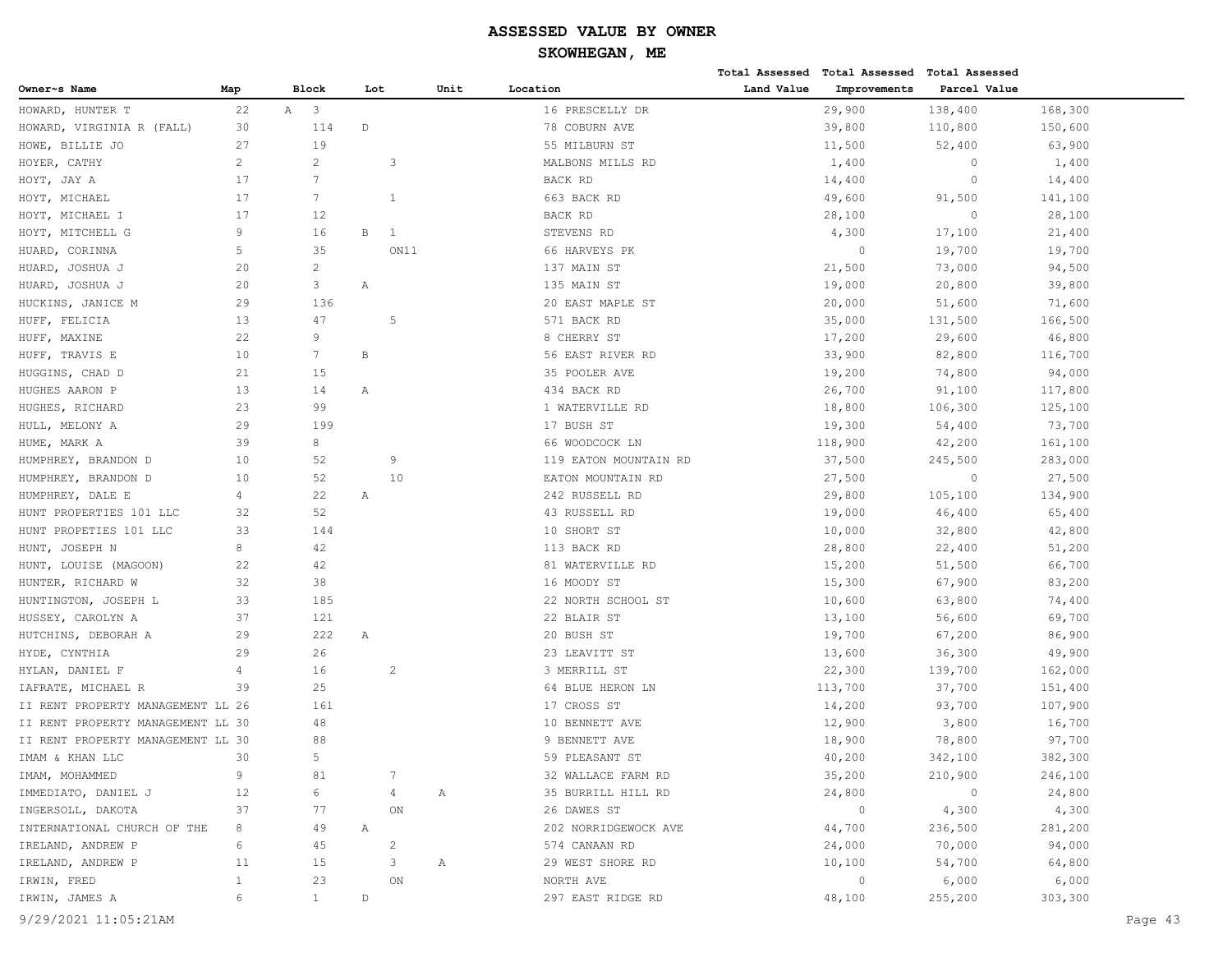# ASSESSED VALUE BY OWNER

## SKOWHEGAN, ME

| Owner~s Name | Map | Block | Lot | Unit | Location | Total Assessed Land Value | Total Assessed Improvements | Total Assessed Parcel Value |
|---|---|---|---|---|---|---|---|---|
| HOWARD, HUNTER T | 22 | A 3 | | | 16 PRESCELLY DR | 29,900 | 138,400 | 168,300 |
| HOWARD, VIRGINIA R (FALL) | 30 | 114 | D | | 78 COBURN AVE | 39,800 | 110,800 | 150,600 |
| HOWE, BILLIE JO | 27 | 19 | | | 55 MILBURN ST | 11,500 | 52,400 | 63,900 |
| HOYER, CATHY | 2 | 2 | 3 | | MALBONS MILLS RD | 1,400 | 0 | 1,400 |
| HOYT, JAY A | 17 | 7 | | | BACK RD | 14,400 | 0 | 14,400 |
| HOYT, MICHAEL | 17 | 7 | 1 | | 663 BACK RD | 49,600 | 91,500 | 141,100 |
| HOYT, MICHAEL I | 17 | 12 | | | BACK RD | 28,100 | 0 | 28,100 |
| HOYT, MITCHELL G | 9 | 16 | B 1 | | STEVENS RD | 4,300 | 17,100 | 21,400 |
| HUARD, CORINNA | 5 | 35 | ON11 | | 66 HARVEYS PK | 0 | 19,700 | 19,700 |
| HUARD, JOSHUA J | 20 | 2 | | | 137 MAIN ST | 21,500 | 73,000 | 94,500 |
| HUARD, JOSHUA J | 20 | 3 | A | | 135 MAIN ST | 19,000 | 20,800 | 39,800 |
| HUCKINS, JANICE M | 29 | 136 | | | 20 EAST MAPLE ST | 20,000 | 51,600 | 71,600 |
| HUFF, FELICIA | 13 | 47 | 5 | | 571 BACK RD | 35,000 | 131,500 | 166,500 |
| HUFF, MAXINE | 22 | 9 | | | 8 CHERRY ST | 17,200 | 29,600 | 46,800 |
| HUFF, TRAVIS E | 10 | 7 | B | | 56 EAST RIVER RD | 33,900 | 82,800 | 116,700 |
| HUGGINS, CHAD D | 21 | 15 | | | 35 POOLER AVE | 19,200 | 74,800 | 94,000 |
| HUGHES AARON P | 13 | 14 | A | | 434 BACK RD | 26,700 | 91,100 | 117,800 |
| HUGHES, RICHARD | 23 | 99 | | | 1 WATERVILLE RD | 18,800 | 106,300 | 125,100 |
| HULL, MELONY A | 29 | 199 | | | 17 BUSH ST | 19,300 | 54,400 | 73,700 |
| HUME, MARK A | 39 | 8 | | | 66 WOODCOCK LN | 118,900 | 42,200 | 161,100 |
| HUMPHREY, BRANDON D | 10 | 52 | 9 | | 119 EATON MOUNTAIN RD | 37,500 | 245,500 | 283,000 |
| HUMPHREY, BRANDON D | 10 | 52 | 10 | | EATON MOUNTAIN RD | 27,500 | 0 | 27,500 |
| HUMPHREY, DALE E | 4 | 22 | A | | 242 RUSSELL RD | 29,800 | 105,100 | 134,900 |
| HUNT PROPERTIES 101 LLC | 32 | 52 | | | 43 RUSSELL RD | 19,000 | 46,400 | 65,400 |
| HUNT PROPETIES 101 LLC | 33 | 144 | | | 10 SHORT ST | 10,000 | 32,800 | 42,800 |
| HUNT, JOSEPH N | 8 | 42 | | | 113 BACK RD | 28,800 | 22,400 | 51,200 |
| HUNT, LOUISE (MAGOON) | 22 | 42 | | | 81 WATERVILLE RD | 15,200 | 51,500 | 66,700 |
| HUNTER, RICHARD W | 32 | 38 | | | 16 MOODY ST | 15,300 | 67,900 | 83,200 |
| HUNTINGTON, JOSEPH L | 33 | 185 | | | 22 NORTH SCHOOL ST | 10,600 | 63,800 | 74,400 |
| HUSSEY, CAROLYN A | 37 | 121 | | | 22 BLAIR ST | 13,100 | 56,600 | 69,700 |
| HUTCHINS, DEBORAH A | 29 | 222 | A | | 20 BUSH ST | 19,700 | 67,200 | 86,900 |
| HYDE, CYNTHIA | 29 | 26 | | | 23 LEAVITT ST | 13,600 | 36,300 | 49,900 |
| HYLAN, DANIEL F | 4 | 16 | 2 | | 3 MERRILL ST | 22,300 | 139,700 | 162,000 |
| IAFRATE, MICHAEL R | 39 | 25 | | | 64 BLUE HERON LN | 113,700 | 37,700 | 151,400 |
| II RENT PROPERTY MANAGEMENT LL | 26 | 161 | | | 17 CROSS ST | 14,200 | 93,700 | 107,900 |
| II RENT PROPERTY MANAGEMENT LL | 30 | 48 | | | 10 BENNETT AVE | 12,900 | 3,800 | 16,700 |
| II RENT PROPERTY MANAGEMENT LL | 30 | 88 | | | 9 BENNETT AVE | 18,900 | 78,800 | 97,700 |
| IMAM & KHAN LLC | 30 | 5 | | | 59 PLEASANT ST | 40,200 | 342,100 | 382,300 |
| IMAM, MOHAMMED | 9 | 81 | 7 | | 32 WALLACE FARM RD | 35,200 | 210,900 | 246,100 |
| IMMEDIATO, DANIEL J | 12 | 6 | 4 | A | 35 BURRILL HILL RD | 24,800 | 0 | 24,800 |
| INGERSOLL, DAKOTA | 37 | 77 | ON | | 26 DAWES ST | 0 | 4,300 | 4,300 |
| INTERNATIONAL CHURCH OF THE | 8 | 49 | A | | 202 NORRIDGEWOCK AVE | 44,700 | 236,500 | 281,200 |
| IRELAND, ANDREW P | 6 | 45 | 2 | | 574 CANAAN RD | 24,000 | 70,000 | 94,000 |
| IRELAND, ANDREW P | 11 | 15 | 3 | A | 29 WEST SHORE RD | 10,100 | 54,700 | 64,800 |
| IRWIN, FRED | 1 | 23 | ON | | NORTH AVE | 0 | 6,000 | 6,000 |
| IRWIN, JAMES A | 6 | 1 | D | | 297 EAST RIDGE RD | 48,100 | 255,200 | 303,300 |

9/29/2021 11:05:21AM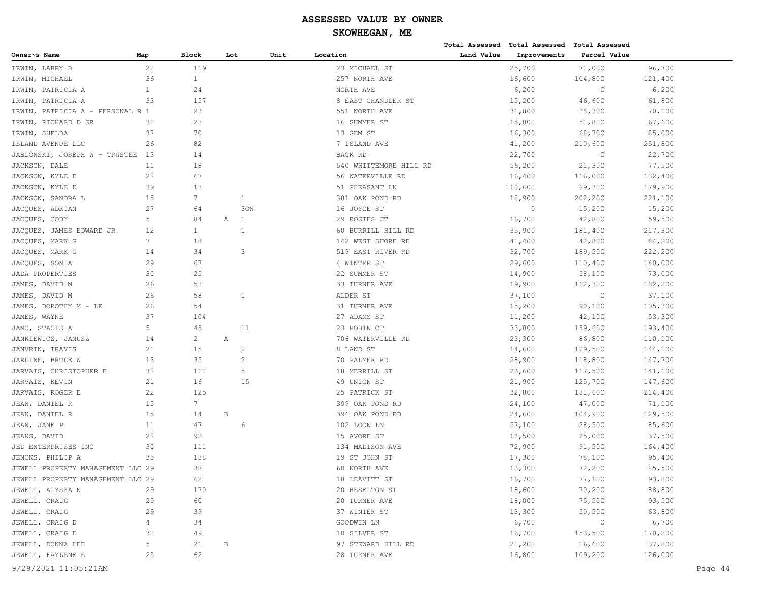# ASSESSED VALUE BY OWNER

## SKOWHEGAN, ME

| Owner~s Name | Map | Block | Lot | Unit | Location | Total Assessed Land Value | Total Assessed Improvements | Total Assessed Parcel Value |
|---|---|---|---|---|---|---|---|---|
| IRWIN, LARRY B | 22 | 119 | | | 23 MICHAEL ST | 25,700 | 71,000 | 96,700 |
| IRWIN, MICHAEL | 36 | 1 | | | 257 NORTH AVE | 16,600 | 104,800 | 121,400 |
| IRWIN, PATRICIA A | 1 | 24 | | | NORTH AVE | 6,200 | 0 | 6,200 |
| IRWIN, PATRICIA A | 33 | 157 | | | 8 EAST CHANDLER ST | 15,200 | 46,600 | 61,800 |
| IRWIN, PATRICIA A - PERSONAL R | 1 | 23 | | | 551 NORTH AVE | 31,800 | 38,300 | 70,100 |
| IRWIN, RICHARD D SR | 30 | 23 | | | 16 SUMMER ST | 15,800 | 51,800 | 67,600 |
| IRWIN, SHELDA | 37 | 70 | | | 13 GEM ST | 16,300 | 68,700 | 85,000 |
| ISLAND AVENUE LLC | 26 | 82 | | | 7 ISLAND AVE | 41,200 | 210,600 | 251,800 |
| JABLONSKI, JOSEPH W - TRUSTEE | 13 | 14 | | | BACK RD | 22,700 | 0 | 22,700 |
| JACKSON, DALE | 11 | 18 | | | 540 WHITTEMORE HILL RD | 56,200 | 21,300 | 77,500 |
| JACKSON, KYLE D | 22 | 67 | | | 56 WATERVILLE RD | 16,400 | 116,000 | 132,400 |
| JACKSON, KYLE D | 39 | 13 | | | 51 PHEASANT LN | 110,600 | 69,300 | 179,900 |
| JACKSON, SANDRA L | 15 | 7 | 1 | | 381 OAK POND RD | 18,900 | 202,200 | 221,100 |
| JACQUES, ADRIAN | 27 | 64 | 3ON | | 16 JOYCE ST | 0 | 15,200 | 15,200 |
| JACQUES, CODY | 5 | 84 | A 1 | | 29 ROSIES CT | 16,700 | 42,800 | 59,500 |
| JACQUES, JAMES EDWARD JR | 12 | 1 | 1 | | 60 BURRILL HILL RD | 35,900 | 181,400 | 217,300 |
| JACQUES, MARK G | 7 | 18 | | | 142 WEST SHORE RD | 41,400 | 42,800 | 84,200 |
| JACQUES, MARK G | 14 | 34 | 3 | | 519 EAST RIVER RD | 32,700 | 189,500 | 222,200 |
| JACQUES, SONIA | 29 | 67 | | | 4 WINTER ST | 29,600 | 110,400 | 140,000 |
| JADA PROPERTIES | 30 | 25 | | | 22 SUMMER ST | 14,900 | 58,100 | 73,000 |
| JAMES, DAVID M | 26 | 53 | | | 33 TURNER AVE | 19,900 | 162,300 | 182,200 |
| JAMES, DAVID M | 26 | 58 | 1 | | ALDER ST | 37,100 | 0 | 37,100 |
| JAMES, DOROTHY M - LE | 26 | 54 | | | 31 TURNER AVE | 15,200 | 90,100 | 105,300 |
| JAMES, WAYNE | 37 | 104 | | | 27 ADAMS ST | 11,200 | 42,100 | 53,300 |
| JAMO, STACIE A | 5 | 45 | 11 | | 23 ROBIN CT | 33,800 | 159,600 | 193,400 |
| JANKIEWICZ, JANUSZ | 14 | 2 | A | | 706 WATERVILLE RD | 23,300 | 86,800 | 110,100 |
| JANVRIN, TRAVIS | 21 | 15 | 2 | | 8 LAND ST | 14,600 | 129,500 | 144,100 |
| JARDINE, BRUCE W | 13 | 35 | 2 | | 70 PALMER RD | 28,900 | 118,800 | 147,700 |
| JARVAIS, CHRISTOPHER E | 32 | 111 | 5 | | 18 MERRILL ST | 23,600 | 117,500 | 141,100 |
| JARVAIS, KEVIN | 21 | 16 | 15 | | 49 UNION ST | 21,900 | 125,700 | 147,600 |
| JARVAIS, ROGER E | 22 | 125 | | | 25 PATRICK ST | 32,800 | 181,600 | 214,400 |
| JEAN, DANIEL R | 15 | 7 | | | 399 OAK POND RD | 24,100 | 47,000 | 71,100 |
| JEAN, DANIEL R | 15 | 14 | B | | 396 OAK POND RD | 24,600 | 104,900 | 129,500 |
| JEAN, JANE P | 11 | 47 | 6 | | 102 LOON LN | 57,100 | 28,500 | 85,600 |
| JEANS, DAVID | 22 | 92 | | | 15 AVORE ST | 12,500 | 25,000 | 37,500 |
| JED ENTERPRISES INC | 30 | 111 | | | 134 MADISON AVE | 72,900 | 91,500 | 164,400 |
| JENCKS, PHILIP A | 33 | 188 | | | 19 ST JOHN ST | 17,300 | 78,100 | 95,400 |
| JEWELL PROPERTY MANAGEMENT LLC | 29 | 38 | | | 60 NORTH AVE | 13,300 | 72,200 | 85,500 |
| JEWELL PROPERTY MANAGEMENT LLC | 29 | 62 | | | 18 LEAVITT ST | 16,700 | 77,100 | 93,800 |
| JEWELL, ALYSHA N | 29 | 170 | | | 20 HESELTON ST | 18,600 | 70,200 | 88,800 |
| JEWELL, CRAIG | 25 | 60 | | | 20 TURNER AVE | 18,000 | 75,500 | 93,500 |
| JEWELL, CRAIG | 29 | 39 | | | 37 WINTER ST | 13,300 | 50,500 | 63,800 |
| JEWELL, CRAIG D | 4 | 34 | | | GOODWIN LN | 6,700 | 0 | 6,700 |
| JEWELL, CRAIG D | 32 | 49 | | | 10 SILVER ST | 16,700 | 153,500 | 170,200 |
| JEWELL, DONNA LEE | 5 | 21 | B | | 97 STEWARD HILL RD | 21,200 | 16,600 | 37,800 |
| JEWELL, FAYLENE E | 25 | 62 | | | 28 TURNER AVE | 16,800 | 109,200 | 126,000 |

9/29/2021 11:05:21AM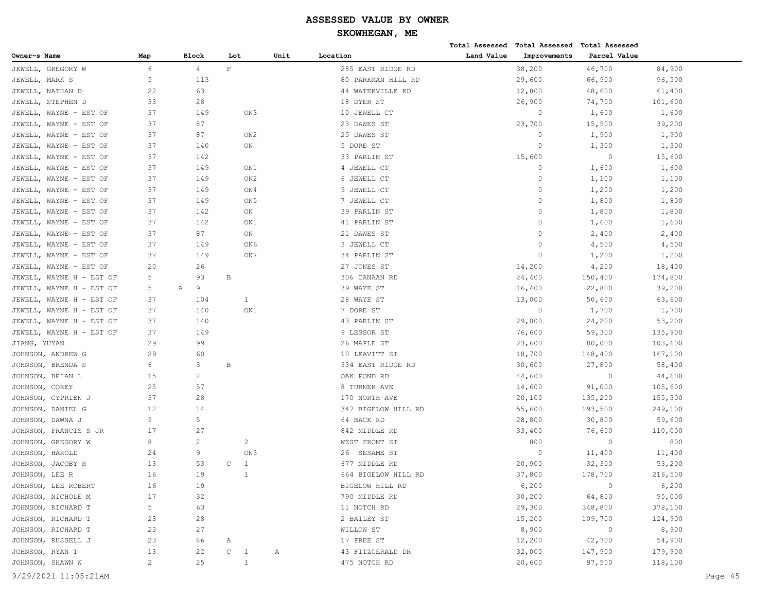# ASSESSED VALUE BY OWNER

## SKOWHEGAN, ME

| Owner~s Name | Map | Block | Lot | Unit | Location | Total Assessed Land Value | Total Assessed Improvements | Total Assessed Parcel Value |
|---|---|---|---|---|---|---|---|---|
| JEWELL, GREGORY W | 6 | 4 | F | | 285 EAST RIDGE RD | 38,200 | 46,700 | 84,900 |
| JEWELL, MARK S | 5 | 113 | | | 80 PARKMAN HILL RD | 29,600 | 66,900 | 96,500 |
| JEWELL, NATHAN D | 22 | 63 | | | 44 WATERVILLE RD | 12,800 | 48,600 | 61,400 |
| JEWELL, STEPHEN D | 33 | 28 | | | 18 DYER ST | 26,900 | 74,700 | 101,600 |
| JEWELL, WAYNE - EST OF | 37 | 149 | ON3 | | 10 JEWELL CT | 0 | 1,600 | 1,600 |
| JEWELL, WAYNE - EST OF | 37 | 87 | | | 23 DAWES ST | 23,700 | 15,500 | 39,200 |
| JEWELL, WAYNE - EST OF | 37 | 87 | ON2 | | 25 DAWES ST | 0 | 1,900 | 1,900 |
| JEWELL, WAYNE - EST OF | 37 | 140 | ON | | 5 DORE ST | 0 | 1,300 | 1,300 |
| JEWELL, WAYNE - EST OF | 37 | 142 | | | 33 PARLIN ST | 15,600 | 0 | 15,600 |
| JEWELL, WAYNE - EST OF | 37 | 149 | ON1 | | 4 JEWELL CT | 0 | 1,600 | 1,600 |
| JEWELL, WAYNE - EST OF | 37 | 149 | ON2 | | 6 JEWELL CT | 0 | 1,100 | 1,100 |
| JEWELL, WAYNE - EST OF | 37 | 149 | ON4 | | 9 JEWELL CT | 0 | 1,200 | 1,200 |
| JEWELL, WAYNE - EST OF | 37 | 149 | ON5 | | 7 JEWELL CT | 0 | 1,800 | 1,800 |
| JEWELL, WAYNE - EST OF | 37 | 142 | ON | | 39 PARLIN ST | 0 | 1,800 | 1,800 |
| JEWELL, WAYNE - EST OF | 37 | 142 | ON1 | | 41 PARLIN ST | 0 | 1,600 | 1,600 |
| JEWELL, WAYNE - EST OF | 37 | 87 | ON | | 21 DAWES ST | 0 | 2,400 | 2,400 |
| JEWELL, WAYNE - EST OF | 37 | 149 | ON6 | | 3 JEWELL CT | 0 | 4,500 | 4,500 |
| JEWELL, WAYNE - EST OF | 37 | 149 | ON7 | | 34 PARLIN ST | 0 | 1,200 | 1,200 |
| JEWELL, WAYNE - EST OF | 20 | 26 | | | 27 JONES ST | 14,200 | 4,200 | 18,400 |
| JEWELL, WAYNE H - EST OF | 5 | 93 | B | | 306 CANAAN RD | 24,400 | 150,400 | 174,800 |
| JEWELL, WAYNE H - EST OF | 5 | A 9 | | | 39 WAYE ST | 16,400 | 22,800 | 39,200 |
| JEWELL, WAYNE H - EST OF | 37 | 104 | 1 | | 28 WAYE ST | 13,000 | 50,600 | 63,600 |
| JEWELL, WAYNE H - EST OF | 37 | 140 | ON1 | | 7 DORE ST | 0 | 1,700 | 1,700 |
| JEWELL, WAYNE H - EST OF | 37 | 140 | | | 43 PARLIN ST | 29,000 | 24,200 | 53,200 |
| JEWELL, WAYNE H - EST OF | 37 | 149 | | | 9 LESSOR ST | 76,600 | 59,300 | 135,900 |
| JIANG, YUYAN | 29 | 99 | | | 26 MAPLE ST | 23,600 | 80,000 | 103,600 |
| JOHNSON, ANDREW G | 29 | 60 | | | 10 LEAVITT ST | 18,700 | 148,400 | 167,100 |
| JOHNSON, BRENDA S | 6 | 3 | B | | 334 EAST RIDGE RD | 30,600 | 27,800 | 58,400 |
| JOHNSON, BRIAN L | 15 | 2 | | | OAK POND RD | 44,600 | 0 | 44,600 |
| JOHNSON, COREY | 25 | 57 | | | 8 TURNER AVE | 14,600 | 91,000 | 105,600 |
| JOHNSON, CYPRIEN J | 37 | 28 | | | 170 NORTH AVE | 20,100 | 135,200 | 155,300 |
| JOHNSON, DANIEL G | 12 | 14 | | | 347 BIGELOW HILL RD | 55,600 | 193,500 | 249,100 |
| JOHNSON, DAWNA J | 9 | 5 | | | 64 BACK RD | 28,800 | 30,800 | 59,600 |
| JOHNSON, FRANCIS S JR | 17 | 27 | | | 842 MIDDLE RD | 33,400 | 76,600 | 110,000 |
| JOHNSON, GREGORY W | 8 | 2 | 2 | | WEST FRONT ST | 800 | 0 | 800 |
| JOHNSON, HAROLD | 24 | 9 | ON3 | | 26 SESAME ST | 0 | 11,400 | 11,400 |
| JOHNSON, JACOBY R | 13 | 53 | C 1 | | 677 MIDDLE RD | 20,900 | 32,300 | 53,200 |
| JOHNSON, LEE R | 16 | 19 | 1 | | 664 BIGELOW HILL RD | 37,800 | 178,700 | 216,500 |
| JOHNSON, LEE ROBERT | 16 | 19 | | | BIGELOW HILL RD | 6,200 | 0 | 6,200 |
| JOHNSON, NICHOLE M | 17 | 32 | | | 790 MIDDLE RD | 30,200 | 64,800 | 95,000 |
| JOHNSON, RICHARD T | 5 | 63 | | | 11 NOTCH RD | 29,300 | 348,800 | 378,100 |
| JOHNSON, RICHARD T | 23 | 28 | | | 2 BAILEY ST | 15,200 | 109,700 | 124,900 |
| JOHNSON, RICHARD T | 23 | 27 | | | WILLOW ST | 8,900 | 0 | 8,900 |
| JOHNSON, RUSSELL J | 23 | 86 | A | | 17 FREE ST | 12,200 | 42,700 | 54,900 |
| JOHNSON, RYAN T | 13 | 22 | C 1 | A | 43 FITZGERALD DR | 32,000 | 147,900 | 179,900 |
| JOHNSON, SHAWN W | 2 | 25 | 1 | | 475 NOTCH RD | 20,600 | 97,500 | 118,100 |

9/29/2021 11:05:21AM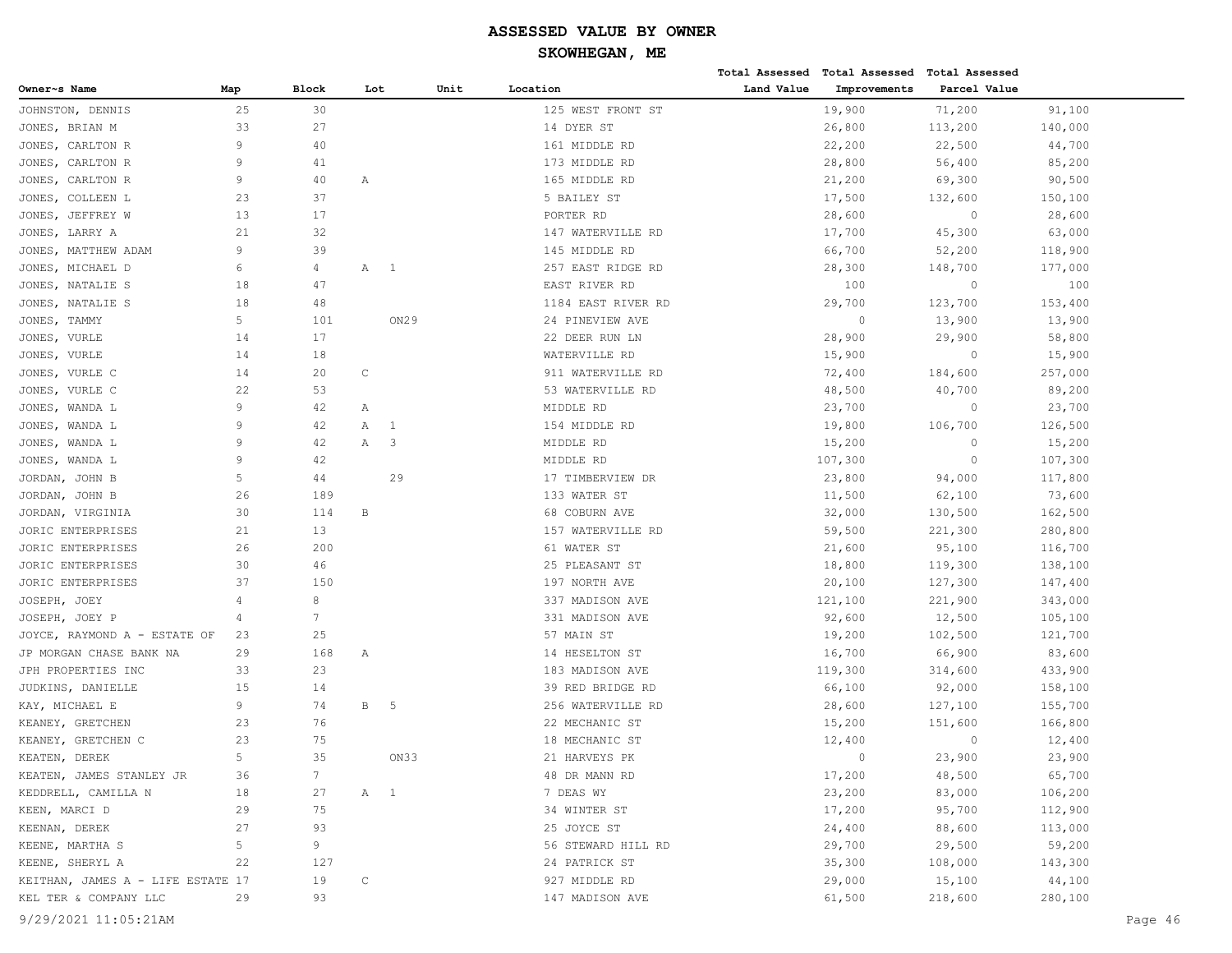# ASSESSED VALUE BY OWNER

## SKOWHEGAN, ME

| Owner~s Name | Map | Block | Lot | Unit | Location | Total Assessed Land Value | Total Assessed Improvements | Total Assessed Parcel Value |
|---|---|---|---|---|---|---|---|---|
| JOHNSTON, DENNIS | 25 | 30 | | | 125 WEST FRONT ST | 19,900 | 71,200 | 91,100 |
| JONES, BRIAN M | 33 | 27 | | | 14 DYER ST | 26,800 | 113,200 | 140,000 |
| JONES, CARLTON R | 9 | 40 | | | 161 MIDDLE RD | 22,200 | 22,500 | 44,700 |
| JONES, CARLTON R | 9 | 41 | | | 173 MIDDLE RD | 28,800 | 56,400 | 85,200 |
| JONES, CARLTON R | 9 | 40 | A | | 165 MIDDLE RD | 21,200 | 69,300 | 90,500 |
| JONES, COLLEEN L | 23 | 37 | | | 5 BAILEY ST | 17,500 | 132,600 | 150,100 |
| JONES, JEFFREY W | 13 | 17 | | | PORTER RD | 28,600 | 0 | 28,600 |
| JONES, LARRY A | 21 | 32 | | | 147 WATERVILLE RD | 17,700 | 45,300 | 63,000 |
| JONES, MATTHEW ADAM | 9 | 39 | | | 145 MIDDLE RD | 66,700 | 52,200 | 118,900 |
| JONES, MICHAEL D | 6 | 4 | A 1 | | 257 EAST RIDGE RD | 28,300 | 148,700 | 177,000 |
| JONES, NATALIE S | 18 | 47 | | | EAST RIVER RD | 100 | 0 | 100 |
| JONES, NATALIE S | 18 | 48 | | | 1184 EAST RIVER RD | 29,700 | 123,700 | 153,400 |
| JONES, TAMMY | 5 | 101 | ON29 | | 24 PINEVIEW AVE | 0 | 13,900 | 13,900 |
| JONES, VURLE | 14 | 17 | | | 22 DEER RUN LN | 28,900 | 29,900 | 58,800 |
| JONES, VURLE | 14 | 18 | | | WATERVILLE RD | 15,900 | 0 | 15,900 |
| JONES, VURLE C | 14 | 20 | C | | 911 WATERVILLE RD | 72,400 | 184,600 | 257,000 |
| JONES, VURLE C | 22 | 53 | | | 53 WATERVILLE RD | 48,500 | 40,700 | 89,200 |
| JONES, WANDA L | 9 | 42 | A | | MIDDLE RD | 23,700 | 0 | 23,700 |
| JONES, WANDA L | 9 | 42 | A 1 | | 154 MIDDLE RD | 19,800 | 106,700 | 126,500 |
| JONES, WANDA L | 9 | 42 | A 3 | | MIDDLE RD | 15,200 | 0 | 15,200 |
| JONES, WANDA L | 9 | 42 | | | MIDDLE RD | 107,300 | 0 | 107,300 |
| JORDAN, JOHN B | 5 | 44 | 29 | | 17 TIMBERVIEW DR | 23,800 | 94,000 | 117,800 |
| JORDAN, JOHN B | 26 | 189 | | | 133 WATER ST | 11,500 | 62,100 | 73,600 |
| JORDAN, VIRGINIA | 30 | 114 | B | | 68 COBURN AVE | 32,000 | 130,500 | 162,500 |
| JORIC ENTERPRISES | 21 | 13 | | | 157 WATERVILLE RD | 59,500 | 221,300 | 280,800 |
| JORIC ENTERPRISES | 26 | 200 | | | 61 WATER ST | 21,600 | 95,100 | 116,700 |
| JORIC ENTERPRISES | 30 | 46 | | | 25 PLEASANT ST | 18,800 | 119,300 | 138,100 |
| JORIC ENTERPRISES | 37 | 150 | | | 197 NORTH AVE | 20,100 | 127,300 | 147,400 |
| JOSEPH, JOEY | 4 | 8 | | | 337 MADISON AVE | 121,100 | 221,900 | 343,000 |
| JOSEPH, JOEY P | 4 | 7 | | | 331 MADISON AVE | 92,600 | 12,500 | 105,100 |
| JOYCE, RAYMOND A - ESTATE OF | 23 | 25 | | | 57 MAIN ST | 19,200 | 102,500 | 121,700 |
| JP MORGAN CHASE BANK NA | 29 | 168 | A | | 14 HESELTON ST | 16,700 | 66,900 | 83,600 |
| JPH PROPERTIES INC | 33 | 23 | | | 183 MADISON AVE | 119,300 | 314,600 | 433,900 |
| JUDKINS, DANIELLE | 15 | 14 | | | 39 RED BRIDGE RD | 66,100 | 92,000 | 158,100 |
| KAY, MICHAEL E | 9 | 74 | B 5 | | 256 WATERVILLE RD | 28,600 | 127,100 | 155,700 |
| KEANEY, GRETCHEN | 23 | 76 | | | 22 MECHANIC ST | 15,200 | 151,600 | 166,800 |
| KEANEY, GRETCHEN C | 23 | 75 | | | 18 MECHANIC ST | 12,400 | 0 | 12,400 |
| KEATEN, DEREK | 5 | 35 | ON33 | | 21 HARVEYS PK | 0 | 23,900 | 23,900 |
| KEATEN, JAMES STANLEY JR | 36 | 7 | | | 48 DR MANN RD | 17,200 | 48,500 | 65,700 |
| KEDDRELL, CAMILLA N | 18 | 27 | A 1 | | 7 DEAS WY | 23,200 | 83,000 | 106,200 |
| KEEN, MARCI D | 29 | 75 | | | 34 WINTER ST | 17,200 | 95,700 | 112,900 |
| KEENAN, DEREK | 27 | 93 | | | 25 JOYCE ST | 24,400 | 88,600 | 113,000 |
| KEENE, MARTHA S | 5 | 9 | | | 56 STEWARD HILL RD | 29,700 | 29,500 | 59,200 |
| KEENE, SHERYL A | 22 | 127 | | | 24 PATRICK ST | 35,300 | 108,000 | 143,300 |
| KEITHAN, JAMES A - LIFE ESTATE | 17 | 19 | C | | 927 MIDDLE RD | 29,000 | 15,100 | 44,100 |
| KEL TER & COMPANY LLC | 29 | 93 | | | 147 MADISON AVE | 61,500 | 218,600 | 280,100 |

9/29/2021 11:05:21AM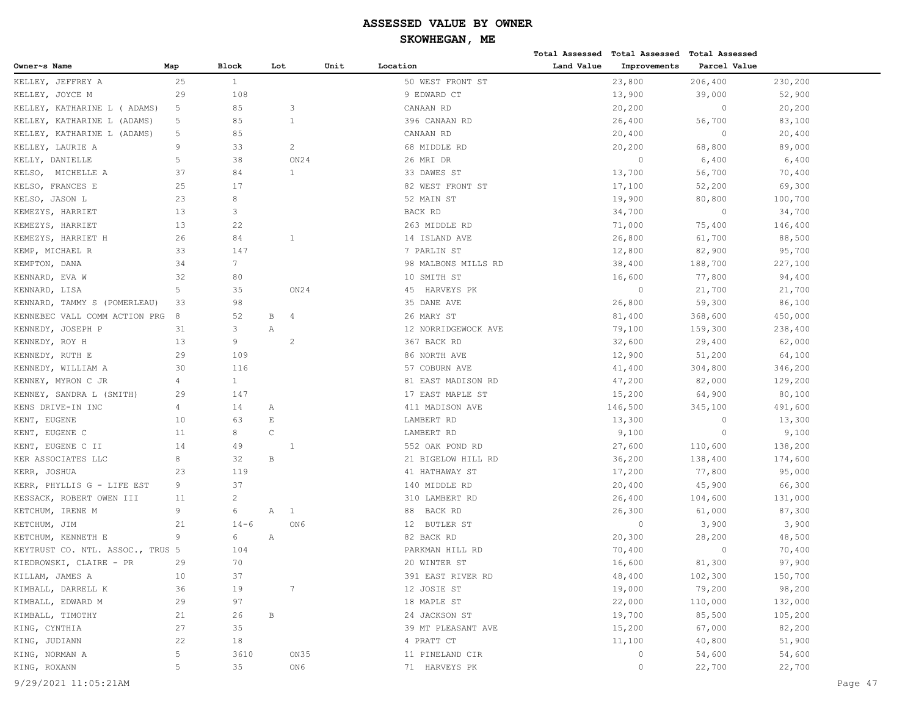# ASSESSED VALUE BY OWNER

## SKOWHEGAN, ME

| Owner~s Name | Map | Block | Lot | Unit | Location | Total Assessed Land Value | Total Assessed Improvements | Total Assessed Parcel Value |
|---|---|---|---|---|---|---|---|---|
| KELLEY, JEFFREY A | 25 | 1 | | | 50 WEST FRONT ST | 23,800 | 206,400 | 230,200 |
| KELLEY, JOYCE M | 29 | 108 | | | 9 EDWARD CT | 13,900 | 39,000 | 52,900 |
| KELLEY, KATHARINE L ( ADAMS) | 5 | 85 | 3 | | CANAAN RD | 20,200 | 0 | 20,200 |
| KELLEY, KATHARINE L (ADAMS) | 5 | 85 | 1 | | 396 CANAAN RD | 26,400 | 56,700 | 83,100 |
| KELLEY, KATHARINE L (ADAMS) | 5 | 85 | | | CANAAN RD | 20,400 | 0 | 20,400 |
| KELLEY, LAURIE A | 9 | 33 | 2 | | 68 MIDDLE RD | 20,200 | 68,800 | 89,000 |
| KELLY, DANIELLE | 5 | 38 | ON24 | | 26 MRI DR | 0 | 6,400 | 6,400 |
| KELSO, MICHELLE A | 37 | 84 | 1 | | 33 DAWES ST | 13,700 | 56,700 | 70,400 |
| KELSO, FRANCES E | 25 | 17 | | | 82 WEST FRONT ST | 17,100 | 52,200 | 69,300 |
| KELSO, JASON L | 23 | 8 | | | 52 MAIN ST | 19,900 | 80,800 | 100,700 |
| KEMEZYS, HARRIET | 13 | 3 | | | BACK RD | 34,700 | 0 | 34,700 |
| KEMEZYS, HARRIET | 13 | 22 | | | 263 MIDDLE RD | 71,000 | 75,400 | 146,400 |
| KEMEZYS, HARRIET H | 26 | 84 | 1 | | 14 ISLAND AVE | 26,800 | 61,700 | 88,500 |
| KEMP, MICHAEL R | 33 | 147 | | | 7 PARLIN ST | 12,800 | 82,900 | 95,700 |
| KEMPTON, DANA | 34 | 7 | | | 98 MALBONS MILLS RD | 38,400 | 188,700 | 227,100 |
| KENNARD, EVA W | 32 | 80 | | | 10 SMITH ST | 16,600 | 77,800 | 94,400 |
| KENNARD, LISA | 5 | 35 | ON24 | | 45 HARVEYS PK | 0 | 21,700 | 21,700 |
| KENNARD, TAMMY S (POMERLEAU) | 33 | 98 | | | 35 DANE AVE | 26,800 | 59,300 | 86,100 |
| KENNEBEC VALL COMM ACTION PRG | 8 | 52 | B 4 | | 26 MARY ST | 81,400 | 368,600 | 450,000 |
| KENNEDY, JOSEPH P | 31 | 3 | A | | 12 NORRIDGEWOCK AVE | 79,100 | 159,300 | 238,400 |
| KENNEDY, ROY H | 13 | 9 | 2 | | 367 BACK RD | 32,600 | 29,400 | 62,000 |
| KENNEDY, RUTH E | 29 | 109 | | | 86 NORTH AVE | 12,900 | 51,200 | 64,100 |
| KENNEDY, WILLIAM A | 30 | 116 | | | 57 COBURN AVE | 41,400 | 304,800 | 346,200 |
| KENNEY, MYRON C JR | 4 | 1 | | | 81 EAST MADISON RD | 47,200 | 82,000 | 129,200 |
| KENNEY, SANDRA L (SMITH) | 29 | 147 | | | 17 EAST MAPLE ST | 15,200 | 64,900 | 80,100 |
| KENS DRIVE-IN INC | 4 | 14 | A | | 411 MADISON AVE | 146,500 | 345,100 | 491,600 |
| KENT, EUGENE | 10 | 63 | E | | LAMBERT RD | 13,300 | 0 | 13,300 |
| KENT, EUGENE C | 11 | 8 | C | | LAMBERT RD | 9,100 | 0 | 9,100 |
| KENT, EUGENE C II | 14 | 49 | 1 | | 552 OAK POND RD | 27,600 | 110,600 | 138,200 |
| KER ASSOCIATES LLC | 8 | 32 | B | | 21 BIGELOW HILL RD | 36,200 | 138,400 | 174,600 |
| KERR, JOSHUA | 23 | 119 | | | 41 HATHAWAY ST | 17,200 | 77,800 | 95,000 |
| KERR, PHYLLIS G - LIFE EST | 9 | 37 | | | 140 MIDDLE RD | 20,400 | 45,900 | 66,300 |
| KESSACK, ROBERT OWEN III | 11 | 2 | | | 310 LAMBERT RD | 26,400 | 104,600 | 131,000 |
| KETCHUM, IRENE M | 9 | 6 | A 1 | | 88 BACK RD | 26,300 | 61,000 | 87,300 |
| KETCHUM, JIM | 21 | 14-6 | ON6 | | 12 BUTLER ST | 0 | 3,900 | 3,900 |
| KETCHUM, KENNETH E | 9 | 6 | A | | 82 BACK RD | 20,300 | 28,200 | 48,500 |
| KEYTRUST CO. NTL. ASSOC., TRUS | 5 | 104 | | | PARKMAN HILL RD | 70,400 | 0 | 70,400 |
| KIEDROWSKI, CLAIRE - PR | 29 | 70 | | | 20 WINTER ST | 16,600 | 81,300 | 97,900 |
| KILLAM, JAMES A | 10 | 37 | | | 391 EAST RIVER RD | 48,400 | 102,300 | 150,700 |
| KIMBALL, DARRELL K | 36 | 19 | 7 | | 12 JOSIE ST | 19,000 | 79,200 | 98,200 |
| KIMBALL, EDWARD M | 29 | 97 | | | 18 MAPLE ST | 22,000 | 110,000 | 132,000 |
| KIMBALL, TIMOTHY | 21 | 26 | B | | 24 JACKSON ST | 19,700 | 85,500 | 105,200 |
| KING, CYNTHIA | 27 | 35 | | | 39 MT PLEASANT AVE | 15,200 | 67,000 | 82,200 |
| KING, JUDIANN | 22 | 18 | | | 4 PRATT CT | 11,100 | 40,800 | 51,900 |
| KING, NORMAN A | 5 | 3610 | ON35 | | 11 PINELAND CIR | 0 | 54,600 | 54,600 |
| KING, ROXANN | 5 | 35 | ON6 | | 71 HARVEYS PK | 0 | 22,700 | 22,700 |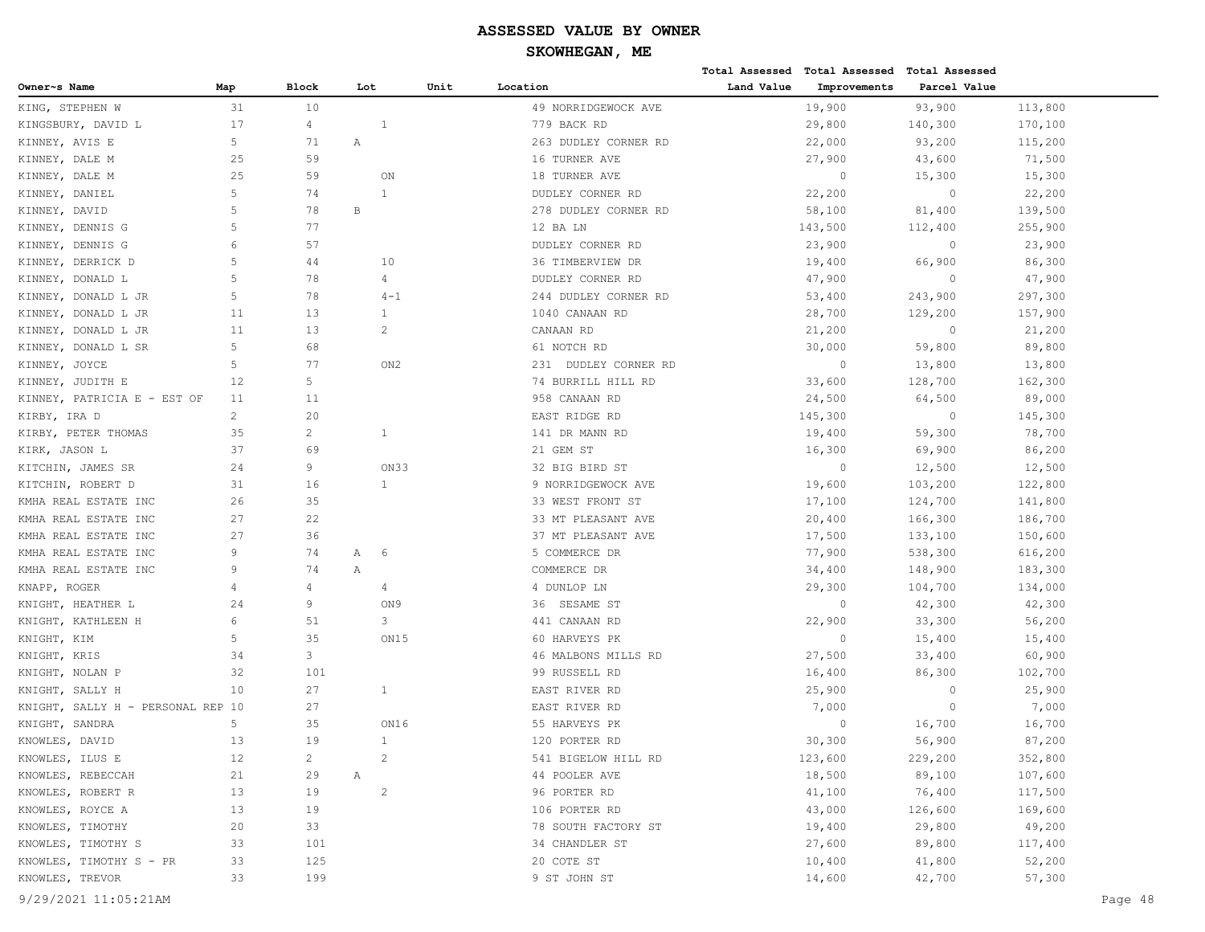# ASSESSED VALUE BY OWNER

## SKOWHEGAN, ME

| Owner~s Name | Map | Block | Lot | Unit | Location | Total Assessed Land Value | Total Assessed Improvements | Total Assessed Parcel Value |
|---|---|---|---|---|---|---|---|---|
| KING, STEPHEN W | 31 | 10 | | | 49 NORRIDGEWOCK AVE | 19,900 | 93,900 | 113,800 |
| KINGSBURY, DAVID L | 17 | 4 | 1 | | 779 BACK RD | 29,800 | 140,300 | 170,100 |
| KINNEY, AVIS E | 5 | 71 | A | | 263 DUDLEY CORNER RD | 22,000 | 93,200 | 115,200 |
| KINNEY, DALE M | 25 | 59 | | | 16 TURNER AVE | 27,900 | 43,600 | 71,500 |
| KINNEY, DALE M | 25 | 59 | ON | | 18 TURNER AVE | 0 | 15,300 | 15,300 |
| KINNEY, DANIEL | 5 | 74 | 1 | | DUDLEY CORNER RD | 22,200 | 0 | 22,200 |
| KINNEY, DAVID | 5 | 78 | B | | 278 DUDLEY CORNER RD | 58,100 | 81,400 | 139,500 |
| KINNEY, DENNIS G | 5 | 77 | | | 12 BA LN | 143,500 | 112,400 | 255,900 |
| KINNEY, DENNIS G | 6 | 57 | | | DUDLEY CORNER RD | 23,900 | 0 | 23,900 |
| KINNEY, DERRICK D | 5 | 44 | 10 | | 36 TIMBERVIEW DR | 19,400 | 66,900 | 86,300 |
| KINNEY, DONALD L | 5 | 78 | 4 | | DUDLEY CORNER RD | 47,900 | 0 | 47,900 |
| KINNEY, DONALD L JR | 5 | 78 | 4-1 | | 244 DUDLEY CORNER RD | 53,400 | 243,900 | 297,300 |
| KINNEY, DONALD L JR | 11 | 13 | 1 | | 1040 CANAAN RD | 28,700 | 129,200 | 157,900 |
| KINNEY, DONALD L JR | 11 | 13 | 2 | | CANAAN RD | 21,200 | 0 | 21,200 |
| KINNEY, DONALD L SR | 5 | 68 | | | 61 NOTCH RD | 30,000 | 59,800 | 89,800 |
| KINNEY, JOYCE | 5 | 77 | ON2 | | 231 DUDLEY CORNER RD | 0 | 13,800 | 13,800 |
| KINNEY, JUDITH E | 12 | 5 | | | 74 BURRILL HILL RD | 33,600 | 128,700 | 162,300 |
| KINNEY, PATRICIA E - EST OF | 11 | 11 | | | 958 CANAAN RD | 24,500 | 64,500 | 89,000 |
| KIRBY, IRA D | 2 | 20 | | | EAST RIDGE RD | 145,300 | 0 | 145,300 |
| KIRBY, PETER THOMAS | 35 | 2 | 1 | | 141 DR MANN RD | 19,400 | 59,300 | 78,700 |
| KIRK, JASON L | 37 | 69 | | | 21 GEM ST | 16,300 | 69,900 | 86,200 |
| KITCHIN, JAMES SR | 24 | 9 | ON33 | | 32 BIG BIRD ST | 0 | 12,500 | 12,500 |
| KITCHIN, ROBERT D | 31 | 16 | 1 | | 9 NORRIDGEWOCK AVE | 19,600 | 103,200 | 122,800 |
| KMHA REAL ESTATE INC | 26 | 35 | | | 33 WEST FRONT ST | 17,100 | 124,700 | 141,800 |
| KMHA REAL ESTATE INC | 27 | 22 | | | 33 MT PLEASANT AVE | 20,400 | 166,300 | 186,700 |
| KMHA REAL ESTATE INC | 27 | 36 | | | 37 MT PLEASANT AVE | 17,500 | 133,100 | 150,600 |
| KMHA REAL ESTATE INC | 9 | 74 | A 6 | | 5 COMMERCE DR | 77,900 | 538,300 | 616,200 |
| KMHA REAL ESTATE INC | 9 | 74 | A | | COMMERCE DR | 34,400 | 148,900 | 183,300 |
| KNAPP, ROGER | 4 | 4 | 4 | | 4 DUNLOP LN | 29,300 | 104,700 | 134,000 |
| KNIGHT, HEATHER L | 24 | 9 | ON9 | | 36 SESAME ST | 0 | 42,300 | 42,300 |
| KNIGHT, KATHLEEN H | 6 | 51 | 3 | | 441 CANAAN RD | 22,900 | 33,300 | 56,200 |
| KNIGHT, KIM | 5 | 35 | ON15 | | 60 HARVEYS PK | 0 | 15,400 | 15,400 |
| KNIGHT, KRIS | 34 | 3 | | | 46 MALBONS MILLS RD | 27,500 | 33,400 | 60,900 |
| KNIGHT, NOLAN P | 32 | 101 | | | 99 RUSSELL RD | 16,400 | 86,300 | 102,700 |
| KNIGHT, SALLY H | 10 | 27 | 1 | | EAST RIVER RD | 25,900 | 0 | 25,900 |
| KNIGHT, SALLY H - PERSONAL REP | 10 | 27 | | | EAST RIVER RD | 7,000 | 0 | 7,000 |
| KNIGHT, SANDRA | 5 | 35 | ON16 | | 55 HARVEYS PK | 0 | 16,700 | 16,700 |
| KNOWLES, DAVID | 13 | 19 | 1 | | 120 PORTER RD | 30,300 | 56,900 | 87,200 |
| KNOWLES, ILUS E | 12 | 2 | 2 | | 541 BIGELOW HILL RD | 123,600 | 229,200 | 352,800 |
| KNOWLES, REBECCAH | 21 | 29 | A | | 44 POOLER AVE | 18,500 | 89,100 | 107,600 |
| KNOWLES, ROBERT R | 13 | 19 | 2 | | 96 PORTER RD | 41,100 | 76,400 | 117,500 |
| KNOWLES, ROYCE A | 13 | 19 | | | 106 PORTER RD | 43,000 | 126,600 | 169,600 |
| KNOWLES, TIMOTHY | 20 | 33 | | | 78 SOUTH FACTORY ST | 19,400 | 29,800 | 49,200 |
| KNOWLES, TIMOTHY S | 33 | 101 | | | 34 CHANDLER ST | 27,600 | 89,800 | 117,400 |
| KNOWLES, TIMOTHY S - PR | 33 | 125 | | | 20 COTE ST | 10,400 | 41,800 | 52,200 |
| KNOWLES, TREVOR | 33 | 199 | | | 9 ST JOHN ST | 14,600 | 42,700 | 57,300 |

9/29/2021 11:05:21AM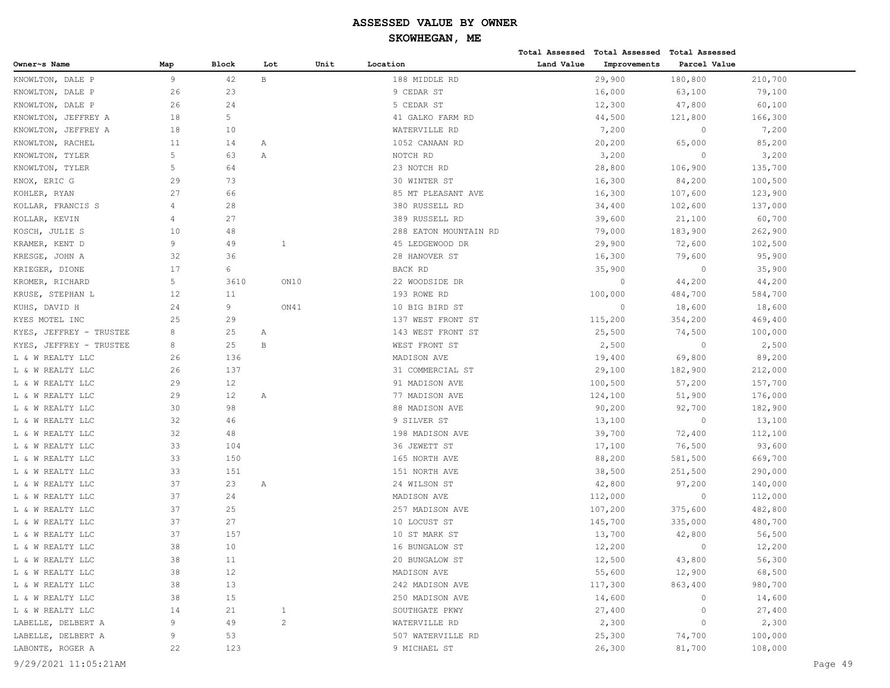# ASSESSED VALUE BY OWNER

## SKOWHEGAN, ME

| Owner~s Name | Map | Block | Lot | Unit | Location | Total Assessed Land Value | Total Assessed Improvements | Total Assessed Parcel Value |
|---|---|---|---|---|---|---|---|---|
| KNOWLTON, DALE P | 9 | 42 | B | | 188 MIDDLE RD | 29,900 | 180,800 | 210,700 |
| KNOWLTON, DALE P | 26 | 23 | | | 9 CEDAR ST | 16,000 | 63,100 | 79,100 |
| KNOWLTON, DALE P | 26 | 24 | | | 5 CEDAR ST | 12,300 | 47,800 | 60,100 |
| KNOWLTON, JEFFREY A | 18 | 5 | | | 41 GALKO FARM RD | 44,500 | 121,800 | 166,300 |
| KNOWLTON, JEFFREY A | 18 | 10 | | | WATERVILLE RD | 7,200 | 0 | 7,200 |
| KNOWLTON, RACHEL | 11 | 14 | A | | 1052 CANAAN RD | 20,200 | 65,000 | 85,200 |
| KNOWLTON, TYLER | 5 | 63 | A | | NOTCH RD | 3,200 | 0 | 3,200 |
| KNOWLTON, TYLER | 5 | 64 | | | 23 NOTCH RD | 28,800 | 106,900 | 135,700 |
| KNOX, ERIC G | 29 | 73 | | | 30 WINTER ST | 16,300 | 84,200 | 100,500 |
| KOHLER, RYAN | 27 | 66 | | | 85 MT PLEASANT AVE | 16,300 | 107,600 | 123,900 |
| KOLLAR, FRANCIS S | 4 | 28 | | | 380 RUSSELL RD | 34,400 | 102,600 | 137,000 |
| KOLLAR, KEVIN | 4 | 27 | | | 389 RUSSELL RD | 39,600 | 21,100 | 60,700 |
| KOSCH, JULIE S | 10 | 48 | | | 288 EATON MOUNTAIN RD | 79,000 | 183,900 | 262,900 |
| KRAMER, KENT D | 9 | 49 | 1 | | 45 LEDGEWOOD DR | 29,900 | 72,600 | 102,500 |
| KRESGE, JOHN A | 32 | 36 | | | 28 HANOVER ST | 16,300 | 79,600 | 95,900 |
| KRIEGER, DIONE | 17 | 6 | | | BACK RD | 35,900 | 0 | 35,900 |
| KROMER, RICHARD | 5 | 3610 | ON10 | | 22 WOODSIDE DR | 0 | 44,200 | 44,200 |
| KRUSE, STEPHAN L | 12 | 11 | | | 193 ROWE RD | 100,000 | 484,700 | 584,700 |
| KUHS, DAVID H | 24 | 9 | ON41 | | 10 BIG BIRD ST | 0 | 18,600 | 18,600 |
| KYES MOTEL INC | 25 | 29 | | | 137 WEST FRONT ST | 115,200 | 354,200 | 469,400 |
| KYES, JEFFREY - TRUSTEE | 8 | 25 | A | | 143 WEST FRONT ST | 25,500 | 74,500 | 100,000 |
| KYES, JEFFREY - TRUSTEE | 8 | 25 | B | | WEST FRONT ST | 2,500 | 0 | 2,500 |
| L & W REALTY LLC | 26 | 136 | | | MADISON AVE | 19,400 | 69,800 | 89,200 |
| L & W REALTY LLC | 26 | 137 | | | 31 COMMERCIAL ST | 29,100 | 182,900 | 212,000 |
| L & W REALTY LLC | 29 | 12 | | | 91 MADISON AVE | 100,500 | 57,200 | 157,700 |
| L & W REALTY LLC | 29 | 12 | A | | 77 MADISON AVE | 124,100 | 51,900 | 176,000 |
| L & W REALTY LLC | 30 | 98 | | | 88 MADISON AVE | 90,200 | 92,700 | 182,900 |
| L & W REALTY LLC | 32 | 46 | | | 9 SILVER ST | 13,100 | 0 | 13,100 |
| L & W REALTY LLC | 32 | 48 | | | 198 MADISON AVE | 39,700 | 72,400 | 112,100 |
| L & W REALTY LLC | 33 | 104 | | | 36 JEWETT ST | 17,100 | 76,500 | 93,600 |
| L & W REALTY LLC | 33 | 150 | | | 165 NORTH AVE | 88,200 | 581,500 | 669,700 |
| L & W REALTY LLC | 33 | 151 | | | 151 NORTH AVE | 38,500 | 251,500 | 290,000 |
| L & W REALTY LLC | 37 | 23 | A | | 24 WILSON ST | 42,800 | 97,200 | 140,000 |
| L & W REALTY LLC | 37 | 24 | | | MADISON AVE | 112,000 | 0 | 112,000 |
| L & W REALTY LLC | 37 | 25 | | | 257 MADISON AVE | 107,200 | 375,600 | 482,800 |
| L & W REALTY LLC | 37 | 27 | | | 10 LOCUST ST | 145,700 | 335,000 | 480,700 |
| L & W REALTY LLC | 37 | 157 | | | 10 ST MARK ST | 13,700 | 42,800 | 56,500 |
| L & W REALTY LLC | 38 | 10 | | | 16 BUNGALOW ST | 12,200 | 0 | 12,200 |
| L & W REALTY LLC | 38 | 11 | | | 20 BUNGALOW ST | 12,500 | 43,800 | 56,300 |
| L & W REALTY LLC | 38 | 12 | | | MADISON AVE | 55,600 | 12,900 | 68,500 |
| L & W REALTY LLC | 38 | 13 | | | 242 MADISON AVE | 117,300 | 863,400 | 980,700 |
| L & W REALTY LLC | 38 | 15 | | | 250 MADISON AVE | 14,600 | 0 | 14,600 |
| L & W REALTY LLC | 14 | 21 | 1 | | SOUTHGATE PKWY | 27,400 | 0 | 27,400 |
| LABELLE, DELBERT A | 9 | 49 | 2 | | WATERVILLE RD | 2,300 | 0 | 2,300 |
| LABELLE, DELBERT A | 9 | 53 | | | 507 WATERVILLE RD | 25,300 | 74,700 | 100,000 |
| LABONTE, ROGER A | 22 | 123 | | | 9 MICHAEL ST | 26,300 | 81,700 | 108,000 |

9/29/2021 11:05:21AM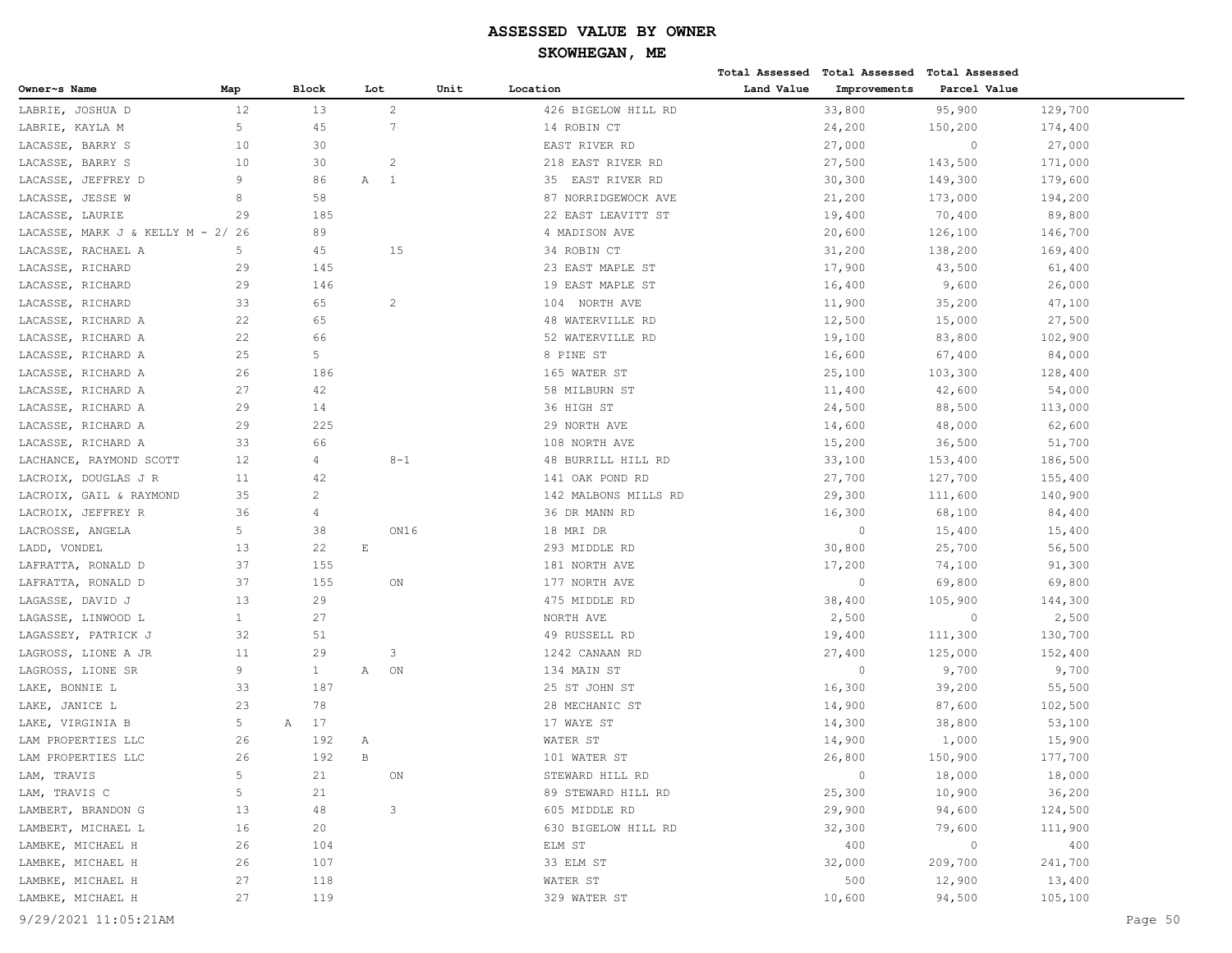# ASSESSED VALUE BY OWNER

## SKOWHEGAN, ME

| Owner~s Name | Map | Block | Lot | Unit | Location | Total Assessed Land Value | Total Assessed Improvements | Total Assessed Parcel Value |
|---|---|---|---|---|---|---|---|---|
| LABRIE, JOSHUA D | 12 | 13 | 2 | | 426 BIGELOW HILL RD | 33,800 | 95,900 | 129,700 |
| LABRIE, KAYLA M | 5 | 45 | 7 | | 14 ROBIN CT | 24,200 | 150,200 | 174,400 |
| LACASSE, BARRY S | 10 | 30 | | | EAST RIVER RD | 27,000 | 0 | 27,000 |
| LACASSE, BARRY S | 10 | 30 | 2 | | 218 EAST RIVER RD | 27,500 | 143,500 | 171,000 |
| LACASSE, JEFFREY D | 9 | 86 | A 1 | | 35 EAST RIVER RD | 30,300 | 149,300 | 179,600 |
| LACASSE, JESSE W | 8 | 58 | | | 87 NORRIDGEWOCK AVE | 21,200 | 173,000 | 194,200 |
| LACASSE, LAURIE | 29 | 185 | | | 22 EAST LEAVITT ST | 19,400 | 70,400 | 89,800 |
| LACASSE, MARK J & KELLY M - 2/ | 26 | 89 | | | 4 MADISON AVE | 20,600 | 126,100 | 146,700 |
| LACASSE, RACHAEL A | 5 | 45 | 15 | | 34 ROBIN CT | 31,200 | 138,200 | 169,400 |
| LACASSE, RICHARD | 29 | 145 | | | 23 EAST MAPLE ST | 17,900 | 43,500 | 61,400 |
| LACASSE, RICHARD | 29 | 146 | | | 19 EAST MAPLE ST | 16,400 | 9,600 | 26,000 |
| LACASSE, RICHARD | 33 | 65 | 2 | | 104 NORTH AVE | 11,900 | 35,200 | 47,100 |
| LACASSE, RICHARD A | 22 | 65 | | | 48 WATERVILLE RD | 12,500 | 15,000 | 27,500 |
| LACASSE, RICHARD A | 22 | 66 | | | 52 WATERVILLE RD | 19,100 | 83,800 | 102,900 |
| LACASSE, RICHARD A | 25 | 5 | | | 8 PINE ST | 16,600 | 67,400 | 84,000 |
| LACASSE, RICHARD A | 26 | 186 | | | 165 WATER ST | 25,100 | 103,300 | 128,400 |
| LACASSE, RICHARD A | 27 | 42 | | | 58 MILBURN ST | 11,400 | 42,600 | 54,000 |
| LACASSE, RICHARD A | 29 | 14 | | | 36 HIGH ST | 24,500 | 88,500 | 113,000 |
| LACASSE, RICHARD A | 29 | 225 | | | 29 NORTH AVE | 14,600 | 48,000 | 62,600 |
| LACASSE, RICHARD A | 33 | 66 | | | 108 NORTH AVE | 15,200 | 36,500 | 51,700 |
| LACHANCE, RAYMOND SCOTT | 12 | 4 | 8-1 | | 48 BURRILL HILL RD | 33,100 | 153,400 | 186,500 |
| LACROIX, DOUGLAS J R | 11 | 42 | | | 141 OAK POND RD | 27,700 | 127,700 | 155,400 |
| LACROIX, GAIL & RAYMOND | 35 | 2 | | | 142 MALBONS MILLS RD | 29,300 | 111,600 | 140,900 |
| LACROIX, JEFFREY R | 36 | 4 | | | 36 DR MANN RD | 16,300 | 68,100 | 84,400 |
| LACROSSE, ANGELA | 5 | 38 | ON16 | | 18 MRI DR | 0 | 15,400 | 15,400 |
| LADD, VONDEL | 13 | 22 | E | | 293 MIDDLE RD | 30,800 | 25,700 | 56,500 |
| LAFRATTA, RONALD D | 37 | 155 | | | 181 NORTH AVE | 17,200 | 74,100 | 91,300 |
| LAFRATTA, RONALD D | 37 | 155 | ON | | 177 NORTH AVE | 0 | 69,800 | 69,800 |
| LAGASSE, DAVID J | 13 | 29 | | | 475 MIDDLE RD | 38,400 | 105,900 | 144,300 |
| LAGASSE, LINWOOD L | 1 | 27 | | | NORTH AVE | 2,500 | 0 | 2,500 |
| LAGASSEY, PATRICK J | 32 | 51 | | | 49 RUSSELL RD | 19,400 | 111,300 | 130,700 |
| LAGROSS, LIONE A JR | 11 | 29 | 3 | | 1242 CANAAN RD | 27,400 | 125,000 | 152,400 |
| LAGROSS, LIONE SR | 9 | 1 | A ON | | 134 MAIN ST | 0 | 9,700 | 9,700 |
| LAKE, BONNIE L | 33 | 187 | | | 25 ST JOHN ST | 16,300 | 39,200 | 55,500 |
| LAKE, JANICE L | 23 | 78 | | | 28 MECHANIC ST | 14,900 | 87,600 | 102,500 |
| LAKE, VIRGINIA B | 5 | A 17 | | | 17 WAYE ST | 14,300 | 38,800 | 53,100 |
| LAM PROPERTIES LLC | 26 | 192 | A | | WATER ST | 14,900 | 1,000 | 15,900 |
| LAM PROPERTIES LLC | 26 | 192 | B | | 101 WATER ST | 26,800 | 150,900 | 177,700 |
| LAM, TRAVIS | 5 | 21 | ON | | STEWARD HILL RD | 0 | 18,000 | 18,000 |
| LAM, TRAVIS C | 5 | 21 | | | 89 STEWARD HILL RD | 25,300 | 10,900 | 36,200 |
| LAMBERT, BRANDON G | 13 | 48 | 3 | | 605 MIDDLE RD | 29,900 | 94,600 | 124,500 |
| LAMBERT, MICHAEL L | 16 | 20 | | | 630 BIGELOW HILL RD | 32,300 | 79,600 | 111,900 |
| LAMBKE, MICHAEL H | 26 | 104 | | | ELM ST | 400 | 0 | 400 |
| LAMBKE, MICHAEL H | 26 | 107 | | | 33 ELM ST | 32,000 | 209,700 | 241,700 |
| LAMBKE, MICHAEL H | 27 | 118 | | | WATER ST | 500 | 12,900 | 13,400 |
| LAMBKE, MICHAEL H | 27 | 119 | | | 329 WATER ST | 10,600 | 94,500 | 105,100 |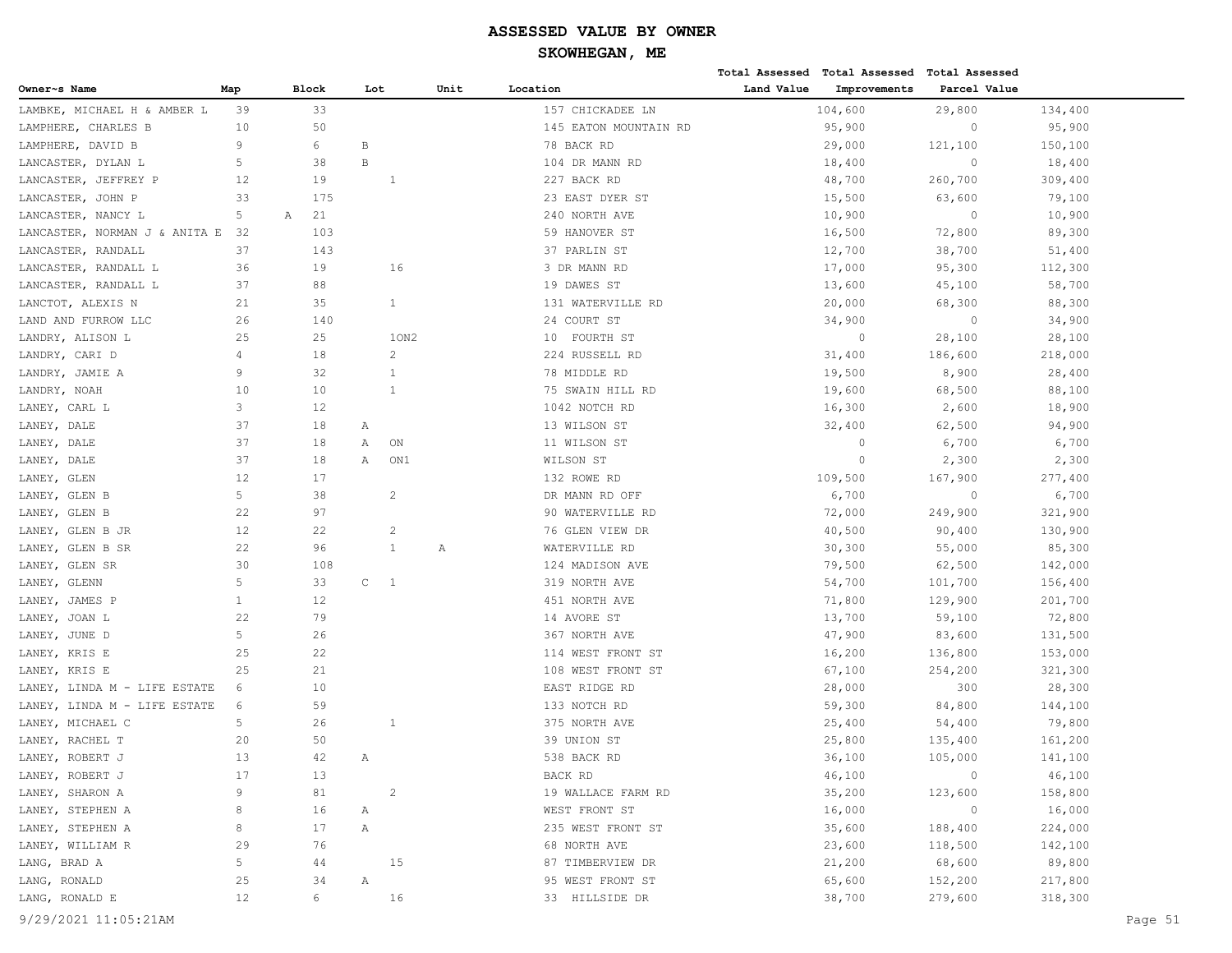# ASSESSED VALUE BY OWNER

## SKOWHEGAN, ME

| Owner~s Name | Map | Block | Lot | Unit | Location | Total Assessed Land Value | Total Assessed Improvements | Total Assessed Parcel Value |
|---|---|---|---|---|---|---|---|---|
| LAMBKE, MICHAEL H & AMBER L | 39 | 33 | | | 157 CHICKADEE LN | 104,600 | 29,800 | 134,400 |
| LAMPHERE, CHARLES B | 10 | 50 | | | 145 EATON MOUNTAIN RD | 95,900 | 0 | 95,900 |
| LAMPHERE, DAVID B | 9 | 6 | B | | 78 BACK RD | 29,000 | 121,100 | 150,100 |
| LANCASTER, DYLAN L | 5 | 38 | B | | 104 DR MANN RD | 18,400 | 0 | 18,400 |
| LANCASTER, JEFFREY P | 12 | 19 | 1 | | 227 BACK RD | 48,700 | 260,700 | 309,400 |
| LANCASTER, JOHN P | 33 | 175 | | | 23 EAST DYER ST | 15,500 | 63,600 | 79,100 |
| LANCASTER, NANCY L | 5 | A 21 | | | 240 NORTH AVE | 10,900 | 0 | 10,900 |
| LANCASTER, NORMAN J & ANITA E | 32 | 103 | | | 59 HANOVER ST | 16,500 | 72,800 | 89,300 |
| LANCASTER, RANDALL | 37 | 143 | | | 37 PARLIN ST | 12,700 | 38,700 | 51,400 |
| LANCASTER, RANDALL L | 36 | 19 | 16 | | 3 DR MANN RD | 17,000 | 95,300 | 112,300 |
| LANCASTER, RANDALL L | 37 | 88 | | | 19 DAWES ST | 13,600 | 45,100 | 58,700 |
| LANCTOT, ALEXIS N | 21 | 35 | 1 | | 131 WATERVILLE RD | 20,000 | 68,300 | 88,300 |
| LAND AND FURROW LLC | 26 | 140 | | | 24 COURT ST | 34,900 | 0 | 34,900 |
| LANDRY, ALISON L | 25 | 25 | 1ON2 | | 10 FOURTH ST | 0 | 28,100 | 28,100 |
| LANDRY, CARI D | 4 | 18 | 2 | | 224 RUSSELL RD | 31,400 | 186,600 | 218,000 |
| LANDRY, JAMIE A | 9 | 32 | 1 | | 78 MIDDLE RD | 19,500 | 8,900 | 28,400 |
| LANDRY, NOAH | 10 | 10 | 1 | | 75 SWAIN HILL RD | 19,600 | 68,500 | 88,100 |
| LANEY, CARL L | 3 | 12 | | | 1042 NOTCH RD | 16,300 | 2,600 | 18,900 |
| LANEY, DALE | 37 | 18 | A | | 13 WILSON ST | 32,400 | 62,500 | 94,900 |
| LANEY, DALE | 37 | 18 | A ON | | 11 WILSON ST | 0 | 6,700 | 6,700 |
| LANEY, DALE | 37 | 18 | A ON1 | | WILSON ST | 0 | 2,300 | 2,300 |
| LANEY, GLEN | 12 | 17 | | | 132 ROWE RD | 109,500 | 167,900 | 277,400 |
| LANEY, GLEN B | 5 | 38 | 2 | | DR MANN RD OFF | 6,700 | 0 | 6,700 |
| LANEY, GLEN B | 22 | 97 | | | 90 WATERVILLE RD | 72,000 | 249,900 | 321,900 |
| LANEY, GLEN B JR | 12 | 22 | 2 | | 76 GLEN VIEW DR | 40,500 | 90,400 | 130,900 |
| LANEY, GLEN B SR | 22 | 96 | 1 | A | WATERVILLE RD | 30,300 | 55,000 | 85,300 |
| LANEY, GLEN SR | 30 | 108 | | | 124 MADISON AVE | 79,500 | 62,500 | 142,000 |
| LANEY, GLENN | 5 | 33 | C 1 | | 319 NORTH AVE | 54,700 | 101,700 | 156,400 |
| LANEY, JAMES P | 1 | 12 | | | 451 NORTH AVE | 71,800 | 129,900 | 201,700 |
| LANEY, JOAN L | 22 | 79 | | | 14 AVORE ST | 13,700 | 59,100 | 72,800 |
| LANEY, JUNE D | 5 | 26 | | | 367 NORTH AVE | 47,900 | 83,600 | 131,500 |
| LANEY, KRIS E | 25 | 22 | | | 114 WEST FRONT ST | 16,200 | 136,800 | 153,000 |
| LANEY, KRIS E | 25 | 21 | | | 108 WEST FRONT ST | 67,100 | 254,200 | 321,300 |
| LANEY, LINDA M - LIFE ESTATE | 6 | 10 | | | EAST RIDGE RD | 28,000 | 300 | 28,300 |
| LANEY, LINDA M - LIFE ESTATE | 6 | 59 | | | 133 NOTCH RD | 59,300 | 84,800 | 144,100 |
| LANEY, MICHAEL C | 5 | 26 | 1 | | 375 NORTH AVE | 25,400 | 54,400 | 79,800 |
| LANEY, RACHEL T | 20 | 50 | | | 39 UNION ST | 25,800 | 135,400 | 161,200 |
| LANEY, ROBERT J | 13 | 42 | A | | 538 BACK RD | 36,100 | 105,000 | 141,100 |
| LANEY, ROBERT J | 17 | 13 | | | BACK RD | 46,100 | 0 | 46,100 |
| LANEY, SHARON A | 9 | 81 | 2 | | 19 WALLACE FARM RD | 35,200 | 123,600 | 158,800 |
| LANEY, STEPHEN A | 8 | 16 | A | | WEST FRONT ST | 16,000 | 0 | 16,000 |
| LANEY, STEPHEN A | 8 | 17 | A | | 235 WEST FRONT ST | 35,600 | 188,400 | 224,000 |
| LANEY, WILLIAM R | 29 | 76 | | | 68 NORTH AVE | 23,600 | 118,500 | 142,100 |
| LANG, BRAD A | 5 | 44 | 15 | | 87 TIMBERVIEW DR | 21,200 | 68,600 | 89,800 |
| LANG, RONALD | 25 | 34 | A | | 95 WEST FRONT ST | 65,600 | 152,200 | 217,800 |
| LANG, RONALD E | 12 | 6 | 16 | | 33 HILLSIDE DR | 38,700 | 279,600 | 318,300 |

9/29/2021 11:05:21AM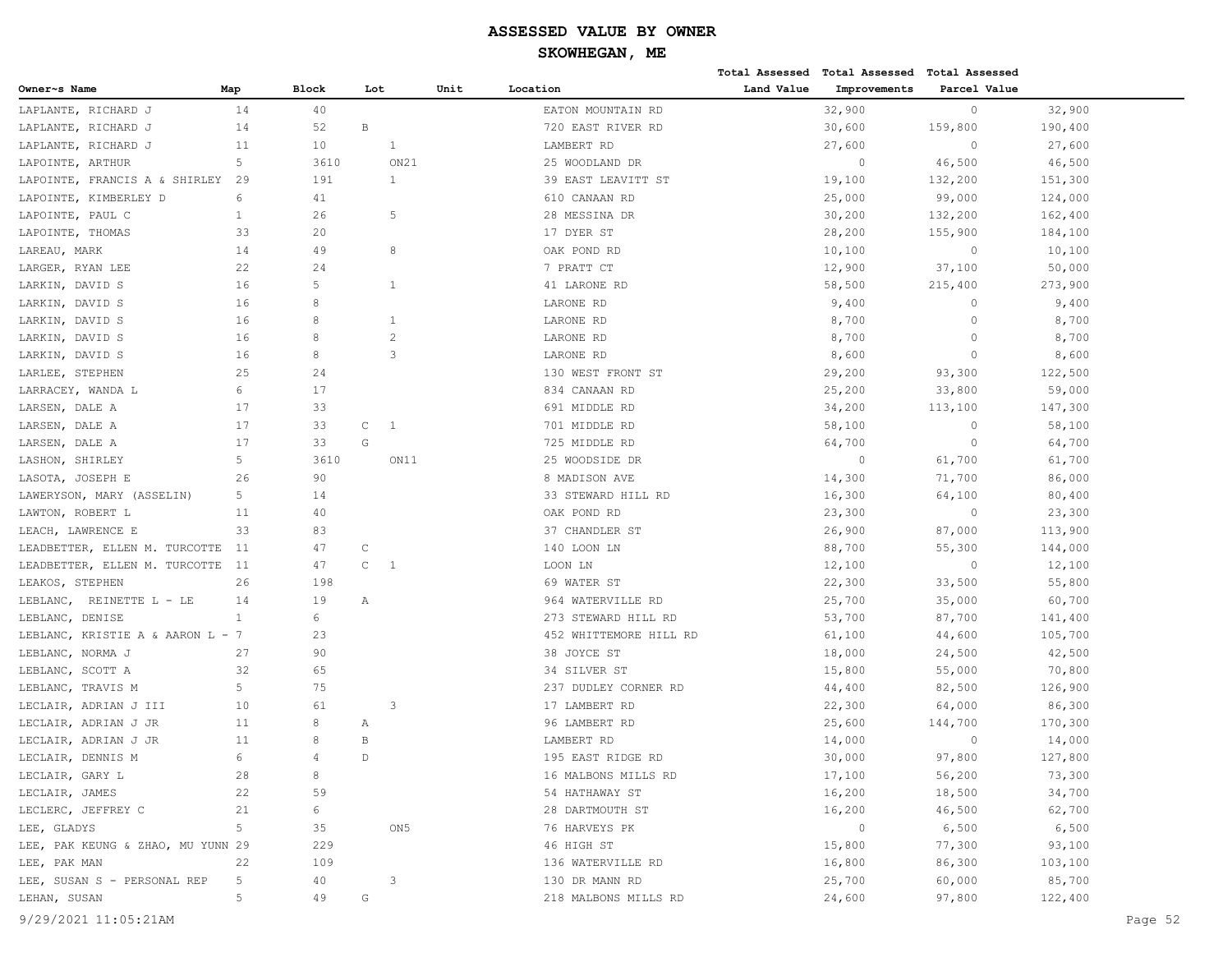# ASSESSED VALUE BY OWNER

## SKOWHEGAN, ME

| Owner~s Name | Map | Block | Lot | Unit | Location | Total Assessed Land Value | Total Assessed Improvements | Total Assessed Parcel Value |
|---|---|---|---|---|---|---|---|---|
| LAPLANTE, RICHARD J | 14 | 40 | | | EATON MOUNTAIN RD | 32,900 | 0 | 32,900 |
| LAPLANTE, RICHARD J | 14 | 52 | B | | 720 EAST RIVER RD | 30,600 | 159,800 | 190,400 |
| LAPLANTE, RICHARD J | 11 | 10 | 1 | | LAMBERT RD | 27,600 | 0 | 27,600 |
| LAPOINTE, ARTHUR | 5 | 3610 | ON21 | | 25 WOODLAND DR | 0 | 46,500 | 46,500 |
| LAPOINTE, FRANCIS A & SHIRLEY | 29 | 191 | 1 | | 39 EAST LEAVITT ST | 19,100 | 132,200 | 151,300 |
| LAPOINTE, KIMBERLEY D | 6 | 41 | | | 610 CANAAN RD | 25,000 | 99,000 | 124,000 |
| LAPOINTE, PAUL C | 1 | 26 | 5 | | 28 MESSINA DR | 30,200 | 132,200 | 162,400 |
| LAPOINTE, THOMAS | 33 | 20 | | | 17 DYER ST | 28,200 | 155,900 | 184,100 |
| LAREAU, MARK | 14 | 49 | 8 | | OAK POND RD | 10,100 | 0 | 10,100 |
| LARGER, RYAN LEE | 22 | 24 | | | 7 PRATT CT | 12,900 | 37,100 | 50,000 |
| LARKIN, DAVID S | 16 | 5 | 1 | | 41 LARONE RD | 58,500 | 215,400 | 273,900 |
| LARKIN, DAVID S | 16 | 8 | | | LARONE RD | 9,400 | 0 | 9,400 |
| LARKIN, DAVID S | 16 | 8 | 1 | | LARONE RD | 8,700 | 0 | 8,700 |
| LARKIN, DAVID S | 16 | 8 | 2 | | LARONE RD | 8,700 | 0 | 8,700 |
| LARKIN, DAVID S | 16 | 8 | 3 | | LARONE RD | 8,600 | 0 | 8,600 |
| LARLEE, STEPHEN | 25 | 24 | | | 130 WEST FRONT ST | 29,200 | 93,300 | 122,500 |
| LARRACEY, WANDA L | 6 | 17 | | | 834 CANAAN RD | 25,200 | 33,800 | 59,000 |
| LARSEN, DALE A | 17 | 33 | | | 691 MIDDLE RD | 34,200 | 113,100 | 147,300 |
| LARSEN, DALE A | 17 | 33 | C 1 | | 701 MIDDLE RD | 58,100 | 0 | 58,100 |
| LARSEN, DALE A | 17 | 33 | G | | 725 MIDDLE RD | 64,700 | 0 | 64,700 |
| LASHON, SHIRLEY | 5 | 3610 | ON11 | | 25 WOODSIDE DR | 0 | 61,700 | 61,700 |
| LASOTA, JOSEPH E | 26 | 90 | | | 8 MADISON AVE | 14,300 | 71,700 | 86,000 |
| LAWERYSON, MARY (ASSELIN) | 5 | 14 | | | 33 STEWARD HILL RD | 16,300 | 64,100 | 80,400 |
| LAWTON, ROBERT L | 11 | 40 | | | OAK POND RD | 23,300 | 0 | 23,300 |
| LEACH, LAWRENCE E | 33 | 83 | | | 37 CHANDLER ST | 26,900 | 87,000 | 113,900 |
| LEADBETTER, ELLEN M. TURCOTTE | 11 | 47 | C | | 140 LOON LN | 88,700 | 55,300 | 144,000 |
| LEADBETTER, ELLEN M. TURCOTTE | 11 | 47 | C 1 | | LOON LN | 12,100 | 0 | 12,100 |
| LEAKOS, STEPHEN | 26 | 198 | | | 69 WATER ST | 22,300 | 33,500 | 55,800 |
| LEBLANC, REINETTE L - LE | 14 | 19 | A | | 964 WATERVILLE RD | 25,700 | 35,000 | 60,700 |
| LEBLANC, DENISE | 1 | 6 | | | 273 STEWARD HILL RD | 53,700 | 87,700 | 141,400 |
| LEBLANC, KRISTIE A & AARON L - | 7 | 23 | | | 452 WHITTEMORE HILL RD | 61,100 | 44,600 | 105,700 |
| LEBLANC, NORMA J | 27 | 90 | | | 38 JOYCE ST | 18,000 | 24,500 | 42,500 |
| LEBLANC, SCOTT A | 32 | 65 | | | 34 SILVER ST | 15,800 | 55,000 | 70,800 |
| LEBLANC, TRAVIS M | 5 | 75 | | | 237 DUDLEY CORNER RD | 44,400 | 82,500 | 126,900 |
| LECLAIR, ADRIAN J III | 10 | 61 | 3 | | 17 LAMBERT RD | 22,300 | 64,000 | 86,300 |
| LECLAIR, ADRIAN J JR | 11 | 8 | A | | 96 LAMBERT RD | 25,600 | 144,700 | 170,300 |
| LECLAIR, ADRIAN J JR | 11 | 8 | B | | LAMBERT RD | 14,000 | 0 | 14,000 |
| LECLAIR, DENNIS M | 6 | 4 | D | | 195 EAST RIDGE RD | 30,000 | 97,800 | 127,800 |
| LECLAIR, GARY L | 28 | 8 | | | 16 MALBONS MILLS RD | 17,100 | 56,200 | 73,300 |
| LECLAIR, JAMES | 22 | 59 | | | 54 HATHAWAY ST | 16,200 | 18,500 | 34,700 |
| LECLERC, JEFFREY C | 21 | 6 | | | 28 DARTMOUTH ST | 16,200 | 46,500 | 62,700 |
| LEE, GLADYS | 5 | 35 | ON5 | | 76 HARVEYS PK | 0 | 6,500 | 6,500 |
| LEE, PAK KEUNG & ZHAO, MU YUNN | 29 | 229 | | | 46 HIGH ST | 15,800 | 77,300 | 93,100 |
| LEE, PAK MAN | 22 | 109 | | | 136 WATERVILLE RD | 16,800 | 86,300 | 103,100 |
| LEE, SUSAN S - PERSONAL REP | 5 | 40 | 3 | | 130 DR MANN RD | 25,700 | 60,000 | 85,700 |
| LEHAN, SUSAN | 5 | 49 | G | | 218 MALBONS MILLS RD | 24,600 | 97,800 | 122,400 |

9/29/2021 11:05:21AM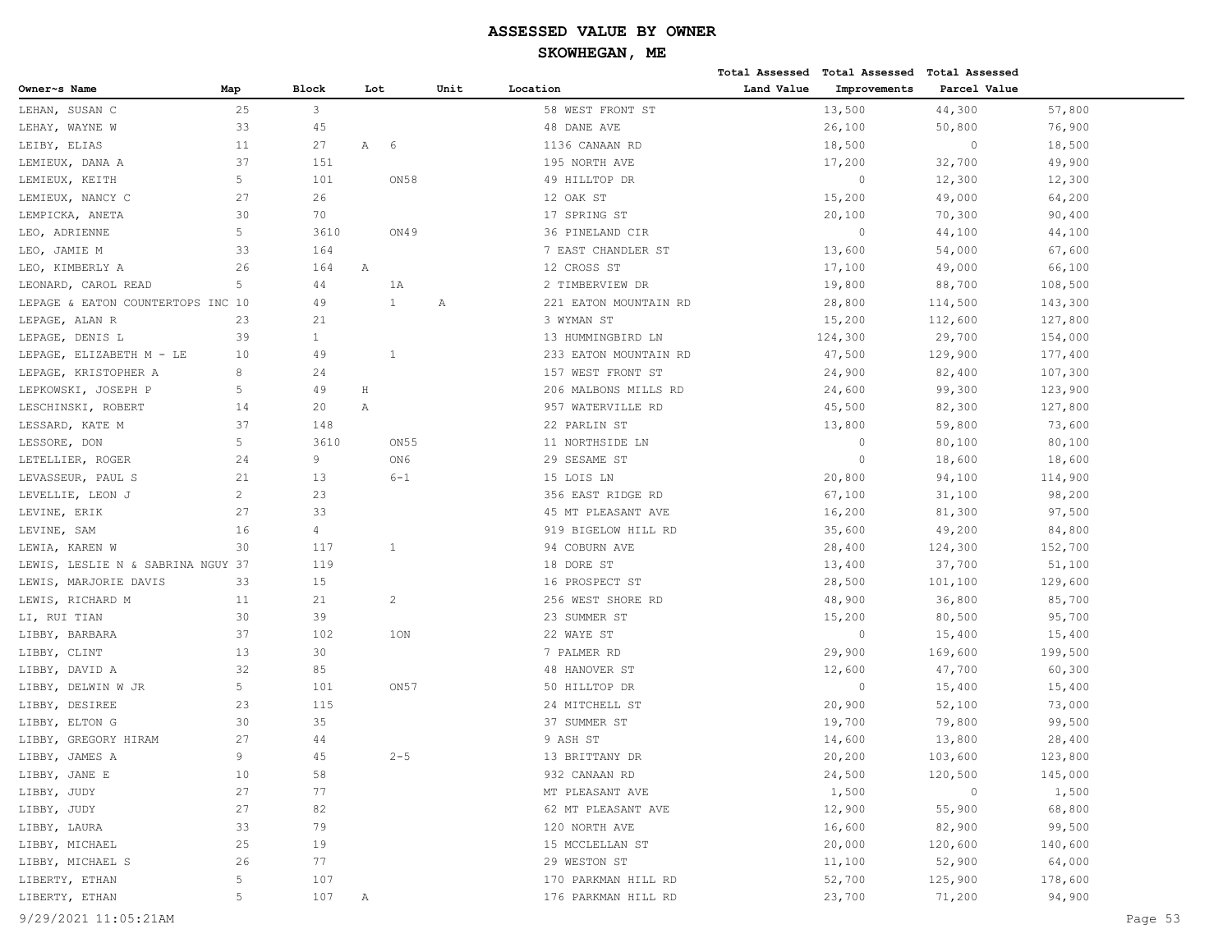# ASSESSED VALUE BY OWNER

## SKOWHEGAN, ME

| Owner~s Name | Map | Block | Lot | Unit | Location | Total Assessed Land Value | Total Assessed Improvements | Total Assessed Parcel Value |
|---|---|---|---|---|---|---|---|---|
| LEHAN, SUSAN C | 25 | 3 | | | 58 WEST FRONT ST | 13,500 | 44,300 | 57,800 |
| LEHAY, WAYNE W | 33 | 45 | | | 48 DANE AVE | 26,100 | 50,800 | 76,900 |
| LEIBY, ELIAS | 11 | 27 | A 6 | | 1136 CANAAN RD | 18,500 | 0 | 18,500 |
| LEMIEUX, DANA A | 37 | 151 | | | 195 NORTH AVE | 17,200 | 32,700 | 49,900 |
| LEMIEUX, KEITH | 5 | 101 | ON58 | | 49 HILLTOP DR | 0 | 12,300 | 12,300 |
| LEMIEUX, NANCY C | 27 | 26 | | | 12 OAK ST | 15,200 | 49,000 | 64,200 |
| LEMPICKA, ANETA | 30 | 70 | | | 17 SPRING ST | 20,100 | 70,300 | 90,400 |
| LEO, ADRIENNE | 5 | 3610 | ON49 | | 36 PINELAND CIR | 0 | 44,100 | 44,100 |
| LEO, JAMIE M | 33 | 164 | | | 7 EAST CHANDLER ST | 13,600 | 54,000 | 67,600 |
| LEO, KIMBERLY A | 26 | 164 | A | | 12 CROSS ST | 17,100 | 49,000 | 66,100 |
| LEONARD, CAROL READ | 5 | 44 | 1A | | 2 TIMBERVIEW DR | 19,800 | 88,700 | 108,500 |
| LEPAGE & EATON COUNTERTOPS INC | 10 | 49 | 1 | A | 221 EATON MOUNTAIN RD | 28,800 | 114,500 | 143,300 |
| LEPAGE, ALAN R | 23 | 21 | | | 3 WYMAN ST | 15,200 | 112,600 | 127,800 |
| LEPAGE, DENIS L | 39 | 1 | | | 13 HUMMINGBIRD LN | 124,300 | 29,700 | 154,000 |
| LEPAGE, ELIZABETH M - LE | 10 | 49 | 1 | | 233 EATON MOUNTAIN RD | 47,500 | 129,900 | 177,400 |
| LEPAGE, KRISTOPHER A | 8 | 24 | | | 157 WEST FRONT ST | 24,900 | 82,400 | 107,300 |
| LEPKOWSKI, JOSEPH P | 5 | 49 | H | | 206 MALBONS MILLS RD | 24,600 | 99,300 | 123,900 |
| LESCHINSKI, ROBERT | 14 | 20 | A | | 957 WATERVILLE RD | 45,500 | 82,300 | 127,800 |
| LESSARD, KATE M | 37 | 148 | | | 22 PARLIN ST | 13,800 | 59,800 | 73,600 |
| LESSORE, DON | 5 | 3610 | ON55 | | 11 NORTHSIDE LN | 0 | 80,100 | 80,100 |
| LETELLIER, ROGER | 24 | 9 | ON6 | | 29 SESAME ST | 0 | 18,600 | 18,600 |
| LEVASSEUR, PAUL S | 21 | 13 | 6-1 | | 15 LOIS LN | 20,800 | 94,100 | 114,900 |
| LEVELLIE, LEON J | 2 | 23 | | | 356 EAST RIDGE RD | 67,100 | 31,100 | 98,200 |
| LEVINE, ERIK | 27 | 33 | | | 45 MT PLEASANT AVE | 16,200 | 81,300 | 97,500 |
| LEVINE, SAM | 16 | 4 | | | 919 BIGELOW HILL RD | 35,600 | 49,200 | 84,800 |
| LEWIA, KAREN W | 30 | 117 | 1 | | 94 COBURN AVE | 28,400 | 124,300 | 152,700 |
| LEWIS, LESLIE N & SABRINA NGUY | 37 | 119 | | | 18 DORE ST | 13,400 | 37,700 | 51,100 |
| LEWIS, MARJORIE DAVIS | 33 | 15 | | | 16 PROSPECT ST | 28,500 | 101,100 | 129,600 |
| LEWIS, RICHARD M | 11 | 21 | 2 | | 256 WEST SHORE RD | 48,900 | 36,800 | 85,700 |
| LI, RUI TIAN | 30 | 39 | | | 23 SUMMER ST | 15,200 | 80,500 | 95,700 |
| LIBBY, BARBARA | 37 | 102 | 1ON | | 22 WAYE ST | 0 | 15,400 | 15,400 |
| LIBBY, CLINT | 13 | 30 | | | 7 PALMER RD | 29,900 | 169,600 | 199,500 |
| LIBBY, DAVID A | 32 | 85 | | | 48 HANOVER ST | 12,600 | 47,700 | 60,300 |
| LIBBY, DELWIN W JR | 5 | 101 | ON57 | | 50 HILLTOP DR | 0 | 15,400 | 15,400 |
| LIBBY, DESIREE | 23 | 115 | | | 24 MITCHELL ST | 20,900 | 52,100 | 73,000 |
| LIBBY, ELTON G | 30 | 35 | | | 37 SUMMER ST | 19,700 | 79,800 | 99,500 |
| LIBBY, GREGORY HIRAM | 27 | 44 | | | 9 ASH ST | 14,600 | 13,800 | 28,400 |
| LIBBY, JAMES A | 9 | 45 | 2-5 | | 13 BRITTANY DR | 20,200 | 103,600 | 123,800 |
| LIBBY, JANE E | 10 | 58 | | | 932 CANAAN RD | 24,500 | 120,500 | 145,000 |
| LIBBY, JUDY | 27 | 77 | | | MT PLEASANT AVE | 1,500 | 0 | 1,500 |
| LIBBY, JUDY | 27 | 82 | | | 62 MT PLEASANT AVE | 12,900 | 55,900 | 68,800 |
| LIBBY, LAURA | 33 | 79 | | | 120 NORTH AVE | 16,600 | 82,900 | 99,500 |
| LIBBY, MICHAEL | 25 | 19 | | | 15 MCCLELLAN ST | 20,000 | 120,600 | 140,600 |
| LIBBY, MICHAEL S | 26 | 77 | | | 29 WESTON ST | 11,100 | 52,900 | 64,000 |
| LIBERTY, ETHAN | 5 | 107 | | | 170 PARKMAN HILL RD | 52,700 | 125,900 | 178,600 |
| LIBERTY, ETHAN | 5 | 107 | A | | 176 PARKMAN HILL RD | 23,700 | 71,200 | 94,900 |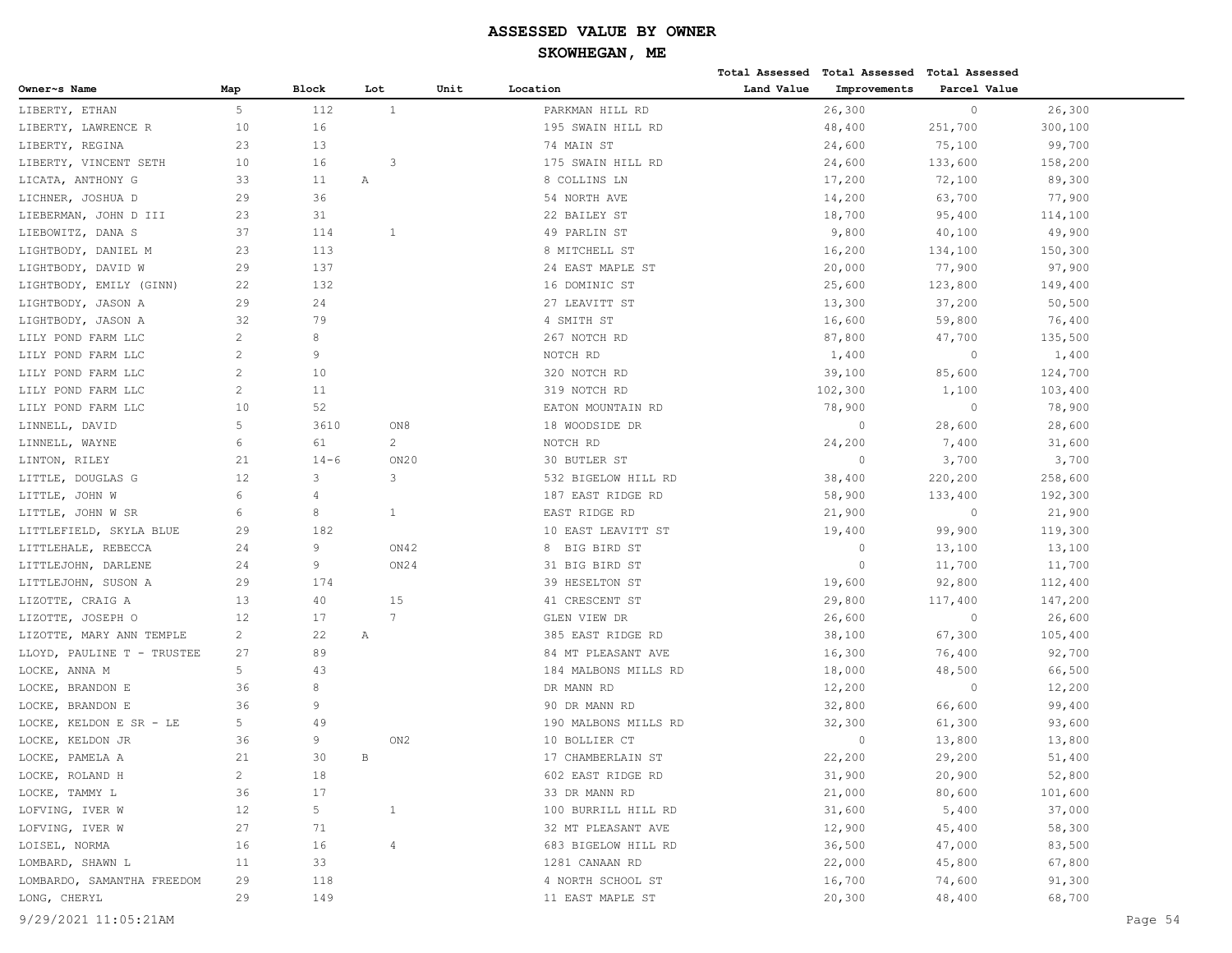# ASSESSED VALUE BY OWNER

## SKOWHEGAN, ME

| Owner~s Name | Map | Block | Lot | Unit | Location | Total Assessed Land Value | Total Assessed Improvements | Total Assessed Parcel Value |
|---|---|---|---|---|---|---|---|---|
| LIBERTY, ETHAN | 5 | 112 | 1 | | PARKMAN HILL RD | 26,300 | 0 | 26,300 |
| LIBERTY, LAWRENCE R | 10 | 16 | | | 195 SWAIN HILL RD | 48,400 | 251,700 | 300,100 |
| LIBERTY, REGINA | 23 | 13 | | | 74 MAIN ST | 24,600 | 75,100 | 99,700 |
| LIBERTY, VINCENT SETH | 10 | 16 | 3 | | 175 SWAIN HILL RD | 24,600 | 133,600 | 158,200 |
| LICATA, ANTHONY G | 33 | 11 | A | | 8 COLLINS LN | 17,200 | 72,100 | 89,300 |
| LICHNER, JOSHUA D | 29 | 36 | | | 54 NORTH AVE | 14,200 | 63,700 | 77,900 |
| LIEBERMAN, JOHN D III | 23 | 31 | | | 22 BAILEY ST | 18,700 | 95,400 | 114,100 |
| LIEBOWITZ, DANA S | 37 | 114 | 1 | | 49 PARLIN ST | 9,800 | 40,100 | 49,900 |
| LIGHTBODY, DANIEL M | 23 | 113 | | | 8 MITCHELL ST | 16,200 | 134,100 | 150,300 |
| LIGHTBODY, DAVID W | 29 | 137 | | | 24 EAST MAPLE ST | 20,000 | 77,900 | 97,900 |
| LIGHTBODY, EMILY (GINN) | 22 | 132 | | | 16 DOMINIC ST | 25,600 | 123,800 | 149,400 |
| LIGHTBODY, JASON A | 29 | 24 | | | 27 LEAVITT ST | 13,300 | 37,200 | 50,500 |
| LIGHTBODY, JASON A | 32 | 79 | | | 4 SMITH ST | 16,600 | 59,800 | 76,400 |
| LILY POND FARM LLC | 2 | 8 | | | 267 NOTCH RD | 87,800 | 47,700 | 135,500 |
| LILY POND FARM LLC | 2 | 9 | | | NOTCH RD | 1,400 | 0 | 1,400 |
| LILY POND FARM LLC | 2 | 10 | | | 320 NOTCH RD | 39,100 | 85,600 | 124,700 |
| LILY POND FARM LLC | 2 | 11 | | | 319 NOTCH RD | 102,300 | 1,100 | 103,400 |
| LILY POND FARM LLC | 10 | 52 | | | EATON MOUNTAIN RD | 78,900 | 0 | 78,900 |
| LINNELL, DAVID | 5 | 3610 | ON8 | | 18 WOODSIDE DR | 0 | 28,600 | 28,600 |
| LINNELL, WAYNE | 6 | 61 | 2 | | NOTCH RD | 24,200 | 7,400 | 31,600 |
| LINTON, RILEY | 21 | 14-6 | ON20 | | 30 BUTLER ST | 0 | 3,700 | 3,700 |
| LITTLE, DOUGLAS G | 12 | 3 | 3 | | 532 BIGELOW HILL RD | 38,400 | 220,200 | 258,600 |
| LITTLE, JOHN W | 6 | 4 | | | 187 EAST RIDGE RD | 58,900 | 133,400 | 192,300 |
| LITTLE, JOHN W SR | 6 | 8 | 1 | | EAST RIDGE RD | 21,900 | 0 | 21,900 |
| LITTLEFIELD, SKYLA BLUE | 29 | 182 | | | 10 EAST LEAVITT ST | 19,400 | 99,900 | 119,300 |
| LITTLEHALE, REBECCA | 24 | 9 | ON42 | | 8 BIG BIRD ST | 0 | 13,100 | 13,100 |
| LITTLEJOHN, DARLENE | 24 | 9 | ON24 | | 31 BIG BIRD ST | 0 | 11,700 | 11,700 |
| LITTLEJOHN, SUSON A | 29 | 174 | | | 39 HESELTON ST | 19,600 | 92,800 | 112,400 |
| LIZOTTE, CRAIG A | 13 | 40 | 15 | | 41 CRESCENT ST | 29,800 | 117,400 | 147,200 |
| LIZOTTE, JOSEPH O | 12 | 17 | 7 | | GLEN VIEW DR | 26,600 | 0 | 26,600 |
| LIZOTTE, MARY ANN TEMPLE | 2 | 22 | A | | 385 EAST RIDGE RD | 38,100 | 67,300 | 105,400 |
| LLOYD, PAULINE T - TRUSTEE | 27 | 89 | | | 84 MT PLEASANT AVE | 16,300 | 76,400 | 92,700 |
| LOCKE, ANNA M | 5 | 43 | | | 184 MALBONS MILLS RD | 18,000 | 48,500 | 66,500 |
| LOCKE, BRANDON E | 36 | 8 | | | DR MANN RD | 12,200 | 0 | 12,200 |
| LOCKE, BRANDON E | 36 | 9 | | | 90 DR MANN RD | 32,800 | 66,600 | 99,400 |
| LOCKE, KELDON E SR - LE | 5 | 49 | | | 190 MALBONS MILLS RD | 32,300 | 61,300 | 93,600 |
| LOCKE, KELDON JR | 36 | 9 | ON2 | | 10 BOLLIER CT | 0 | 13,800 | 13,800 |
| LOCKE, PAMELA A | 21 | 30 | B | | 17 CHAMBERLAIN ST | 22,200 | 29,200 | 51,400 |
| LOCKE, ROLAND H | 2 | 18 | | | 602 EAST RIDGE RD | 31,900 | 20,900 | 52,800 |
| LOCKE, TAMMY L | 36 | 17 | | | 33 DR MANN RD | 21,000 | 80,600 | 101,600 |
| LOFVING, IVER W | 12 | 5 | 1 | | 100 BURRILL HILL RD | 31,600 | 5,400 | 37,000 |
| LOFVING, IVER W | 27 | 71 | | | 32 MT PLEASANT AVE | 12,900 | 45,400 | 58,300 |
| LOISEL, NORMA | 16 | 16 | 4 | | 683 BIGELOW HILL RD | 36,500 | 47,000 | 83,500 |
| LOMBARD, SHAWN L | 11 | 33 | | | 1281 CANAAN RD | 22,000 | 45,800 | 67,800 |
| LOMBARDO, SAMANTHA FREEDOM | 29 | 118 | | | 4 NORTH SCHOOL ST | 16,700 | 74,600 | 91,300 |
| LONG, CHERYL | 29 | 149 | | | 11 EAST MAPLE ST | 20,300 | 48,400 | 68,700 |

9/29/2021 11:05:21AM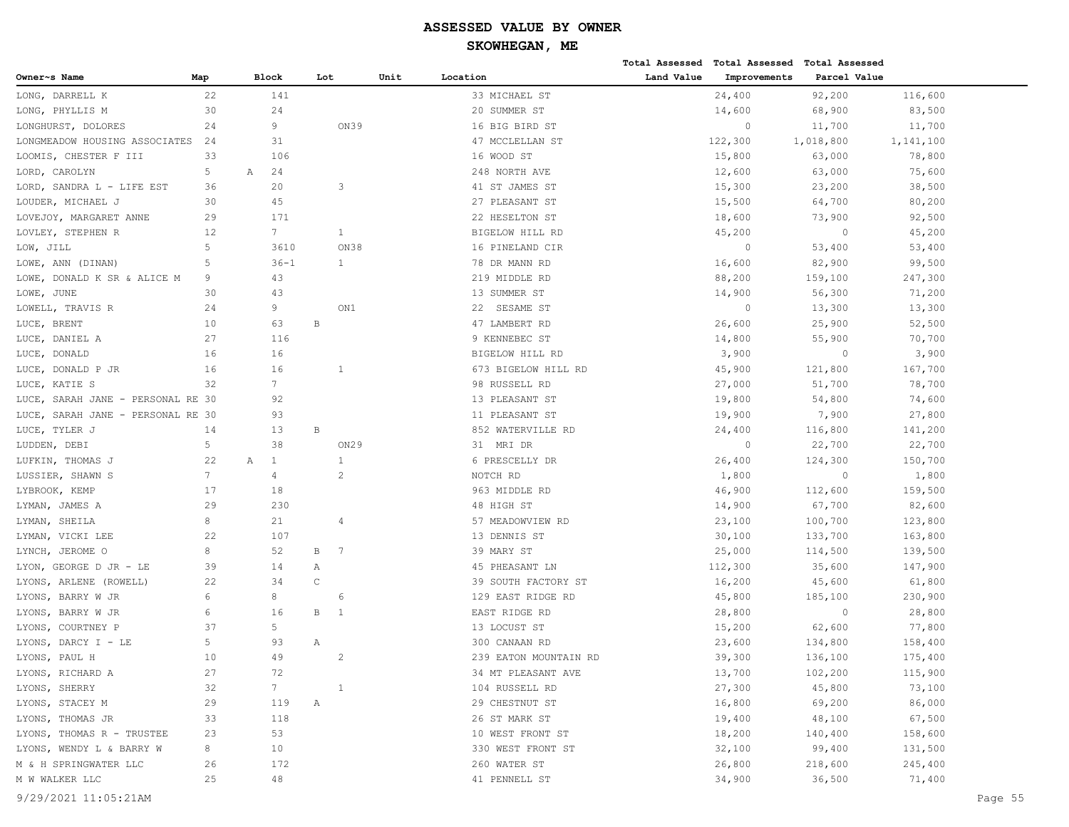# ASSESSED VALUE BY OWNER

## SKOWHEGAN, ME

| Owner~s Name | Map | Block | Lot | Unit | Location | Total Assessed Land Value | Total Assessed Improvements | Total Assessed Parcel Value |
|---|---|---|---|---|---|---|---|---|
| LONG, DARRELL K | 22 | 141 | | | 33 MICHAEL ST | 24,400 | 92,200 | 116,600 |
| LONG, PHYLLIS M | 30 | 24 | | | 20 SUMMER ST | 14,600 | 68,900 | 83,500 |
| LONGHURST, DOLORES | 24 | 9 | ON39 | | 16 BIG BIRD ST | 0 | 11,700 | 11,700 |
| LONGMEADOW HOUSING ASSOCIATES | 24 | 31 | | | 47 MCCLELLAN ST | 122,300 | 1,018,800 | 1,141,100 |
| LOOMIS, CHESTER F III | 33 | 106 | | | 16 WOOD ST | 15,800 | 63,000 | 78,800 |
| LORD, CAROLYN | 5 | A 24 | | | 248 NORTH AVE | 12,600 | 63,000 | 75,600 |
| LORD, SANDRA L - LIFE EST | 36 | 20 | 3 | | 41 ST JAMES ST | 15,300 | 23,200 | 38,500 |
| LOUDER, MICHAEL J | 30 | 45 | | | 27 PLEASANT ST | 15,500 | 64,700 | 80,200 |
| LOVEJOY, MARGARET ANNE | 29 | 171 | | | 22 HESELTON ST | 18,600 | 73,900 | 92,500 |
| LOVLEY, STEPHEN R | 12 | 7 | 1 | | BIGELOW HILL RD | 45,200 | 0 | 45,200 |
| LOW, JILL | 5 | 3610 | ON38 | | 16 PINELAND CIR | 0 | 53,400 | 53,400 |
| LOWE, ANN (DINAN) | 5 | 36-1 | 1 | | 78 DR MANN RD | 16,600 | 82,900 | 99,500 |
| LOWE, DONALD K SR & ALICE M | 9 | 43 | | | 219 MIDDLE RD | 88,200 | 159,100 | 247,300 |
| LOWE, JUNE | 30 | 43 | | | 13 SUMMER ST | 14,900 | 56,300 | 71,200 |
| LOWELL, TRAVIS R | 24 | 9 | ON1 | | 22 SESAME ST | 0 | 13,300 | 13,300 |
| LUCE, BRENT | 10 | 63 | B | | 47 LAMBERT RD | 26,600 | 25,900 | 52,500 |
| LUCE, DANIEL A | 27 | 116 | | | 9 KENNEBEC ST | 14,800 | 55,900 | 70,700 |
| LUCE, DONALD | 16 | 16 | | | BIGELOW HILL RD | 3,900 | 0 | 3,900 |
| LUCE, DONALD P JR | 16 | 16 | 1 | | 673 BIGELOW HILL RD | 45,900 | 121,800 | 167,700 |
| LUCE, KATIE S | 32 | 7 | | | 98 RUSSELL RD | 27,000 | 51,700 | 78,700 |
| LUCE, SARAH JANE - PERSONAL RE | 30 | 92 | | | 13 PLEASANT ST | 19,800 | 54,800 | 74,600 |
| LUCE, SARAH JANE - PERSONAL RE | 30 | 93 | | | 11 PLEASANT ST | 19,900 | 7,900 | 27,800 |
| LUCE, TYLER J | 14 | 13 | B | | 852 WATERVILLE RD | 24,400 | 116,800 | 141,200 |
| LUDDEN, DEBI | 5 | 38 | ON29 | | 31 MRI DR | 0 | 22,700 | 22,700 |
| LUFKIN, THOMAS J | 22 | A 1 | 1 | | 6 PRESCELLY DR | 26,400 | 124,300 | 150,700 |
| LUSSIER, SHAWN S | 7 | 4 | 2 | | NOTCH RD | 1,800 | 0 | 1,800 |
| LYBROOK, KEMP | 17 | 18 | | | 963 MIDDLE RD | 46,900 | 112,600 | 159,500 |
| LYMAN, JAMES A | 29 | 230 | | | 48 HIGH ST | 14,900 | 67,700 | 82,600 |
| LYMAN, SHEILA | 8 | 21 | 4 | | 57 MEADOWVIEW RD | 23,100 | 100,700 | 123,800 |
| LYMAN, VICKI LEE | 22 | 107 | | | 13 DENNIS ST | 30,100 | 133,700 | 163,800 |
| LYNCH, JEROME O | 8 | 52 | B 7 | | 39 MARY ST | 25,000 | 114,500 | 139,500 |
| LYON, GEORGE D JR - LE | 39 | 14 | A | | 45 PHEASANT LN | 112,300 | 35,600 | 147,900 |
| LYONS, ARLENE (ROWELL) | 22 | 34 | C | | 39 SOUTH FACTORY ST | 16,200 | 45,600 | 61,800 |
| LYONS, BARRY W JR | 6 | 8 | 6 | | 129 EAST RIDGE RD | 45,800 | 185,100 | 230,900 |
| LYONS, BARRY W JR | 6 | 16 | B 1 | | EAST RIDGE RD | 28,800 | 0 | 28,800 |
| LYONS, COURTNEY P | 37 | 5 | | | 13 LOCUST ST | 15,200 | 62,600 | 77,800 |
| LYONS, DARCY I - LE | 5 | 93 | A | | 300 CANAAN RD | 23,600 | 134,800 | 158,400 |
| LYONS, PAUL H | 10 | 49 | 2 | | 239 EATON MOUNTAIN RD | 39,300 | 136,100 | 175,400 |
| LYONS, RICHARD A | 27 | 72 | | | 34 MT PLEASANT AVE | 13,700 | 102,200 | 115,900 |
| LYONS, SHERRY | 32 | 7 | 1 | | 104 RUSSELL RD | 27,300 | 45,800 | 73,100 |
| LYONS, STACEY M | 29 | 119 | A | | 29 CHESTNUT ST | 16,800 | 69,200 | 86,000 |
| LYONS, THOMAS JR | 33 | 118 | | | 26 ST MARK ST | 19,400 | 48,100 | 67,500 |
| LYONS, THOMAS R - TRUSTEE | 23 | 53 | | | 10 WEST FRONT ST | 18,200 | 140,400 | 158,600 |
| LYONS, WENDY L & BARRY W | 8 | 10 | | | 330 WEST FRONT ST | 32,100 | 99,400 | 131,500 |
| M & H SPRINGWATER LLC | 26 | 172 | | | 260 WATER ST | 26,800 | 218,600 | 245,400 |
| M W WALKER LLC | 25 | 48 | | | 41 PENNELL ST | 34,900 | 36,500 | 71,400 |

9/29/2021 11:05:21AM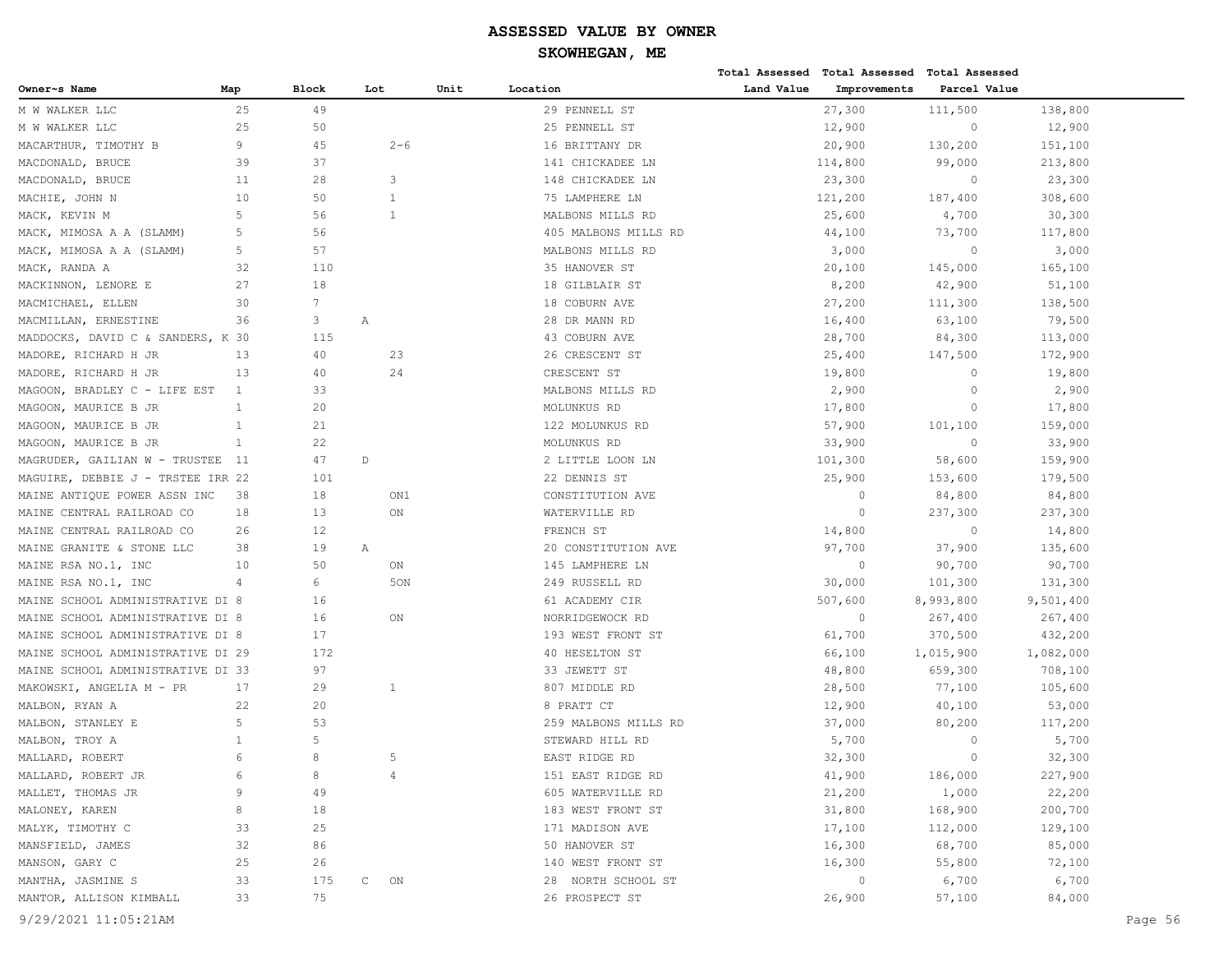# ASSESSED VALUE BY OWNER

## SKOWHEGAN, ME

| Owner~s Name | Map | Block | Lot | Unit | Location | Total Assessed Land Value | Total Assessed Improvements | Total Assessed Parcel Value |
|---|---|---|---|---|---|---|---|---|
| M W WALKER LLC | 25 | 49 | | | 29 PENNELL ST | 27,300 | 111,500 | 138,800 |
| M W WALKER LLC | 25 | 50 | | | 25 PENNELL ST | 12,900 | 0 | 12,900 |
| MACARTHUR, TIMOTHY B | 9 | 45 | 2-6 | | 16 BRITTANY DR | 20,900 | 130,200 | 151,100 |
| MACDONALD, BRUCE | 39 | 37 | | | 141 CHICKADEE LN | 114,800 | 99,000 | 213,800 |
| MACDONALD, BRUCE | 11 | 28 | 3 | | 148 CHICKADEE LN | 23,300 | 0 | 23,300 |
| MACHIE, JOHN N | 10 | 50 | 1 | | 75 LAMPHERE LN | 121,200 | 187,400 | 308,600 |
| MACK, KEVIN M | 5 | 56 | 1 | | MALBONS MILLS RD | 25,600 | 4,700 | 30,300 |
| MACK, MIMOSA A A (SLAMM) | 5 | 56 | | | 405 MALBONS MILLS RD | 44,100 | 73,700 | 117,800 |
| MACK, MIMOSA A A (SLAMM) | 5 | 57 | | | MALBONS MILLS RD | 3,000 | 0 | 3,000 |
| MACK, RANDA A | 32 | 110 | | | 35 HANOVER ST | 20,100 | 145,000 | 165,100 |
| MACKINNON, LENORE E | 27 | 18 | | | 18 GILBLAIR ST | 8,200 | 42,900 | 51,100 |
| MACMICHAEL, ELLEN | 30 | 7 | | | 18 COBURN AVE | 27,200 | 111,300 | 138,500 |
| MACMILLAN, ERNESTINE | 36 | 3 | A | | 28 DR MANN RD | 16,400 | 63,100 | 79,500 |
| MADDOCKS, DAVID C & SANDERS, K | 30 | 115 | | | 43 COBURN AVE | 28,700 | 84,300 | 113,000 |
| MADORE, RICHARD H JR | 13 | 40 | 23 | | 26 CRESCENT ST | 25,400 | 147,500 | 172,900 |
| MADORE, RICHARD H JR | 13 | 40 | 24 | | CRESCENT ST | 19,800 | 0 | 19,800 |
| MAGOON, BRADLEY C - LIFE EST | 1 | 33 | | | MALBONS MILLS RD | 2,900 | 0 | 2,900 |
| MAGOON, MAURICE B JR | 1 | 20 | | | MOLUNKUS RD | 17,800 | 0 | 17,800 |
| MAGOON, MAURICE B JR | 1 | 21 | | | 122 MOLUNKUS RD | 57,900 | 101,100 | 159,000 |
| MAGOON, MAURICE B JR | 1 | 22 | | | MOLUNKUS RD | 33,900 | 0 | 33,900 |
| MAGRUDER, GAILIAN W - TRUSTEE | 11 | 47 | D | | 2 LITTLE LOON LN | 101,300 | 58,600 | 159,900 |
| MAGUIRE, DEBBIE J - TRSTEE IRR | 22 | 101 | | | 22 DENNIS ST | 25,900 | 153,600 | 179,500 |
| MAINE ANTIQUE POWER ASSN INC | 38 | 18 | ON1 | | CONSTITUTION AVE | 0 | 84,800 | 84,800 |
| MAINE CENTRAL RAILROAD CO | 18 | 13 | ON | | WATERVILLE RD | 0 | 237,300 | 237,300 |
| MAINE CENTRAL RAILROAD CO | 26 | 12 | | | FRENCH ST | 14,800 | 0 | 14,800 |
| MAINE GRANITE & STONE LLC | 38 | 19 | A | | 20 CONSTITUTION AVE | 97,700 | 37,900 | 135,600 |
| MAINE RSA NO.1, INC | 10 | 50 | ON | | 145 LAMPHERE LN | 0 | 90,700 | 90,700 |
| MAINE RSA NO.1, INC | 4 | 6 | 5ON | | 249 RUSSELL RD | 30,000 | 101,300 | 131,300 |
| MAINE SCHOOL ADMINISTRATIVE DI | 8 | 16 | | | 61 ACADEMY CIR | 507,600 | 8,993,800 | 9,501,400 |
| MAINE SCHOOL ADMINISTRATIVE DI | 8 | 16 | ON | | NORRIDGEWOCK RD | 0 | 267,400 | 267,400 |
| MAINE SCHOOL ADMINISTRATIVE DI | 8 | 17 | | | 193 WEST FRONT ST | 61,700 | 370,500 | 432,200 |
| MAINE SCHOOL ADMINISTRATIVE DI | 29 | 172 | | | 40 HESELTON ST | 66,100 | 1,015,900 | 1,082,000 |
| MAINE SCHOOL ADMINISTRATIVE DI | 33 | 97 | | | 33 JEWETT ST | 48,800 | 659,300 | 708,100 |
| MAKOWSKI, ANGELIA M - PR | 17 | 29 | 1 | | 807 MIDDLE RD | 28,500 | 77,100 | 105,600 |
| MALBON, RYAN A | 22 | 20 | | | 8 PRATT CT | 12,900 | 40,100 | 53,000 |
| MALBON, STANLEY E | 5 | 53 | | | 259 MALBONS MILLS RD | 37,000 | 80,200 | 117,200 |
| MALBON, TROY A | 1 | 5 | | | STEWARD HILL RD | 5,700 | 0 | 5,700 |
| MALLARD, ROBERT | 6 | 8 | 5 | | EAST RIDGE RD | 32,300 | 0 | 32,300 |
| MALLARD, ROBERT JR | 6 | 8 | 4 | | 151 EAST RIDGE RD | 41,900 | 186,000 | 227,900 |
| MALLET, THOMAS JR | 9 | 49 | | | 605 WATERVILLE RD | 21,200 | 1,000 | 22,200 |
| MALONEY, KAREN | 8 | 18 | | | 183 WEST FRONT ST | 31,800 | 168,900 | 200,700 |
| MALYK, TIMOTHY C | 33 | 25 | | | 171 MADISON AVE | 17,100 | 112,000 | 129,100 |
| MANSFIELD, JAMES | 32 | 86 | | | 50 HANOVER ST | 16,300 | 68,700 | 85,000 |
| MANSON, GARY C | 25 | 26 | | | 140 WEST FRONT ST | 16,300 | 55,800 | 72,100 |
| MANTHA, JASMINE S | 33 | 175 | C ON | | 28 NORTH SCHOOL ST | 0 | 6,700 | 6,700 |
| MANTOR, ALLISON KIMBALL | 33 | 75 | | | 26 PROSPECT ST | 26,900 | 57,100 | 84,000 |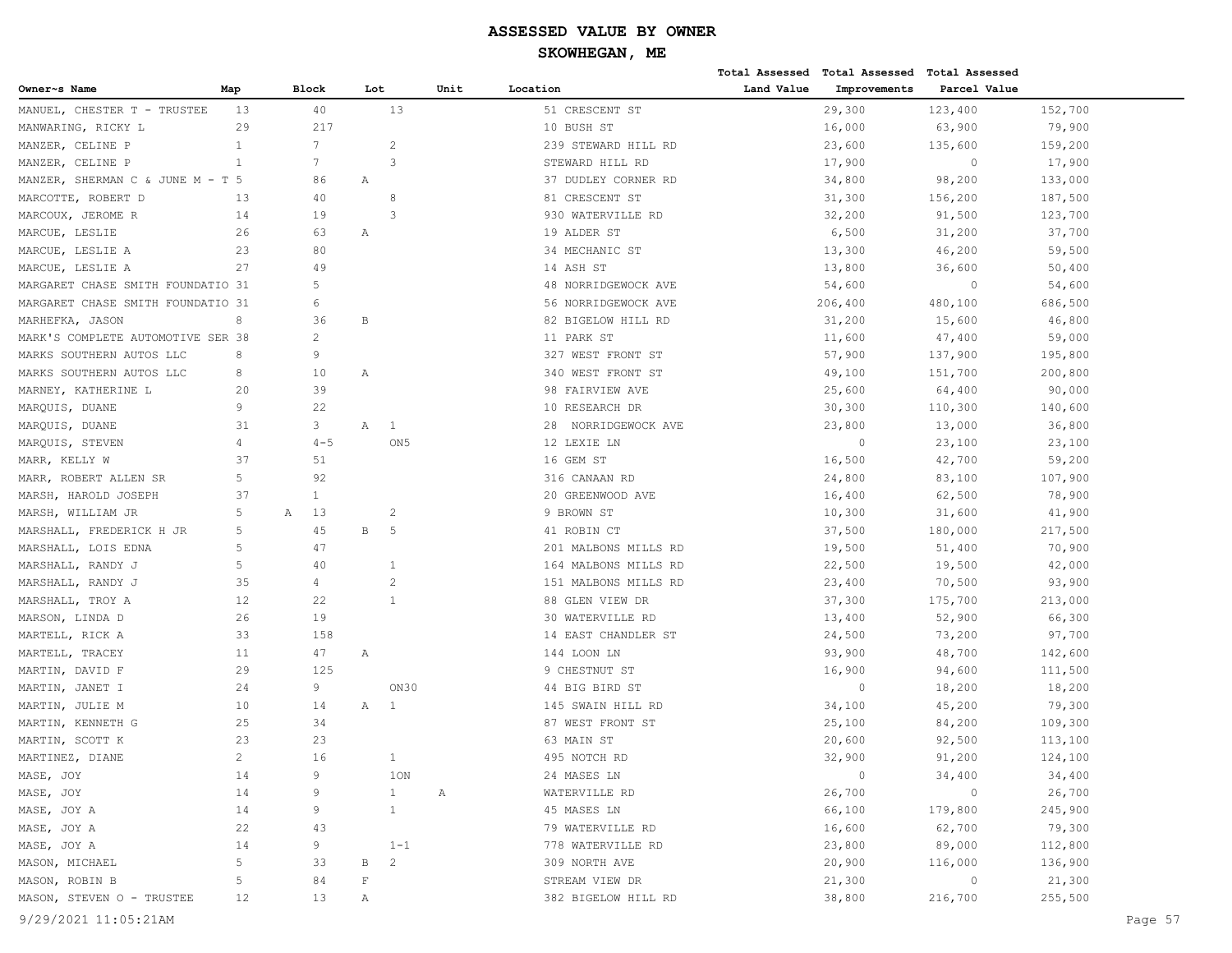# ASSESSED VALUE BY OWNER

## SKOWHEGAN, ME

| Owner~s Name | Map | Block | Lot | Unit | Location | Total Assessed Land Value | Total Assessed Improvements | Total Assessed Parcel Value |
|---|---|---|---|---|---|---|---|---|
| MANUEL, CHESTER T - TRUSTEE | 13 | 40 | 13 | | 51 CRESCENT ST | 29,300 | 123,400 | 152,700 |
| MANWARING, RICKY L | 29 | 217 | | | 10 BUSH ST | 16,000 | 63,900 | 79,900 |
| MANZER, CELINE P | 1 | 7 | 2 | | 239 STEWARD HILL RD | 23,600 | 135,600 | 159,200 |
| MANZER, CELINE P | 1 | 7 | 3 | | STEWARD HILL RD | 17,900 | 0 | 17,900 |
| MANZER, SHERMAN C & JUNE M - T | 5 | 86 | A | | 37 DUDLEY CORNER RD | 34,800 | 98,200 | 133,000 |
| MARCOTTE, ROBERT D | 13 | 40 | 8 | | 81 CRESCENT ST | 31,300 | 156,200 | 187,500 |
| MARCOUX, JEROME R | 14 | 19 | 3 | | 930 WATERVILLE RD | 32,200 | 91,500 | 123,700 |
| MARCUE, LESLIE | 26 | 63 | A | | 19 ALDER ST | 6,500 | 31,200 | 37,700 |
| MARCUE, LESLIE A | 23 | 80 | | | 34 MECHANIC ST | 13,300 | 46,200 | 59,500 |
| MARCUE, LESLIE A | 27 | 49 | | | 14 ASH ST | 13,800 | 36,600 | 50,400 |
| MARGARET CHASE SMITH FOUNDATIO | 31 | 5 | | | 48 NORRIDGEWOCK AVE | 54,600 | 0 | 54,600 |
| MARGARET CHASE SMITH FOUNDATIO | 31 | 6 | | | 56 NORRIDGEWOCK AVE | 206,400 | 480,100 | 686,500 |
| MARHEFKA, JASON | 8 | 36 | B | | 82 BIGELOW HILL RD | 31,200 | 15,600 | 46,800 |
| MARK'S COMPLETE AUTOMOTIVE SER | 38 | 2 | | | 11 PARK ST | 11,600 | 47,400 | 59,000 |
| MARKS SOUTHERN AUTOS LLC | 8 | 9 | | | 327 WEST FRONT ST | 57,900 | 137,900 | 195,800 |
| MARKS SOUTHERN AUTOS LLC | 8 | 10 | A | | 340 WEST FRONT ST | 49,100 | 151,700 | 200,800 |
| MARNEY, KATHERINE L | 20 | 39 | | | 98 FAIRVIEW AVE | 25,600 | 64,400 | 90,000 |
| MARQUIS, DUANE | 9 | 22 | | | 10 RESEARCH DR | 30,300 | 110,300 | 140,600 |
| MARQUIS, DUANE | 31 | 3 | A 1 | | 28 NORRIDGEWOCK AVE | 23,800 | 13,000 | 36,800 |
| MARQUIS, STEVEN | 4 | 4-5 | ON5 | | 12 LEXIE LN | 0 | 23,100 | 23,100 |
| MARR, KELLY W | 37 | 51 | | | 16 GEM ST | 16,500 | 42,700 | 59,200 |
| MARR, ROBERT ALLEN SR | 5 | 92 | | | 316 CANAAN RD | 24,800 | 83,100 | 107,900 |
| MARSH, HAROLD JOSEPH | 37 | 1 | | | 20 GREENWOOD AVE | 16,400 | 62,500 | 78,900 |
| MARSH, WILLIAM JR | 5 | A 13 | 2 | | 9 BROWN ST | 10,300 | 31,600 | 41,900 |
| MARSHALL, FREDERICK H JR | 5 | 45 | B 5 | | 41 ROBIN CT | 37,500 | 180,000 | 217,500 |
| MARSHALL, LOIS EDNA | 5 | 47 | | | 201 MALBONS MILLS RD | 19,500 | 51,400 | 70,900 |
| MARSHALL, RANDY J | 5 | 40 | 1 | | 164 MALBONS MILLS RD | 22,500 | 19,500 | 42,000 |
| MARSHALL, RANDY J | 35 | 4 | 2 | | 151 MALBONS MILLS RD | 23,400 | 70,500 | 93,900 |
| MARSHALL, TROY A | 12 | 22 | 1 | | 88 GLEN VIEW DR | 37,300 | 175,700 | 213,000 |
| MARSON, LINDA D | 26 | 19 | | | 30 WATERVILLE RD | 13,400 | 52,900 | 66,300 |
| MARTELL, RICK A | 33 | 158 | | | 14 EAST CHANDLER ST | 24,500 | 73,200 | 97,700 |
| MARTELL, TRACEY | 11 | 47 | A | | 144 LOON LN | 93,900 | 48,700 | 142,600 |
| MARTIN, DAVID F | 29 | 125 | | | 9 CHESTNUT ST | 16,900 | 94,600 | 111,500 |
| MARTIN, JANET I | 24 | 9 | ON30 | | 44 BIG BIRD ST | 0 | 18,200 | 18,200 |
| MARTIN, JULIE M | 10 | 14 | A 1 | | 145 SWAIN HILL RD | 34,100 | 45,200 | 79,300 |
| MARTIN, KENNETH G | 25 | 34 | | | 87 WEST FRONT ST | 25,100 | 84,200 | 109,300 |
| MARTIN, SCOTT K | 23 | 23 | | | 63 MAIN ST | 20,600 | 92,500 | 113,100 |
| MARTINEZ, DIANE | 2 | 16 | 1 | | 495 NOTCH RD | 32,900 | 91,200 | 124,100 |
| MASE, JOY | 14 | 9 | 1ON | | 24 MASES LN | 0 | 34,400 | 34,400 |
| MASE, JOY | 14 | 9 | 1 | A | WATERVILLE RD | 26,700 | 0 | 26,700 |
| MASE, JOY A | 14 | 9 | 1 | | 45 MASES LN | 66,100 | 179,800 | 245,900 |
| MASE, JOY A | 22 | 43 | | | 79 WATERVILLE RD | 16,600 | 62,700 | 79,300 |
| MASE, JOY A | 14 | 9 | 1-1 | | 778 WATERVILLE RD | 23,800 | 89,000 | 112,800 |
| MASON, MICHAEL | 5 | 33 | B 2 | | 309 NORTH AVE | 20,900 | 116,000 | 136,900 |
| MASON, ROBIN B | 5 | 84 | F | | STREAM VIEW DR | 21,300 | 0 | 21,300 |
| MASON, STEVEN O - TRUSTEE | 12 | 13 | A | | 382 BIGELOW HILL RD | 38,800 | 216,700 | 255,500 |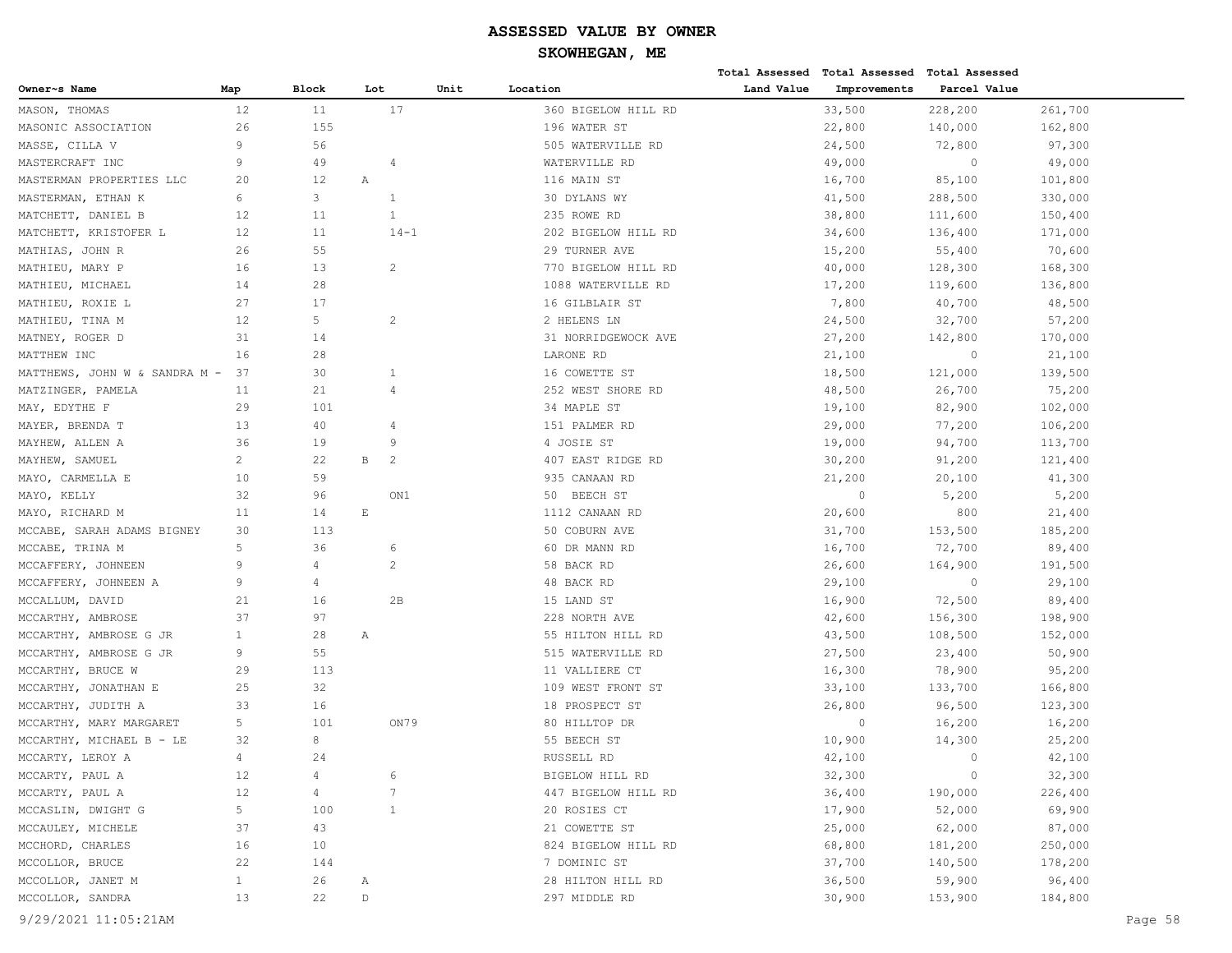# ASSESSED VALUE BY OWNER

## SKOWHEGAN, ME

| Owner~s Name | Map | Block | Lot | Unit | Location | Total Assessed Land Value | Total Assessed Improvements | Total Assessed Parcel Value |
|---|---|---|---|---|---|---|---|---|
| MASON, THOMAS | 12 | 11 | 17 | | 360 BIGELOW HILL RD | 33,500 | 228,200 | 261,700 |
| MASONIC ASSOCIATION | 26 | 155 | | | 196 WATER ST | 22,800 | 140,000 | 162,800 |
| MASSE, CILLA V | 9 | 56 | | | 505 WATERVILLE RD | 24,500 | 72,800 | 97,300 |
| MASTERCRAFT INC | 9 | 49 | 4 | | WATERVILLE RD | 49,000 | 0 | 49,000 |
| MASTERMAN PROPERTIES LLC | 20 | 12 | A | | 116 MAIN ST | 16,700 | 85,100 | 101,800 |
| MASTERMAN, ETHAN K | 6 | 3 | 1 | | 30 DYLANS WY | 41,500 | 288,500 | 330,000 |
| MATCHETT, DANIEL B | 12 | 11 | 1 | | 235 ROWE RD | 38,800 | 111,600 | 150,400 |
| MATCHETT, KRISTOFER L | 12 | 11 | 14-1 | | 202 BIGELOW HILL RD | 34,600 | 136,400 | 171,000 |
| MATHIAS, JOHN R | 26 | 55 | | | 29 TURNER AVE | 15,200 | 55,400 | 70,600 |
| MATHIEU, MARY P | 16 | 13 | 2 | | 770 BIGELOW HILL RD | 40,000 | 128,300 | 168,300 |
| MATHIEU, MICHAEL | 14 | 28 | | | 1088 WATERVILLE RD | 17,200 | 119,600 | 136,800 |
| MATHIEU, ROXIE L | 27 | 17 | | | 16 GILBLAIR ST | 7,800 | 40,700 | 48,500 |
| MATHIEU, TINA M | 12 | 5 | 2 | | 2 HELENS LN | 24,500 | 32,700 | 57,200 |
| MATNEY, ROGER D | 31 | 14 | | | 31 NORRIDGEWOCK AVE | 27,200 | 142,800 | 170,000 |
| MATTHEW INC | 16 | 28 | | | LARONE RD | 21,100 | 0 | 21,100 |
| MATTHEWS, JOHN W & SANDRA M - | 37 | 30 | 1 | | 16 COWETTE ST | 18,500 | 121,000 | 139,500 |
| MATZINGER, PAMELA | 11 | 21 | 4 | | 252 WEST SHORE RD | 48,500 | 26,700 | 75,200 |
| MAY, EDYTHE F | 29 | 101 | | | 34 MAPLE ST | 19,100 | 82,900 | 102,000 |
| MAYER, BRENDA T | 13 | 40 | 4 | | 151 PALMER RD | 29,000 | 77,200 | 106,200 |
| MAYHEW, ALLEN A | 36 | 19 | 9 | | 4 JOSIE ST | 19,000 | 94,700 | 113,700 |
| MAYHEW, SAMUEL | 2 | 22 | B 2 | | 407 EAST RIDGE RD | 30,200 | 91,200 | 121,400 |
| MAYO, CARMELLA E | 10 | 59 | | | 935 CANAAN RD | 21,200 | 20,100 | 41,300 |
| MAYO, KELLY | 32 | 96 | ON1 | | 50 BEECH ST | 0 | 5,200 | 5,200 |
| MAYO, RICHARD M | 11 | 14 | E | | 1112 CANAAN RD | 20,600 | 800 | 21,400 |
| MCCABE, SARAH ADAMS BIGNEY | 30 | 113 | | | 50 COBURN AVE | 31,700 | 153,500 | 185,200 |
| MCCABE, TRINA M | 5 | 36 | 6 | | 60 DR MANN RD | 16,700 | 72,700 | 89,400 |
| MCCAFFERY, JOHNEEN | 9 | 4 | 2 | | 58 BACK RD | 26,600 | 164,900 | 191,500 |
| MCCAFFERY, JOHNEEN A | 9 | 4 | | | 48 BACK RD | 29,100 | 0 | 29,100 |
| MCCALLUM, DAVID | 21 | 16 | 2B | | 15 LAND ST | 16,900 | 72,500 | 89,400 |
| MCCARTHY, AMBROSE | 37 | 97 | | | 228 NORTH AVE | 42,600 | 156,300 | 198,900 |
| MCCARTHY, AMBROSE G JR | 1 | 28 | A | | 55 HILTON HILL RD | 43,500 | 108,500 | 152,000 |
| MCCARTHY, AMBROSE G JR | 9 | 55 | | | 515 WATERVILLE RD | 27,500 | 23,400 | 50,900 |
| MCCARTHY, BRUCE W | 29 | 113 | | | 11 VALLIERE CT | 16,300 | 78,900 | 95,200 |
| MCCARTHY, JONATHAN E | 25 | 32 | | | 109 WEST FRONT ST | 33,100 | 133,700 | 166,800 |
| MCCARTHY, JUDITH A | 33 | 16 | | | 18 PROSPECT ST | 26,800 | 96,500 | 123,300 |
| MCCARTHY, MARY MARGARET | 5 | 101 | ON79 | | 80 HILLTOP DR | 0 | 16,200 | 16,200 |
| MCCARTHY, MICHAEL B - LE | 32 | 8 | | | 55 BEECH ST | 10,900 | 14,300 | 25,200 |
| MCCARTY, LEROY A | 4 | 24 | | | RUSSELL RD | 42,100 | 0 | 42,100 |
| MCCARTY, PAUL A | 12 | 4 | 6 | | BIGELOW HILL RD | 32,300 | 0 | 32,300 |
| MCCARTY, PAUL A | 12 | 4 | 7 | | 447 BIGELOW HILL RD | 36,400 | 190,000 | 226,400 |
| MCCASLIN, DWIGHT G | 5 | 100 | 1 | | 20 ROSIES CT | 17,900 | 52,000 | 69,900 |
| MCCAULEY, MICHELE | 37 | 43 | | | 21 COWETTE ST | 25,000 | 62,000 | 87,000 |
| MCCHORD, CHARLES | 16 | 10 | | | 824 BIGELOW HILL RD | 68,800 | 181,200 | 250,000 |
| MCCOLLOR, BRUCE | 22 | 144 | | | 7 DOMINIC ST | 37,700 | 140,500 | 178,200 |
| MCCOLLOR, JANET M | 1 | 26 | A | | 28 HILTON HILL RD | 36,500 | 59,900 | 96,400 |
| MCCOLLOR, SANDRA | 13 | 22 | D | | 297 MIDDLE RD | 30,900 | 153,900 | 184,800 |

9/29/2021 11:05:21AM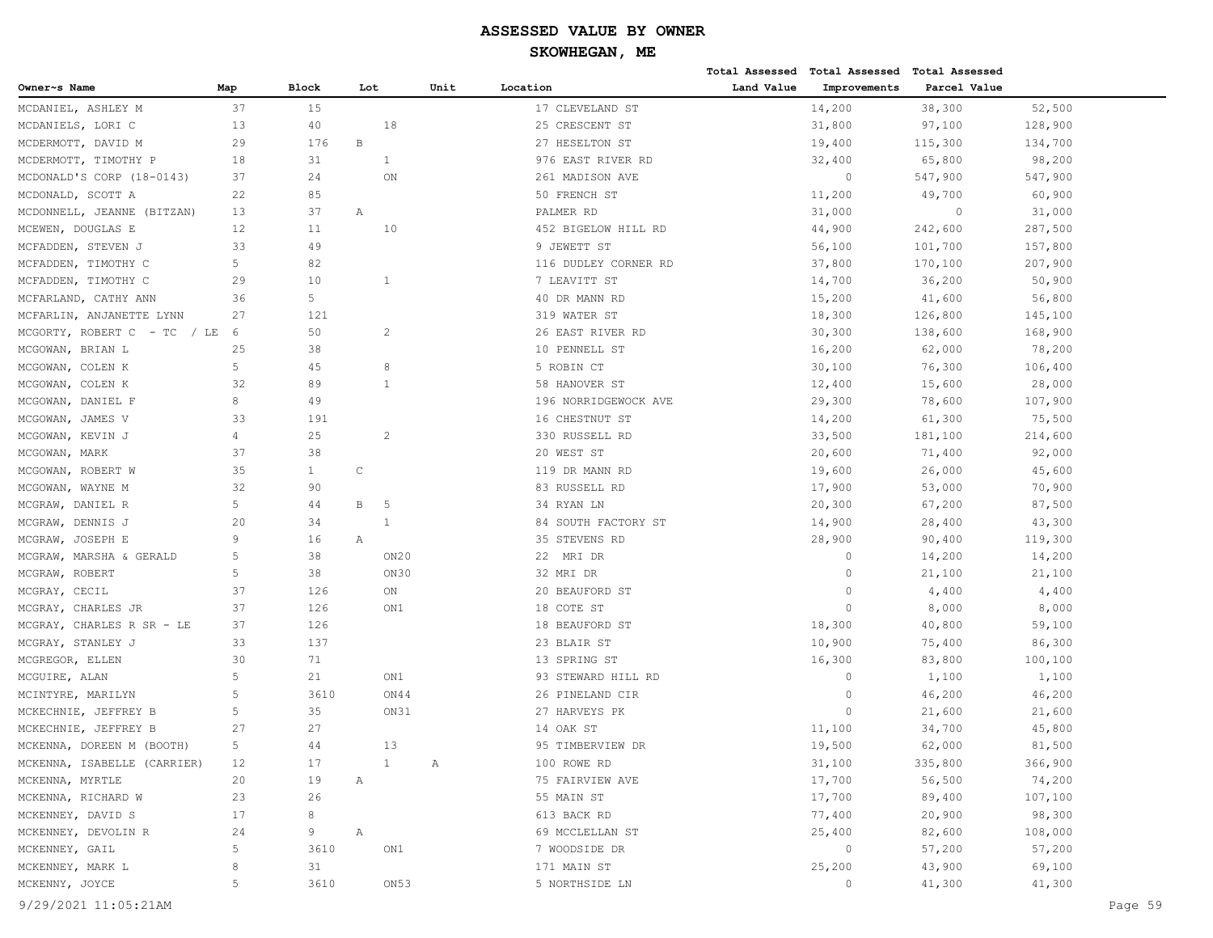# ASSESSED VALUE BY OWNER

## SKOWHEGAN, ME

| Owner~s Name | Map | Block | Lot | Unit | Location | Total Assessed Land Value | Total Assessed Improvements | Total Assessed Parcel Value |
|---|---|---|---|---|---|---|---|---|
| MCDANIEL, ASHLEY M | 37 | 15 | | | 17 CLEVELAND ST | 14,200 | 38,300 | 52,500 |
| MCDANIELS, LORI C | 13 | 40 | 18 | | 25 CRESCENT ST | 31,800 | 97,100 | 128,900 |
| MCDERMOTT, DAVID M | 29 | 176 | B | | 27 HESELTON ST | 19,400 | 115,300 | 134,700 |
| MCDERMOTT, TIMOTHY P | 18 | 31 | 1 | | 976 EAST RIVER RD | 32,400 | 65,800 | 98,200 |
| MCDONALD'S CORP (18-0143) | 37 | 24 | ON | | 261 MADISON AVE | 0 | 547,900 | 547,900 |
| MCDONALD, SCOTT A | 22 | 85 | | | 50 FRENCH ST | 11,200 | 49,700 | 60,900 |
| MCDONNELL, JEANNE (BITZAN) | 13 | 37 | A | | PALMER RD | 31,000 | 0 | 31,000 |
| MCEWEN, DOUGLAS E | 12 | 11 | 10 | | 452 BIGELOW HILL RD | 44,900 | 242,600 | 287,500 |
| MCFADDEN, STEVEN J | 33 | 49 | | | 9 JEWETT ST | 56,100 | 101,700 | 157,800 |
| MCFADDEN, TIMOTHY C | 5 | 82 | | | 116 DUDLEY CORNER RD | 37,800 | 170,100 | 207,900 |
| MCFADDEN, TIMOTHY C | 29 | 10 | 1 | | 7 LEAVITT ST | 14,700 | 36,200 | 50,900 |
| MCFARLAND, CATHY ANN | 36 | 5 | | | 40 DR MANN RD | 15,200 | 41,600 | 56,800 |
| MCFARLIN, ANJANETTE LYNN | 27 | 121 | | | 319 WATER ST | 18,300 | 126,800 | 145,100 |
| MCGORTY, ROBERT C - TC / LE | 6 | 50 | 2 | | 26 EAST RIVER RD | 30,300 | 138,600 | 168,900 |
| MCGOWAN, BRIAN L | 25 | 38 | | | 10 PENNELL ST | 16,200 | 62,000 | 78,200 |
| MCGOWAN, COLEN K | 5 | 45 | 8 | | 5 ROBIN CT | 30,100 | 76,300 | 106,400 |
| MCGOWAN, COLEN K | 32 | 89 | 1 | | 58 HANOVER ST | 12,400 | 15,600 | 28,000 |
| MCGOWAN, DANIEL F | 8 | 49 | | | 196 NORRIDGEWOCK AVE | 29,300 | 78,600 | 107,900 |
| MCGOWAN, JAMES V | 33 | 191 | | | 16 CHESTNUT ST | 14,200 | 61,300 | 75,500 |
| MCGOWAN, KEVIN J | 4 | 25 | 2 | | 330 RUSSELL RD | 33,500 | 181,100 | 214,600 |
| MCGOWAN, MARK | 37 | 38 | | | 20 WEST ST | 20,600 | 71,400 | 92,000 |
| MCGOWAN, ROBERT W | 35 | 1 | C | | 119 DR MANN RD | 19,600 | 26,000 | 45,600 |
| MCGOWAN, WAYNE M | 32 | 90 | | | 83 RUSSELL RD | 17,900 | 53,000 | 70,900 |
| MCGRAW, DANIEL R | 5 | 44 | B 5 | | 34 RYAN LN | 20,300 | 67,200 | 87,500 |
| MCGRAW, DENNIS J | 20 | 34 | 1 | | 84 SOUTH FACTORY ST | 14,900 | 28,400 | 43,300 |
| MCGRAW, JOSEPH E | 9 | 16 | A | | 35 STEVENS RD | 28,900 | 90,400 | 119,300 |
| MCGRAW, MARSHA & GERALD | 5 | 38 | ON20 | | 22 MRI DR | 0 | 14,200 | 14,200 |
| MCGRAW, ROBERT | 5 | 38 | ON30 | | 32 MRI DR | 0 | 21,100 | 21,100 |
| MCGRAY, CECIL | 37 | 126 | ON | | 20 BEAUFORD ST | 0 | 4,400 | 4,400 |
| MCGRAY, CHARLES JR | 37 | 126 | ON1 | | 18 COTE ST | 0 | 8,000 | 8,000 |
| MCGRAY, CHARLES R SR - LE | 37 | 126 | | | 18 BEAUFORD ST | 18,300 | 40,800 | 59,100 |
| MCGRAY, STANLEY J | 33 | 137 | | | 23 BLAIR ST | 10,900 | 75,400 | 86,300 |
| MCGREGOR, ELLEN | 30 | 71 | | | 13 SPRING ST | 16,300 | 83,800 | 100,100 |
| MCGUIRE, ALAN | 5 | 21 | ON1 | | 93 STEWARD HILL RD | 0 | 1,100 | 1,100 |
| MCINTYRE, MARILYN | 5 | 3610 | ON44 | | 26 PINELAND CIR | 0 | 46,200 | 46,200 |
| MCKECHNIE, JEFFREY B | 5 | 35 | ON31 | | 27 HARVEYS PK | 0 | 21,600 | 21,600 |
| MCKECHNIE, JEFFREY B | 27 | 27 | | | 14 OAK ST | 11,100 | 34,700 | 45,800 |
| MCKENNA, DOREEN M (BOOTH) | 5 | 44 | 13 | | 95 TIMBERVIEW DR | 19,500 | 62,000 | 81,500 |
| MCKENNA, ISABELLE (CARRIER) | 12 | 17 | 1 | A | 100 ROWE RD | 31,100 | 335,800 | 366,900 |
| MCKENNA, MYRTLE | 20 | 19 | A | | 75 FAIRVIEW AVE | 17,700 | 56,500 | 74,200 |
| MCKENNA, RICHARD W | 23 | 26 | | | 55 MAIN ST | 17,700 | 89,400 | 107,100 |
| MCKENNEY, DAVID S | 17 | 8 | | | 613 BACK RD | 77,400 | 20,900 | 98,300 |
| MCKENNEY, DEVOLIN R | 24 | 9 | A | | 69 MCCLELLAN ST | 25,400 | 82,600 | 108,000 |
| MCKENNEY, GAIL | 5 | 3610 | ON1 | | 7 WOODSIDE DR | 0 | 57,200 | 57,200 |
| MCKENNEY, MARK L | 8 | 31 | | | 171 MAIN ST | 25,200 | 43,900 | 69,100 |
| MCKENNY, JOYCE | 5 | 3610 | ON53 | | 5 NORTHSIDE LN | 0 | 41,300 | 41,300 |

9/29/2021 11:05:21AM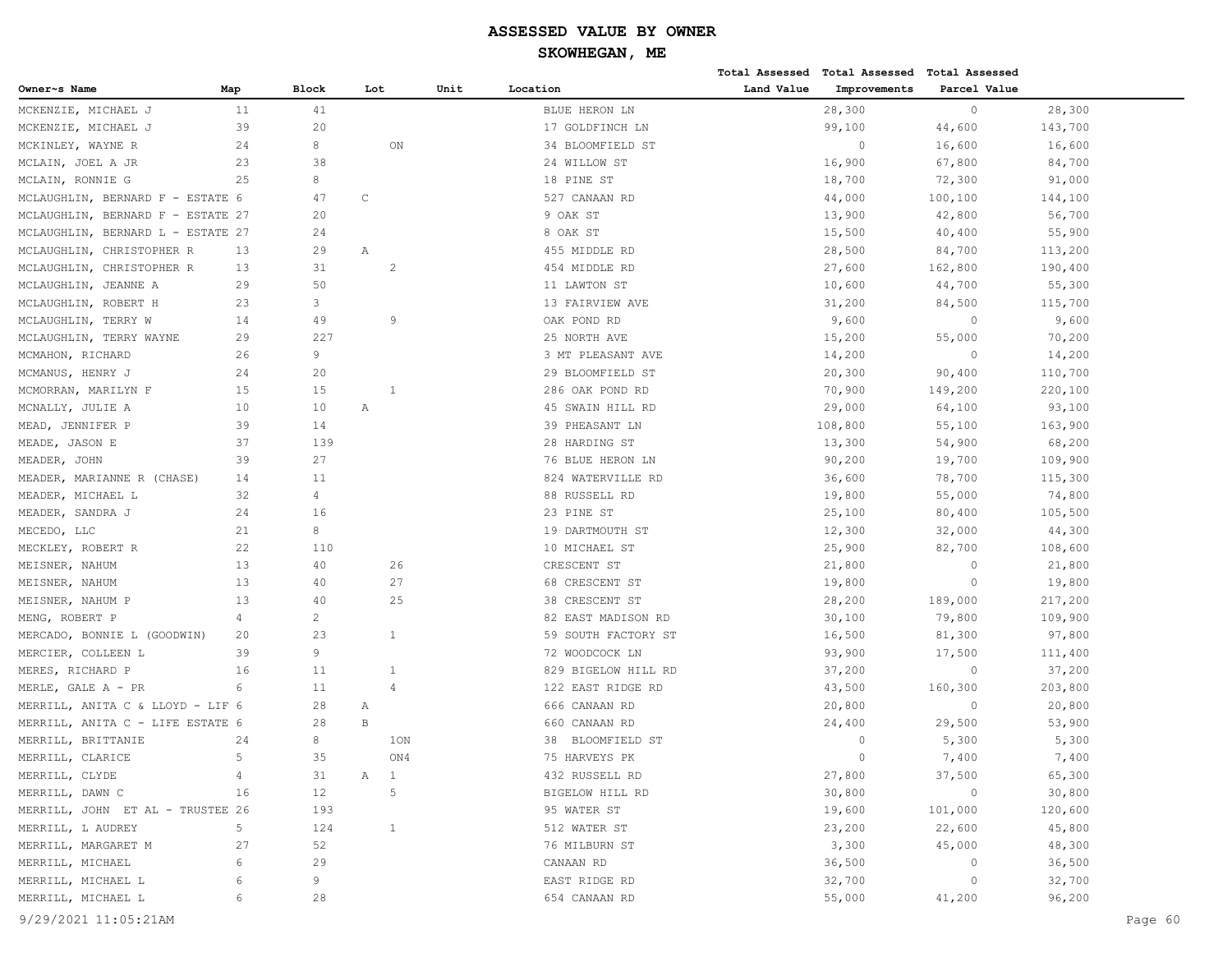# ASSESSED VALUE BY OWNER

## SKOWHEGAN, ME

| Owner~s Name | Map | Block | Lot | Unit | Location | Total Assessed Land Value | Total Assessed Improvements | Total Assessed Parcel Value |
|---|---|---|---|---|---|---|---|---|
| MCKENZIE, MICHAEL J | 11 | 41 | | | BLUE HERON LN | 28,300 | 0 | 28,300 |
| MCKENZIE, MICHAEL J | 39 | 20 | | | 17 GOLDFINCH LN | 99,100 | 44,600 | 143,700 |
| MCKINLEY, WAYNE R | 24 | 8 | ON | | 34 BLOOMFIELD ST | 0 | 16,600 | 16,600 |
| MCLAIN, JOEL A JR | 23 | 38 | | | 24 WILLOW ST | 16,900 | 67,800 | 84,700 |
| MCLAIN, RONNIE G | 25 | 8 | | | 18 PINE ST | 18,700 | 72,300 | 91,000 |
| MCLAUGHLIN, BERNARD F - ESTATE | 6 | 47 | C | | 527 CANAAN RD | 44,000 | 100,100 | 144,100 |
| MCLAUGHLIN, BERNARD F - ESTATE | 27 | 20 | | | 9 OAK ST | 13,900 | 42,800 | 56,700 |
| MCLAUGHLIN, BERNARD L - ESTATE | 27 | 24 | | | 8 OAK ST | 15,500 | 40,400 | 55,900 |
| MCLAUGHLIN, CHRISTOPHER R | 13 | 29 | A | | 455 MIDDLE RD | 28,500 | 84,700 | 113,200 |
| MCLAUGHLIN, CHRISTOPHER R | 13 | 31 | 2 | | 454 MIDDLE RD | 27,600 | 162,800 | 190,400 |
| MCLAUGHLIN, JEANNE A | 29 | 50 | | | 11 LAWTON ST | 10,600 | 44,700 | 55,300 |
| MCLAUGHLIN, ROBERT H | 23 | 3 | | | 13 FAIRVIEW AVE | 31,200 | 84,500 | 115,700 |
| MCLAUGHLIN, TERRY W | 14 | 49 | 9 | | OAK POND RD | 9,600 | 0 | 9,600 |
| MCLAUGHLIN, TERRY WAYNE | 29 | 227 | | | 25 NORTH AVE | 15,200 | 55,000 | 70,200 |
| MCMAHON, RICHARD | 26 | 9 | | | 3 MT PLEASANT AVE | 14,200 | 0 | 14,200 |
| MCMANUS, HENRY J | 24 | 20 | | | 29 BLOOMFIELD ST | 20,300 | 90,400 | 110,700 |
| MCMORRAN, MARILYN F | 15 | 15 | 1 | | 286 OAK POND RD | 70,900 | 149,200 | 220,100 |
| MCNALLY, JULIE A | 10 | 10 | A | | 45 SWAIN HILL RD | 29,000 | 64,100 | 93,100 |
| MEAD, JENNIFER P | 39 | 14 | | | 39 PHEASANT LN | 108,800 | 55,100 | 163,900 |
| MEADE, JASON E | 37 | 139 | | | 28 HARDING ST | 13,300 | 54,900 | 68,200 |
| MEADER, JOHN | 39 | 27 | | | 76 BLUE HERON LN | 90,200 | 19,700 | 109,900 |
| MEADER, MARIANNE R (CHASE) | 14 | 11 | | | 824 WATERVILLE RD | 36,600 | 78,700 | 115,300 |
| MEADER, MICHAEL L | 32 | 4 | | | 88 RUSSELL RD | 19,800 | 55,000 | 74,800 |
| MEADER, SANDRA J | 24 | 16 | | | 23 PINE ST | 25,100 | 80,400 | 105,500 |
| MECEDO, LLC | 21 | 8 | | | 19 DARTMOUTH ST | 12,300 | 32,000 | 44,300 |
| MECKLEY, ROBERT R | 22 | 110 | | | 10 MICHAEL ST | 25,900 | 82,700 | 108,600 |
| MEISNER, NAHUM | 13 | 40 | 26 | | CRESCENT ST | 21,800 | 0 | 21,800 |
| MEISNER, NAHUM | 13 | 40 | 27 | | 68 CRESCENT ST | 19,800 | 0 | 19,800 |
| MEISNER, NAHUM P | 13 | 40 | 25 | | 38 CRESCENT ST | 28,200 | 189,000 | 217,200 |
| MENG, ROBERT P | 4 | 2 | | | 82 EAST MADISON RD | 30,100 | 79,800 | 109,900 |
| MERCADO, BONNIE L (GOODWIN) | 20 | 23 | 1 | | 59 SOUTH FACTORY ST | 16,500 | 81,300 | 97,800 |
| MERCIER, COLLEEN L | 39 | 9 | | | 72 WOODCOCK LN | 93,900 | 17,500 | 111,400 |
| MERES, RICHARD P | 16 | 11 | 1 | | 829 BIGELOW HILL RD | 37,200 | 0 | 37,200 |
| MERLE, GALE A - PR | 6 | 11 | 4 | | 122 EAST RIDGE RD | 43,500 | 160,300 | 203,800 |
| MERRILL, ANITA C & LLOYD - LIF | 6 | 28 | A | | 666 CANAAN RD | 20,800 | 0 | 20,800 |
| MERRILL, ANITA C - LIFE ESTATE | 6 | 28 | B | | 660 CANAAN RD | 24,400 | 29,500 | 53,900 |
| MERRILL, BRITTANIE | 24 | 8 | 1ON | | 38 BLOOMFIELD ST | 0 | 5,300 | 5,300 |
| MERRILL, CLARICE | 5 | 35 | ON4 | | 75 HARVEYS PK | 0 | 7,400 | 7,400 |
| MERRILL, CLYDE | 4 | 31 | A 1 | | 432 RUSSELL RD | 27,800 | 37,500 | 65,300 |
| MERRILL, DAWN C | 16 | 12 | 5 | | BIGELOW HILL RD | 30,800 | 0 | 30,800 |
| MERRILL, JOHN ET AL - TRUSTEE | 26 | 193 | | | 95 WATER ST | 19,600 | 101,000 | 120,600 |
| MERRILL, L AUDREY | 5 | 124 | 1 | | 512 WATER ST | 23,200 | 22,600 | 45,800 |
| MERRILL, MARGARET M | 27 | 52 | | | 76 MILBURN ST | 3,300 | 45,000 | 48,300 |
| MERRILL, MICHAEL | 6 | 29 | | | CANAAN RD | 36,500 | 0 | 36,500 |
| MERRILL, MICHAEL L | 6 | 9 | | | EAST RIDGE RD | 32,700 | 0 | 32,700 |
| MERRILL, MICHAEL L | 6 | 28 | | | 654 CANAAN RD | 55,000 | 41,200 | 96,200 |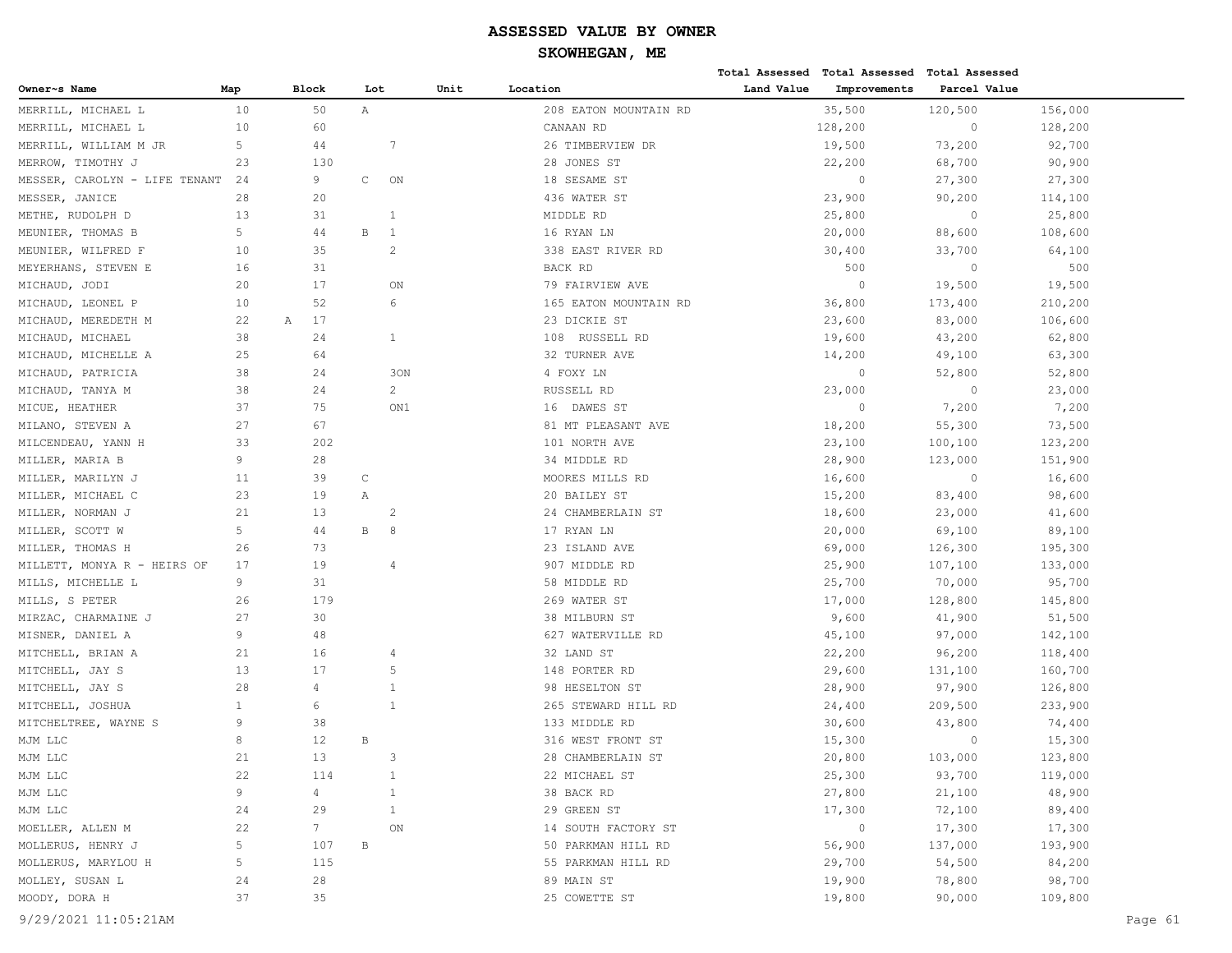# ASSESSED VALUE BY OWNER

## SKOWHEGAN, ME

| Owner~s Name | Map | Block | Lot | Unit | Location | Total Assessed Land Value | Total Assessed Improvements | Total Assessed Parcel Value |
|---|---|---|---|---|---|---|---|---|
| MERRILL, MICHAEL L | 10 | 50 | A | | 208 EATON MOUNTAIN RD | 35,500 | 120,500 | 156,000 |
| MERRILL, MICHAEL L | 10 | 60 | | | CANAAN RD | 128,200 | 0 | 128,200 |
| MERRILL, WILLIAM M JR | 5 | 44 | 7 | | 26 TIMBERVIEW DR | 19,500 | 73,200 | 92,700 |
| MERROW, TIMOTHY J | 23 | 130 | | | 28 JONES ST | 22,200 | 68,700 | 90,900 |
| MESSER, CAROLYN - LIFE TENANT | 24 | 9 | C ON | | 18 SESAME ST | 0 | 27,300 | 27,300 |
| MESSER, JANICE | 28 | 20 | | | 436 WATER ST | 23,900 | 90,200 | 114,100 |
| METHE, RUDOLPH D | 13 | 31 | 1 | | MIDDLE RD | 25,800 | 0 | 25,800 |
| MEUNIER, THOMAS B | 5 | 44 | B 1 | | 16 RYAN LN | 20,000 | 88,600 | 108,600 |
| MEUNIER, WILFRED F | 10 | 35 | 2 | | 338 EAST RIVER RD | 30,400 | 33,700 | 64,100 |
| MEYERHANS, STEVEN E | 16 | 31 | | | BACK RD | 500 | 0 | 500 |
| MICHAUD, JODI | 20 | 17 | ON | | 79 FAIRVIEW AVE | 0 | 19,500 | 19,500 |
| MICHAUD, LEONEL P | 10 | 52 | 6 | | 165 EATON MOUNTAIN RD | 36,800 | 173,400 | 210,200 |
| MICHAUD, MEREDETH M | 22 | A 17 | | | 23 DICKIE ST | 23,600 | 83,000 | 106,600 |
| MICHAUD, MICHAEL | 38 | 24 | 1 | | 108 RUSSELL RD | 19,600 | 43,200 | 62,800 |
| MICHAUD, MICHELLE A | 25 | 64 | | | 32 TURNER AVE | 14,200 | 49,100 | 63,300 |
| MICHAUD, PATRICIA | 38 | 24 | 3ON | | 4 FOXY LN | 0 | 52,800 | 52,800 |
| MICHAUD, TANYA M | 38 | 24 | 2 | | RUSSELL RD | 23,000 | 0 | 23,000 |
| MICUE, HEATHER | 37 | 75 | ON1 | | 16 DAWES ST | 0 | 7,200 | 7,200 |
| MILANO, STEVEN A | 27 | 67 | | | 81 MT PLEASANT AVE | 18,200 | 55,300 | 73,500 |
| MILCENDEAU, YANN H | 33 | 202 | | | 101 NORTH AVE | 23,100 | 100,100 | 123,200 |
| MILLER, MARIA B | 9 | 28 | | | 34 MIDDLE RD | 28,900 | 123,000 | 151,900 |
| MILLER, MARILYN J | 11 | 39 | C | | MOORES MILLS RD | 16,600 | 0 | 16,600 |
| MILLER, MICHAEL C | 23 | 19 | A | | 20 BAILEY ST | 15,200 | 83,400 | 98,600 |
| MILLER, NORMAN J | 21 | 13 | 2 | | 24 CHAMBERLAIN ST | 18,600 | 23,000 | 41,600 |
| MILLER, SCOTT W | 5 | 44 | B 8 | | 17 RYAN LN | 20,000 | 69,100 | 89,100 |
| MILLER, THOMAS H | 26 | 73 | | | 23 ISLAND AVE | 69,000 | 126,300 | 195,300 |
| MILLETT, MONYA R - HEIRS OF | 17 | 19 | 4 | | 907 MIDDLE RD | 25,900 | 107,100 | 133,000 |
| MILLS, MICHELLE L | 9 | 31 | | | 58 MIDDLE RD | 25,700 | 70,000 | 95,700 |
| MILLS, S PETER | 26 | 179 | | | 269 WATER ST | 17,000 | 128,800 | 145,800 |
| MIRZAC, CHARMAINE J | 27 | 30 | | | 38 MILBURN ST | 9,600 | 41,900 | 51,500 |
| MISNER, DANIEL A | 9 | 48 | | | 627 WATERVILLE RD | 45,100 | 97,000 | 142,100 |
| MITCHELL, BRIAN A | 21 | 16 | 4 | | 32 LAND ST | 22,200 | 96,200 | 118,400 |
| MITCHELL, JAY S | 13 | 17 | 5 | | 148 PORTER RD | 29,600 | 131,100 | 160,700 |
| MITCHELL, JAY S | 28 | 4 | 1 | | 98 HESELTON ST | 28,900 | 97,900 | 126,800 |
| MITCHELL, JOSHUA | 1 | 6 | 1 | | 265 STEWARD HILL RD | 24,400 | 209,500 | 233,900 |
| MITCHELTREE, WAYNE S | 9 | 38 | | | 133 MIDDLE RD | 30,600 | 43,800 | 74,400 |
| MJM LLC | 8 | 12 | B | | 316 WEST FRONT ST | 15,300 | 0 | 15,300 |
| MJM LLC | 21 | 13 | 3 | | 28 CHAMBERLAIN ST | 20,800 | 103,000 | 123,800 |
| MJM LLC | 22 | 114 | 1 | | 22 MICHAEL ST | 25,300 | 93,700 | 119,000 |
| MJM LLC | 9 | 4 | 1 | | 38 BACK RD | 27,800 | 21,100 | 48,900 |
| MJM LLC | 24 | 29 | 1 | | 29 GREEN ST | 17,300 | 72,100 | 89,400 |
| MOELLER, ALLEN M | 22 | 7 | ON | | 14 SOUTH FACTORY ST | 0 | 17,300 | 17,300 |
| MOLLERUS, HENRY J | 5 | 107 | B | | 50 PARKMAN HILL RD | 56,900 | 137,000 | 193,900 |
| MOLLERUS, MARYLOU H | 5 | 115 | | | 55 PARKMAN HILL RD | 29,700 | 54,500 | 84,200 |
| MOLLEY, SUSAN L | 24 | 28 | | | 89 MAIN ST | 19,900 | 78,800 | 98,700 |
| MOODY, DORA H | 37 | 35 | | | 25 COWETTE ST | 19,800 | 90,000 | 109,800 |

9/29/2021 11:05:21AM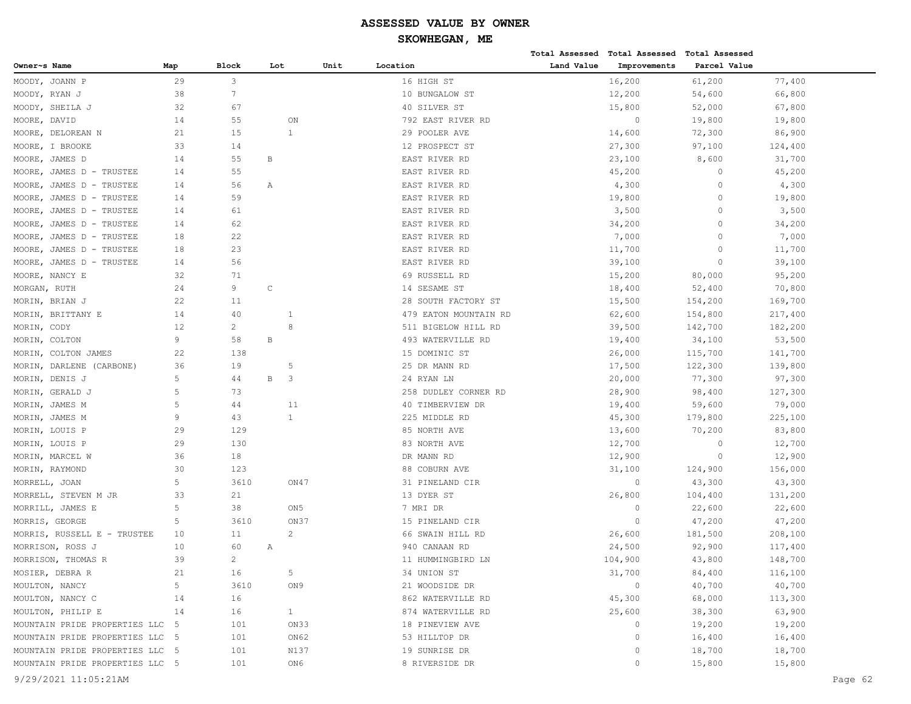# ASSESSED VALUE BY OWNER

## SKOWHEGAN, ME

| Owner~s Name | Map | Block | Lot | Unit | Location | Total Assessed Land Value | Total Assessed Improvements | Total Assessed Parcel Value |
|---|---|---|---|---|---|---|---|---|
| MOODY, JOANN P | 29 | 3 | | | 16 HIGH ST | 16,200 | 61,200 | 77,400 |
| MOODY, RYAN J | 38 | 7 | | | 10 BUNGALOW ST | 12,200 | 54,600 | 66,800 |
| MOODY, SHEILA J | 32 | 67 | | | 40 SILVER ST | 15,800 | 52,000 | 67,800 |
| MOORE, DAVID | 14 | 55 | ON | | 792 EAST RIVER RD | 0 | 19,800 | 19,800 |
| MOORE, DELOREAN N | 21 | 15 | 1 | | 29 POOLER AVE | 14,600 | 72,300 | 86,900 |
| MOORE, I BROOKE | 33 | 14 | | | 12 PROSPECT ST | 27,300 | 97,100 | 124,400 |
| MOORE, JAMES D | 14 | 55 | B | | EAST RIVER RD | 23,100 | 8,600 | 31,700 |
| MOORE, JAMES D - TRUSTEE | 14 | 55 | | | EAST RIVER RD | 45,200 | 0 | 45,200 |
| MOORE, JAMES D - TRUSTEE | 14 | 56 | A | | EAST RIVER RD | 4,300 | 0 | 4,300 |
| MOORE, JAMES D - TRUSTEE | 14 | 59 | | | EAST RIVER RD | 19,800 | 0 | 19,800 |
| MOORE, JAMES D - TRUSTEE | 14 | 61 | | | EAST RIVER RD | 3,500 | 0 | 3,500 |
| MOORE, JAMES D - TRUSTEE | 14 | 62 | | | EAST RIVER RD | 34,200 | 0 | 34,200 |
| MOORE, JAMES D - TRUSTEE | 18 | 22 | | | EAST RIVER RD | 7,000 | 0 | 7,000 |
| MOORE, JAMES D - TRUSTEE | 18 | 23 | | | EAST RIVER RD | 11,700 | 0 | 11,700 |
| MOORE, JAMES D - TRUSTEE | 14 | 56 | | | EAST RIVER RD | 39,100 | 0 | 39,100 |
| MOORE, NANCY E | 32 | 71 | | | 69 RUSSELL RD | 15,200 | 80,000 | 95,200 |
| MORGAN, RUTH | 24 | 9 | C | | 14 SESAME ST | 18,400 | 52,400 | 70,800 |
| MORIN, BRIAN J | 22 | 11 | | | 28 SOUTH FACTORY ST | 15,500 | 154,200 | 169,700 |
| MORIN, BRITTANY E | 14 | 40 | 1 | | 479 EATON MOUNTAIN RD | 62,600 | 154,800 | 217,400 |
| MORIN, CODY | 12 | 2 | 8 | | 511 BIGELOW HILL RD | 39,500 | 142,700 | 182,200 |
| MORIN, COLTON | 9 | 58 | B | | 493 WATERVILLE RD | 19,400 | 34,100 | 53,500 |
| MORIN, COLTON JAMES | 22 | 138 | | | 15 DOMINIC ST | 26,000 | 115,700 | 141,700 |
| MORIN, DARLENE (CARBONE) | 36 | 19 | 5 | | 25 DR MANN RD | 17,500 | 122,300 | 139,800 |
| MORIN, DENIS J | 5 | 44 | B 3 | | 24 RYAN LN | 20,000 | 77,300 | 97,300 |
| MORIN, GERALD J | 5 | 73 | | | 258 DUDLEY CORNER RD | 28,900 | 98,400 | 127,300 |
| MORIN, JAMES M | 5 | 44 | 11 | | 40 TIMBERVIEW DR | 19,400 | 59,600 | 79,000 |
| MORIN, JAMES M | 9 | 43 | 1 | | 225 MIDDLE RD | 45,300 | 179,800 | 225,100 |
| MORIN, LOUIS P | 29 | 129 | | | 85 NORTH AVE | 13,600 | 70,200 | 83,800 |
| MORIN, LOUIS P | 29 | 130 | | | 83 NORTH AVE | 12,700 | 0 | 12,700 |
| MORIN, MARCEL W | 36 | 18 | | | DR MANN RD | 12,900 | 0 | 12,900 |
| MORIN, RAYMOND | 30 | 123 | | | 88 COBURN AVE | 31,100 | 124,900 | 156,000 |
| MORRELL, JOAN | 5 | 3610 | ON47 | | 31 PINELAND CIR | 0 | 43,300 | 43,300 |
| MORRELL, STEVEN M JR | 33 | 21 | | | 13 DYER ST | 26,800 | 104,400 | 131,200 |
| MORRILL, JAMES E | 5 | 38 | ON5 | | 7 MRI DR | 0 | 22,600 | 22,600 |
| MORRIS, GEORGE | 5 | 3610 | ON37 | | 15 PINELAND CIR | 0 | 47,200 | 47,200 |
| MORRIS, RUSSELL E - TRUSTEE | 10 | 11 | 2 | | 66 SWAIN HILL RD | 26,600 | 181,500 | 208,100 |
| MORRISON, ROSS J | 10 | 60 | A | | 940 CANAAN RD | 24,500 | 92,900 | 117,400 |
| MORRISON, THOMAS R | 39 | 2 | | | 11 HUMMINGBIRD LN | 104,900 | 43,800 | 148,700 |
| MOSIER, DEBRA R | 21 | 16 | 5 | | 34 UNION ST | 31,700 | 84,400 | 116,100 |
| MOULTON, NANCY | 5 | 3610 | ON9 | | 21 WOODSIDE DR | 0 | 40,700 | 40,700 |
| MOULTON, NANCY C | 14 | 16 | | | 862 WATERVILLE RD | 45,300 | 68,000 | 113,300 |
| MOULTON, PHILIP E | 14 | 16 | 1 | | 874 WATERVILLE RD | 25,600 | 38,300 | 63,900 |
| MOUNTAIN PRIDE PROPERTIES LLC | 5 | 101 | ON33 | | 18 PINEVIEW AVE | 0 | 19,200 | 19,200 |
| MOUNTAIN PRIDE PROPERTIES LLC | 5 | 101 | ON62 | | 53 HILLTOP DR | 0 | 16,400 | 16,400 |
| MOUNTAIN PRIDE PROPERTIES LLC | 5 | 101 | N137 | | 19 SUNRISE DR | 0 | 18,700 | 18,700 |
| MOUNTAIN PRIDE PROPERTIES LLC | 5 | 101 | ON6 | | 8 RIVERSIDE DR | 0 | 15,800 | 15,800 |

9/29/2021 11:05:21AM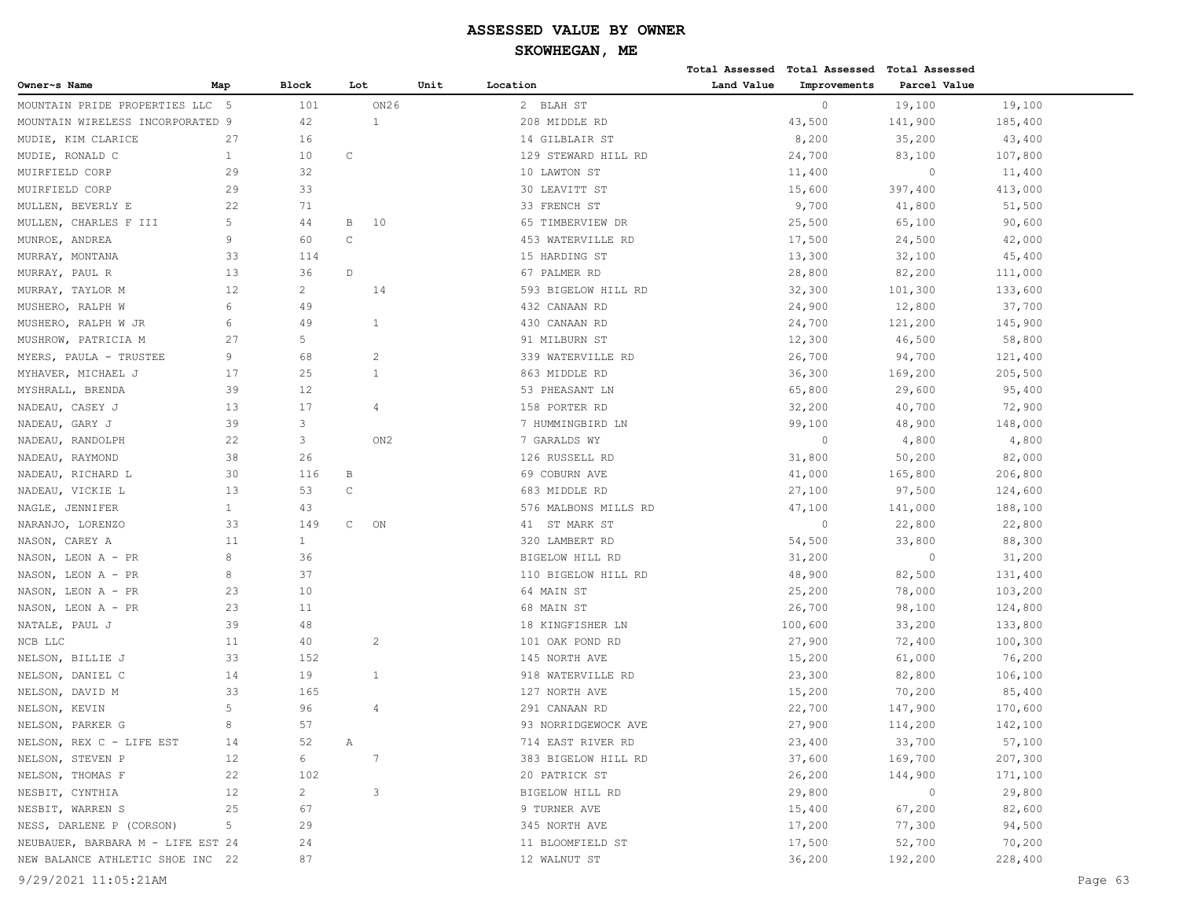# ASSESSED VALUE BY OWNER

## SKOWHEGAN, ME

| Owner~s Name | Map | Block | Lot | Unit | Location | Total Assessed Land Value | Total Assessed Improvements | Total Assessed Parcel Value |
|---|---|---|---|---|---|---|---|---|
| MOUNTAIN PRIDE PROPERTIES LLC | 5 | 101 | ON26 | | 2 BLAH ST | 0 | 19,100 | 19,100 |
| MOUNTAIN WIRELESS INCORPORATED | 9 | 42 | 1 | | 208 MIDDLE RD | 43,500 | 141,900 | 185,400 |
| MUDIE, KIM CLARICE | 27 | 16 | | | 14 GILBLAIR ST | 8,200 | 35,200 | 43,400 |
| MUDIE, RONALD C | 1 | 10 | C | | 129 STEWARD HILL RD | 24,700 | 83,100 | 107,800 |
| MUIRFIELD CORP | 29 | 32 | | | 10 LAWTON ST | 11,400 | 0 | 11,400 |
| MUIRFIELD CORP | 29 | 33 | | | 30 LEAVITT ST | 15,600 | 397,400 | 413,000 |
| MULLEN, BEVERLY E | 22 | 71 | | | 33 FRENCH ST | 9,700 | 41,800 | 51,500 |
| MULLEN, CHARLES F III | 5 | 44 | B 10 | | 65 TIMBERVIEW DR | 25,500 | 65,100 | 90,600 |
| MUNROE, ANDREA | 9 | 60 | C | | 453 WATERVILLE RD | 17,500 | 24,500 | 42,000 |
| MURRAY, MONTANA | 33 | 114 | | | 15 HARDING ST | 13,300 | 32,100 | 45,400 |
| MURRAY, PAUL R | 13 | 36 | D | | 67 PALMER RD | 28,800 | 82,200 | 111,000 |
| MURRAY, TAYLOR M | 12 | 2 | 14 | | 593 BIGELOW HILL RD | 32,300 | 101,300 | 133,600 |
| MUSHERO, RALPH W | 6 | 49 | | | 432 CANAAN RD | 24,900 | 12,800 | 37,700 |
| MUSHERO, RALPH W JR | 6 | 49 | 1 | | 430 CANAAN RD | 24,700 | 121,200 | 145,900 |
| MUSHROW, PATRICIA M | 27 | 5 | | | 91 MILBURN ST | 12,300 | 46,500 | 58,800 |
| MYERS, PAULA - TRUSTEE | 9 | 68 | 2 | | 339 WATERVILLE RD | 26,700 | 94,700 | 121,400 |
| MYHAVER, MICHAEL J | 17 | 25 | 1 | | 863 MIDDLE RD | 36,300 | 169,200 | 205,500 |
| MYSHRALL, BRENDA | 39 | 12 | | | 53 PHEASANT LN | 65,800 | 29,600 | 95,400 |
| NADEAU, CASEY J | 13 | 17 | 4 | | 158 PORTER RD | 32,200 | 40,700 | 72,900 |
| NADEAU, GARY J | 39 | 3 | | | 7 HUMMINGBIRD LN | 99,100 | 48,900 | 148,000 |
| NADEAU, RANDOLPH | 22 | 3 | ON2 | | 7 GARALDS WY | 0 | 4,800 | 4,800 |
| NADEAU, RAYMOND | 38 | 26 | | | 126 RUSSELL RD | 31,800 | 50,200 | 82,000 |
| NADEAU, RICHARD L | 30 | 116 | B | | 69 COBURN AVE | 41,000 | 165,800 | 206,800 |
| NADEAU, VICKIE L | 13 | 53 | C | | 683 MIDDLE RD | 27,100 | 97,500 | 124,600 |
| NAGLE, JENNIFER | 1 | 43 | | | 576 MALBONS MILLS RD | 47,100 | 141,000 | 188,100 |
| NARANJO, LORENZO | 33 | 149 | C ON | | 41 ST MARK ST | 0 | 22,800 | 22,800 |
| NASON, CAREY A | 11 | 1 | | | 320 LAMBERT RD | 54,500 | 33,800 | 88,300 |
| NASON, LEON A - PR | 8 | 36 | | | BIGELOW HILL RD | 31,200 | 0 | 31,200 |
| NASON, LEON A - PR | 8 | 37 | | | 110 BIGELOW HILL RD | 48,900 | 82,500 | 131,400 |
| NASON, LEON A - PR | 23 | 10 | | | 64 MAIN ST | 25,200 | 78,000 | 103,200 |
| NASON, LEON A - PR | 23 | 11 | | | 68 MAIN ST | 26,700 | 98,100 | 124,800 |
| NATALE, PAUL J | 39 | 48 | | | 18 KINGFISHER LN | 100,600 | 33,200 | 133,800 |
| NCB LLC | 11 | 40 | 2 | | 101 OAK POND RD | 27,900 | 72,400 | 100,300 |
| NELSON, BILLIE J | 33 | 152 | | | 145 NORTH AVE | 15,200 | 61,000 | 76,200 |
| NELSON, DANIEL C | 14 | 19 | 1 | | 918 WATERVILLE RD | 23,300 | 82,800 | 106,100 |
| NELSON, DAVID M | 33 | 165 | | | 127 NORTH AVE | 15,200 | 70,200 | 85,400 |
| NELSON, KEVIN | 5 | 96 | 4 | | 291 CANAAN RD | 22,700 | 147,900 | 170,600 |
| NELSON, PARKER G | 8 | 57 | | | 93 NORRIDGEWOCK AVE | 27,900 | 114,200 | 142,100 |
| NELSON, REX C - LIFE EST | 14 | 52 | A | | 714 EAST RIVER RD | 23,400 | 33,700 | 57,100 |
| NELSON, STEVEN P | 12 | 6 | 7 | | 383 BIGELOW HILL RD | 37,600 | 169,700 | 207,300 |
| NELSON, THOMAS F | 22 | 102 | | | 20 PATRICK ST | 26,200 | 144,900 | 171,100 |
| NESBIT, CYNTHIA | 12 | 2 | 3 | | BIGELOW HILL RD | 29,800 | 0 | 29,800 |
| NESBIT, WARREN S | 25 | 67 | | | 9 TURNER AVE | 15,400 | 67,200 | 82,600 |
| NESS, DARLENE P (CORSON) | 5 | 29 | | | 345 NORTH AVE | 17,200 | 77,300 | 94,500 |
| NEUBAUER, BARBARA M - LIFE EST | 24 | 24 | | | 11 BLOOMFIELD ST | 17,500 | 52,700 | 70,200 |
| NEW BALANCE ATHLETIC SHOE INC | 22 | 87 | | | 12 WALNUT ST | 36,200 | 192,200 | 228,400 |

9/29/2021 11:05:21AM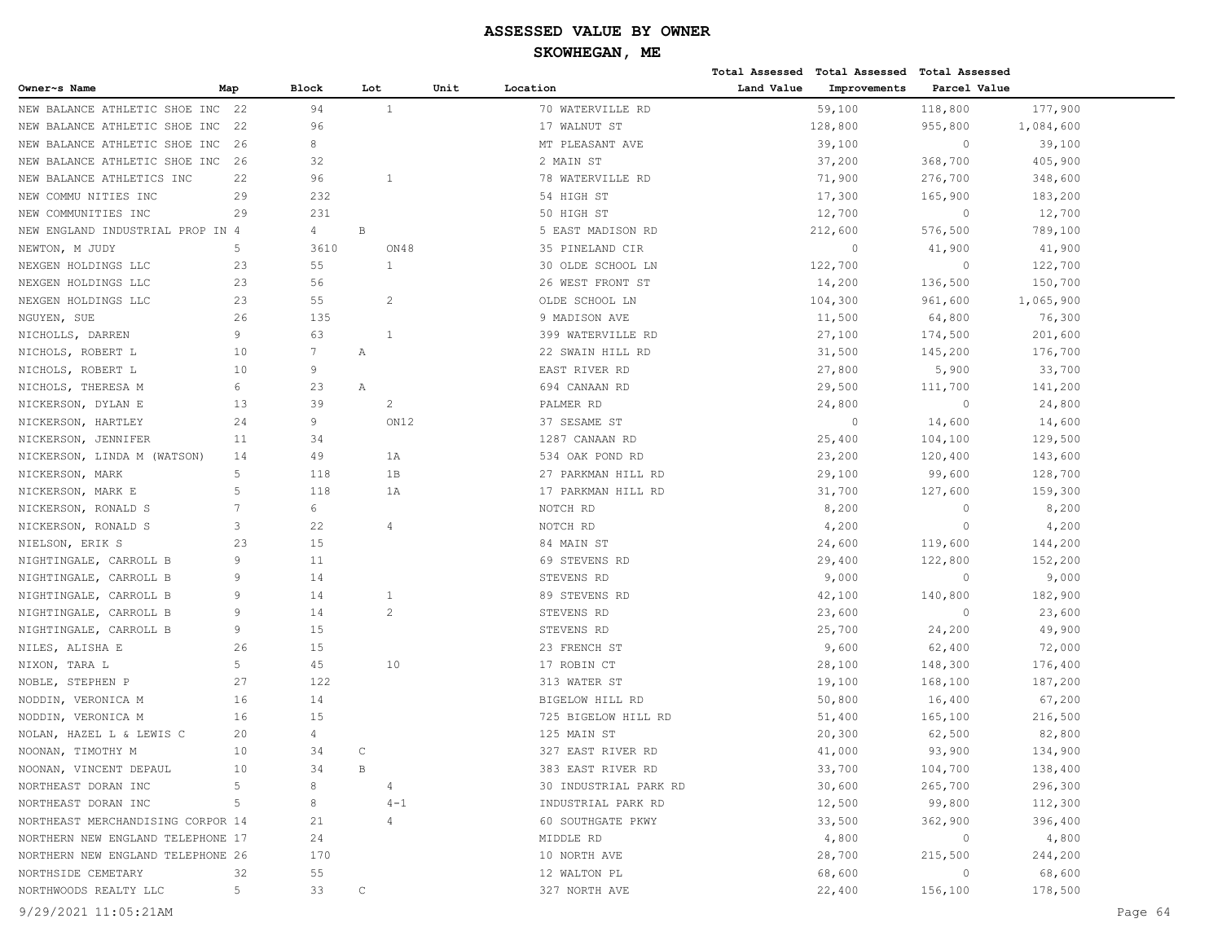# ASSESSED VALUE BY OWNER

## SKOWHEGAN, ME

| Owner~s Name | Map | Block | Lot | Unit | Location | Total Assessed Land Value | Total Assessed Improvements | Total Assessed Parcel Value |
|---|---|---|---|---|---|---|---|---|
| NEW BALANCE ATHLETIC SHOE INC | 22 | 94 | 1 | | 70 WATERVILLE RD | 59,100 | 118,800 | 177,900 |
| NEW BALANCE ATHLETIC SHOE INC | 22 | 96 | | | 17 WALNUT ST | 128,800 | 955,800 | 1,084,600 |
| NEW BALANCE ATHLETIC SHOE INC | 26 | 8 | | | MT PLEASANT AVE | 39,100 | 0 | 39,100 |
| NEW BALANCE ATHLETIC SHOE INC | 26 | 32 | | | 2 MAIN ST | 37,200 | 368,700 | 405,900 |
| NEW BALANCE ATHLETICS INC | 22 | 96 | 1 | | 78 WATERVILLE RD | 71,900 | 276,700 | 348,600 |
| NEW COMMU NITIES INC | 29 | 232 | | | 54 HIGH ST | 17,300 | 165,900 | 183,200 |
| NEW COMMUNITIES INC | 29 | 231 | | | 50 HIGH ST | 12,700 | 0 | 12,700 |
| NEW ENGLAND INDUSTRIAL PROP IN | 4 | 4 | B | | 5 EAST MADISON RD | 212,600 | 576,500 | 789,100 |
| NEWTON, M JUDY | 5 | 3610 | ON48 | | 35 PINELAND CIR | 0 | 41,900 | 41,900 |
| NEXGEN HOLDINGS LLC | 23 | 55 | 1 | | 30 OLDE SCHOOL LN | 122,700 | 0 | 122,700 |
| NEXGEN HOLDINGS LLC | 23 | 56 | | | 26 WEST FRONT ST | 14,200 | 136,500 | 150,700 |
| NEXGEN HOLDINGS LLC | 23 | 55 | 2 | | OLDE SCHOOL LN | 104,300 | 961,600 | 1,065,900 |
| NGUYEN, SUE | 26 | 135 | | | 9 MADISON AVE | 11,500 | 64,800 | 76,300 |
| NICHOLLS, DARREN | 9 | 63 | 1 | | 399 WATERVILLE RD | 27,100 | 174,500 | 201,600 |
| NICHOLS, ROBERT L | 10 | 7 | A | | 22 SWAIN HILL RD | 31,500 | 145,200 | 176,700 |
| NICHOLS, ROBERT L | 10 | 9 | | | EAST RIVER RD | 27,800 | 5,900 | 33,700 |
| NICHOLS, THERESA M | 6 | 23 | A | | 694 CANAAN RD | 29,500 | 111,700 | 141,200 |
| NICKERSON, DYLAN E | 13 | 39 | 2 | | PALMER RD | 24,800 | 0 | 24,800 |
| NICKERSON, HARTLEY | 24 | 9 | ON12 | | 37 SESAME ST | 0 | 14,600 | 14,600 |
| NICKERSON, JENNIFER | 11 | 34 | | | 1287 CANAAN RD | 25,400 | 104,100 | 129,500 |
| NICKERSON, LINDA M (WATSON) | 14 | 49 | 1A | | 534 OAK POND RD | 23,200 | 120,400 | 143,600 |
| NICKERSON, MARK | 5 | 118 | 1B | | 27 PARKMAN HILL RD | 29,100 | 99,600 | 128,700 |
| NICKERSON, MARK E | 5 | 118 | 1A | | 17 PARKMAN HILL RD | 31,700 | 127,600 | 159,300 |
| NICKERSON, RONALD S | 7 | 6 | | | NOTCH RD | 8,200 | 0 | 8,200 |
| NICKERSON, RONALD S | 3 | 22 | 4 | | NOTCH RD | 4,200 | 0 | 4,200 |
| NIELSON, ERIK S | 23 | 15 | | | 84 MAIN ST | 24,600 | 119,600 | 144,200 |
| NIGHTINGALE, CARROLL B | 9 | 11 | | | 69 STEVENS RD | 29,400 | 122,800 | 152,200 |
| NIGHTINGALE, CARROLL B | 9 | 14 | | | STEVENS RD | 9,000 | 0 | 9,000 |
| NIGHTINGALE, CARROLL B | 9 | 14 | 1 | | 89 STEVENS RD | 42,100 | 140,800 | 182,900 |
| NIGHTINGALE, CARROLL B | 9 | 14 | 2 | | STEVENS RD | 23,600 | 0 | 23,600 |
| NIGHTINGALE, CARROLL B | 9 | 15 | | | STEVENS RD | 25,700 | 24,200 | 49,900 |
| NILES, ALISHA E | 26 | 15 | | | 23 FRENCH ST | 9,600 | 62,400 | 72,000 |
| NIXON, TARA L | 5 | 45 | 10 | | 17 ROBIN CT | 28,100 | 148,300 | 176,400 |
| NOBLE, STEPHEN P | 27 | 122 | | | 313 WATER ST | 19,100 | 168,100 | 187,200 |
| NODDIN, VERONICA M | 16 | 14 | | | BIGELOW HILL RD | 50,800 | 16,400 | 67,200 |
| NODDIN, VERONICA M | 16 | 15 | | | 725 BIGELOW HILL RD | 51,400 | 165,100 | 216,500 |
| NOLAN, HAZEL L & LEWIS C | 20 | 4 | | | 125 MAIN ST | 20,300 | 62,500 | 82,800 |
| NOONAN, TIMOTHY M | 10 | 34 | C | | 327 EAST RIVER RD | 41,000 | 93,900 | 134,900 |
| NOONAN, VINCENT DEPAUL | 10 | 34 | B | | 383 EAST RIVER RD | 33,700 | 104,700 | 138,400 |
| NORTHEAST DORAN INC | 5 | 8 | 4 | | 30 INDUSTRIAL PARK RD | 30,600 | 265,700 | 296,300 |
| NORTHEAST DORAN INC | 5 | 8 | 4-1 | | INDUSTRIAL PARK RD | 12,500 | 99,800 | 112,300 |
| NORTHEAST MERCHANDISING CORPOR | 14 | 21 | 4 | | 60 SOUTHGATE PKWY | 33,500 | 362,900 | 396,400 |
| NORTHERN NEW ENGLAND TELEPHONE | 17 | 24 | | | MIDDLE RD | 4,800 | 0 | 4,800 |
| NORTHERN NEW ENGLAND TELEPHONE | 26 | 170 | | | 10 NORTH AVE | 28,700 | 215,500 | 244,200 |
| NORTHSIDE CEMETARY | 32 | 55 | | | 12 WALTON PL | 68,600 | 0 | 68,600 |
| NORTHWOODS REALTY LLC | 5 | 33 | C | | 327 NORTH AVE | 22,400 | 156,100 | 178,500 |

9/29/2021 11:05:21AM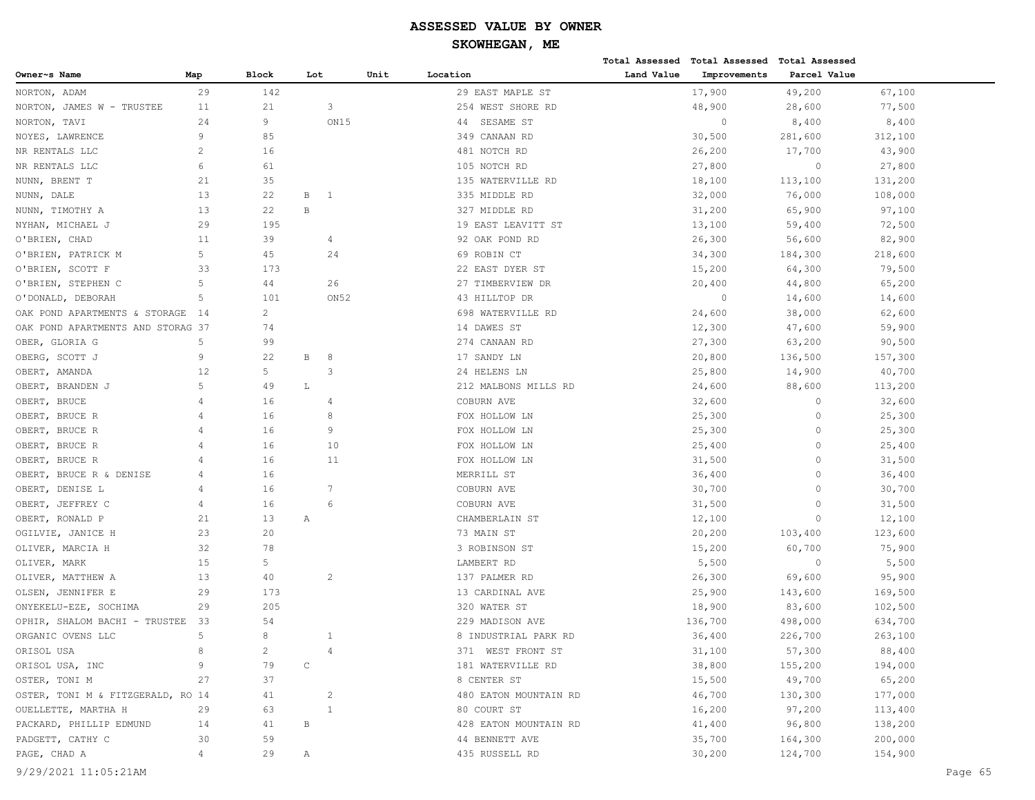# ASSESSED VALUE BY OWNER

## SKOWHEGAN, ME

| Owner~s Name | Map | Block | Lot | Unit | Location | Total Assessed Land Value | Total Assessed Improvements | Total Assessed Parcel Value |
|---|---|---|---|---|---|---|---|---|
| NORTON, ADAM | 29 | 142 | | | 29 EAST MAPLE ST | 17,900 | 49,200 | 67,100 |
| NORTON, JAMES W - TRUSTEE | 11 | 21 | 3 | | 254 WEST SHORE RD | 48,900 | 28,600 | 77,500 |
| NORTON, TAVI | 24 | 9 | ON15 | | 44 SESAME ST | 0 | 8,400 | 8,400 |
| NOYES, LAWRENCE | 9 | 85 | | | 349 CANAAN RD | 30,500 | 281,600 | 312,100 |
| NR RENTALS LLC | 2 | 16 | | | 481 NOTCH RD | 26,200 | 17,700 | 43,900 |
| NR RENTALS LLC | 6 | 61 | | | 105 NOTCH RD | 27,800 | 0 | 27,800 |
| NUNN, BRENT T | 21 | 35 | | | 135 WATERVILLE RD | 18,100 | 113,100 | 131,200 |
| NUNN, DALE | 13 | 22 | B 1 | | 335 MIDDLE RD | 32,000 | 76,000 | 108,000 |
| NUNN, TIMOTHY A | 13 | 22 | B | | 327 MIDDLE RD | 31,200 | 65,900 | 97,100 |
| NYHAN, MICHAEL J | 29 | 195 | | | 19 EAST LEAVITT ST | 13,100 | 59,400 | 72,500 |
| O'BRIEN, CHAD | 11 | 39 | 4 | | 92 OAK POND RD | 26,300 | 56,600 | 82,900 |
| O'BRIEN, PATRICK M | 5 | 45 | 24 | | 69 ROBIN CT | 34,300 | 184,300 | 218,600 |
| O'BRIEN, SCOTT F | 33 | 173 | | | 22 EAST DYER ST | 15,200 | 64,300 | 79,500 |
| O'BRIEN, STEPHEN C | 5 | 44 | 26 | | 27 TIMBERVIEW DR | 20,400 | 44,800 | 65,200 |
| O'DONALD, DEBORAH | 5 | 101 | ON52 | | 43 HILLTOP DR | 0 | 14,600 | 14,600 |
| OAK POND APARTMENTS & STORAGE | 14 | 2 | | | 698 WATERVILLE RD | 24,600 | 38,000 | 62,600 |
| OAK POND APARTMENTS AND STORAG | 37 | 74 | | | 14 DAWES ST | 12,300 | 47,600 | 59,900 |
| OBER, GLORIA G | 5 | 99 | | | 274 CANAAN RD | 27,300 | 63,200 | 90,500 |
| OBERG, SCOTT J | 9 | 22 | B 8 | | 17 SANDY LN | 20,800 | 136,500 | 157,300 |
| OBERT, AMANDA | 12 | 5 | 3 | | 24 HELENS LN | 25,800 | 14,900 | 40,700 |
| OBERT, BRANDEN J | 5 | 49 | L | | 212 MALBONS MILLS RD | 24,600 | 88,600 | 113,200 |
| OBERT, BRUCE | 4 | 16 | 4 | | COBURN AVE | 32,600 | 0 | 32,600 |
| OBERT, BRUCE R | 4 | 16 | 8 | | FOX HOLLOW LN | 25,300 | 0 | 25,300 |
| OBERT, BRUCE R | 4 | 16 | 9 | | FOX HOLLOW LN | 25,300 | 0 | 25,300 |
| OBERT, BRUCE R | 4 | 16 | 10 | | FOX HOLLOW LN | 25,400 | 0 | 25,400 |
| OBERT, BRUCE R | 4 | 16 | 11 | | FOX HOLLOW LN | 31,500 | 0 | 31,500 |
| OBERT, BRUCE R & DENISE | 4 | 16 | | | MERRILL ST | 36,400 | 0 | 36,400 |
| OBERT, DENISE L | 4 | 16 | 7 | | COBURN AVE | 30,700 | 0 | 30,700 |
| OBERT, JEFFREY C | 4 | 16 | 6 | | COBURN AVE | 31,500 | 0 | 31,500 |
| OBERT, RONALD P | 21 | 13 | A | | CHAMBERLAIN ST | 12,100 | 0 | 12,100 |
| OGILVIE, JANICE H | 23 | 20 | | | 73 MAIN ST | 20,200 | 103,400 | 123,600 |
| OLIVER, MARCIA H | 32 | 78 | | | 3 ROBINSON ST | 15,200 | 60,700 | 75,900 |
| OLIVER, MARK | 15 | 5 | | | LAMBERT RD | 5,500 | 0 | 5,500 |
| OLIVER, MATTHEW A | 13 | 40 | 2 | | 137 PALMER RD | 26,300 | 69,600 | 95,900 |
| OLSEN, JENNIFER E | 29 | 173 | | | 13 CARDINAL AVE | 25,900 | 143,600 | 169,500 |
| ONYEKELU-EZE, SOCHIMA | 29 | 205 | | | 320 WATER ST | 18,900 | 83,600 | 102,500 |
| OPHIR, SHALOM BACHI - TRUSTEE | 33 | 54 | | | 229 MADISON AVE | 136,700 | 498,000 | 634,700 |
| ORGANIC OVENS LLC | 5 | 8 | 1 | | 8 INDUSTRIAL PARK RD | 36,400 | 226,700 | 263,100 |
| ORISOL USA | 8 | 2 | 4 | | 371 WEST FRONT ST | 31,100 | 57,300 | 88,400 |
| ORISOL USA, INC | 9 | 79 | C | | 181 WATERVILLE RD | 38,800 | 155,200 | 194,000 |
| OSTER, TONI M | 27 | 37 | | | 8 CENTER ST | 15,500 | 49,700 | 65,200 |
| OSTER, TONI M & FITZGERALD, RO | 14 | 41 | 2 | | 480 EATON MOUNTAIN RD | 46,700 | 130,300 | 177,000 |
| OUELLETTE, MARTHA H | 29 | 63 | 1 | | 80 COURT ST | 16,200 | 97,200 | 113,400 |
| PACKARD, PHILLIP EDMUND | 14 | 41 | B | | 428 EATON MOUNTAIN RD | 41,400 | 96,800 | 138,200 |
| PADGETT, CATHY C | 30 | 59 | | | 44 BENNETT AVE | 35,700 | 164,300 | 200,000 |
| PAGE, CHAD A | 4 | 29 | A | | 435 RUSSELL RD | 30,200 | 124,700 | 154,900 |

9/29/2021 11:05:21AM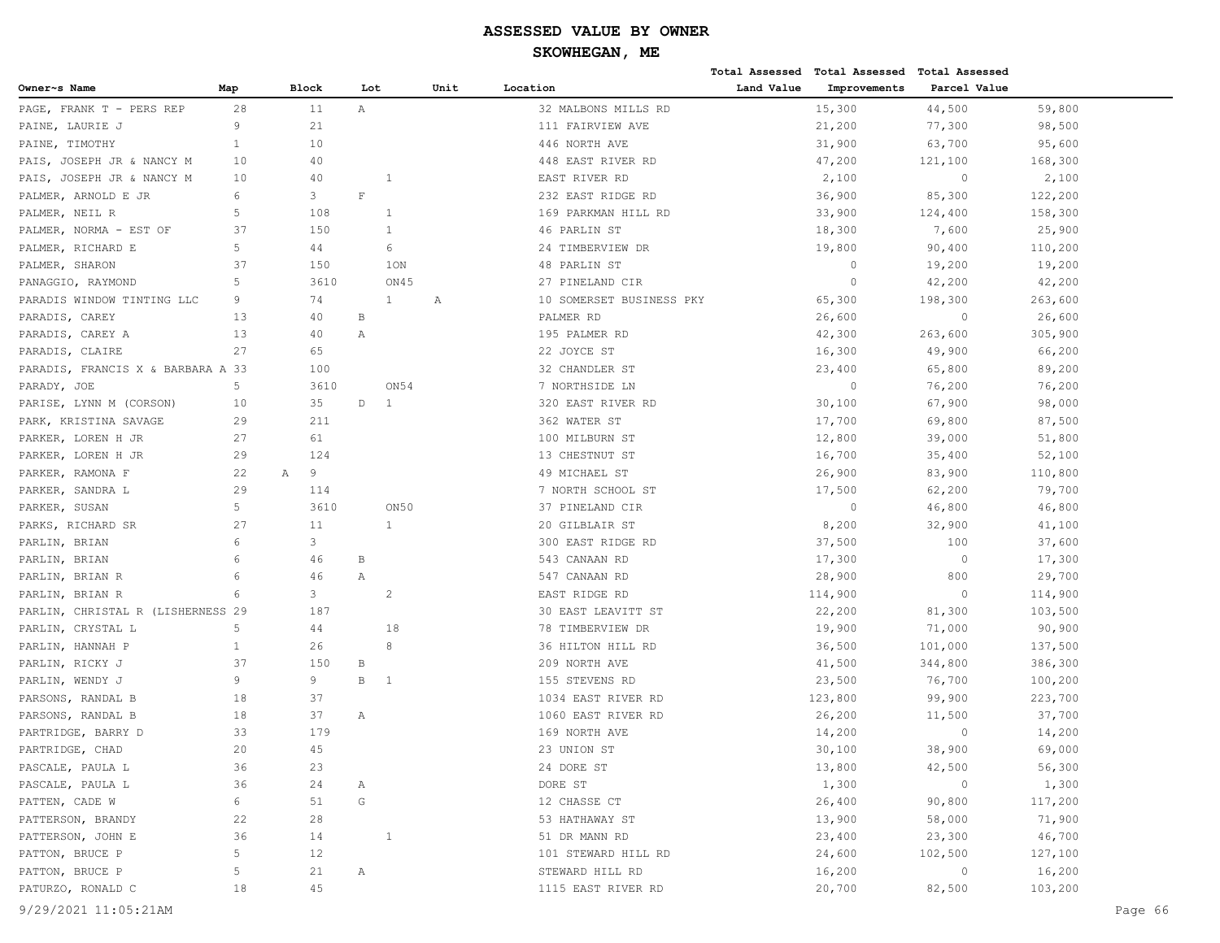# ASSESSED VALUE BY OWNER

## SKOWHEGAN, ME

| Owner~s Name | Map | Block | Lot | Unit | Location | Total Assessed Land Value | Total Assessed Improvements | Total Assessed Parcel Value |
|---|---|---|---|---|---|---|---|---|
| PAGE, FRANK T - PERS REP | 28 | 11 | A | | 32 MALBONS MILLS RD | 15,300 | 44,500 | 59,800 |
| PAINE, LAURIE J | 9 | 21 | | | 111 FAIRVIEW AVE | 21,200 | 77,300 | 98,500 |
| PAINE, TIMOTHY | 1 | 10 | | | 446 NORTH AVE | 31,900 | 63,700 | 95,600 |
| PAIS, JOSEPH JR & NANCY M | 10 | 40 | | | 448 EAST RIVER RD | 47,200 | 121,100 | 168,300 |
| PAIS, JOSEPH JR & NANCY M | 10 | 40 | 1 | | EAST RIVER RD | 2,100 | 0 | 2,100 |
| PALMER, ARNOLD E JR | 6 | 3 | F | | 232 EAST RIDGE RD | 36,900 | 85,300 | 122,200 |
| PALMER, NEIL R | 5 | 108 | 1 | | 169 PARKMAN HILL RD | 33,900 | 124,400 | 158,300 |
| PALMER, NORMA - EST OF | 37 | 150 | 1 | | 46 PARLIN ST | 18,300 | 7,600 | 25,900 |
| PALMER, RICHARD E | 5 | 44 | 6 | | 24 TIMBERVIEW DR | 19,800 | 90,400 | 110,200 |
| PALMER, SHARON | 37 | 150 | 1ON | | 48 PARLIN ST | 0 | 19,200 | 19,200 |
| PANAGGIO, RAYMOND | 5 | 3610 | ON45 | | 27 PINELAND CIR | 0 | 42,200 | 42,200 |
| PARADIS WINDOW TINTING LLC | 9 | 74 | 1 | A | 10 SOMERSET BUSINESS PKY | 65,300 | 198,300 | 263,600 |
| PARADIS, CAREY | 13 | 40 | B | | PALMER RD | 26,600 | 0 | 26,600 |
| PARADIS, CAREY A | 13 | 40 | A | | 195 PALMER RD | 42,300 | 263,600 | 305,900 |
| PARADIS, CLAIRE | 27 | 65 | | | 22 JOYCE ST | 16,300 | 49,900 | 66,200 |
| PARADIS, FRANCIS X & BARBARA A | 33 | 100 | | | 32 CHANDLER ST | 23,400 | 65,800 | 89,200 |
| PARADY, JOE | 5 | 3610 | ON54 | | 7 NORTHSIDE LN | 0 | 76,200 | 76,200 |
| PARISE, LYNN M (CORSON) | 10 | 35 | D 1 | | 320 EAST RIVER RD | 30,100 | 67,900 | 98,000 |
| PARK, KRISTINA SAVAGE | 29 | 211 | | | 362 WATER ST | 17,700 | 69,800 | 87,500 |
| PARKER, LOREN H JR | 27 | 61 | | | 100 MILBURN ST | 12,800 | 39,000 | 51,800 |
| PARKER, LOREN H JR | 29 | 124 | | | 13 CHESTNUT ST | 16,700 | 35,400 | 52,100 |
| PARKER, RAMONA F | 22 | A 9 | | | 49 MICHAEL ST | 26,900 | 83,900 | 110,800 |
| PARKER, SANDRA L | 29 | 114 | | | 7 NORTH SCHOOL ST | 17,500 | 62,200 | 79,700 |
| PARKER, SUSAN | 5 | 3610 | ON50 | | 37 PINELAND CIR | 0 | 46,800 | 46,800 |
| PARKS, RICHARD SR | 27 | 11 | 1 | | 20 GILBLAIR ST | 8,200 | 32,900 | 41,100 |
| PARLIN, BRIAN | 6 | 3 | | | 300 EAST RIDGE RD | 37,500 | 100 | 37,600 |
| PARLIN, BRIAN | 6 | 46 | B | | 543 CANAAN RD | 17,300 | 0 | 17,300 |
| PARLIN, BRIAN R | 6 | 46 | A | | 547 CANAAN RD | 28,900 | 800 | 29,700 |
| PARLIN, BRIAN R | 6 | 3 | 2 | | EAST RIDGE RD | 114,900 | 0 | 114,900 |
| PARLIN, CHRISTAL R (LISHERNESS | 29 | 187 | | | 30 EAST LEAVITT ST | 22,200 | 81,300 | 103,500 |
| PARLIN, CRYSTAL L | 5 | 44 | 18 | | 78 TIMBERVIEW DR | 19,900 | 71,000 | 90,900 |
| PARLIN, HANNAH P | 1 | 26 | 8 | | 36 HILTON HILL RD | 36,500 | 101,000 | 137,500 |
| PARLIN, RICKY J | 37 | 150 | B | | 209 NORTH AVE | 41,500 | 344,800 | 386,300 |
| PARLIN, WENDY J | 9 | 9 | B 1 | | 155 STEVENS RD | 23,500 | 76,700 | 100,200 |
| PARSONS, RANDAL B | 18 | 37 | | | 1034 EAST RIVER RD | 123,800 | 99,900 | 223,700 |
| PARSONS, RANDAL B | 18 | 37 | A | | 1060 EAST RIVER RD | 26,200 | 11,500 | 37,700 |
| PARTRIDGE, BARRY D | 33 | 179 | | | 169 NORTH AVE | 14,200 | 0 | 14,200 |
| PARTRIDGE, CHAD | 20 | 45 | | | 23 UNION ST | 30,100 | 38,900 | 69,000 |
| PASCALE, PAULA L | 36 | 23 | | | 24 DORE ST | 13,800 | 42,500 | 56,300 |
| PASCALE, PAULA L | 36 | 24 | A | | DORE ST | 1,300 | 0 | 1,300 |
| PATTEN, CADE W | 6 | 51 | G | | 12 CHASSE CT | 26,400 | 90,800 | 117,200 |
| PATTERSON, BRANDY | 22 | 28 | | | 53 HATHAWAY ST | 13,900 | 58,000 | 71,900 |
| PATTERSON, JOHN E | 36 | 14 | 1 | | 51 DR MANN RD | 23,400 | 23,300 | 46,700 |
| PATTON, BRUCE P | 5 | 12 | | | 101 STEWARD HILL RD | 24,600 | 102,500 | 127,100 |
| PATTON, BRUCE P | 5 | 21 | A | | STEWARD HILL RD | 16,200 | 0 | 16,200 |
| PATURZO, RONALD C | 18 | 45 | | | 1115 EAST RIVER RD | 20,700 | 82,500 | 103,200 |

9/29/2021 11:05:21AM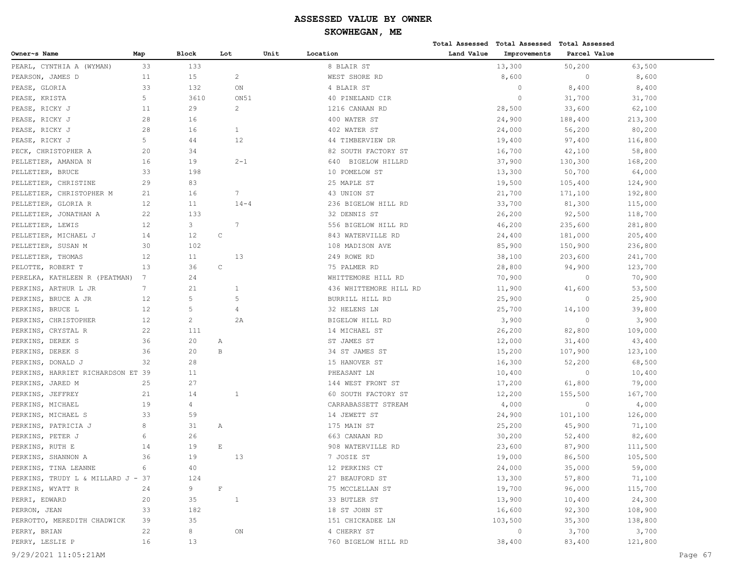# ASSESSED VALUE BY OWNER

## SKOWHEGAN, ME

| Owner~s Name | Map | Block | Lot | Unit | Location | Total Assessed Land Value | Total Assessed Improvements | Total Assessed Parcel Value |
|---|---|---|---|---|---|---|---|---|
| PEARL, CYNTHIA A (WYMAN) | 33 | 133 | | | 8 BLAIR ST | 13,300 | 50,200 | 63,500 |
| PEARSON, JAMES D | 11 | 15 | 2 | | WEST SHORE RD | 8,600 | 0 | 8,600 |
| PEASE, GLORIA | 33 | 132 | ON | | 4 BLAIR ST | 0 | 8,400 | 8,400 |
| PEASE, KRISTA | 5 | 3610 | ON51 | | 40 PINELAND CIR | 0 | 31,700 | 31,700 |
| PEASE, RICKY J | 11 | 29 | 2 | | 1216 CANAAN RD | 28,500 | 33,600 | 62,100 |
| PEASE, RICKY J | 28 | 16 | | | 400 WATER ST | 24,900 | 188,400 | 213,300 |
| PEASE, RICKY J | 28 | 16 | 1 | | 402 WATER ST | 24,000 | 56,200 | 80,200 |
| PEASE, RICKY J | 5 | 44 | 12 | | 44 TIMBERVIEW DR | 19,400 | 97,400 | 116,800 |
| PECK, CHRISTOPHER A | 20 | 34 | | | 82 SOUTH FACTORY ST | 16,700 | 42,100 | 58,800 |
| PELLETIER, AMANDA N | 16 | 19 | 2-1 | | 640 BIGELOW HILLRD | 37,900 | 130,300 | 168,200 |
| PELLETIER, BRUCE | 33 | 198 | | | 10 POMELOW ST | 13,300 | 50,700 | 64,000 |
| PELLETIER, CHRISTINE | 29 | 83 | | | 25 MAPLE ST | 19,500 | 105,400 | 124,900 |
| PELLETIER, CHRISTOPHER M | 21 | 16 | 7 | | 43 UNION ST | 21,700 | 171,100 | 192,800 |
| PELLETIER, GLORIA R | 12 | 11 | 14-4 | | 236 BIGELOW HILL RD | 33,700 | 81,300 | 115,000 |
| PELLETIER, JONATHAN A | 22 | 133 | | | 32 DENNIS ST | 26,200 | 92,500 | 118,700 |
| PELLETIER, LEWIS | 12 | 3 | 7 | | 556 BIGELOW HILL RD | 46,200 | 235,600 | 281,800 |
| PELLETIER, MICHAEL J | 14 | 12 | C | | 843 WATERVILLE RD | 24,400 | 181,000 | 205,400 |
| PELLETIER, SUSAN M | 30 | 102 | | | 108 MADISON AVE | 85,900 | 150,900 | 236,800 |
| PELLETIER, THOMAS | 12 | 11 | 13 | | 249 ROWE RD | 38,100 | 203,600 | 241,700 |
| PELOTTE, ROBERT T | 13 | 36 | C | | 75 PALMER RD | 28,800 | 94,900 | 123,700 |
| PERELKA, KATHLEEN R (PEATMAN) | 7 | 24 | | | WHITTEMORE HILL RD | 70,900 | 0 | 70,900 |
| PERKINS, ARTHUR L JR | 7 | 21 | 1 | | 436 WHITTEMORE HILL RD | 11,900 | 41,600 | 53,500 |
| PERKINS, BRUCE A JR | 12 | 5 | 5 | | BURRILL HILL RD | 25,900 | 0 | 25,900 |
| PERKINS, BRUCE L | 12 | 5 | 4 | | 32 HELENS LN | 25,700 | 14,100 | 39,800 |
| PERKINS, CHRISTOPHER | 12 | 2 | 2A | | BIGELOW HILL RD | 3,900 | 0 | 3,900 |
| PERKINS, CRYSTAL R | 22 | 111 | | | 14 MICHAEL ST | 26,200 | 82,800 | 109,000 |
| PERKINS, DEREK S | 36 | 20 | A | | ST JAMES ST | 12,000 | 31,400 | 43,400 |
| PERKINS, DEREK S | 36 | 20 | B | | 34 ST JAMES ST | 15,200 | 107,900 | 123,100 |
| PERKINS, DONALD J | 32 | 28 | | | 15 HANOVER ST | 16,300 | 52,200 | 68,500 |
| PERKINS, HARRIET RICHARDSON ET | 39 | 11 | | | PHEASANT LN | 10,400 | 0 | 10,400 |
| PERKINS, JARED M | 25 | 27 | | | 144 WEST FRONT ST | 17,200 | 61,800 | 79,000 |
| PERKINS, JEFFREY | 21 | 14 | 1 | | 60 SOUTH FACTORY ST | 12,200 | 155,500 | 167,700 |
| PERKINS, MICHAEL | 19 | 4 | | | CARRABASSETT STREAM | 4,000 | 0 | 4,000 |
| PERKINS, MICHAEL S | 33 | 59 | | | 14 JEWETT ST | 24,900 | 101,100 | 126,000 |
| PERKINS, PATRICIA J | 8 | 31 | A | | 175 MAIN ST | 25,200 | 45,900 | 71,100 |
| PERKINS, PETER J | 6 | 26 | | | 663 CANAAN RD | 30,200 | 52,400 | 82,600 |
| PERKINS, RUTH E | 14 | 19 | E | | 908 WATERVILLE RD | 23,600 | 87,900 | 111,500 |
| PERKINS, SHANNON A | 36 | 19 | 13 | | 7 JOSIE ST | 19,000 | 86,500 | 105,500 |
| PERKINS, TINA LEANNE | 6 | 40 | | | 12 PERKINS CT | 24,000 | 35,000 | 59,000 |
| PERKINS, TRUDY L & MILLARD J - | 37 | 124 | | | 27 BEAUFORD ST | 13,300 | 57,800 | 71,100 |
| PERKINS, WYATT R | 24 | 9 | F | | 75 MCCLELLAN ST | 19,700 | 96,000 | 115,700 |
| PERRI, EDWARD | 20 | 35 | 1 | | 33 BUTLER ST | 13,900 | 10,400 | 24,300 |
| PERRON, JEAN | 33 | 182 | | | 18 ST JOHN ST | 16,600 | 92,300 | 108,900 |
| PERROTTO, MEREDITH CHADWICK | 39 | 35 | | | 151 CHICKADEE LN | 103,500 | 35,300 | 138,800 |
| PERRY, BRIAN | 22 | 8 | ON | | 4 CHERRY ST | 0 | 3,700 | 3,700 |
| PERRY, LESLIE P | 16 | 13 | | | 760 BIGELOW HILL RD | 38,400 | 83,400 | 121,800 |

9/29/2021 11:05:21AM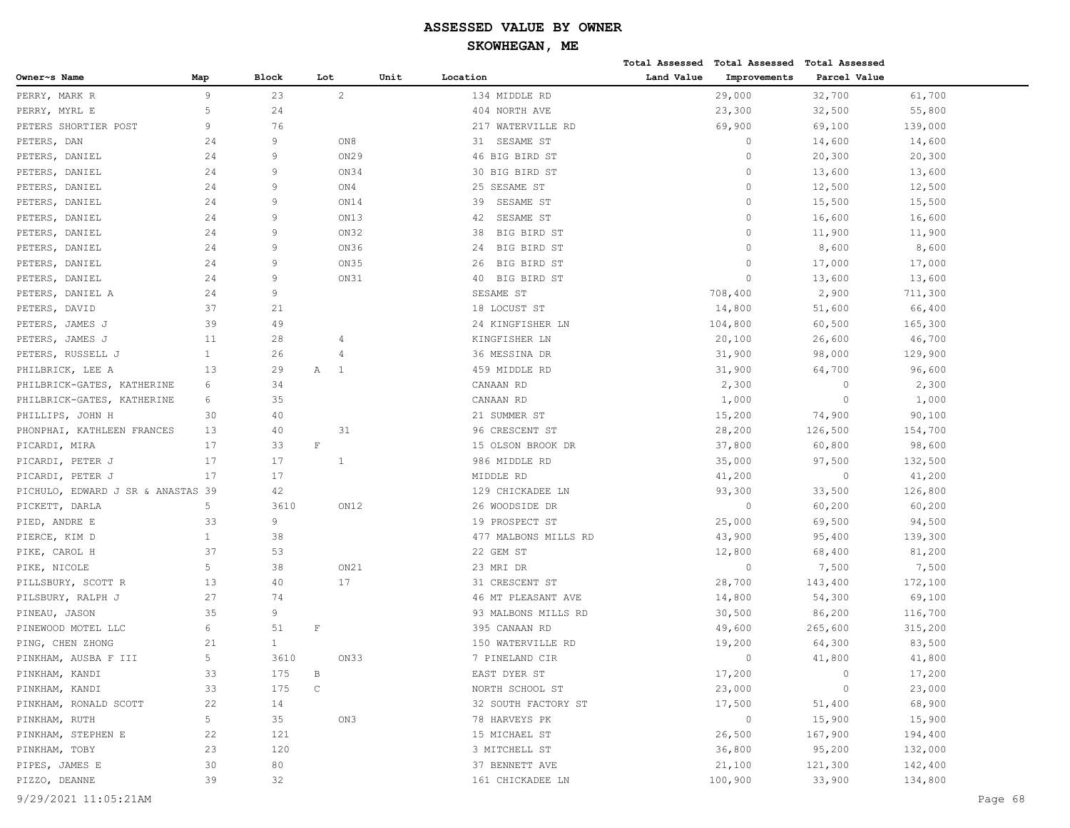# ASSESSED VALUE BY OWNER

## SKOWHEGAN, ME

| Owner~s Name | Map | Block | Lot | Unit | Location | Total Assessed Land Value | Total Assessed Improvements | Total Assessed Parcel Value |
|---|---|---|---|---|---|---|---|---|
| PERRY, MARK R | 9 | 23 | 2 | | 134 MIDDLE RD | 29,000 | 32,700 | 61,700 |
| PERRY, MYRL E | 5 | 24 | | | 404 NORTH AVE | 23,300 | 32,500 | 55,800 |
| PETERS SHORTIER POST | 9 | 76 | | | 217 WATERVILLE RD | 69,900 | 69,100 | 139,000 |
| PETERS, DAN | 24 | 9 | ON8 | | 31 SESAME ST | 0 | 14,600 | 14,600 |
| PETERS, DANIEL | 24 | 9 | ON29 | | 46 BIG BIRD ST | 0 | 20,300 | 20,300 |
| PETERS, DANIEL | 24 | 9 | ON34 | | 30 BIG BIRD ST | 0 | 13,600 | 13,600 |
| PETERS, DANIEL | 24 | 9 | ON4 | | 25 SESAME ST | 0 | 12,500 | 12,500 |
| PETERS, DANIEL | 24 | 9 | ON14 | | 39 SESAME ST | 0 | 15,500 | 15,500 |
| PETERS, DANIEL | 24 | 9 | ON13 | | 42 SESAME ST | 0 | 16,600 | 16,600 |
| PETERS, DANIEL | 24 | 9 | ON32 | | 38 BIG BIRD ST | 0 | 11,900 | 11,900 |
| PETERS, DANIEL | 24 | 9 | ON36 | | 24 BIG BIRD ST | 0 | 8,600 | 8,600 |
| PETERS, DANIEL | 24 | 9 | ON35 | | 26 BIG BIRD ST | 0 | 17,000 | 17,000 |
| PETERS, DANIEL | 24 | 9 | ON31 | | 40 BIG BIRD ST | 0 | 13,600 | 13,600 |
| PETERS, DANIEL A | 24 | 9 | | | SESAME ST | 708,400 | 2,900 | 711,300 |
| PETERS, DAVID | 37 | 21 | | | 18 LOCUST ST | 14,800 | 51,600 | 66,400 |
| PETERS, JAMES J | 39 | 49 | | | 24 KINGFISHER LN | 104,800 | 60,500 | 165,300 |
| PETERS, JAMES J | 11 | 28 | 4 | | KINGFISHER LN | 20,100 | 26,600 | 46,700 |
| PETERS, RUSSELL J | 1 | 26 | 4 | | 36 MESSINA DR | 31,900 | 98,000 | 129,900 |
| PHILBRICK, LEE A | 13 | 29 | A 1 | | 459 MIDDLE RD | 31,900 | 64,700 | 96,600 |
| PHILBRICK-GATES, KATHERINE | 6 | 34 | | | CANAAN RD | 2,300 | 0 | 2,300 |
| PHILBRICK-GATES, KATHERINE | 6 | 35 | | | CANAAN RD | 1,000 | 0 | 1,000 |
| PHILLIPS, JOHN H | 30 | 40 | | | 21 SUMMER ST | 15,200 | 74,900 | 90,100 |
| PHONPHAI, KATHLEEN FRANCES | 13 | 40 | 31 | | 96 CRESCENT ST | 28,200 | 126,500 | 154,700 |
| PICARDI, MIRA | 17 | 33 | F | | 15 OLSON BROOK DR | 37,800 | 60,800 | 98,600 |
| PICARDI, PETER J | 17 | 17 | 1 | | 986 MIDDLE RD | 35,000 | 97,500 | 132,500 |
| PICARDI, PETER J | 17 | 17 | | | MIDDLE RD | 41,200 | 0 | 41,200 |
| PICHULO, EDWARD J SR & ANASTAS | 39 | 42 | | | 129 CHICKADEE LN | 93,300 | 33,500 | 126,800 |
| PICKETT, DARLA | 5 | 3610 | ON12 | | 26 WOODSIDE DR | 0 | 60,200 | 60,200 |
| PIED, ANDRE E | 33 | 9 | | | 19 PROSPECT ST | 25,000 | 69,500 | 94,500 |
| PIERCE, KIM D | 1 | 38 | | | 477 MALBONS MILLS RD | 43,900 | 95,400 | 139,300 |
| PIKE, CAROL H | 37 | 53 | | | 22 GEM ST | 12,800 | 68,400 | 81,200 |
| PIKE, NICOLE | 5 | 38 | ON21 | | 23 MRI DR | 0 | 7,500 | 7,500 |
| PILLSBURY, SCOTT R | 13 | 40 | 17 | | 31 CRESCENT ST | 28,700 | 143,400 | 172,100 |
| PILSBURY, RALPH J | 27 | 74 | | | 46 MT PLEASANT AVE | 14,800 | 54,300 | 69,100 |
| PINEAU, JASON | 35 | 9 | | | 93 MALBONS MILLS RD | 30,500 | 86,200 | 116,700 |
| PINEWOOD MOTEL LLC | 6 | 51 | F | | 395 CANAAN RD | 49,600 | 265,600 | 315,200 |
| PING, CHEN ZHONG | 21 | 1 | | | 150 WATERVILLE RD | 19,200 | 64,300 | 83,500 |
| PINKHAM, AUSBA F III | 5 | 3610 | ON33 | | 7 PINELAND CIR | 0 | 41,800 | 41,800 |
| PINKHAM, KANDI | 33 | 175 | B | | EAST DYER ST | 17,200 | 0 | 17,200 |
| PINKHAM, KANDI | 33 | 175 | C | | NORTH SCHOOL ST | 23,000 | 0 | 23,000 |
| PINKHAM, RONALD SCOTT | 22 | 14 | | | 32 SOUTH FACTORY ST | 17,500 | 51,400 | 68,900 |
| PINKHAM, RUTH | 5 | 35 | ON3 | | 78 HARVEYS PK | 0 | 15,900 | 15,900 |
| PINKHAM, STEPHEN E | 22 | 121 | | | 15 MICHAEL ST | 26,500 | 167,900 | 194,400 |
| PINKHAM, TOBY | 23 | 120 | | | 3 MITCHELL ST | 36,800 | 95,200 | 132,000 |
| PIPES, JAMES E | 30 | 80 | | | 37 BENNETT AVE | 21,100 | 121,300 | 142,400 |
| PIZZO, DEANNE | 39 | 32 | | | 161 CHICKADEE LN | 100,900 | 33,900 | 134,800 |

9/29/2021 11:05:21AM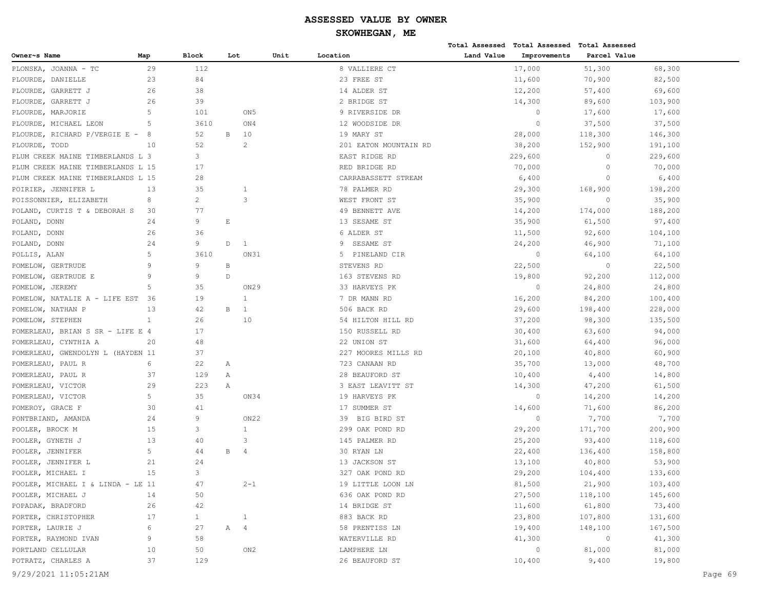# ASSESSED VALUE BY OWNER

## SKOWHEGAN, ME

| Owner~s Name | Map | Block | Lot | Unit | Location | Total Assessed Land Value | Total Assessed Improvements | Total Assessed Parcel Value |
|---|---|---|---|---|---|---|---|---|
| PLONSKA, JOANNA - TC | 29 | 112 | | | 8 VALLIERE CT | 17,000 | 51,300 | 68,300 |
| PLOURDE, DANIELLE | 23 | 84 | | | 23 FREE ST | 11,600 | 70,900 | 82,500 |
| PLOURDE, GARRETT J | 26 | 38 | | | 14 ALDER ST | 12,200 | 57,400 | 69,600 |
| PLOURDE, GARRETT J | 26 | 39 | | | 2 BRIDGE ST | 14,300 | 89,600 | 103,900 |
| PLOURDE, MARJORIE | 5 | 101 | ON5 | | 9 RIVERSIDE DR | 0 | 17,600 | 17,600 |
| PLOURDE, MICHAEL LEON | 5 | 3610 | ON4 | | 12 WOODSIDE DR | 0 | 37,500 | 37,500 |
| PLOURDE, RICHARD P/VERGIE E - | 8 | 52 | B 10 | | 19 MARY ST | 28,000 | 118,300 | 146,300 |
| PLOURDE, TODD | 10 | 52 | 2 | | 201 EATON MOUNTAIN RD | 38,200 | 152,900 | 191,100 |
| PLUM CREEK MAINE TIMBERLANDS L | 3 | 3 | | | EAST RIDGE RD | 229,600 | 0 | 229,600 |
| PLUM CREEK MAINE TIMBERLANDS L | 15 | 17 | | | RED BRIDGE RD | 70,000 | 0 | 70,000 |
| PLUM CREEK MAINE TIMBERLANDS L | 15 | 28 | | | CARRABASSETT STREAM | 6,400 | 0 | 6,400 |
| POIRIER, JENNIFER L | 13 | 35 | 1 | | 78 PALMER RD | 29,300 | 168,900 | 198,200 |
| POISSONNIER, ELIZABETH | 8 | 2 | 3 | | WEST FRONT ST | 35,900 | 0 | 35,900 |
| POLAND, CURTIS T & DEBORAH S | 30 | 77 | | | 49 BENNETT AVE | 14,200 | 174,000 | 188,200 |
| POLAND, DONN | 24 | 9 | E | | 13 SESAME ST | 35,900 | 61,500 | 97,400 |
| POLAND, DONN | 26 | 36 | | | 6 ALDER ST | 11,500 | 92,600 | 104,100 |
| POLAND, DONN | 24 | 9 | D 1 | | 9 SESAME ST | 24,200 | 46,900 | 71,100 |
| POLLIS, ALAN | 5 | 3610 | ON31 | | 5 PINELAND CIR | 0 | 64,100 | 64,100 |
| POMELOW, GERTRUDE | 9 | 9 | B | | STEVENS RD | 22,500 | 0 | 22,500 |
| POMELOW, GERTRUDE E | 9 | 9 | D | | 163 STEVENS RD | 19,800 | 92,200 | 112,000 |
| POMELOW, JEREMY | 5 | 35 | ON29 | | 33 HARVEYS PK | 0 | 24,800 | 24,800 |
| POMELOW, NATALIE A - LIFE EST | 36 | 19 | 1 | | 7 DR MANN RD | 16,200 | 84,200 | 100,400 |
| POMELOW, NATHAN P | 13 | 42 | B 1 | | 506 BACK RD | 29,600 | 198,400 | 228,000 |
| POMELOW, STEPHEN | 1 | 26 | 10 | | 54 HILTON HILL RD | 37,200 | 98,300 | 135,500 |
| POMERLEAU, BRIAN S SR - LIFE E | 4 | 17 | | | 150 RUSSELL RD | 30,400 | 63,600 | 94,000 |
| POMERLEAU, CYNTHIA A | 20 | 48 | | | 22 UNION ST | 31,600 | 64,400 | 96,000 |
| POMERLEAU, GWENDOLYN L (HAYDEN | 11 | 37 | | | 227 MOORES MILLS RD | 20,100 | 40,800 | 60,900 |
| POMERLEAU, PAUL R | 6 | 22 | A | | 723 CANAAN RD | 35,700 | 13,000 | 48,700 |
| POMERLEAU, PAUL R | 37 | 129 | A | | 28 BEAUFORD ST | 10,400 | 4,400 | 14,800 |
| POMERLEAU, VICTOR | 29 | 223 | A | | 3 EAST LEAVITT ST | 14,300 | 47,200 | 61,500 |
| POMERLEAU, VICTOR | 5 | 35 | ON34 | | 19 HARVEYS PK | 0 | 14,200 | 14,200 |
| POMEROY, GRACE F | 30 | 41 | | | 17 SUMMER ST | 14,600 | 71,600 | 86,200 |
| PONTBRIAND, AMANDA | 24 | 9 | ON22 | | 39 BIG BIRD ST | 0 | 7,700 | 7,700 |
| POOLER, BROCK M | 15 | 3 | 1 | | 299 OAK POND RD | 29,200 | 171,700 | 200,900 |
| POOLER, GYNETH J | 13 | 40 | 3 | | 145 PALMER RD | 25,200 | 93,400 | 118,600 |
| POOLER, JENNIFER | 5 | 44 | B 4 | | 30 RYAN LN | 22,400 | 136,400 | 158,800 |
| POOLER, JENNIFER L | 21 | 24 | | | 13 JACKSON ST | 13,100 | 40,800 | 53,900 |
| POOLER, MICHAEL I | 15 | 3 | | | 327 OAK POND RD | 29,200 | 104,400 | 133,600 |
| POOLER, MICHAEL I & LINDA - LE | 11 | 47 | 2-1 | | 19 LITTLE LOON LN | 81,500 | 21,900 | 103,400 |
| POOLER, MICHAEL J | 14 | 50 | | | 636 OAK POND RD | 27,500 | 118,100 | 145,600 |
| POPADAK, BRADFORD | 26 | 42 | | | 14 BRIDGE ST | 11,600 | 61,800 | 73,400 |
| PORTER, CHRISTOPHER | 17 | 1 | 1 | | 883 BACK RD | 23,800 | 107,800 | 131,600 |
| PORTER, LAURIE J | 6 | 27 | A 4 | | 58 PRENTISS LN | 19,400 | 148,100 | 167,500 |
| PORTER, RAYMOND IVAN | 9 | 58 | | | WATERVILLE RD | 41,300 | 0 | 41,300 |
| PORTLAND CELLULAR | 10 | 50 | ON2 | | LAMPHERE LN | 0 | 81,000 | 81,000 |
| POTRATZ, CHARLES A | 37 | 129 | | | 26 BEAUFORD ST | 10,400 | 9,400 | 19,800 |

9/29/2021 11:05:21AM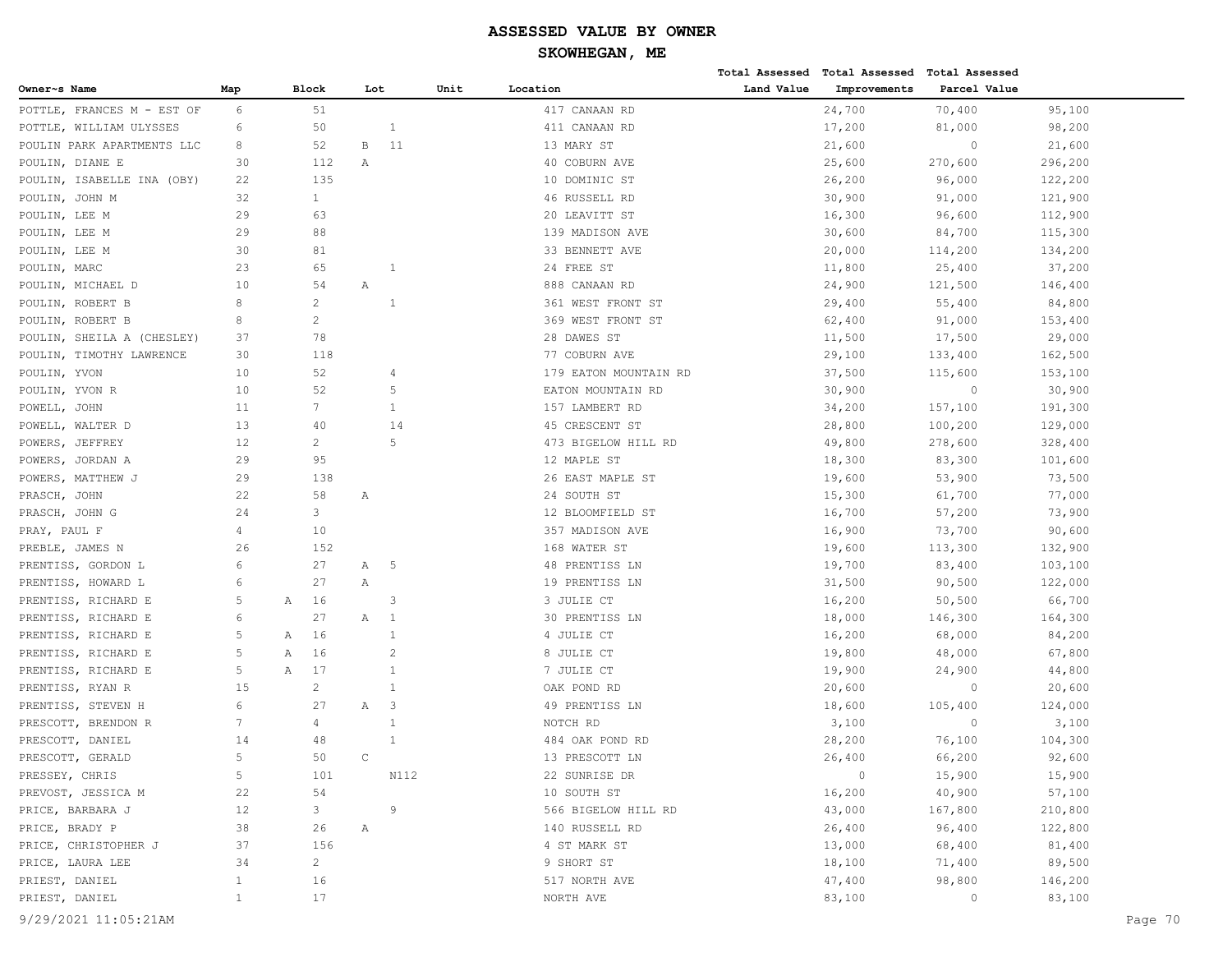# ASSESSED VALUE BY OWNER

## SKOWHEGAN, ME

| Owner~s Name | Map | Block | Lot | Unit | Location | Total Assessed Land Value | Total Assessed Improvements | Total Assessed Parcel Value |
|---|---|---|---|---|---|---|---|---|
| POTTLE, FRANCES M - EST OF | 6 | 51 | | | 417 CANAAN RD | 24,700 | 70,400 | 95,100 |
| POTTLE, WILLIAM ULYSSES | 6 | 50 | 1 | | 411 CANAAN RD | 17,200 | 81,000 | 98,200 |
| POULIN PARK APARTMENTS LLC | 8 | 52 | B 11 | | 13 MARY ST | 21,600 | 0 | 21,600 |
| POULIN, DIANE E | 30 | 112 | A | | 40 COBURN AVE | 25,600 | 270,600 | 296,200 |
| POULIN, ISABELLE INA (OBY) | 22 | 135 | | | 10 DOMINIC ST | 26,200 | 96,000 | 122,200 |
| POULIN, JOHN M | 32 | 1 | | | 46 RUSSELL RD | 30,900 | 91,000 | 121,900 |
| POULIN, LEE M | 29 | 63 | | | 20 LEAVITT ST | 16,300 | 96,600 | 112,900 |
| POULIN, LEE M | 29 | 88 | | | 139 MADISON AVE | 30,600 | 84,700 | 115,300 |
| POULIN, LEE M | 30 | 81 | | | 33 BENNETT AVE | 20,000 | 114,200 | 134,200 |
| POULIN, MARC | 23 | 65 | 1 | | 24 FREE ST | 11,800 | 25,400 | 37,200 |
| POULIN, MICHAEL D | 10 | 54 | A | | 888 CANAAN RD | 24,900 | 121,500 | 146,400 |
| POULIN, ROBERT B | 8 | 2 | 1 | | 361 WEST FRONT ST | 29,400 | 55,400 | 84,800 |
| POULIN, ROBERT B | 8 | 2 | | | 369 WEST FRONT ST | 62,400 | 91,000 | 153,400 |
| POULIN, SHEILA A (CHESLEY) | 37 | 78 | | | 28 DAWES ST | 11,500 | 17,500 | 29,000 |
| POULIN, TIMOTHY LAWRENCE | 30 | 118 | | | 77 COBURN AVE | 29,100 | 133,400 | 162,500 |
| POULIN, YVON | 10 | 52 | 4 | | 179 EATON MOUNTAIN RD | 37,500 | 115,600 | 153,100 |
| POULIN, YVON R | 10 | 52 | 5 | | EATON MOUNTAIN RD | 30,900 | 0 | 30,900 |
| POWELL, JOHN | 11 | 7 | 1 | | 157 LAMBERT RD | 34,200 | 157,100 | 191,300 |
| POWELL, WALTER D | 13 | 40 | 14 | | 45 CRESCENT ST | 28,800 | 100,200 | 129,000 |
| POWERS, JEFFREY | 12 | 2 | 5 | | 473 BIGELOW HILL RD | 49,800 | 278,600 | 328,400 |
| POWERS, JORDAN A | 29 | 95 | | | 12 MAPLE ST | 18,300 | 83,300 | 101,600 |
| POWERS, MATTHEW J | 29 | 138 | | | 26 EAST MAPLE ST | 19,600 | 53,900 | 73,500 |
| PRASCH, JOHN | 22 | 58 | A | | 24 SOUTH ST | 15,300 | 61,700 | 77,000 |
| PRASCH, JOHN G | 24 | 3 | | | 12 BLOOMFIELD ST | 16,700 | 57,200 | 73,900 |
| PRAY, PAUL F | 4 | 10 | | | 357 MADISON AVE | 16,900 | 73,700 | 90,600 |
| PREBLE, JAMES N | 26 | 152 | | | 168 WATER ST | 19,600 | 113,300 | 132,900 |
| PRENTISS, GORDON L | 6 | 27 | A 5 | | 48 PRENTISS LN | 19,700 | 83,400 | 103,100 |
| PRENTISS, HOWARD L | 6 | 27 | A | | 19 PRENTISS LN | 31,500 | 90,500 | 122,000 |
| PRENTISS, RICHARD E | 5 | A 16 | 3 | | 3 JULIE CT | 16,200 | 50,500 | 66,700 |
| PRENTISS, RICHARD E | 6 | 27 | A 1 | | 30 PRENTISS LN | 18,000 | 146,300 | 164,300 |
| PRENTISS, RICHARD E | 5 | A 16 | 1 | | 4 JULIE CT | 16,200 | 68,000 | 84,200 |
| PRENTISS, RICHARD E | 5 | A 16 | 2 | | 8 JULIE CT | 19,800 | 48,000 | 67,800 |
| PRENTISS, RICHARD E | 5 | A 17 | 1 | | 7 JULIE CT | 19,900 | 24,900 | 44,800 |
| PRENTISS, RYAN R | 15 | 2 | 1 | | OAK POND RD | 20,600 | 0 | 20,600 |
| PRENTISS, STEVEN H | 6 | 27 | A 3 | | 49 PRENTISS LN | 18,600 | 105,400 | 124,000 |
| PRESCOTT, BRENDON R | 7 | 4 | 1 | | NOTCH RD | 3,100 | 0 | 3,100 |
| PRESCOTT, DANIEL | 14 | 48 | 1 | | 484 OAK POND RD | 28,200 | 76,100 | 104,300 |
| PRESCOTT, GERALD | 5 | 50 | C | | 13 PRESCOTT LN | 26,400 | 66,200 | 92,600 |
| PRESSEY, CHRIS | 5 | 101 | N112 | | 22 SUNRISE DR | 0 | 15,900 | 15,900 |
| PREVOST, JESSICA M | 22 | 54 | | | 10 SOUTH ST | 16,200 | 40,900 | 57,100 |
| PRICE, BARBARA J | 12 | 3 | 9 | | 566 BIGELOW HILL RD | 43,000 | 167,800 | 210,800 |
| PRICE, BRADY P | 38 | 26 | A | | 140 RUSSELL RD | 26,400 | 96,400 | 122,800 |
| PRICE, CHRISTOPHER J | 37 | 156 | | | 4 ST MARK ST | 13,000 | 68,400 | 81,400 |
| PRICE, LAURA LEE | 34 | 2 | | | 9 SHORT ST | 18,100 | 71,400 | 89,500 |
| PRIEST, DANIEL | 1 | 16 | | | 517 NORTH AVE | 47,400 | 98,800 | 146,200 |
| PRIEST, DANIEL | 1 | 17 | | | NORTH AVE | 83,100 | 0 | 83,100 |

9/29/2021 11:05:21AM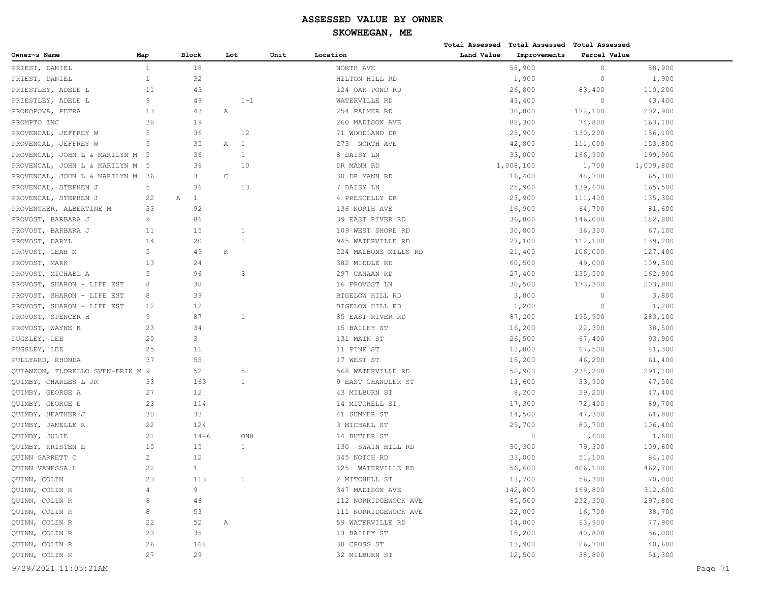# ASSESSED VALUE BY OWNER

## SKOWHEGAN, ME

| Owner~s Name | Map | Block | Lot | Unit | Location | Total Assessed Land Value | Total Assessed Improvements | Total Assessed Parcel Value |
|---|---|---|---|---|---|---|---|---|
| PRIEST, DANIEL | 1 | 18 | | | NORTH AVE | 58,900 | 0 | 58,900 |
| PRIEST, DANIEL | 1 | 32 | | | HILTON HILL RD | 1,900 | 0 | 1,900 |
| PRIESTLEY, ADELE L | 11 | 43 | | | 124 OAK POND RD | 26,800 | 83,400 | 110,200 |
| PRIESTLEY, ADELE L | 9 | 49 | 1-1 | | WATERVILLE RD | 43,400 | 0 | 43,400 |
| PROKOPOVA, PETRA | 13 | 43 | A | | 254 PALMER RD | 30,800 | 172,100 | 202,900 |
| PROMPTO INC | 38 | 19 | | | 260 MADISON AVE | 88,300 | 74,800 | 163,100 |
| PROVENCAL, JEFFREY W | 5 | 36 | 12 | | 71 WOODLAND DR | 25,900 | 130,200 | 156,100 |
| PROVENCAL, JEFFREY W | 5 | 35 | A 1 | | 273 NORTH AVE | 42,800 | 111,000 | 153,800 |
| PROVENCAL, JOHN L & MARILYN M | 5 | 36 | 1 | | 8 DAISY LN | 33,000 | 166,900 | 199,900 |
| PROVENCAL, JOHN L & MARILYN M | 5 | 36 | 10 | | DR MANN RD | 1,008,100 | 1,700 | 1,009,800 |
| PROVENCAL, JOHN L & MARILYN M | 36 | 3 | C | | 30 DR MANN RD | 16,400 | 48,700 | 65,100 |
| PROVENCAL, STEPHEN J | 5 | 36 | 13 | | 7 DAISY LN | 25,900 | 139,600 | 165,500 |
| PROVENCAL, STEPHEN J | 22 | A 1 | | | 4 PRESCELLY DR | 23,900 | 111,400 | 135,300 |
| PROVENCHER, ALBERTINE M | 33 | 92 | | | 136 NORTH AVE | 16,900 | 64,700 | 81,600 |
| PROVOST, BARBARA J | 9 | 86 | | | 39 EAST RIVER RD | 36,800 | 146,000 | 182,800 |
| PROVOST, BARBARA J | 11 | 15 | 1 | | 109 WEST SHORE RD | 30,800 | 36,300 | 67,100 |
| PROVOST, DARYL | 14 | 20 | 1 | | 945 WATERVILLE RD | 27,100 | 112,100 | 139,200 |
| PROVOST, LEAH M | 5 | 49 | K | | 224 MALBONS MILLS RD | 21,400 | 106,000 | 127,400 |
| PROVOST, MARK | 13 | 24 | | | 382 MIDDLE RD | 60,500 | 49,000 | 109,500 |
| PROVOST, MICHAEL A | 5 | 96 | 3 | | 297 CANAAN RD | 27,400 | 135,500 | 162,900 |
| PROVOST, SHARON - LIFE EST | 8 | 38 | | | 16 PROVOST LN | 30,500 | 173,300 | 203,800 |
| PROVOST, SHARON - LIFE EST | 8 | 39 | | | BIGELOW HILL RD | 3,800 | 0 | 3,800 |
| PROVOST, SHARON - LIFE EST | 12 | 12 | | | BIGELOW HILL RD | 1,200 | 0 | 1,200 |
| PROVOST, SPENCER H | 9 | 87 | 1 | | 85 EAST RIVER RD | 87,200 | 195,900 | 283,100 |
| PROVOST, WAYNE K | 23 | 34 | | | 15 BAILEY ST | 16,200 | 22,300 | 38,500 |
| PUGSLEY, LEE | 20 | 3 | | | 131 MAIN ST | 26,500 | 67,400 | 93,900 |
| PUGSLEY, LEE | 25 | 11 | | | 11 PINE ST | 13,800 | 67,500 | 81,300 |
| PULLYARD, RHONDA | 37 | 55 | | | 17 WEST ST | 15,200 | 46,200 | 61,400 |
| QUIANZON, FLORELLO SVEN-ERIK M | 9 | 52 | 5 | | 568 WATERVILLE RD | 52,900 | 238,200 | 291,100 |
| QUIMBY, CHARLES L JR | 33 | 163 | 1 | | 9 EAST CHANDLER ST | 13,600 | 33,900 | 47,500 |
| QUIMBY, GEORGE A | 27 | 12 | | | 43 MILBURN ST | 8,200 | 39,200 | 47,400 |
| QUIMBY, GEORGE E | 23 | 114 | | | 14 MITCHELL ST | 17,300 | 72,400 | 89,700 |
| QUIMBY, HEATHER J | 30 | 33 | | | 41 SUMMER ST | 14,500 | 47,300 | 61,800 |
| QUIMBY, JANELLE R | 22 | 124 | | | 3 MICHAEL ST | 25,700 | 80,700 | 106,400 |
| QUIMBY, JULIE | 21 | 14-6 | ON8 | | 14 BUTLER ST | 0 | 1,600 | 1,600 |
| QUIMBY, KRISTEN E | 10 | 15 | 1 | | 130 SWAIN HILL RD | 30,300 | 79,300 | 109,600 |
| QUINN GARRETT C | 2 | 12 | | | 345 NOTCH RD | 33,000 | 51,100 | 84,100 |
| QUINN VANESSA L | 22 | 1 | | | 125 WATERVILLE RD | 56,600 | 406,100 | 462,700 |
| QUINN, COLIN | 23 | 113 | 1 | | 2 MITCHELL ST | 13,700 | 56,300 | 70,000 |
| QUINN, COLIN R | 4 | 9 | | | 347 MADISON AVE | 142,800 | 169,800 | 312,600 |
| QUINN, COLIN R | 8 | 46 | | | 112 NORRIDGEWOCK AVE | 65,500 | 232,300 | 297,800 |
| QUINN, COLIN R | 8 | 53 | | | 111 NORRIDGEWOCK AVE | 22,000 | 16,700 | 38,700 |
| QUINN, COLIN R | 22 | 52 | A | | 59 WATERVILLE RD | 14,000 | 63,900 | 77,900 |
| QUINN, COLIN R | 23 | 35 | | | 13 BAILEY ST | 15,200 | 40,800 | 56,000 |
| QUINN, COLIN R | 26 | 168 | | | 30 CROSS ST | 13,900 | 26,700 | 40,600 |
| QUINN, COLIN R | 27 | 29 | | | 32 MILBURN ST | 12,500 | 38,800 | 51,300 |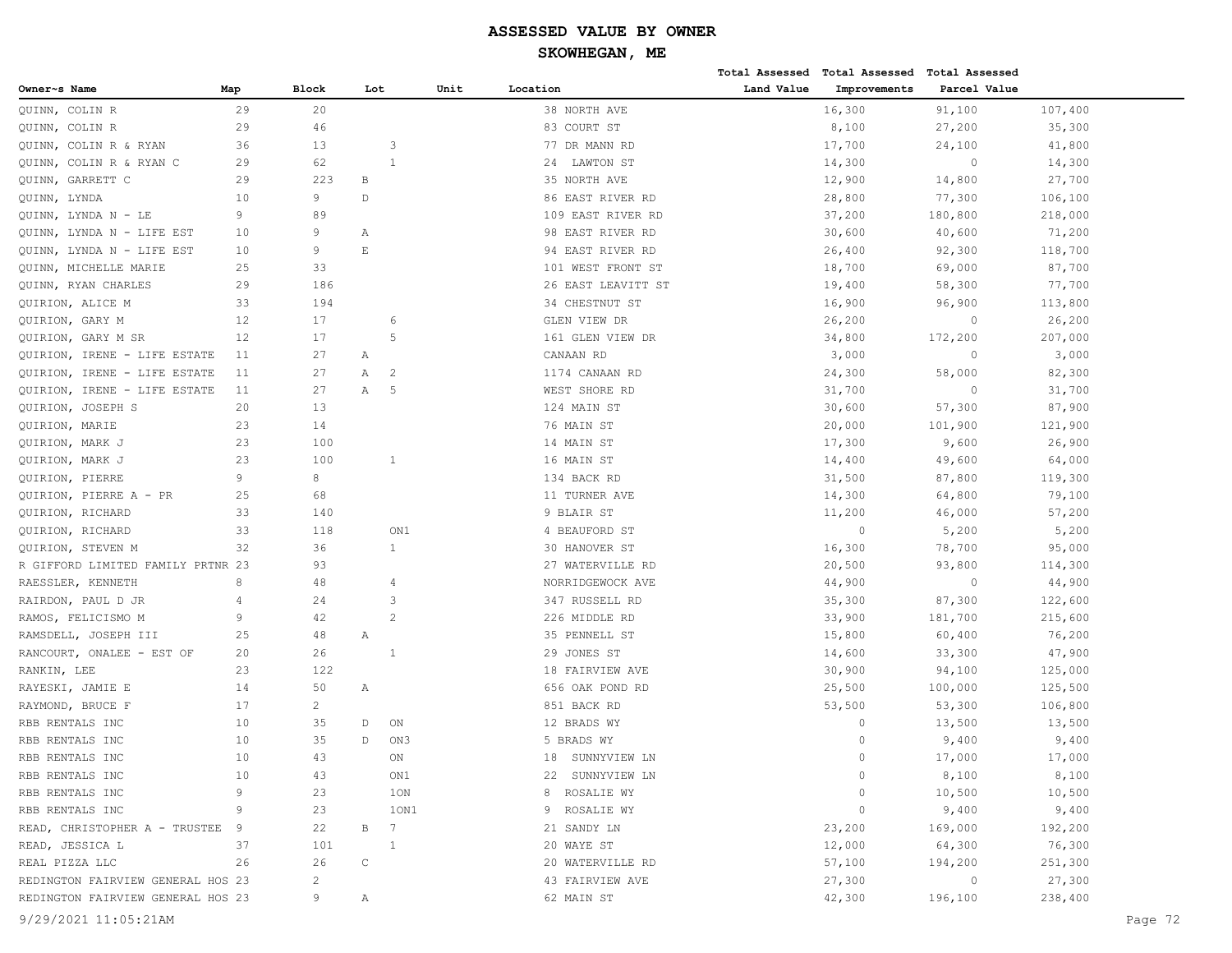# ASSESSED VALUE BY OWNER

## SKOWHEGAN, ME

| Owner~s Name | Map | Block | Lot | Unit | Location | Total Assessed Land Value | Total Assessed Improvements | Total Assessed Parcel Value |
|---|---|---|---|---|---|---|---|---|
| QUINN, COLIN R | 29 | 20 | | | 38 NORTH AVE | 16,300 | 91,100 | 107,400 |
| QUINN, COLIN R | 29 | 46 | | | 83 COURT ST | 8,100 | 27,200 | 35,300 |
| QUINN, COLIN R & RYAN | 36 | 13 | 3 | | 77 DR MANN RD | 17,700 | 24,100 | 41,800 |
| QUINN, COLIN R & RYAN C | 29 | 62 | 1 | | 24 LAWTON ST | 14,300 | 0 | 14,300 |
| QUINN, GARRETT C | 29 | 223 | B | | 35 NORTH AVE | 12,900 | 14,800 | 27,700 |
| QUINN, LYNDA | 10 | 9 | D | | 86 EAST RIVER RD | 28,800 | 77,300 | 106,100 |
| QUINN, LYNDA N - LE | 9 | 89 | | | 109 EAST RIVER RD | 37,200 | 180,800 | 218,000 |
| QUINN, LYNDA N - LIFE EST | 10 | 9 | A | | 98 EAST RIVER RD | 30,600 | 40,600 | 71,200 |
| QUINN, LYNDA N - LIFE EST | 10 | 9 | E | | 94 EAST RIVER RD | 26,400 | 92,300 | 118,700 |
| QUINN, MICHELLE MARIE | 25 | 33 | | | 101 WEST FRONT ST | 18,700 | 69,000 | 87,700 |
| QUINN, RYAN CHARLES | 29 | 186 | | | 26 EAST LEAVITT ST | 19,400 | 58,300 | 77,700 |
| QUIRION, ALICE M | 33 | 194 | | | 34 CHESTNUT ST | 16,900 | 96,900 | 113,800 |
| QUIRION, GARY M | 12 | 17 | 6 | | GLEN VIEW DR | 26,200 | 0 | 26,200 |
| QUIRION, GARY M SR | 12 | 17 | 5 | | 161 GLEN VIEW DR | 34,800 | 172,200 | 207,000 |
| QUIRION, IRENE - LIFE ESTATE | 11 | 27 | A | | CANAAN RD | 3,000 | 0 | 3,000 |
| QUIRION, IRENE - LIFE ESTATE | 11 | 27 | A 2 | | 1174 CANAAN RD | 24,300 | 58,000 | 82,300 |
| QUIRION, IRENE - LIFE ESTATE | 11 | 27 | A 5 | | WEST SHORE RD | 31,700 | 0 | 31,700 |
| QUIRION, JOSEPH S | 20 | 13 | | | 124 MAIN ST | 30,600 | 57,300 | 87,900 |
| QUIRION, MARIE | 23 | 14 | | | 76 MAIN ST | 20,000 | 101,900 | 121,900 |
| QUIRION, MARK J | 23 | 100 | | | 14 MAIN ST | 17,300 | 9,600 | 26,900 |
| QUIRION, MARK J | 23 | 100 | 1 | | 16 MAIN ST | 14,400 | 49,600 | 64,000 |
| QUIRION, PIERRE | 9 | 8 | | | 134 BACK RD | 31,500 | 87,800 | 119,300 |
| QUIRION, PIERRE A - PR | 25 | 68 | | | 11 TURNER AVE | 14,300 | 64,800 | 79,100 |
| QUIRION, RICHARD | 33 | 140 | | | 9 BLAIR ST | 11,200 | 46,000 | 57,200 |
| QUIRION, RICHARD | 33 | 118 | ON1 | | 4 BEAUFORD ST | 0 | 5,200 | 5,200 |
| QUIRION, STEVEN M | 32 | 36 | 1 | | 30 HANOVER ST | 16,300 | 78,700 | 95,000 |
| R GIFFORD LIMITED FAMILY PRTNR | 23 | 93 | | | 27 WATERVILLE RD | 20,500 | 93,800 | 114,300 |
| RAESSLER, KENNETH | 8 | 48 | 4 | | NORRIDGEWOCK AVE | 44,900 | 0 | 44,900 |
| RAIRDON, PAUL D JR | 4 | 24 | 3 | | 347 RUSSELL RD | 35,300 | 87,300 | 122,600 |
| RAMOS, FELICISMO M | 9 | 42 | 2 | | 226 MIDDLE RD | 33,900 | 181,700 | 215,600 |
| RAMSDELL, JOSEPH III | 25 | 48 | A | | 35 PENNELL ST | 15,800 | 60,400 | 76,200 |
| RANCOURT, ONALEE - EST OF | 20 | 26 | 1 | | 29 JONES ST | 14,600 | 33,300 | 47,900 |
| RANKIN, LEE | 23 | 122 | | | 18 FAIRVIEW AVE | 30,900 | 94,100 | 125,000 |
| RAYESKI, JAMIE E | 14 | 50 | A | | 656 OAK POND RD | 25,500 | 100,000 | 125,500 |
| RAYMOND, BRUCE F | 17 | 2 | | | 851 BACK RD | 53,500 | 53,300 | 106,800 |
| RBB RENTALS INC | 10 | 35 | D ON | | 12 BRADS WY | 0 | 13,500 | 13,500 |
| RBB RENTALS INC | 10 | 35 | D ON3 | | 5 BRADS WY | 0 | 9,400 | 9,400 |
| RBB RENTALS INC | 10 | 43 | ON | | 18 SUNNYVIEW LN | 0 | 17,000 | 17,000 |
| RBB RENTALS INC | 10 | 43 | ON1 | | 22 SUNNYVIEW LN | 0 | 8,100 | 8,100 |
| RBB RENTALS INC | 9 | 23 | 1ON | | 8 ROSALIE WY | 0 | 10,500 | 10,500 |
| RBB RENTALS INC | 9 | 23 | 1ON1 | | 9 ROSALIE WY | 0 | 9,400 | 9,400 |
| READ, CHRISTOPHER A - TRUSTEE | 9 | 22 | B 7 | | 21 SANDY LN | 23,200 | 169,000 | 192,200 |
| READ, JESSICA L | 37 | 101 | 1 | | 20 WAYE ST | 12,000 | 64,300 | 76,300 |
| REAL PIZZA LLC | 26 | 26 | C | | 20 WATERVILLE RD | 57,100 | 194,200 | 251,300 |
| REDINGTON FAIRVIEW GENERAL HOS | 23 | 2 | | | 43 FAIRVIEW AVE | 27,300 | 0 | 27,300 |
| REDINGTON FAIRVIEW GENERAL HOS | 23 | 9 | A | | 62 MAIN ST | 42,300 | 196,100 | 238,400 |

9/29/2021 11:05:21AM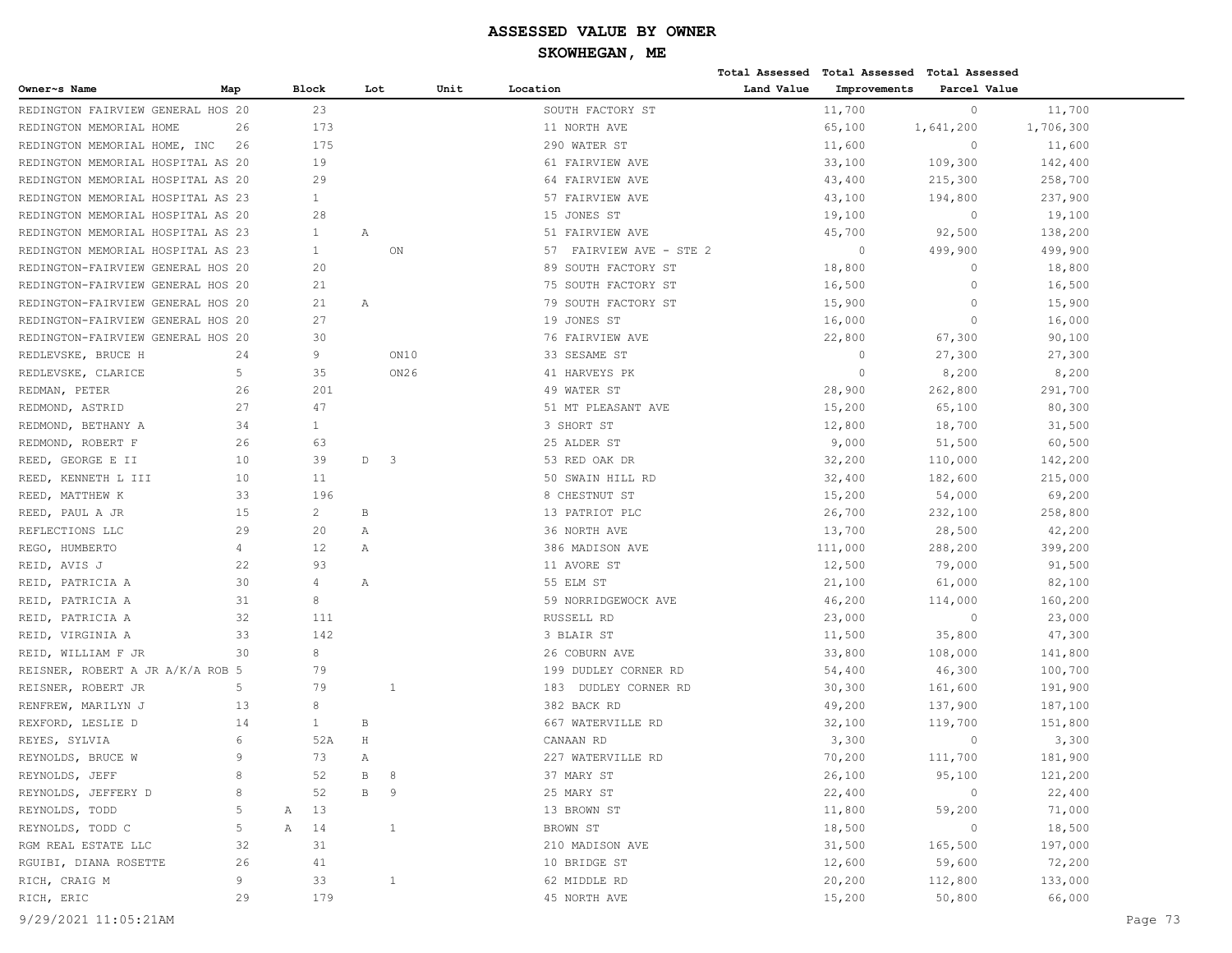# ASSESSED VALUE BY OWNER

## SKOWHEGAN, ME

| Owner~s Name | Map | Block | Lot | Unit | Location | Total Assessed Land Value | Total Assessed Improvements | Total Assessed Parcel Value |
|---|---|---|---|---|---|---|---|---|
| REDINGTON FAIRVIEW GENERAL HOS | 20 | 23 | | | SOUTH FACTORY ST | 11,700 | 0 | 11,700 |
| REDINGTON MEMORIAL HOME | 26 | 173 | | | 11 NORTH AVE | 65,100 | 1,641,200 | 1,706,300 |
| REDINGTON MEMORIAL HOME, INC | 26 | 175 | | | 290 WATER ST | 11,600 | 0 | 11,600 |
| REDINGTON MEMORIAL HOSPITAL AS | 20 | 19 | | | 61 FAIRVIEW AVE | 33,100 | 109,300 | 142,400 |
| REDINGTON MEMORIAL HOSPITAL AS | 20 | 29 | | | 64 FAIRVIEW AVE | 43,400 | 215,300 | 258,700 |
| REDINGTON MEMORIAL HOSPITAL AS | 23 | 1 | | | 57 FAIRVIEW AVE | 43,100 | 194,800 | 237,900 |
| REDINGTON MEMORIAL HOSPITAL AS | 20 | 28 | | | 15 JONES ST | 19,100 | 0 | 19,100 |
| REDINGTON MEMORIAL HOSPITAL AS | 23 | 1 | A | | 51 FAIRVIEW AVE | 45,700 | 92,500 | 138,200 |
| REDINGTON MEMORIAL HOSPITAL AS | 23 | 1 | ON | | 57 FAIRVIEW AVE - STE 2 | 0 | 499,900 | 499,900 |
| REDINGTON-FAIRVIEW GENERAL HOS | 20 | 20 | | | 89 SOUTH FACTORY ST | 18,800 | 0 | 18,800 |
| REDINGTON-FAIRVIEW GENERAL HOS | 20 | 21 | | | 75 SOUTH FACTORY ST | 16,500 | 0 | 16,500 |
| REDINGTON-FAIRVIEW GENERAL HOS | 20 | 21 | A | | 79 SOUTH FACTORY ST | 15,900 | 0 | 15,900 |
| REDINGTON-FAIRVIEW GENERAL HOS | 20 | 27 | | | 19 JONES ST | 16,000 | 0 | 16,000 |
| REDINGTON-FAIRVIEW GENERAL HOS | 20 | 30 | | | 76 FAIRVIEW AVE | 22,800 | 67,300 | 90,100 |
| REDLEVSKE, BRUCE H | 24 | 9 | ON10 | | 33 SESAME ST | 0 | 27,300 | 27,300 |
| REDLEVSKE, CLARICE | 5 | 35 | ON26 | | 41 HARVEYS PK | 0 | 8,200 | 8,200 |
| REDMAN, PETER | 26 | 201 | | | 49 WATER ST | 28,900 | 262,800 | 291,700 |
| REDMOND, ASTRID | 27 | 47 | | | 51 MT PLEASANT AVE | 15,200 | 65,100 | 80,300 |
| REDMOND, BETHANY A | 34 | 1 | | | 3 SHORT ST | 12,800 | 18,700 | 31,500 |
| REDMOND, ROBERT F | 26 | 63 | | | 25 ALDER ST | 9,000 | 51,500 | 60,500 |
| REED, GEORGE E II | 10 | 39 | D 3 | | 53 RED OAK DR | 32,200 | 110,000 | 142,200 |
| REED, KENNETH L III | 10 | 11 | | | 50 SWAIN HILL RD | 32,400 | 182,600 | 215,000 |
| REED, MATTHEW K | 33 | 196 | | | 8 CHESTNUT ST | 15,200 | 54,000 | 69,200 |
| REED, PAUL A JR | 15 | 2 | B | | 13 PATRIOT PLC | 26,700 | 232,100 | 258,800 |
| REFLECTIONS LLC | 29 | 20 | A | | 36 NORTH AVE | 13,700 | 28,500 | 42,200 |
| REGO, HUMBERTO | 4 | 12 | A | | 386 MADISON AVE | 111,000 | 288,200 | 399,200 |
| REID, AVIS J | 22 | 93 | | | 11 AVORE ST | 12,500 | 79,000 | 91,500 |
| REID, PATRICIA A | 30 | 4 | A | | 55 ELM ST | 21,100 | 61,000 | 82,100 |
| REID, PATRICIA A | 31 | 8 | | | 59 NORRIDGEWOCK AVE | 46,200 | 114,000 | 160,200 |
| REID, PATRICIA A | 32 | 111 | | | RUSSELL RD | 23,000 | 0 | 23,000 |
| REID, VIRGINIA A | 33 | 142 | | | 3 BLAIR ST | 11,500 | 35,800 | 47,300 |
| REID, WILLIAM F JR | 30 | 8 | | | 26 COBURN AVE | 33,800 | 108,000 | 141,800 |
| REISNER, ROBERT A JR A/K/A ROB | 5 | 79 | | | 199 DUDLEY CORNER RD | 54,400 | 46,300 | 100,700 |
| REISNER, ROBERT JR | 5 | 79 | 1 | | 183 DUDLEY CORNER RD | 30,300 | 161,600 | 191,900 |
| RENFREW, MARILYN J | 13 | 8 | | | 382 BACK RD | 49,200 | 137,900 | 187,100 |
| REXFORD, LESLIE D | 14 | 1 | B | | 667 WATERVILLE RD | 32,100 | 119,700 | 151,800 |
| REYES, SYLVIA | 6 | 52A | H | | CANAAN RD | 3,300 | 0 | 3,300 |
| REYNOLDS, BRUCE W | 9 | 73 | A | | 227 WATERVILLE RD | 70,200 | 111,700 | 181,900 |
| REYNOLDS, JEFF | 8 | 52 | B 8 | | 37 MARY ST | 26,100 | 95,100 | 121,200 |
| REYNOLDS, JEFFERY D | 8 | 52 | B 9 | | 25 MARY ST | 22,400 | 0 | 22,400 |
| REYNOLDS, TODD | 5 | A 13 | | | 13 BROWN ST | 11,800 | 59,200 | 71,000 |
| REYNOLDS, TODD C | 5 | A 14 | 1 | | BROWN ST | 18,500 | 0 | 18,500 |
| RGM REAL ESTATE LLC | 32 | 31 | | | 210 MADISON AVE | 31,500 | 165,500 | 197,000 |
| RGUIBI, DIANA ROSETTE | 26 | 41 | | | 10 BRIDGE ST | 12,600 | 59,600 | 72,200 |
| RICH, CRAIG M | 9 | 33 | 1 | | 62 MIDDLE RD | 20,200 | 112,800 | 133,000 |
| RICH, ERIC | 29 | 179 | | | 45 NORTH AVE | 15,200 | 50,800 | 66,000 |

9/29/2021 11:05:21AM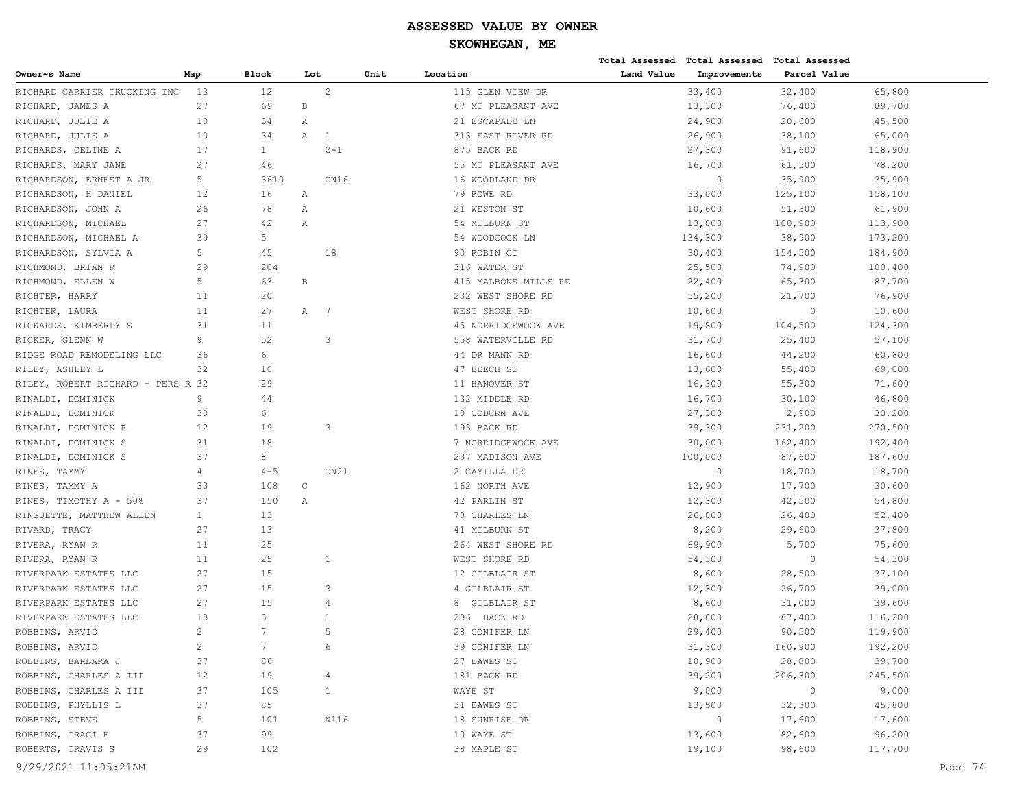# ASSESSED VALUE BY OWNER

## SKOWHEGAN, ME

| Owner~s Name | Map | Block | Lot | Unit | Location | Total Assessed Land Value | Total Assessed Improvements | Total Assessed Parcel Value |
|---|---|---|---|---|---|---|---|---|
| RICHARD CARRIER TRUCKING INC | 13 | 12 | 2 | | 115 GLEN VIEW DR | 33,400 | 32,400 | 65,800 |
| RICHARD, JAMES A | 27 | 69 | B | | 67 MT PLEASANT AVE | 13,300 | 76,400 | 89,700 |
| RICHARD, JULIE A | 10 | 34 | A | | 21 ESCAPADE LN | 24,900 | 20,600 | 45,500 |
| RICHARD, JULIE A | 10 | 34 | A 1 | | 313 EAST RIVER RD | 26,900 | 38,100 | 65,000 |
| RICHARDS, CELINE A | 17 | 1 | 2-1 | | 875 BACK RD | 27,300 | 91,600 | 118,900 |
| RICHARDS, MARY JANE | 27 | 46 | | | 55 MT PLEASANT AVE | 16,700 | 61,500 | 78,200 |
| RICHARDSON, ERNEST A JR | 5 | 3610 | ON16 | | 16 WOODLAND DR | 0 | 35,900 | 35,900 |
| RICHARDSON, H DANIEL | 12 | 16 | A | | 79 ROWE RD | 33,000 | 125,100 | 158,100 |
| RICHARDSON, JOHN A | 26 | 78 | A | | 21 WESTON ST | 10,600 | 51,300 | 61,900 |
| RICHARDSON, MICHAEL | 27 | 42 | A | | 54 MILBURN ST | 13,000 | 100,900 | 113,900 |
| RICHARDSON, MICHAEL A | 39 | 5 | | | 54 WOODCOCK LN | 134,300 | 38,900 | 173,200 |
| RICHARDSON, SYLVIA A | 5 | 45 | 18 | | 90 ROBIN CT | 30,400 | 154,500 | 184,900 |
| RICHMOND, BRIAN R | 29 | 204 | | | 316 WATER ST | 25,500 | 74,900 | 100,400 |
| RICHMOND, ELLEN W | 5 | 63 | B | | 415 MALBONS MILLS RD | 22,400 | 65,300 | 87,700 |
| RICHTER, HARRY | 11 | 20 | | | 232 WEST SHORE RD | 55,200 | 21,700 | 76,900 |
| RICHTER, LAURA | 11 | 27 | A 7 | | WEST SHORE RD | 10,600 | 0 | 10,600 |
| RICKARDS, KIMBERLY S | 31 | 11 | | | 45 NORRIDGEWOCK AVE | 19,800 | 104,500 | 124,300 |
| RICKER, GLENN W | 9 | 52 | 3 | | 558 WATERVILLE RD | 31,700 | 25,400 | 57,100 |
| RIDGE ROAD REMODELING LLC | 36 | 6 | | | 44 DR MANN RD | 16,600 | 44,200 | 60,800 |
| RILEY, ASHLEY L | 32 | 10 | | | 47 BEECH ST | 13,600 | 55,400 | 69,000 |
| RILEY, ROBERT RICHARD - PERS R | 32 | 29 | | | 11 HANOVER ST | 16,300 | 55,300 | 71,600 |
| RINALDI, DOMINICK | 9 | 44 | | | 132 MIDDLE RD | 16,700 | 30,100 | 46,800 |
| RINALDI, DOMINICK | 30 | 6 | | | 10 COBURN AVE | 27,300 | 2,900 | 30,200 |
| RINALDI, DOMINICK R | 12 | 19 | 3 | | 193 BACK RD | 39,300 | 231,200 | 270,500 |
| RINALDI, DOMINICK S | 31 | 18 | | | 7 NORRIDGEWOCK AVE | 30,000 | 162,400 | 192,400 |
| RINALDI, DOMINICK S | 37 | 8 | | | 237 MADISON AVE | 100,000 | 87,600 | 187,600 |
| RINES, TAMMY | 4 | 4-5 | ON21 | | 2 CAMILLA DR | 0 | 18,700 | 18,700 |
| RINES, TAMMY A | 33 | 108 | C | | 162 NORTH AVE | 12,900 | 17,700 | 30,600 |
| RINES, TIMOTHY A - 50% | 37 | 150 | A | | 42 PARLIN ST | 12,300 | 42,500 | 54,800 |
| RINGUETTE, MATTHEW ALLEN | 1 | 13 | | | 78 CHARLES LN | 26,000 | 26,400 | 52,400 |
| RIVARD, TRACY | 27 | 13 | | | 41 MILBURN ST | 8,200 | 29,600 | 37,800 |
| RIVERA, RYAN R | 11 | 25 | | | 264 WEST SHORE RD | 69,900 | 5,700 | 75,600 |
| RIVERA, RYAN R | 11 | 25 | 1 | | WEST SHORE RD | 54,300 | 0 | 54,300 |
| RIVERPARK ESTATES LLC | 27 | 15 | | | 12 GILBLAIR ST | 8,600 | 28,500 | 37,100 |
| RIVERPARK ESTATES LLC | 27 | 15 | 3 | | 4 GILBLAIR ST | 12,300 | 26,700 | 39,000 |
| RIVERPARK ESTATES LLC | 27 | 15 | 4 | | 8 GILBLAIR ST | 8,600 | 31,000 | 39,600 |
| RIVERPARK ESTATES LLC | 13 | 3 | 1 | | 236 BACK RD | 28,800 | 87,400 | 116,200 |
| ROBBINS, ARVID | 2 | 7 | 5 | | 28 CONIFER LN | 29,400 | 90,500 | 119,900 |
| ROBBINS, ARVID | 2 | 7 | 6 | | 39 CONIFER LN | 31,300 | 160,900 | 192,200 |
| ROBBINS, BARBARA J | 37 | 86 | | | 27 DAWES ST | 10,900 | 28,800 | 39,700 |
| ROBBINS, CHARLES A III | 12 | 19 | 4 | | 181 BACK RD | 39,200 | 206,300 | 245,500 |
| ROBBINS, CHARLES A III | 37 | 105 | 1 | | WAYE ST | 9,000 | 0 | 9,000 |
| ROBBINS, PHYLLIS L | 37 | 85 | | | 31 DAWES ST | 13,500 | 32,300 | 45,800 |
| ROBBINS, STEVE | 5 | 101 | N116 | | 18 SUNRISE DR | 0 | 17,600 | 17,600 |
| ROBBINS, TRACI E | 37 | 99 | | | 10 WAYE ST | 13,600 | 82,600 | 96,200 |
| ROBERTS, TRAVIS S | 29 | 102 | | | 38 MAPLE ST | 19,100 | 98,600 | 117,700 |

9/29/2021 11:05:21AM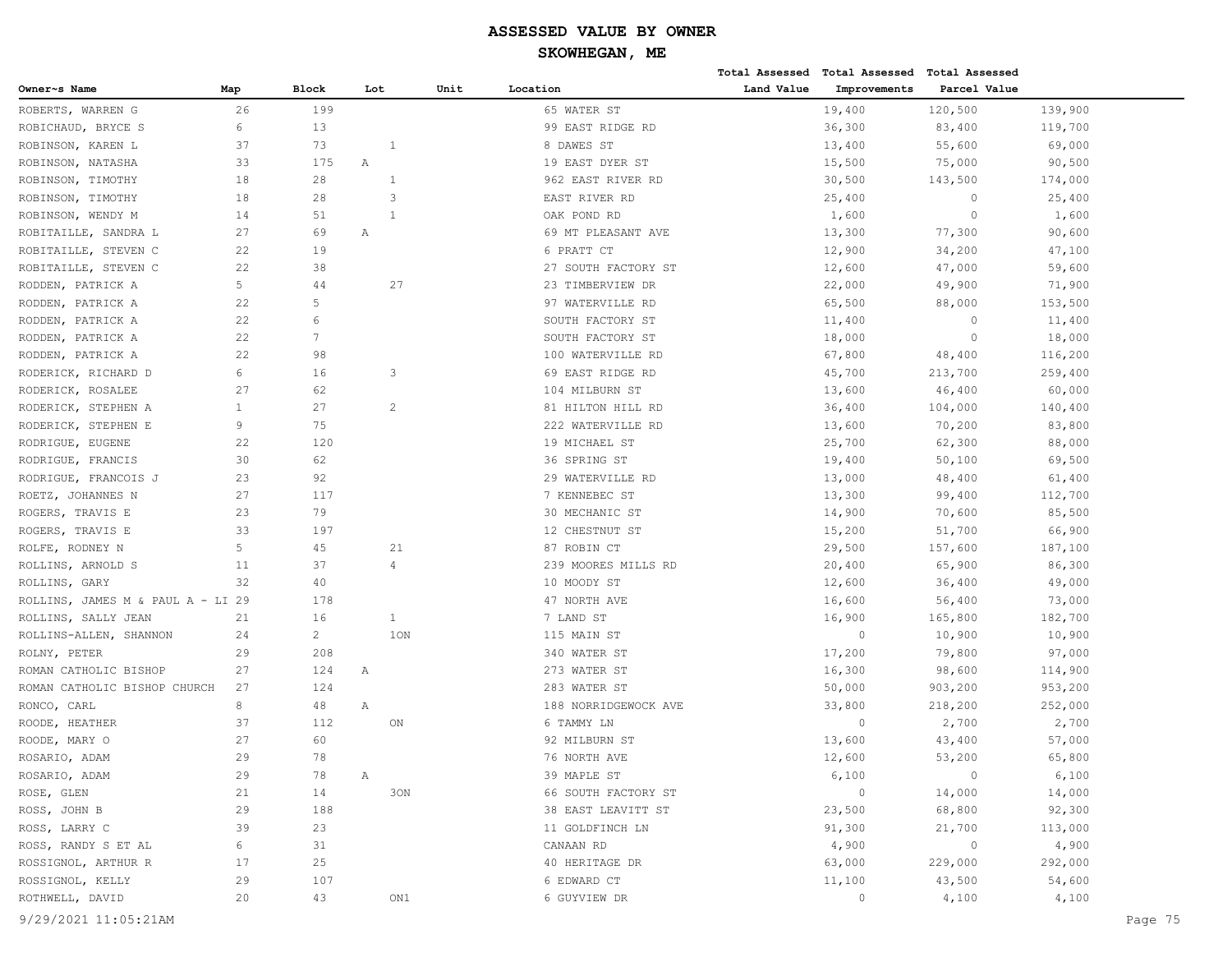# ASSESSED VALUE BY OWNER

## SKOWHEGAN, ME

| Owner~s Name | Map | Block | Lot | Unit | Location | Total Assessed Land Value | Total Assessed Improvements | Total Assessed Parcel Value |
|---|---|---|---|---|---|---|---|---|
| ROBERTS, WARREN G | 26 | 199 | | | 65 WATER ST | 19,400 | 120,500 | 139,900 |
| ROBICHAUD, BRYCE S | 6 | 13 | | | 99 EAST RIDGE RD | 36,300 | 83,400 | 119,700 |
| ROBINSON, KAREN L | 37 | 73 | 1 | | 8 DAWES ST | 13,400 | 55,600 | 69,000 |
| ROBINSON, NATASHA | 33 | 175 | A | | 19 EAST DYER ST | 15,500 | 75,000 | 90,500 |
| ROBINSON, TIMOTHY | 18 | 28 | 1 | | 962 EAST RIVER RD | 30,500 | 143,500 | 174,000 |
| ROBINSON, TIMOTHY | 18 | 28 | 3 | | EAST RIVER RD | 25,400 | 0 | 25,400 |
| ROBINSON, WENDY M | 14 | 51 | 1 | | OAK POND RD | 1,600 | 0 | 1,600 |
| ROBITAILLE, SANDRA L | 27 | 69 | A | | 69 MT PLEASANT AVE | 13,300 | 77,300 | 90,600 |
| ROBITAILLE, STEVEN C | 22 | 19 | | | 6 PRATT CT | 12,900 | 34,200 | 47,100 |
| ROBITAILLE, STEVEN C | 22 | 38 | | | 27 SOUTH FACTORY ST | 12,600 | 47,000 | 59,600 |
| RODDEN, PATRICK A | 5 | 44 | 27 | | 23 TIMBERVIEW DR | 22,000 | 49,900 | 71,900 |
| RODDEN, PATRICK A | 22 | 5 | | | 97 WATERVILLE RD | 65,500 | 88,000 | 153,500 |
| RODDEN, PATRICK A | 22 | 6 | | | SOUTH FACTORY ST | 11,400 | 0 | 11,400 |
| RODDEN, PATRICK A | 22 | 7 | | | SOUTH FACTORY ST | 18,000 | 0 | 18,000 |
| RODDEN, PATRICK A | 22 | 98 | | | 100 WATERVILLE RD | 67,800 | 48,400 | 116,200 |
| RODERICK, RICHARD D | 6 | 16 | 3 | | 69 EAST RIDGE RD | 45,700 | 213,700 | 259,400 |
| RODERICK, ROSALEE | 27 | 62 | | | 104 MILBURN ST | 13,600 | 46,400 | 60,000 |
| RODERICK, STEPHEN A | 1 | 27 | 2 | | 81 HILTON HILL RD | 36,400 | 104,000 | 140,400 |
| RODERICK, STEPHEN E | 9 | 75 | | | 222 WATERVILLE RD | 13,600 | 70,200 | 83,800 |
| RODRIGUE, EUGENE | 22 | 120 | | | 19 MICHAEL ST | 25,700 | 62,300 | 88,000 |
| RODRIGUE, FRANCIS | 30 | 62 | | | 36 SPRING ST | 19,400 | 50,100 | 69,500 |
| RODRIGUE, FRANCOIS J | 23 | 92 | | | 29 WATERVILLE RD | 13,000 | 48,400 | 61,400 |
| ROETZ, JOHANNES N | 27 | 117 | | | 7 KENNEBEC ST | 13,300 | 99,400 | 112,700 |
| ROGERS, TRAVIS E | 23 | 79 | | | 30 MECHANIC ST | 14,900 | 70,600 | 85,500 |
| ROGERS, TRAVIS E | 33 | 197 | | | 12 CHESTNUT ST | 15,200 | 51,700 | 66,900 |
| ROLFE, RODNEY N | 5 | 45 | 21 | | 87 ROBIN CT | 29,500 | 157,600 | 187,100 |
| ROLLINS, ARNOLD S | 11 | 37 | 4 | | 239 MOORES MILLS RD | 20,400 | 65,900 | 86,300 |
| ROLLINS, GARY | 32 | 40 | | | 10 MOODY ST | 12,600 | 36,400 | 49,000 |
| ROLLINS, JAMES M & PAUL A - LI | 29 | 178 | | | 47 NORTH AVE | 16,600 | 56,400 | 73,000 |
| ROLLINS, SALLY JEAN | 21 | 16 | 1 | | 7 LAND ST | 16,900 | 165,800 | 182,700 |
| ROLLINS-ALLEN, SHANNON | 24 | 2 | 1ON | | 115 MAIN ST | 0 | 10,900 | 10,900 |
| ROLNY, PETER | 29 | 208 | | | 340 WATER ST | 17,200 | 79,800 | 97,000 |
| ROMAN CATHOLIC BISHOP | 27 | 124 | A | | 273 WATER ST | 16,300 | 98,600 | 114,900 |
| ROMAN CATHOLIC BISHOP CHURCH | 27 | 124 | | | 283 WATER ST | 50,000 | 903,200 | 953,200 |
| RONCO, CARL | 8 | 48 | A | | 188 NORRIDGEWOCK AVE | 33,800 | 218,200 | 252,000 |
| ROODE, HEATHER | 37 | 112 | ON | | 6 TAMMY LN | 0 | 2,700 | 2,700 |
| ROODE, MARY O | 27 | 60 | | | 92 MILBURN ST | 13,600 | 43,400 | 57,000 |
| ROSARIO, ADAM | 29 | 78 | | | 76 NORTH AVE | 12,600 | 53,200 | 65,800 |
| ROSARIO, ADAM | 29 | 78 | A | | 39 MAPLE ST | 6,100 | 0 | 6,100 |
| ROSE, GLEN | 21 | 14 | 3ON | | 66 SOUTH FACTORY ST | 0 | 14,000 | 14,000 |
| ROSS, JOHN B | 29 | 188 | | | 38 EAST LEAVITT ST | 23,500 | 68,800 | 92,300 |
| ROSS, LARRY C | 39 | 23 | | | 11 GOLDFINCH LN | 91,300 | 21,700 | 113,000 |
| ROSS, RANDY S ET AL | 6 | 31 | | | CANAAN RD | 4,900 | 0 | 4,900 |
| ROSSIGNOL, ARTHUR R | 17 | 25 | | | 40 HERITAGE DR | 63,000 | 229,000 | 292,000 |
| ROSSIGNOL, KELLY | 29 | 107 | | | 6 EDWARD CT | 11,100 | 43,500 | 54,600 |
| ROTHWELL, DAVID | 20 | 43 | ON1 | | 6 GUYVIEW DR | 0 | 4,100 | 4,100 |

9/29/2021 11:05:21AM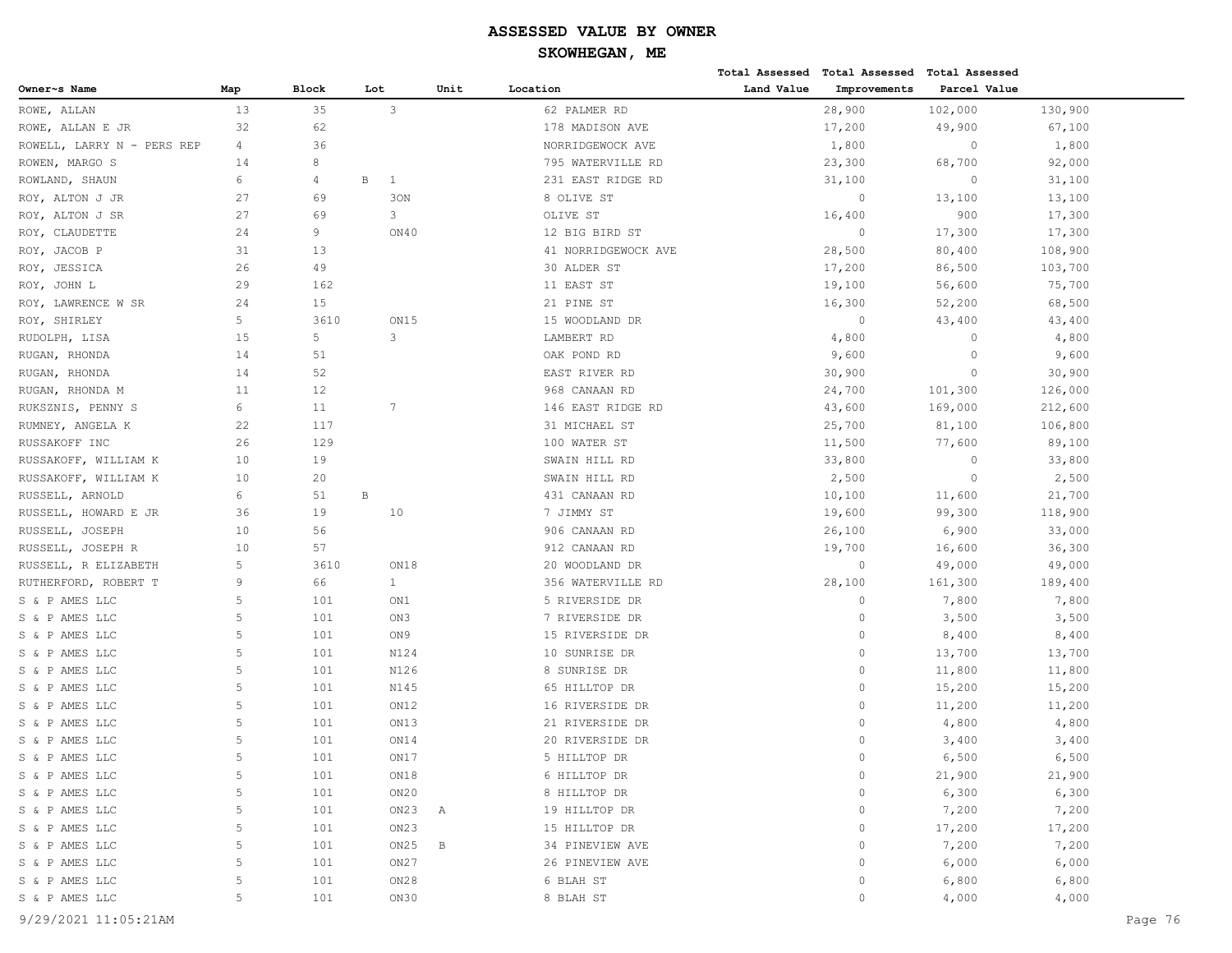# ASSESSED VALUE BY OWNER

## SKOWHEGAN, ME

| Owner~s Name | Map | Block | Lot | Unit | Location | Total Assessed Land Value | Total Assessed Improvements | Total Assessed Parcel Value |
|---|---|---|---|---|---|---|---|---|
| ROWE, ALLAN | 13 | 35 | 3 | | 62 PALMER RD | 28,900 | 102,000 | 130,900 |
| ROWE, ALLAN E JR | 32 | 62 | | | 178 MADISON AVE | 17,200 | 49,900 | 67,100 |
| ROWELL, LARRY N - PERS REP | 4 | 36 | | | NORRIDGEWOCK AVE | 1,800 | 0 | 1,800 |
| ROWEN, MARGO S | 14 | 8 | | | 795 WATERVILLE RD | 23,300 | 68,700 | 92,000 |
| ROWLAND, SHAUN | 6 | 4 | B 1 | | 231 EAST RIDGE RD | 31,100 | 0 | 31,100 |
| ROY, ALTON J JR | 27 | 69 | 3ON | | 8 OLIVE ST | 0 | 13,100 | 13,100 |
| ROY, ALTON J SR | 27 | 69 | 3 | | OLIVE ST | 16,400 | 900 | 17,300 |
| ROY, CLAUDETTE | 24 | 9 | ON40 | | 12 BIG BIRD ST | 0 | 17,300 | 17,300 |
| ROY, JACOB P | 31 | 13 | | | 41 NORRIDGEWOCK AVE | 28,500 | 80,400 | 108,900 |
| ROY, JESSICA | 26 | 49 | | | 30 ALDER ST | 17,200 | 86,500 | 103,700 |
| ROY, JOHN L | 29 | 162 | | | 11 EAST ST | 19,100 | 56,600 | 75,700 |
| ROY, LAWRENCE W SR | 24 | 15 | | | 21 PINE ST | 16,300 | 52,200 | 68,500 |
| ROY, SHIRLEY | 5 | 3610 | ON15 | | 15 WOODLAND DR | 0 | 43,400 | 43,400 |
| RUDOLPH, LISA | 15 | 5 | 3 | | LAMBERT RD | 4,800 | 0 | 4,800 |
| RUGAN, RHONDA | 14 | 51 | | | OAK POND RD | 9,600 | 0 | 9,600 |
| RUGAN, RHONDA | 14 | 52 | | | EAST RIVER RD | 30,900 | 0 | 30,900 |
| RUGAN, RHONDA M | 11 | 12 | | | 968 CANAAN RD | 24,700 | 101,300 | 126,000 |
| RUKSZNIS, PENNY S | 6 | 11 | 7 | | 146 EAST RIDGE RD | 43,600 | 169,000 | 212,600 |
| RUMNEY, ANGELA K | 22 | 117 | | | 31 MICHAEL ST | 25,700 | 81,100 | 106,800 |
| RUSSAKOFF INC | 26 | 129 | | | 100 WATER ST | 11,500 | 77,600 | 89,100 |
| RUSSAKOFF, WILLIAM K | 10 | 19 | | | SWAIN HILL RD | 33,800 | 0 | 33,800 |
| RUSSAKOFF, WILLIAM K | 10 | 20 | | | SWAIN HILL RD | 2,500 | 0 | 2,500 |
| RUSSELL, ARNOLD | 6 | 51 | B | | 431 CANAAN RD | 10,100 | 11,600 | 21,700 |
| RUSSELL, HOWARD E JR | 36 | 19 | 10 | | 7 JIMMY ST | 19,600 | 99,300 | 118,900 |
| RUSSELL, JOSEPH | 10 | 56 | | | 906 CANAAN RD | 26,100 | 6,900 | 33,000 |
| RUSSELL, JOSEPH R | 10 | 57 | | | 912 CANAAN RD | 19,700 | 16,600 | 36,300 |
| RUSSELL, R ELIZABETH | 5 | 3610 | ON18 | | 20 WOODLAND DR | 0 | 49,000 | 49,000 |
| RUTHERFORD, ROBERT T | 9 | 66 | 1 | | 356 WATERVILLE RD | 28,100 | 161,300 | 189,400 |
| S & P AMES LLC | 5 | 101 | ON1 | | 5 RIVERSIDE DR | 0 | 7,800 | 7,800 |
| S & P AMES LLC | 5 | 101 | ON3 | | 7 RIVERSIDE DR | 0 | 3,500 | 3,500 |
| S & P AMES LLC | 5 | 101 | ON9 | | 15 RIVERSIDE DR | 0 | 8,400 | 8,400 |
| S & P AMES LLC | 5 | 101 | N124 | | 10 SUNRISE DR | 0 | 13,700 | 13,700 |
| S & P AMES LLC | 5 | 101 | N126 | | 8 SUNRISE DR | 0 | 11,800 | 11,800 |
| S & P AMES LLC | 5 | 101 | N145 | | 65 HILLTOP DR | 0 | 15,200 | 15,200 |
| S & P AMES LLC | 5 | 101 | ON12 | | 16 RIVERSIDE DR | 0 | 11,200 | 11,200 |
| S & P AMES LLC | 5 | 101 | ON13 | | 21 RIVERSIDE DR | 0 | 4,800 | 4,800 |
| S & P AMES LLC | 5 | 101 | ON14 | | 20 RIVERSIDE DR | 0 | 3,400 | 3,400 |
| S & P AMES LLC | 5 | 101 | ON17 | | 5 HILLTOP DR | 0 | 6,500 | 6,500 |
| S & P AMES LLC | 5 | 101 | ON18 | | 6 HILLTOP DR | 0 | 21,900 | 21,900 |
| S & P AMES LLC | 5 | 101 | ON20 | | 8 HILLTOP DR | 0 | 6,300 | 6,300 |
| S & P AMES LLC | 5 | 101 | ON23 | A | 19 HILLTOP DR | 0 | 7,200 | 7,200 |
| S & P AMES LLC | 5 | 101 | ON23 | | 15 HILLTOP DR | 0 | 17,200 | 17,200 |
| S & P AMES LLC | 5 | 101 | ON25 | B | 34 PINEVIEW AVE | 0 | 7,200 | 7,200 |
| S & P AMES LLC | 5 | 101 | ON27 | | 26 PINEVIEW AVE | 0 | 6,000 | 6,000 |
| S & P AMES LLC | 5 | 101 | ON28 | | 6 BLAH ST | 0 | 6,800 | 6,800 |
| S & P AMES LLC | 5 | 101 | ON30 | | 8 BLAH ST | 0 | 4,000 | 4,000 |

9/29/2021 11:05:21AM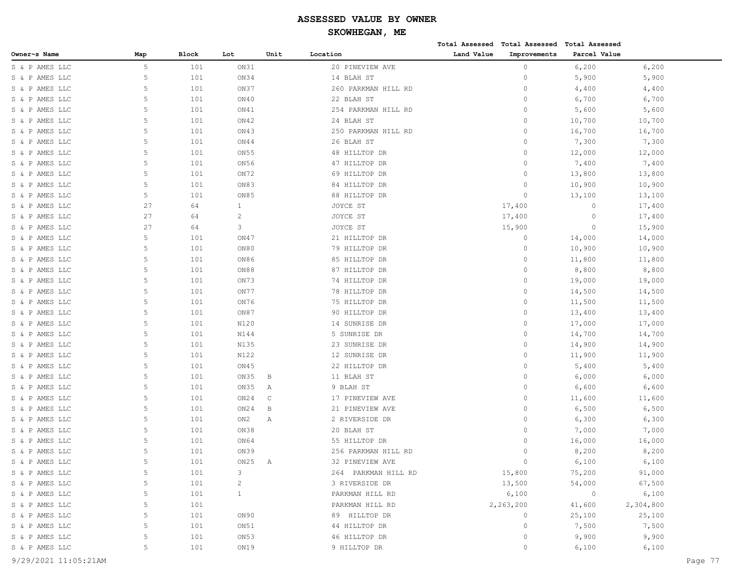# ASSESSED VALUE BY OWNER

## SKOWHEGAN, ME

| Owner~s Name | Map | Block | Lot | Unit | Location | Total Assessed Land Value | Total Assessed Improvements | Total Assessed Parcel Value |
|---|---|---|---|---|---|---|---|---|
| S & P AMES LLC | 5 | 101 | ON31 | | 20 PINEVIEW AVE | 0 | 6,200 | 6,200 |
| S & P AMES LLC | 5 | 101 | ON34 | | 14 BLAH ST | 0 | 5,900 | 5,900 |
| S & P AMES LLC | 5 | 101 | ON37 | | 260 PARKMAN HILL RD | 0 | 4,400 | 4,400 |
| S & P AMES LLC | 5 | 101 | ON40 | | 22 BLAH ST | 0 | 6,700 | 6,700 |
| S & P AMES LLC | 5 | 101 | ON41 | | 254 PARKMAN HILL RD | 0 | 5,600 | 5,600 |
| S & P AMES LLC | 5 | 101 | ON42 | | 24 BLAH ST | 0 | 10,700 | 10,700 |
| S & P AMES LLC | 5 | 101 | ON43 | | 250 PARKMAN HILL RD | 0 | 16,700 | 16,700 |
| S & P AMES LLC | 5 | 101 | ON44 | | 26 BLAH ST | 0 | 7,300 | 7,300 |
| S & P AMES LLC | 5 | 101 | ON55 | | 48 HILLTOP DR | 0 | 12,000 | 12,000 |
| S & P AMES LLC | 5 | 101 | ON56 | | 47 HILLTOP DR | 0 | 7,400 | 7,400 |
| S & P AMES LLC | 5 | 101 | ON72 | | 69 HILLTOP DR | 0 | 13,800 | 13,800 |
| S & P AMES LLC | 5 | 101 | ON83 | | 84 HILLTOP DR | 0 | 10,900 | 10,900 |
| S & P AMES LLC | 5 | 101 | ON85 | | 88 HILLTOP DR | 0 | 13,100 | 13,100 |
| S & P AMES LLC | 27 | 64 | 1 | | JOYCE ST | 17,400 | 0 | 17,400 |
| S & P AMES LLC | 27 | 64 | 2 | | JOYCE ST | 17,400 | 0 | 17,400 |
| S & P AMES LLC | 27 | 64 | 3 | | JOYCE ST | 15,900 | 0 | 15,900 |
| S & P AMES LLC | 5 | 101 | ON47 | | 21 HILLTOP DR | 0 | 14,000 | 14,000 |
| S & P AMES LLC | 5 | 101 | ON80 | | 79 HILLTOP DR | 0 | 10,900 | 10,900 |
| S & P AMES LLC | 5 | 101 | ON86 | | 85 HILLTOP DR | 0 | 11,800 | 11,800 |
| S & P AMES LLC | 5 | 101 | ON88 | | 87 HILLTOP DR | 0 | 8,800 | 8,800 |
| S & P AMES LLC | 5 | 101 | ON73 | | 74 HILLTOP DR | 0 | 19,000 | 19,000 |
| S & P AMES LLC | 5 | 101 | ON77 | | 78 HILLTOP DR | 0 | 14,500 | 14,500 |
| S & P AMES LLC | 5 | 101 | ON76 | | 75 HILLTOP DR | 0 | 11,500 | 11,500 |
| S & P AMES LLC | 5 | 101 | ON87 | | 90 HILLTOP DR | 0 | 13,400 | 13,400 |
| S & P AMES LLC | 5 | 101 | N120 | | 14 SUNRISE DR | 0 | 17,000 | 17,000 |
| S & P AMES LLC | 5 | 101 | N144 | | 5 SUNRISE DR | 0 | 14,700 | 14,700 |
| S & P AMES LLC | 5 | 101 | N135 | | 23 SUNRISE DR | 0 | 14,900 | 14,900 |
| S & P AMES LLC | 5 | 101 | N122 | | 12 SUNRISE DR | 0 | 11,900 | 11,900 |
| S & P AMES LLC | 5 | 101 | ON45 | | 22 HILLTOP DR | 0 | 5,400 | 5,400 |
| S & P AMES LLC | 5 | 101 | ON35 | B | 11 BLAH ST | 0 | 6,000 | 6,000 |
| S & P AMES LLC | 5 | 101 | ON35 | A | 9 BLAH ST | 0 | 6,600 | 6,600 |
| S & P AMES LLC | 5 | 101 | ON24 | C | 17 PINEVIEW AVE | 0 | 11,600 | 11,600 |
| S & P AMES LLC | 5 | 101 | ON24 | B | 21 PINEVIEW AVE | 0 | 6,500 | 6,500 |
| S & P AMES LLC | 5 | 101 | ON2 | A | 2 RIVERSIDE DR | 0 | 6,300 | 6,300 |
| S & P AMES LLC | 5 | 101 | ON38 | | 20 BLAH ST | 0 | 7,000 | 7,000 |
| S & P AMES LLC | 5 | 101 | ON64 | | 55 HILLTOP DR | 0 | 16,000 | 16,000 |
| S & P AMES LLC | 5 | 101 | ON39 | | 256 PARKMAN HILL RD | 0 | 8,200 | 8,200 |
| S & P AMES LLC | 5 | 101 | ON25 | A | 32 PINEVIEW AVE | 0 | 6,100 | 6,100 |
| S & P AMES LLC | 5 | 101 | 3 | | 264 PARKMAN HILL RD | 15,800 | 75,200 | 91,000 |
| S & P AMES LLC | 5 | 101 | 2 | | 3 RIVERSIDE DR | 13,500 | 54,000 | 67,500 |
| S & P AMES LLC | 5 | 101 | 1 | | PARKMAN HILL RD | 6,100 | 0 | 6,100 |
| S & P AMES LLC | 5 | 101 | | | PARKMAN HILL RD | 2,263,200 | 41,600 | 2,304,800 |
| S & P AMES LLC | 5 | 101 | ON90 | | 89 HILLTOP DR | 0 | 25,100 | 25,100 |
| S & P AMES LLC | 5 | 101 | ON51 | | 44 HILLTOP DR | 0 | 7,500 | 7,500 |
| S & P AMES LLC | 5 | 101 | ON53 | | 46 HILLTOP DR | 0 | 9,900 | 9,900 |
| S & P AMES LLC | 5 | 101 | ON19 | | 9 HILLTOP DR | 0 | 6,100 | 6,100 |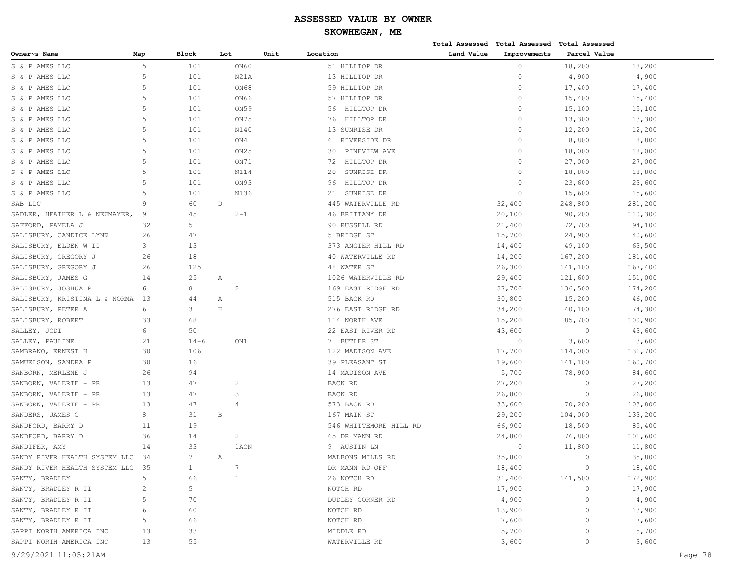# ASSESSED VALUE BY OWNER

## SKOWHEGAN, ME

| Owner~s Name | Map | Block | Lot | Unit | Location | Total Assessed Land Value | Total Assessed Improvements | Total Assessed Parcel Value |
|---|---|---|---|---|---|---|---|---|
| S & P AMES LLC | 5 | 101 | ON60 | | 51 HILLTOP DR | 0 | 18,200 | 18,200 |
| S & P AMES LLC | 5 | 101 | N21A | | 13 HILLTOP DR | 0 | 4,900 | 4,900 |
| S & P AMES LLC | 5 | 101 | ON68 | | 59 HILLTOP DR | 0 | 17,400 | 17,400 |
| S & P AMES LLC | 5 | 101 | ON66 | | 57 HILLTOP DR | 0 | 15,400 | 15,400 |
| S & P AMES LLC | 5 | 101 | ON59 | | 56 HILLTOP DR | 0 | 15,100 | 15,100 |
| S & P AMES LLC | 5 | 101 | ON75 | | 76 HILLTOP DR | 0 | 13,300 | 13,300 |
| S & P AMES LLC | 5 | 101 | N140 | | 13 SUNRISE DR | 0 | 12,200 | 12,200 |
| S & P AMES LLC | 5 | 101 | ON4 | | 6 RIVERSIDE DR | 0 | 8,800 | 8,800 |
| S & P AMES LLC | 5 | 101 | ON25 | | 30 PINEVIEW AVE | 0 | 18,000 | 18,000 |
| S & P AMES LLC | 5 | 101 | ON71 | | 72 HILLTOP DR | 0 | 27,000 | 27,000 |
| S & P AMES LLC | 5 | 101 | N114 | | 20 SUNRISE DR | 0 | 18,800 | 18,800 |
| S & P AMES LLC | 5 | 101 | ON93 | | 96 HILLTOP DR | 0 | 23,600 | 23,600 |
| S & P AMES LLC | 5 | 101 | N136 | | 21 SUNRISE DR | 0 | 15,600 | 15,600 |
| SAB LLC | 9 | 60 | D | | 445 WATERVILLE RD | 32,400 | 248,800 | 281,200 |
| SADLER, HEATHER L & NEUMAYER, | 9 | 45 | 2-1 | | 46 BRITTANY DR | 20,100 | 90,200 | 110,300 |
| SAFFORD, PAMELA J | 32 | 5 | | | 90 RUSSELL RD | 21,400 | 72,700 | 94,100 |
| SALISBURY, CANDICE LYNN | 26 | 47 | | | 5 BRIDGE ST | 15,700 | 24,900 | 40,600 |
| SALISBURY, ELDEN W II | 3 | 13 | | | 373 ANGIER HILL RD | 14,400 | 49,100 | 63,500 |
| SALISBURY, GREGORY J | 26 | 18 | | | 40 WATERVILLE RD | 14,200 | 167,200 | 181,400 |
| SALISBURY, GREGORY J | 26 | 125 | | | 48 WATER ST | 26,300 | 141,100 | 167,400 |
| SALISBURY, JAMES G | 14 | 25 | A | | 1026 WATERVILLE RD | 29,400 | 121,600 | 151,000 |
| SALISBURY, JOSHUA P | 6 | 8 | 2 | | 169 EAST RIDGE RD | 37,700 | 136,500 | 174,200 |
| SALISBURY, KRISTINA L & NORMA | 13 | 44 | A | | 515 BACK RD | 30,800 | 15,200 | 46,000 |
| SALISBURY, PETER A | 6 | 3 | H | | 276 EAST RIDGE RD | 34,200 | 40,100 | 74,300 |
| SALISBURY, ROBERT | 33 | 68 | | | 114 NORTH AVE | 15,200 | 85,700 | 100,900 |
| SALLEY, JODI | 6 | 50 | | | 22 EAST RIVER RD | 43,600 | 0 | 43,600 |
| SALLEY, PAULINE | 21 | 14-6 | ON1 | | 7 BUTLER ST | 0 | 3,600 | 3,600 |
| SAMBRANO, ERNEST H | 30 | 106 | | | 122 MADISON AVE | 17,700 | 114,000 | 131,700 |
| SAMUELSON, SANDRA P | 30 | 16 | | | 39 PLEASANT ST | 19,600 | 141,100 | 160,700 |
| SANBORN, MERLENE J | 26 | 94 | | | 14 MADISON AVE | 5,700 | 78,900 | 84,600 |
| SANBORN, VALERIE - PR | 13 | 47 | 2 | | BACK RD | 27,200 | 0 | 27,200 |
| SANBORN, VALERIE - PR | 13 | 47 | 3 | | BACK RD | 26,800 | 0 | 26,800 |
| SANBORN, VALERIE - PR | 13 | 47 | 4 | | 573 BACK RD | 33,600 | 70,200 | 103,800 |
| SANDERS, JAMES G | 8 | 31 | B | | 167 MAIN ST | 29,200 | 104,000 | 133,200 |
| SANDFORD, BARRY D | 11 | 19 | | | 546 WHITTEMORE HILL RD | 66,900 | 18,500 | 85,400 |
| SANDFORD, BARRY D | 36 | 14 | 2 | | 65 DR MANN RD | 24,800 | 76,800 | 101,600 |
| SANDIFER, AMY | 14 | 33 | 1AON | | 9 AUSTIN LN | 0 | 11,800 | 11,800 |
| SANDY RIVER HEALTH SYSTEM LLC | 34 | 7 | A | | MALBONS MILLS RD | 35,800 | 0 | 35,800 |
| SANDY RIVER HEALTH SYSTEM LLC | 35 | 1 | 7 | | DR MANN RD OFF | 18,400 | 0 | 18,400 |
| SANTY, BRADLEY | 5 | 66 | 1 | | 26 NOTCH RD | 31,400 | 141,500 | 172,900 |
| SANTY, BRADLEY R II | 2 | 5 | | | NOTCH RD | 17,900 | 0 | 17,900 |
| SANTY, BRADLEY R II | 5 | 70 | | | DUDLEY CORNER RD | 4,900 | 0 | 4,900 |
| SANTY, BRADLEY R II | 6 | 60 | | | NOTCH RD | 13,900 | 0 | 13,900 |
| SANTY, BRADLEY R II | 5 | 66 | | | NOTCH RD | 7,600 | 0 | 7,600 |
| SAPPI NORTH AMERICA INC | 13 | 33 | | | MIDDLE RD | 5,700 | 0 | 5,700 |
| SAPPI NORTH AMERICA INC | 13 | 55 | | | WATERVILLE RD | 3,600 | 0 | 3,600 |

9/29/2021 11:05:21AM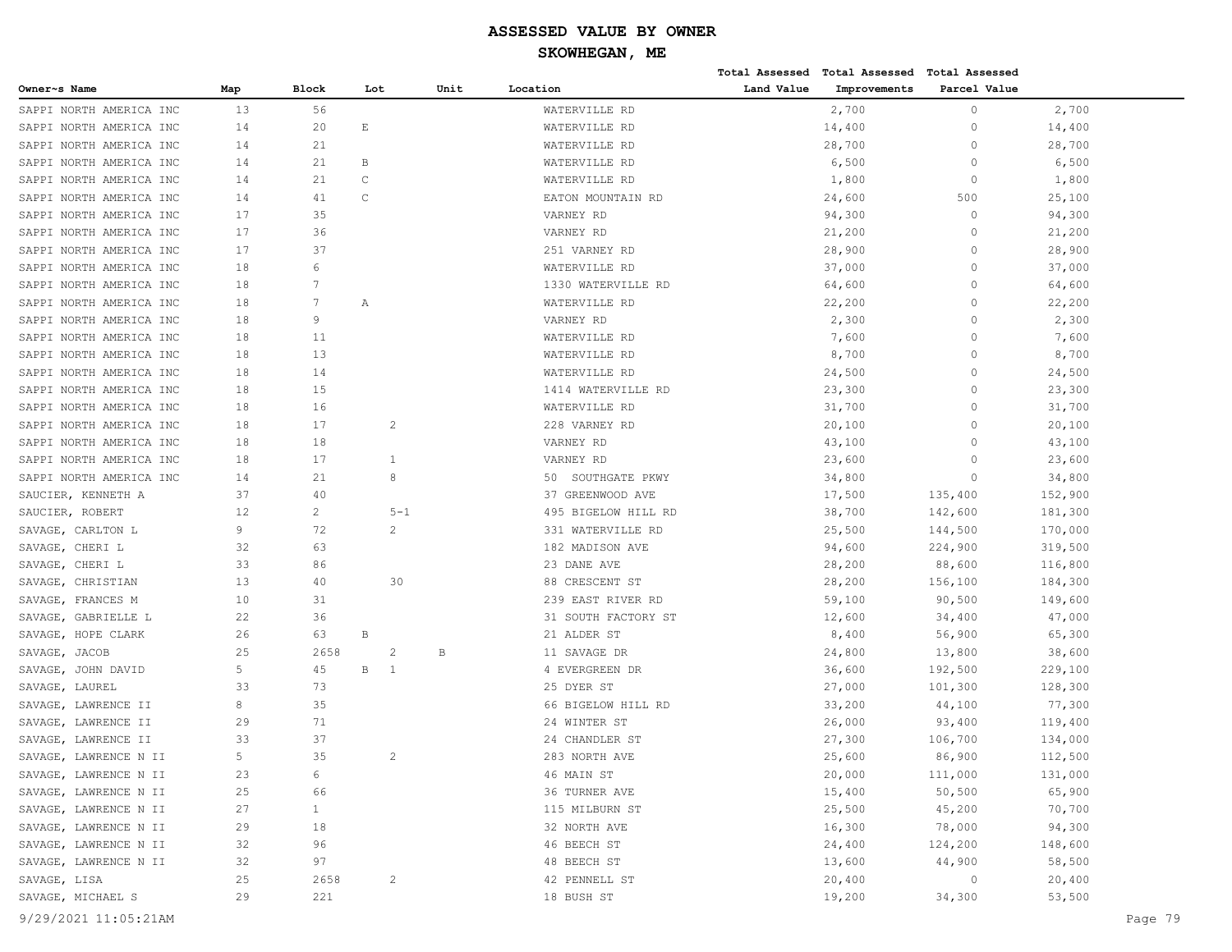# ASSESSED VALUE BY OWNER

## SKOWHEGAN, ME

| Owner~s Name | Map | Block | Lot | Unit | Location | Total Assessed Land Value | Total Assessed Improvements | Total Assessed Parcel Value |
|---|---|---|---|---|---|---|---|---|
| SAPPI NORTH AMERICA INC | 13 | 56 | | | WATERVILLE RD | 2,700 | 0 | 2,700 |
| SAPPI NORTH AMERICA INC | 14 | 20 | E | | WATERVILLE RD | 14,400 | 0 | 14,400 |
| SAPPI NORTH AMERICA INC | 14 | 21 | | | WATERVILLE RD | 28,700 | 0 | 28,700 |
| SAPPI NORTH AMERICA INC | 14 | 21 | B | | WATERVILLE RD | 6,500 | 0 | 6,500 |
| SAPPI NORTH AMERICA INC | 14 | 21 | C | | WATERVILLE RD | 1,800 | 0 | 1,800 |
| SAPPI NORTH AMERICA INC | 14 | 41 | C | | EATON MOUNTAIN RD | 24,600 | 500 | 25,100 |
| SAPPI NORTH AMERICA INC | 17 | 35 | | | VARNEY RD | 94,300 | 0 | 94,300 |
| SAPPI NORTH AMERICA INC | 17 | 36 | | | VARNEY RD | 21,200 | 0 | 21,200 |
| SAPPI NORTH AMERICA INC | 17 | 37 | | | 251 VARNEY RD | 28,900 | 0 | 28,900 |
| SAPPI NORTH AMERICA INC | 18 | 6 | | | WATERVILLE RD | 37,000 | 0 | 37,000 |
| SAPPI NORTH AMERICA INC | 18 | 7 | | | 1330 WATERVILLE RD | 64,600 | 0 | 64,600 |
| SAPPI NORTH AMERICA INC | 18 | 7 | A | | WATERVILLE RD | 22,200 | 0 | 22,200 |
| SAPPI NORTH AMERICA INC | 18 | 9 | | | VARNEY RD | 2,300 | 0 | 2,300 |
| SAPPI NORTH AMERICA INC | 18 | 11 | | | WATERVILLE RD | 7,600 | 0 | 7,600 |
| SAPPI NORTH AMERICA INC | 18 | 13 | | | WATERVILLE RD | 8,700 | 0 | 8,700 |
| SAPPI NORTH AMERICA INC | 18 | 14 | | | WATERVILLE RD | 24,500 | 0 | 24,500 |
| SAPPI NORTH AMERICA INC | 18 | 15 | | | 1414 WATERVILLE RD | 23,300 | 0 | 23,300 |
| SAPPI NORTH AMERICA INC | 18 | 16 | | | WATERVILLE RD | 31,700 | 0 | 31,700 |
| SAPPI NORTH AMERICA INC | 18 | 17 | 2 | | 228 VARNEY RD | 20,100 | 0 | 20,100 |
| SAPPI NORTH AMERICA INC | 18 | 18 | | | VARNEY RD | 43,100 | 0 | 43,100 |
| SAPPI NORTH AMERICA INC | 18 | 17 | 1 | | VARNEY RD | 23,600 | 0 | 23,600 |
| SAPPI NORTH AMERICA INC | 14 | 21 | 8 | | 50 SOUTHGATE PKWY | 34,800 | 0 | 34,800 |
| SAUCIER, KENNETH A | 37 | 40 | | | 37 GREENWOOD AVE | 17,500 | 135,400 | 152,900 |
| SAUCIER, ROBERT | 12 | 2 | 5-1 | | 495 BIGELOW HILL RD | 38,700 | 142,600 | 181,300 |
| SAVAGE, CARLTON L | 9 | 72 | 2 | | 331 WATERVILLE RD | 25,500 | 144,500 | 170,000 |
| SAVAGE, CHERI L | 32 | 63 | | | 182 MADISON AVE | 94,600 | 224,900 | 319,500 |
| SAVAGE, CHERI L | 33 | 86 | | | 23 DANE AVE | 28,200 | 88,600 | 116,800 |
| SAVAGE, CHRISTIAN | 13 | 40 | 30 | | 88 CRESCENT ST | 28,200 | 156,100 | 184,300 |
| SAVAGE, FRANCES M | 10 | 31 | | | 239 EAST RIVER RD | 59,100 | 90,500 | 149,600 |
| SAVAGE, GABRIELLE L | 22 | 36 | | | 31 SOUTH FACTORY ST | 12,600 | 34,400 | 47,000 |
| SAVAGE, HOPE CLARK | 26 | 63 | B | | 21 ALDER ST | 8,400 | 56,900 | 65,300 |
| SAVAGE, JACOB | 25 | 2658 | 2 | B | 11 SAVAGE DR | 24,800 | 13,800 | 38,600 |
| SAVAGE, JOHN DAVID | 5 | 45 | B 1 | | 4 EVERGREEN DR | 36,600 | 192,500 | 229,100 |
| SAVAGE, LAUREL | 33 | 73 | | | 25 DYER ST | 27,000 | 101,300 | 128,300 |
| SAVAGE, LAWRENCE II | 8 | 35 | | | 66 BIGELOW HILL RD | 33,200 | 44,100 | 77,300 |
| SAVAGE, LAWRENCE II | 29 | 71 | | | 24 WINTER ST | 26,000 | 93,400 | 119,400 |
| SAVAGE, LAWRENCE II | 33 | 37 | | | 24 CHANDLER ST | 27,300 | 106,700 | 134,000 |
| SAVAGE, LAWRENCE N II | 5 | 35 | 2 | | 283 NORTH AVE | 25,600 | 86,900 | 112,500 |
| SAVAGE, LAWRENCE N II | 23 | 6 | | | 46 MAIN ST | 20,000 | 111,000 | 131,000 |
| SAVAGE, LAWRENCE N II | 25 | 66 | | | 36 TURNER AVE | 15,400 | 50,500 | 65,900 |
| SAVAGE, LAWRENCE N II | 27 | 1 | | | 115 MILBURN ST | 25,500 | 45,200 | 70,700 |
| SAVAGE, LAWRENCE N II | 29 | 18 | | | 32 NORTH AVE | 16,300 | 78,000 | 94,300 |
| SAVAGE, LAWRENCE N II | 32 | 96 | | | 46 BEECH ST | 24,400 | 124,200 | 148,600 |
| SAVAGE, LAWRENCE N II | 32 | 97 | | | 48 BEECH ST | 13,600 | 44,900 | 58,500 |
| SAVAGE, LISA | 25 | 2658 | 2 | | 42 PENNELL ST | 20,400 | 0 | 20,400 |
| SAVAGE, MICHAEL S | 29 | 221 | | | 18 BUSH ST | 19,200 | 34,300 | 53,500 |

9/29/2021 11:05:21AM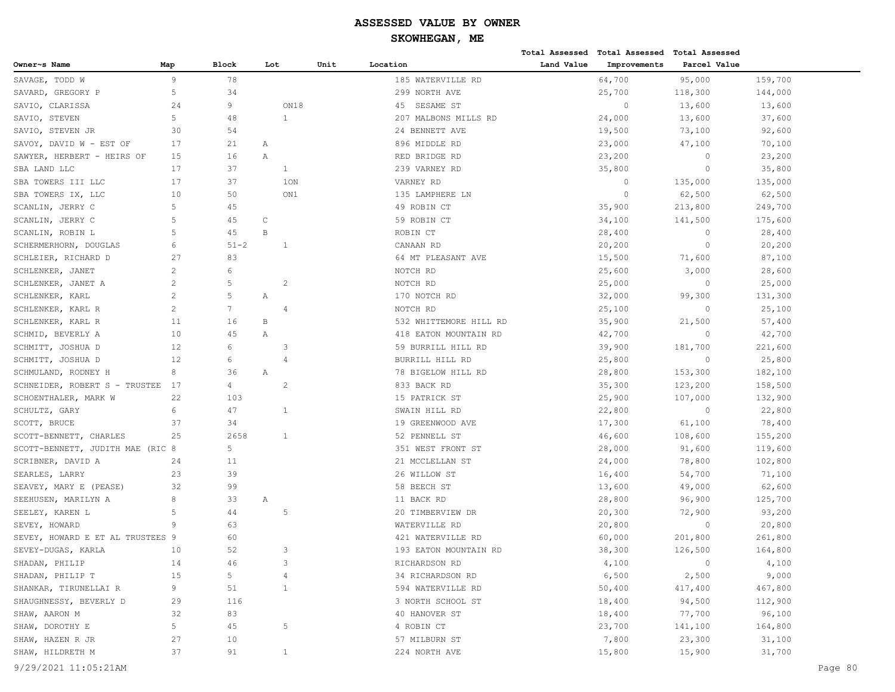# ASSESSED VALUE BY OWNER

## SKOWHEGAN, ME

| Owner~s Name | Map | Block | Lot | Unit | Location | Total Assessed Land Value | Total Assessed Improvements | Total Assessed Parcel Value |
|---|---|---|---|---|---|---|---|---|
| SAVAGE, TODD W | 9 | 78 | | | 185 WATERVILLE RD | 64,700 | 95,000 | 159,700 |
| SAVARD, GREGORY P | 5 | 34 | | | 299 NORTH AVE | 25,700 | 118,300 | 144,000 |
| SAVIO, CLARISSA | 24 | 9 | ON18 | | 45 SESAME ST | 0 | 13,600 | 13,600 |
| SAVIO, STEVEN | 5 | 48 | 1 | | 207 MALBONS MILLS RD | 24,000 | 13,600 | 37,600 |
| SAVIO, STEVEN JR | 30 | 54 | | | 24 BENNETT AVE | 19,500 | 73,100 | 92,600 |
| SAVOY, DAVID W - EST OF | 17 | 21 | A | | 896 MIDDLE RD | 23,000 | 47,100 | 70,100 |
| SAWYER, HERBERT - HEIRS OF | 15 | 16 | A | | RED BRIDGE RD | 23,200 | 0 | 23,200 |
| SBA LAND LLC | 17 | 37 | 1 | | 239 VARNEY RD | 35,800 | 0 | 35,800 |
| SBA TOWERS III LLC | 17 | 37 | 1ON | | VARNEY RD | 0 | 135,000 | 135,000 |
| SBA TOWERS IX, LLC | 10 | 50 | ON1 | | 135 LAMPHERE LN | 0 | 62,500 | 62,500 |
| SCANLIN, JERRY C | 5 | 45 | | | 49 ROBIN CT | 35,900 | 213,800 | 249,700 |
| SCANLIN, JERRY C | 5 | 45 | C | | 59 ROBIN CT | 34,100 | 141,500 | 175,600 |
| SCANLIN, ROBIN L | 5 | 45 | B | | ROBIN CT | 28,400 | 0 | 28,400 |
| SCHERMERHORN, DOUGLAS | 6 | 51-2 | 1 | | CANAAN RD | 20,200 | 0 | 20,200 |
| SCHLEIER, RICHARD D | 27 | 83 | | | 64 MT PLEASANT AVE | 15,500 | 71,600 | 87,100 |
| SCHLENKER, JANET | 2 | 6 | | | NOTCH RD | 25,600 | 3,000 | 28,600 |
| SCHLENKER, JANET A | 2 | 5 | 2 | | NOTCH RD | 25,000 | 0 | 25,000 |
| SCHLENKER, KARL | 2 | 5 | A | | 170 NOTCH RD | 32,000 | 99,300 | 131,300 |
| SCHLENKER, KARL R | 2 | 7 | 4 | | NOTCH RD | 25,100 | 0 | 25,100 |
| SCHLENKER, KARL R | 11 | 16 | B | | 532 WHITTEMORE HILL RD | 35,900 | 21,500 | 57,400 |
| SCHMID, BEVERLY A | 10 | 45 | A | | 418 EATON MOUNTAIN RD | 42,700 | 0 | 42,700 |
| SCHMITT, JOSHUA D | 12 | 6 | 3 | | 59 BURRILL HILL RD | 39,900 | 181,700 | 221,600 |
| SCHMITT, JOSHUA D | 12 | 6 | 4 | | BURRILL HILL RD | 25,800 | 0 | 25,800 |
| SCHMULAND, RODNEY H | 8 | 36 | A | | 78 BIGELOW HILL RD | 28,800 | 153,300 | 182,100 |
| SCHNEIDER, ROBERT S - TRUSTEE | 17 | 4 | 2 | | 833 BACK RD | 35,300 | 123,200 | 158,500 |
| SCHOENTHALER, MARK W | 22 | 103 | | | 15 PATRICK ST | 25,900 | 107,000 | 132,900 |
| SCHULTZ, GARY | 6 | 47 | 1 | | SWAIN HILL RD | 22,800 | 0 | 22,800 |
| SCOTT, BRUCE | 37 | 34 | | | 19 GREENWOOD AVE | 17,300 | 61,100 | 78,400 |
| SCOTT-BENNETT, CHARLES | 25 | 2658 | 1 | | 52 PENNELL ST | 46,600 | 108,600 | 155,200 |
| SCOTT-BENNETT, JUDITH MAE (RIC | 8 | 5 | | | 351 WEST FRONT ST | 28,000 | 91,600 | 119,600 |
| SCRIBNER, DAVID A | 24 | 11 | | | 21 MCCLELLAN ST | 24,000 | 78,800 | 102,800 |
| SEARLES, LARRY | 23 | 39 | | | 26 WILLOW ST | 16,400 | 54,700 | 71,100 |
| SEAVEY, MARY E (PEASE) | 32 | 99 | | | 58 BEECH ST | 13,600 | 49,000 | 62,600 |
| SEEHUSEN, MARILYN A | 8 | 33 | A | | 11 BACK RD | 28,800 | 96,900 | 125,700 |
| SEELEY, KAREN L | 5 | 44 | 5 | | 20 TIMBERVIEW DR | 20,300 | 72,900 | 93,200 |
| SEVEY, HOWARD | 9 | 63 | | | WATERVILLE RD | 20,800 | 0 | 20,800 |
| SEVEY, HOWARD E ET AL TRUSTEES | 9 | 60 | | | 421 WATERVILLE RD | 60,000 | 201,800 | 261,800 |
| SEVEY-DUGAS, KARLA | 10 | 52 | 3 | | 193 EATON MOUNTAIN RD | 38,300 | 126,500 | 164,800 |
| SHADAN, PHILIP | 14 | 46 | 3 | | RICHARDSON RD | 4,100 | 0 | 4,100 |
| SHADAN, PHILIP T | 15 | 5 | 4 | | 34 RICHARDSON RD | 6,500 | 2,500 | 9,000 |
| SHANKAR, TIRUNELLAI R | 9 | 51 | 1 | | 594 WATERVILLE RD | 50,400 | 417,400 | 467,800 |
| SHAUGHNESSY, BEVERLY D | 29 | 116 | | | 3 NORTH SCHOOL ST | 18,400 | 94,500 | 112,900 |
| SHAW, AARON M | 32 | 83 | | | 40 HANOVER ST | 18,400 | 77,700 | 96,100 |
| SHAW, DOROTHY E | 5 | 45 | 5 | | 4 ROBIN CT | 23,700 | 141,100 | 164,800 |
| SHAW, HAZEN R JR | 27 | 10 | | | 57 MILBURN ST | 7,800 | 23,300 | 31,100 |
| SHAW, HILDRETH M | 37 | 91 | 1 | | 224 NORTH AVE | 15,800 | 15,900 | 31,700 |

9/29/2021 11:05:21AM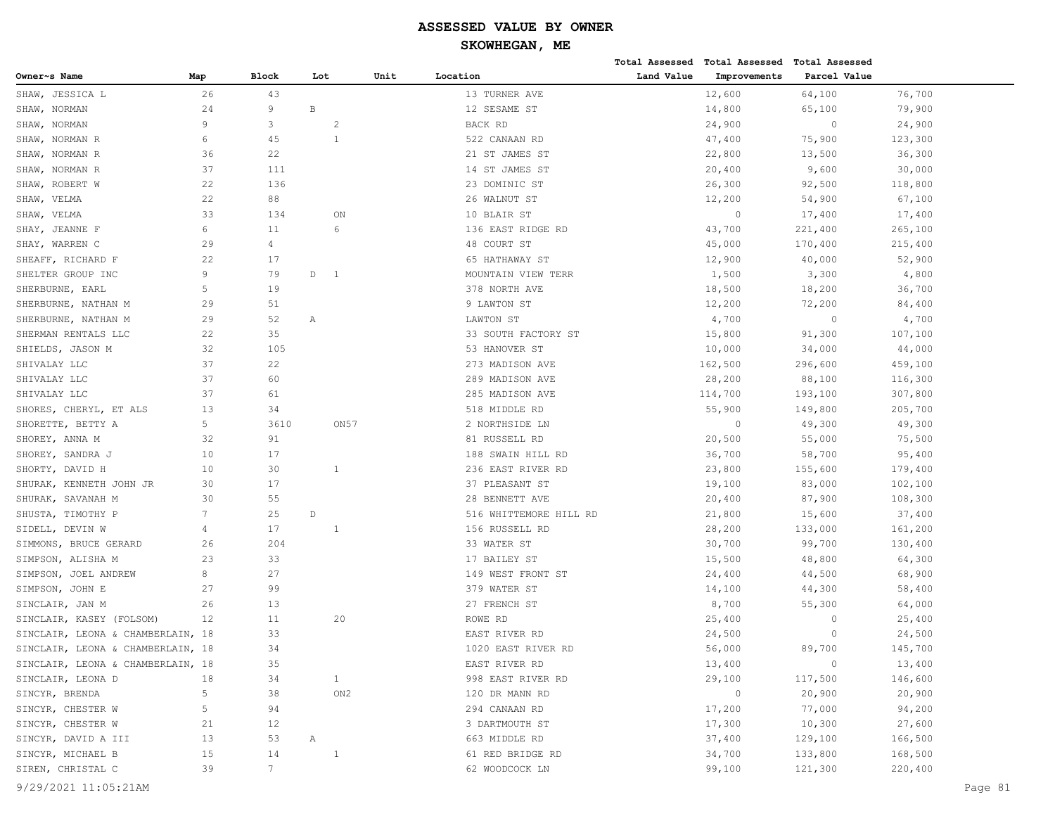# ASSESSED VALUE BY OWNER

## SKOWHEGAN, ME

| Owner~s Name | Map | Block | Lot | Unit | Location | Total Assessed Land Value | Total Assessed Improvements | Total Assessed Parcel Value |
|---|---|---|---|---|---|---|---|---|
| SHAW, JESSICA L | 26 | 43 | | | 13 TURNER AVE | 12,600 | 64,100 | 76,700 |
| SHAW, NORMAN | 24 | 9 | B | | 12 SESAME ST | 14,800 | 65,100 | 79,900 |
| SHAW, NORMAN | 9 | 3 | 2 | | BACK RD | 24,900 | 0 | 24,900 |
| SHAW, NORMAN R | 6 | 45 | 1 | | 522 CANAAN RD | 47,400 | 75,900 | 123,300 |
| SHAW, NORMAN R | 36 | 22 | | | 21 ST JAMES ST | 22,800 | 13,500 | 36,300 |
| SHAW, NORMAN R | 37 | 111 | | | 14 ST JAMES ST | 20,400 | 9,600 | 30,000 |
| SHAW, ROBERT W | 22 | 136 | | | 23 DOMINIC ST | 26,300 | 92,500 | 118,800 |
| SHAW, VELMA | 22 | 88 | | | 26 WALNUT ST | 12,200 | 54,900 | 67,100 |
| SHAW, VELMA | 33 | 134 | ON | | 10 BLAIR ST | 0 | 17,400 | 17,400 |
| SHAY, JEANNE F | 6 | 11 | 6 | | 136 EAST RIDGE RD | 43,700 | 221,400 | 265,100 |
| SHAY, WARREN C | 29 | 4 | | | 48 COURT ST | 45,000 | 170,400 | 215,400 |
| SHEAFF, RICHARD F | 22 | 17 | | | 65 HATHAWAY ST | 12,900 | 40,000 | 52,900 |
| SHELTER GROUP INC | 9 | 79 | D 1 | | MOUNTAIN VIEW TERR | 1,500 | 3,300 | 4,800 |
| SHERBURNE, EARL | 5 | 19 | | | 378 NORTH AVE | 18,500 | 18,200 | 36,700 |
| SHERBURNE, NATHAN M | 29 | 51 | | | 9 LAWTON ST | 12,200 | 72,200 | 84,400 |
| SHERBURNE, NATHAN M | 29 | 52 | A | | LAWTON ST | 4,700 | 0 | 4,700 |
| SHERMAN RENTALS LLC | 22 | 35 | | | 33 SOUTH FACTORY ST | 15,800 | 91,300 | 107,100 |
| SHIELDS, JASON M | 32 | 105 | | | 53 HANOVER ST | 10,000 | 34,000 | 44,000 |
| SHIVALAY LLC | 37 | 22 | | | 273 MADISON AVE | 162,500 | 296,600 | 459,100 |
| SHIVALAY LLC | 37 | 60 | | | 289 MADISON AVE | 28,200 | 88,100 | 116,300 |
| SHIVALAY LLC | 37 | 61 | | | 285 MADISON AVE | 114,700 | 193,100 | 307,800 |
| SHORES, CHERYL, ET ALS | 13 | 34 | | | 518 MIDDLE RD | 55,900 | 149,800 | 205,700 |
| SHORETTE, BETTY A | 5 | 3610 | ON57 | | 2 NORTHSIDE LN | 0 | 49,300 | 49,300 |
| SHOREY, ANNA M | 32 | 91 | | | 81 RUSSELL RD | 20,500 | 55,000 | 75,500 |
| SHOREY, SANDRA J | 10 | 17 | | | 188 SWAIN HILL RD | 36,700 | 58,700 | 95,400 |
| SHORTY, DAVID H | 10 | 30 | 1 | | 236 EAST RIVER RD | 23,800 | 155,600 | 179,400 |
| SHURAK, KENNETH JOHN JR | 30 | 17 | | | 37 PLEASANT ST | 19,100 | 83,000 | 102,100 |
| SHURAK, SAVANAH M | 30 | 55 | | | 28 BENNETT AVE | 20,400 | 87,900 | 108,300 |
| SHUSTA, TIMOTHY P | 7 | 25 | D | | 516 WHITTEMORE HILL RD | 21,800 | 15,600 | 37,400 |
| SIDELL, DEVIN W | 4 | 17 | 1 | | 156 RUSSELL RD | 28,200 | 133,000 | 161,200 |
| SIMMONS, BRUCE GERARD | 26 | 204 | | | 33 WATER ST | 30,700 | 99,700 | 130,400 |
| SIMPSON, ALISHA M | 23 | 33 | | | 17 BAILEY ST | 15,500 | 48,800 | 64,300 |
| SIMPSON, JOEL ANDREW | 8 | 27 | | | 149 WEST FRONT ST | 24,400 | 44,500 | 68,900 |
| SIMPSON, JOHN E | 27 | 99 | | | 379 WATER ST | 14,100 | 44,300 | 58,400 |
| SINCLAIR, JAN M | 26 | 13 | | | 27 FRENCH ST | 8,700 | 55,300 | 64,000 |
| SINCLAIR, KASEY (FOLSOM) | 12 | 11 | 20 | | ROWE RD | 25,400 | 0 | 25,400 |
| SINCLAIR, LEONA & CHAMBERLAIN, | 18 | 33 | | | EAST RIVER RD | 24,500 | 0 | 24,500 |
| SINCLAIR, LEONA & CHAMBERLAIN, | 18 | 34 | | | 1020 EAST RIVER RD | 56,000 | 89,700 | 145,700 |
| SINCLAIR, LEONA & CHAMBERLAIN, | 18 | 35 | | | EAST RIVER RD | 13,400 | 0 | 13,400 |
| SINCLAIR, LEONA D | 18 | 34 | 1 | | 998 EAST RIVER RD | 29,100 | 117,500 | 146,600 |
| SINCYR, BRENDA | 5 | 38 | ON2 | | 120 DR MANN RD | 0 | 20,900 | 20,900 |
| SINCYR, CHESTER W | 5 | 94 | | | 294 CANAAN RD | 17,200 | 77,000 | 94,200 |
| SINCYR, CHESTER W | 21 | 12 | | | 3 DARTMOUTH ST | 17,300 | 10,300 | 27,600 |
| SINCYR, DAVID A III | 13 | 53 | A | | 663 MIDDLE RD | 37,400 | 129,100 | 166,500 |
| SINCYR, MICHAEL B | 15 | 14 | 1 | | 61 RED BRIDGE RD | 34,700 | 133,800 | 168,500 |
| SIREN, CHRISTAL C | 39 | 7 | | | 62 WOODCOCK LN | 99,100 | 121,300 | 220,400 |

9/29/2021 11:05:21AM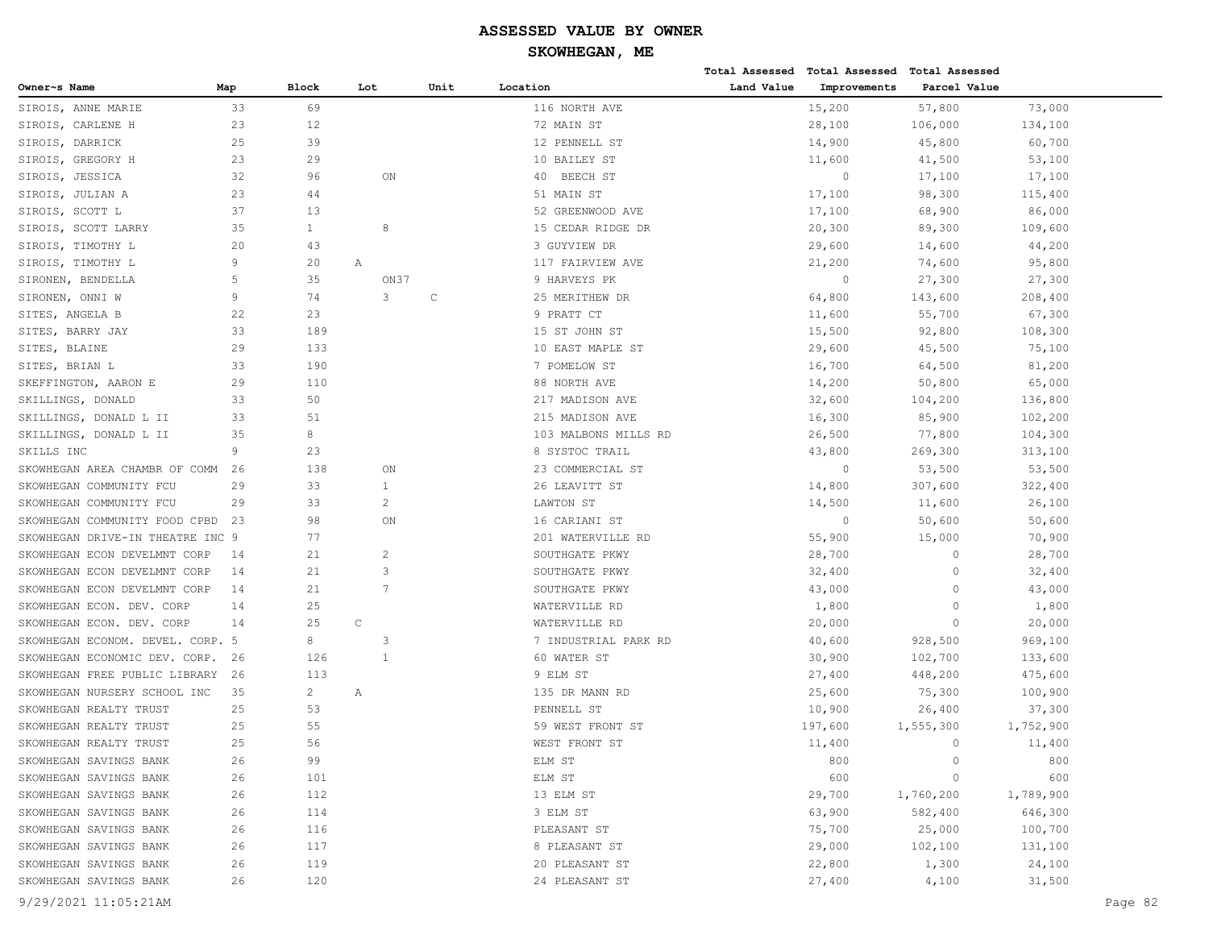# ASSESSED VALUE BY OWNER

## SKOWHEGAN, ME

| Owner~s Name | Map | Block | Lot | Unit | Location | Total Assessed Land Value | Total Assessed Improvements | Total Assessed Parcel Value |
|---|---|---|---|---|---|---|---|---|
| SIROIS, ANNE MARIE | 33 | 69 | | | 116 NORTH AVE | 15,200 | 57,800 | 73,000 |
| SIROIS, CARLENE H | 23 | 12 | | | 72 MAIN ST | 28,100 | 106,000 | 134,100 |
| SIROIS, DARRICK | 25 | 39 | | | 12 PENNELL ST | 14,900 | 45,800 | 60,700 |
| SIROIS, GREGORY H | 23 | 29 | | | 10 BAILEY ST | 11,600 | 41,500 | 53,100 |
| SIROIS, JESSICA | 32 | 96 | ON | | 40 BEECH ST | 0 | 17,100 | 17,100 |
| SIROIS, JULIAN A | 23 | 44 | | | 51 MAIN ST | 17,100 | 98,300 | 115,400 |
| SIROIS, SCOTT L | 37 | 13 | | | 52 GREENWOOD AVE | 17,100 | 68,900 | 86,000 |
| SIROIS, SCOTT LARRY | 35 | 1 | 8 | | 15 CEDAR RIDGE DR | 20,300 | 89,300 | 109,600 |
| SIROIS, TIMOTHY L | 20 | 43 | | | 3 GUYVIEW DR | 29,600 | 14,600 | 44,200 |
| SIROIS, TIMOTHY L | 9 | 20 | A | | 117 FAIRVIEW AVE | 21,200 | 74,600 | 95,800 |
| SIRONEN, BENDELLA | 5 | 35 | ON37 | | 9 HARVEYS PK | 0 | 27,300 | 27,300 |
| SIRONEN, ONNI W | 9 | 74 | 3 | C | 25 MERITHEW DR | 64,800 | 143,600 | 208,400 |
| SITES, ANGELA B | 22 | 23 | | | 9 PRATT CT | 11,600 | 55,700 | 67,300 |
| SITES, BARRY JAY | 33 | 189 | | | 15 ST JOHN ST | 15,500 | 92,800 | 108,300 |
| SITES, BLAINE | 29 | 133 | | | 10 EAST MAPLE ST | 29,600 | 45,500 | 75,100 |
| SITES, BRIAN L | 33 | 190 | | | 7 POMELOW ST | 16,700 | 64,500 | 81,200 |
| SKEFFINGTON, AARON E | 29 | 110 | | | 88 NORTH AVE | 14,200 | 50,800 | 65,000 |
| SKILLINGS, DONALD | 33 | 50 | | | 217 MADISON AVE | 32,600 | 104,200 | 136,800 |
| SKILLINGS, DONALD L II | 33 | 51 | | | 215 MADISON AVE | 16,300 | 85,900 | 102,200 |
| SKILLINGS, DONALD L II | 35 | 8 | | | 103 MALBONS MILLS RD | 26,500 | 77,800 | 104,300 |
| SKILLS INC | 9 | 23 | | | 8 SYSTOC TRAIL | 43,800 | 269,300 | 313,100 |
| SKOWHEGAN AREA CHAMBR OF COMM | 26 | 138 | ON | | 23 COMMERCIAL ST | 0 | 53,500 | 53,500 |
| SKOWHEGAN COMMUNITY FCU | 29 | 33 | 1 | | 26 LEAVITT ST | 14,800 | 307,600 | 322,400 |
| SKOWHEGAN COMMUNITY FCU | 29 | 33 | 2 | | LAWTON ST | 14,500 | 11,600 | 26,100 |
| SKOWHEGAN COMMUNITY FOOD CPBD | 23 | 98 | ON | | 16 CARIANI ST | 0 | 50,600 | 50,600 |
| SKOWHEGAN DRIVE-IN THEATRE INC | 9 | 77 | | | 201 WATERVILLE RD | 55,900 | 15,000 | 70,900 |
| SKOWHEGAN ECON DEVELMNT CORP | 14 | 21 | 2 | | SOUTHGATE PKWY | 28,700 | 0 | 28,700 |
| SKOWHEGAN ECON DEVELMNT CORP | 14 | 21 | 3 | | SOUTHGATE PKWY | 32,400 | 0 | 32,400 |
| SKOWHEGAN ECON DEVELMNT CORP | 14 | 21 | 7 | | SOUTHGATE PKWY | 43,000 | 0 | 43,000 |
| SKOWHEGAN ECON. DEV. CORP | 14 | 25 | | | WATERVILLE RD | 1,800 | 0 | 1,800 |
| SKOWHEGAN ECON. DEV. CORP | 14 | 25 | C | | WATERVILLE RD | 20,000 | 0 | 20,000 |
| SKOWHEGAN ECONOM. DEVEL. CORP. | 5 | 8 | 3 | | 7 INDUSTRIAL PARK RD | 40,600 | 928,500 | 969,100 |
| SKOWHEGAN ECONOMIC DEV. CORP. | 26 | 126 | 1 | | 60 WATER ST | 30,900 | 102,700 | 133,600 |
| SKOWHEGAN FREE PUBLIC LIBRARY | 26 | 113 | | | 9 ELM ST | 27,400 | 448,200 | 475,600 |
| SKOWHEGAN NURSERY SCHOOL INC | 35 | 2 | A | | 135 DR MANN RD | 25,600 | 75,300 | 100,900 |
| SKOWHEGAN REALTY TRUST | 25 | 53 | | | PENNELL ST | 10,900 | 26,400 | 37,300 |
| SKOWHEGAN REALTY TRUST | 25 | 55 | | | 59 WEST FRONT ST | 197,600 | 1,555,300 | 1,752,900 |
| SKOWHEGAN REALTY TRUST | 25 | 56 | | | WEST FRONT ST | 11,400 | 0 | 11,400 |
| SKOWHEGAN SAVINGS BANK | 26 | 99 | | | ELM ST | 800 | 0 | 800 |
| SKOWHEGAN SAVINGS BANK | 26 | 101 | | | ELM ST | 600 | 0 | 600 |
| SKOWHEGAN SAVINGS BANK | 26 | 112 | | | 13 ELM ST | 29,700 | 1,760,200 | 1,789,900 |
| SKOWHEGAN SAVINGS BANK | 26 | 114 | | | 3 ELM ST | 63,900 | 582,400 | 646,300 |
| SKOWHEGAN SAVINGS BANK | 26 | 116 | | | PLEASANT ST | 75,700 | 25,000 | 100,700 |
| SKOWHEGAN SAVINGS BANK | 26 | 117 | | | 8 PLEASANT ST | 29,000 | 102,100 | 131,100 |
| SKOWHEGAN SAVINGS BANK | 26 | 119 | | | 20 PLEASANT ST | 22,800 | 1,300 | 24,100 |
| SKOWHEGAN SAVINGS BANK | 26 | 120 | | | 24 PLEASANT ST | 27,400 | 4,100 | 31,500 |

9/29/2021 11:05:21AM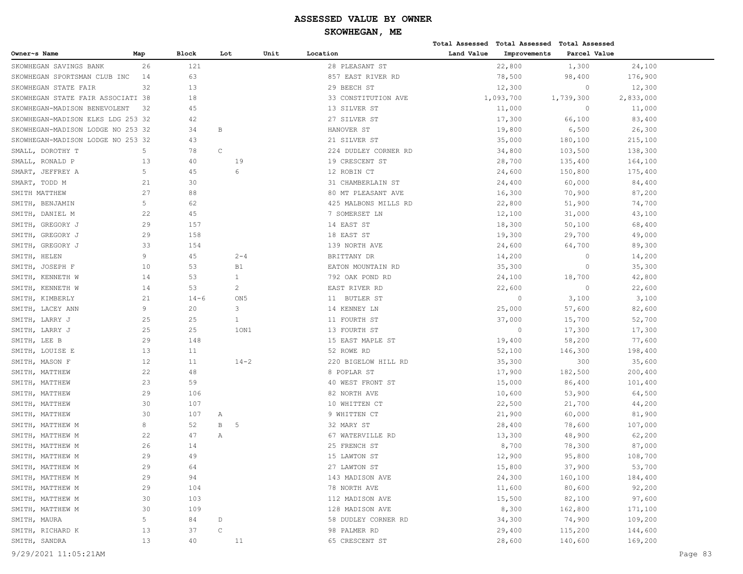# ASSESSED VALUE BY OWNER

## SKOWHEGAN, ME

| Owner~s Name | Map | Block | Lot | Unit | Location | Total Assessed Land Value | Total Assessed Improvements | Total Assessed Parcel Value |
|---|---|---|---|---|---|---|---|---|
| SKOWHEGAN SAVINGS BANK | 26 | 121 | | | 28 PLEASANT ST | 22,800 | 1,300 | 24,100 |
| SKOWHEGAN SPORTSMAN CLUB INC | 14 | 63 | | | 857 EAST RIVER RD | 78,500 | 98,400 | 176,900 |
| SKOWHEGAN STATE FAIR | 32 | 13 | | | 29 BEECH ST | 12,300 | 0 | 12,300 |
| SKOWHEGAN STATE FAIR ASSOCIATI | 38 | 18 | | | 33 CONSTITUTION AVE | 1,093,700 | 1,739,300 | 2,833,000 |
| SKOWHEGAN-MADISON BENEVOLENT | 32 | 45 | | | 13 SILVER ST | 11,000 | 0 | 11,000 |
| SKOWHEGAN-MADISON ELKS LDG 253 | 32 | 42 | | | 27 SILVER ST | 17,300 | 66,100 | 83,400 |
| SKOWHEGAN-MADISON LODGE NO 253 | 32 | 34 | B | | HANOVER ST | 19,800 | 6,500 | 26,300 |
| SKOWHEGAN-MADISON LODGE NO 253 | 32 | 43 | | | 21 SILVER ST | 35,000 | 180,100 | 215,100 |
| SMALL, DOROTHY T | 5 | 78 | C | | 224 DUDLEY CORNER RD | 34,800 | 103,500 | 138,300 |
| SMALL, RONALD P | 13 | 40 | 19 | | 19 CRESCENT ST | 28,700 | 135,400 | 164,100 |
| SMART, JEFFREY A | 5 | 45 | 6 | | 12 ROBIN CT | 24,600 | 150,800 | 175,400 |
| SMART, TODD M | 21 | 30 | | | 31 CHAMBERLAIN ST | 24,400 | 60,000 | 84,400 |
| SMITH MATTHEW | 27 | 88 | | | 80 MT PLEASANT AVE | 16,300 | 70,900 | 87,200 |
| SMITH, BENJAMIN | 5 | 62 | | | 425 MALBONS MILLS RD | 22,800 | 51,900 | 74,700 |
| SMITH, DANIEL M | 22 | 45 | | | 7 SOMERSET LN | 12,100 | 31,000 | 43,100 |
| SMITH, GREGORY J | 29 | 157 | | | 14 EAST ST | 18,300 | 50,100 | 68,400 |
| SMITH, GREGORY J | 29 | 158 | | | 18 EAST ST | 19,300 | 29,700 | 49,000 |
| SMITH, GREGORY J | 33 | 154 | | | 139 NORTH AVE | 24,600 | 64,700 | 89,300 |
| SMITH, HELEN | 9 | 45 | 2-4 | | BRITTANY DR | 14,200 | 0 | 14,200 |
| SMITH, JOSEPH F | 10 | 53 | B1 | | EATON MOUNTAIN RD | 35,300 | 0 | 35,300 |
| SMITH, KENNETH W | 14 | 53 | 1 | | 792 OAK POND RD | 24,100 | 18,700 | 42,800 |
| SMITH, KENNETH W | 14 | 53 | 2 | | EAST RIVER RD | 22,600 | 0 | 22,600 |
| SMITH, KIMBERLY | 21 | 14-6 | ON5 | | 11 BUTLER ST | 0 | 3,100 | 3,100 |
| SMITH, LACEY ANN | 9 | 20 | 3 | | 14 KENNEY LN | 25,000 | 57,600 | 82,600 |
| SMITH, LARRY J | 25 | 25 | 1 | | 11 FOURTH ST | 37,000 | 15,700 | 52,700 |
| SMITH, LARRY J | 25 | 25 | 1ON1 | | 13 FOURTH ST | 0 | 17,300 | 17,300 |
| SMITH, LEE B | 29 | 148 | | | 15 EAST MAPLE ST | 19,400 | 58,200 | 77,600 |
| SMITH, LOUISE E | 13 | 11 | | | 52 ROWE RD | 52,100 | 146,300 | 198,400 |
| SMITH, MASON F | 12 | 11 | 14-2 | | 220 BIGELOW HILL RD | 35,300 | 300 | 35,600 |
| SMITH, MATTHEW | 22 | 48 | | | 8 POPLAR ST | 17,900 | 182,500 | 200,400 |
| SMITH, MATTHEW | 23 | 59 | | | 40 WEST FRONT ST | 15,000 | 86,400 | 101,400 |
| SMITH, MATTHEW | 29 | 106 | | | 82 NORTH AVE | 10,600 | 53,900 | 64,500 |
| SMITH, MATTHEW | 30 | 107 | | | 10 WHITTEN CT | 22,500 | 21,700 | 44,200 |
| SMITH, MATTHEW | 30 | 107 | A | | 9 WHITTEN CT | 21,900 | 60,000 | 81,900 |
| SMITH, MATTHEW M | 8 | 52 | B 5 | | 32 MARY ST | 28,400 | 78,600 | 107,000 |
| SMITH, MATTHEW M | 22 | 47 | A | | 67 WATERVILLE RD | 13,300 | 48,900 | 62,200 |
| SMITH, MATTHEW M | 26 | 14 | | | 25 FRENCH ST | 8,700 | 78,300 | 87,000 |
| SMITH, MATTHEW M | 29 | 49 | | | 15 LAWTON ST | 12,900 | 95,800 | 108,700 |
| SMITH, MATTHEW M | 29 | 64 | | | 27 LAWTON ST | 15,800 | 37,900 | 53,700 |
| SMITH, MATTHEW M | 29 | 94 | | | 143 MADISON AVE | 24,300 | 160,100 | 184,400 |
| SMITH, MATTHEW M | 29 | 104 | | | 78 NORTH AVE | 11,600 | 80,600 | 92,200 |
| SMITH, MATTHEW M | 30 | 103 | | | 112 MADISON AVE | 15,500 | 82,100 | 97,600 |
| SMITH, MATTHEW M | 30 | 109 | | | 128 MADISON AVE | 8,300 | 162,800 | 171,100 |
| SMITH, MAURA | 5 | 84 | D | | 58 DUDLEY CORNER RD | 34,300 | 74,900 | 109,200 |
| SMITH, RICHARD K | 13 | 37 | C | | 98 PALMER RD | 29,400 | 115,200 | 144,600 |
| SMITH, SANDRA | 13 | 40 | 11 | | 65 CRESCENT ST | 28,600 | 140,600 | 169,200 |

9/29/2021 11:05:21AM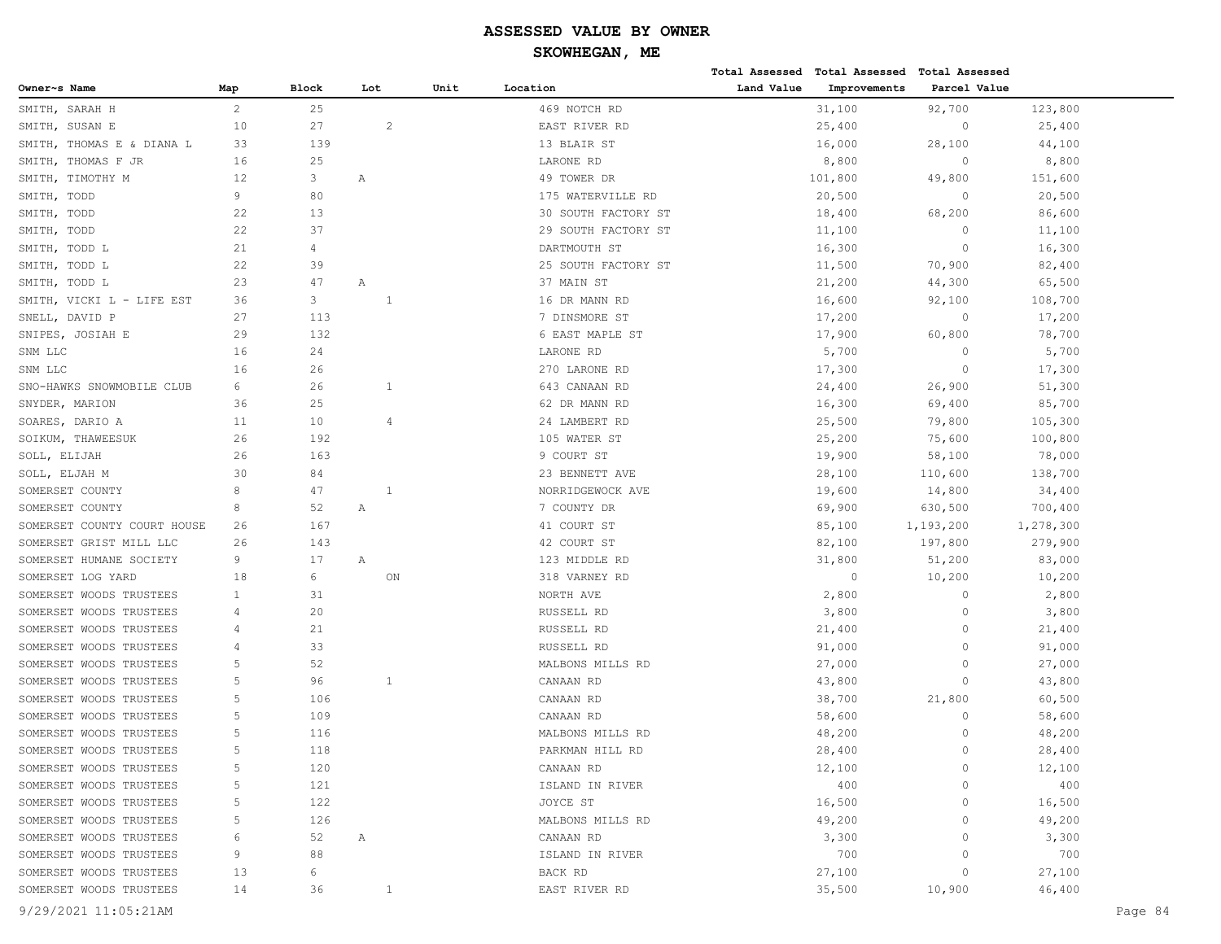# ASSESSED VALUE BY OWNER

## SKOWHEGAN, ME

| Owner~s Name | Map | Block | Lot | Unit | Location | Total Assessed Land Value | Total Assessed Improvements | Total Assessed Parcel Value |
|---|---|---|---|---|---|---|---|---|
| SMITH, SARAH H | 2 | 25 | | | 469 NOTCH RD | 31,100 | 92,700 | 123,800 |
| SMITH, SUSAN E | 10 | 27 | 2 | | EAST RIVER RD | 25,400 | 0 | 25,400 |
| SMITH, THOMAS E & DIANA L | 33 | 139 | | | 13 BLAIR ST | 16,000 | 28,100 | 44,100 |
| SMITH, THOMAS F JR | 16 | 25 | | | LARONE RD | 8,800 | 0 | 8,800 |
| SMITH, TIMOTHY M | 12 | 3 | A | | 49 TOWER DR | 101,800 | 49,800 | 151,600 |
| SMITH, TODD | 9 | 80 | | | 175 WATERVILLE RD | 20,500 | 0 | 20,500 |
| SMITH, TODD | 22 | 13 | | | 30 SOUTH FACTORY ST | 18,400 | 68,200 | 86,600 |
| SMITH, TODD | 22 | 37 | | | 29 SOUTH FACTORY ST | 11,100 | 0 | 11,100 |
| SMITH, TODD L | 21 | 4 | | | DARTMOUTH ST | 16,300 | 0 | 16,300 |
| SMITH, TODD L | 22 | 39 | | | 25 SOUTH FACTORY ST | 11,500 | 70,900 | 82,400 |
| SMITH, TODD L | 23 | 47 | A | | 37 MAIN ST | 21,200 | 44,300 | 65,500 |
| SMITH, VICKI L - LIFE EST | 36 | 3 | 1 | | 16 DR MANN RD | 16,600 | 92,100 | 108,700 |
| SNELL, DAVID P | 27 | 113 | | | 7 DINSMORE ST | 17,200 | 0 | 17,200 |
| SNIPES, JOSIAH E | 29 | 132 | | | 6 EAST MAPLE ST | 17,900 | 60,800 | 78,700 |
| SNM LLC | 16 | 24 | | | LARONE RD | 5,700 | 0 | 5,700 |
| SNM LLC | 16 | 26 | | | 270 LARONE RD | 17,300 | 0 | 17,300 |
| SNO-HAWKS SNOWMOBILE CLUB | 6 | 26 | 1 | | 643 CANAAN RD | 24,400 | 26,900 | 51,300 |
| SNYDER, MARION | 36 | 25 | | | 62 DR MANN RD | 16,300 | 69,400 | 85,700 |
| SOARES, DARIO A | 11 | 10 | 4 | | 24 LAMBERT RD | 25,500 | 79,800 | 105,300 |
| SOIKUM, THAWEESUK | 26 | 192 | | | 105 WATER ST | 25,200 | 75,600 | 100,800 |
| SOLL, ELIJAH | 26 | 163 | | | 9 COURT ST | 19,900 | 58,100 | 78,000 |
| SOLL, ELJAH M | 30 | 84 | | | 23 BENNETT AVE | 28,100 | 110,600 | 138,700 |
| SOMERSET COUNTY | 8 | 47 | 1 | | NORRIDGEWOCK AVE | 19,600 | 14,800 | 34,400 |
| SOMERSET COUNTY | 8 | 52 | A | | 7 COUNTY DR | 69,900 | 630,500 | 700,400 |
| SOMERSET COUNTY COURT HOUSE | 26 | 167 | | | 41 COURT ST | 85,100 | 1,193,200 | 1,278,300 |
| SOMERSET GRIST MILL LLC | 26 | 143 | | | 42 COURT ST | 82,100 | 197,800 | 279,900 |
| SOMERSET HUMANE SOCIETY | 9 | 17 | A | | 123 MIDDLE RD | 31,800 | 51,200 | 83,000 |
| SOMERSET LOG YARD | 18 | 6 | | ON | 318 VARNEY RD | 0 | 10,200 | 10,200 |
| SOMERSET WOODS TRUSTEES | 1 | 31 | | | NORTH AVE | 2,800 | 0 | 2,800 |
| SOMERSET WOODS TRUSTEES | 4 | 20 | | | RUSSELL RD | 3,800 | 0 | 3,800 |
| SOMERSET WOODS TRUSTEES | 4 | 21 | | | RUSSELL RD | 21,400 | 0 | 21,400 |
| SOMERSET WOODS TRUSTEES | 4 | 33 | | | RUSSELL RD | 91,000 | 0 | 91,000 |
| SOMERSET WOODS TRUSTEES | 5 | 52 | | | MALBONS MILLS RD | 27,000 | 0 | 27,000 |
| SOMERSET WOODS TRUSTEES | 5 | 96 | 1 | | CANAAN RD | 43,800 | 0 | 43,800 |
| SOMERSET WOODS TRUSTEES | 5 | 106 | | | CANAAN RD | 38,700 | 21,800 | 60,500 |
| SOMERSET WOODS TRUSTEES | 5 | 109 | | | CANAAN RD | 58,600 | 0 | 58,600 |
| SOMERSET WOODS TRUSTEES | 5 | 116 | | | MALBONS MILLS RD | 48,200 | 0 | 48,200 |
| SOMERSET WOODS TRUSTEES | 5 | 118 | | | PARKMAN HILL RD | 28,400 | 0 | 28,400 |
| SOMERSET WOODS TRUSTEES | 5 | 120 | | | CANAAN RD | 12,100 | 0 | 12,100 |
| SOMERSET WOODS TRUSTEES | 5 | 121 | | | ISLAND IN RIVER | 400 | 0 | 400 |
| SOMERSET WOODS TRUSTEES | 5 | 122 | | | JOYCE ST | 16,500 | 0 | 16,500 |
| SOMERSET WOODS TRUSTEES | 5 | 126 | | | MALBONS MILLS RD | 49,200 | 0 | 49,200 |
| SOMERSET WOODS TRUSTEES | 6 | 52 | A | | CANAAN RD | 3,300 | 0 | 3,300 |
| SOMERSET WOODS TRUSTEES | 9 | 88 | | | ISLAND IN RIVER | 700 | 0 | 700 |
| SOMERSET WOODS TRUSTEES | 13 | 6 | | | BACK RD | 27,100 | 0 | 27,100 |
| SOMERSET WOODS TRUSTEES | 14 | 36 | 1 | | EAST RIVER RD | 35,500 | 10,900 | 46,400 |

9/29/2021 11:05:21AM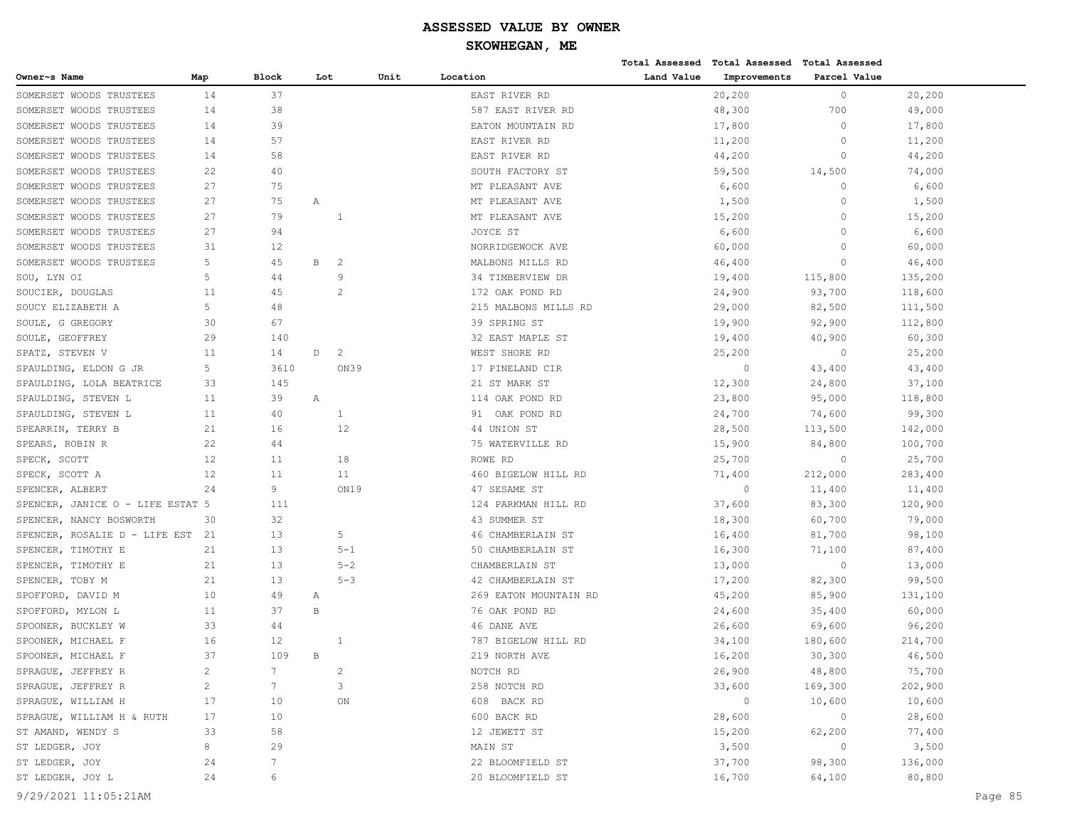# ASSESSED VALUE BY OWNER

## SKOWHEGAN, ME

| Owner~s Name | Map | Block | Lot | Unit | Location | Total Assessed Land Value | Total Assessed Improvements | Total Assessed Parcel Value |
|---|---|---|---|---|---|---|---|---|
| SOMERSET WOODS TRUSTEES | 14 | 37 | | | EAST RIVER RD | 20,200 | 0 | 20,200 |
| SOMERSET WOODS TRUSTEES | 14 | 38 | | | 587 EAST RIVER RD | 48,300 | 700 | 49,000 |
| SOMERSET WOODS TRUSTEES | 14 | 39 | | | EATON MOUNTAIN RD | 17,800 | 0 | 17,800 |
| SOMERSET WOODS TRUSTEES | 14 | 57 | | | EAST RIVER RD | 11,200 | 0 | 11,200 |
| SOMERSET WOODS TRUSTEES | 14 | 58 | | | EAST RIVER RD | 44,200 | 0 | 44,200 |
| SOMERSET WOODS TRUSTEES | 22 | 40 | | | SOUTH FACTORY ST | 59,500 | 14,500 | 74,000 |
| SOMERSET WOODS TRUSTEES | 27 | 75 | | | MT PLEASANT AVE | 6,600 | 0 | 6,600 |
| SOMERSET WOODS TRUSTEES | 27 | 75 | A | | MT PLEASANT AVE | 1,500 | 0 | 1,500 |
| SOMERSET WOODS TRUSTEES | 27 | 79 | 1 | | MT PLEASANT AVE | 15,200 | 0 | 15,200 |
| SOMERSET WOODS TRUSTEES | 27 | 94 | | | JOYCE ST | 6,600 | 0 | 6,600 |
| SOMERSET WOODS TRUSTEES | 31 | 12 | | | NORRIDGEWOCK AVE | 60,000 | 0 | 60,000 |
| SOMERSET WOODS TRUSTEES | 5 | 45 | B 2 | | MALBONS MILLS RD | 46,400 | 0 | 46,400 |
| SOU, LYN OI | 5 | 44 | 9 | | 34 TIMBERVIEW DR | 19,400 | 115,800 | 135,200 |
| SOUCIER, DOUGLAS | 11 | 45 | 2 | | 172 OAK POND RD | 24,900 | 93,700 | 118,600 |
| SOUCY ELIZABETH A | 5 | 48 | | | 215 MALBONS MILLS RD | 29,000 | 82,500 | 111,500 |
| SOULE, G GREGORY | 30 | 67 | | | 39 SPRING ST | 19,900 | 92,900 | 112,800 |
| SOULE, GEOFFREY | 29 | 140 | | | 32 EAST MAPLE ST | 19,400 | 40,900 | 60,300 |
| SPATZ, STEVEN V | 11 | 14 | D 2 | | WEST SHORE RD | 25,200 | 0 | 25,200 |
| SPAULDING, ELDON G JR | 5 | 3610 | ON39 | | 17 PINELAND CIR | 0 | 43,400 | 43,400 |
| SPAULDING, LOLA BEATRICE | 33 | 145 | | | 21 ST MARK ST | 12,300 | 24,800 | 37,100 |
| SPAULDING, STEVEN L | 11 | 39 | A | | 114 OAK POND RD | 23,800 | 95,000 | 118,800 |
| SPAULDING, STEVEN L | 11 | 40 | 1 | | 91 OAK POND RD | 24,700 | 74,600 | 99,300 |
| SPEARRIN, TERRY B | 21 | 16 | 12 | | 44 UNION ST | 28,500 | 113,500 | 142,000 |
| SPEARS, ROBIN R | 22 | 44 | | | 75 WATERVILLE RD | 15,900 | 84,800 | 100,700 |
| SPECK, SCOTT | 12 | 11 | 18 | | ROWE RD | 25,700 | 0 | 25,700 |
| SPECK, SCOTT A | 12 | 11 | 11 | | 460 BIGELOW HILL RD | 71,400 | 212,000 | 283,400 |
| SPENCER, ALBERT | 24 | 9 | ON19 | | 47 SESAME ST | 0 | 11,400 | 11,400 |
| SPENCER, JANICE O - LIFE ESTAT | 5 | 111 | | | 124 PARKMAN HILL RD | 37,600 | 83,300 | 120,900 |
| SPENCER, NANCY BOSWORTH | 30 | 32 | | | 43 SUMMER ST | 18,300 | 60,700 | 79,000 |
| SPENCER, ROSALIE D - LIFE EST | 21 | 13 | 5 | | 46 CHAMBERLAIN ST | 16,400 | 81,700 | 98,100 |
| SPENCER, TIMOTHY E | 21 | 13 | 5-1 | | 50 CHAMBERLAIN ST | 16,300 | 71,100 | 87,400 |
| SPENCER, TIMOTHY E | 21 | 13 | 5-2 | | CHAMBERLAIN ST | 13,000 | 0 | 13,000 |
| SPENCER, TOBY M | 21 | 13 | 5-3 | | 42 CHAMBERLAIN ST | 17,200 | 82,300 | 99,500 |
| SPOFFORD, DAVID M | 10 | 49 | A | | 269 EATON MOUNTAIN RD | 45,200 | 85,900 | 131,100 |
| SPOFFORD, MYLON L | 11 | 37 | B | | 76 OAK POND RD | 24,600 | 35,400 | 60,000 |
| SPOONER, BUCKLEY W | 33 | 44 | | | 46 DANE AVE | 26,600 | 69,600 | 96,200 |
| SPOONER, MICHAEL F | 16 | 12 | 1 | | 787 BIGELOW HILL RD | 34,100 | 180,600 | 214,700 |
| SPOONER, MICHAEL F | 37 | 109 | B | | 219 NORTH AVE | 16,200 | 30,300 | 46,500 |
| SPRAGUE, JEFFREY R | 2 | 7 | 2 | | NOTCH RD | 26,900 | 48,800 | 75,700 |
| SPRAGUE, JEFFREY R | 2 | 7 | 3 | | 258 NOTCH RD | 33,600 | 169,300 | 202,900 |
| SPRAGUE, WILLIAM H | 17 | 10 | ON | | 608 BACK RD | 0 | 10,600 | 10,600 |
| SPRAGUE, WILLIAM H & RUTH | 17 | 10 | | | 600 BACK RD | 28,600 | 0 | 28,600 |
| ST AMAND, WENDY S | 33 | 58 | | | 12 JEWETT ST | 15,200 | 62,200 | 77,400 |
| ST LEDGER, JOY | 8 | 29 | | | MAIN ST | 3,500 | 0 | 3,500 |
| ST LEDGER, JOY | 24 | 7 | | | 22 BLOOMFIELD ST | 37,700 | 98,300 | 136,000 |
| ST LEDGER, JOY L | 24 | 6 | | | 20 BLOOMFIELD ST | 16,700 | 64,100 | 80,800 |

9/29/2021 11:05:21AM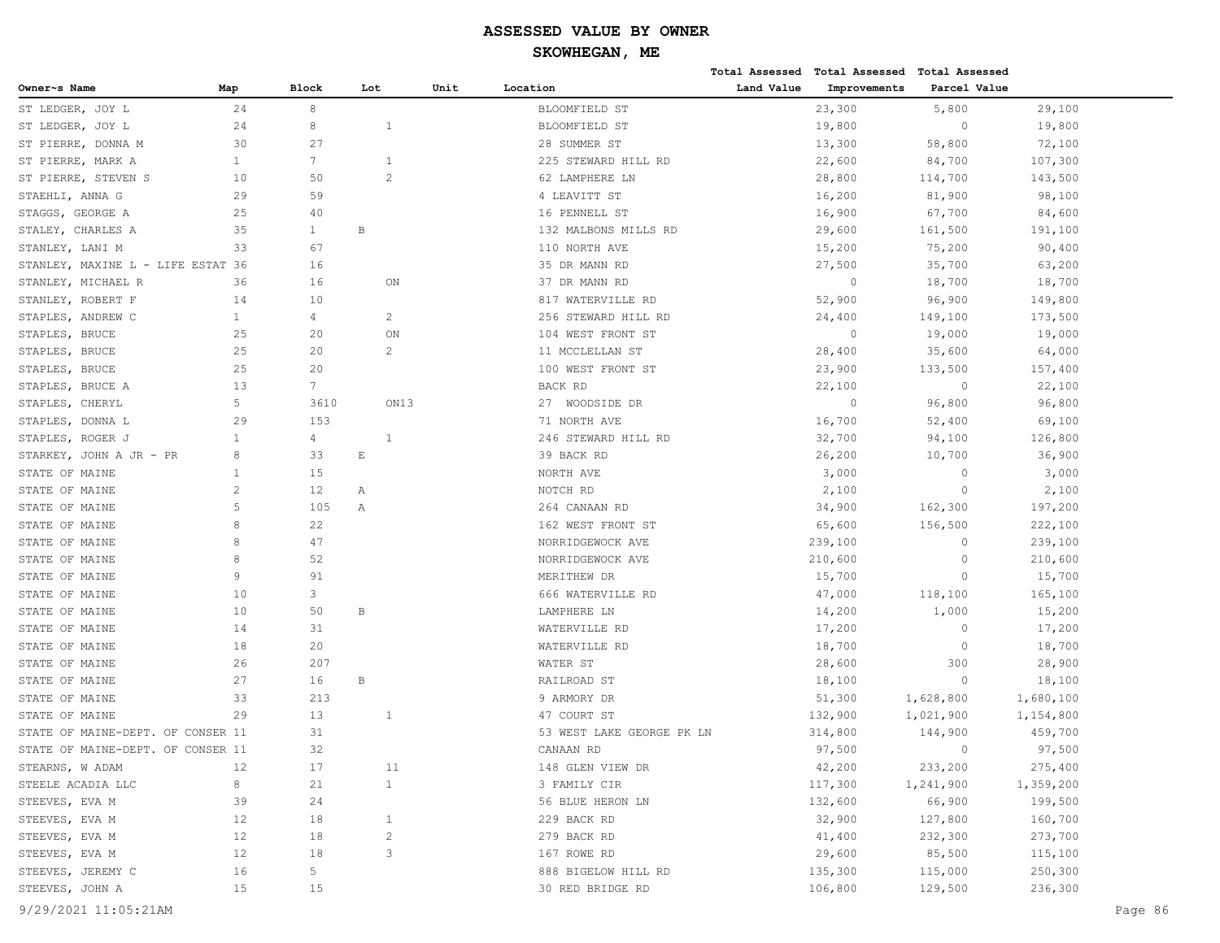# ASSESSED VALUE BY OWNER

## SKOWHEGAN, ME

| Owner~s Name | Map | Block | Lot | Unit | Location | Total Assessed Land Value | Total Assessed Improvements | Total Assessed Parcel Value |
|---|---|---|---|---|---|---|---|---|
| ST LEDGER, JOY L | 24 | 8 | | | BLOOMFIELD ST | 23,300 | 5,800 | 29,100 |
| ST LEDGER, JOY L | 24 | 8 | 1 | | BLOOMFIELD ST | 19,800 | 0 | 19,800 |
| ST PIERRE, DONNA M | 30 | 27 | | | 28 SUMMER ST | 13,300 | 58,800 | 72,100 |
| ST PIERRE, MARK A | 1 | 7 | 1 | | 225 STEWARD HILL RD | 22,600 | 84,700 | 107,300 |
| ST PIERRE, STEVEN S | 10 | 50 | 2 | | 62 LAMPHERE LN | 28,800 | 114,700 | 143,500 |
| STAEHLI, ANNA G | 29 | 59 | | | 4 LEAVITT ST | 16,200 | 81,900 | 98,100 |
| STAGGS, GEORGE A | 25 | 40 | | | 16 PENNELL ST | 16,900 | 67,700 | 84,600 |
| STALEY, CHARLES A | 35 | 1 | B | | 132 MALBONS MILLS RD | 29,600 | 161,500 | 191,100 |
| STANLEY, LANI M | 33 | 67 | | | 110 NORTH AVE | 15,200 | 75,200 | 90,400 |
| STANLEY, MAXINE L - LIFE ESTAT | 36 | 16 | | | 35 DR MANN RD | 27,500 | 35,700 | 63,200 |
| STANLEY, MICHAEL R | 36 | 16 | ON | | 37 DR MANN RD | 0 | 18,700 | 18,700 |
| STANLEY, ROBERT F | 14 | 10 | | | 817 WATERVILLE RD | 52,900 | 96,900 | 149,800 |
| STAPLES, ANDREW C | 1 | 4 | 2 | | 256 STEWARD HILL RD | 24,400 | 149,100 | 173,500 |
| STAPLES, BRUCE | 25 | 20 | ON | | 104 WEST FRONT ST | 0 | 19,000 | 19,000 |
| STAPLES, BRUCE | 25 | 20 | 2 | | 11 MCCLELLAN ST | 28,400 | 35,600 | 64,000 |
| STAPLES, BRUCE | 25 | 20 | | | 100 WEST FRONT ST | 23,900 | 133,500 | 157,400 |
| STAPLES, BRUCE A | 13 | 7 | | | BACK RD | 22,100 | 0 | 22,100 |
| STAPLES, CHERYL | 5 | 3610 | ON13 | | 27 WOODSIDE DR | 0 | 96,800 | 96,800 |
| STAPLES, DONNA L | 29 | 153 | | | 71 NORTH AVE | 16,700 | 52,400 | 69,100 |
| STAPLES, ROGER J | 1 | 4 | 1 | | 246 STEWARD HILL RD | 32,700 | 94,100 | 126,800 |
| STARKEY, JOHN A JR - PR | 8 | 33 | E | | 39 BACK RD | 26,200 | 10,700 | 36,900 |
| STATE OF MAINE | 1 | 15 | | | NORTH AVE | 3,000 | 0 | 3,000 |
| STATE OF MAINE | 2 | 12 | A | | NOTCH RD | 2,100 | 0 | 2,100 |
| STATE OF MAINE | 5 | 105 | A | | 264 CANAAN RD | 34,900 | 162,300 | 197,200 |
| STATE OF MAINE | 8 | 22 | | | 162 WEST FRONT ST | 65,600 | 156,500 | 222,100 |
| STATE OF MAINE | 8 | 47 | | | NORRIDGEWOCK AVE | 239,100 | 0 | 239,100 |
| STATE OF MAINE | 8 | 52 | | | NORRIDGEWOCK AVE | 210,600 | 0 | 210,600 |
| STATE OF MAINE | 9 | 91 | | | MERITHEW DR | 15,700 | 0 | 15,700 |
| STATE OF MAINE | 10 | 3 | | | 666 WATERVILLE RD | 47,000 | 118,100 | 165,100 |
| STATE OF MAINE | 10 | 50 | B | | LAMPHERE LN | 14,200 | 1,000 | 15,200 |
| STATE OF MAINE | 14 | 31 | | | WATERVILLE RD | 17,200 | 0 | 17,200 |
| STATE OF MAINE | 18 | 20 | | | WATERVILLE RD | 18,700 | 0 | 18,700 |
| STATE OF MAINE | 26 | 207 | | | WATER ST | 28,600 | 300 | 28,900 |
| STATE OF MAINE | 27 | 16 | B | | RAILROAD ST | 18,100 | 0 | 18,100 |
| STATE OF MAINE | 33 | 213 | | | 9 ARMORY DR | 51,300 | 1,628,800 | 1,680,100 |
| STATE OF MAINE | 29 | 13 | 1 | | 47 COURT ST | 132,900 | 1,021,900 | 1,154,800 |
| STATE OF MAINE-DEPT. OF CONSER | 11 | 31 | | | 53 WEST LAKE GEORGE PK LN | 314,800 | 144,900 | 459,700 |
| STATE OF MAINE-DEPT. OF CONSER | 11 | 32 | | | CANAAN RD | 97,500 | 0 | 97,500 |
| STEARNS, W ADAM | 12 | 17 | 11 | | 148 GLEN VIEW DR | 42,200 | 233,200 | 275,400 |
| STEELE ACADIA LLC | 8 | 21 | 1 | | 3 FAMILY CIR | 117,300 | 1,241,900 | 1,359,200 |
| STEEVES, EVA M | 39 | 24 | | | 56 BLUE HERON LN | 132,600 | 66,900 | 199,500 |
| STEEVES, EVA M | 12 | 18 | 1 | | 229 BACK RD | 32,900 | 127,800 | 160,700 |
| STEEVES, EVA M | 12 | 18 | 2 | | 279 BACK RD | 41,400 | 232,300 | 273,700 |
| STEEVES, EVA M | 12 | 18 | 3 | | 167 ROWE RD | 29,600 | 85,500 | 115,100 |
| STEEVES, JEREMY C | 16 | 5 | | | 888 BIGELOW HILL RD | 135,300 | 115,000 | 250,300 |
| STEEVES, JOHN A | 15 | 15 | | | 30 RED BRIDGE RD | 106,800 | 129,500 | 236,300 |

9/29/2021 11:05:21AM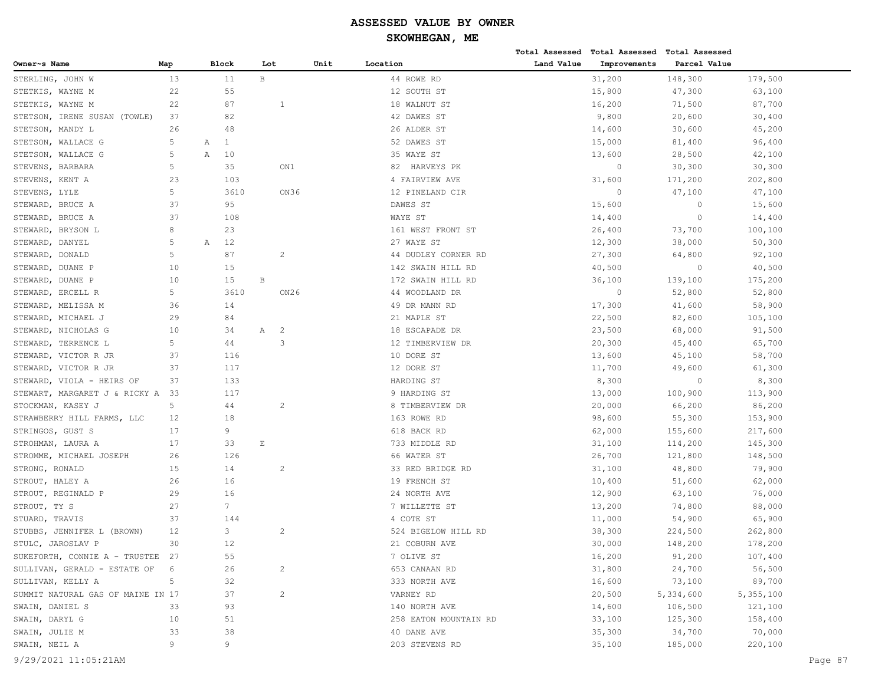# ASSESSED VALUE BY OWNER

## SKOWHEGAN, ME

| Owner~s Name | Map | Block | Lot | Unit | Location | Total Assessed Land Value | Total Assessed Improvements | Total Assessed Parcel Value |
|---|---|---|---|---|---|---|---|---|
| STERLING, JOHN W | 13 | 11 | B | | 44 ROWE RD | 31,200 | 148,300 | 179,500 |
| STETKIS, WAYNE M | 22 | 55 | | | 12 SOUTH ST | 15,800 | 47,300 | 63,100 |
| STETKIS, WAYNE M | 22 | 87 | 1 | | 18 WALNUT ST | 16,200 | 71,500 | 87,700 |
| STETSON, IRENE SUSAN (TOWLE) | 37 | 82 | | | 42 DAWES ST | 9,800 | 20,600 | 30,400 |
| STETSON, MANDY L | 26 | 48 | | | 26 ALDER ST | 14,600 | 30,600 | 45,200 |
| STETSON, WALLACE G | 5 | A 1 | | | 52 DAWES ST | 15,000 | 81,400 | 96,400 |
| STETSON, WALLACE G | 5 | A 10 | | | 35 WAYE ST | 13,600 | 28,500 | 42,100 |
| STEVENS, BARBARA | 5 | 35 | ON1 | | 82 HARVEYS PK | 0 | 30,300 | 30,300 |
| STEVENS, KENT A | 23 | 103 | | | 4 FAIRVIEW AVE | 31,600 | 171,200 | 202,800 |
| STEVENS, LYLE | 5 | 3610 | ON36 | | 12 PINELAND CIR | 0 | 47,100 | 47,100 |
| STEWARD, BRUCE A | 37 | 95 | | | DAWES ST | 15,600 | 0 | 15,600 |
| STEWARD, BRUCE A | 37 | 108 | | | WAYE ST | 14,400 | 0 | 14,400 |
| STEWARD, BRYSON L | 8 | 23 | | | 161 WEST FRONT ST | 26,400 | 73,700 | 100,100 |
| STEWARD, DANYEL | 5 | A 12 | | | 27 WAYE ST | 12,300 | 38,000 | 50,300 |
| STEWARD, DONALD | 5 | 87 | 2 | | 44 DUDLEY CORNER RD | 27,300 | 64,800 | 92,100 |
| STEWARD, DUANE P | 10 | 15 | | | 142 SWAIN HILL RD | 40,500 | 0 | 40,500 |
| STEWARD, DUANE P | 10 | 15 | B | | 172 SWAIN HILL RD | 36,100 | 139,100 | 175,200 |
| STEWARD, ERCELL R | 5 | 3610 | ON26 | | 44 WOODLAND DR | 0 | 52,800 | 52,800 |
| STEWARD, MELISSA M | 36 | 14 | | | 49 DR MANN RD | 17,300 | 41,600 | 58,900 |
| STEWARD, MICHAEL J | 29 | 84 | | | 21 MAPLE ST | 22,500 | 82,600 | 105,100 |
| STEWARD, NICHOLAS G | 10 | 34 | A 2 | | 18 ESCAPADE DR | 23,500 | 68,000 | 91,500 |
| STEWARD, TERRENCE L | 5 | 44 | 3 | | 12 TIMBERVIEW DR | 20,300 | 45,400 | 65,700 |
| STEWARD, VICTOR R JR | 37 | 116 | | | 10 DORE ST | 13,600 | 45,100 | 58,700 |
| STEWARD, VICTOR R JR | 37 | 117 | | | 12 DORE ST | 11,700 | 49,600 | 61,300 |
| STEWARD, VIOLA - HEIRS OF | 37 | 133 | | | HARDING ST | 8,300 | 0 | 8,300 |
| STEWART, MARGARET J & RICKY A | 33 | 117 | | | 9 HARDING ST | 13,000 | 100,900 | 113,900 |
| STOCKMAN, KASEY J | 5 | 44 | 2 | | 8 TIMBERVIEW DR | 20,000 | 66,200 | 86,200 |
| STRAWBERRY HILL FARMS, LLC | 12 | 18 | | | 163 ROWE RD | 98,600 | 55,300 | 153,900 |
| STRINGOS, GUST S | 17 | 9 | | | 618 BACK RD | 62,000 | 155,600 | 217,600 |
| STROHMAN, LAURA A | 17 | 33 | E | | 733 MIDDLE RD | 31,100 | 114,200 | 145,300 |
| STROMME, MICHAEL JOSEPH | 26 | 126 | | | 66 WATER ST | 26,700 | 121,800 | 148,500 |
| STRONG, RONALD | 15 | 14 | 2 | | 33 RED BRIDGE RD | 31,100 | 48,800 | 79,900 |
| STROUT, HALEY A | 26 | 16 | | | 19 FRENCH ST | 10,400 | 51,600 | 62,000 |
| STROUT, REGINALD P | 29 | 16 | | | 24 NORTH AVE | 12,900 | 63,100 | 76,000 |
| STROUT, TY S | 27 | 7 | | | 7 WILLETTE ST | 13,200 | 74,800 | 88,000 |
| STUARD, TRAVIS | 37 | 144 | | | 4 COTE ST | 11,000 | 54,900 | 65,900 |
| STUBBS, JENNIFER L (BROWN) | 12 | 3 | 2 | | 524 BIGELOW HILL RD | 38,300 | 224,500 | 262,800 |
| STULC, JAROSLAV P | 30 | 12 | | | 21 COBURN AVE | 30,000 | 148,200 | 178,200 |
| SUKEFORTH, CONNIE A - TRUSTEE | 27 | 55 | | | 7 OLIVE ST | 16,200 | 91,200 | 107,400 |
| SULLIVAN, GERALD - ESTATE OF | 6 | 26 | 2 | | 653 CANAAN RD | 31,800 | 24,700 | 56,500 |
| SULLIVAN, KELLY A | 5 | 32 | | | 333 NORTH AVE | 16,600 | 73,100 | 89,700 |
| SUMMIT NATURAL GAS OF MAINE IN | 17 | 37 | 2 | | VARNEY RD | 20,500 | 5,334,600 | 5,355,100 |
| SWAIN, DANIEL S | 33 | 93 | | | 140 NORTH AVE | 14,600 | 106,500 | 121,100 |
| SWAIN, DARYL G | 10 | 51 | | | 258 EATON MOUNTAIN RD | 33,100 | 125,300 | 158,400 |
| SWAIN, JULIE M | 33 | 38 | | | 40 DANE AVE | 35,300 | 34,700 | 70,000 |
| SWAIN, NEIL A | 9 | 9 | | | 203 STEVENS RD | 35,100 | 185,000 | 220,100 |

9/29/2021 11:05:21AM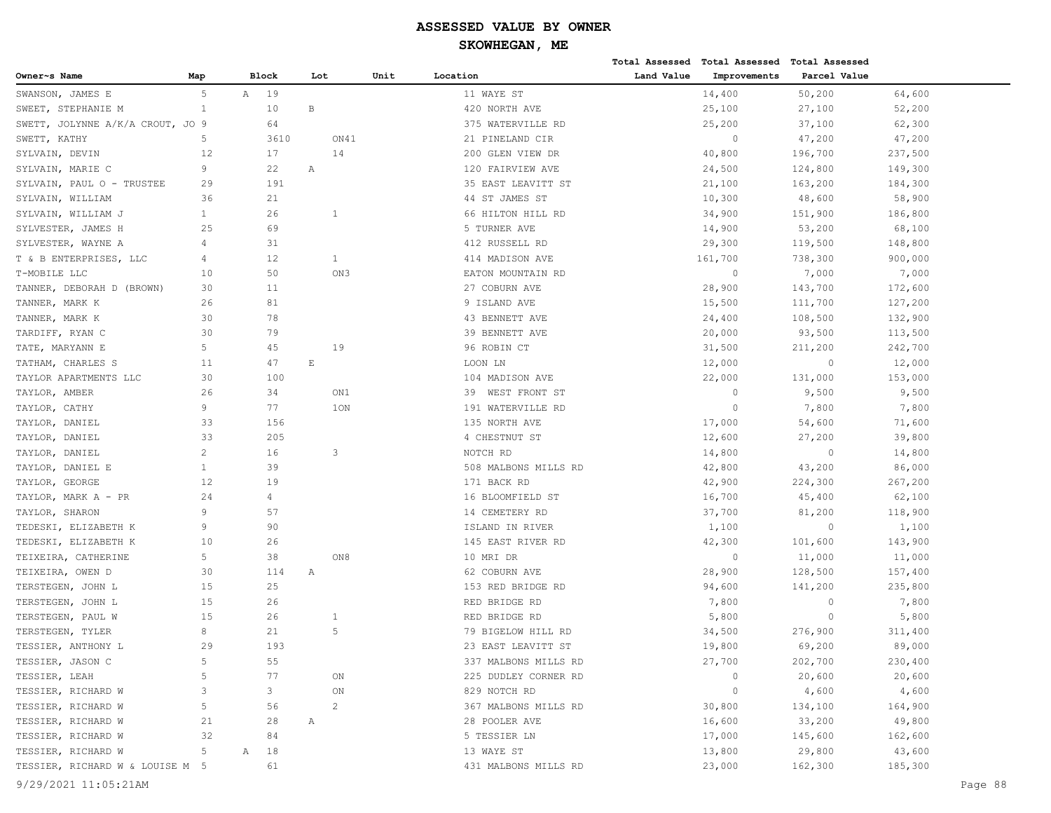# ASSESSED VALUE BY OWNER

## SKOWHEGAN, ME

| Owner~s Name | Map | Block | Lot | Unit | Location | Total Assessed Land Value | Total Assessed Improvements | Total Assessed Parcel Value |
|---|---|---|---|---|---|---|---|---|
| SWANSON, JAMES E | 5 | A 19 | | | 11 WAYE ST | 14,400 | 50,200 | 64,600 |
| SWEET, STEPHANIE M | 1 | 10 | B | | 420 NORTH AVE | 25,100 | 27,100 | 52,200 |
| SWETT, JOLYNNE A/K/A CROUT, JO | 9 | 64 | | | 375 WATERVILLE RD | 25,200 | 37,100 | 62,300 |
| SWETT, KATHY | 5 | 3610 | ON41 | | 21 PINELAND CIR | 0 | 47,200 | 47,200 |
| SYLVAIN, DEVIN | 12 | 17 | 14 | | 200 GLEN VIEW DR | 40,800 | 196,700 | 237,500 |
| SYLVAIN, MARIE C | 9 | 22 | A | | 120 FAIRVIEW AVE | 24,500 | 124,800 | 149,300 |
| SYLVAIN, PAUL O - TRUSTEE | 29 | 191 | | | 35 EAST LEAVITT ST | 21,100 | 163,200 | 184,300 |
| SYLVAIN, WILLIAM | 36 | 21 | | | 44 ST JAMES ST | 10,300 | 48,600 | 58,900 |
| SYLVAIN, WILLIAM J | 1 | 26 | 1 | | 66 HILTON HILL RD | 34,900 | 151,900 | 186,800 |
| SYLVESTER, JAMES H | 25 | 69 | | | 5 TURNER AVE | 14,900 | 53,200 | 68,100 |
| SYLVESTER, WAYNE A | 4 | 31 | | | 412 RUSSELL RD | 29,300 | 119,500 | 148,800 |
| T & B ENTERPRISES, LLC | 4 | 12 | 1 | | 414 MADISON AVE | 161,700 | 738,300 | 900,000 |
| T-MOBILE LLC | 10 | 50 | ON3 | | EATON MOUNTAIN RD | 0 | 7,000 | 7,000 |
| TANNER, DEBORAH D (BROWN) | 30 | 11 | | | 27 COBURN AVE | 28,900 | 143,700 | 172,600 |
| TANNER, MARK K | 26 | 81 | | | 9 ISLAND AVE | 15,500 | 111,700 | 127,200 |
| TANNER, MARK K | 30 | 78 | | | 43 BENNETT AVE | 24,400 | 108,500 | 132,900 |
| TARDIFF, RYAN C | 30 | 79 | | | 39 BENNETT AVE | 20,000 | 93,500 | 113,500 |
| TATE, MARYANN E | 5 | 45 | 19 | | 96 ROBIN CT | 31,500 | 211,200 | 242,700 |
| TATHAM, CHARLES S | 11 | 47 | E | | LOON LN | 12,000 | 0 | 12,000 |
| TAYLOR APARTMENTS LLC | 30 | 100 | | | 104 MADISON AVE | 22,000 | 131,000 | 153,000 |
| TAYLOR, AMBER | 26 | 34 | ON1 | | 39 WEST FRONT ST | 0 | 9,500 | 9,500 |
| TAYLOR, CATHY | 9 | 77 | 1ON | | 191 WATERVILLE RD | 0 | 7,800 | 7,800 |
| TAYLOR, DANIEL | 33 | 156 | | | 135 NORTH AVE | 17,000 | 54,600 | 71,600 |
| TAYLOR, DANIEL | 33 | 205 | | | 4 CHESTNUT ST | 12,600 | 27,200 | 39,800 |
| TAYLOR, DANIEL | 2 | 16 | 3 | | NOTCH RD | 14,800 | 0 | 14,800 |
| TAYLOR, DANIEL E | 1 | 39 | | | 508 MALBONS MILLS RD | 42,800 | 43,200 | 86,000 |
| TAYLOR, GEORGE | 12 | 19 | | | 171 BACK RD | 42,900 | 224,300 | 267,200 |
| TAYLOR, MARK A - PR | 24 | 4 | | | 16 BLOOMFIELD ST | 16,700 | 45,400 | 62,100 |
| TAYLOR, SHARON | 9 | 57 | | | 14 CEMETERY RD | 37,700 | 81,200 | 118,900 |
| TEDESKI, ELIZABETH K | 9 | 90 | | | ISLAND IN RIVER | 1,100 | 0 | 1,100 |
| TEDESKI, ELIZABETH K | 10 | 26 | | | 145 EAST RIVER RD | 42,300 | 101,600 | 143,900 |
| TEIXEIRA, CATHERINE | 5 | 38 | ON8 | | 10 MRI DR | 0 | 11,000 | 11,000 |
| TEIXEIRA, OWEN D | 30 | 114 | A | | 62 COBURN AVE | 28,900 | 128,500 | 157,400 |
| TERSTEGEN, JOHN L | 15 | 25 | | | 153 RED BRIDGE RD | 94,600 | 141,200 | 235,800 |
| TERSTEGEN, JOHN L | 15 | 26 | | | RED BRIDGE RD | 7,800 | 0 | 7,800 |
| TERSTEGEN, PAUL W | 15 | 26 | 1 | | RED BRIDGE RD | 5,800 | 0 | 5,800 |
| TERSTEGEN, TYLER | 8 | 21 | 5 | | 79 BIGELOW HILL RD | 34,500 | 276,900 | 311,400 |
| TESSIER, ANTHONY L | 29 | 193 | | | 23 EAST LEAVITT ST | 19,800 | 69,200 | 89,000 |
| TESSIER, JASON C | 5 | 55 | | | 337 MALBONS MILLS RD | 27,700 | 202,700 | 230,400 |
| TESSIER, LEAH | 5 | 77 | ON | | 225 DUDLEY CORNER RD | 0 | 20,600 | 20,600 |
| TESSIER, RICHARD W | 3 | 3 | ON | | 829 NOTCH RD | 0 | 4,600 | 4,600 |
| TESSIER, RICHARD W | 5 | 56 | 2 | | 367 MALBONS MILLS RD | 30,800 | 134,100 | 164,900 |
| TESSIER, RICHARD W | 21 | 28 | A | | 28 POOLER AVE | 16,600 | 33,200 | 49,800 |
| TESSIER, RICHARD W | 32 | 84 | | | 5 TESSIER LN | 17,000 | 145,600 | 162,600 |
| TESSIER, RICHARD W | 5 | A 18 | | | 13 WAYE ST | 13,800 | 29,800 | 43,600 |
| TESSIER, RICHARD W & LOUISE M | 5 | 61 | | | 431 MALBONS MILLS RD | 23,000 | 162,300 | 185,300 |

9/29/2021 11:05:21AM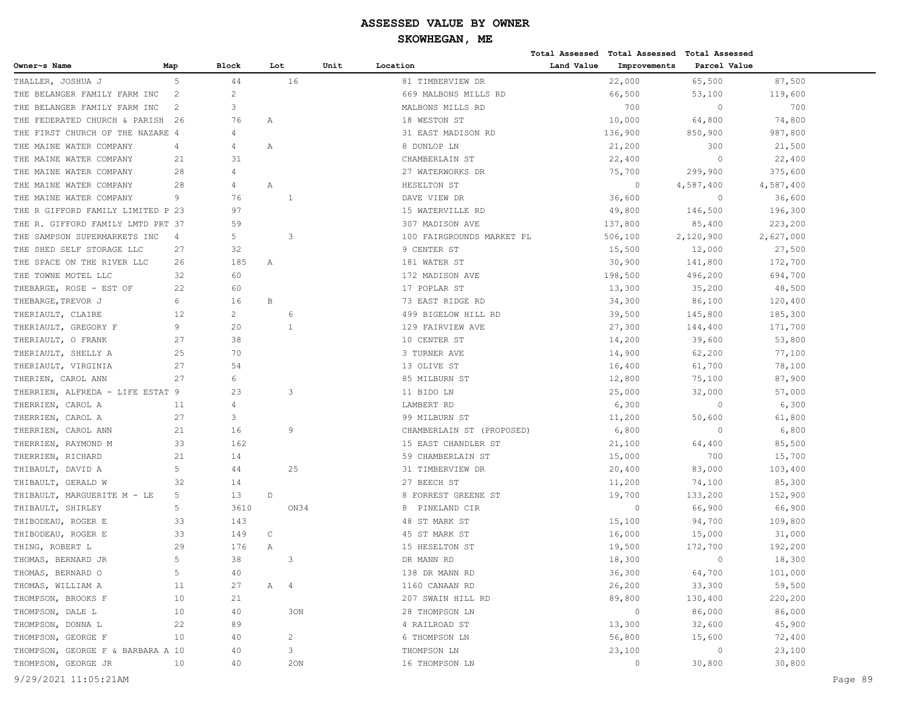# ASSESSED VALUE BY OWNER

## SKOWHEGAN, ME

| Owner~s Name | Map | Block | Lot | Unit | Location | Total Assessed Land Value | Total Assessed Improvements | Total Assessed Parcel Value |
|---|---|---|---|---|---|---|---|---|
| THALLER, JOSHUA J | 5 | 44 | 16 | | 81 TIMBERVIEW DR | 22,000 | 65,500 | 87,500 |
| THE BELANGER FAMILY FARM INC | 2 | 2 | | | 669 MALBONS MILLS RD | 66,500 | 53,100 | 119,600 |
| THE BELANGER FAMILY FARM INC | 2 | 3 | | | MALBONS MILLS RD | 700 | 0 | 700 |
| THE FEDERATED CHURCH & PARISH | 26 | 76 | A | | 18 WESTON ST | 10,000 | 64,800 | 74,800 |
| THE FIRST CHURCH OF THE NAZARE | 4 | 4 | | | 31 EAST MADISON RD | 136,900 | 850,900 | 987,800 |
| THE MAINE WATER COMPANY | 4 | 4 | A | | 8 DUNLOP LN | 21,200 | 300 | 21,500 |
| THE MAINE WATER COMPANY | 21 | 31 | | | CHAMBERLAIN ST | 22,400 | 0 | 22,400 |
| THE MAINE WATER COMPANY | 28 | 4 | | | 27 WATERWORKS DR | 75,700 | 299,900 | 375,600 |
| THE MAINE WATER COMPANY | 28 | 4 | A | | HESELTON ST | 0 | 4,587,400 | 4,587,400 |
| THE MAINE WATER COMPANY | 9 | 76 | 1 | | DAVE VIEW DR | 36,600 | 0 | 36,600 |
| THE R GIFFORD FAMILY LIMITED P | 23 | 97 | | | 15 WATERVILLE RD | 49,800 | 146,500 | 196,300 |
| THE R. GIFFORD FAMILY LMTD PRT | 37 | 59 | | | 307 MADISON AVE | 137,800 | 85,400 | 223,200 |
| THE SAMPSON SUPERMARKETS INC | 4 | 5 | 3 | | 100 FAIRGROUNDS MARKET PL | 506,100 | 2,120,900 | 2,627,000 |
| THE SHED SELF STORAGE LLC | 27 | 32 | | | 9 CENTER ST | 15,500 | 12,000 | 27,500 |
| THE SPACE ON THE RIVER LLC | 26 | 185 | A | | 181 WATER ST | 30,900 | 141,800 | 172,700 |
| THE TOWNE MOTEL LLC | 32 | 60 | | | 172 MADISON AVE | 198,500 | 496,200 | 694,700 |
| THEBARGE, ROSE - EST OF | 22 | 60 | | | 17 POPLAR ST | 13,300 | 35,200 | 48,500 |
| THEBARGE,TREVOR J | 6 | 16 | B | | 73 EAST RIDGE RD | 34,300 | 86,100 | 120,400 |
| THERIAULT, CLAIRE | 12 | 2 | 6 | | 499 BIGELOW HILL RD | 39,500 | 145,800 | 185,300 |
| THERIAULT, GREGORY F | 9 | 20 | 1 | | 129 FAIRVIEW AVE | 27,300 | 144,400 | 171,700 |
| THERIAULT, O FRANK | 27 | 38 | | | 10 CENTER ST | 14,200 | 39,600 | 53,800 |
| THERIAULT, SHELLY A | 25 | 70 | | | 3 TURNER AVE | 14,900 | 62,200 | 77,100 |
| THERIAULT, VIRGINIA | 27 | 54 | | | 13 OLIVE ST | 16,400 | 61,700 | 78,100 |
| THERIEN, CAROL ANN | 27 | 6 | | | 85 MILBURN ST | 12,800 | 75,100 | 87,900 |
| THERRIEN, ALFREDA - LIFE ESTAT | 9 | 23 | 3 | | 11 BIDO LN | 25,000 | 32,000 | 57,000 |
| THERRIEN, CAROL A | 11 | 4 | | | LAMBERT RD | 6,300 | 0 | 6,300 |
| THERRIEN, CAROL A | 27 | 3 | | | 99 MILBURN ST | 11,200 | 50,600 | 61,800 |
| THERRIEN, CAROL ANN | 21 | 16 | 9 | | CHAMBERLAIN ST (PROPOSED) | 6,800 | 0 | 6,800 |
| THERRIEN, RAYMOND M | 33 | 162 | | | 15 EAST CHANDLER ST | 21,100 | 64,400 | 85,500 |
| THERRIEN, RICHARD | 21 | 14 | | | 59 CHAMBERLAIN ST | 15,000 | 700 | 15,700 |
| THIBAULT, DAVID A | 5 | 44 | 25 | | 31 TIMBERVIEW DR | 20,400 | 83,000 | 103,400 |
| THIBAULT, GERALD W | 32 | 14 | | | 27 BEECH ST | 11,200 | 74,100 | 85,300 |
| THIBAULT, MARGUERITE M - LE | 5 | 13 | D | | 8 FORREST GREENE ST | 19,700 | 133,200 | 152,900 |
| THIBAULT, SHIRLEY | 5 | 3610 | ON34 | | 8 PINELAND CIR | 0 | 66,900 | 66,900 |
| THIBODEAU, ROGER E | 33 | 143 | | | 48 ST MARK ST | 15,100 | 94,700 | 109,800 |
| THIBODEAU, ROGER E | 33 | 149 | C | | 45 ST MARK ST | 16,000 | 15,000 | 31,000 |
| THING, ROBERT L | 29 | 176 | A | | 15 HESELTON ST | 19,500 | 172,700 | 192,200 |
| THOMAS, BERNARD JR | 5 | 38 | 3 | | DR MANN RD | 18,300 | 0 | 18,300 |
| THOMAS, BERNARD O | 5 | 40 | | | 138 DR MANN RD | 36,300 | 64,700 | 101,000 |
| THOMAS, WILLIAM A | 11 | 27 | A 4 | | 1160 CANAAN RD | 26,200 | 33,300 | 59,500 |
| THOMPSON, BROOKS F | 10 | 21 | | | 207 SWAIN HILL RD | 89,800 | 130,400 | 220,200 |
| THOMPSON, DALE L | 10 | 40 | 3ON | | 28 THOMPSON LN | 0 | 86,000 | 86,000 |
| THOMPSON, DONNA L | 22 | 89 | | | 4 RAILROAD ST | 13,300 | 32,600 | 45,900 |
| THOMPSON, GEORGE F | 10 | 40 | 2 | | 6 THOMPSON LN | 56,800 | 15,600 | 72,400 |
| THOMPSON, GEORGE F & BARBARA A | 10 | 40 | 3 | | THOMPSON LN | 23,100 | 0 | 23,100 |
| THOMPSON, GEORGE JR | 10 | 40 | 2ON | | 16 THOMPSON LN | 0 | 30,800 | 30,800 |

9/29/2021 11:05:21AM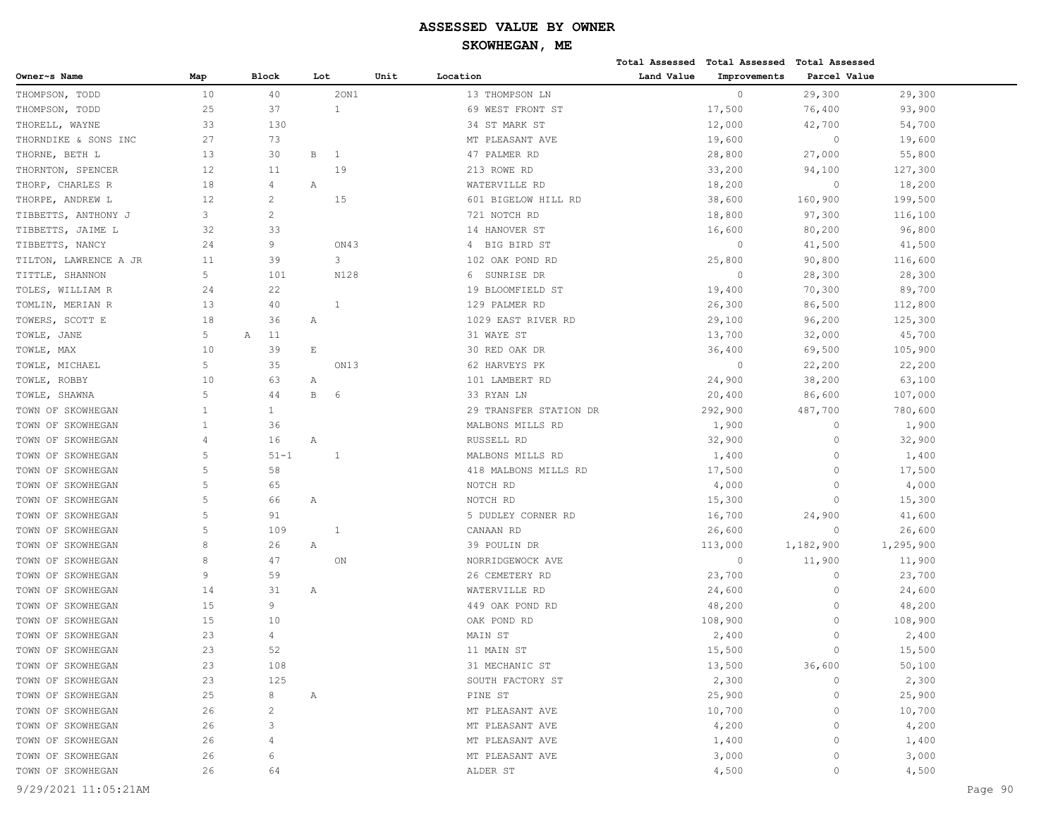# ASSESSED VALUE BY OWNER

## SKOWHEGAN, ME

| Owner~s Name | Map | Block | Lot | Unit | Location | Total Assessed Land Value | Total Assessed Improvements | Total Assessed Parcel Value |
|---|---|---|---|---|---|---|---|---|
| THOMPSON, TODD | 10 | 40 | 2ON1 | | 13 THOMPSON LN | 0 | 29,300 | 29,300 |
| THOMPSON, TODD | 25 | 37 | 1 | | 69 WEST FRONT ST | 17,500 | 76,400 | 93,900 |
| THORELL, WAYNE | 33 | 130 | | | 34 ST MARK ST | 12,000 | 42,700 | 54,700 |
| THORNDIKE & SONS INC | 27 | 73 | | | MT PLEASANT AVE | 19,600 | 0 | 19,600 |
| THORNE, BETH L | 13 | 30 | B 1 | | 47 PALMER RD | 28,800 | 27,000 | 55,800 |
| THORNTON, SPENCER | 12 | 11 | 19 | | 213 ROWE RD | 33,200 | 94,100 | 127,300 |
| THORP, CHARLES R | 18 | 4 | A | | WATERVILLE RD | 18,200 | 0 | 18,200 |
| THORPE, ANDREW L | 12 | 2 | 15 | | 601 BIGELOW HILL RD | 38,600 | 160,900 | 199,500 |
| TIBBETTS, ANTHONY J | 3 | 2 | | | 721 NOTCH RD | 18,800 | 97,300 | 116,100 |
| TIBBETTS, JAIME L | 32 | 33 | | | 14 HANOVER ST | 16,600 | 80,200 | 96,800 |
| TIBBETTS, NANCY | 24 | 9 | ON43 | | 4 BIG BIRD ST | 0 | 41,500 | 41,500 |
| TILTON, LAWRENCE A JR | 11 | 39 | 3 | | 102 OAK POND RD | 25,800 | 90,800 | 116,600 |
| TITTLE, SHANNON | 5 | 101 | N128 | | 6 SUNRISE DR | 0 | 28,300 | 28,300 |
| TOLES, WILLIAM R | 24 | 22 | | | 19 BLOOMFIELD ST | 19,400 | 70,300 | 89,700 |
| TOMLIN, MERIAN R | 13 | 40 | 1 | | 129 PALMER RD | 26,300 | 86,500 | 112,800 |
| TOWERS, SCOTT E | 18 | 36 | A | | 1029 EAST RIVER RD | 29,100 | 96,200 | 125,300 |
| TOWLE, JANE | 5 | A 11 | | | 31 WAYE ST | 13,700 | 32,000 | 45,700 |
| TOWLE, MAX | 10 | 39 | E | | 30 RED OAK DR | 36,400 | 69,500 | 105,900 |
| TOWLE, MICHAEL | 5 | 35 | ON13 | | 62 HARVEYS PK | 0 | 22,200 | 22,200 |
| TOWLE, ROBBY | 10 | 63 | A | | 101 LAMBERT RD | 24,900 | 38,200 | 63,100 |
| TOWLE, SHAWNA | 5 | 44 | B 6 | | 33 RYAN LN | 20,400 | 86,600 | 107,000 |
| TOWN OF SKOWHEGAN | 1 | 1 | | | 29 TRANSFER STATION DR | 292,900 | 487,700 | 780,600 |
| TOWN OF SKOWHEGAN | 1 | 36 | | | MALBONS MILLS RD | 1,900 | 0 | 1,900 |
| TOWN OF SKOWHEGAN | 4 | 16 | A | | RUSSELL RD | 32,900 | 0 | 32,900 |
| TOWN OF SKOWHEGAN | 5 | 51-1 | 1 | | MALBONS MILLS RD | 1,400 | 0 | 1,400 |
| TOWN OF SKOWHEGAN | 5 | 58 | | | 418 MALBONS MILLS RD | 17,500 | 0 | 17,500 |
| TOWN OF SKOWHEGAN | 5 | 65 | | | NOTCH RD | 4,000 | 0 | 4,000 |
| TOWN OF SKOWHEGAN | 5 | 66 | A | | NOTCH RD | 15,300 | 0 | 15,300 |
| TOWN OF SKOWHEGAN | 5 | 91 | | | 5 DUDLEY CORNER RD | 16,700 | 24,900 | 41,600 |
| TOWN OF SKOWHEGAN | 5 | 109 | 1 | | CANAAN RD | 26,600 | 0 | 26,600 |
| TOWN OF SKOWHEGAN | 8 | 26 | A | | 39 POULIN DR | 113,000 | 1,182,900 | 1,295,900 |
| TOWN OF SKOWHEGAN | 8 | 47 | ON | | NORRIDGEWOCK AVE | 0 | 11,900 | 11,900 |
| TOWN OF SKOWHEGAN | 9 | 59 | | | 26 CEMETERY RD | 23,700 | 0 | 23,700 |
| TOWN OF SKOWHEGAN | 14 | 31 | A | | WATERVILLE RD | 24,600 | 0 | 24,600 |
| TOWN OF SKOWHEGAN | 15 | 9 | | | 449 OAK POND RD | 48,200 | 0 | 48,200 |
| TOWN OF SKOWHEGAN | 15 | 10 | | | OAK POND RD | 108,900 | 0 | 108,900 |
| TOWN OF SKOWHEGAN | 23 | 4 | | | MAIN ST | 2,400 | 0 | 2,400 |
| TOWN OF SKOWHEGAN | 23 | 52 | | | 11 MAIN ST | 15,500 | 0 | 15,500 |
| TOWN OF SKOWHEGAN | 23 | 108 | | | 31 MECHANIC ST | 13,500 | 36,600 | 50,100 |
| TOWN OF SKOWHEGAN | 23 | 125 | | | SOUTH FACTORY ST | 2,300 | 0 | 2,300 |
| TOWN OF SKOWHEGAN | 25 | 8 | A | | PINE ST | 25,900 | 0 | 25,900 |
| TOWN OF SKOWHEGAN | 26 | 2 | | | MT PLEASANT AVE | 10,700 | 0 | 10,700 |
| TOWN OF SKOWHEGAN | 26 | 3 | | | MT PLEASANT AVE | 4,200 | 0 | 4,200 |
| TOWN OF SKOWHEGAN | 26 | 4 | | | MT PLEASANT AVE | 1,400 | 0 | 1,400 |
| TOWN OF SKOWHEGAN | 26 | 6 | | | MT PLEASANT AVE | 3,000 | 0 | 3,000 |
| TOWN OF SKOWHEGAN | 26 | 64 | | | ALDER ST | 4,500 | 0 | 4,500 |

9/29/2021 11:05:21AM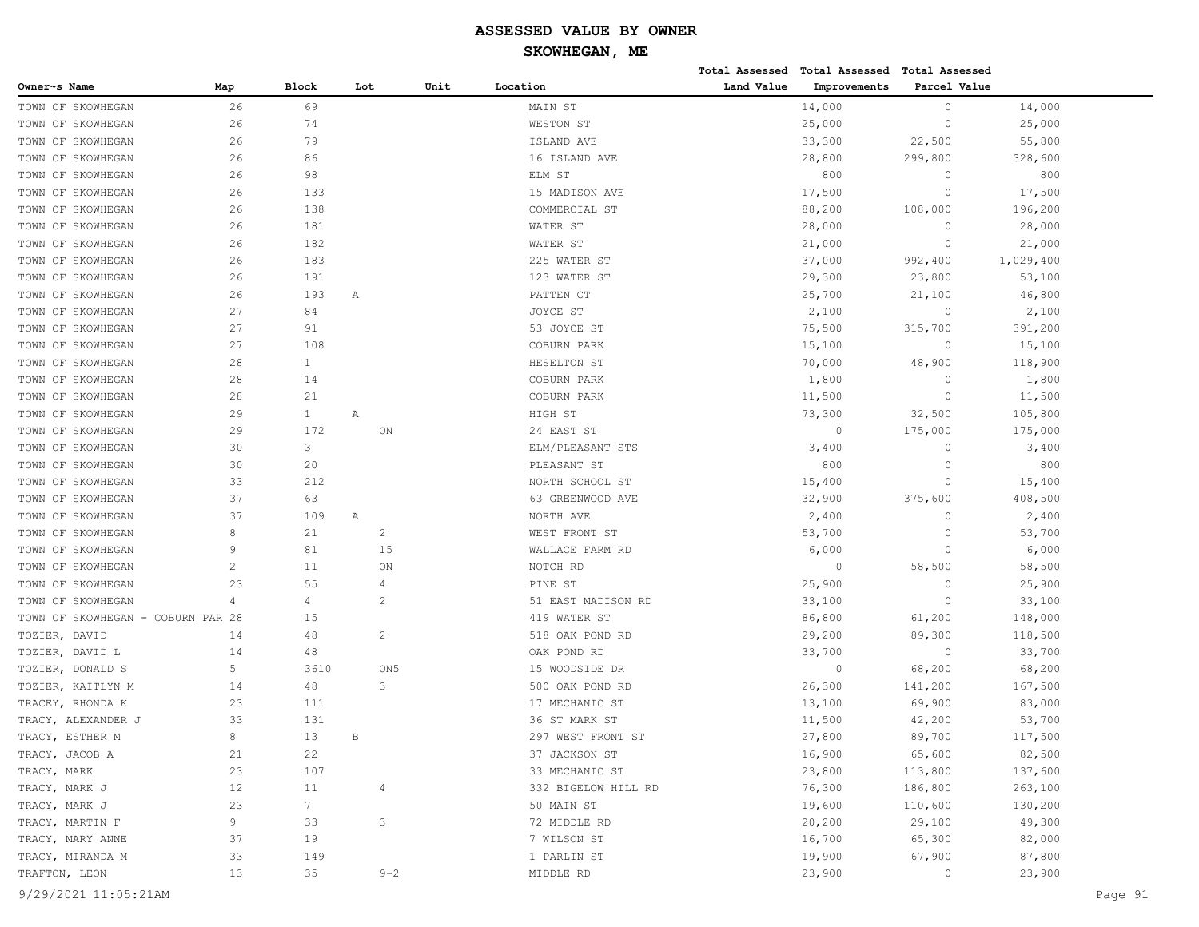# ASSESSED VALUE BY OWNER

## SKOWHEGAN, ME

| Owner~s Name | Map | Block | Lot | Unit | Location | Total Assessed Land Value | Total Assessed Improvements | Total Assessed Parcel Value |
|---|---|---|---|---|---|---|---|---|
| TOWN OF SKOWHEGAN | 26 | 69 | | | MAIN ST | 14,000 | 0 | 14,000 |
| TOWN OF SKOWHEGAN | 26 | 74 | | | WESTON ST | 25,000 | 0 | 25,000 |
| TOWN OF SKOWHEGAN | 26 | 79 | | | ISLAND AVE | 33,300 | 22,500 | 55,800 |
| TOWN OF SKOWHEGAN | 26 | 86 | | | 16 ISLAND AVE | 28,800 | 299,800 | 328,600 |
| TOWN OF SKOWHEGAN | 26 | 98 | | | ELM ST | 800 | 0 | 800 |
| TOWN OF SKOWHEGAN | 26 | 133 | | | 15 MADISON AVE | 17,500 | 0 | 17,500 |
| TOWN OF SKOWHEGAN | 26 | 138 | | | COMMERCIAL ST | 88,200 | 108,000 | 196,200 |
| TOWN OF SKOWHEGAN | 26 | 181 | | | WATER ST | 28,000 | 0 | 28,000 |
| TOWN OF SKOWHEGAN | 26 | 182 | | | WATER ST | 21,000 | 0 | 21,000 |
| TOWN OF SKOWHEGAN | 26 | 183 | | | 225 WATER ST | 37,000 | 992,400 | 1,029,400 |
| TOWN OF SKOWHEGAN | 26 | 191 | | | 123 WATER ST | 29,300 | 23,800 | 53,100 |
| TOWN OF SKOWHEGAN | 26 | 193 | A | | PATTEN CT | 25,700 | 21,100 | 46,800 |
| TOWN OF SKOWHEGAN | 27 | 84 | | | JOYCE ST | 2,100 | 0 | 2,100 |
| TOWN OF SKOWHEGAN | 27 | 91 | | | 53 JOYCE ST | 75,500 | 315,700 | 391,200 |
| TOWN OF SKOWHEGAN | 27 | 108 | | | COBURN PARK | 15,100 | 0 | 15,100 |
| TOWN OF SKOWHEGAN | 28 | 1 | | | HESELTON ST | 70,000 | 48,900 | 118,900 |
| TOWN OF SKOWHEGAN | 28 | 14 | | | COBURN PARK | 1,800 | 0 | 1,800 |
| TOWN OF SKOWHEGAN | 28 | 21 | | | COBURN PARK | 11,500 | 0 | 11,500 |
| TOWN OF SKOWHEGAN | 29 | 1 | A | | HIGH ST | 73,300 | 32,500 | 105,800 |
| TOWN OF SKOWHEGAN | 29 | 172 | ON | | 24 EAST ST | 0 | 175,000 | 175,000 |
| TOWN OF SKOWHEGAN | 30 | 3 | | | ELM/PLEASANT STS | 3,400 | 0 | 3,400 |
| TOWN OF SKOWHEGAN | 30 | 20 | | | PLEASANT ST | 800 | 0 | 800 |
| TOWN OF SKOWHEGAN | 33 | 212 | | | NORTH SCHOOL ST | 15,400 | 0 | 15,400 |
| TOWN OF SKOWHEGAN | 37 | 63 | | | 63 GREENWOOD AVE | 32,900 | 375,600 | 408,500 |
| TOWN OF SKOWHEGAN | 37 | 109 | A | | NORTH AVE | 2,400 | 0 | 2,400 |
| TOWN OF SKOWHEGAN | 8 | 21 | 2 | | WEST FRONT ST | 53,700 | 0 | 53,700 |
| TOWN OF SKOWHEGAN | 9 | 81 | 15 | | WALLACE FARM RD | 6,000 | 0 | 6,000 |
| TOWN OF SKOWHEGAN | 2 | 11 | ON | | NOTCH RD | 0 | 58,500 | 58,500 |
| TOWN OF SKOWHEGAN | 23 | 55 | 4 | | PINE ST | 25,900 | 0 | 25,900 |
| TOWN OF SKOWHEGAN | 4 | 4 | 2 | | 51 EAST MADISON RD | 33,100 | 0 | 33,100 |
| TOWN OF SKOWHEGAN - COBURN PAR | 28 | 15 | | | 419 WATER ST | 86,800 | 61,200 | 148,000 |
| TOZIER, DAVID | 14 | 48 | 2 | | 518 OAK POND RD | 29,200 | 89,300 | 118,500 |
| TOZIER, DAVID L | 14 | 48 | | | OAK POND RD | 33,700 | 0 | 33,700 |
| TOZIER, DONALD S | 5 | 3610 | ON5 | | 15 WOODSIDE DR | 0 | 68,200 | 68,200 |
| TOZIER, KAITLYN M | 14 | 48 | 3 | | 500 OAK POND RD | 26,300 | 141,200 | 167,500 |
| TRACEY, RHONDA K | 23 | 111 | | | 17 MECHANIC ST | 13,100 | 69,900 | 83,000 |
| TRACY, ALEXANDER J | 33 | 131 | | | 36 ST MARK ST | 11,500 | 42,200 | 53,700 |
| TRACY, ESTHER M | 8 | 13 | B | | 297 WEST FRONT ST | 27,800 | 89,700 | 117,500 |
| TRACY, JACOB A | 21 | 22 | | | 37 JACKSON ST | 16,900 | 65,600 | 82,500 |
| TRACY, MARK | 23 | 107 | | | 33 MECHANIC ST | 23,800 | 113,800 | 137,600 |
| TRACY, MARK J | 12 | 11 | 4 | | 332 BIGELOW HILL RD | 76,300 | 186,800 | 263,100 |
| TRACY, MARK J | 23 | 7 | | | 50 MAIN ST | 19,600 | 110,600 | 130,200 |
| TRACY, MARTIN F | 9 | 33 | 3 | | 72 MIDDLE RD | 20,200 | 29,100 | 49,300 |
| TRACY, MARY ANNE | 37 | 19 | | | 7 WILSON ST | 16,700 | 65,300 | 82,000 |
| TRACY, MIRANDA M | 33 | 149 | | | 1 PARLIN ST | 19,900 | 67,900 | 87,800 |
| TRAFTON, LEON | 13 | 35 | 9-2 | | MIDDLE RD | 23,900 | 0 | 23,900 |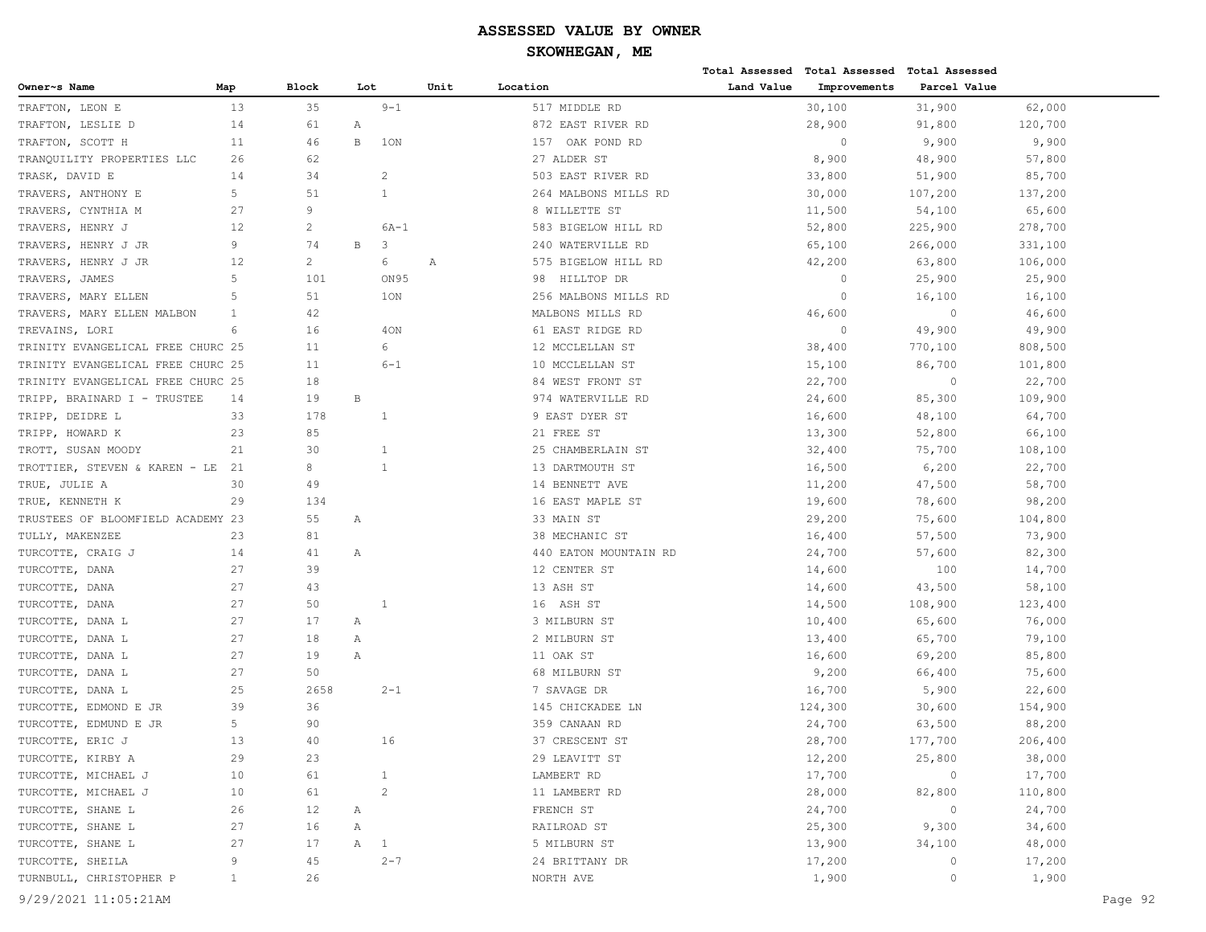# ASSESSED VALUE BY OWNER

## SKOWHEGAN, ME

| Owner~s Name | Map | Block | Lot | Unit | Location | Total Assessed Land Value | Total Assessed Improvements | Total Assessed Parcel Value |
|---|---|---|---|---|---|---|---|---|
| TRAFTON, LEON E | 13 | 35 | 9-1 | | 517 MIDDLE RD | 30,100 | 31,900 | 62,000 |
| TRAFTON, LESLIE D | 14 | 61 | A | | 872 EAST RIVER RD | 28,900 | 91,800 | 120,700 |
| TRAFTON, SCOTT H | 11 | 46 | B 1ON | | 157 OAK POND RD | 0 | 9,900 | 9,900 |
| TRANQUILITY PROPERTIES LLC | 26 | 62 | | | 27 ALDER ST | 8,900 | 48,900 | 57,800 |
| TRASK, DAVID E | 14 | 34 | 2 | | 503 EAST RIVER RD | 33,800 | 51,900 | 85,700 |
| TRAVERS, ANTHONY E | 5 | 51 | 1 | | 264 MALBONS MILLS RD | 30,000 | 107,200 | 137,200 |
| TRAVERS, CYNTHIA M | 27 | 9 | | | 8 WILLETTE ST | 11,500 | 54,100 | 65,600 |
| TRAVERS, HENRY J | 12 | 2 | 6A-1 | | 583 BIGELOW HILL RD | 52,800 | 225,900 | 278,700 |
| TRAVERS, HENRY J JR | 9 | 74 | B 3 | | 240 WATERVILLE RD | 65,100 | 266,000 | 331,100 |
| TRAVERS, HENRY J JR | 12 | 2 | 6 | A | 575 BIGELOW HILL RD | 42,200 | 63,800 | 106,000 |
| TRAVERS, JAMES | 5 | 101 | ON95 | | 98 HILLTOP DR | 0 | 25,900 | 25,900 |
| TRAVERS, MARY ELLEN | 5 | 51 | 1ON | | 256 MALBONS MILLS RD | 0 | 16,100 | 16,100 |
| TRAVERS, MARY ELLEN MALBON | 1 | 42 | | | MALBONS MILLS RD | 46,600 | 0 | 46,600 |
| TREVAINS, LORI | 6 | 16 | 4ON | | 61 EAST RIDGE RD | 0 | 49,900 | 49,900 |
| TRINITY EVANGELICAL FREE CHURC | 25 | 11 | 6 | | 12 MCCLELLAN ST | 38,400 | 770,100 | 808,500 |
| TRINITY EVANGELICAL FREE CHURC | 25 | 11 | 6-1 | | 10 MCCLELLAN ST | 15,100 | 86,700 | 101,800 |
| TRINITY EVANGELICAL FREE CHURC | 25 | 18 | | | 84 WEST FRONT ST | 22,700 | 0 | 22,700 |
| TRIPP, BRAINARD I - TRUSTEE | 14 | 19 | B | | 974 WATERVILLE RD | 24,600 | 85,300 | 109,900 |
| TRIPP, DEIDRE L | 33 | 178 | 1 | | 9 EAST DYER ST | 16,600 | 48,100 | 64,700 |
| TRIPP, HOWARD K | 23 | 85 | | | 21 FREE ST | 13,300 | 52,800 | 66,100 |
| TROTT, SUSAN MOODY | 21 | 30 | 1 | | 25 CHAMBERLAIN ST | 32,400 | 75,700 | 108,100 |
| TROTTIER, STEVEN & KAREN - LE | 21 | 8 | 1 | | 13 DARTMOUTH ST | 16,500 | 6,200 | 22,700 |
| TRUE, JULIE A | 30 | 49 | | | 14 BENNETT AVE | 11,200 | 47,500 | 58,700 |
| TRUE, KENNETH K | 29 | 134 | | | 16 EAST MAPLE ST | 19,600 | 78,600 | 98,200 |
| TRUSTEES OF BLOOMFIELD ACADEMY | 23 | 55 | A | | 33 MAIN ST | 29,200 | 75,600 | 104,800 |
| TULLY, MAKENZEE | 23 | 81 | | | 38 MECHANIC ST | 16,400 | 57,500 | 73,900 |
| TURCOTTE, CRAIG J | 14 | 41 | A | | 440 EATON MOUNTAIN RD | 24,700 | 57,600 | 82,300 |
| TURCOTTE, DANA | 27 | 39 | | | 12 CENTER ST | 14,600 | 100 | 14,700 |
| TURCOTTE, DANA | 27 | 43 | | | 13 ASH ST | 14,600 | 43,500 | 58,100 |
| TURCOTTE, DANA | 27 | 50 | 1 | | 16 ASH ST | 14,500 | 108,900 | 123,400 |
| TURCOTTE, DANA L | 27 | 17 | A | | 3 MILBURN ST | 10,400 | 65,600 | 76,000 |
| TURCOTTE, DANA L | 27 | 18 | A | | 2 MILBURN ST | 13,400 | 65,700 | 79,100 |
| TURCOTTE, DANA L | 27 | 19 | A | | 11 OAK ST | 16,600 | 69,200 | 85,800 |
| TURCOTTE, DANA L | 27 | 50 | | | 68 MILBURN ST | 9,200 | 66,400 | 75,600 |
| TURCOTTE, DANA L | 25 | 2658 | 2-1 | | 7 SAVAGE DR | 16,700 | 5,900 | 22,600 |
| TURCOTTE, EDMOND E JR | 39 | 36 | | | 145 CHICKADEE LN | 124,300 | 30,600 | 154,900 |
| TURCOTTE, EDMUND E JR | 5 | 90 | | | 359 CANAAN RD | 24,700 | 63,500 | 88,200 |
| TURCOTTE, ERIC J | 13 | 40 | 16 | | 37 CRESCENT ST | 28,700 | 177,700 | 206,400 |
| TURCOTTE, KIRBY A | 29 | 23 | | | 29 LEAVITT ST | 12,200 | 25,800 | 38,000 |
| TURCOTTE, MICHAEL J | 10 | 61 | 1 | | LAMBERT RD | 17,700 | 0 | 17,700 |
| TURCOTTE, MICHAEL J | 10 | 61 | 2 | | 11 LAMBERT RD | 28,000 | 82,800 | 110,800 |
| TURCOTTE, SHANE L | 26 | 12 | A | | FRENCH ST | 24,700 | 0 | 24,700 |
| TURCOTTE, SHANE L | 27 | 16 | A | | RAILROAD ST | 25,300 | 9,300 | 34,600 |
| TURCOTTE, SHANE L | 27 | 17 | A 1 | | 5 MILBURN ST | 13,900 | 34,100 | 48,000 |
| TURCOTTE, SHEILA | 9 | 45 | 2-7 | | 24 BRITTANY DR | 17,200 | 0 | 17,200 |
| TURNBULL, CHRISTOPHER P | 1 | 26 | | | NORTH AVE | 1,900 | 0 | 1,900 |

9/29/2021 11:05:21AM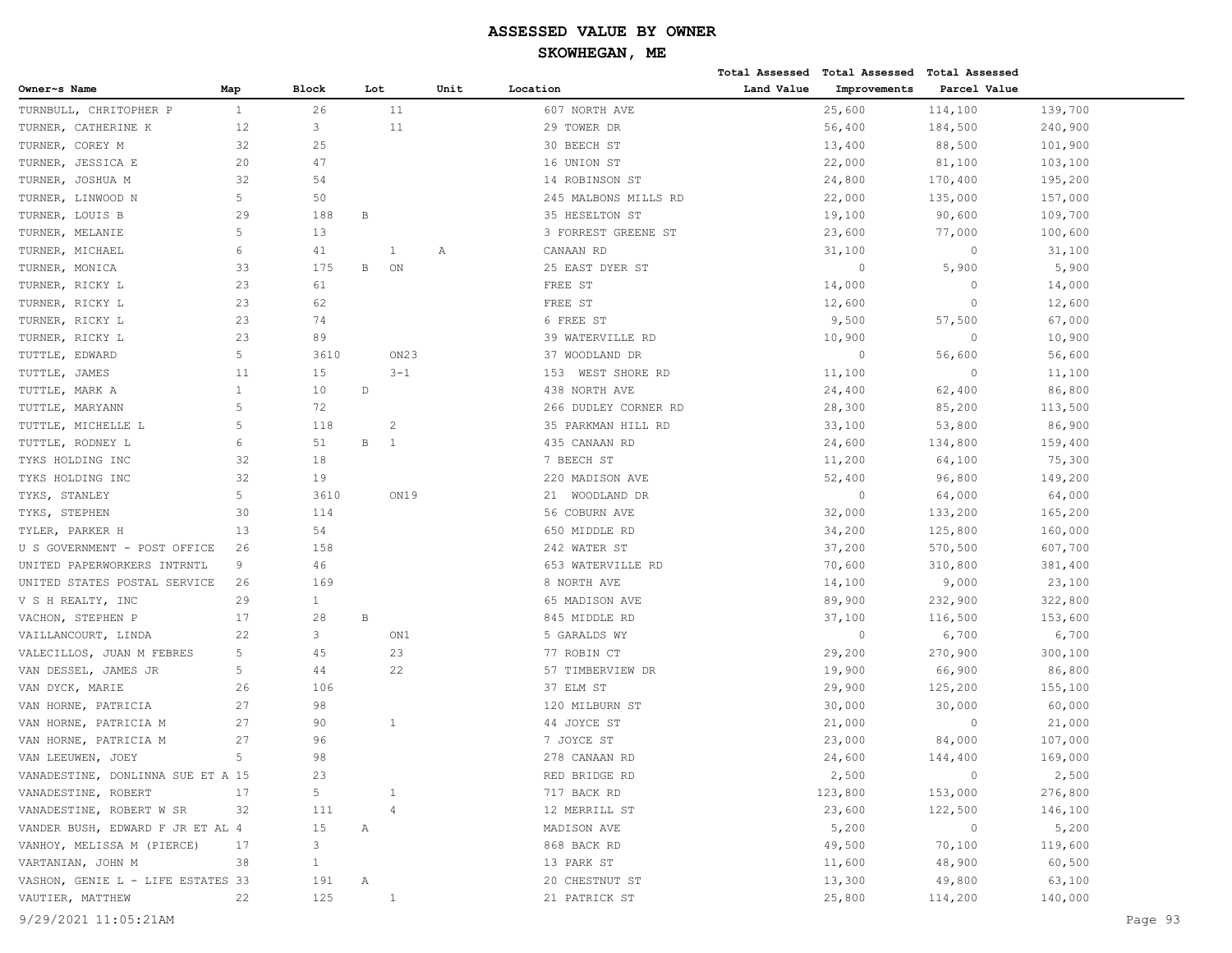# ASSESSED VALUE BY OWNER

## SKOWHEGAN, ME

| Owner~s Name | Map | Block | Lot | Unit | Location | Total Assessed Land Value | Total Assessed Improvements | Total Assessed Parcel Value |
|---|---|---|---|---|---|---|---|---|
| TURNBULL, CHRITOPHER P | 1 | 26 | 11 | | 607 NORTH AVE | 25,600 | 114,100 | 139,700 |
| TURNER, CATHERINE K | 12 | 3 | 11 | | 29 TOWER DR | 56,400 | 184,500 | 240,900 |
| TURNER, COREY M | 32 | 25 | | | 30 BEECH ST | 13,400 | 88,500 | 101,900 |
| TURNER, JESSICA E | 20 | 47 | | | 16 UNION ST | 22,000 | 81,100 | 103,100 |
| TURNER, JOSHUA M | 32 | 54 | | | 14 ROBINSON ST | 24,800 | 170,400 | 195,200 |
| TURNER, LINWOOD N | 5 | 50 | | | 245 MALBONS MILLS RD | 22,000 | 135,000 | 157,000 |
| TURNER, LOUIS B | 29 | 188 | B | | 35 HESELTON ST | 19,100 | 90,600 | 109,700 |
| TURNER, MELANIE | 5 | 13 | | | 3 FORREST GREENE ST | 23,600 | 77,000 | 100,600 |
| TURNER, MICHAEL | 6 | 41 | 1 | A | CANAAN RD | 31,100 | 0 | 31,100 |
| TURNER, MONICA | 33 | 175 | B ON | | 25 EAST DYER ST | 0 | 5,900 | 5,900 |
| TURNER, RICKY L | 23 | 61 | | | FREE ST | 14,000 | 0 | 14,000 |
| TURNER, RICKY L | 23 | 62 | | | FREE ST | 12,600 | 0 | 12,600 |
| TURNER, RICKY L | 23 | 74 | | | 6 FREE ST | 9,500 | 57,500 | 67,000 |
| TURNER, RICKY L | 23 | 89 | | | 39 WATERVILLE RD | 10,900 | 0 | 10,900 |
| TUTTLE, EDWARD | 5 | 3610 | ON23 | | 37 WOODLAND DR | 0 | 56,600 | 56,600 |
| TUTTLE, JAMES | 11 | 15 | 3-1 | | 153 WEST SHORE RD | 11,100 | 0 | 11,100 |
| TUTTLE, MARK A | 1 | 10 | D | | 438 NORTH AVE | 24,400 | 62,400 | 86,800 |
| TUTTLE, MARYANN | 5 | 72 | | | 266 DUDLEY CORNER RD | 28,300 | 85,200 | 113,500 |
| TUTTLE, MICHELLE L | 5 | 118 | 2 | | 35 PARKMAN HILL RD | 33,100 | 53,800 | 86,900 |
| TUTTLE, RODNEY L | 6 | 51 | B 1 | | 435 CANAAN RD | 24,600 | 134,800 | 159,400 |
| TYKS HOLDING INC | 32 | 18 | | | 7 BEECH ST | 11,200 | 64,100 | 75,300 |
| TYKS HOLDING INC | 32 | 19 | | | 220 MADISON AVE | 52,400 | 96,800 | 149,200 |
| TYKS, STANLEY | 5 | 3610 | ON19 | | 21 WOODLAND DR | 0 | 64,000 | 64,000 |
| TYKS, STEPHEN | 30 | 114 | | | 56 COBURN AVE | 32,000 | 133,200 | 165,200 |
| TYLER, PARKER H | 13 | 54 | | | 650 MIDDLE RD | 34,200 | 125,800 | 160,000 |
| U S GOVERNMENT - POST OFFICE | 26 | 158 | | | 242 WATER ST | 37,200 | 570,500 | 607,700 |
| UNITED PAPERWORKERS INTRNTL | 9 | 46 | | | 653 WATERVILLE RD | 70,600 | 310,800 | 381,400 |
| UNITED STATES POSTAL SERVICE | 26 | 169 | | | 8 NORTH AVE | 14,100 | 9,000 | 23,100 |
| V S H REALTY, INC | 29 | 1 | | | 65 MADISON AVE | 89,900 | 232,900 | 322,800 |
| VACHON, STEPHEN P | 17 | 28 | B | | 845 MIDDLE RD | 37,100 | 116,500 | 153,600 |
| VAILLANCOURT, LINDA | 22 | 3 | ON1 | | 5 GARALDS WY | 0 | 6,700 | 6,700 |
| VALECILLOS, JUAN M FEBRES | 5 | 45 | 23 | | 77 ROBIN CT | 29,200 | 270,900 | 300,100 |
| VAN DESSEL, JAMES JR | 5 | 44 | 22 | | 57 TIMBERVIEW DR | 19,900 | 66,900 | 86,800 |
| VAN DYCK, MARIE | 26 | 106 | | | 37 ELM ST | 29,900 | 125,200 | 155,100 |
| VAN HORNE, PATRICIA | 27 | 98 | | | 120 MILBURN ST | 30,000 | 30,000 | 60,000 |
| VAN HORNE, PATRICIA M | 27 | 90 | 1 | | 44 JOYCE ST | 21,000 | 0 | 21,000 |
| VAN HORNE, PATRICIA M | 27 | 96 | | | 7 JOYCE ST | 23,000 | 84,000 | 107,000 |
| VAN LEEUWEN, JOEY | 5 | 98 | | | 278 CANAAN RD | 24,600 | 144,400 | 169,000 |
| VANADESTINE, DONLINNA SUE ET A | 15 | 23 | | | RED BRIDGE RD | 2,500 | 0 | 2,500 |
| VANADESTINE, ROBERT | 17 | 5 | 1 | | 717 BACK RD | 123,800 | 153,000 | 276,800 |
| VANADESTINE, ROBERT W SR | 32 | 111 | 4 | | 12 MERRILL ST | 23,600 | 122,500 | 146,100 |
| VANDER BUSH, EDWARD F JR ET AL | 4 | 15 | A | | MADISON AVE | 5,200 | 0 | 5,200 |
| VANHOY, MELISSA M (PIERCE) | 17 | 3 | | | 868 BACK RD | 49,500 | 70,100 | 119,600 |
| VARTANIAN, JOHN M | 38 | 1 | | | 13 PARK ST | 11,600 | 48,900 | 60,500 |
| VASHON, GENIE L - LIFE ESTATES | 33 | 191 | A | | 20 CHESTNUT ST | 13,300 | 49,800 | 63,100 |
| VAUTIER, MATTHEW | 22 | 125 | 1 | | 21 PATRICK ST | 25,800 | 114,200 | 140,000 |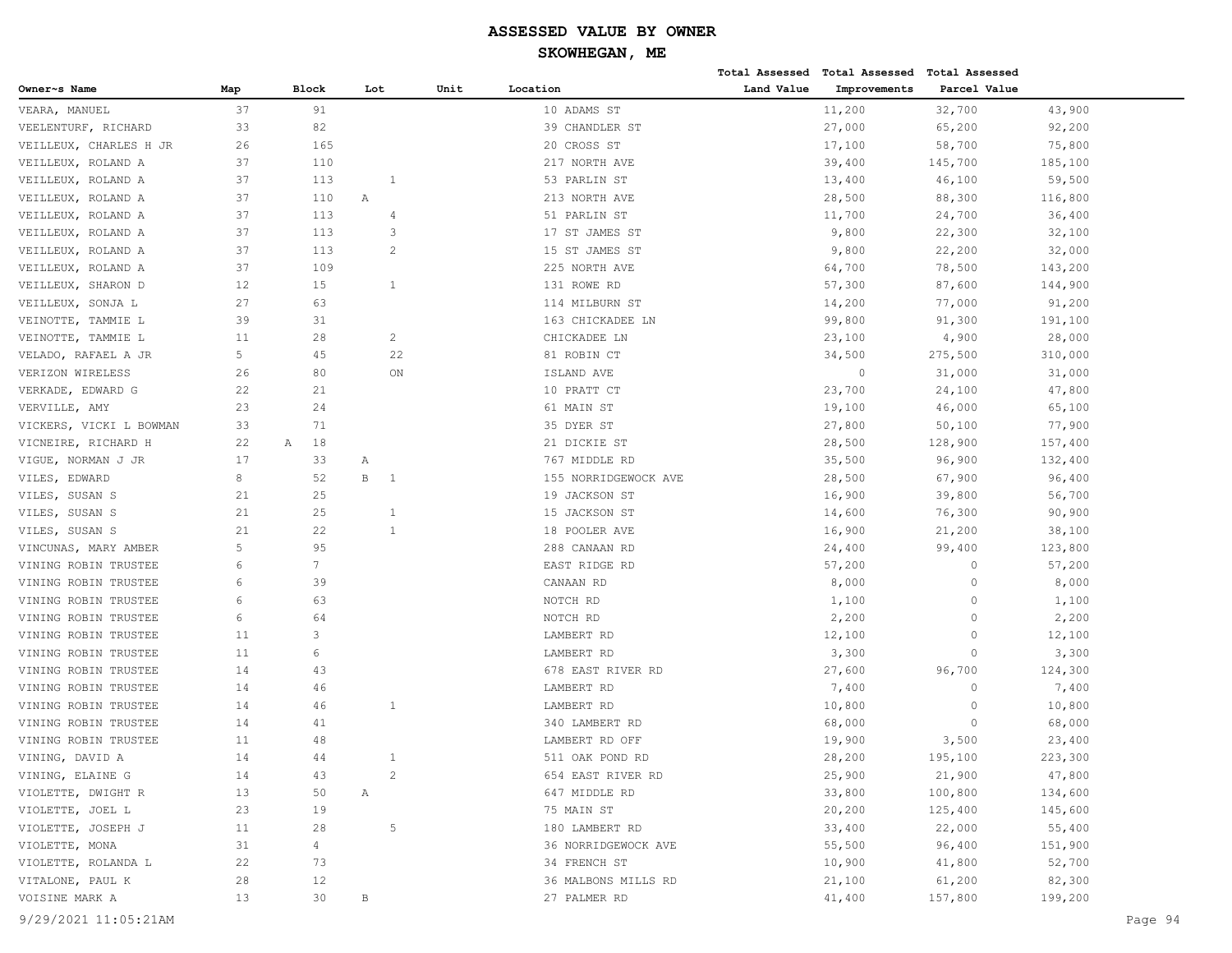# ASSESSED VALUE BY OWNER

## SKOWHEGAN, ME

| Owner~s Name | Map | Block | Lot | Unit | Location | Total Assessed Land Value | Total Assessed Improvements | Total Assessed Parcel Value |
|---|---|---|---|---|---|---|---|---|
| VEARA, MANUEL | 37 | 91 | | | 10 ADAMS ST | 11,200 | 32,700 | 43,900 |
| VEELENTURF, RICHARD | 33 | 82 | | | 39 CHANDLER ST | 27,000 | 65,200 | 92,200 |
| VEILLEUX, CHARLES H JR | 26 | 165 | | | 20 CROSS ST | 17,100 | 58,700 | 75,800 |
| VEILLEUX, ROLAND A | 37 | 110 | | | 217 NORTH AVE | 39,400 | 145,700 | 185,100 |
| VEILLEUX, ROLAND A | 37 | 113 | 1 | | 53 PARLIN ST | 13,400 | 46,100 | 59,500 |
| VEILLEUX, ROLAND A | 37 | 110 | A | | 213 NORTH AVE | 28,500 | 88,300 | 116,800 |
| VEILLEUX, ROLAND A | 37 | 113 | 4 | | 51 PARLIN ST | 11,700 | 24,700 | 36,400 |
| VEILLEUX, ROLAND A | 37 | 113 | 3 | | 17 ST JAMES ST | 9,800 | 22,300 | 32,100 |
| VEILLEUX, ROLAND A | 37 | 113 | 2 | | 15 ST JAMES ST | 9,800 | 22,200 | 32,000 |
| VEILLEUX, ROLAND A | 37 | 109 | | | 225 NORTH AVE | 64,700 | 78,500 | 143,200 |
| VEILLEUX, SHARON D | 12 | 15 | 1 | | 131 ROWE RD | 57,300 | 87,600 | 144,900 |
| VEILLEUX, SONJA L | 27 | 63 | | | 114 MILBURN ST | 14,200 | 77,000 | 91,200 |
| VEINOTTE, TAMMIE L | 39 | 31 | | | 163 CHICKADEE LN | 99,800 | 91,300 | 191,100 |
| VEINOTTE, TAMMIE L | 11 | 28 | 2 | | CHICKADEE LN | 23,100 | 4,900 | 28,000 |
| VELADO, RAFAEL A JR | 5 | 45 | 22 | | 81 ROBIN CT | 34,500 | 275,500 | 310,000 |
| VERIZON WIRELESS | 26 | 80 | ON | | ISLAND AVE | 0 | 31,000 | 31,000 |
| VERKADE, EDWARD G | 22 | 21 | | | 10 PRATT CT | 23,700 | 24,100 | 47,800 |
| VERVILLE, AMY | 23 | 24 | | | 61 MAIN ST | 19,100 | 46,000 | 65,100 |
| VICKERS, VICKI L BOWMAN | 33 | 71 | | | 35 DYER ST | 27,800 | 50,100 | 77,900 |
| VICNEIRE, RICHARD H | 22 | A 18 | | | 21 DICKIE ST | 28,500 | 128,900 | 157,400 |
| VIGUE, NORMAN J JR | 17 | 33 | A | | 767 MIDDLE RD | 35,500 | 96,900 | 132,400 |
| VILES, EDWARD | 8 | 52 | B 1 | | 155 NORRIDGEWOCK AVE | 28,500 | 67,900 | 96,400 |
| VILES, SUSAN S | 21 | 25 | | | 19 JACKSON ST | 16,900 | 39,800 | 56,700 |
| VILES, SUSAN S | 21 | 25 | 1 | | 15 JACKSON ST | 14,600 | 76,300 | 90,900 |
| VILES, SUSAN S | 21 | 22 | 1 | | 18 POOLER AVE | 16,900 | 21,200 | 38,100 |
| VINCUNAS, MARY AMBER | 5 | 95 | | | 288 CANAAN RD | 24,400 | 99,400 | 123,800 |
| VINING ROBIN TRUSTEE | 6 | 7 | | | EAST RIDGE RD | 57,200 | 0 | 57,200 |
| VINING ROBIN TRUSTEE | 6 | 39 | | | CANAAN RD | 8,000 | 0 | 8,000 |
| VINING ROBIN TRUSTEE | 6 | 63 | | | NOTCH RD | 1,100 | 0 | 1,100 |
| VINING ROBIN TRUSTEE | 6 | 64 | | | NOTCH RD | 2,200 | 0 | 2,200 |
| VINING ROBIN TRUSTEE | 11 | 3 | | | LAMBERT RD | 12,100 | 0 | 12,100 |
| VINING ROBIN TRUSTEE | 11 | 6 | | | LAMBERT RD | 3,300 | 0 | 3,300 |
| VINING ROBIN TRUSTEE | 14 | 43 | | | 678 EAST RIVER RD | 27,600 | 96,700 | 124,300 |
| VINING ROBIN TRUSTEE | 14 | 46 | | | LAMBERT RD | 7,400 | 0 | 7,400 |
| VINING ROBIN TRUSTEE | 14 | 46 | 1 | | LAMBERT RD | 10,800 | 0 | 10,800 |
| VINING ROBIN TRUSTEE | 14 | 41 | | | 340 LAMBERT RD | 68,000 | 0 | 68,000 |
| VINING ROBIN TRUSTEE | 11 | 48 | | | LAMBERT RD OFF | 19,900 | 3,500 | 23,400 |
| VINING, DAVID A | 14 | 44 | 1 | | 511 OAK POND RD | 28,200 | 195,100 | 223,300 |
| VINING, ELAINE G | 14 | 43 | 2 | | 654 EAST RIVER RD | 25,900 | 21,900 | 47,800 |
| VIOLETTE, DWIGHT R | 13 | 50 | A | | 647 MIDDLE RD | 33,800 | 100,800 | 134,600 |
| VIOLETTE, JOEL L | 23 | 19 | | | 75 MAIN ST | 20,200 | 125,400 | 145,600 |
| VIOLETTE, JOSEPH J | 11 | 28 | 5 | | 180 LAMBERT RD | 33,400 | 22,000 | 55,400 |
| VIOLETTE, MONA | 31 | 4 | | | 36 NORRIDGEWOCK AVE | 55,500 | 96,400 | 151,900 |
| VIOLETTE, ROLANDA L | 22 | 73 | | | 34 FRENCH ST | 10,900 | 41,800 | 52,700 |
| VITALONE, PAUL K | 28 | 12 | | | 36 MALBONS MILLS RD | 21,100 | 61,200 | 82,300 |
| VOISINE MARK A | 13 | 30 | B | | 27 PALMER RD | 41,400 | 157,800 | 199,200 |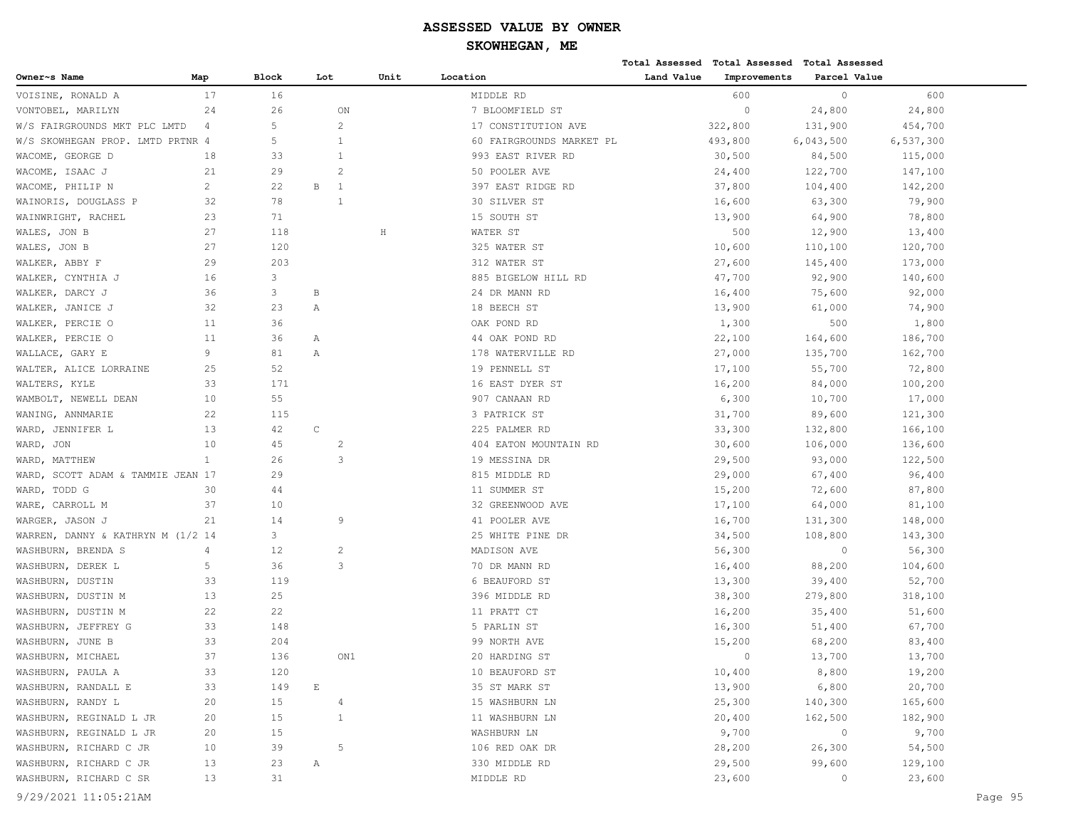# ASSESSED VALUE BY OWNER

## SKOWHEGAN, ME

| Owner~s Name | Map | Block | Lot | Unit | Location | Total Assessed Land Value | Total Assessed Improvements | Total Assessed Parcel Value |
|---|---|---|---|---|---|---|---|---|
| VOISINE, RONALD A | 17 | 16 | | | MIDDLE RD | 600 | 0 | 600 |
| VONTOBEL, MARILYN | 24 | 26 | ON | | 7 BLOOMFIELD ST | 0 | 24,800 | 24,800 |
| W/S FAIRGROUNDS MKT PLC LMTD | 4 | 5 | 2 | | 17 CONSTITUTION AVE | 322,800 | 131,900 | 454,700 |
| W/S SKOWHEGAN PROP. LMTD PRTNR | 4 | 5 | 1 | | 60 FAIRGROUNDS MARKET PL | 493,800 | 6,043,500 | 6,537,300 |
| WACOME, GEORGE D | 18 | 33 | 1 | | 993 EAST RIVER RD | 30,500 | 84,500 | 115,000 |
| WACOME, ISAAC J | 21 | 29 | 2 | | 50 POOLER AVE | 24,400 | 122,700 | 147,100 |
| WACOME, PHILIP N | 2 | 22 | B 1 | | 397 EAST RIDGE RD | 37,800 | 104,400 | 142,200 |
| WAINORIS, DOUGLASS P | 32 | 78 | 1 | | 30 SILVER ST | 16,600 | 63,300 | 79,900 |
| WAINWRIGHT, RACHEL | 23 | 71 | | | 15 SOUTH ST | 13,900 | 64,900 | 78,800 |
| WALES, JON B | 27 | 118 | | H | WATER ST | 500 | 12,900 | 13,400 |
| WALES, JON B | 27 | 120 | | | 325 WATER ST | 10,600 | 110,100 | 120,700 |
| WALKER, ABBY F | 29 | 203 | | | 312 WATER ST | 27,600 | 145,400 | 173,000 |
| WALKER, CYNTHIA J | 16 | 3 | | | 885 BIGELOW HILL RD | 47,700 | 92,900 | 140,600 |
| WALKER, DARCY J | 36 | 3 | B | | 24 DR MANN RD | 16,400 | 75,600 | 92,000 |
| WALKER, JANICE J | 32 | 23 | A | | 18 BEECH ST | 13,900 | 61,000 | 74,900 |
| WALKER, PERCIE O | 11 | 36 | | | OAK POND RD | 1,300 | 500 | 1,800 |
| WALKER, PERCIE O | 11 | 36 | A | | 44 OAK POND RD | 22,100 | 164,600 | 186,700 |
| WALLACE, GARY E | 9 | 81 | A | | 178 WATERVILLE RD | 27,000 | 135,700 | 162,700 |
| WALTER, ALICE LORRAINE | 25 | 52 | | | 19 PENNELL ST | 17,100 | 55,700 | 72,800 |
| WALTERS, KYLE | 33 | 171 | | | 16 EAST DYER ST | 16,200 | 84,000 | 100,200 |
| WAMBOLT, NEWELL DEAN | 10 | 55 | | | 907 CANAAN RD | 6,300 | 10,700 | 17,000 |
| WANING, ANNMARIE | 22 | 115 | | | 3 PATRICK ST | 31,700 | 89,600 | 121,300 |
| WARD, JENNIFER L | 13 | 42 | C | | 225 PALMER RD | 33,300 | 132,800 | 166,100 |
| WARD, JON | 10 | 45 | 2 | | 404 EATON MOUNTAIN RD | 30,600 | 106,000 | 136,600 |
| WARD, MATTHEW | 1 | 26 | 3 | | 19 MESSINA DR | 29,500 | 93,000 | 122,500 |
| WARD, SCOTT ADAM & TAMMIE JEAN | 17 | 29 | | | 815 MIDDLE RD | 29,000 | 67,400 | 96,400 |
| WARD, TODD G | 30 | 44 | | | 11 SUMMER ST | 15,200 | 72,600 | 87,800 |
| WARE, CARROLL M | 37 | 10 | | | 32 GREENWOOD AVE | 17,100 | 64,000 | 81,100 |
| WARGER, JASON J | 21 | 14 | 9 | | 41 POOLER AVE | 16,700 | 131,300 | 148,000 |
| WARREN, DANNY & KATHRYN M (1/2 | 14 | 3 | | | 25 WHITE PINE DR | 34,500 | 108,800 | 143,300 |
| WASHBURN, BRENDA S | 4 | 12 | 2 | | MADISON AVE | 56,300 | 0 | 56,300 |
| WASHBURN, DEREK L | 5 | 36 | 3 | | 70 DR MANN RD | 16,400 | 88,200 | 104,600 |
| WASHBURN, DUSTIN | 33 | 119 | | | 6 BEAUFORD ST | 13,300 | 39,400 | 52,700 |
| WASHBURN, DUSTIN M | 13 | 25 | | | 396 MIDDLE RD | 38,300 | 279,800 | 318,100 |
| WASHBURN, DUSTIN M | 22 | 22 | | | 11 PRATT CT | 16,200 | 35,400 | 51,600 |
| WASHBURN, JEFFREY G | 33 | 148 | | | 5 PARLIN ST | 16,300 | 51,400 | 67,700 |
| WASHBURN, JUNE B | 33 | 204 | | | 99 NORTH AVE | 15,200 | 68,200 | 83,400 |
| WASHBURN, MICHAEL | 37 | 136 | ON1 | | 20 HARDING ST | 0 | 13,700 | 13,700 |
| WASHBURN, PAULA A | 33 | 120 | | | 10 BEAUFORD ST | 10,400 | 8,800 | 19,200 |
| WASHBURN, RANDALL E | 33 | 149 | E | | 35 ST MARK ST | 13,900 | 6,800 | 20,700 |
| WASHBURN, RANDY L | 20 | 15 | 4 | | 15 WASHBURN LN | 25,300 | 140,300 | 165,600 |
| WASHBURN, REGINALD L JR | 20 | 15 | 1 | | 11 WASHBURN LN | 20,400 | 162,500 | 182,900 |
| WASHBURN, REGINALD L JR | 20 | 15 | | | WASHBURN LN | 9,700 | 0 | 9,700 |
| WASHBURN, RICHARD C JR | 10 | 39 | 5 | | 106 RED OAK DR | 28,200 | 26,300 | 54,500 |
| WASHBURN, RICHARD C JR | 13 | 23 | A | | 330 MIDDLE RD | 29,500 | 99,600 | 129,100 |
| WASHBURN, RICHARD C SR | 13 | 31 | | | MIDDLE RD | 23,600 | 0 | 23,600 |

9/29/2021 11:05:21AM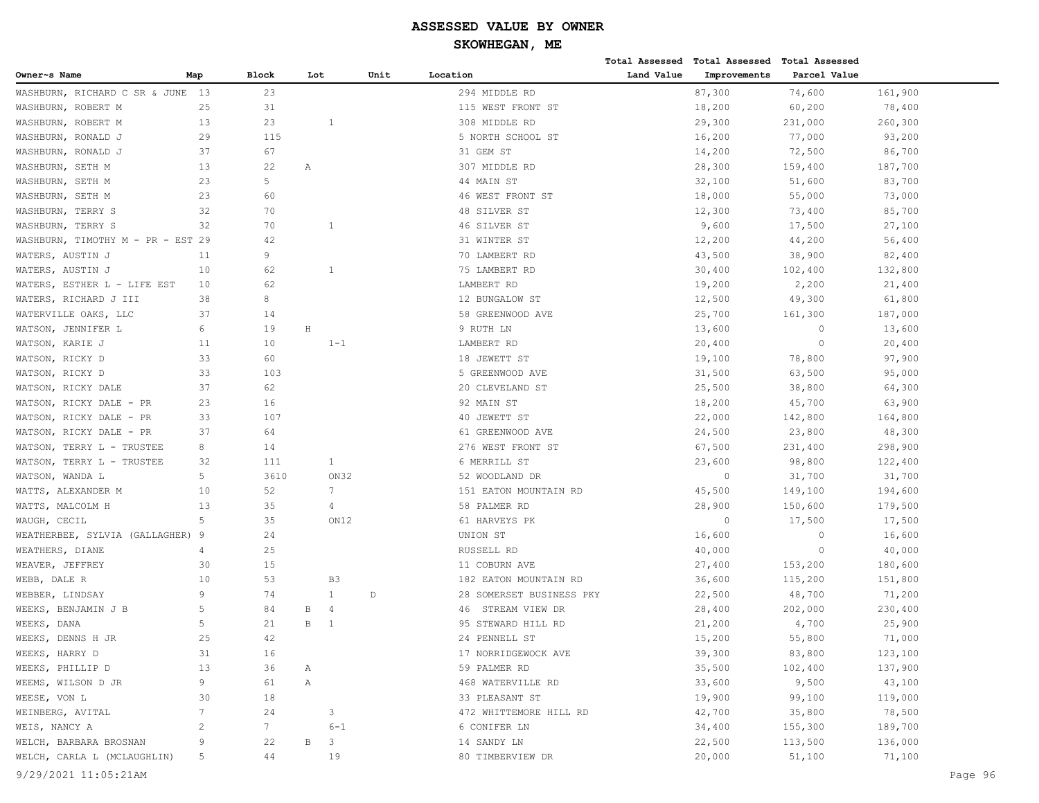# ASSESSED VALUE BY OWNER

## SKOWHEGAN, ME

| Owner~s Name | Map | Block | Lot | Unit | Location | Total Assessed Land Value | Total Assessed Improvements | Total Assessed Parcel Value |
|---|---|---|---|---|---|---|---|---|
| WASHBURN, RICHARD C SR & JUNE | 13 | 23 | | | 294 MIDDLE RD | 87,300 | 74,600 | 161,900 |
| WASHBURN, ROBERT M | 25 | 31 | | | 115 WEST FRONT ST | 18,200 | 60,200 | 78,400 |
| WASHBURN, ROBERT M | 13 | 23 | 1 | | 308 MIDDLE RD | 29,300 | 231,000 | 260,300 |
| WASHBURN, RONALD J | 29 | 115 | | | 5 NORTH SCHOOL ST | 16,200 | 77,000 | 93,200 |
| WASHBURN, RONALD J | 37 | 67 | | | 31 GEM ST | 14,200 | 72,500 | 86,700 |
| WASHBURN, SETH M | 13 | 22 | A | | 307 MIDDLE RD | 28,300 | 159,400 | 187,700 |
| WASHBURN, SETH M | 23 | 5 | | | 44 MAIN ST | 32,100 | 51,600 | 83,700 |
| WASHBURN, SETH M | 23 | 60 | | | 46 WEST FRONT ST | 18,000 | 55,000 | 73,000 |
| WASHBURN, TERRY S | 32 | 70 | | | 48 SILVER ST | 12,300 | 73,400 | 85,700 |
| WASHBURN, TERRY S | 32 | 70 | 1 | | 46 SILVER ST | 9,600 | 17,500 | 27,100 |
| WASHBURN, TIMOTHY M - PR - EST | 29 | 42 | | | 31 WINTER ST | 12,200 | 44,200 | 56,400 |
| WATERS, AUSTIN J | 11 | 9 | | | 70 LAMBERT RD | 43,500 | 38,900 | 82,400 |
| WATERS, AUSTIN J | 10 | 62 | 1 | | 75 LAMBERT RD | 30,400 | 102,400 | 132,800 |
| WATERS, ESTHER L - LIFE EST | 10 | 62 | | | LAMBERT RD | 19,200 | 2,200 | 21,400 |
| WATERS, RICHARD J III | 38 | 8 | | | 12 BUNGALOW ST | 12,500 | 49,300 | 61,800 |
| WATERVILLE OAKS, LLC | 37 | 14 | | | 58 GREENWOOD AVE | 25,700 | 161,300 | 187,000 |
| WATSON, JENNIFER L | 6 | 19 | H | | 9 RUTH LN | 13,600 | 0 | 13,600 |
| WATSON, KARIE J | 11 | 10 | 1-1 | | LAMBERT RD | 20,400 | 0 | 20,400 |
| WATSON, RICKY D | 33 | 60 | | | 18 JEWETT ST | 19,100 | 78,800 | 97,900 |
| WATSON, RICKY D | 33 | 103 | | | 5 GREENWOOD AVE | 31,500 | 63,500 | 95,000 |
| WATSON, RICKY DALE | 37 | 62 | | | 20 CLEVELAND ST | 25,500 | 38,800 | 64,300 |
| WATSON, RICKY DALE - PR | 23 | 16 | | | 92 MAIN ST | 18,200 | 45,700 | 63,900 |
| WATSON, RICKY DALE - PR | 33 | 107 | | | 40 JEWETT ST | 22,000 | 142,800 | 164,800 |
| WATSON, RICKY DALE - PR | 37 | 64 | | | 61 GREENWOOD AVE | 24,500 | 23,800 | 48,300 |
| WATSON, TERRY L - TRUSTEE | 8 | 14 | | | 276 WEST FRONT ST | 67,500 | 231,400 | 298,900 |
| WATSON, TERRY L - TRUSTEE | 32 | 111 | 1 | | 6 MERRILL ST | 23,600 | 98,800 | 122,400 |
| WATSON, WANDA L | 5 | 3610 | ON32 | | 52 WOODLAND DR | 0 | 31,700 | 31,700 |
| WATTS, ALEXANDER M | 10 | 52 | 7 | | 151 EATON MOUNTAIN RD | 45,500 | 149,100 | 194,600 |
| WATTS, MALCOLM H | 13 | 35 | 4 | | 58 PALMER RD | 28,900 | 150,600 | 179,500 |
| WAUGH, CECIL | 5 | 35 | ON12 | | 61 HARVEYS PK | 0 | 17,500 | 17,500 |
| WEATHERBEE, SYLVIA (GALLAGHER) | 9 | 24 | | | UNION ST | 16,600 | 0 | 16,600 |
| WEATHERS, DIANE | 4 | 25 | | | RUSSELL RD | 40,000 | 0 | 40,000 |
| WEAVER, JEFFREY | 30 | 15 | | | 11 COBURN AVE | 27,400 | 153,200 | 180,600 |
| WEBB, DALE R | 10 | 53 | B3 | | 182 EATON MOUNTAIN RD | 36,600 | 115,200 | 151,800 |
| WEBBER, LINDSAY | 9 | 74 | 1 | D | 28 SOMERSET BUSINESS PKY | 22,500 | 48,700 | 71,200 |
| WEEKS, BENJAMIN J B | 5 | 84 | B 4 | | 46 STREAM VIEW DR | 28,400 | 202,000 | 230,400 |
| WEEKS, DANA | 5 | 21 | B 1 | | 95 STEWARD HILL RD | 21,200 | 4,700 | 25,900 |
| WEEKS, DENNS H JR | 25 | 42 | | | 24 PENNELL ST | 15,200 | 55,800 | 71,000 |
| WEEKS, HARRY D | 31 | 16 | | | 17 NORRIDGEWOCK AVE | 39,300 | 83,800 | 123,100 |
| WEEKS, PHILLIP D | 13 | 36 | A | | 59 PALMER RD | 35,500 | 102,400 | 137,900 |
| WEEMS, WILSON D JR | 9 | 61 | A | | 468 WATERVILLE RD | 33,600 | 9,500 | 43,100 |
| WEESE, VON L | 30 | 18 | | | 33 PLEASANT ST | 19,900 | 99,100 | 119,000 |
| WEINBERG, AVITAL | 7 | 24 | 3 | | 472 WHITTEMORE HILL RD | 42,700 | 35,800 | 78,500 |
| WEIS, NANCY A | 2 | 7 | 6-1 | | 6 CONIFER LN | 34,400 | 155,300 | 189,700 |
| WELCH, BARBARA BROSNAN | 9 | 22 | B 3 | | 14 SANDY LN | 22,500 | 113,500 | 136,000 |
| WELCH, CARLA L (MCLAUGHLIN) | 5 | 44 | 19 | | 80 TIMBERVIEW DR | 20,000 | 51,100 | 71,100 |

9/29/2021 11:05:21AM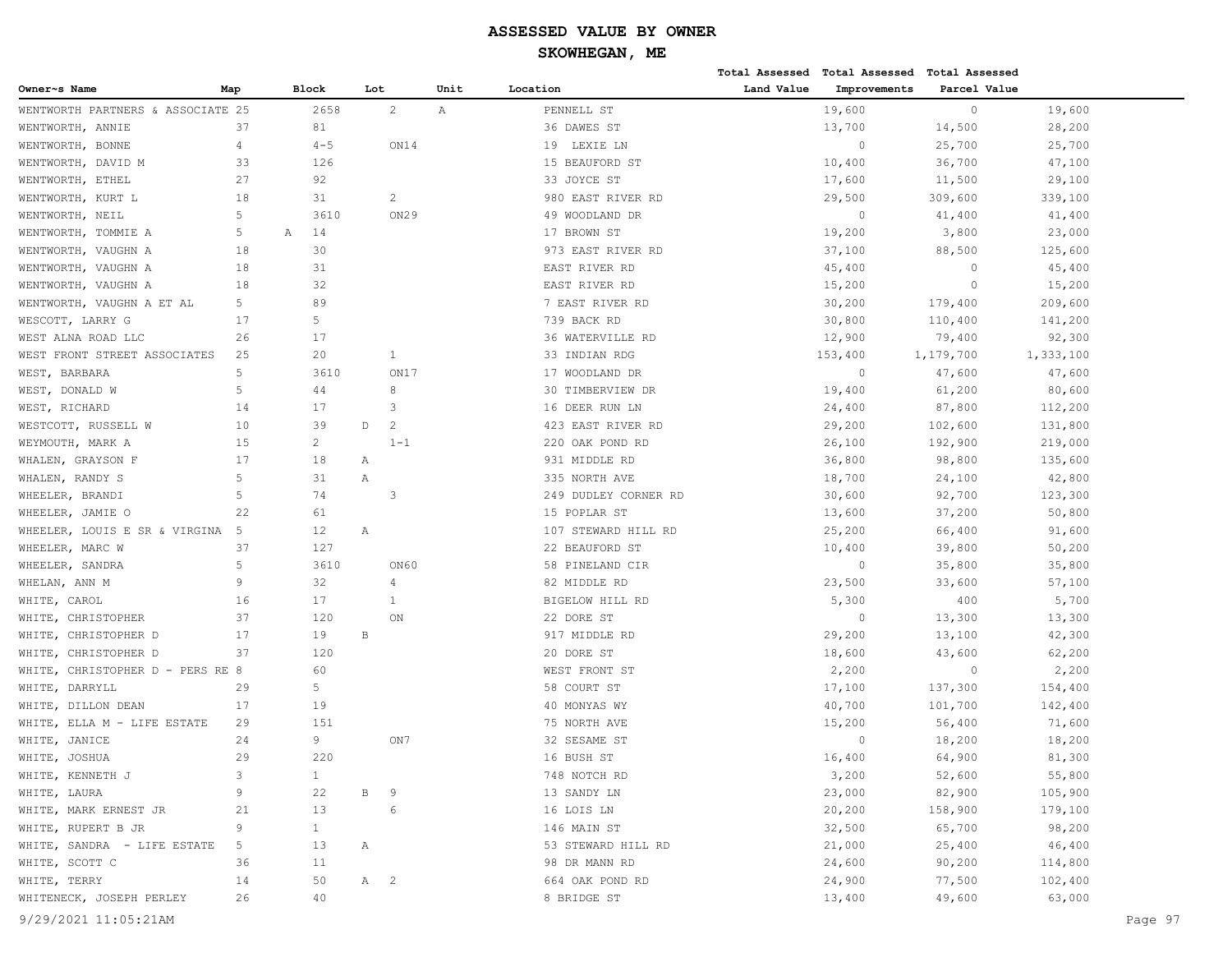# ASSESSED VALUE BY OWNER

## SKOWHEGAN, ME

| Owner~s Name | Map | Block | Lot | Unit | Location | Total Assessed Land Value | Total Assessed Improvements | Total Assessed Parcel Value |
|---|---|---|---|---|---|---|---|---|
| WENTWORTH PARTNERS & ASSOCIATE | 25 | 2658 | 2 | A | PENNELL ST | 19,600 | 0 | 19,600 |
| WENTWORTH, ANNIE | 37 | 81 | | | 36 DAWES ST | 13,700 | 14,500 | 28,200 |
| WENTWORTH, BONNE | 4 | 4-5 | ON14 | | 19 LEXIE LN | 0 | 25,700 | 25,700 |
| WENTWORTH, DAVID M | 33 | 126 | | | 15 BEAUFORD ST | 10,400 | 36,700 | 47,100 |
| WENTWORTH, ETHEL | 27 | 92 | | | 33 JOYCE ST | 17,600 | 11,500 | 29,100 |
| WENTWORTH, KURT L | 18 | 31 | 2 | | 980 EAST RIVER RD | 29,500 | 309,600 | 339,100 |
| WENTWORTH, NEIL | 5 | 3610 | ON29 | | 49 WOODLAND DR | 0 | 41,400 | 41,400 |
| WENTWORTH, TOMMIE A | 5 | A 14 | | | 17 BROWN ST | 19,200 | 3,800 | 23,000 |
| WENTWORTH, VAUGHN A | 18 | 30 | | | 973 EAST RIVER RD | 37,100 | 88,500 | 125,600 |
| WENTWORTH, VAUGHN A | 18 | 31 | | | EAST RIVER RD | 45,400 | 0 | 45,400 |
| WENTWORTH, VAUGHN A | 18 | 32 | | | EAST RIVER RD | 15,200 | 0 | 15,200 |
| WENTWORTH, VAUGHN A ET AL | 5 | 89 | | | 7 EAST RIVER RD | 30,200 | 179,400 | 209,600 |
| WESCOTT, LARRY G | 17 | 5 | | | 739 BACK RD | 30,800 | 110,400 | 141,200 |
| WEST ALNA ROAD LLC | 26 | 17 | | | 36 WATERVILLE RD | 12,900 | 79,400 | 92,300 |
| WEST FRONT STREET ASSOCIATES | 25 | 20 | 1 | | 33 INDIAN RDG | 153,400 | 1,179,700 | 1,333,100 |
| WEST, BARBARA | 5 | 3610 | ON17 | | 17 WOODLAND DR | 0 | 47,600 | 47,600 |
| WEST, DONALD W | 5 | 44 | 8 | | 30 TIMBERVIEW DR | 19,400 | 61,200 | 80,600 |
| WEST, RICHARD | 14 | 17 | 3 | | 16 DEER RUN LN | 24,400 | 87,800 | 112,200 |
| WESTCOTT, RUSSELL W | 10 | 39 | D 2 | | 423 EAST RIVER RD | 29,200 | 102,600 | 131,800 |
| WEYMOUTH, MARK A | 15 | 2 | 1-1 | | 220 OAK POND RD | 26,100 | 192,900 | 219,000 |
| WHALEN, GRAYSON F | 17 | 18 | A | | 931 MIDDLE RD | 36,800 | 98,800 | 135,600 |
| WHALEN, RANDY S | 5 | 31 | A | | 335 NORTH AVE | 18,700 | 24,100 | 42,800 |
| WHEELER, BRANDI | 5 | 74 | 3 | | 249 DUDLEY CORNER RD | 30,600 | 92,700 | 123,300 |
| WHEELER, JAMIE O | 22 | 61 | | | 15 POPLAR ST | 13,600 | 37,200 | 50,800 |
| WHEELER, LOUIS E SR & VIRGINA | 5 | 12 | A | | 107 STEWARD HILL RD | 25,200 | 66,400 | 91,600 |
| WHEELER, MARC W | 37 | 127 | | | 22 BEAUFORD ST | 10,400 | 39,800 | 50,200 |
| WHEELER, SANDRA | 5 | 3610 | ON60 | | 58 PINELAND CIR | 0 | 35,800 | 35,800 |
| WHELAN, ANN M | 9 | 32 | 4 | | 82 MIDDLE RD | 23,500 | 33,600 | 57,100 |
| WHITE, CAROL | 16 | 17 | 1 | | BIGELOW HILL RD | 5,300 | 400 | 5,700 |
| WHITE, CHRISTOPHER | 37 | 120 | ON | | 22 DORE ST | 0 | 13,300 | 13,300 |
| WHITE, CHRISTOPHER D | 17 | 19 | B | | 917 MIDDLE RD | 29,200 | 13,100 | 42,300 |
| WHITE, CHRISTOPHER D | 37 | 120 | | | 20 DORE ST | 18,600 | 43,600 | 62,200 |
| WHITE, CHRISTOPHER D - PERS RE | 8 | 60 | | | WEST FRONT ST | 2,200 | 0 | 2,200 |
| WHITE, DARRYLL | 29 | 5 | | | 58 COURT ST | 17,100 | 137,300 | 154,400 |
| WHITE, DILLON DEAN | 17 | 19 | | | 40 MONYAS WY | 40,700 | 101,700 | 142,400 |
| WHITE, ELLA M - LIFE ESTATE | 29 | 151 | | | 75 NORTH AVE | 15,200 | 56,400 | 71,600 |
| WHITE, JANICE | 24 | 9 | ON7 | | 32 SESAME ST | 0 | 18,200 | 18,200 |
| WHITE, JOSHUA | 29 | 220 | | | 16 BUSH ST | 16,400 | 64,900 | 81,300 |
| WHITE, KENNETH J | 3 | 1 | | | 748 NOTCH RD | 3,200 | 52,600 | 55,800 |
| WHITE, LAURA | 9 | 22 | B 9 | | 13 SANDY LN | 23,000 | 82,900 | 105,900 |
| WHITE, MARK ERNEST JR | 21 | 13 | 6 | | 16 LOIS LN | 20,200 | 158,900 | 179,100 |
| WHITE, RUPERT B JR | 9 | 1 | | | 146 MAIN ST | 32,500 | 65,700 | 98,200 |
| WHITE, SANDRA - LIFE ESTATE | 5 | 13 | A | | 53 STEWARD HILL RD | 21,000 | 25,400 | 46,400 |
| WHITE, SCOTT C | 36 | 11 | | | 98 DR MANN RD | 24,600 | 90,200 | 114,800 |
| WHITE, TERRY | 14 | 50 | A 2 | | 664 OAK POND RD | 24,900 | 77,500 | 102,400 |
| WHITENECK, JOSEPH PERLEY | 26 | 40 | | | 8 BRIDGE ST | 13,400 | 49,600 | 63,000 |

9/29/2021 11:05:21AM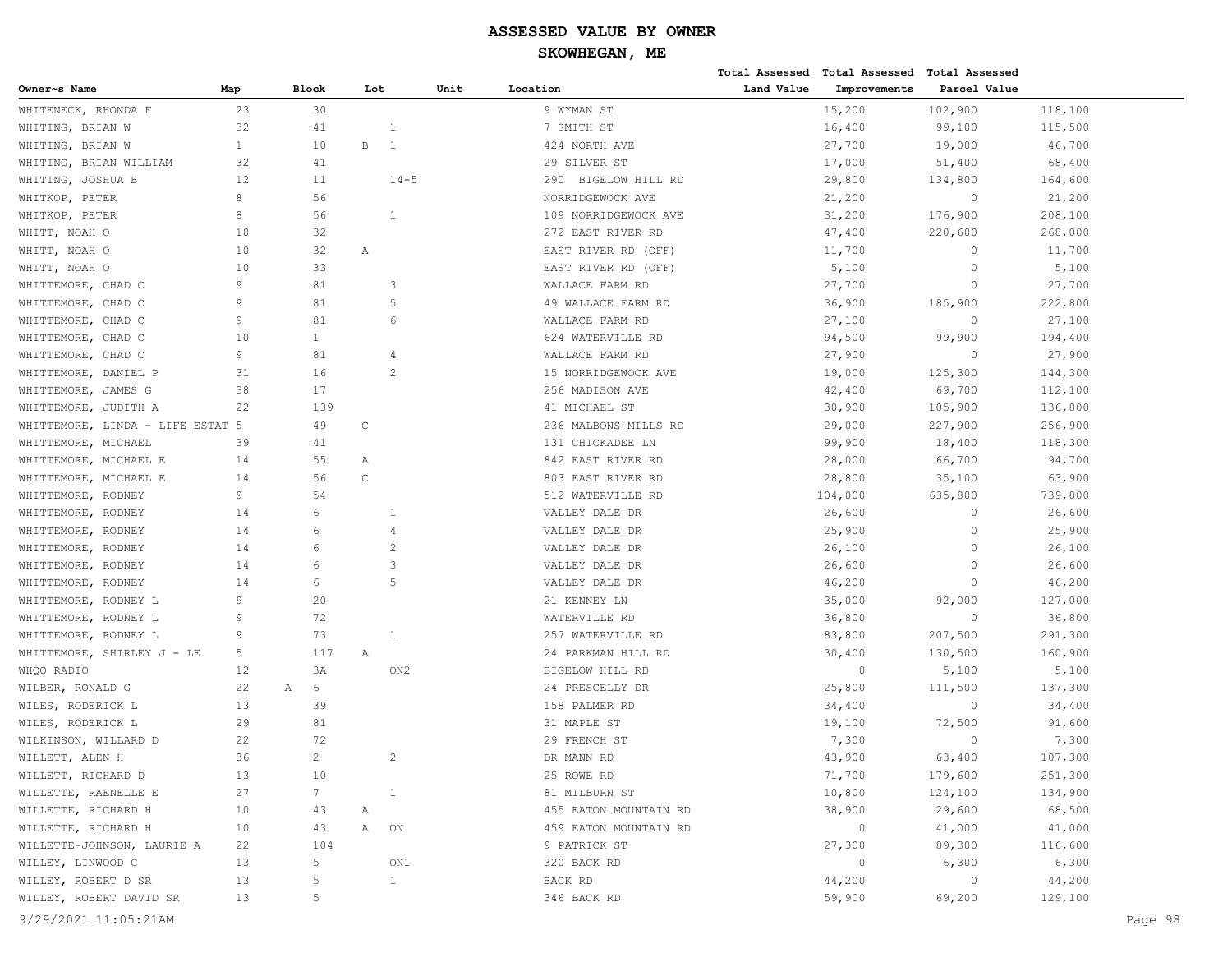# ASSESSED VALUE BY OWNER

## SKOWHEGAN, ME

| Owner~s Name | Map | Block | Lot | Unit | Location | Total Assessed Land Value | Total Assessed Improvements | Total Assessed Parcel Value |
|---|---|---|---|---|---|---|---|---|
| WHITENECK, RHONDA F | 23 | 30 | | | 9 WYMAN ST | 15,200 | 102,900 | 118,100 |
| WHITING, BRIAN W | 32 | 41 | 1 | | 7 SMITH ST | 16,400 | 99,100 | 115,500 |
| WHITING, BRIAN W | 1 | 10 | B 1 | | 424 NORTH AVE | 27,700 | 19,000 | 46,700 |
| WHITING, BRIAN WILLIAM | 32 | 41 | | | 29 SILVER ST | 17,000 | 51,400 | 68,400 |
| WHITING, JOSHUA B | 12 | 11 | 14-5 | | 290 BIGELOW HILL RD | 29,800 | 134,800 | 164,600 |
| WHITKOP, PETER | 8 | 56 | | | NORRIDGEWOCK AVE | 21,200 | 0 | 21,200 |
| WHITKOP, PETER | 8 | 56 | 1 | | 109 NORRIDGEWOCK AVE | 31,200 | 176,900 | 208,100 |
| WHITT, NOAH O | 10 | 32 | | | 272 EAST RIVER RD | 47,400 | 220,600 | 268,000 |
| WHITT, NOAH O | 10 | 32 | A | | EAST RIVER RD (OFF) | 11,700 | 0 | 11,700 |
| WHITT, NOAH O | 10 | 33 | | | EAST RIVER RD (OFF) | 5,100 | 0 | 5,100 |
| WHITTEMORE, CHAD C | 9 | 81 | 3 | | WALLACE FARM RD | 27,700 | 0 | 27,700 |
| WHITTEMORE, CHAD C | 9 | 81 | 5 | | 49 WALLACE FARM RD | 36,900 | 185,900 | 222,800 |
| WHITTEMORE, CHAD C | 9 | 81 | 6 | | WALLACE FARM RD | 27,100 | 0 | 27,100 |
| WHITTEMORE, CHAD C | 10 | 1 | | | 624 WATERVILLE RD | 94,500 | 99,900 | 194,400 |
| WHITTEMORE, CHAD C | 9 | 81 | 4 | | WALLACE FARM RD | 27,900 | 0 | 27,900 |
| WHITTEMORE, DANIEL P | 31 | 16 | 2 | | 15 NORRIDGEWOCK AVE | 19,000 | 125,300 | 144,300 |
| WHITTEMORE, JAMES G | 38 | 17 | | | 256 MADISON AVE | 42,400 | 69,700 | 112,100 |
| WHITTEMORE, JUDITH A | 22 | 139 | | | 41 MICHAEL ST | 30,900 | 105,900 | 136,800 |
| WHITTEMORE, LINDA - LIFE ESTAT | 5 | 49 | C | | 236 MALBONS MILLS RD | 29,000 | 227,900 | 256,900 |
| WHITTEMORE, MICHAEL | 39 | 41 | | | 131 CHICKADEE LN | 99,900 | 18,400 | 118,300 |
| WHITTEMORE, MICHAEL E | 14 | 55 | A | | 842 EAST RIVER RD | 28,000 | 66,700 | 94,700 |
| WHITTEMORE, MICHAEL E | 14 | 56 | C | | 803 EAST RIVER RD | 28,800 | 35,100 | 63,900 |
| WHITTEMORE, RODNEY | 9 | 54 | | | 512 WATERVILLE RD | 104,000 | 635,800 | 739,800 |
| WHITTEMORE, RODNEY | 14 | 6 | 1 | | VALLEY DALE DR | 26,600 | 0 | 26,600 |
| WHITTEMORE, RODNEY | 14 | 6 | 4 | | VALLEY DALE DR | 25,900 | 0 | 25,900 |
| WHITTEMORE, RODNEY | 14 | 6 | 2 | | VALLEY DALE DR | 26,100 | 0 | 26,100 |
| WHITTEMORE, RODNEY | 14 | 6 | 3 | | VALLEY DALE DR | 26,600 | 0 | 26,600 |
| WHITTEMORE, RODNEY | 14 | 6 | 5 | | VALLEY DALE DR | 46,200 | 0 | 46,200 |
| WHITTEMORE, RODNEY L | 9 | 20 | | | 21 KENNEY LN | 35,000 | 92,000 | 127,000 |
| WHITTEMORE, RODNEY L | 9 | 72 | | | WATERVILLE RD | 36,800 | 0 | 36,800 |
| WHITTEMORE, RODNEY L | 9 | 73 | 1 | | 257 WATERVILLE RD | 83,800 | 207,500 | 291,300 |
| WHITTEMORE, SHIRLEY J - LE | 5 | 117 | A | | 24 PARKMAN HILL RD | 30,400 | 130,500 | 160,900 |
| WHQO RADIO | 12 | 3A | | ON2 | BIGELOW HILL RD | 0 | 5,100 | 5,100 |
| WILBER, RONALD G | 22 | A 6 | | | 24 PRESCELLY DR | 25,800 | 111,500 | 137,300 |
| WILES, RODERICK L | 13 | 39 | | | 158 PALMER RD | 34,400 | 0 | 34,400 |
| WILES, RODERICK L | 29 | 81 | | | 31 MAPLE ST | 19,100 | 72,500 | 91,600 |
| WILKINSON, WILLARD D | 22 | 72 | | | 29 FRENCH ST | 7,300 | 0 | 7,300 |
| WILLETT, ALEN H | 36 | 2 | 2 | | DR MANN RD | 43,900 | 63,400 | 107,300 |
| WILLETT, RICHARD D | 13 | 10 | | | 25 ROWE RD | 71,700 | 179,600 | 251,300 |
| WILLETTE, RAENELLE E | 27 | 7 | 1 | | 81 MILBURN ST | 10,800 | 124,100 | 134,900 |
| WILLETTE, RICHARD H | 10 | 43 | A | | 455 EATON MOUNTAIN RD | 38,900 | 29,600 | 68,500 |
| WILLETTE, RICHARD H | 10 | 43 | A | ON | 459 EATON MOUNTAIN RD | 0 | 41,000 | 41,000 |
| WILLETTE-JOHNSON, LAURIE A | 22 | 104 | | | 9 PATRICK ST | 27,300 | 89,300 | 116,600 |
| WILLEY, LINWOOD C | 13 | 5 | | ON1 | 320 BACK RD | 0 | 6,300 | 6,300 |
| WILLEY, ROBERT D SR | 13 | 5 | 1 | | BACK RD | 44,200 | 0 | 44,200 |
| WILLEY, ROBERT DAVID SR | 13 | 5 | | | 346 BACK RD | 59,900 | 69,200 | 129,100 |

9/29/2021 11:05:21AM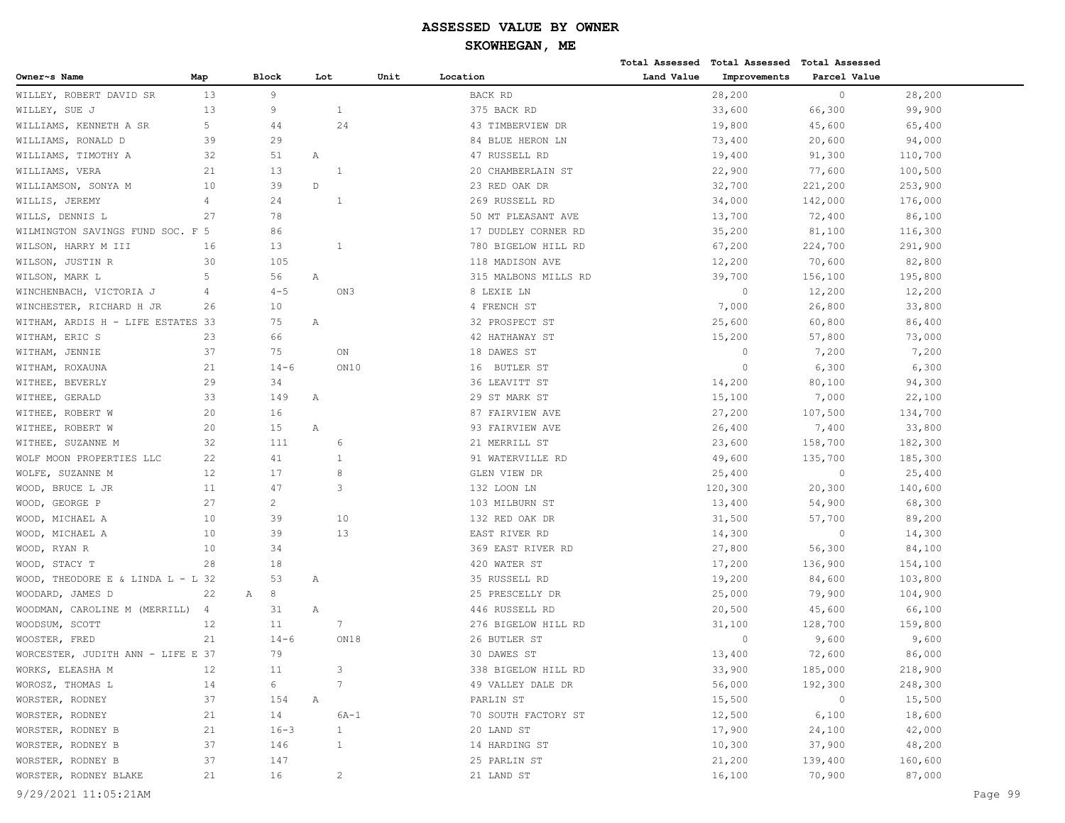# ASSESSED VALUE BY OWNER

## SKOWHEGAN, ME

| Owner~s Name | Map | Block | Lot | Unit | Location | Total Assessed Land Value | Total Assessed Improvements | Total Assessed Parcel Value |
|---|---|---|---|---|---|---|---|---|
| WILLEY, ROBERT DAVID SR | 13 | 9 | | | BACK RD | 28,200 | 0 | 28,200 |
| WILLEY, SUE J | 13 | 9 | 1 | | 375 BACK RD | 33,600 | 66,300 | 99,900 |
| WILLIAMS, KENNETH A SR | 5 | 44 | 24 | | 43 TIMBERVIEW DR | 19,800 | 45,600 | 65,400 |
| WILLIAMS, RONALD D | 39 | 29 | | | 84 BLUE HERON LN | 73,400 | 20,600 | 94,000 |
| WILLIAMS, TIMOTHY A | 32 | 51 | A | | 47 RUSSELL RD | 19,400 | 91,300 | 110,700 |
| WILLIAMS, VERA | 21 | 13 | 1 | | 20 CHAMBERLAIN ST | 22,900 | 77,600 | 100,500 |
| WILLIAMSON, SONYA M | 10 | 39 | D | | 23 RED OAK DR | 32,700 | 221,200 | 253,900 |
| WILLIS, JEREMY | 4 | 24 | 1 | | 269 RUSSELL RD | 34,000 | 142,000 | 176,000 |
| WILLS, DENNIS L | 27 | 78 | | | 50 MT PLEASANT AVE | 13,700 | 72,400 | 86,100 |
| WILMINGTON SAVINGS FUND SOC. F | 5 | 86 | | | 17 DUDLEY CORNER RD | 35,200 | 81,100 | 116,300 |
| WILSON, HARRY M III | 16 | 13 | 1 | | 780 BIGELOW HILL RD | 67,200 | 224,700 | 291,900 |
| WILSON, JUSTIN R | 30 | 105 | | | 118 MADISON AVE | 12,200 | 70,600 | 82,800 |
| WILSON, MARK L | 5 | 56 | A | | 315 MALBONS MILLS RD | 39,700 | 156,100 | 195,800 |
| WINCHENBACH, VICTORIA J | 4 | 4-5 | ON3 | | 8 LEXIE LN | 0 | 12,200 | 12,200 |
| WINCHESTER, RICHARD H JR | 26 | 10 | | | 4 FRENCH ST | 7,000 | 26,800 | 33,800 |
| WITHAM, ARDIS H - LIFE ESTATES | 33 | 75 | A | | 32 PROSPECT ST | 25,600 | 60,800 | 86,400 |
| WITHAM, ERIC S | 23 | 66 | | | 42 HATHAWAY ST | 15,200 | 57,800 | 73,000 |
| WITHAM, JENNIE | 37 | 75 | ON | | 18 DAWES ST | 0 | 7,200 | 7,200 |
| WITHAM, ROXAUNA | 21 | 14-6 | ON10 | | 16 BUTLER ST | 0 | 6,300 | 6,300 |
| WITHEE, BEVERLY | 29 | 34 | | | 36 LEAVITT ST | 14,200 | 80,100 | 94,300 |
| WITHEE, GERALD | 33 | 149 | A | | 29 ST MARK ST | 15,100 | 7,000 | 22,100 |
| WITHEE, ROBERT W | 20 | 16 | | | 87 FAIRVIEW AVE | 27,200 | 107,500 | 134,700 |
| WITHEE, ROBERT W | 20 | 15 | A | | 93 FAIRVIEW AVE | 26,400 | 7,400 | 33,800 |
| WITHEE, SUZANNE M | 32 | 111 | 6 | | 21 MERRILL ST | 23,600 | 158,700 | 182,300 |
| WOLF MOON PROPERTIES LLC | 22 | 41 | 1 | | 91 WATERVILLE RD | 49,600 | 135,700 | 185,300 |
| WOLFE, SUZANNE M | 12 | 17 | 8 | | GLEN VIEW DR | 25,400 | 0 | 25,400 |
| WOOD, BRUCE L JR | 11 | 47 | 3 | | 132 LOON LN | 120,300 | 20,300 | 140,600 |
| WOOD, GEORGE P | 27 | 2 | | | 103 MILBURN ST | 13,400 | 54,900 | 68,300 |
| WOOD, MICHAEL A | 10 | 39 | 10 | | 132 RED OAK DR | 31,500 | 57,700 | 89,200 |
| WOOD, MICHAEL A | 10 | 39 | 13 | | EAST RIVER RD | 14,300 | 0 | 14,300 |
| WOOD, RYAN R | 10 | 34 | | | 369 EAST RIVER RD | 27,800 | 56,300 | 84,100 |
| WOOD, STACY T | 28 | 18 | | | 420 WATER ST | 17,200 | 136,900 | 154,100 |
| WOOD, THEODORE E & LINDA L - L | 32 | 53 | A | | 35 RUSSELL RD | 19,200 | 84,600 | 103,800 |
| WOODARD, JAMES D | 22 | A 8 | | | 25 PRESCELLY DR | 25,000 | 79,900 | 104,900 |
| WOODMAN, CAROLINE M (MERRILL) | 4 | 31 | A | | 446 RUSSELL RD | 20,500 | 45,600 | 66,100 |
| WOODSUM, SCOTT | 12 | 11 | 7 | | 276 BIGELOW HILL RD | 31,100 | 128,700 | 159,800 |
| WOOSTER, FRED | 21 | 14-6 | ON18 | | 26 BUTLER ST | 0 | 9,600 | 9,600 |
| WORCESTER, JUDITH ANN - LIFE E | 37 | 79 | | | 30 DAWES ST | 13,400 | 72,600 | 86,000 |
| WORKS, ELEASHA M | 12 | 11 | 3 | | 338 BIGELOW HILL RD | 33,900 | 185,000 | 218,900 |
| WOROSZ, THOMAS L | 14 | 6 | 7 | | 49 VALLEY DALE DR | 56,000 | 192,300 | 248,300 |
| WORSTER, RODNEY | 37 | 154 | A | | PARLIN ST | 15,500 | 0 | 15,500 |
| WORSTER, RODNEY | 21 | 14 | 6A-1 | | 70 SOUTH FACTORY ST | 12,500 | 6,100 | 18,600 |
| WORSTER, RODNEY B | 21 | 16-3 | 1 | | 20 LAND ST | 17,900 | 24,100 | 42,000 |
| WORSTER, RODNEY B | 37 | 146 | 1 | | 14 HARDING ST | 10,300 | 37,900 | 48,200 |
| WORSTER, RODNEY B | 37 | 147 | | | 25 PARLIN ST | 21,200 | 139,400 | 160,600 |
| WORSTER, RODNEY BLAKE | 21 | 16 | 2 | | 21 LAND ST | 16,100 | 70,900 | 87,000 |

9/29/2021 11:05:21AM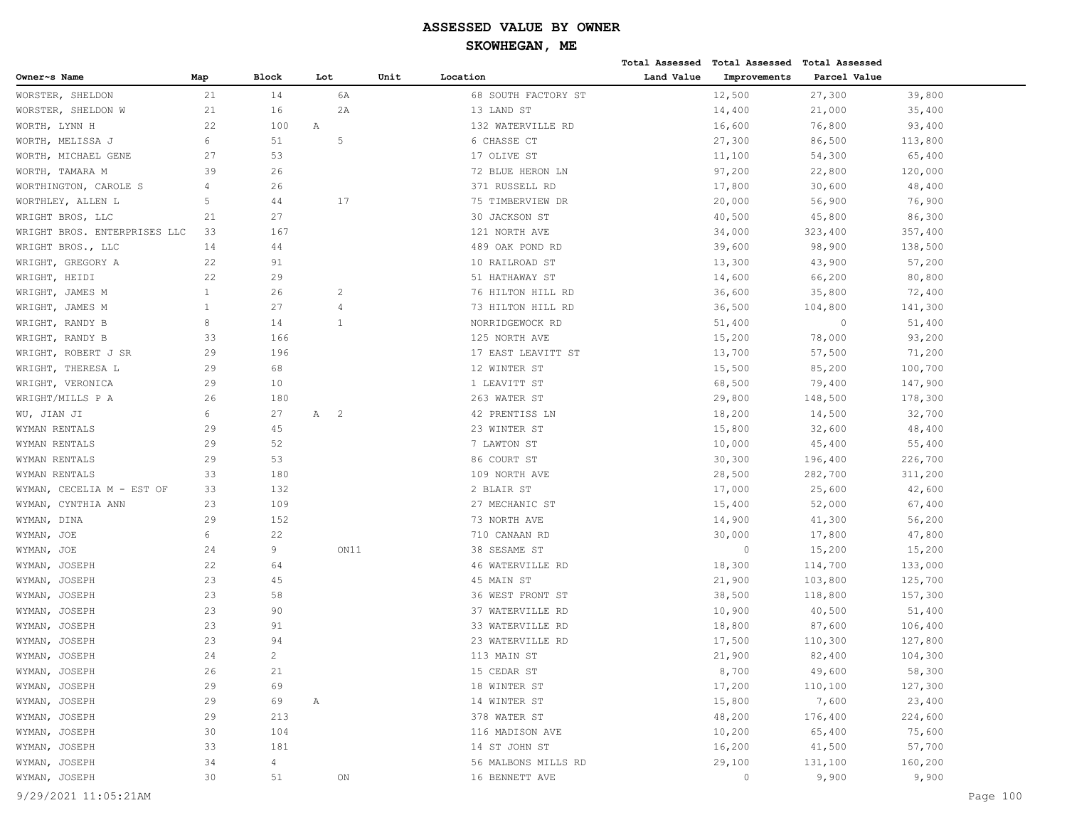# ASSESSED VALUE BY OWNER

## SKOWHEGAN, ME

| Owner~s Name | Map | Block | Lot | Unit | Location | Total Assessed Land Value | Total Assessed Improvements | Total Assessed Parcel Value |
|---|---|---|---|---|---|---|---|---|
| WORSTER, SHELDON | 21 | 14 | 6A | | 68 SOUTH FACTORY ST | 12,500 | 27,300 | 39,800 |
| WORSTER, SHELDON W | 21 | 16 | 2A | | 13 LAND ST | 14,400 | 21,000 | 35,400 |
| WORTH, LYNN H | 22 | 100 | A | | 132 WATERVILLE RD | 16,600 | 76,800 | 93,400 |
| WORTH, MELISSA J | 6 | 51 | 5 | | 6 CHASSE CT | 27,300 | 86,500 | 113,800 |
| WORTH, MICHAEL GENE | 27 | 53 | | | 17 OLIVE ST | 11,100 | 54,300 | 65,400 |
| WORTH, TAMARA M | 39 | 26 | | | 72 BLUE HERON LN | 97,200 | 22,800 | 120,000 |
| WORTHINGTON, CAROLE S | 4 | 26 | | | 371 RUSSELL RD | 17,800 | 30,600 | 48,400 |
| WORTHLEY, ALLEN L | 5 | 44 | 17 | | 75 TIMBERVIEW DR | 20,000 | 56,900 | 76,900 |
| WRIGHT BROS, LLC | 21 | 27 | | | 30 JACKSON ST | 40,500 | 45,800 | 86,300 |
| WRIGHT BROS. ENTERPRISES LLC | 33 | 167 | | | 121 NORTH AVE | 34,000 | 323,400 | 357,400 |
| WRIGHT BROS., LLC | 14 | 44 | | | 489 OAK POND RD | 39,600 | 98,900 | 138,500 |
| WRIGHT, GREGORY A | 22 | 91 | | | 10 RAILROAD ST | 13,300 | 43,900 | 57,200 |
| WRIGHT, HEIDI | 22 | 29 | | | 51 HATHAWAY ST | 14,600 | 66,200 | 80,800 |
| WRIGHT, JAMES M | 1 | 26 | 2 | | 76 HILTON HILL RD | 36,600 | 35,800 | 72,400 |
| WRIGHT, JAMES M | 1 | 27 | 4 | | 73 HILTON HILL RD | 36,500 | 104,800 | 141,300 |
| WRIGHT, RANDY B | 8 | 14 | 1 | | NORRIDGEWOCK RD | 51,400 | 0 | 51,400 |
| WRIGHT, RANDY B | 33 | 166 | | | 125 NORTH AVE | 15,200 | 78,000 | 93,200 |
| WRIGHT, ROBERT J SR | 29 | 196 | | | 17 EAST LEAVITT ST | 13,700 | 57,500 | 71,200 |
| WRIGHT, THERESA L | 29 | 68 | | | 12 WINTER ST | 15,500 | 85,200 | 100,700 |
| WRIGHT, VERONICA | 29 | 10 | | | 1 LEAVITT ST | 68,500 | 79,400 | 147,900 |
| WRIGHT/MILLS P A | 26 | 180 | | | 263 WATER ST | 29,800 | 148,500 | 178,300 |
| WU, JIAN JI | 6 | 27 | A 2 | | 42 PRENTISS LN | 18,200 | 14,500 | 32,700 |
| WYMAN RENTALS | 29 | 45 | | | 23 WINTER ST | 15,800 | 32,600 | 48,400 |
| WYMAN RENTALS | 29 | 52 | | | 7 LAWTON ST | 10,000 | 45,400 | 55,400 |
| WYMAN RENTALS | 29 | 53 | | | 86 COURT ST | 30,300 | 196,400 | 226,700 |
| WYMAN RENTALS | 33 | 180 | | | 109 NORTH AVE | 28,500 | 282,700 | 311,200 |
| WYMAN, CECELIA M - EST OF | 33 | 132 | | | 2 BLAIR ST | 17,000 | 25,600 | 42,600 |
| WYMAN, CYNTHIA ANN | 23 | 109 | | | 27 MECHANIC ST | 15,400 | 52,000 | 67,400 |
| WYMAN, DINA | 29 | 152 | | | 73 NORTH AVE | 14,900 | 41,300 | 56,200 |
| WYMAN, JOE | 6 | 22 | | | 710 CANAAN RD | 30,000 | 17,800 | 47,800 |
| WYMAN, JOE | 24 | 9 | ON11 | | 38 SESAME ST | 0 | 15,200 | 15,200 |
| WYMAN, JOSEPH | 22 | 64 | | | 46 WATERVILLE RD | 18,300 | 114,700 | 133,000 |
| WYMAN, JOSEPH | 23 | 45 | | | 45 MAIN ST | 21,900 | 103,800 | 125,700 |
| WYMAN, JOSEPH | 23 | 58 | | | 36 WEST FRONT ST | 38,500 | 118,800 | 157,300 |
| WYMAN, JOSEPH | 23 | 90 | | | 37 WATERVILLE RD | 10,900 | 40,500 | 51,400 |
| WYMAN, JOSEPH | 23 | 91 | | | 33 WATERVILLE RD | 18,800 | 87,600 | 106,400 |
| WYMAN, JOSEPH | 23 | 94 | | | 23 WATERVILLE RD | 17,500 | 110,300 | 127,800 |
| WYMAN, JOSEPH | 24 | 2 | | | 113 MAIN ST | 21,900 | 82,400 | 104,300 |
| WYMAN, JOSEPH | 26 | 21 | | | 15 CEDAR ST | 8,700 | 49,600 | 58,300 |
| WYMAN, JOSEPH | 29 | 69 | | | 18 WINTER ST | 17,200 | 110,100 | 127,300 |
| WYMAN, JOSEPH | 29 | 69 | A | | 14 WINTER ST | 15,800 | 7,600 | 23,400 |
| WYMAN, JOSEPH | 29 | 213 | | | 378 WATER ST | 48,200 | 176,400 | 224,600 |
| WYMAN, JOSEPH | 30 | 104 | | | 116 MADISON AVE | 10,200 | 65,400 | 75,600 |
| WYMAN, JOSEPH | 33 | 181 | | | 14 ST JOHN ST | 16,200 | 41,500 | 57,700 |
| WYMAN, JOSEPH | 34 | 4 | | | 56 MALBONS MILLS RD | 29,100 | 131,100 | 160,200 |
| WYMAN, JOSEPH | 30 | 51 | ON | | 16 BENNETT AVE | 0 | 9,900 | 9,900 |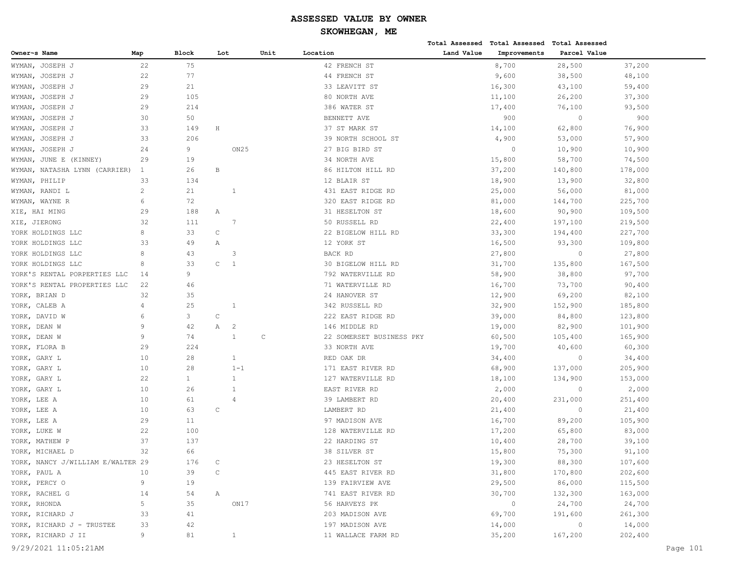# ASSESSED VALUE BY OWNER

## SKOWHEGAN, ME

| Owner~s Name | Map | Block | Lot | Unit | Location | Total Assessed Land Value | Total Assessed Improvements | Total Assessed Parcel Value |
|---|---|---|---|---|---|---|---|---|
| WYMAN, JOSEPH J | 22 | 75 | | | 42 FRENCH ST | 8,700 | 28,500 | 37,200 |
| WYMAN, JOSEPH J | 22 | 77 | | | 44 FRENCH ST | 9,600 | 38,500 | 48,100 |
| WYMAN, JOSEPH J | 29 | 21 | | | 33 LEAVITT ST | 16,300 | 43,100 | 59,400 |
| WYMAN, JOSEPH J | 29 | 105 | | | 80 NORTH AVE | 11,100 | 26,200 | 37,300 |
| WYMAN, JOSEPH J | 29 | 214 | | | 386 WATER ST | 17,400 | 76,100 | 93,500 |
| WYMAN, JOSEPH J | 30 | 50 | | | BENNETT AVE | 900 | 0 | 900 |
| WYMAN, JOSEPH J | 33 | 149 | H | | 37 ST MARK ST | 14,100 | 62,800 | 76,900 |
| WYMAN, JOSEPH J | 33 | 206 | | | 39 NORTH SCHOOL ST | 4,900 | 53,000 | 57,900 |
| WYMAN, JOSEPH J | 24 | 9 | ON25 | | 27 BIG BIRD ST | 0 | 10,900 | 10,900 |
| WYMAN, JUNE E (KINNEY) | 29 | 19 | | | 34 NORTH AVE | 15,800 | 58,700 | 74,500 |
| WYMAN, NATASHA LYNN (CARRIER) | 1 | 26 | B | | 86 HILTON HILL RD | 37,200 | 140,800 | 178,000 |
| WYMAN, PHILIP | 33 | 134 | | | 12 BLAIR ST | 18,900 | 13,900 | 32,800 |
| WYMAN, RANDI L | 2 | 21 | 1 | | 431 EAST RIDGE RD | 25,000 | 56,000 | 81,000 |
| WYMAN, WAYNE R | 6 | 72 | | | 320 EAST RIDGE RD | 81,000 | 144,700 | 225,700 |
| XIE, HAI MING | 29 | 188 | A | | 31 HESELTON ST | 18,600 | 90,900 | 109,500 |
| XIE, JIERONG | 32 | 111 | 7 | | 50 RUSSELL RD | 22,400 | 197,100 | 219,500 |
| YORK HOLDINGS LLC | 8 | 33 | C | | 22 BIGELOW HILL RD | 33,300 | 194,400 | 227,700 |
| YORK HOLDINGS LLC | 33 | 49 | A | | 12 YORK ST | 16,500 | 93,300 | 109,800 |
| YORK HOLDINGS LLC | 8 | 43 | 3 | | BACK RD | 27,800 | 0 | 27,800 |
| YORK HOLDINGS LLC | 8 | 33 | C 1 | | 30 BIGELOW HILL RD | 31,700 | 135,800 | 167,500 |
| YORK'S RENTAL PORPERTIES LLC | 14 | 9 | | | 792 WATERVILLE RD | 58,900 | 38,800 | 97,700 |
| YORK'S RENTAL PROPERTIES LLC | 22 | 46 | | | 71 WATERVILLE RD | 16,700 | 73,700 | 90,400 |
| YORK, BRIAN D | 32 | 35 | | | 24 HANOVER ST | 12,900 | 69,200 | 82,100 |
| YORK, CALEB A | 4 | 25 | 1 | | 342 RUSSELL RD | 32,900 | 152,900 | 185,800 |
| YORK, DAVID W | 6 | 3 | C | | 222 EAST RIDGE RD | 39,000 | 84,800 | 123,800 |
| YORK, DEAN W | 9 | 42 | A 2 | | 146 MIDDLE RD | 19,000 | 82,900 | 101,900 |
| YORK, DEAN W | 9 | 74 | 1 | C | 22 SOMERSET BUSINESS PKY | 60,500 | 105,400 | 165,900 |
| YORK, FLORA B | 29 | 224 | | | 33 NORTH AVE | 19,700 | 40,600 | 60,300 |
| YORK, GARY L | 10 | 28 | 1 | | RED OAK DR | 34,400 | 0 | 34,400 |
| YORK, GARY L | 10 | 28 | 1-1 | | 171 EAST RIVER RD | 68,900 | 137,000 | 205,900 |
| YORK, GARY L | 22 | 1 | 1 | | 127 WATERVILLE RD | 18,100 | 134,900 | 153,000 |
| YORK, GARY L | 10 | 26 | 1 | | EAST RIVER RD | 2,000 | 0 | 2,000 |
| YORK, LEE A | 10 | 61 | 4 | | 39 LAMBERT RD | 20,400 | 231,000 | 251,400 |
| YORK, LEE A | 10 | 63 | C | | LAMBERT RD | 21,400 | 0 | 21,400 |
| YORK, LEE A | 29 | 11 | | | 97 MADISON AVE | 16,700 | 89,200 | 105,900 |
| YORK, LUKE W | 22 | 100 | | | 128 WATERVILLE RD | 17,200 | 65,800 | 83,000 |
| YORK, MATHEW P | 37 | 137 | | | 22 HARDING ST | 10,400 | 28,700 | 39,100 |
| YORK, MICHAEL D | 32 | 66 | | | 38 SILVER ST | 15,800 | 75,300 | 91,100 |
| YORK, NANCY J/WILLIAM E/WALTER | 29 | 176 | C | | 23 HESELTON ST | 19,300 | 88,300 | 107,600 |
| YORK, PAUL A | 10 | 39 | C | | 445 EAST RIVER RD | 31,800 | 170,800 | 202,600 |
| YORK, PERCY O | 9 | 19 | | | 139 FAIRVIEW AVE | 29,500 | 86,000 | 115,500 |
| YORK, RACHEL G | 14 | 54 | A | | 741 EAST RIVER RD | 30,700 | 132,300 | 163,000 |
| YORK, RHONDA | 5 | 35 | ON17 | | 56 HARVEYS PK | 0 | 24,700 | 24,700 |
| YORK, RICHARD J | 33 | 41 | | | 203 MADISON AVE | 69,700 | 191,600 | 261,300 |
| YORK, RICHARD J - TRUSTEE | 33 | 42 | | | 197 MADISON AVE | 14,000 | 0 | 14,000 |
| YORK, RICHARD J II | 9 | 81 | 1 | | 11 WALLACE FARM RD | 35,200 | 167,200 | 202,400 |

9/29/2021 11:05:21AM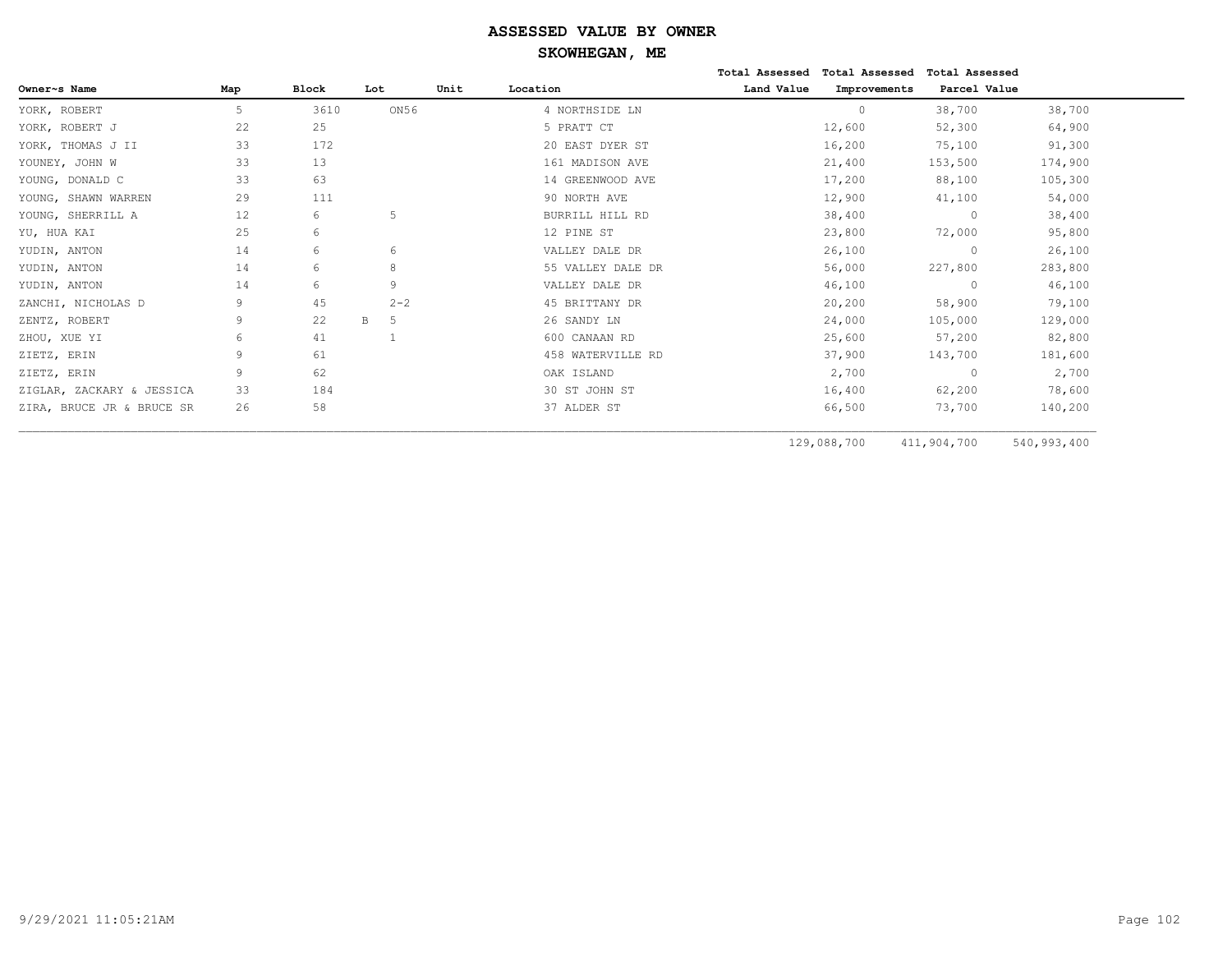# ASSESSED VALUE BY OWNER

## SKOWHEGAN, ME

| Owner~s Name | Map | Block | Lot | Unit | Location | Total Assessed Land Value | Total Assessed Improvements | Total Assessed Parcel Value |
|---|---|---|---|---|---|---|---|---|
| YORK, ROBERT | 5 | 3610 | ON56 | | 4 NORTHSIDE LN | 0 | 38,700 | 38,700 |
| YORK, ROBERT J | 22 | 25 | | | 5 PRATT CT | 12,600 | 52,300 | 64,900 |
| YORK, THOMAS J II | 33 | 172 | | | 20 EAST DYER ST | 16,200 | 75,100 | 91,300 |
| YOUNEY, JOHN W | 33 | 13 | | | 161 MADISON AVE | 21,400 | 153,500 | 174,900 |
| YOUNG, DONALD C | 33 | 63 | | | 14 GREENWOOD AVE | 17,200 | 88,100 | 105,300 |
| YOUNG, SHAWN WARREN | 29 | 111 | | | 90 NORTH AVE | 12,900 | 41,100 | 54,000 |
| YOUNG, SHERRILL A | 12 | 6 | 5 | | BURRILL HILL RD | 38,400 | 0 | 38,400 |
| YU, HUA KAI | 25 | 6 | | | 12 PINE ST | 23,800 | 72,000 | 95,800 |
| YUDIN, ANTON | 14 | 6 | 6 | | VALLEY DALE DR | 26,100 | 0 | 26,100 |
| YUDIN, ANTON | 14 | 6 | 8 | | 55 VALLEY DALE DR | 56,000 | 227,800 | 283,800 |
| YUDIN, ANTON | 14 | 6 | 9 | | VALLEY DALE DR | 46,100 | 0 | 46,100 |
| ZANCHI, NICHOLAS D | 9 | 45 | 2-2 | | 45 BRITTANY DR | 20,200 | 58,900 | 79,100 |
| ZENTZ, ROBERT | 9 | 22 | B 5 | | 26 SANDY LN | 24,000 | 105,000 | 129,000 |
| ZHOU, XUE YI | 6 | 41 | 1 | | 600 CANAAN RD | 25,600 | 57,200 | 82,800 |
| ZIETZ, ERIN | 9 | 61 | | | 458 WATERVILLE RD | 37,900 | 143,700 | 181,600 |
| ZIETZ, ERIN | 9 | 62 | | | OAK ISLAND | 2,700 | 0 | 2,700 |
| ZIGLAR, ZACKARY & JESSICA | 33 | 184 | | | 30 ST JOHN ST | 16,400 | 62,200 | 78,600 |
| ZIRA, BRUCE JR & BRUCE SR | 26 | 58 | | | 37 ALDER ST | 66,500 | 73,700 | 140,200 |
| | | | | | | 129,088,700 | 411,904,700 | 540,993,400 |